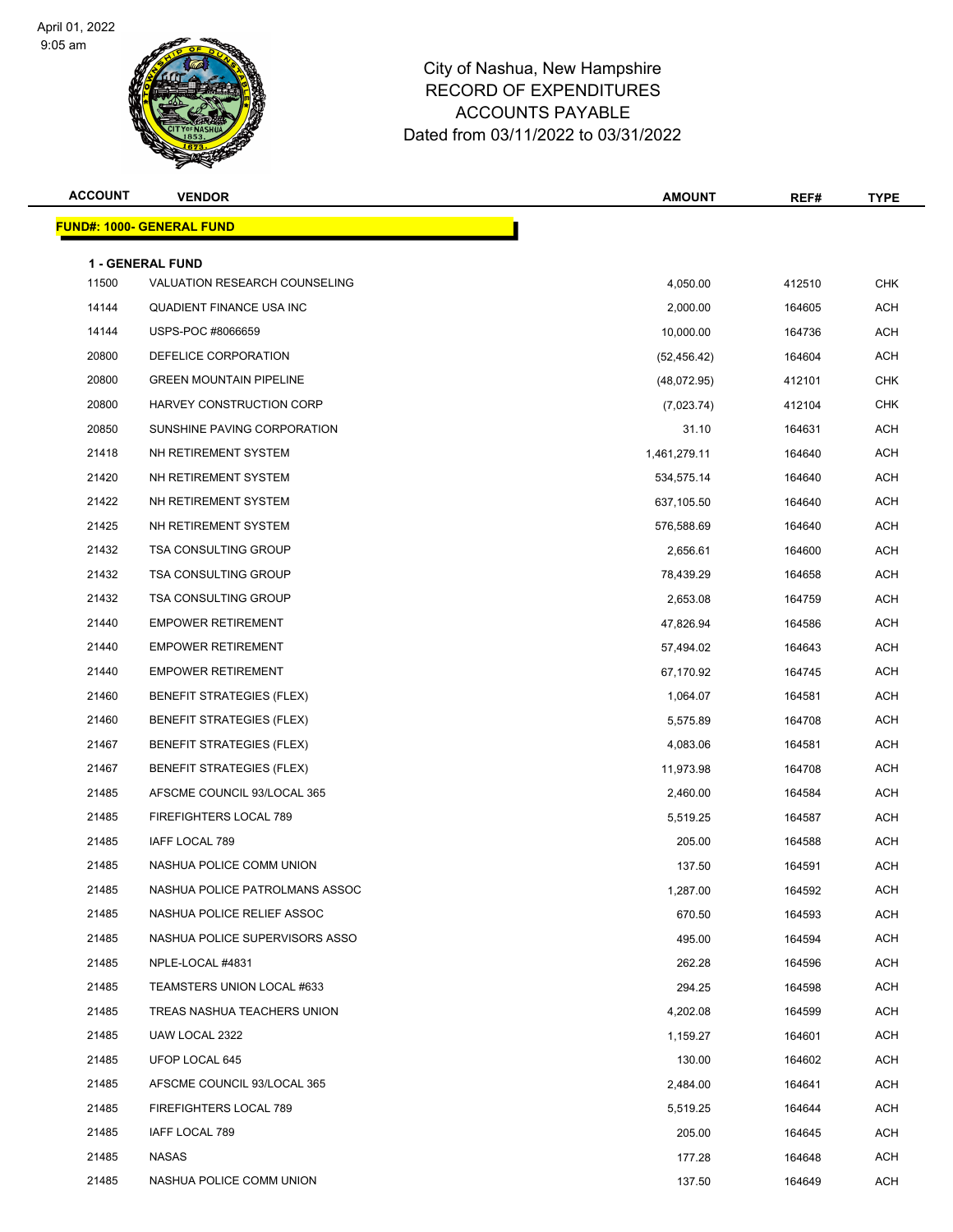April 01, 2022
9:05 am

# City of Nashua, New Hampshire
## RECORD OF EXPENDITURES
## ACCOUNTS PAYABLE
## Dated from 03/11/2022 to 03/31/2022

| ACCOUNT | VENDOR | AMOUNT | REF# | TYPE |
|---|---|---|---|---|
| **FUND#: 1000- GENERAL FUND** | | | | |
| **1 - GENERAL FUND** | | | | |
| 11500 | VALUATION RESEARCH COUNSELING | 4,050.00 | 412510 | CHK |
| 14144 | QUADIENT FINANCE USA INC | 2,000.00 | 164605 | ACH |
| 14144 | USPS-POC #8066659 | 10,000.00 | 164736 | ACH |
| 20800 | DEFELICE CORPORATION | (52,456.42) | 164604 | ACH |
| 20800 | GREEN MOUNTAIN PIPELINE | (48,072.95) | 412101 | CHK |
| 20800 | HARVEY CONSTRUCTION CORP | (7,023.74) | 412104 | CHK |
| 20850 | SUNSHINE PAVING CORPORATION | 31.10 | 164631 | ACH |
| 21418 | NH RETIREMENT SYSTEM | 1,461,279.11 | 164640 | ACH |
| 21420 | NH RETIREMENT SYSTEM | 534,575.14 | 164640 | ACH |
| 21422 | NH RETIREMENT SYSTEM | 637,105.50 | 164640 | ACH |
| 21425 | NH RETIREMENT SYSTEM | 576,588.69 | 164640 | ACH |
| 21432 | TSA CONSULTING GROUP | 2,656.61 | 164600 | ACH |
| 21432 | TSA CONSULTING GROUP | 78,439.29 | 164658 | ACH |
| 21432 | TSA CONSULTING GROUP | 2,653.08 | 164759 | ACH |
| 21440 | EMPOWER RETIREMENT | 47,826.94 | 164586 | ACH |
| 21440 | EMPOWER RETIREMENT | 57,494.02 | 164643 | ACH |
| 21440 | EMPOWER RETIREMENT | 67,170.92 | 164745 | ACH |
| 21460 | BENEFIT STRATEGIES (FLEX) | 1,064.07 | 164581 | ACH |
| 21460 | BENEFIT STRATEGIES (FLEX) | 5,575.89 | 164708 | ACH |
| 21467 | BENEFIT STRATEGIES (FLEX) | 4,083.06 | 164581 | ACH |
| 21467 | BENEFIT STRATEGIES (FLEX) | 11,973.98 | 164708 | ACH |
| 21485 | AFSCME COUNCIL 93/LOCAL 365 | 2,460.00 | 164584 | ACH |
| 21485 | FIREFIGHTERS LOCAL 789 | 5,519.25 | 164587 | ACH |
| 21485 | IAFF LOCAL 789 | 205.00 | 164588 | ACH |
| 21485 | NASHUA POLICE COMM UNION | 137.50 | 164591 | ACH |
| 21485 | NASHUA POLICE PATROLMANS ASSOC | 1,287.00 | 164592 | ACH |
| 21485 | NASHUA POLICE RELIEF ASSOC | 670.50 | 164593 | ACH |
| 21485 | NASHUA POLICE SUPERVISORS ASSO | 495.00 | 164594 | ACH |
| 21485 | NPLE-LOCAL #4831 | 262.28 | 164596 | ACH |
| 21485 | TEAMSTERS UNION LOCAL #633 | 294.25 | 164598 | ACH |
| 21485 | TREAS NASHUA TEACHERS UNION | 4,202.08 | 164599 | ACH |
| 21485 | UAW LOCAL 2322 | 1,159.27 | 164601 | ACH |
| 21485 | UFOP LOCAL 645 | 130.00 | 164602 | ACH |
| 21485 | AFSCME COUNCIL 93/LOCAL 365 | 2,484.00 | 164641 | ACH |
| 21485 | FIREFIGHTERS LOCAL 789 | 5,519.25 | 164644 | ACH |
| 21485 | IAFF LOCAL 789 | 205.00 | 164645 | ACH |
| 21485 | NASAS | 177.28 | 164648 | ACH |
| 21485 | NASHUA POLICE COMM UNION | 137.50 | 164649 | ACH |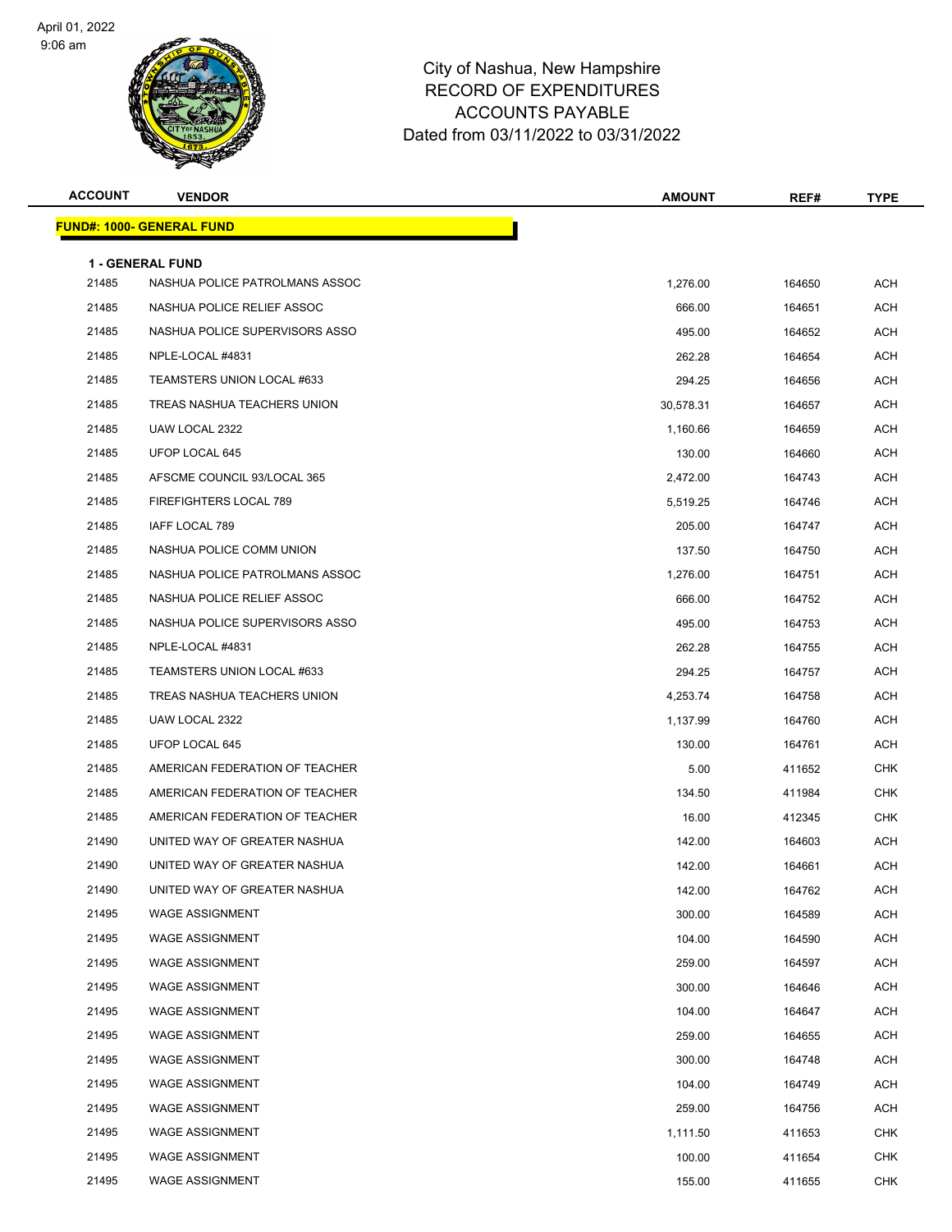City of Nashua, New Hampshire
RECORD OF EXPENDITURES
ACCOUNTS PAYABLE
Dated from 03/11/2022 to 03/31/2022

| ACCOUNT | VENDOR | AMOUNT | REF# | TYPE |
|---|---|---|---|---|
| **FUND#: 1000- GENERAL FUND** | | | | |
| **1 - GENERAL FUND** | | | | |
| 21485 | NASHUA POLICE PATROLMANS ASSOC | 1,276.00 | 164650 | ACH |
| 21485 | NASHUA POLICE RELIEF ASSOC | 666.00 | 164651 | ACH |
| 21485 | NASHUA POLICE SUPERVISORS ASSO | 495.00 | 164652 | ACH |
| 21485 | NPLE-LOCAL #4831 | 262.28 | 164654 | ACH |
| 21485 | TEAMSTERS UNION LOCAL #633 | 294.25 | 164656 | ACH |
| 21485 | TREAS NASHUA TEACHERS UNION | 30,578.31 | 164657 | ACH |
| 21485 | UAW LOCAL 2322 | 1,160.66 | 164659 | ACH |
| 21485 | UFOP LOCAL 645 | 130.00 | 164660 | ACH |
| 21485 | AFSCME COUNCIL 93/LOCAL 365 | 2,472.00 | 164743 | ACH |
| 21485 | FIREFIGHTERS LOCAL 789 | 5,519.25 | 164746 | ACH |
| 21485 | IAFF LOCAL 789 | 205.00 | 164747 | ACH |
| 21485 | NASHUA POLICE COMM UNION | 137.50 | 164750 | ACH |
| 21485 | NASHUA POLICE PATROLMANS ASSOC | 1,276.00 | 164751 | ACH |
| 21485 | NASHUA POLICE RELIEF ASSOC | 666.00 | 164752 | ACH |
| 21485 | NASHUA POLICE SUPERVISORS ASSO | 495.00 | 164753 | ACH |
| 21485 | NPLE-LOCAL #4831 | 262.28 | 164755 | ACH |
| 21485 | TEAMSTERS UNION LOCAL #633 | 294.25 | 164757 | ACH |
| 21485 | TREAS NASHUA TEACHERS UNION | 4,253.74 | 164758 | ACH |
| 21485 | UAW LOCAL 2322 | 1,137.99 | 164760 | ACH |
| 21485 | UFOP LOCAL 645 | 130.00 | 164761 | ACH |
| 21485 | AMERICAN FEDERATION OF TEACHER | 5.00 | 411652 | CHK |
| 21485 | AMERICAN FEDERATION OF TEACHER | 134.50 | 411984 | CHK |
| 21485 | AMERICAN FEDERATION OF TEACHER | 16.00 | 412345 | CHK |
| 21490 | UNITED WAY OF GREATER NASHUA | 142.00 | 164603 | ACH |
| 21490 | UNITED WAY OF GREATER NASHUA | 142.00 | 164661 | ACH |
| 21490 | UNITED WAY OF GREATER NASHUA | 142.00 | 164762 | ACH |
| 21495 | WAGE ASSIGNMENT | 300.00 | 164589 | ACH |
| 21495 | WAGE ASSIGNMENT | 104.00 | 164590 | ACH |
| 21495 | WAGE ASSIGNMENT | 259.00 | 164597 | ACH |
| 21495 | WAGE ASSIGNMENT | 300.00 | 164646 | ACH |
| 21495 | WAGE ASSIGNMENT | 104.00 | 164647 | ACH |
| 21495 | WAGE ASSIGNMENT | 259.00 | 164655 | ACH |
| 21495 | WAGE ASSIGNMENT | 300.00 | 164748 | ACH |
| 21495 | WAGE ASSIGNMENT | 104.00 | 164749 | ACH |
| 21495 | WAGE ASSIGNMENT | 259.00 | 164756 | ACH |
| 21495 | WAGE ASSIGNMENT | 1,111.50 | 411653 | CHK |
| 21495 | WAGE ASSIGNMENT | 100.00 | 411654 | CHK |
| 21495 | WAGE ASSIGNMENT | 155.00 | 411655 | CHK |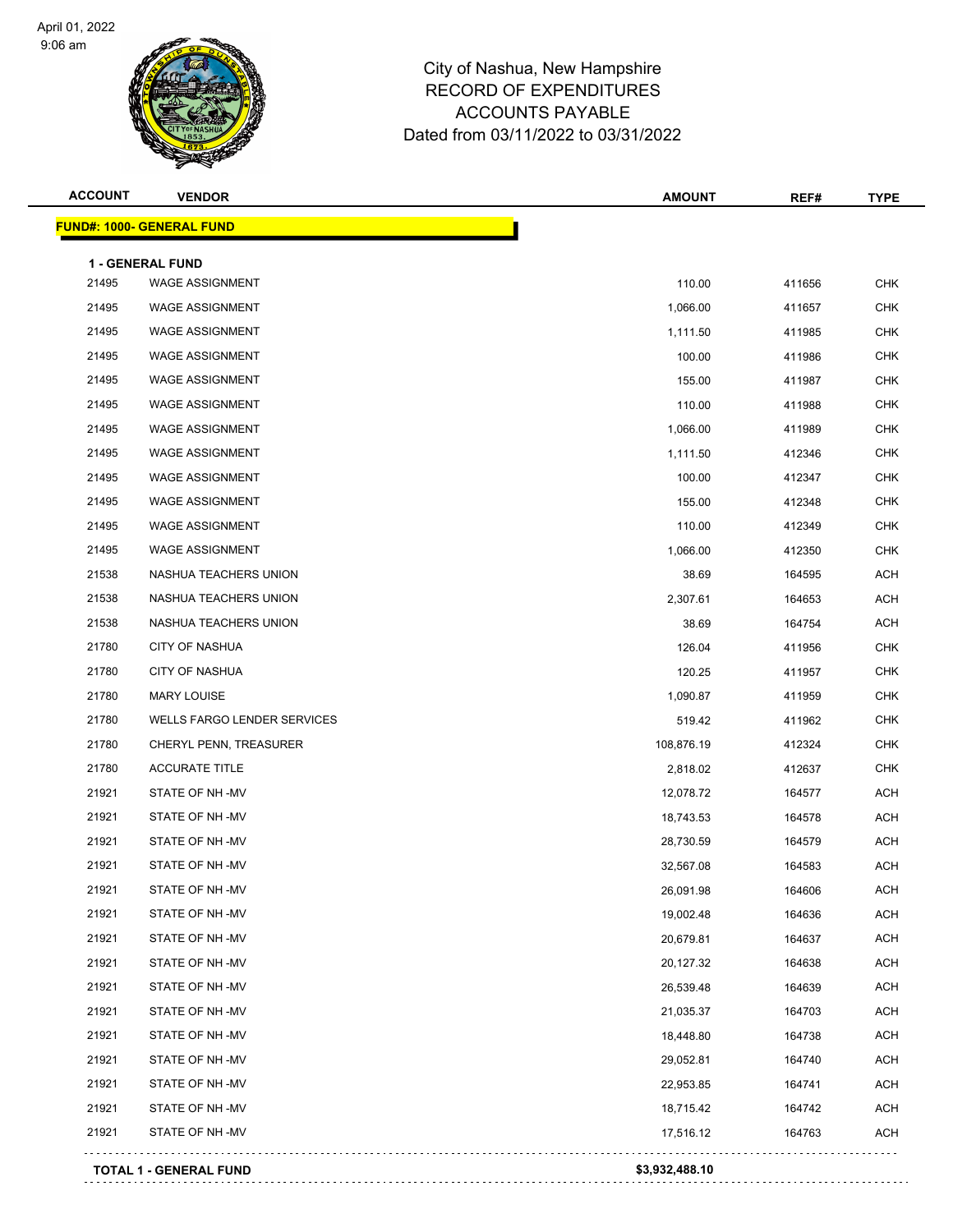# City of Nashua, New Hampshire
## RECORD OF EXPENDITURES
## ACCOUNTS PAYABLE
## Dated from 03/11/2022 to 03/31/2022

**FUND#: 1000- GENERAL FUND**

**1 - GENERAL FUND**

| ACCOUNT | VENDOR | AMOUNT | REF# | TYPE |
|---|---|---|---|---|
| 21495 | WAGE ASSIGNMENT | 110.00 | 411656 | CHK |
| 21495 | WAGE ASSIGNMENT | 1,066.00 | 411657 | CHK |
| 21495 | WAGE ASSIGNMENT | 1,111.50 | 411985 | CHK |
| 21495 | WAGE ASSIGNMENT | 100.00 | 411986 | CHK |
| 21495 | WAGE ASSIGNMENT | 155.00 | 411987 | CHK |
| 21495 | WAGE ASSIGNMENT | 110.00 | 411988 | CHK |
| 21495 | WAGE ASSIGNMENT | 1,066.00 | 411989 | CHK |
| 21495 | WAGE ASSIGNMENT | 1,111.50 | 412346 | CHK |
| 21495 | WAGE ASSIGNMENT | 100.00 | 412347 | CHK |
| 21495 | WAGE ASSIGNMENT | 155.00 | 412348 | CHK |
| 21495 | WAGE ASSIGNMENT | 110.00 | 412349 | CHK |
| 21495 | WAGE ASSIGNMENT | 1,066.00 | 412350 | CHK |
| 21538 | NASHUA TEACHERS UNION | 38.69 | 164595 | ACH |
| 21538 | NASHUA TEACHERS UNION | 2,307.61 | 164653 | ACH |
| 21538 | NASHUA TEACHERS UNION | 38.69 | 164754 | ACH |
| 21780 | CITY OF NASHUA | 126.04 | 411956 | CHK |
| 21780 | CITY OF NASHUA | 120.25 | 411957 | CHK |
| 21780 | MARY LOUISE | 1,090.87 | 411959 | CHK |
| 21780 | WELLS FARGO LENDER SERVICES | 519.42 | 411962 | CHK |
| 21780 | CHERYL PENN, TREASURER | 108,876.19 | 412324 | CHK |
| 21780 | ACCURATE TITLE | 2,818.02 | 412637 | CHK |
| 21921 | STATE OF NH -MV | 12,078.72 | 164577 | ACH |
| 21921 | STATE OF NH -MV | 18,743.53 | 164578 | ACH |
| 21921 | STATE OF NH -MV | 28,730.59 | 164579 | ACH |
| 21921 | STATE OF NH -MV | 32,567.08 | 164583 | ACH |
| 21921 | STATE OF NH -MV | 26,091.98 | 164606 | ACH |
| 21921 | STATE OF NH -MV | 19,002.48 | 164636 | ACH |
| 21921 | STATE OF NH -MV | 20,679.81 | 164637 | ACH |
| 21921 | STATE OF NH -MV | 20,127.32 | 164638 | ACH |
| 21921 | STATE OF NH -MV | 26,539.48 | 164639 | ACH |
| 21921 | STATE OF NH -MV | 21,035.37 | 164703 | ACH |
| 21921 | STATE OF NH -MV | 18,448.80 | 164738 | ACH |
| 21921 | STATE OF NH -MV | 29,052.81 | 164740 | ACH |
| 21921 | STATE OF NH -MV | 22,953.85 | 164741 | ACH |
| 21921 | STATE OF NH -MV | 18,715.42 | 164742 | ACH |
| 21921 | STATE OF NH -MV | 17,516.12 | 164763 | ACH |
| | **TOTAL 1 - GENERAL FUND** | **$3,932,488.10** | | |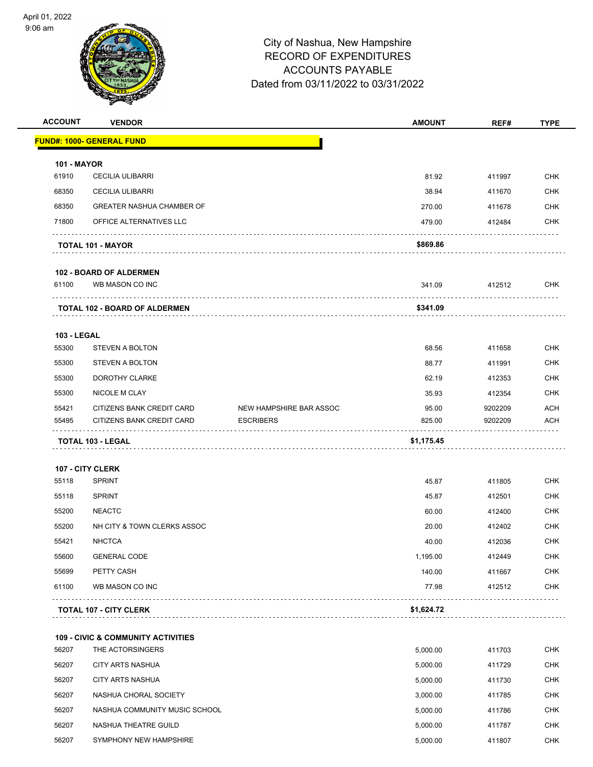April 01, 2022
9:06 am

# City of Nashua, New Hampshire
## RECORD OF EXPENDITURES
## ACCOUNTS PAYABLE
## Dated from 03/11/2022 to 03/31/2022

| ACCOUNT | VENDOR | | AMOUNT | REF# | TYPE |
|---|---|---|---|---|---|
| **FUND#: 1000- GENERAL FUND** | | | | | |
| **101 - MAYOR** | | | | | |
| 61910 | CECILIA ULIBARRI | | 81.92 | 411997 | CHK |
| 68350 | CECILIA ULIBARRI | | 38.94 | 411670 | CHK |
| 68350 | GREATER NASHUA CHAMBER OF | | 270.00 | 411678 | CHK |
| 71800 | OFFICE ALTERNATIVES LLC | | 479.00 | 412484 | CHK |
| **TOTAL 101 - MAYOR** | | | **$869.86** | | |
| **102 - BOARD OF ALDERMEN** | | | | | |
| 61100 | WB MASON CO INC | | 341.09 | 412512 | CHK |
| **TOTAL 102 - BOARD OF ALDERMEN** | | | **$341.09** | | |
| **103 - LEGAL** | | | | | |
| 55300 | STEVEN A BOLTON | | 68.56 | 411658 | CHK |
| 55300 | STEVEN A BOLTON | | 88.77 | 411991 | CHK |
| 55300 | DOROTHY CLARKE | | 62.19 | 412353 | CHK |
| 55300 | NICOLE M CLAY | | 35.93 | 412354 | CHK |
| 55421 | CITIZENS BANK CREDIT CARD | NEW HAMPSHIRE BAR ASSOC | 95.00 | 9202209 | ACH |
| 55495 | CITIZENS BANK CREDIT CARD | ESCRIBERS | 825.00 | 9202209 | ACH |
| **TOTAL 103 - LEGAL** | | | **$1,175.45** | | |
| **107 - CITY CLERK** | | | | | |
| 55118 | SPRINT | | 45.87 | 411805 | CHK |
| 55118 | SPRINT | | 45.87 | 412501 | CHK |
| 55200 | NEACTC | | 60.00 | 412400 | CHK |
| 55200 | NH CITY & TOWN CLERKS ASSOC | | 20.00 | 412402 | CHK |
| 55421 | NHCTCA | | 40.00 | 412036 | CHK |
| 55600 | GENERAL CODE | | 1,195.00 | 412449 | CHK |
| 55699 | PETTY CASH | | 140.00 | 411667 | CHK |
| 61100 | WB MASON CO INC | | 77.98 | 412512 | CHK |
| **TOTAL 107 - CITY CLERK** | | | **$1,624.72** | | |
| **109 - CIVIC & COMMUNITY ACTIVITIES** | | | | | |
| 56207 | THE ACTORSINGERS | | 5,000.00 | 411703 | CHK |
| 56207 | CITY ARTS NASHUA | | 5,000.00 | 411729 | CHK |
| 56207 | CITY ARTS NASHUA | | 5,000.00 | 411730 | CHK |
| 56207 | NASHUA CHORAL SOCIETY | | 3,000.00 | 411785 | CHK |
| 56207 | NASHUA COMMUNITY MUSIC SCHOOL | | 5,000.00 | 411786 | CHK |
| 56207 | NASHUA THEATRE GUILD | | 5,000.00 | 411787 | CHK |
| 56207 | SYMPHONY NEW HAMPSHIRE | | 5,000.00 | 411807 | CHK |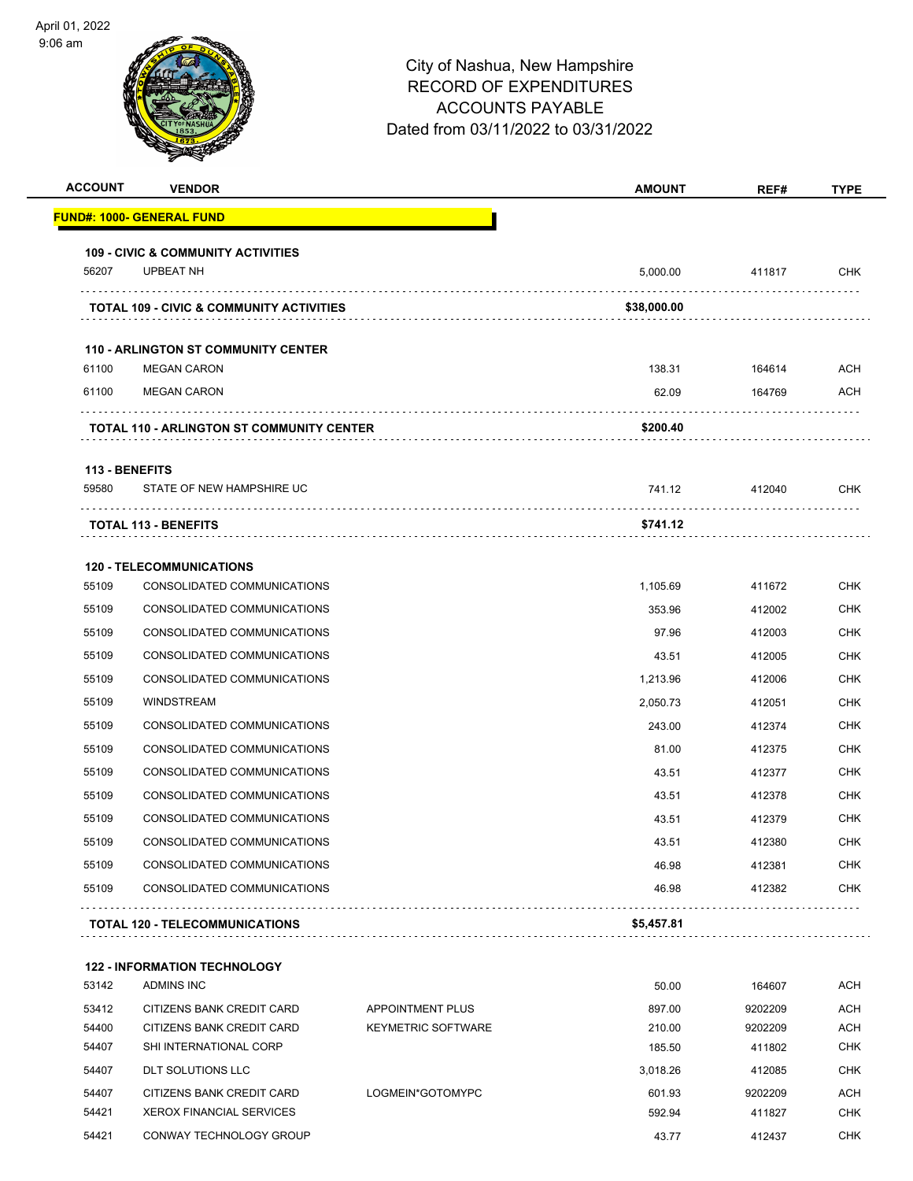City of Nashua, New Hampshire
RECORD OF EXPENDITURES
ACCOUNTS PAYABLE
Dated from 03/11/2022 to 03/31/2022

| ACCOUNT | VENDOR | | AMOUNT | REF# | TYPE |
|---|---|---|---|---|---|
| **FUND#: 1000- GENERAL FUND** | | | | | |
| **109 - CIVIC & COMMUNITY ACTIVITIES** | | | | | |
| 56207 | UPBEAT NH | | 5,000.00 | 411817 | CHK |
| **TOTAL 109 - CIVIC & COMMUNITY ACTIVITIES** | | | **$38,000.00** | | |
| **110 - ARLINGTON ST COMMUNITY CENTER** | | | | | |
| 61100 | MEGAN CARON | | 138.31 | 164614 | ACH |
| 61100 | MEGAN CARON | | 62.09 | 164769 | ACH |
| **TOTAL 110 - ARLINGTON ST COMMUNITY CENTER** | | | **$200.40** | | |
| **113 - BENEFITS** | | | | | |
| 59580 | STATE OF NEW HAMPSHIRE UC | | 741.12 | 412040 | CHK |
| **TOTAL 113 - BENEFITS** | | | **$741.12** | | |
| **120 - TELECOMMUNICATIONS** | | | | | |
| 55109 | CONSOLIDATED COMMUNICATIONS | | 1,105.69 | 411672 | CHK |
| 55109 | CONSOLIDATED COMMUNICATIONS | | 353.96 | 412002 | CHK |
| 55109 | CONSOLIDATED COMMUNICATIONS | | 97.96 | 412003 | CHK |
| 55109 | CONSOLIDATED COMMUNICATIONS | | 43.51 | 412005 | CHK |
| 55109 | CONSOLIDATED COMMUNICATIONS | | 1,213.96 | 412006 | CHK |
| 55109 | WINDSTREAM | | 2,050.73 | 412051 | CHK |
| 55109 | CONSOLIDATED COMMUNICATIONS | | 243.00 | 412374 | CHK |
| 55109 | CONSOLIDATED COMMUNICATIONS | | 81.00 | 412375 | CHK |
| 55109 | CONSOLIDATED COMMUNICATIONS | | 43.51 | 412377 | CHK |
| 55109 | CONSOLIDATED COMMUNICATIONS | | 43.51 | 412378 | CHK |
| 55109 | CONSOLIDATED COMMUNICATIONS | | 43.51 | 412379 | CHK |
| 55109 | CONSOLIDATED COMMUNICATIONS | | 43.51 | 412380 | CHK |
| 55109 | CONSOLIDATED COMMUNICATIONS | | 46.98 | 412381 | CHK |
| 55109 | CONSOLIDATED COMMUNICATIONS | | 46.98 | 412382 | CHK |
| **TOTAL 120 - TELECOMMUNICATIONS** | | | **$5,457.81** | | |
| **122 - INFORMATION TECHNOLOGY** | | | | | |
| 53142 | ADMINS INC | | 50.00 | 164607 | ACH |
| 53412 | CITIZENS BANK CREDIT CARD | APPOINTMENT PLUS | 897.00 | 9202209 | ACH |
| 54400 | CITIZENS BANK CREDIT CARD | KEYMETRIC SOFTWARE | 210.00 | 9202209 | ACH |
| 54407 | SHI INTERNATIONAL CORP | | 185.50 | 411802 | CHK |
| 54407 | DLT SOLUTIONS LLC | | 3,018.26 | 412085 | CHK |
| 54407 | CITIZENS BANK CREDIT CARD | LOGMEIN*GOTOMYPC | 601.93 | 9202209 | ACH |
| 54421 | XEROX FINANCIAL SERVICES | | 592.94 | 411827 | CHK |
| 54421 | CONWAY TECHNOLOGY GROUP | | 43.77 | 412437 | CHK |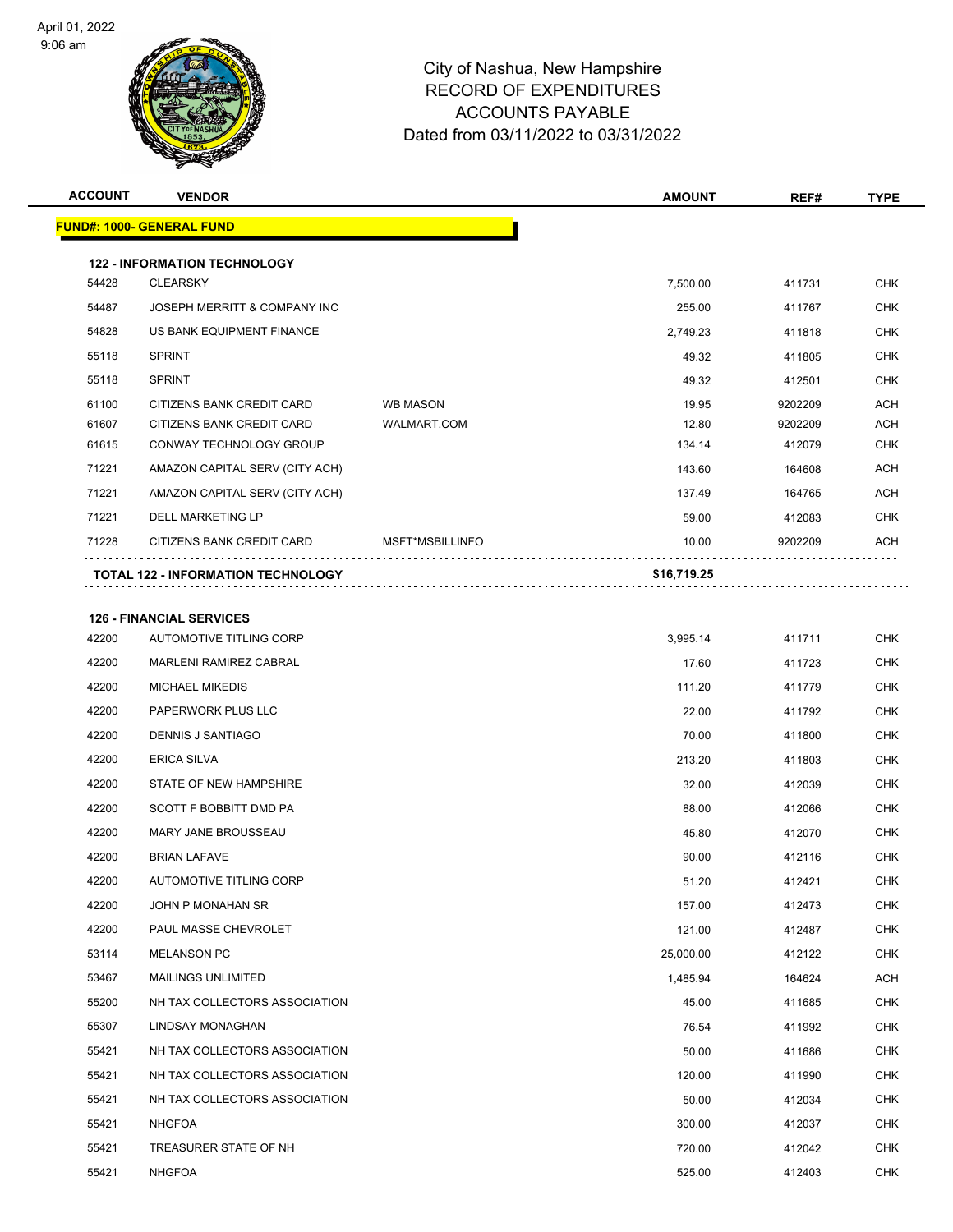City of Nashua, New Hampshire
RECORD OF EXPENDITURES
ACCOUNTS PAYABLE
Dated from 03/11/2022 to 03/31/2022

| ACCOUNT | VENDOR | | AMOUNT | REF# | TYPE |
|---|---|---|---|---|---|
| **FUND#: 1000- GENERAL FUND** | | | | | |
| **122 - INFORMATION TECHNOLOGY** | | | | | |
| 54428 | CLEARSKY | | 7,500.00 | 411731 | CHK |
| 54487 | JOSEPH MERRITT & COMPANY INC | | 255.00 | 411767 | CHK |
| 54828 | US BANK EQUIPMENT FINANCE | | 2,749.23 | 411818 | CHK |
| 55118 | SPRINT | | 49.32 | 411805 | CHK |
| 55118 | SPRINT | | 49.32 | 412501 | CHK |
| 61100 | CITIZENS BANK CREDIT CARD | WB MASON | 19.95 | 9202209 | ACH |
| 61607 | CITIZENS BANK CREDIT CARD | WALMART.COM | 12.80 | 9202209 | ACH |
| 61615 | CONWAY TECHNOLOGY GROUP | | 134.14 | 412079 | CHK |
| 71221 | AMAZON CAPITAL SERV (CITY ACH) | | 143.60 | 164608 | ACH |
| 71221 | AMAZON CAPITAL SERV (CITY ACH) | | 137.49 | 164765 | ACH |
| 71221 | DELL MARKETING LP | | 59.00 | 412083 | CHK |
| 71228 | CITIZENS BANK CREDIT CARD | MSFT*MSBILLINFO | 10.00 | 9202209 | ACH |
| **TOTAL 122 - INFORMATION TECHNOLOGY** | | | **$16,719.25** | | |
| **126 - FINANCIAL SERVICES** | | | | | |
| 42200 | AUTOMOTIVE TITLING CORP | | 3,995.14 | 411711 | CHK |
| 42200 | MARLENI RAMIREZ CABRAL | | 17.60 | 411723 | CHK |
| 42200 | MICHAEL MIKEDIS | | 111.20 | 411779 | CHK |
| 42200 | PAPERWORK PLUS LLC | | 22.00 | 411792 | CHK |
| 42200 | DENNIS J SANTIAGO | | 70.00 | 411800 | CHK |
| 42200 | ERICA SILVA | | 213.20 | 411803 | CHK |
| 42200 | STATE OF NEW HAMPSHIRE | | 32.00 | 412039 | CHK |
| 42200 | SCOTT F BOBBITT DMD PA | | 88.00 | 412066 | CHK |
| 42200 | MARY JANE BROUSSEAU | | 45.80 | 412070 | CHK |
| 42200 | BRIAN LAFAVE | | 90.00 | 412116 | CHK |
| 42200 | AUTOMOTIVE TITLING CORP | | 51.20 | 412421 | CHK |
| 42200 | JOHN P MONAHAN SR | | 157.00 | 412473 | CHK |
| 42200 | PAUL MASSE CHEVROLET | | 121.00 | 412487 | CHK |
| 53114 | MELANSON PC | | 25,000.00 | 412122 | CHK |
| 53467 | MAILINGS UNLIMITED | | 1,485.94 | 164624 | ACH |
| 55200 | NH TAX COLLECTORS ASSOCIATION | | 45.00 | 411685 | CHK |
| 55307 | LINDSAY MONAGHAN | | 76.54 | 411992 | CHK |
| 55421 | NH TAX COLLECTORS ASSOCIATION | | 50.00 | 411686 | CHK |
| 55421 | NH TAX COLLECTORS ASSOCIATION | | 120.00 | 411990 | CHK |
| 55421 | NH TAX COLLECTORS ASSOCIATION | | 50.00 | 412034 | CHK |
| 55421 | NHGFOA | | 300.00 | 412037 | CHK |
| 55421 | TREASURER STATE OF NH | | 720.00 | 412042 | CHK |
| 55421 | NHGFOA | | 525.00 | 412403 | CHK |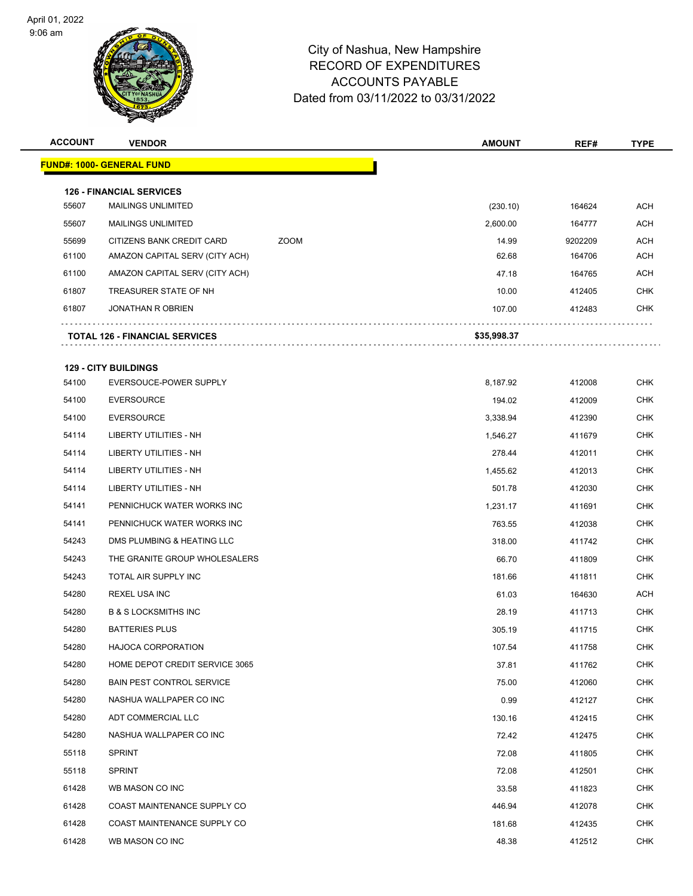City of Nashua, New Hampshire
RECORD OF EXPENDITURES
ACCOUNTS PAYABLE
Dated from 03/11/2022 to 03/31/2022

| ACCOUNT | VENDOR | | AMOUNT | REF# | TYPE |
|---|---|---|---|---|---|
| **FUND#: 1000- GENERAL FUND** | | | | | |
| **126 - FINANCIAL SERVICES** | | | | | |
| 55607 | MAILINGS UNLIMITED | | (230.10) | 164624 | ACH |
| 55607 | MAILINGS UNLIMITED | | 2,600.00 | 164777 | ACH |
| 55699 | CITIZENS BANK CREDIT CARD | ZOOM | 14.99 | 9202209 | ACH |
| 61100 | AMAZON CAPITAL SERV (CITY ACH) | | 62.68 | 164706 | ACH |
| 61100 | AMAZON CAPITAL SERV (CITY ACH) | | 47.18 | 164765 | ACH |
| 61807 | TREASURER STATE OF NH | | 10.00 | 412405 | CHK |
| 61807 | JONATHAN R OBRIEN | | 107.00 | 412483 | CHK |
| **TOTAL 126 - FINANCIAL SERVICES** | | | **$35,998.37** | | |
| **129 - CITY BUILDINGS** | | | | | |
| 54100 | EVERSOUCE-POWER SUPPLY | | 8,187.92 | 412008 | CHK |
| 54100 | EVERSOURCE | | 194.02 | 412009 | CHK |
| 54100 | EVERSOURCE | | 3,338.94 | 412390 | CHK |
| 54114 | LIBERTY UTILITIES - NH | | 1,546.27 | 411679 | CHK |
| 54114 | LIBERTY UTILITIES - NH | | 278.44 | 412011 | CHK |
| 54114 | LIBERTY UTILITIES - NH | | 1,455.62 | 412013 | CHK |
| 54114 | LIBERTY UTILITIES - NH | | 501.78 | 412030 | CHK |
| 54141 | PENNICHUCK WATER WORKS INC | | 1,231.17 | 411691 | CHK |
| 54141 | PENNICHUCK WATER WORKS INC | | 763.55 | 412038 | CHK |
| 54243 | DMS PLUMBING & HEATING LLC | | 318.00 | 411742 | CHK |
| 54243 | THE GRANITE GROUP WHOLESALERS | | 66.70 | 411809 | CHK |
| 54243 | TOTAL AIR SUPPLY INC | | 181.66 | 411811 | CHK |
| 54280 | REXEL USA INC | | 61.03 | 164630 | ACH |
| 54280 | B & S LOCKSMITHS INC | | 28.19 | 411713 | CHK |
| 54280 | BATTERIES PLUS | | 305.19 | 411715 | CHK |
| 54280 | HAJOCA CORPORATION | | 107.54 | 411758 | CHK |
| 54280 | HOME DEPOT CREDIT SERVICE 3065 | | 37.81 | 411762 | CHK |
| 54280 | BAIN PEST CONTROL SERVICE | | 75.00 | 412060 | CHK |
| 54280 | NASHUA WALLPAPER CO INC | | 0.99 | 412127 | CHK |
| 54280 | ADT COMMERCIAL LLC | | 130.16 | 412415 | CHK |
| 54280 | NASHUA WALLPAPER CO INC | | 72.42 | 412475 | CHK |
| 55118 | SPRINT | | 72.08 | 411805 | CHK |
| 55118 | SPRINT | | 72.08 | 412501 | CHK |
| 61428 | WB MASON CO INC | | 33.58 | 411823 | CHK |
| 61428 | COAST MAINTENANCE SUPPLY CO | | 446.94 | 412078 | CHK |
| 61428 | COAST MAINTENANCE SUPPLY CO | | 181.68 | 412435 | CHK |
| 61428 | WB MASON CO INC | | 48.38 | 412512 | CHK |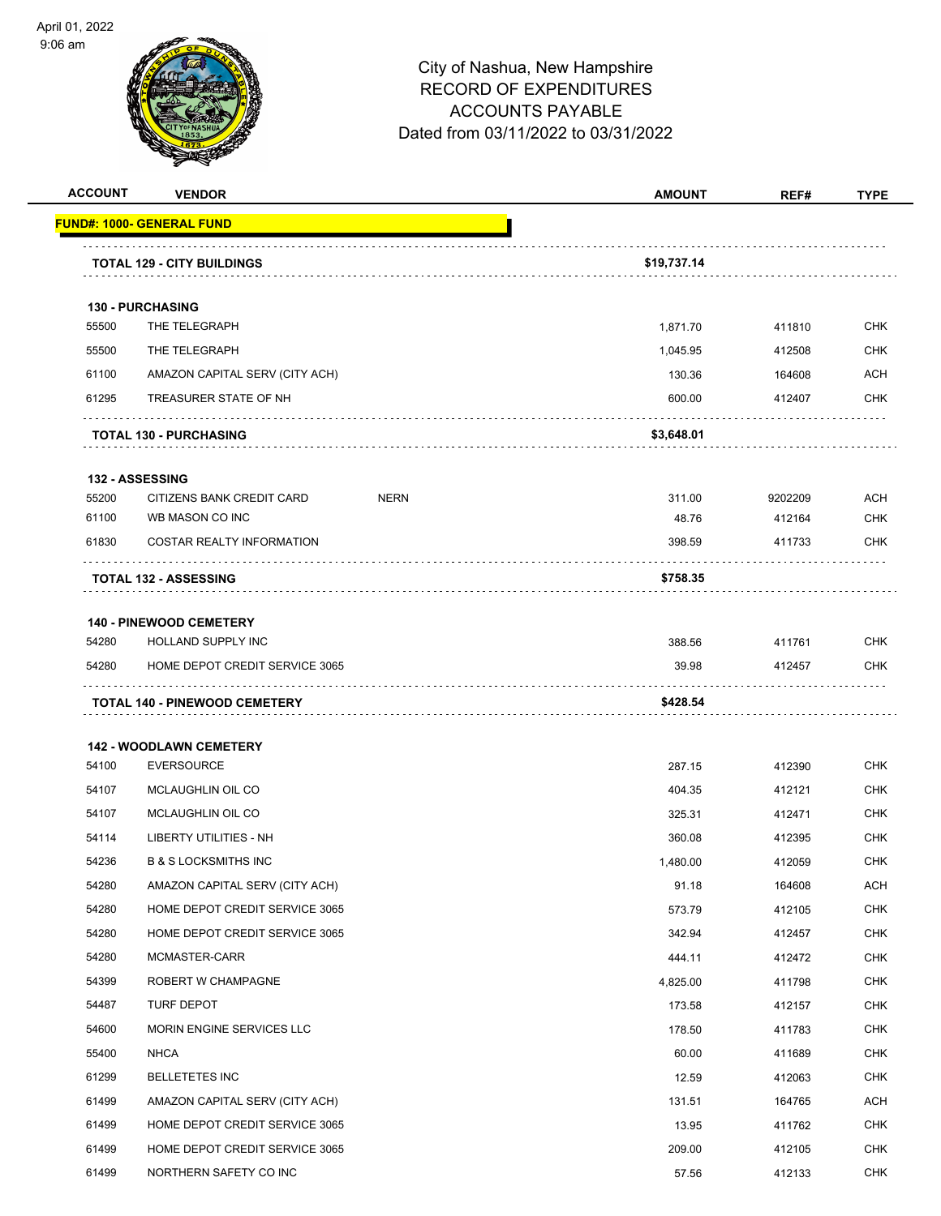City of Nashua, New Hampshire
RECORD OF EXPENDITURES
ACCOUNTS PAYABLE
Dated from 03/11/2022 to 03/31/2022

| ACCOUNT | VENDOR | | AMOUNT | REF# | TYPE |
|---|---|---|---|---|---|
| **FUND#: 1000- GENERAL FUND** | | | | | |
| | **TOTAL 129 - CITY BUILDINGS** | | **$19,737.14** | | |
| **130 - PURCHASING** | | | | | |
| 55500 | THE TELEGRAPH | | 1,871.70 | 411810 | CHK |
| 55500 | THE TELEGRAPH | | 1,045.95 | 412508 | CHK |
| 61100 | AMAZON CAPITAL SERV (CITY ACH) | | 130.36 | 164608 | ACH |
| 61295 | TREASURER STATE OF NH | | 600.00 | 412407 | CHK |
| | **TOTAL 130 - PURCHASING** | | **$3,648.01** | | |
| **132 - ASSESSING** | | | | | |
| 55200 | CITIZENS BANK CREDIT CARD | NERN | 311.00 | 9202209 | ACH |
| 61100 | WB MASON CO INC | | 48.76 | 412164 | CHK |
| 61830 | COSTAR REALTY INFORMATION | | 398.59 | 411733 | CHK |
| | **TOTAL 132 - ASSESSING** | | **$758.35** | | |
| **140 - PINEWOOD CEMETERY** | | | | | |
| 54280 | HOLLAND SUPPLY INC | | 388.56 | 411761 | CHK |
| 54280 | HOME DEPOT CREDIT SERVICE 3065 | | 39.98 | 412457 | CHK |
| | **TOTAL 140 - PINEWOOD CEMETERY** | | **$428.54** | | |
| **142 - WOODLAWN CEMETERY** | | | | | |
| 54100 | EVERSOURCE | | 287.15 | 412390 | CHK |
| 54107 | MCLAUGHLIN OIL CO | | 404.35 | 412121 | CHK |
| 54107 | MCLAUGHLIN OIL CO | | 325.31 | 412471 | CHK |
| 54114 | LIBERTY UTILITIES - NH | | 360.08 | 412395 | CHK |
| 54236 | B & S LOCKSMITHS INC | | 1,480.00 | 412059 | CHK |
| 54280 | AMAZON CAPITAL SERV (CITY ACH) | | 91.18 | 164608 | ACH |
| 54280 | HOME DEPOT CREDIT SERVICE 3065 | | 573.79 | 412105 | CHK |
| 54280 | HOME DEPOT CREDIT SERVICE 3065 | | 342.94 | 412457 | CHK |
| 54280 | MCMASTER-CARR | | 444.11 | 412472 | CHK |
| 54399 | ROBERT W CHAMPAGNE | | 4,825.00 | 411798 | CHK |
| 54487 | TURF DEPOT | | 173.58 | 412157 | CHK |
| 54600 | MORIN ENGINE SERVICES LLC | | 178.50 | 411783 | CHK |
| 55400 | NHCA | | 60.00 | 411689 | CHK |
| 61299 | BELLETETES INC | | 12.59 | 412063 | CHK |
| 61499 | AMAZON CAPITAL SERV (CITY ACH) | | 131.51 | 164765 | ACH |
| 61499 | HOME DEPOT CREDIT SERVICE 3065 | | 13.95 | 411762 | CHK |
| 61499 | HOME DEPOT CREDIT SERVICE 3065 | | 209.00 | 412105 | CHK |
| 61499 | NORTHERN SAFETY CO INC | | 57.56 | 412133 | CHK |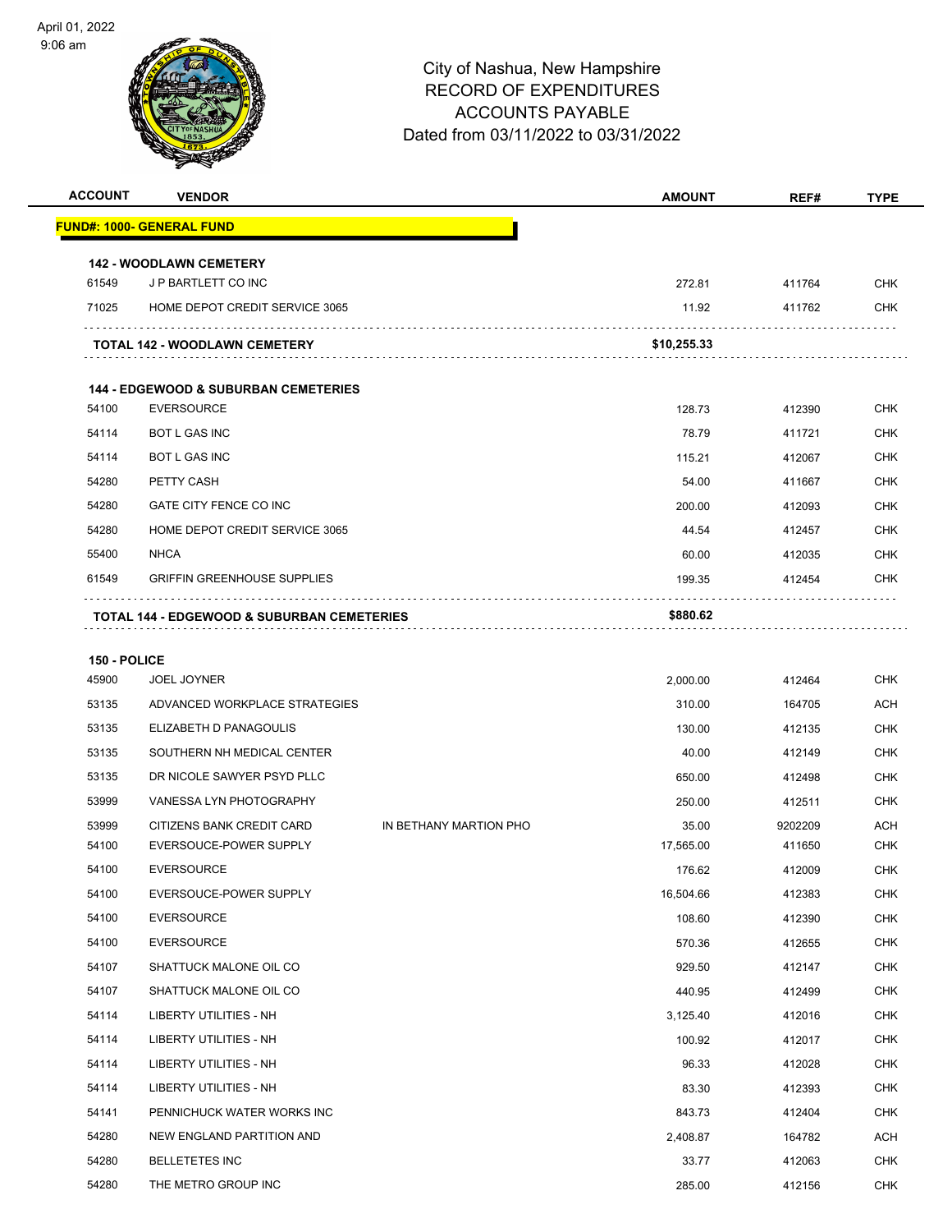City of Nashua, New Hampshire
RECORD OF EXPENDITURES
ACCOUNTS PAYABLE
Dated from 03/11/2022 to 03/31/2022

| ACCOUNT | VENDOR | | AMOUNT | REF# | TYPE |
|---|---|---|---|---|---|
| **FUND#: 1000- GENERAL FUND** | | | | | |
| **142 - WOODLAWN CEMETERY** | | | | | |
| 61549 | J P BARTLETT CO INC | | 272.81 | 411764 | CHK |
| 71025 | HOME DEPOT CREDIT SERVICE 3065 | | 11.92 | 411762 | CHK |
| | **TOTAL 142 - WOODLAWN CEMETERY** | | **$10,255.33** | | |
| **144 - EDGEWOOD & SUBURBAN CEMETERIES** | | | | | |
| 54100 | EVERSOURCE | | 128.73 | 412390 | CHK |
| 54114 | BOT L GAS INC | | 78.79 | 411721 | CHK |
| 54114 | BOT L GAS INC | | 115.21 | 412067 | CHK |
| 54280 | PETTY CASH | | 54.00 | 411667 | CHK |
| 54280 | GATE CITY FENCE CO INC | | 200.00 | 412093 | CHK |
| 54280 | HOME DEPOT CREDIT SERVICE 3065 | | 44.54 | 412457 | CHK |
| 55400 | NHCA | | 60.00 | 412035 | CHK |
| 61549 | GRIFFIN GREENHOUSE SUPPLIES | | 199.35 | 412454 | CHK |
| | **TOTAL 144 - EDGEWOOD & SUBURBAN CEMETERIES** | | **$880.62** | | |
| **150 - POLICE** | | | | | |
| 45900 | JOEL JOYNER | | 2,000.00 | 412464 | CHK |
| 53135 | ADVANCED WORKPLACE STRATEGIES | | 310.00 | 164705 | ACH |
| 53135 | ELIZABETH D PANAGOULIS | | 130.00 | 412135 | CHK |
| 53135 | SOUTHERN NH MEDICAL CENTER | | 40.00 | 412149 | CHK |
| 53135 | DR NICOLE SAWYER PSYD PLLC | | 650.00 | 412498 | CHK |
| 53999 | VANESSA LYN PHOTOGRAPHY | | 250.00 | 412511 | CHK |
| 53999 | CITIZENS BANK CREDIT CARD | IN BETHANY MARTION PHO | 35.00 | 9202209 | ACH |
| 54100 | EVERSOUCE-POWER SUPPLY | | 17,565.00 | 411650 | CHK |
| 54100 | EVERSOURCE | | 176.62 | 412009 | CHK |
| 54100 | EVERSOUCE-POWER SUPPLY | | 16,504.66 | 412383 | CHK |
| 54100 | EVERSOURCE | | 108.60 | 412390 | CHK |
| 54100 | EVERSOURCE | | 570.36 | 412655 | CHK |
| 54107 | SHATTUCK MALONE OIL CO | | 929.50 | 412147 | CHK |
| 54107 | SHATTUCK MALONE OIL CO | | 440.95 | 412499 | CHK |
| 54114 | LIBERTY UTILITIES - NH | | 3,125.40 | 412016 | CHK |
| 54114 | LIBERTY UTILITIES - NH | | 100.92 | 412017 | CHK |
| 54114 | LIBERTY UTILITIES - NH | | 96.33 | 412028 | CHK |
| 54114 | LIBERTY UTILITIES - NH | | 83.30 | 412393 | CHK |
| 54141 | PENNICHUCK WATER WORKS INC | | 843.73 | 412404 | CHK |
| 54280 | NEW ENGLAND PARTITION AND | | 2,408.87 | 164782 | ACH |
| 54280 | BELLETETES INC | | 33.77 | 412063 | CHK |
| 54280 | THE METRO GROUP INC | | 285.00 | 412156 | CHK |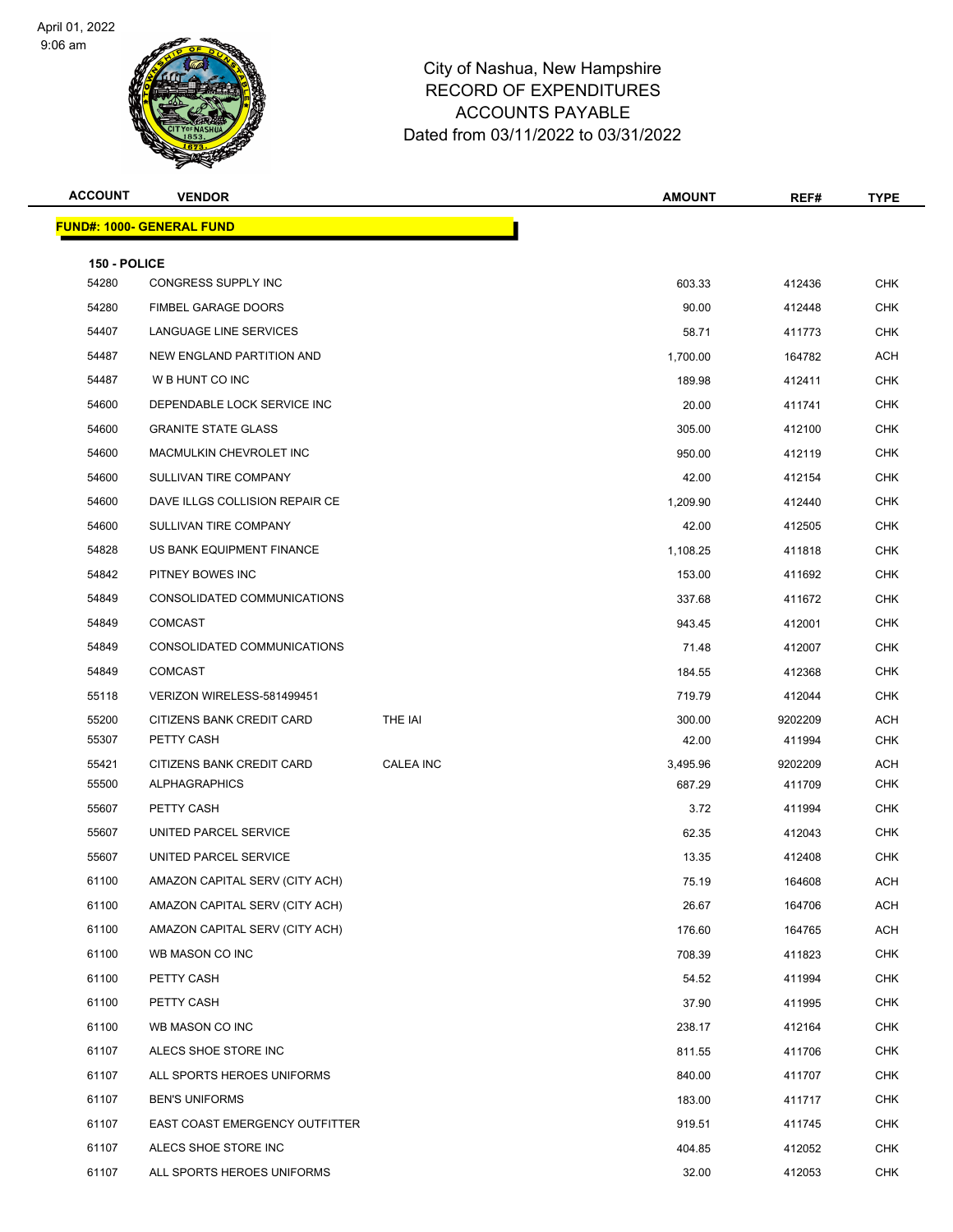City of Nashua, New Hampshire
RECORD OF EXPENDITURES
ACCOUNTS PAYABLE
Dated from 03/11/2022 to 03/31/2022

| ACCOUNT | VENDOR | | AMOUNT | REF# | TYPE |
|---|---|---|---|---|---|
| **FUND#: 1000- GENERAL FUND** | | | | | |
| **150 - POLICE** | | | | | |
| 54280 | CONGRESS SUPPLY INC | | 603.33 | 412436 | CHK |
| 54280 | FIMBEL GARAGE DOORS | | 90.00 | 412448 | CHK |
| 54407 | LANGUAGE LINE SERVICES | | 58.71 | 411773 | CHK |
| 54487 | NEW ENGLAND PARTITION AND | | 1,700.00 | 164782 | ACH |
| 54487 | W B HUNT CO INC | | 189.98 | 412411 | CHK |
| 54600 | DEPENDABLE LOCK SERVICE INC | | 20.00 | 411741 | CHK |
| 54600 | GRANITE STATE GLASS | | 305.00 | 412100 | CHK |
| 54600 | MACMULKIN CHEVROLET INC | | 950.00 | 412119 | CHK |
| 54600 | SULLIVAN TIRE COMPANY | | 42.00 | 412154 | CHK |
| 54600 | DAVE ILLGS COLLISION REPAIR CE | | 1,209.90 | 412440 | CHK |
| 54600 | SULLIVAN TIRE COMPANY | | 42.00 | 412505 | CHK |
| 54828 | US BANK EQUIPMENT FINANCE | | 1,108.25 | 411818 | CHK |
| 54842 | PITNEY BOWES INC | | 153.00 | 411692 | CHK |
| 54849 | CONSOLIDATED COMMUNICATIONS | | 337.68 | 411672 | CHK |
| 54849 | COMCAST | | 943.45 | 412001 | CHK |
| 54849 | CONSOLIDATED COMMUNICATIONS | | 71.48 | 412007 | CHK |
| 54849 | COMCAST | | 184.55 | 412368 | CHK |
| 55118 | VERIZON WIRELESS-581499451 | | 719.79 | 412044 | CHK |
| 55200 | CITIZENS BANK CREDIT CARD | THE IAI | 300.00 | 9202209 | ACH |
| 55307 | PETTY CASH | | 42.00 | 411994 | CHK |
| 55421 | CITIZENS BANK CREDIT CARD | CALEA INC | 3,495.96 | 9202209 | ACH |
| 55500 | ALPHAGRAPHICS | | 687.29 | 411709 | CHK |
| 55607 | PETTY CASH | | 3.72 | 411994 | CHK |
| 55607 | UNITED PARCEL SERVICE | | 62.35 | 412043 | CHK |
| 55607 | UNITED PARCEL SERVICE | | 13.35 | 412408 | CHK |
| 61100 | AMAZON CAPITAL SERV (CITY ACH) | | 75.19 | 164608 | ACH |
| 61100 | AMAZON CAPITAL SERV (CITY ACH) | | 26.67 | 164706 | ACH |
| 61100 | AMAZON CAPITAL SERV (CITY ACH) | | 176.60 | 164765 | ACH |
| 61100 | WB MASON CO INC | | 708.39 | 411823 | CHK |
| 61100 | PETTY CASH | | 54.52 | 411994 | CHK |
| 61100 | PETTY CASH | | 37.90 | 411995 | CHK |
| 61100 | WB MASON CO INC | | 238.17 | 412164 | CHK |
| 61107 | ALECS SHOE STORE INC | | 811.55 | 411706 | CHK |
| 61107 | ALL SPORTS HEROES UNIFORMS | | 840.00 | 411707 | CHK |
| 61107 | BEN'S UNIFORMS | | 183.00 | 411717 | CHK |
| 61107 | EAST COAST EMERGENCY OUTFITTER | | 919.51 | 411745 | CHK |
| 61107 | ALECS SHOE STORE INC | | 404.85 | 412052 | CHK |
| 61107 | ALL SPORTS HEROES UNIFORMS | | 32.00 | 412053 | CHK |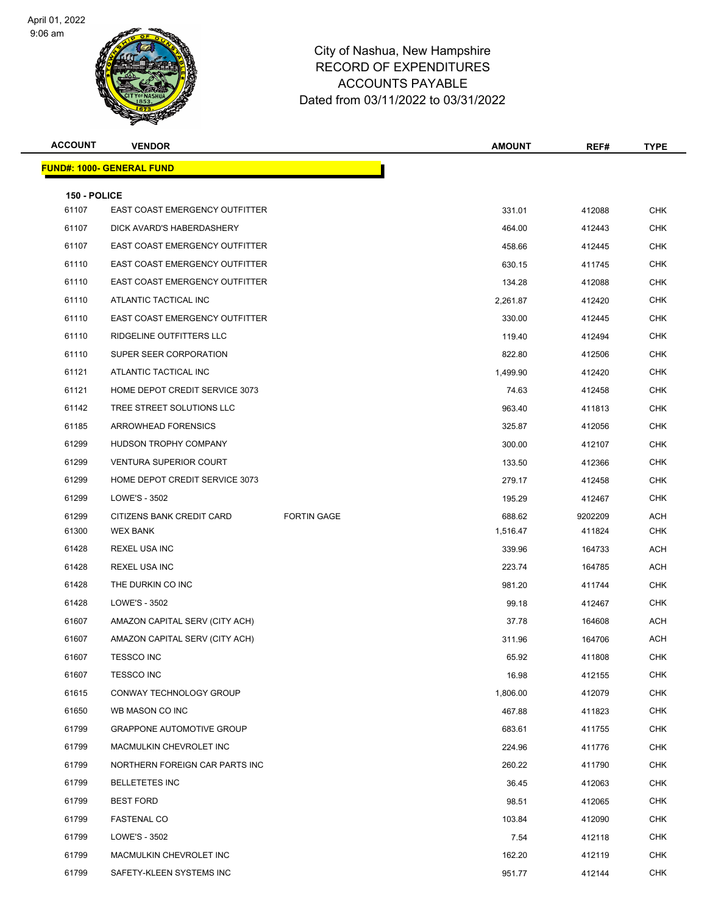April 01, 2022
9:06 am

# City of Nashua, New Hampshire
## RECORD OF EXPENDITURES
## ACCOUNTS PAYABLE
## Dated from 03/11/2022 to 03/31/2022

| ACCOUNT | VENDOR | | AMOUNT | REF# | TYPE |
|---|---|---|---|---|---|
| **FUND#: 1000- GENERAL FUND** | | | | | |
| **150 - POLICE** | | | | | |
| 61107 | EAST COAST EMERGENCY OUTFITTER | | 331.01 | 412088 | CHK |
| 61107 | DICK AVARD'S HABERDASHERY | | 464.00 | 412443 | CHK |
| 61107 | EAST COAST EMERGENCY OUTFITTER | | 458.66 | 412445 | CHK |
| 61110 | EAST COAST EMERGENCY OUTFITTER | | 630.15 | 411745 | CHK |
| 61110 | EAST COAST EMERGENCY OUTFITTER | | 134.28 | 412088 | CHK |
| 61110 | ATLANTIC TACTICAL INC | | 2,261.87 | 412420 | CHK |
| 61110 | EAST COAST EMERGENCY OUTFITTER | | 330.00 | 412445 | CHK |
| 61110 | RIDGELINE OUTFITTERS LLC | | 119.40 | 412494 | CHK |
| 61110 | SUPER SEER CORPORATION | | 822.80 | 412506 | CHK |
| 61121 | ATLANTIC TACTICAL INC | | 1,499.90 | 412420 | CHK |
| 61121 | HOME DEPOT CREDIT SERVICE 3073 | | 74.63 | 412458 | CHK |
| 61142 | TREE STREET SOLUTIONS LLC | | 963.40 | 411813 | CHK |
| 61185 | ARROWHEAD FORENSICS | | 325.87 | 412056 | CHK |
| 61299 | HUDSON TROPHY COMPANY | | 300.00 | 412107 | CHK |
| 61299 | VENTURA SUPERIOR COURT | | 133.50 | 412366 | CHK |
| 61299 | HOME DEPOT CREDIT SERVICE 3073 | | 279.17 | 412458 | CHK |
| 61299 | LOWE'S - 3502 | | 195.29 | 412467 | CHK |
| 61299 | CITIZENS BANK CREDIT CARD | FORTIN GAGE | 688.62 | 9202209 | ACH |
| 61300 | WEX BANK | | 1,516.47 | 411824 | CHK |
| 61428 | REXEL USA INC | | 339.96 | 164733 | ACH |
| 61428 | REXEL USA INC | | 223.74 | 164785 | ACH |
| 61428 | THE DURKIN CO INC | | 981.20 | 411744 | CHK |
| 61428 | LOWE'S - 3502 | | 99.18 | 412467 | CHK |
| 61607 | AMAZON CAPITAL SERV (CITY ACH) | | 37.78 | 164608 | ACH |
| 61607 | AMAZON CAPITAL SERV (CITY ACH) | | 311.96 | 164706 | ACH |
| 61607 | TESSCO INC | | 65.92 | 411808 | CHK |
| 61607 | TESSCO INC | | 16.98 | 412155 | CHK |
| 61615 | CONWAY TECHNOLOGY GROUP | | 1,806.00 | 412079 | CHK |
| 61650 | WB MASON CO INC | | 467.88 | 411823 | CHK |
| 61799 | GRAPPONE AUTOMOTIVE GROUP | | 683.61 | 411755 | CHK |
| 61799 | MACMULKIN CHEVROLET INC | | 224.96 | 411776 | CHK |
| 61799 | NORTHERN FOREIGN CAR PARTS INC | | 260.22 | 411790 | CHK |
| 61799 | BELLETETES INC | | 36.45 | 412063 | CHK |
| 61799 | BEST FORD | | 98.51 | 412065 | CHK |
| 61799 | FASTENAL CO | | 103.84 | 412090 | CHK |
| 61799 | LOWE'S - 3502 | | 7.54 | 412118 | CHK |
| 61799 | MACMULKIN CHEVROLET INC | | 162.20 | 412119 | CHK |
| 61799 | SAFETY-KLEEN SYSTEMS INC | | 951.77 | 412144 | CHK |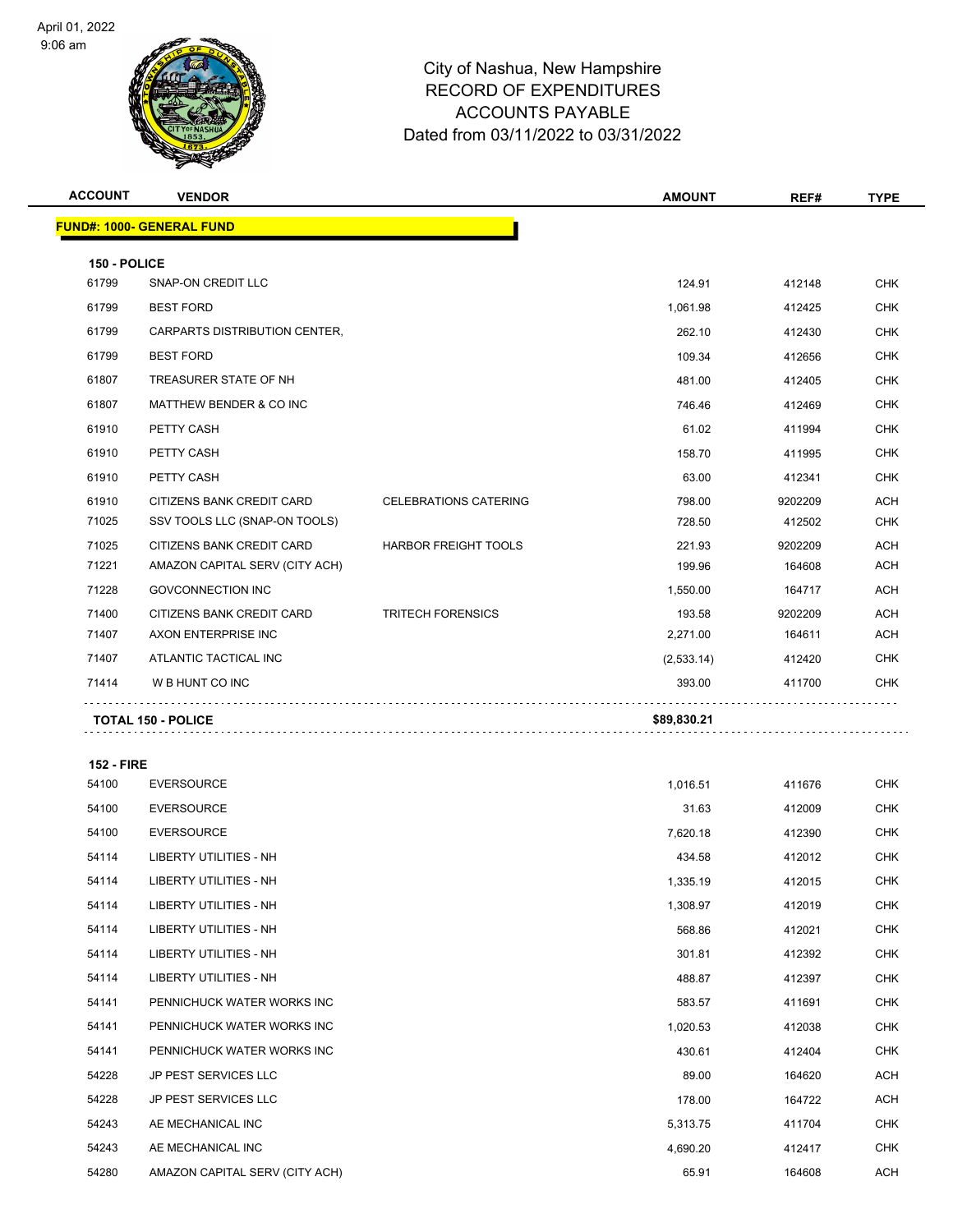City of Nashua, New Hampshire
RECORD OF EXPENDITURES
ACCOUNTS PAYABLE
Dated from 03/11/2022 to 03/31/2022

| ACCOUNT | VENDOR | | AMOUNT | REF# | TYPE |
|---|---|---|---|---|---|
| **FUND#: 1000- GENERAL FUND** | | | | | |
| **150 - POLICE** | | | | | |
| 61799 | SNAP-ON CREDIT LLC | | 124.91 | 412148 | CHK |
| 61799 | BEST FORD | | 1,061.98 | 412425 | CHK |
| 61799 | CARPARTS DISTRIBUTION CENTER, | | 262.10 | 412430 | CHK |
| 61799 | BEST FORD | | 109.34 | 412656 | CHK |
| 61807 | TREASURER STATE OF NH | | 481.00 | 412405 | CHK |
| 61807 | MATTHEW BENDER & CO INC | | 746.46 | 412469 | CHK |
| 61910 | PETTY CASH | | 61.02 | 411994 | CHK |
| 61910 | PETTY CASH | | 158.70 | 411995 | CHK |
| 61910 | PETTY CASH | | 63.00 | 412341 | CHK |
| 61910 | CITIZENS BANK CREDIT CARD | CELEBRATIONS CATERING | 798.00 | 9202209 | ACH |
| 71025 | SSV TOOLS LLC (SNAP-ON TOOLS) | | 728.50 | 412502 | CHK |
| 71025 | CITIZENS BANK CREDIT CARD | HARBOR FREIGHT TOOLS | 221.93 | 9202209 | ACH |
| 71221 | AMAZON CAPITAL SERV (CITY ACH) | | 199.96 | 164608 | ACH |
| 71228 | GOVCONNECTION INC | | 1,550.00 | 164717 | ACH |
| 71400 | CITIZENS BANK CREDIT CARD | TRITECH FORENSICS | 193.58 | 9202209 | ACH |
| 71407 | AXON ENTERPRISE INC | | 2,271.00 | 164611 | ACH |
| 71407 | ATLANTIC TACTICAL INC | | (2,533.14) | 412420 | CHK |
| 71414 | W B HUNT CO INC | | 393.00 | 411700 | CHK |
| **TOTAL 150 - POLICE** | | | **$89,830.21** | | |
| **152 - FIRE** | | | | | |
| 54100 | EVERSOURCE | | 1,016.51 | 411676 | CHK |
| 54100 | EVERSOURCE | | 31.63 | 412009 | CHK |
| 54100 | EVERSOURCE | | 7,620.18 | 412390 | CHK |
| 54114 | LIBERTY UTILITIES - NH | | 434.58 | 412012 | CHK |
| 54114 | LIBERTY UTILITIES - NH | | 1,335.19 | 412015 | CHK |
| 54114 | LIBERTY UTILITIES - NH | | 1,308.97 | 412019 | CHK |
| 54114 | LIBERTY UTILITIES - NH | | 568.86 | 412021 | CHK |
| 54114 | LIBERTY UTILITIES - NH | | 301.81 | 412392 | CHK |
| 54114 | LIBERTY UTILITIES - NH | | 488.87 | 412397 | CHK |
| 54141 | PENNICHUCK WATER WORKS INC | | 583.57 | 411691 | CHK |
| 54141 | PENNICHUCK WATER WORKS INC | | 1,020.53 | 412038 | CHK |
| 54141 | PENNICHUCK WATER WORKS INC | | 430.61 | 412404 | CHK |
| 54228 | JP PEST SERVICES LLC | | 89.00 | 164620 | ACH |
| 54228 | JP PEST SERVICES LLC | | 178.00 | 164722 | ACH |
| 54243 | AE MECHANICAL INC | | 5,313.75 | 411704 | CHK |
| 54243 | AE MECHANICAL INC | | 4,690.20 | 412417 | CHK |
| 54280 | AMAZON CAPITAL SERV (CITY ACH) | | 65.91 | 164608 | ACH |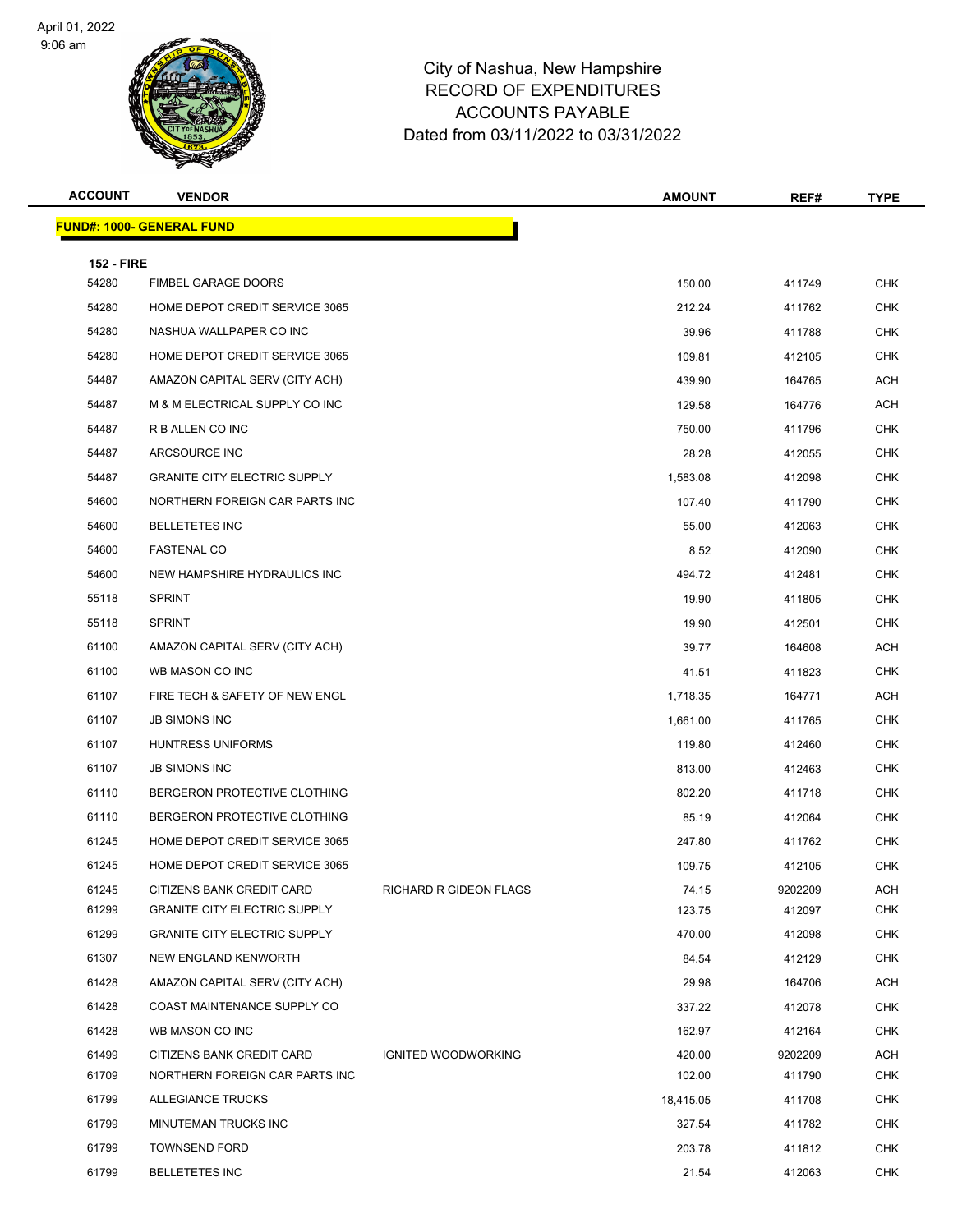# City of Nashua, New Hampshire
## RECORD OF EXPENDITURES
## ACCOUNTS PAYABLE
### Dated from 03/11/2022 to 03/31/2022

| ACCOUNT | VENDOR | | AMOUNT | REF# | TYPE |
|---|---|---|---|---|---|
| **FUND#: 1000- GENERAL FUND** | | | | | |
| **152 - FIRE** | | | | | |
| 54280 | FIMBEL GARAGE DOORS | | 150.00 | 411749 | CHK |
| 54280 | HOME DEPOT CREDIT SERVICE 3065 | | 212.24 | 411762 | CHK |
| 54280 | NASHUA WALLPAPER CO INC | | 39.96 | 411788 | CHK |
| 54280 | HOME DEPOT CREDIT SERVICE 3065 | | 109.81 | 412105 | CHK |
| 54487 | AMAZON CAPITAL SERV (CITY ACH) | | 439.90 | 164765 | ACH |
| 54487 | M & M ELECTRICAL SUPPLY CO INC | | 129.58 | 164776 | ACH |
| 54487 | R B ALLEN CO INC | | 750.00 | 411796 | CHK |
| 54487 | ARCSOURCE INC | | 28.28 | 412055 | CHK |
| 54487 | GRANITE CITY ELECTRIC SUPPLY | | 1,583.08 | 412098 | CHK |
| 54600 | NORTHERN FOREIGN CAR PARTS INC | | 107.40 | 411790 | CHK |
| 54600 | BELLETETES INC | | 55.00 | 412063 | CHK |
| 54600 | FASTENAL CO | | 8.52 | 412090 | CHK |
| 54600 | NEW HAMPSHIRE HYDRAULICS INC | | 494.72 | 412481 | CHK |
| 55118 | SPRINT | | 19.90 | 411805 | CHK |
| 55118 | SPRINT | | 19.90 | 412501 | CHK |
| 61100 | AMAZON CAPITAL SERV (CITY ACH) | | 39.77 | 164608 | ACH |
| 61100 | WB MASON CO INC | | 41.51 | 411823 | CHK |
| 61107 | FIRE TECH & SAFETY OF NEW ENGL | | 1,718.35 | 164771 | ACH |
| 61107 | JB SIMONS INC | | 1,661.00 | 411765 | CHK |
| 61107 | HUNTRESS UNIFORMS | | 119.80 | 412460 | CHK |
| 61107 | JB SIMONS INC | | 813.00 | 412463 | CHK |
| 61110 | BERGERON PROTECTIVE CLOTHING | | 802.20 | 411718 | CHK |
| 61110 | BERGERON PROTECTIVE CLOTHING | | 85.19 | 412064 | CHK |
| 61245 | HOME DEPOT CREDIT SERVICE 3065 | | 247.80 | 411762 | CHK |
| 61245 | HOME DEPOT CREDIT SERVICE 3065 | | 109.75 | 412105 | CHK |
| 61245 | CITIZENS BANK CREDIT CARD | RICHARD R GIDEON FLAGS | 74.15 | 9202209 | ACH |
| 61299 | GRANITE CITY ELECTRIC SUPPLY | | 123.75 | 412097 | CHK |
| 61299 | GRANITE CITY ELECTRIC SUPPLY | | 470.00 | 412098 | CHK |
| 61307 | NEW ENGLAND KENWORTH | | 84.54 | 412129 | CHK |
| 61428 | AMAZON CAPITAL SERV (CITY ACH) | | 29.98 | 164706 | ACH |
| 61428 | COAST MAINTENANCE SUPPLY CO | | 337.22 | 412078 | CHK |
| 61428 | WB MASON CO INC | | 162.97 | 412164 | CHK |
| 61499 | CITIZENS BANK CREDIT CARD | IGNITED WOODWORKING | 420.00 | 9202209 | ACH |
| 61709 | NORTHERN FOREIGN CAR PARTS INC | | 102.00 | 411790 | CHK |
| 61799 | ALLEGIANCE TRUCKS | | 18,415.05 | 411708 | CHK |
| 61799 | MINUTEMAN TRUCKS INC | | 327.54 | 411782 | CHK |
| 61799 | TOWNSEND FORD | | 203.78 | 411812 | CHK |
| 61799 | BELLETETES INC | | 21.54 | 412063 | CHK |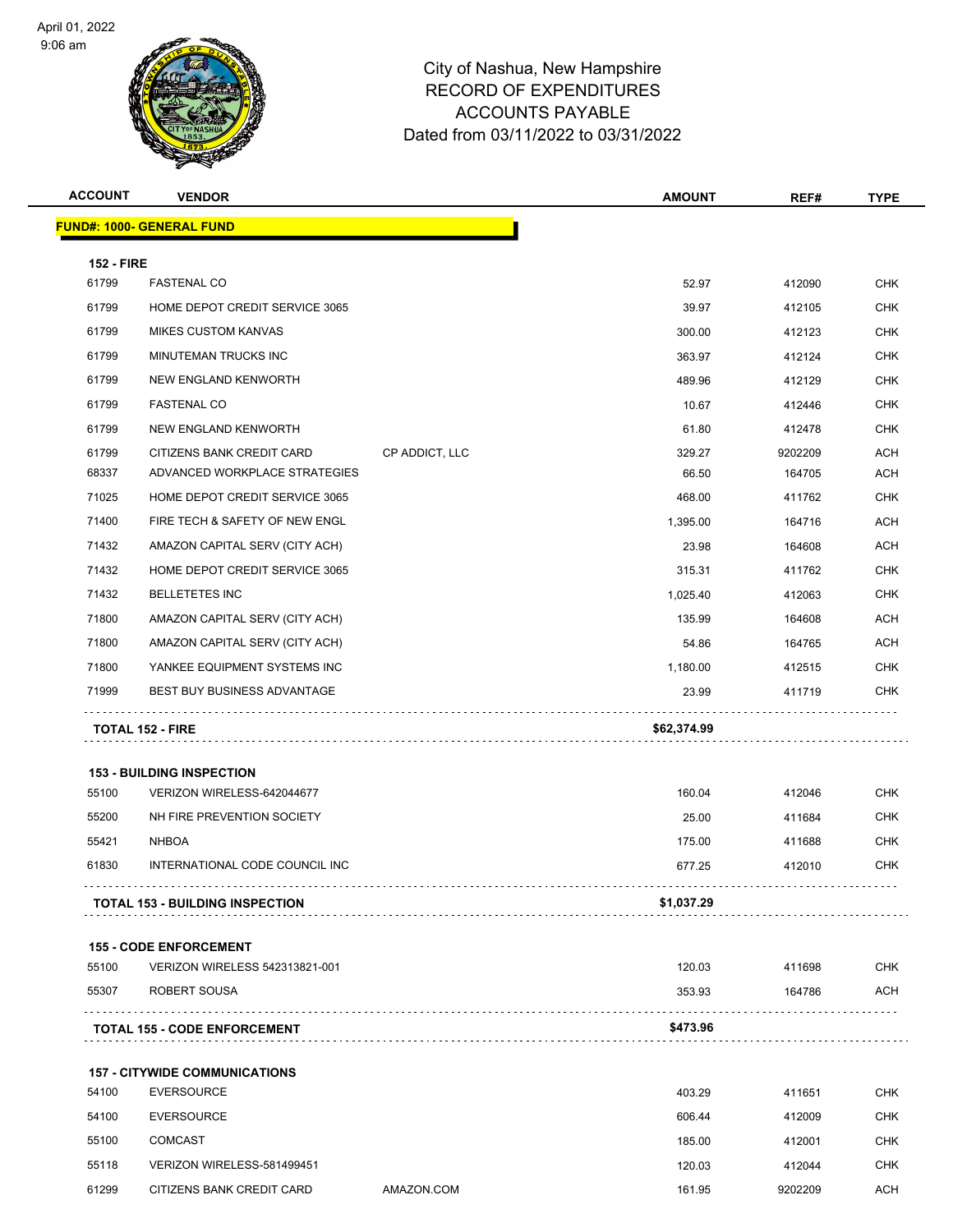City of Nashua, New Hampshire
RECORD OF EXPENDITURES
ACCOUNTS PAYABLE
Dated from 03/11/2022 to 03/31/2022

| ACCOUNT | VENDOR | | AMOUNT | REF# | TYPE |
|---|---|---|---|---|---|
| **FUND#: 1000- GENERAL FUND** | | | | | |
| **152 - FIRE** | | | | | |
| 61799 | FASTENAL CO | | 52.97 | 412090 | CHK |
| 61799 | HOME DEPOT CREDIT SERVICE 3065 | | 39.97 | 412105 | CHK |
| 61799 | MIKES CUSTOM KANVAS | | 300.00 | 412123 | CHK |
| 61799 | MINUTEMAN TRUCKS INC | | 363.97 | 412124 | CHK |
| 61799 | NEW ENGLAND KENWORTH | | 489.96 | 412129 | CHK |
| 61799 | FASTENAL CO | | 10.67 | 412446 | CHK |
| 61799 | NEW ENGLAND KENWORTH | | 61.80 | 412478 | CHK |
| 61799 | CITIZENS BANK CREDIT CARD | CP ADDICT, LLC | 329.27 | 9202209 | ACH |
| 68337 | ADVANCED WORKPLACE STRATEGIES | | 66.50 | 164705 | ACH |
| 71025 | HOME DEPOT CREDIT SERVICE 3065 | | 468.00 | 411762 | CHK |
| 71400 | FIRE TECH & SAFETY OF NEW ENGL | | 1,395.00 | 164716 | ACH |
| 71432 | AMAZON CAPITAL SERV (CITY ACH) | | 23.98 | 164608 | ACH |
| 71432 | HOME DEPOT CREDIT SERVICE 3065 | | 315.31 | 411762 | CHK |
| 71432 | BELLETETES INC | | 1,025.40 | 412063 | CHK |
| 71800 | AMAZON CAPITAL SERV (CITY ACH) | | 135.99 | 164608 | ACH |
| 71800 | AMAZON CAPITAL SERV (CITY ACH) | | 54.86 | 164765 | ACH |
| 71800 | YANKEE EQUIPMENT SYSTEMS INC | | 1,180.00 | 412515 | CHK |
| 71999 | BEST BUY BUSINESS ADVANTAGE | | 23.99 | 411719 | CHK |
| **TOTAL 152 - FIRE** | | | **$62,374.99** | | |
| **153 - BUILDING INSPECTION** | | | | | |
| 55100 | VERIZON WIRELESS-642044677 | | 160.04 | 412046 | CHK |
| 55200 | NH FIRE PREVENTION SOCIETY | | 25.00 | 411684 | CHK |
| 55421 | NHBOA | | 175.00 | 411688 | CHK |
| 61830 | INTERNATIONAL CODE COUNCIL INC | | 677.25 | 412010 | CHK |
| **TOTAL 153 - BUILDING INSPECTION** | | | **$1,037.29** | | |
| **155 - CODE ENFORCEMENT** | | | | | |
| 55100 | VERIZON WIRELESS 542313821-001 | | 120.03 | 411698 | CHK |
| 55307 | ROBERT SOUSA | | 353.93 | 164786 | ACH |
| **TOTAL 155 - CODE ENFORCEMENT** | | | **$473.96** | | |
| **157 - CITYWIDE COMMUNICATIONS** | | | | | |
| 54100 | EVERSOURCE | | 403.29 | 411651 | CHK |
| 54100 | EVERSOURCE | | 606.44 | 412009 | CHK |
| 55100 | COMCAST | | 185.00 | 412001 | CHK |
| 55118 | VERIZON WIRELESS-581499451 | | 120.03 | 412044 | CHK |
| 61299 | CITIZENS BANK CREDIT CARD | AMAZON.COM | 161.95 | 9202209 | ACH |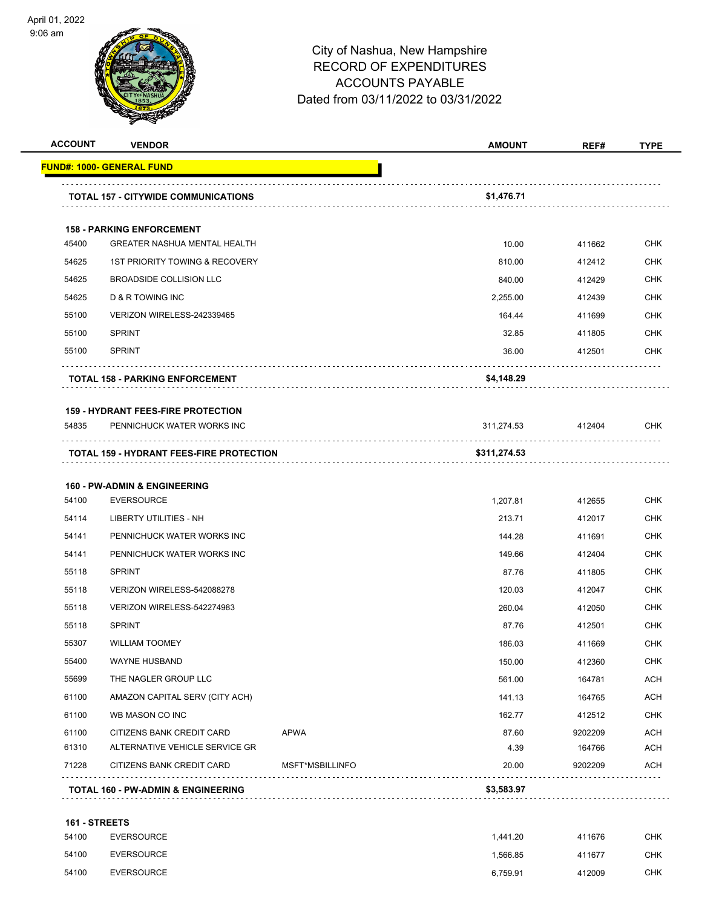City of Nashua, New Hampshire
RECORD OF EXPENDITURES
ACCOUNTS PAYABLE
Dated from 03/11/2022 to 03/31/2022

| ACCOUNT | VENDOR | | AMOUNT | REF# | TYPE |
|---|---|---|---|---|---|
| **FUND#: 1000- GENERAL FUND** | | | | | |
| | **TOTAL 157 - CITYWIDE COMMUNICATIONS** | | **$1,476.71** | | |
| | **158 - PARKING ENFORCEMENT** | | | | |
| 45400 | GREATER NASHUA MENTAL HEALTH | | 10.00 | 411662 | CHK |
| 54625 | 1ST PRIORITY TOWING & RECOVERY | | 810.00 | 412412 | CHK |
| 54625 | BROADSIDE COLLISION LLC | | 840.00 | 412429 | CHK |
| 54625 | D & R TOWING INC | | 2,255.00 | 412439 | CHK |
| 55100 | VERIZON WIRELESS-242339465 | | 164.44 | 411699 | CHK |
| 55100 | SPRINT | | 32.85 | 411805 | CHK |
| 55100 | SPRINT | | 36.00 | 412501 | CHK |
| | **TOTAL 158 - PARKING ENFORCEMENT** | | **$4,148.29** | | |
| | **159 - HYDRANT FEES-FIRE PROTECTION** | | | | |
| 54835 | PENNICHUCK WATER WORKS INC | | 311,274.53 | 412404 | CHK |
| | **TOTAL 159 - HYDRANT FEES-FIRE PROTECTION** | | **$311,274.53** | | |
| | **160 - PW-ADMIN & ENGINEERING** | | | | |
| 54100 | EVERSOURCE | | 1,207.81 | 412655 | CHK |
| 54114 | LIBERTY UTILITIES - NH | | 213.71 | 412017 | CHK |
| 54141 | PENNICHUCK WATER WORKS INC | | 144.28 | 411691 | CHK |
| 54141 | PENNICHUCK WATER WORKS INC | | 149.66 | 412404 | CHK |
| 55118 | SPRINT | | 87.76 | 411805 | CHK |
| 55118 | VERIZON WIRELESS-542088278 | | 120.03 | 412047 | CHK |
| 55118 | VERIZON WIRELESS-542274983 | | 260.04 | 412050 | CHK |
| 55118 | SPRINT | | 87.76 | 412501 | CHK |
| 55307 | WILLIAM TOOMEY | | 186.03 | 411669 | CHK |
| 55400 | WAYNE HUSBAND | | 150.00 | 412360 | CHK |
| 55699 | THE NAGLER GROUP LLC | | 561.00 | 164781 | ACH |
| 61100 | AMAZON CAPITAL SERV (CITY ACH) | | 141.13 | 164765 | ACH |
| 61100 | WB MASON CO INC | | 162.77 | 412512 | CHK |
| 61100 | CITIZENS BANK CREDIT CARD | APWA | 87.60 | 9202209 | ACH |
| 61310 | ALTERNATIVE VEHICLE SERVICE GR | | 4.39 | 164766 | ACH |
| 71228 | CITIZENS BANK CREDIT CARD | MSFT*MSBILLINFO | 20.00 | 9202209 | ACH |
| | **TOTAL 160 - PW-ADMIN & ENGINEERING** | | **$3,583.97** | | |
| | **161 - STREETS** | | | | |
| 54100 | EVERSOURCE | | 1,441.20 | 411676 | CHK |
| 54100 | EVERSOURCE | | 1,566.85 | 411677 | CHK |
| 54100 | EVERSOURCE | | 6,759.91 | 412009 | CHK |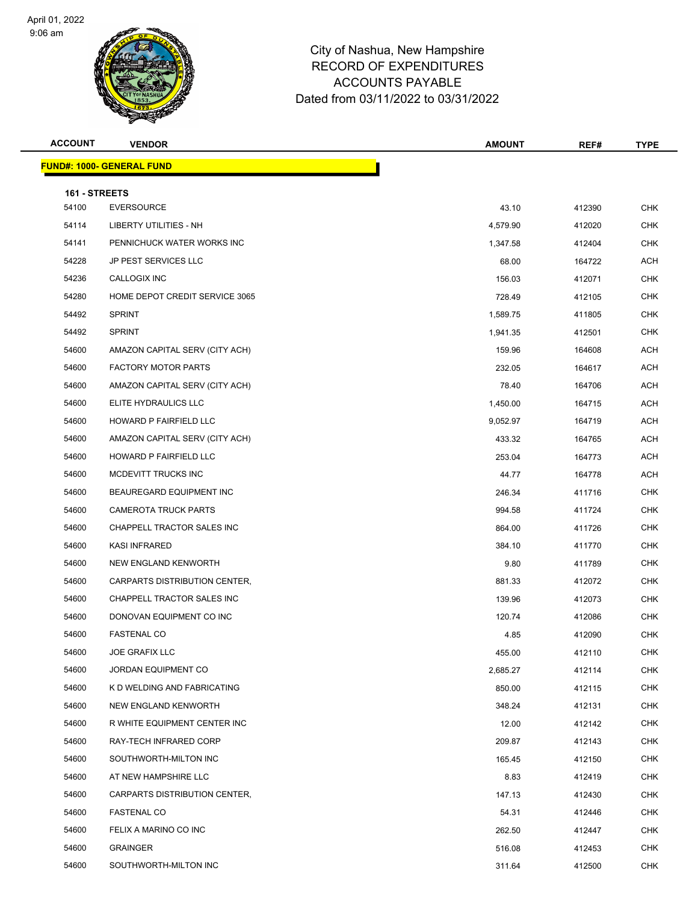City of Nashua, New Hampshire
RECORD OF EXPENDITURES
ACCOUNTS PAYABLE
Dated from 03/11/2022 to 03/31/2022

| ACCOUNT | VENDOR | AMOUNT | REF# | TYPE |
|---|---|---|---|---|
| **FUND#: 1000- GENERAL FUND** | | | | |
| **161 - STREETS** | | | | |
| 54100 | EVERSOURCE | 43.10 | 412390 | CHK |
| 54114 | LIBERTY UTILITIES - NH | 4,579.90 | 412020 | CHK |
| 54141 | PENNICHUCK WATER WORKS INC | 1,347.58 | 412404 | CHK |
| 54228 | JP PEST SERVICES LLC | 68.00 | 164722 | ACH |
| 54236 | CALLOGIX INC | 156.03 | 412071 | CHK |
| 54280 | HOME DEPOT CREDIT SERVICE 3065 | 728.49 | 412105 | CHK |
| 54492 | SPRINT | 1,589.75 | 411805 | CHK |
| 54492 | SPRINT | 1,941.35 | 412501 | CHK |
| 54600 | AMAZON CAPITAL SERV (CITY ACH) | 159.96 | 164608 | ACH |
| 54600 | FACTORY MOTOR PARTS | 232.05 | 164617 | ACH |
| 54600 | AMAZON CAPITAL SERV (CITY ACH) | 78.40 | 164706 | ACH |
| 54600 | ELITE HYDRAULICS LLC | 1,450.00 | 164715 | ACH |
| 54600 | HOWARD P FAIRFIELD LLC | 9,052.97 | 164719 | ACH |
| 54600 | AMAZON CAPITAL SERV (CITY ACH) | 433.32 | 164765 | ACH |
| 54600 | HOWARD P FAIRFIELD LLC | 253.04 | 164773 | ACH |
| 54600 | MCDEVITT TRUCKS INC | 44.77 | 164778 | ACH |
| 54600 | BEAUREGARD EQUIPMENT INC | 246.34 | 411716 | CHK |
| 54600 | CAMEROTA TRUCK PARTS | 994.58 | 411724 | CHK |
| 54600 | CHAPPELL TRACTOR SALES INC | 864.00 | 411726 | CHK |
| 54600 | KASI INFRARED | 384.10 | 411770 | CHK |
| 54600 | NEW ENGLAND KENWORTH | 9.80 | 411789 | CHK |
| 54600 | CARPARTS DISTRIBUTION CENTER, | 881.33 | 412072 | CHK |
| 54600 | CHAPPELL TRACTOR SALES INC | 139.96 | 412073 | CHK |
| 54600 | DONOVAN EQUIPMENT CO INC | 120.74 | 412086 | CHK |
| 54600 | FASTENAL CO | 4.85 | 412090 | CHK |
| 54600 | JOE GRAFIX LLC | 455.00 | 412110 | CHK |
| 54600 | JORDAN EQUIPMENT CO | 2,685.27 | 412114 | CHK |
| 54600 | K D WELDING AND FABRICATING | 850.00 | 412115 | CHK |
| 54600 | NEW ENGLAND KENWORTH | 348.24 | 412131 | CHK |
| 54600 | R WHITE EQUIPMENT CENTER INC | 12.00 | 412142 | CHK |
| 54600 | RAY-TECH INFRARED CORP | 209.87 | 412143 | CHK |
| 54600 | SOUTHWORTH-MILTON INC | 165.45 | 412150 | CHK |
| 54600 | AT NEW HAMPSHIRE LLC | 8.83 | 412419 | CHK |
| 54600 | CARPARTS DISTRIBUTION CENTER, | 147.13 | 412430 | CHK |
| 54600 | FASTENAL CO | 54.31 | 412446 | CHK |
| 54600 | FELIX A MARINO CO INC | 262.50 | 412447 | CHK |
| 54600 | GRAINGER | 516.08 | 412453 | CHK |
| 54600 | SOUTHWORTH-MILTON INC | 311.64 | 412500 | CHK |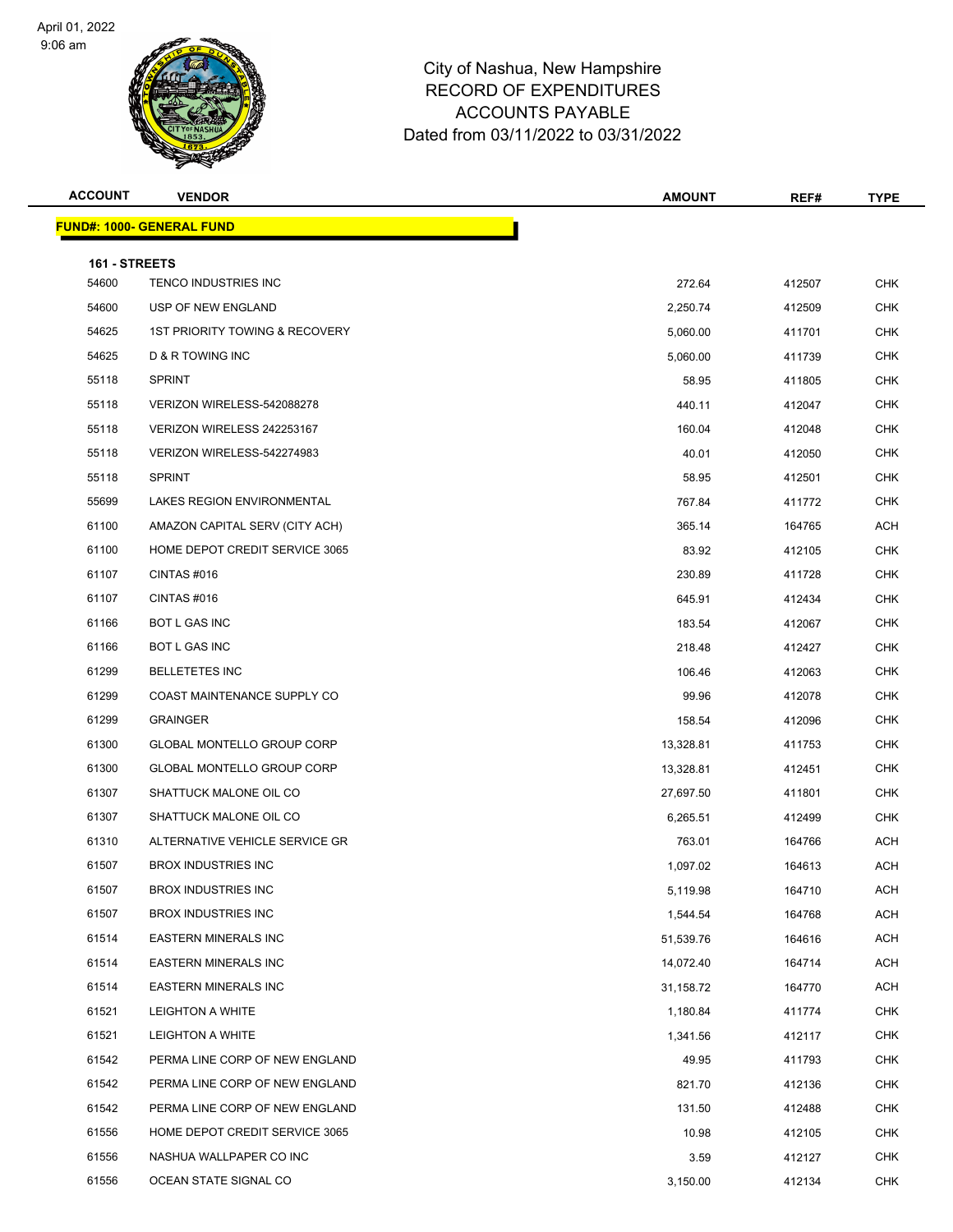City of Nashua, New Hampshire
RECORD OF EXPENDITURES
ACCOUNTS PAYABLE
Dated from 03/11/2022 to 03/31/2022

| ACCOUNT | VENDOR | AMOUNT | REF# | TYPE |
|---|---|---|---|---|
| **FUND#: 1000- GENERAL FUND** | | | | |
| **161 - STREETS** | | | | |
| 54600 | TENCO INDUSTRIES INC | 272.64 | 412507 | CHK |
| 54600 | USP OF NEW ENGLAND | 2,250.74 | 412509 | CHK |
| 54625 | 1ST PRIORITY TOWING & RECOVERY | 5,060.00 | 411701 | CHK |
| 54625 | D & R TOWING INC | 5,060.00 | 411739 | CHK |
| 55118 | SPRINT | 58.95 | 411805 | CHK |
| 55118 | VERIZON WIRELESS-542088278 | 440.11 | 412047 | CHK |
| 55118 | VERIZON WIRELESS 242253167 | 160.04 | 412048 | CHK |
| 55118 | VERIZON WIRELESS-542274983 | 40.01 | 412050 | CHK |
| 55118 | SPRINT | 58.95 | 412501 | CHK |
| 55699 | LAKES REGION ENVIRONMENTAL | 767.84 | 411772 | CHK |
| 61100 | AMAZON CAPITAL SERV (CITY ACH) | 365.14 | 164765 | ACH |
| 61100 | HOME DEPOT CREDIT SERVICE 3065 | 83.92 | 412105 | CHK |
| 61107 | CINTAS #016 | 230.89 | 411728 | CHK |
| 61107 | CINTAS #016 | 645.91 | 412434 | CHK |
| 61166 | BOT L GAS INC | 183.54 | 412067 | CHK |
| 61166 | BOT L GAS INC | 218.48 | 412427 | CHK |
| 61299 | BELLETETES INC | 106.46 | 412063 | CHK |
| 61299 | COAST MAINTENANCE SUPPLY CO | 99.96 | 412078 | CHK |
| 61299 | GRAINGER | 158.54 | 412096 | CHK |
| 61300 | GLOBAL MONTELLO GROUP CORP | 13,328.81 | 411753 | CHK |
| 61300 | GLOBAL MONTELLO GROUP CORP | 13,328.81 | 412451 | CHK |
| 61307 | SHATTUCK MALONE OIL CO | 27,697.50 | 411801 | CHK |
| 61307 | SHATTUCK MALONE OIL CO | 6,265.51 | 412499 | CHK |
| 61310 | ALTERNATIVE VEHICLE SERVICE GR | 763.01 | 164766 | ACH |
| 61507 | BROX INDUSTRIES INC | 1,097.02 | 164613 | ACH |
| 61507 | BROX INDUSTRIES INC | 5,119.98 | 164710 | ACH |
| 61507 | BROX INDUSTRIES INC | 1,544.54 | 164768 | ACH |
| 61514 | EASTERN MINERALS INC | 51,539.76 | 164616 | ACH |
| 61514 | EASTERN MINERALS INC | 14,072.40 | 164714 | ACH |
| 61514 | EASTERN MINERALS INC | 31,158.72 | 164770 | ACH |
| 61521 | LEIGHTON A WHITE | 1,180.84 | 411774 | CHK |
| 61521 | LEIGHTON A WHITE | 1,341.56 | 412117 | CHK |
| 61542 | PERMA LINE CORP OF NEW ENGLAND | 49.95 | 411793 | CHK |
| 61542 | PERMA LINE CORP OF NEW ENGLAND | 821.70 | 412136 | CHK |
| 61542 | PERMA LINE CORP OF NEW ENGLAND | 131.50 | 412488 | CHK |
| 61556 | HOME DEPOT CREDIT SERVICE 3065 | 10.98 | 412105 | CHK |
| 61556 | NASHUA WALLPAPER CO INC | 3.59 | 412127 | CHK |
| 61556 | OCEAN STATE SIGNAL CO | 3,150.00 | 412134 | CHK |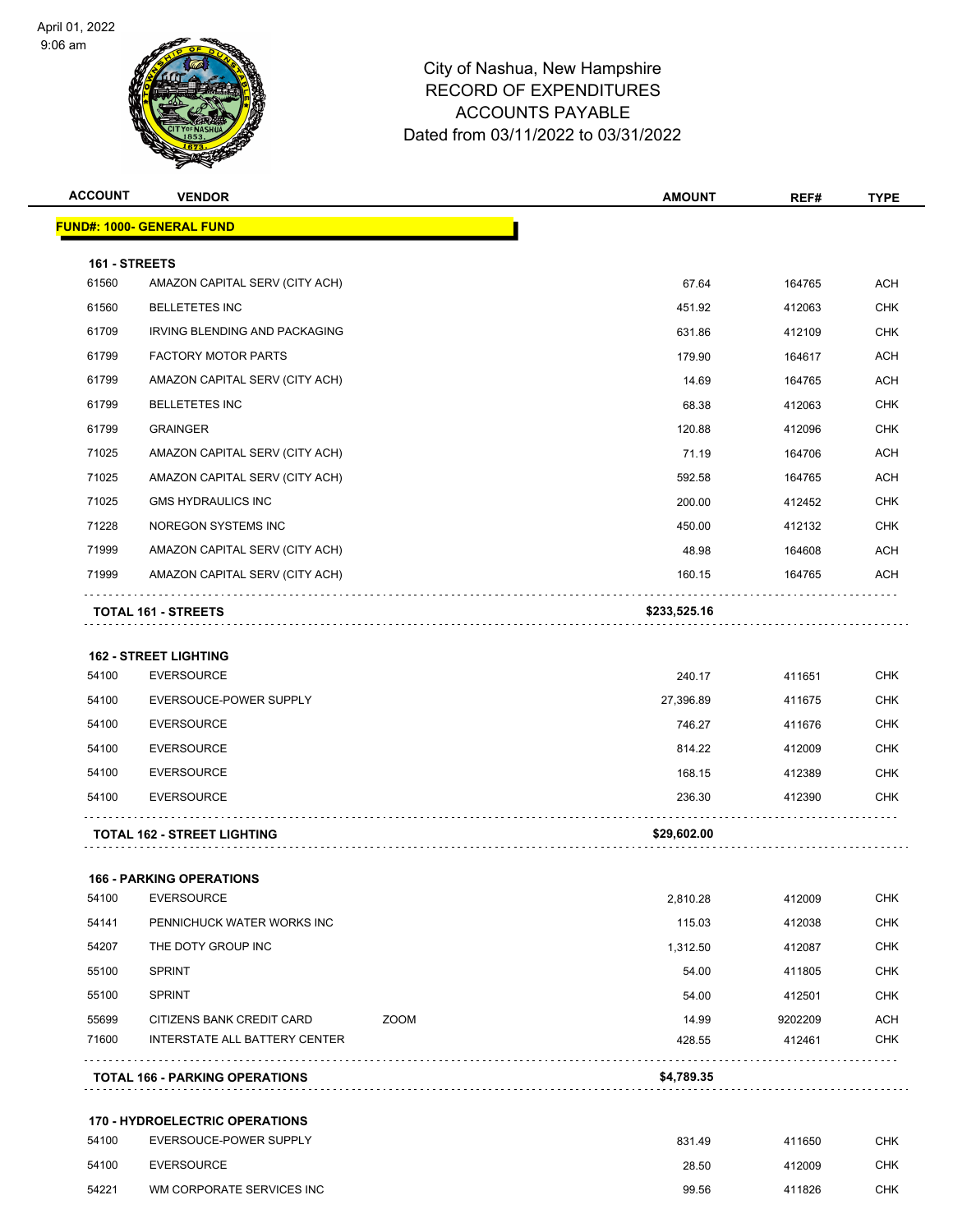City of Nashua, New Hampshire
RECORD OF EXPENDITURES
ACCOUNTS PAYABLE
Dated from 03/11/2022 to 03/31/2022

| ACCOUNT | VENDOR | | AMOUNT | REF# | TYPE |
|---|---|---|---|---|---|
| **FUND#: 1000- GENERAL FUND** | | | | | |
| **161 - STREETS** | | | | | |
| 61560 | AMAZON CAPITAL SERV (CITY ACH) | | 67.64 | 164765 | ACH |
| 61560 | BELLETETES INC | | 451.92 | 412063 | CHK |
| 61709 | IRVING BLENDING AND PACKAGING | | 631.86 | 412109 | CHK |
| 61799 | FACTORY MOTOR PARTS | | 179.90 | 164617 | ACH |
| 61799 | AMAZON CAPITAL SERV (CITY ACH) | | 14.69 | 164765 | ACH |
| 61799 | BELLETETES INC | | 68.38 | 412063 | CHK |
| 61799 | GRAINGER | | 120.88 | 412096 | CHK |
| 71025 | AMAZON CAPITAL SERV (CITY ACH) | | 71.19 | 164706 | ACH |
| 71025 | AMAZON CAPITAL SERV (CITY ACH) | | 592.58 | 164765 | ACH |
| 71025 | GMS HYDRAULICS INC | | 200.00 | 412452 | CHK |
| 71228 | NOREGON SYSTEMS INC | | 450.00 | 412132 | CHK |
| 71999 | AMAZON CAPITAL SERV (CITY ACH) | | 48.98 | 164608 | ACH |
| 71999 | AMAZON CAPITAL SERV (CITY ACH) | | 160.15 | 164765 | ACH |
| **TOTAL 161 - STREETS** | | | **$233,525.16** | | |
| **162 - STREET LIGHTING** | | | | | |
| 54100 | EVERSOURCE | | 240.17 | 411651 | CHK |
| 54100 | EVERSOUCE-POWER SUPPLY | | 27,396.89 | 411675 | CHK |
| 54100 | EVERSOURCE | | 746.27 | 411676 | CHK |
| 54100 | EVERSOURCE | | 814.22 | 412009 | CHK |
| 54100 | EVERSOURCE | | 168.15 | 412389 | CHK |
| 54100 | EVERSOURCE | | 236.30 | 412390 | CHK |
| **TOTAL 162 - STREET LIGHTING** | | | **$29,602.00** | | |
| **166 - PARKING OPERATIONS** | | | | | |
| 54100 | EVERSOURCE | | 2,810.28 | 412009 | CHK |
| 54141 | PENNICHUCK WATER WORKS INC | | 115.03 | 412038 | CHK |
| 54207 | THE DOTY GROUP INC | | 1,312.50 | 412087 | CHK |
| 55100 | SPRINT | | 54.00 | 411805 | CHK |
| 55100 | SPRINT | | 54.00 | 412501 | CHK |
| 55699 | CITIZENS BANK CREDIT CARD | ZOOM | 14.99 | 9202209 | ACH |
| 71600 | INTERSTATE ALL BATTERY CENTER | | 428.55 | 412461 | CHK |
| **TOTAL 166 - PARKING OPERATIONS** | | | **$4,789.35** | | |
| **170 - HYDROELECTRIC OPERATIONS** | | | | | |
| 54100 | EVERSOUCE-POWER SUPPLY | | 831.49 | 411650 | CHK |
| 54100 | EVERSOURCE | | 28.50 | 412009 | CHK |
| 54221 | WM CORPORATE SERVICES INC | | 99.56 | 411826 | CHK |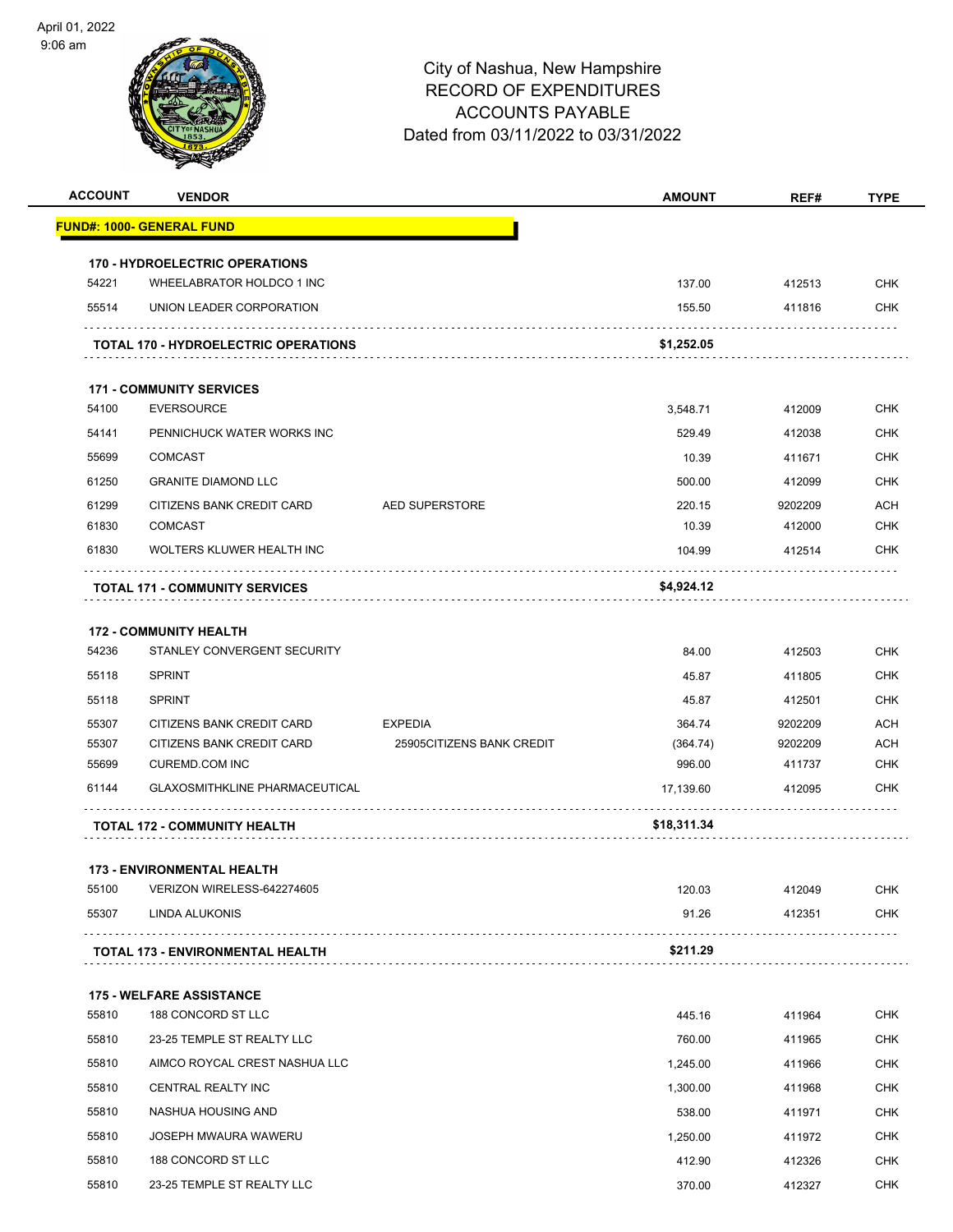City of Nashua, New Hampshire
RECORD OF EXPENDITURES
ACCOUNTS PAYABLE
Dated from 03/11/2022 to 03/31/2022

| ACCOUNT | VENDOR | | AMOUNT | REF# | TYPE |
|---|---|---|---|---|---|
| **FUND#: 1000- GENERAL FUND** | | | | | |
| **170 - HYDROELECTRIC OPERATIONS** | | | | | |
| 54221 | WHEELABRATOR HOLDCO 1 INC | | 137.00 | 412513 | CHK |
| 55514 | UNION LEADER CORPORATION | | 155.50 | 411816 | CHK |
| **TOTAL 170 - HYDROELECTRIC OPERATIONS** | | | **$1,252.05** | | |
| **171 - COMMUNITY SERVICES** | | | | | |
| 54100 | EVERSOURCE | | 3,548.71 | 412009 | CHK |
| 54141 | PENNICHUCK WATER WORKS INC | | 529.49 | 412038 | CHK |
| 55699 | COMCAST | | 10.39 | 411671 | CHK |
| 61250 | GRANITE DIAMOND LLC | | 500.00 | 412099 | CHK |
| 61299 | CITIZENS BANK CREDIT CARD | AED SUPERSTORE | 220.15 | 9202209 | ACH |
| 61830 | COMCAST | | 10.39 | 412000 | CHK |
| 61830 | WOLTERS KLUWER HEALTH INC | | 104.99 | 412514 | CHK |
| **TOTAL 171 - COMMUNITY SERVICES** | | | **$4,924.12** | | |
| **172 - COMMUNITY HEALTH** | | | | | |
| 54236 | STANLEY CONVERGENT SECURITY | | 84.00 | 412503 | CHK |
| 55118 | SPRINT | | 45.87 | 411805 | CHK |
| 55118 | SPRINT | | 45.87 | 412501 | CHK |
| 55307 | CITIZENS BANK CREDIT CARD | EXPEDIA | 364.74 | 9202209 | ACH |
| 55307 | CITIZENS BANK CREDIT CARD | 25905CITIZENS BANK CREDIT | (364.74) | 9202209 | ACH |
| 55699 | CUREMD.COM INC | | 996.00 | 411737 | CHK |
| 61144 | GLAXOSMITHKLINE PHARMACEUTICAL | | 17,139.60 | 412095 | CHK |
| **TOTAL 172 - COMMUNITY HEALTH** | | | **$18,311.34** | | |
| **173 - ENVIRONMENTAL HEALTH** | | | | | |
| 55100 | VERIZON WIRELESS-642274605 | | 120.03 | 412049 | CHK |
| 55307 | LINDA ALUKONIS | | 91.26 | 412351 | CHK |
| **TOTAL 173 - ENVIRONMENTAL HEALTH** | | | **$211.29** | | |
| **175 - WELFARE ASSISTANCE** | | | | | |
| 55810 | 188 CONCORD ST LLC | | 445.16 | 411964 | CHK |
| 55810 | 23-25 TEMPLE ST REALTY LLC | | 760.00 | 411965 | CHK |
| 55810 | AIMCO ROYCAL CREST NASHUA LLC | | 1,245.00 | 411966 | CHK |
| 55810 | CENTRAL REALTY INC | | 1,300.00 | 411968 | CHK |
| 55810 | NASHUA HOUSING AND | | 538.00 | 411971 | CHK |
| 55810 | JOSEPH MWAURA WAWERU | | 1,250.00 | 411972 | CHK |
| 55810 | 188 CONCORD ST LLC | | 412.90 | 412326 | CHK |
| 55810 | 23-25 TEMPLE ST REALTY LLC | | 370.00 | 412327 | CHK |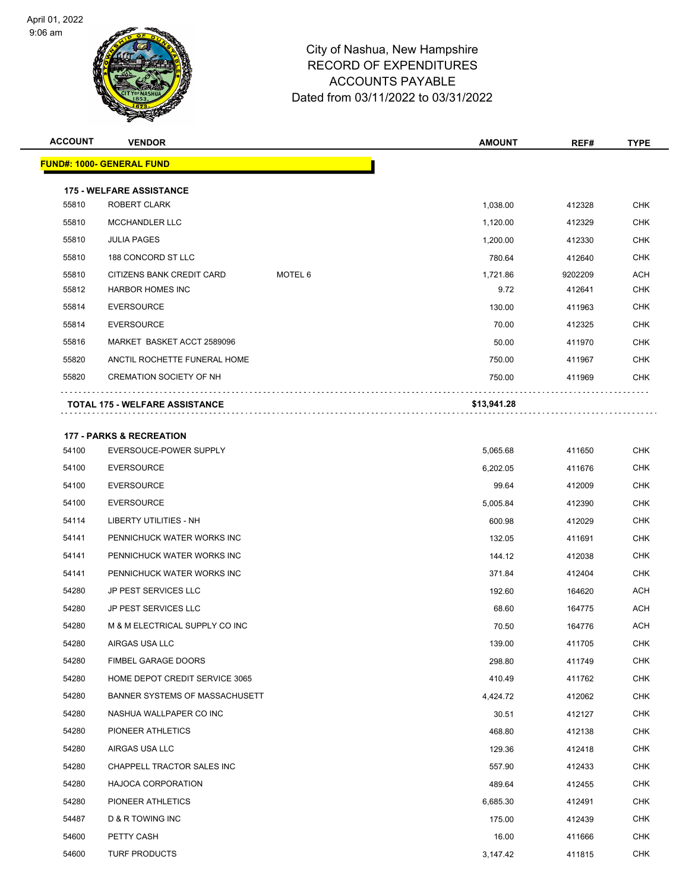City of Nashua, New Hampshire
RECORD OF EXPENDITURES
ACCOUNTS PAYABLE
Dated from 03/11/2022 to 03/31/2022

| ACCOUNT | VENDOR | | AMOUNT | REF# | TYPE |
|---|---|---|---|---|---|
| **FUND#: 1000- GENERAL FUND** | | | | | |
| **175 - WELFARE ASSISTANCE** | | | | | |
| 55810 | ROBERT CLARK | | 1,038.00 | 412328 | CHK |
| 55810 | MCCHANDLER LLC | | 1,120.00 | 412329 | CHK |
| 55810 | JULIA PAGES | | 1,200.00 | 412330 | CHK |
| 55810 | 188 CONCORD ST LLC | | 780.64 | 412640 | CHK |
| 55810 | CITIZENS BANK CREDIT CARD | MOTEL 6 | 1,721.86 | 9202209 | ACH |
| 55812 | HARBOR HOMES INC | | 9.72 | 412641 | CHK |
| 55814 | EVERSOURCE | | 130.00 | 411963 | CHK |
| 55814 | EVERSOURCE | | 70.00 | 412325 | CHK |
| 55816 | MARKET BASKET ACCT 2589096 | | 50.00 | 411970 | CHK |
| 55820 | ANCTIL ROCHETTE FUNERAL HOME | | 750.00 | 411967 | CHK |
| 55820 | CREMATION SOCIETY OF NH | | 750.00 | 411969 | CHK |
| **TOTAL 175 - WELFARE ASSISTANCE** | | | **$13,941.28** | | |
| **177 - PARKS & RECREATION** | | | | | |
| 54100 | EVERSOUCE-POWER SUPPLY | | 5,065.68 | 411650 | CHK |
| 54100 | EVERSOURCE | | 6,202.05 | 411676 | CHK |
| 54100 | EVERSOURCE | | 99.64 | 412009 | CHK |
| 54100 | EVERSOURCE | | 5,005.84 | 412390 | CHK |
| 54114 | LIBERTY UTILITIES - NH | | 600.98 | 412029 | CHK |
| 54141 | PENNICHUCK WATER WORKS INC | | 132.05 | 411691 | CHK |
| 54141 | PENNICHUCK WATER WORKS INC | | 144.12 | 412038 | CHK |
| 54141 | PENNICHUCK WATER WORKS INC | | 371.84 | 412404 | CHK |
| 54280 | JP PEST SERVICES LLC | | 192.60 | 164620 | ACH |
| 54280 | JP PEST SERVICES LLC | | 68.60 | 164775 | ACH |
| 54280 | M & M ELECTRICAL SUPPLY CO INC | | 70.50 | 164776 | ACH |
| 54280 | AIRGAS USA LLC | | 139.00 | 411705 | CHK |
| 54280 | FIMBEL GARAGE DOORS | | 298.80 | 411749 | CHK |
| 54280 | HOME DEPOT CREDIT SERVICE 3065 | | 410.49 | 411762 | CHK |
| 54280 | BANNER SYSTEMS OF MASSACHUSETT | | 4,424.72 | 412062 | CHK |
| 54280 | NASHUA WALLPAPER CO INC | | 30.51 | 412127 | CHK |
| 54280 | PIONEER ATHLETICS | | 468.80 | 412138 | CHK |
| 54280 | AIRGAS USA LLC | | 129.36 | 412418 | CHK |
| 54280 | CHAPPELL TRACTOR SALES INC | | 557.90 | 412433 | CHK |
| 54280 | HAJOCA CORPORATION | | 489.64 | 412455 | CHK |
| 54280 | PIONEER ATHLETICS | | 6,685.30 | 412491 | CHK |
| 54487 | D & R TOWING INC | | 175.00 | 412439 | CHK |
| 54600 | PETTY CASH | | 16.00 | 411666 | CHK |
| 54600 | TURF PRODUCTS | | 3,147.42 | 411815 | CHK |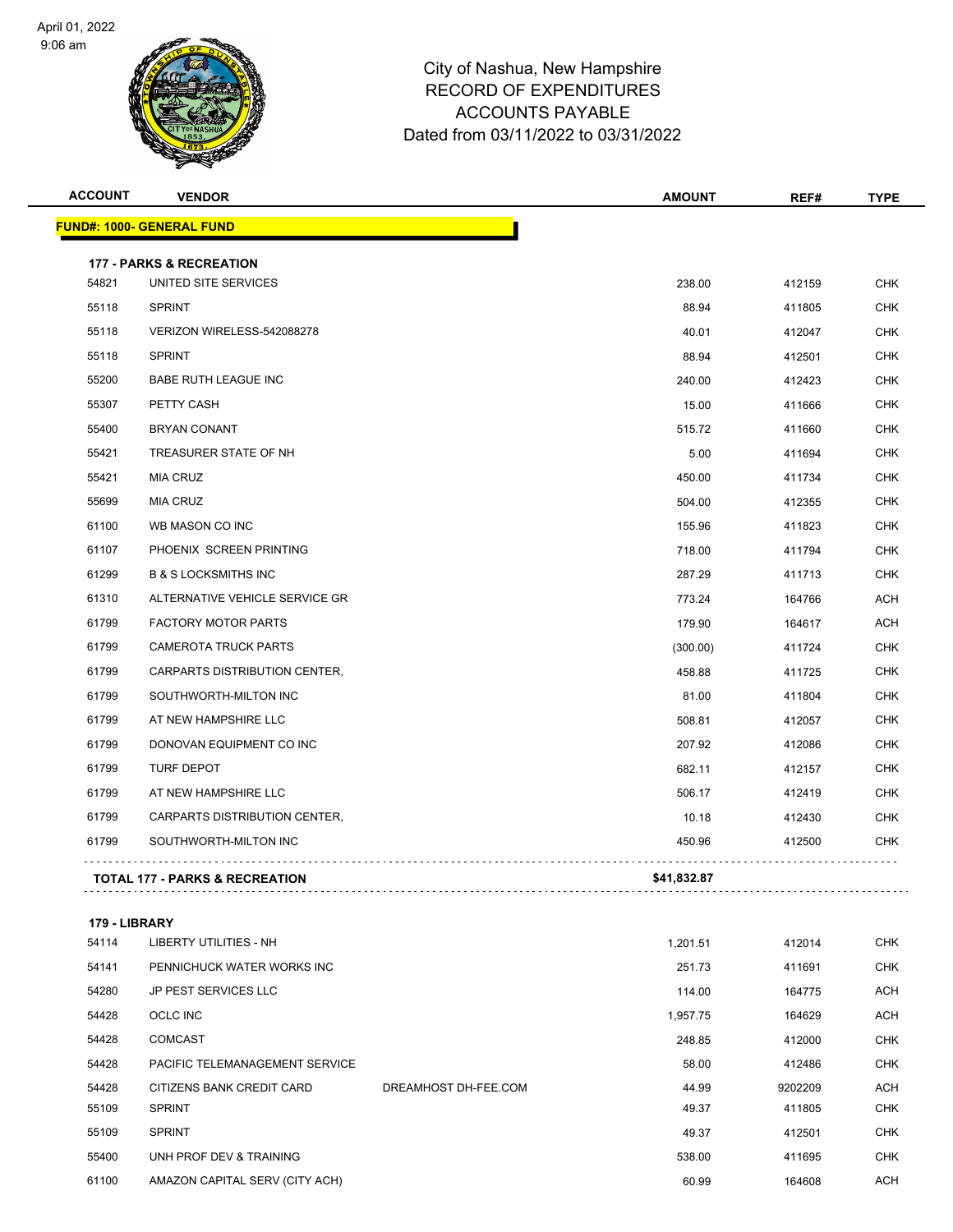City of Nashua, New Hampshire
RECORD OF EXPENDITURES
ACCOUNTS PAYABLE
Dated from 03/11/2022 to 03/31/2022

| ACCOUNT | VENDOR | | AMOUNT | REF# | TYPE |
|---|---|---|---|---|---|
| **FUND#: 1000- GENERAL FUND** | | | | | |
| **177 - PARKS & RECREATION** | | | | | |
| 54821 | UNITED SITE SERVICES | | 238.00 | 412159 | CHK |
| 55118 | SPRINT | | 88.94 | 411805 | CHK |
| 55118 | VERIZON WIRELESS-542088278 | | 40.01 | 412047 | CHK |
| 55118 | SPRINT | | 88.94 | 412501 | CHK |
| 55200 | BABE RUTH LEAGUE INC | | 240.00 | 412423 | CHK |
| 55307 | PETTY CASH | | 15.00 | 411666 | CHK |
| 55400 | BRYAN CONANT | | 515.72 | 411660 | CHK |
| 55421 | TREASURER STATE OF NH | | 5.00 | 411694 | CHK |
| 55421 | MIA CRUZ | | 450.00 | 411734 | CHK |
| 55699 | MIA CRUZ | | 504.00 | 412355 | CHK |
| 61100 | WB MASON CO INC | | 155.96 | 411823 | CHK |
| 61107 | PHOENIX SCREEN PRINTING | | 718.00 | 411794 | CHK |
| 61299 | B & S LOCKSMITHS INC | | 287.29 | 411713 | CHK |
| 61310 | ALTERNATIVE VEHICLE SERVICE GR | | 773.24 | 164766 | ACH |
| 61799 | FACTORY MOTOR PARTS | | 179.90 | 164617 | ACH |
| 61799 | CAMEROTA TRUCK PARTS | | (300.00) | 411724 | CHK |
| 61799 | CARPARTS DISTRIBUTION CENTER, | | 458.88 | 411725 | CHK |
| 61799 | SOUTHWORTH-MILTON INC | | 81.00 | 411804 | CHK |
| 61799 | AT NEW HAMPSHIRE LLC | | 508.81 | 412057 | CHK |
| 61799 | DONOVAN EQUIPMENT CO INC | | 207.92 | 412086 | CHK |
| 61799 | TURF DEPOT | | 682.11 | 412157 | CHK |
| 61799 | AT NEW HAMPSHIRE LLC | | 506.17 | 412419 | CHK |
| 61799 | CARPARTS DISTRIBUTION CENTER, | | 10.18 | 412430 | CHK |
| 61799 | SOUTHWORTH-MILTON INC | | 450.96 | 412500 | CHK |
| **TOTAL 177 - PARKS & RECREATION** | | | **$41,832.87** | | |
| **179 - LIBRARY** | | | | | |
| 54114 | LIBERTY UTILITIES - NH | | 1,201.51 | 412014 | CHK |
| 54141 | PENNICHUCK WATER WORKS INC | | 251.73 | 411691 | CHK |
| 54280 | JP PEST SERVICES LLC | | 114.00 | 164775 | ACH |
| 54428 | OCLC INC | | 1,957.75 | 164629 | ACH |
| 54428 | COMCAST | | 248.85 | 412000 | CHK |
| 54428 | PACIFIC TELEMANAGEMENT SERVICE | | 58.00 | 412486 | CHK |
| 54428 | CITIZENS BANK CREDIT CARD | DREAMHOST DH-FEE.COM | 44.99 | 9202209 | ACH |
| 55109 | SPRINT | | 49.37 | 411805 | CHK |
| 55109 | SPRINT | | 49.37 | 412501 | CHK |
| 55400 | UNH PROF DEV & TRAINING | | 538.00 | 411695 | CHK |
| 61100 | AMAZON CAPITAL SERV (CITY ACH) | | 60.99 | 164608 | ACH |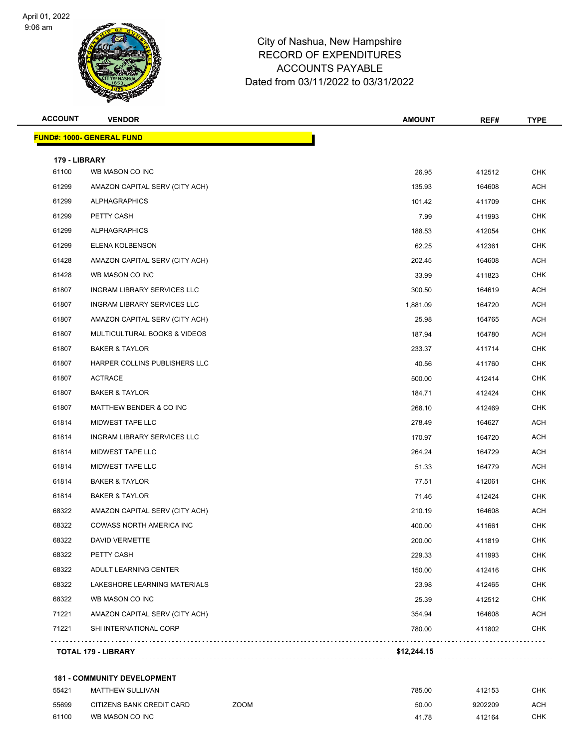City of Nashua, New Hampshire
RECORD OF EXPENDITURES
ACCOUNTS PAYABLE
Dated from 03/11/2022 to 03/31/2022

| ACCOUNT | VENDOR | | AMOUNT | REF# | TYPE |
|---|---|---|---|---|---|
| **FUND#: 1000- GENERAL FUND** | | | | | |
| **179 - LIBRARY** | | | | | |
| 61100 | WB MASON CO INC | | 26.95 | 412512 | CHK |
| 61299 | AMAZON CAPITAL SERV (CITY ACH) | | 135.93 | 164608 | ACH |
| 61299 | ALPHAGRAPHICS | | 101.42 | 411709 | CHK |
| 61299 | PETTY CASH | | 7.99 | 411993 | CHK |
| 61299 | ALPHAGRAPHICS | | 188.53 | 412054 | CHK |
| 61299 | ELENA KOLBENSON | | 62.25 | 412361 | CHK |
| 61428 | AMAZON CAPITAL SERV (CITY ACH) | | 202.45 | 164608 | ACH |
| 61428 | WB MASON CO INC | | 33.99 | 411823 | CHK |
| 61807 | INGRAM LIBRARY SERVICES LLC | | 300.50 | 164619 | ACH |
| 61807 | INGRAM LIBRARY SERVICES LLC | | 1,881.09 | 164720 | ACH |
| 61807 | AMAZON CAPITAL SERV (CITY ACH) | | 25.98 | 164765 | ACH |
| 61807 | MULTICULTURAL BOOKS & VIDEOS | | 187.94 | 164780 | ACH |
| 61807 | BAKER & TAYLOR | | 233.37 | 411714 | CHK |
| 61807 | HARPER COLLINS PUBLISHERS LLC | | 40.56 | 411760 | CHK |
| 61807 | ACTRACE | | 500.00 | 412414 | CHK |
| 61807 | BAKER & TAYLOR | | 184.71 | 412424 | CHK |
| 61807 | MATTHEW BENDER & CO INC | | 268.10 | 412469 | CHK |
| 61814 | MIDWEST TAPE LLC | | 278.49 | 164627 | ACH |
| 61814 | INGRAM LIBRARY SERVICES LLC | | 170.97 | 164720 | ACH |
| 61814 | MIDWEST TAPE LLC | | 264.24 | 164729 | ACH |
| 61814 | MIDWEST TAPE LLC | | 51.33 | 164779 | ACH |
| 61814 | BAKER & TAYLOR | | 77.51 | 412061 | CHK |
| 61814 | BAKER & TAYLOR | | 71.46 | 412424 | CHK |
| 68322 | AMAZON CAPITAL SERV (CITY ACH) | | 210.19 | 164608 | ACH |
| 68322 | COWASS NORTH AMERICA INC | | 400.00 | 411661 | CHK |
| 68322 | DAVID VERMETTE | | 200.00 | 411819 | CHK |
| 68322 | PETTY CASH | | 229.33 | 411993 | CHK |
| 68322 | ADULT LEARNING CENTER | | 150.00 | 412416 | CHK |
| 68322 | LAKESHORE LEARNING MATERIALS | | 23.98 | 412465 | CHK |
| 68322 | WB MASON CO INC | | 25.39 | 412512 | CHK |
| 71221 | AMAZON CAPITAL SERV (CITY ACH) | | 354.94 | 164608 | ACH |
| 71221 | SHI INTERNATIONAL CORP | | 780.00 | 411802 | CHK |
| **TOTAL 179 - LIBRARY** | | | **$12,244.15** | | |
| **181 - COMMUNITY DEVELOPMENT** | | | | | |
| 55421 | MATTHEW SULLIVAN | | 785.00 | 412153 | CHK |
| 55699 | CITIZENS BANK CREDIT CARD | ZOOM | 50.00 | 9202209 | ACH |
| 61100 | WB MASON CO INC | | 41.78 | 412164 | CHK |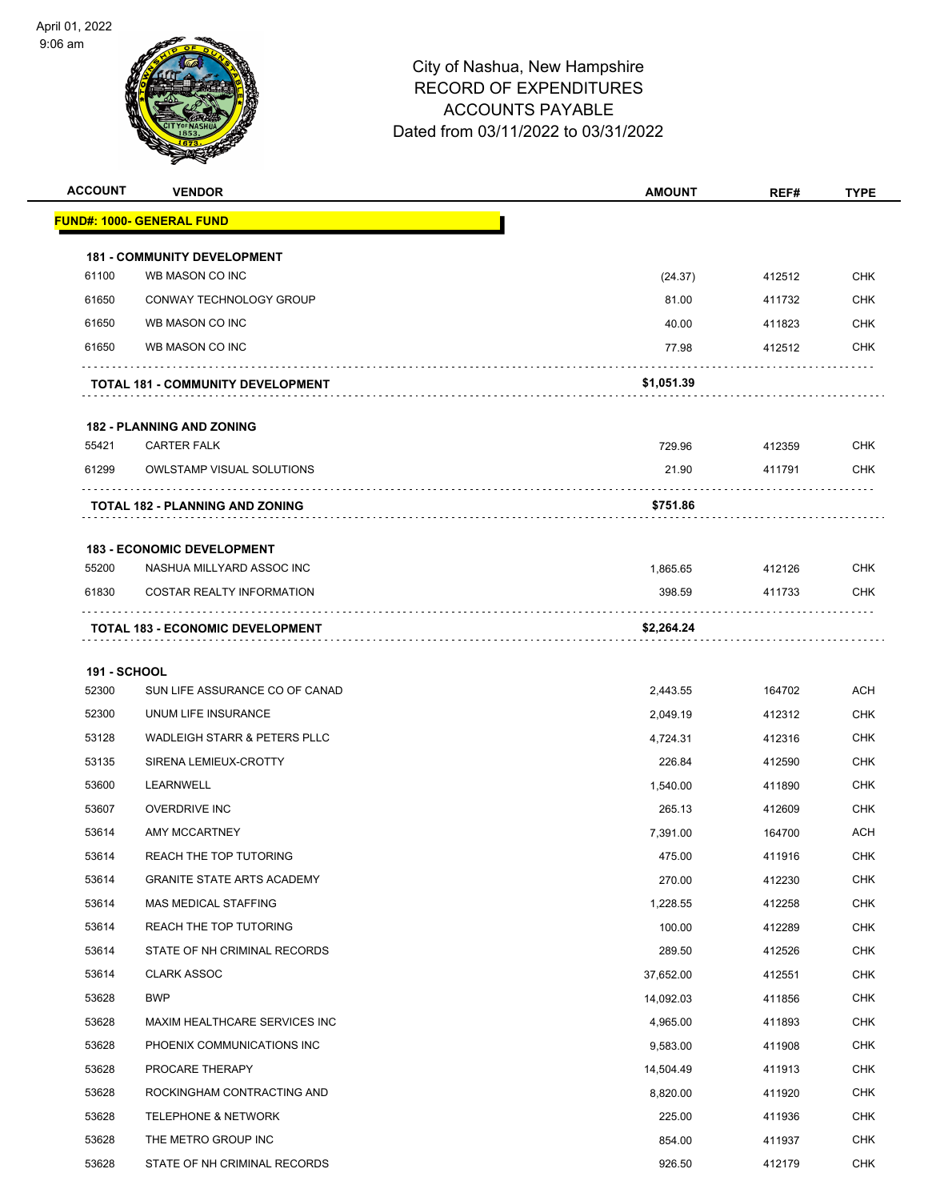City of Nashua, New Hampshire
RECORD OF EXPENDITURES
ACCOUNTS PAYABLE
Dated from 03/11/2022 to 03/31/2022

| ACCOUNT | VENDOR | AMOUNT | REF# | TYPE |
|---|---|---|---|---|
| **FUND#: 1000- GENERAL FUND** | | | | |
| **181 - COMMUNITY DEVELOPMENT** | | | | |
| 61100 | WB MASON CO INC | (24.37) | 412512 | CHK |
| 61650 | CONWAY TECHNOLOGY GROUP | 81.00 | 411732 | CHK |
| 61650 | WB MASON CO INC | 40.00 | 411823 | CHK |
| 61650 | WB MASON CO INC | 77.98 | 412512 | CHK |
| | **TOTAL 181 - COMMUNITY DEVELOPMENT** | **$1,051.39** | | |
| **182 - PLANNING AND ZONING** | | | | |
| 55421 | CARTER FALK | 729.96 | 412359 | CHK |
| 61299 | OWLSTAMP VISUAL SOLUTIONS | 21.90 | 411791 | CHK |
| | **TOTAL 182 - PLANNING AND ZONING** | **$751.86** | | |
| **183 - ECONOMIC DEVELOPMENT** | | | | |
| 55200 | NASHUA MILLYARD ASSOC INC | 1,865.65 | 412126 | CHK |
| 61830 | COSTAR REALTY INFORMATION | 398.59 | 411733 | CHK |
| | **TOTAL 183 - ECONOMIC DEVELOPMENT** | **$2,264.24** | | |
| **191 - SCHOOL** | | | | |
| 52300 | SUN LIFE ASSURANCE CO OF CANAD | 2,443.55 | 164702 | ACH |
| 52300 | UNUM LIFE INSURANCE | 2,049.19 | 412312 | CHK |
| 53128 | WADLEIGH STARR & PETERS PLLC | 4,724.31 | 412316 | CHK |
| 53135 | SIRENA LEMIEUX-CROTTY | 226.84 | 412590 | CHK |
| 53600 | LEARNWELL | 1,540.00 | 411890 | CHK |
| 53607 | OVERDRIVE INC | 265.13 | 412609 | CHK |
| 53614 | AMY MCCARTNEY | 7,391.00 | 164700 | ACH |
| 53614 | REACH THE TOP TUTORING | 475.00 | 411916 | CHK |
| 53614 | GRANITE STATE ARTS ACADEMY | 270.00 | 412230 | CHK |
| 53614 | MAS MEDICAL STAFFING | 1,228.55 | 412258 | CHK |
| 53614 | REACH THE TOP TUTORING | 100.00 | 412289 | CHK |
| 53614 | STATE OF NH CRIMINAL RECORDS | 289.50 | 412526 | CHK |
| 53614 | CLARK ASSOC | 37,652.00 | 412551 | CHK |
| 53628 | BWP | 14,092.03 | 411856 | CHK |
| 53628 | MAXIM HEALTHCARE SERVICES INC | 4,965.00 | 411893 | CHK |
| 53628 | PHOENIX COMMUNICATIONS INC | 9,583.00 | 411908 | CHK |
| 53628 | PROCARE THERAPY | 14,504.49 | 411913 | CHK |
| 53628 | ROCKINGHAM CONTRACTING AND | 8,820.00 | 411920 | CHK |
| 53628 | TELEPHONE & NETWORK | 225.00 | 411936 | CHK |
| 53628 | THE METRO GROUP INC | 854.00 | 411937 | CHK |
| 53628 | STATE OF NH CRIMINAL RECORDS | 926.50 | 412179 | CHK |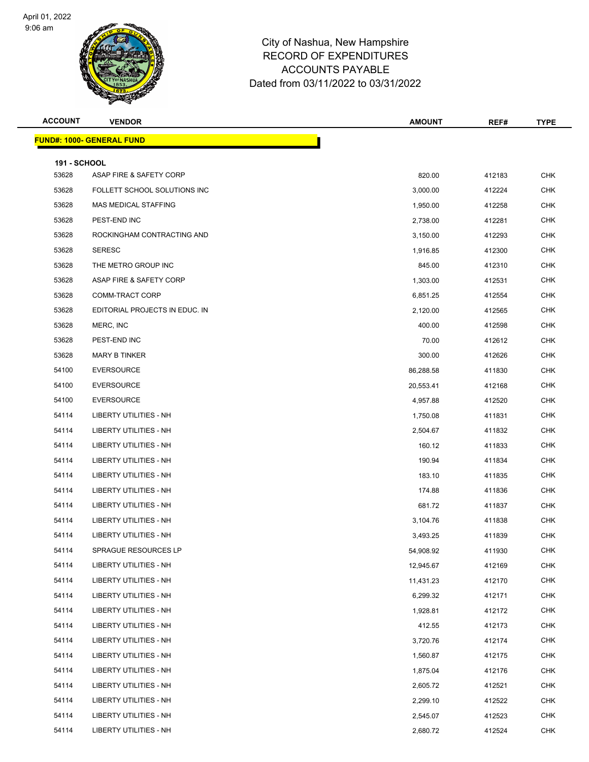City of Nashua, New Hampshire
RECORD OF EXPENDITURES
ACCOUNTS PAYABLE
Dated from 03/11/2022 to 03/31/2022

| ACCOUNT | VENDOR | AMOUNT | REF# | TYPE |
|---|---|---|---|---|
| **FUND#: 1000- GENERAL FUND** | | | | |
| **191 - SCHOOL** | | | | |
| 53628 | ASAP FIRE & SAFETY CORP | 820.00 | 412183 | CHK |
| 53628 | FOLLETT SCHOOL SOLUTIONS INC | 3,000.00 | 412224 | CHK |
| 53628 | MAS MEDICAL STAFFING | 1,950.00 | 412258 | CHK |
| 53628 | PEST-END INC | 2,738.00 | 412281 | CHK |
| 53628 | ROCKINGHAM CONTRACTING AND | 3,150.00 | 412293 | CHK |
| 53628 | SERESC | 1,916.85 | 412300 | CHK |
| 53628 | THE METRO GROUP INC | 845.00 | 412310 | CHK |
| 53628 | ASAP FIRE & SAFETY CORP | 1,303.00 | 412531 | CHK |
| 53628 | COMM-TRACT CORP | 6,851.25 | 412554 | CHK |
| 53628 | EDITORIAL PROJECTS IN EDUC. IN | 2,120.00 | 412565 | CHK |
| 53628 | MERC, INC | 400.00 | 412598 | CHK |
| 53628 | PEST-END INC | 70.00 | 412612 | CHK |
| 53628 | MARY B TINKER | 300.00 | 412626 | CHK |
| 54100 | EVERSOURCE | 86,288.58 | 411830 | CHK |
| 54100 | EVERSOURCE | 20,553.41 | 412168 | CHK |
| 54100 | EVERSOURCE | 4,957.88 | 412520 | CHK |
| 54114 | LIBERTY UTILITIES - NH | 1,750.08 | 411831 | CHK |
| 54114 | LIBERTY UTILITIES - NH | 2,504.67 | 411832 | CHK |
| 54114 | LIBERTY UTILITIES - NH | 160.12 | 411833 | CHK |
| 54114 | LIBERTY UTILITIES - NH | 190.94 | 411834 | CHK |
| 54114 | LIBERTY UTILITIES - NH | 183.10 | 411835 | CHK |
| 54114 | LIBERTY UTILITIES - NH | 174.88 | 411836 | CHK |
| 54114 | LIBERTY UTILITIES - NH | 681.72 | 411837 | CHK |
| 54114 | LIBERTY UTILITIES - NH | 3,104.76 | 411838 | CHK |
| 54114 | LIBERTY UTILITIES - NH | 3,493.25 | 411839 | CHK |
| 54114 | SPRAGUE RESOURCES LP | 54,908.92 | 411930 | CHK |
| 54114 | LIBERTY UTILITIES - NH | 12,945.67 | 412169 | CHK |
| 54114 | LIBERTY UTILITIES - NH | 11,431.23 | 412170 | CHK |
| 54114 | LIBERTY UTILITIES - NH | 6,299.32 | 412171 | CHK |
| 54114 | LIBERTY UTILITIES - NH | 1,928.81 | 412172 | CHK |
| 54114 | LIBERTY UTILITIES - NH | 412.55 | 412173 | CHK |
| 54114 | LIBERTY UTILITIES - NH | 3,720.76 | 412174 | CHK |
| 54114 | LIBERTY UTILITIES - NH | 1,560.87 | 412175 | CHK |
| 54114 | LIBERTY UTILITIES - NH | 1,875.04 | 412176 | CHK |
| 54114 | LIBERTY UTILITIES - NH | 2,605.72 | 412521 | CHK |
| 54114 | LIBERTY UTILITIES - NH | 2,299.10 | 412522 | CHK |
| 54114 | LIBERTY UTILITIES - NH | 2,545.07 | 412523 | CHK |
| 54114 | LIBERTY UTILITIES - NH | 2,680.72 | 412524 | CHK |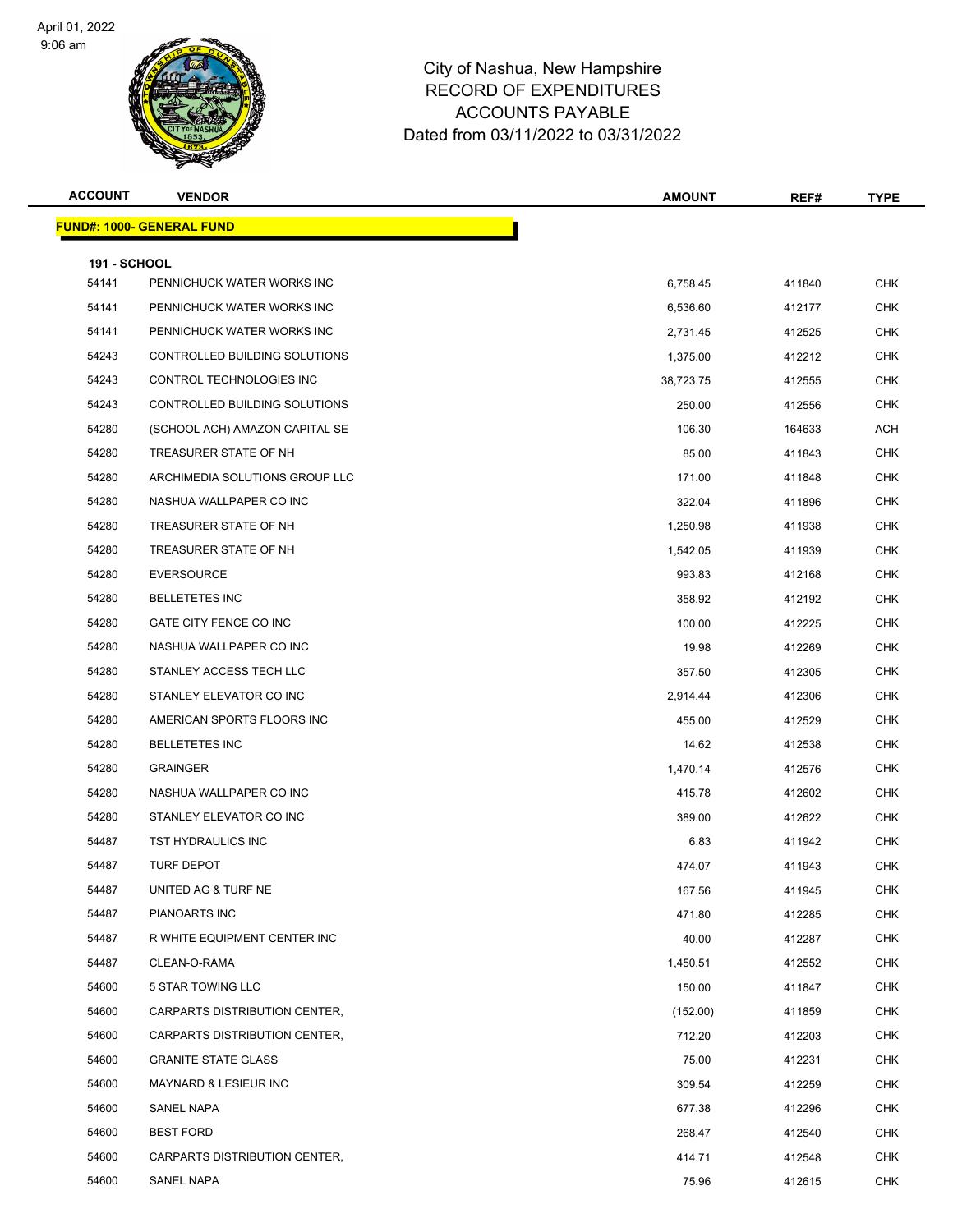City of Nashua, New Hampshire
RECORD OF EXPENDITURES
ACCOUNTS PAYABLE
Dated from 03/11/2022 to 03/31/2022

| ACCOUNT | VENDOR | AMOUNT | REF# | TYPE |
|---|---|---|---|---|
| **FUND#: 1000- GENERAL FUND** | | | | |
| **191 - SCHOOL** | | | | |
| 54141 | PENNICHUCK WATER WORKS INC | 6,758.45 | 411840 | CHK |
| 54141 | PENNICHUCK WATER WORKS INC | 6,536.60 | 412177 | CHK |
| 54141 | PENNICHUCK WATER WORKS INC | 2,731.45 | 412525 | CHK |
| 54243 | CONTROLLED BUILDING SOLUTIONS | 1,375.00 | 412212 | CHK |
| 54243 | CONTROL TECHNOLOGIES INC | 38,723.75 | 412555 | CHK |
| 54243 | CONTROLLED BUILDING SOLUTIONS | 250.00 | 412556 | CHK |
| 54280 | (SCHOOL ACH) AMAZON CAPITAL SE | 106.30 | 164633 | ACH |
| 54280 | TREASURER STATE OF NH | 85.00 | 411843 | CHK |
| 54280 | ARCHIMEDIA SOLUTIONS GROUP LLC | 171.00 | 411848 | CHK |
| 54280 | NASHUA WALLPAPER CO INC | 322.04 | 411896 | CHK |
| 54280 | TREASURER STATE OF NH | 1,250.98 | 411938 | CHK |
| 54280 | TREASURER STATE OF NH | 1,542.05 | 411939 | CHK |
| 54280 | EVERSOURCE | 993.83 | 412168 | CHK |
| 54280 | BELLETETES INC | 358.92 | 412192 | CHK |
| 54280 | GATE CITY FENCE CO INC | 100.00 | 412225 | CHK |
| 54280 | NASHUA WALLPAPER CO INC | 19.98 | 412269 | CHK |
| 54280 | STANLEY ACCESS TECH LLC | 357.50 | 412305 | CHK |
| 54280 | STANLEY ELEVATOR CO INC | 2,914.44 | 412306 | CHK |
| 54280 | AMERICAN SPORTS FLOORS INC | 455.00 | 412529 | CHK |
| 54280 | BELLETETES INC | 14.62 | 412538 | CHK |
| 54280 | GRAINGER | 1,470.14 | 412576 | CHK |
| 54280 | NASHUA WALLPAPER CO INC | 415.78 | 412602 | CHK |
| 54280 | STANLEY ELEVATOR CO INC | 389.00 | 412622 | CHK |
| 54487 | TST HYDRAULICS INC | 6.83 | 411942 | CHK |
| 54487 | TURF DEPOT | 474.07 | 411943 | CHK |
| 54487 | UNITED AG & TURF NE | 167.56 | 411945 | CHK |
| 54487 | PIANOARTS INC | 471.80 | 412285 | CHK |
| 54487 | R WHITE EQUIPMENT CENTER INC | 40.00 | 412287 | CHK |
| 54487 | CLEAN-O-RAMA | 1,450.51 | 412552 | CHK |
| 54600 | 5 STAR TOWING LLC | 150.00 | 411847 | CHK |
| 54600 | CARPARTS DISTRIBUTION CENTER, | (152.00) | 411859 | CHK |
| 54600 | CARPARTS DISTRIBUTION CENTER, | 712.20 | 412203 | CHK |
| 54600 | GRANITE STATE GLASS | 75.00 | 412231 | CHK |
| 54600 | MAYNARD & LESIEUR INC | 309.54 | 412259 | CHK |
| 54600 | SANEL NAPA | 677.38 | 412296 | CHK |
| 54600 | BEST FORD | 268.47 | 412540 | CHK |
| 54600 | CARPARTS DISTRIBUTION CENTER, | 414.71 | 412548 | CHK |
| 54600 | SANEL NAPA | 75.96 | 412615 | CHK |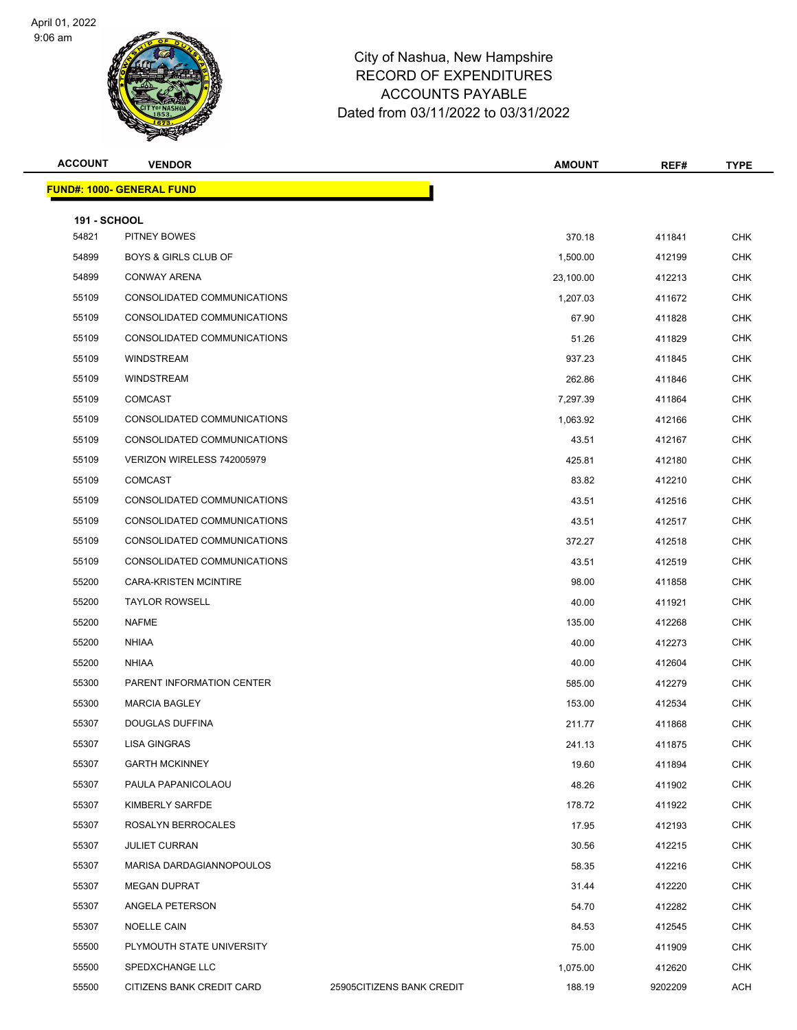City of Nashua, New Hampshire
RECORD OF EXPENDITURES
ACCOUNTS PAYABLE
Dated from 03/11/2022 to 03/31/2022

| ACCOUNT | VENDOR | | AMOUNT | REF# | TYPE |
|---|---|---|---|---|---|
| **FUND#: 1000- GENERAL FUND** | | | | | |
| **191 - SCHOOL** | | | | | |
| 54821 | PITNEY BOWES | | 370.18 | 411841 | CHK |
| 54899 | BOYS & GIRLS CLUB OF | | 1,500.00 | 412199 | CHK |
| 54899 | CONWAY ARENA | | 23,100.00 | 412213 | CHK |
| 55109 | CONSOLIDATED COMMUNICATIONS | | 1,207.03 | 411672 | CHK |
| 55109 | CONSOLIDATED COMMUNICATIONS | | 67.90 | 411828 | CHK |
| 55109 | CONSOLIDATED COMMUNICATIONS | | 51.26 | 411829 | CHK |
| 55109 | WINDSTREAM | | 937.23 | 411845 | CHK |
| 55109 | WINDSTREAM | | 262.86 | 411846 | CHK |
| 55109 | COMCAST | | 7,297.39 | 411864 | CHK |
| 55109 | CONSOLIDATED COMMUNICATIONS | | 1,063.92 | 412166 | CHK |
| 55109 | CONSOLIDATED COMMUNICATIONS | | 43.51 | 412167 | CHK |
| 55109 | VERIZON WIRELESS 742005979 | | 425.81 | 412180 | CHK |
| 55109 | COMCAST | | 83.82 | 412210 | CHK |
| 55109 | CONSOLIDATED COMMUNICATIONS | | 43.51 | 412516 | CHK |
| 55109 | CONSOLIDATED COMMUNICATIONS | | 43.51 | 412517 | CHK |
| 55109 | CONSOLIDATED COMMUNICATIONS | | 372.27 | 412518 | CHK |
| 55109 | CONSOLIDATED COMMUNICATIONS | | 43.51 | 412519 | CHK |
| 55200 | CARA-KRISTEN MCINTIRE | | 98.00 | 411858 | CHK |
| 55200 | TAYLOR ROWSELL | | 40.00 | 411921 | CHK |
| 55200 | NAFME | | 135.00 | 412268 | CHK |
| 55200 | NHIAA | | 40.00 | 412273 | CHK |
| 55200 | NHIAA | | 40.00 | 412604 | CHK |
| 55300 | PARENT INFORMATION CENTER | | 585.00 | 412279 | CHK |
| 55300 | MARCIA BAGLEY | | 153.00 | 412534 | CHK |
| 55307 | DOUGLAS DUFFINA | | 211.77 | 411868 | CHK |
| 55307 | LISA GINGRAS | | 241.13 | 411875 | CHK |
| 55307 | GARTH MCKINNEY | | 19.60 | 411894 | CHK |
| 55307 | PAULA PAPANICOLAOU | | 48.26 | 411902 | CHK |
| 55307 | KIMBERLY SARFDE | | 178.72 | 411922 | CHK |
| 55307 | ROSALYN BERROCALES | | 17.95 | 412193 | CHK |
| 55307 | JULIET CURRAN | | 30.56 | 412215 | CHK |
| 55307 | MARISA DARDAGIANNOPOULOS | | 58.35 | 412216 | CHK |
| 55307 | MEGAN DUPRAT | | 31.44 | 412220 | CHK |
| 55307 | ANGELA PETERSON | | 54.70 | 412282 | CHK |
| 55307 | NOELLE CAIN | | 84.53 | 412545 | CHK |
| 55500 | PLYMOUTH STATE UNIVERSITY | | 75.00 | 411909 | CHK |
| 55500 | SPEDXCHANGE LLC | | 1,075.00 | 412620 | CHK |
| 55500 | CITIZENS BANK CREDIT CARD | 25905CITIZENS BANK CREDIT | 188.19 | 9202209 | ACH |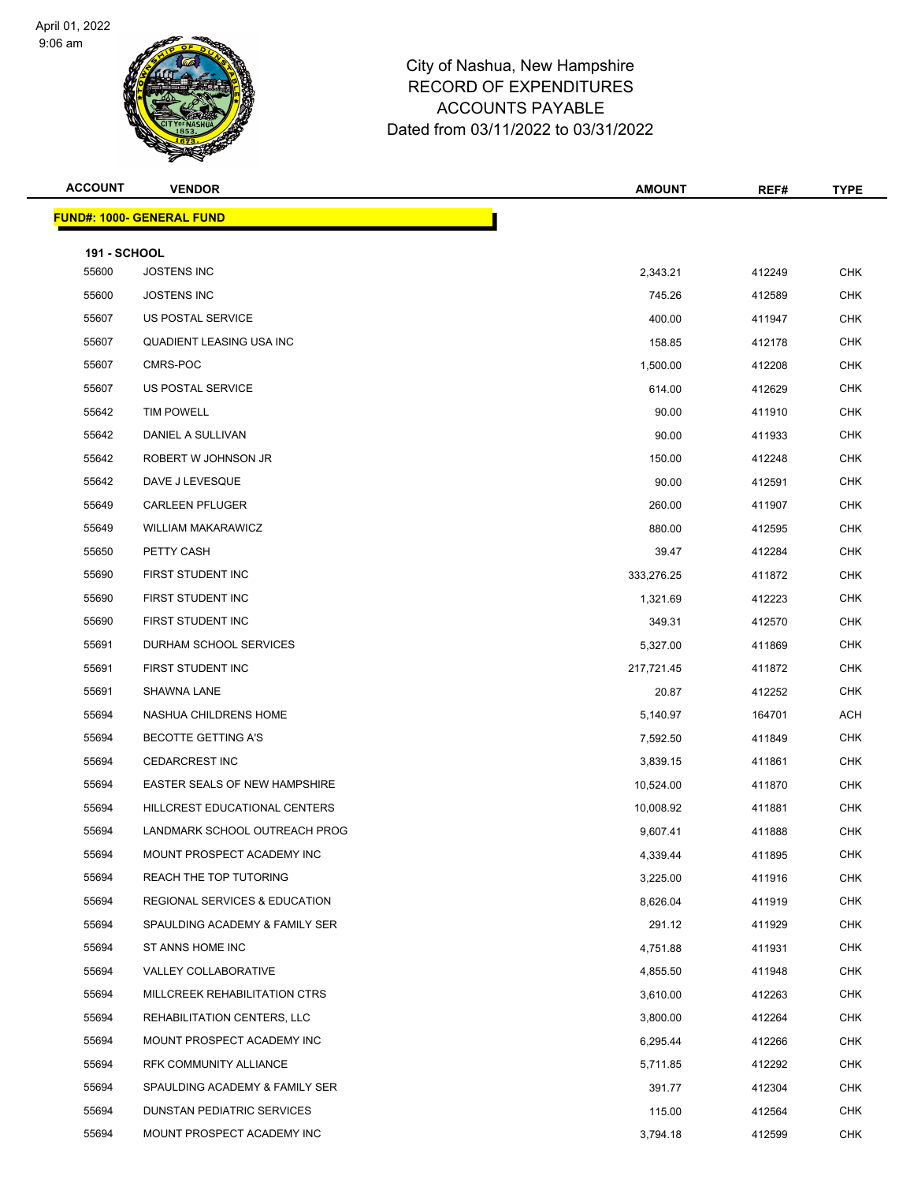City of Nashua, New Hampshire
RECORD OF EXPENDITURES
ACCOUNTS PAYABLE
Dated from 03/11/2022 to 03/31/2022

| ACCOUNT | VENDOR | AMOUNT | REF# | TYPE |
|---|---|---|---|---|
| **FUND#: 1000- GENERAL FUND** | | | | |
| **191 - SCHOOL** | | | | |
| 55600 | JOSTENS INC | 2,343.21 | 412249 | CHK |
| 55600 | JOSTENS INC | 745.26 | 412589 | CHK |
| 55607 | US POSTAL SERVICE | 400.00 | 411947 | CHK |
| 55607 | QUADIENT LEASING USA INC | 158.85 | 412178 | CHK |
| 55607 | CMRS-POC | 1,500.00 | 412208 | CHK |
| 55607 | US POSTAL SERVICE | 614.00 | 412629 | CHK |
| 55642 | TIM POWELL | 90.00 | 411910 | CHK |
| 55642 | DANIEL A SULLIVAN | 90.00 | 411933 | CHK |
| 55642 | ROBERT W JOHNSON JR | 150.00 | 412248 | CHK |
| 55642 | DAVE J LEVESQUE | 90.00 | 412591 | CHK |
| 55649 | CARLEEN PFLUGER | 260.00 | 411907 | CHK |
| 55649 | WILLIAM MAKARAWICZ | 880.00 | 412595 | CHK |
| 55650 | PETTY CASH | 39.47 | 412284 | CHK |
| 55690 | FIRST STUDENT INC | 333,276.25 | 411872 | CHK |
| 55690 | FIRST STUDENT INC | 1,321.69 | 412223 | CHK |
| 55690 | FIRST STUDENT INC | 349.31 | 412570 | CHK |
| 55691 | DURHAM SCHOOL SERVICES | 5,327.00 | 411869 | CHK |
| 55691 | FIRST STUDENT INC | 217,721.45 | 411872 | CHK |
| 55691 | SHAWNA LANE | 20.87 | 412252 | CHK |
| 55694 | NASHUA CHILDRENS HOME | 5,140.97 | 164701 | ACH |
| 55694 | BECOTTE GETTING A'S | 7,592.50 | 411849 | CHK |
| 55694 | CEDARCREST INC | 3,839.15 | 411861 | CHK |
| 55694 | EASTER SEALS OF NEW HAMPSHIRE | 10,524.00 | 411870 | CHK |
| 55694 | HILLCREST EDUCATIONAL CENTERS | 10,008.92 | 411881 | CHK |
| 55694 | LANDMARK SCHOOL OUTREACH PROG | 9,607.41 | 411888 | CHK |
| 55694 | MOUNT PROSPECT ACADEMY INC | 4,339.44 | 411895 | CHK |
| 55694 | REACH THE TOP TUTORING | 3,225.00 | 411916 | CHK |
| 55694 | REGIONAL SERVICES & EDUCATION | 8,626.04 | 411919 | CHK |
| 55694 | SPAULDING ACADEMY & FAMILY SER | 291.12 | 411929 | CHK |
| 55694 | ST ANNS HOME INC | 4,751.88 | 411931 | CHK |
| 55694 | VALLEY COLLABORATIVE | 4,855.50 | 411948 | CHK |
| 55694 | MILLCREEK REHABILITATION CTRS | 3,610.00 | 412263 | CHK |
| 55694 | REHABILITATION CENTERS, LLC | 3,800.00 | 412264 | CHK |
| 55694 | MOUNT PROSPECT ACADEMY INC | 6,295.44 | 412266 | CHK |
| 55694 | RFK COMMUNITY ALLIANCE | 5,711.85 | 412292 | CHK |
| 55694 | SPAULDING ACADEMY & FAMILY SER | 391.77 | 412304 | CHK |
| 55694 | DUNSTAN PEDIATRIC SERVICES | 115.00 | 412564 | CHK |
| 55694 | MOUNT PROSPECT ACADEMY INC | 3,794.18 | 412599 | CHK |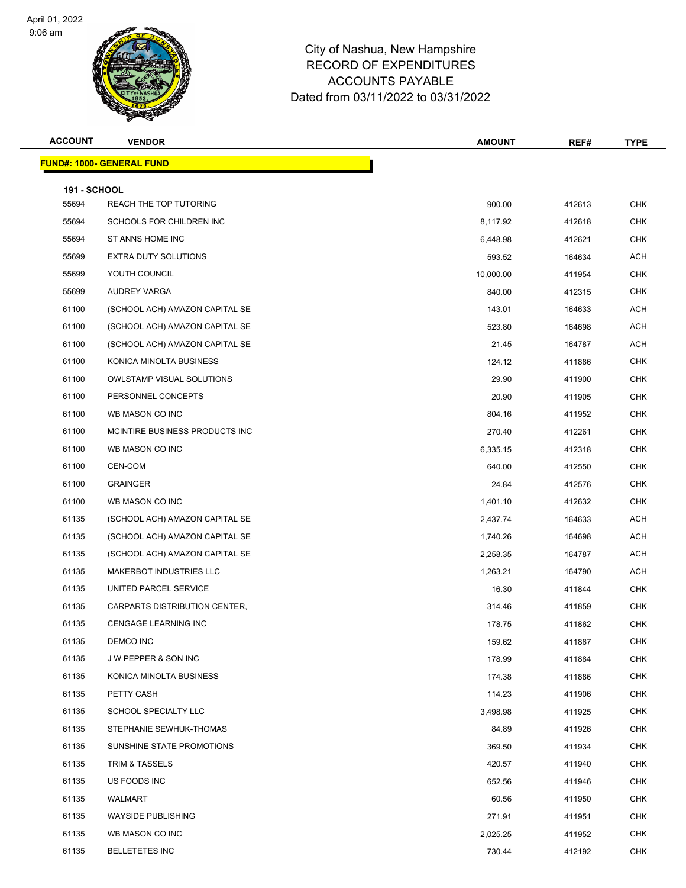City of Nashua, New Hampshire
RECORD OF EXPENDITURES
ACCOUNTS PAYABLE
Dated from 03/11/2022 to 03/31/2022

| ACCOUNT | VENDOR | AMOUNT | REF# | TYPE |
|---|---|---|---|---|
| **FUND#: 1000- GENERAL FUND** | | | | |
| **191 - SCHOOL** | | | | |
| 55694 | REACH THE TOP TUTORING | 900.00 | 412613 | CHK |
| 55694 | SCHOOLS FOR CHILDREN INC | 8,117.92 | 412618 | CHK |
| 55694 | ST ANNS HOME INC | 6,448.98 | 412621 | CHK |
| 55699 | EXTRA DUTY SOLUTIONS | 593.52 | 164634 | ACH |
| 55699 | YOUTH COUNCIL | 10,000.00 | 411954 | CHK |
| 55699 | AUDREY VARGA | 840.00 | 412315 | CHK |
| 61100 | (SCHOOL ACH) AMAZON CAPITAL SE | 143.01 | 164633 | ACH |
| 61100 | (SCHOOL ACH) AMAZON CAPITAL SE | 523.80 | 164698 | ACH |
| 61100 | (SCHOOL ACH) AMAZON CAPITAL SE | 21.45 | 164787 | ACH |
| 61100 | KONICA MINOLTA BUSINESS | 124.12 | 411886 | CHK |
| 61100 | OWLSTAMP VISUAL SOLUTIONS | 29.90 | 411900 | CHK |
| 61100 | PERSONNEL CONCEPTS | 20.90 | 411905 | CHK |
| 61100 | WB MASON CO INC | 804.16 | 411952 | CHK |
| 61100 | MCINTIRE BUSINESS PRODUCTS INC | 270.40 | 412261 | CHK |
| 61100 | WB MASON CO INC | 6,335.15 | 412318 | CHK |
| 61100 | CEN-COM | 640.00 | 412550 | CHK |
| 61100 | GRAINGER | 24.84 | 412576 | CHK |
| 61100 | WB MASON CO INC | 1,401.10 | 412632 | CHK |
| 61135 | (SCHOOL ACH) AMAZON CAPITAL SE | 2,437.74 | 164633 | ACH |
| 61135 | (SCHOOL ACH) AMAZON CAPITAL SE | 1,740.26 | 164698 | ACH |
| 61135 | (SCHOOL ACH) AMAZON CAPITAL SE | 2,258.35 | 164787 | ACH |
| 61135 | MAKERBOT INDUSTRIES LLC | 1,263.21 | 164790 | ACH |
| 61135 | UNITED PARCEL SERVICE | 16.30 | 411844 | CHK |
| 61135 | CARPARTS DISTRIBUTION CENTER, | 314.46 | 411859 | CHK |
| 61135 | CENGAGE LEARNING INC | 178.75 | 411862 | CHK |
| 61135 | DEMCO INC | 159.62 | 411867 | CHK |
| 61135 | J W PEPPER & SON INC | 178.99 | 411884 | CHK |
| 61135 | KONICA MINOLTA BUSINESS | 174.38 | 411886 | CHK |
| 61135 | PETTY CASH | 114.23 | 411906 | CHK |
| 61135 | SCHOOL SPECIALTY LLC | 3,498.98 | 411925 | CHK |
| 61135 | STEPHANIE SEWHUK-THOMAS | 84.89 | 411926 | CHK |
| 61135 | SUNSHINE STATE PROMOTIONS | 369.50 | 411934 | CHK |
| 61135 | TRIM & TASSELS | 420.57 | 411940 | CHK |
| 61135 | US FOODS INC | 652.56 | 411946 | CHK |
| 61135 | WALMART | 60.56 | 411950 | CHK |
| 61135 | WAYSIDE PUBLISHING | 271.91 | 411951 | CHK |
| 61135 | WB MASON CO INC | 2,025.25 | 411952 | CHK |
| 61135 | BELLETETES INC | 730.44 | 412192 | CHK |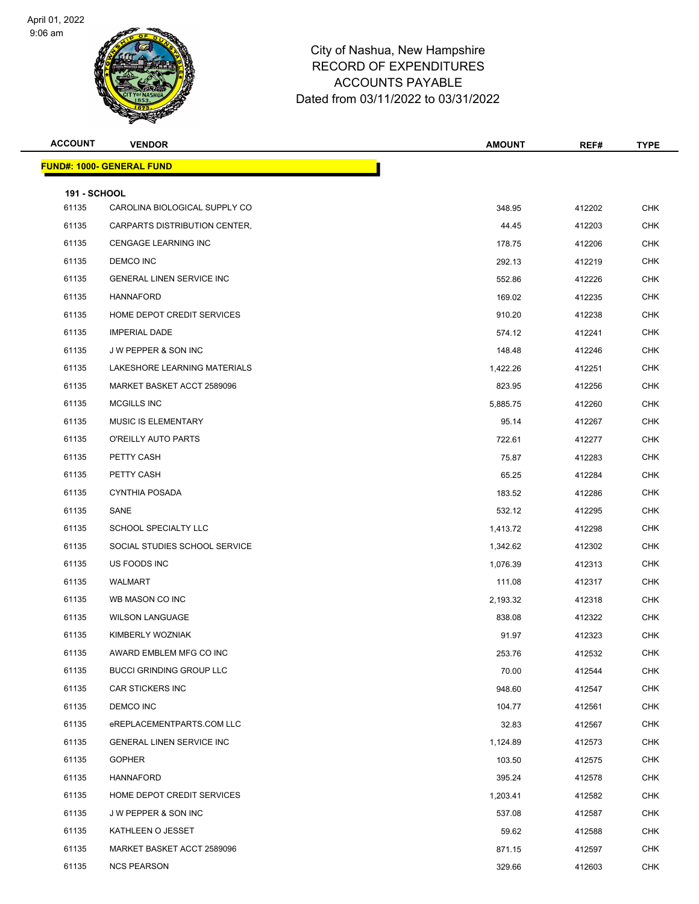April 01, 2022
9:06 am

# City of Nashua, New Hampshire
## RECORD OF EXPENDITURES
## ACCOUNTS PAYABLE
## Dated from 03/11/2022 to 03/31/2022

| ACCOUNT | VENDOR | AMOUNT | REF# | TYPE |
|---|---|---|---|---|
| **FUND#: 1000- GENERAL FUND** | | | | |
| **191 - SCHOOL** | | | | |
| 61135 | CAROLINA BIOLOGICAL SUPPLY CO | 348.95 | 412202 | CHK |
| 61135 | CARPARTS DISTRIBUTION CENTER, | 44.45 | 412203 | CHK |
| 61135 | CENGAGE LEARNING INC | 178.75 | 412206 | CHK |
| 61135 | DEMCO INC | 292.13 | 412219 | CHK |
| 61135 | GENERAL LINEN SERVICE INC | 552.86 | 412226 | CHK |
| 61135 | HANNAFORD | 169.02 | 412235 | CHK |
| 61135 | HOME DEPOT CREDIT SERVICES | 910.20 | 412238 | CHK |
| 61135 | IMPERIAL DADE | 574.12 | 412241 | CHK |
| 61135 | J W PEPPER & SON INC | 148.48 | 412246 | CHK |
| 61135 | LAKESHORE LEARNING MATERIALS | 1,422.26 | 412251 | CHK |
| 61135 | MARKET BASKET ACCT 2589096 | 823.95 | 412256 | CHK |
| 61135 | MCGILLS INC | 5,885.75 | 412260 | CHK |
| 61135 | MUSIC IS ELEMENTARY | 95.14 | 412267 | CHK |
| 61135 | O'REILLY AUTO PARTS | 722.61 | 412277 | CHK |
| 61135 | PETTY CASH | 75.87 | 412283 | CHK |
| 61135 | PETTY CASH | 65.25 | 412284 | CHK |
| 61135 | CYNTHIA POSADA | 183.52 | 412286 | CHK |
| 61135 | SANE | 532.12 | 412295 | CHK |
| 61135 | SCHOOL SPECIALTY LLC | 1,413.72 | 412298 | CHK |
| 61135 | SOCIAL STUDIES SCHOOL SERVICE | 1,342.62 | 412302 | CHK |
| 61135 | US FOODS INC | 1,076.39 | 412313 | CHK |
| 61135 | WALMART | 111.08 | 412317 | CHK |
| 61135 | WB MASON CO INC | 2,193.32 | 412318 | CHK |
| 61135 | WILSON LANGUAGE | 838.08 | 412322 | CHK |
| 61135 | KIMBERLY WOZNIAK | 91.97 | 412323 | CHK |
| 61135 | AWARD EMBLEM MFG CO INC | 253.76 | 412532 | CHK |
| 61135 | BUCCI GRINDING GROUP LLC | 70.00 | 412544 | CHK |
| 61135 | CAR STICKERS INC | 948.60 | 412547 | CHK |
| 61135 | DEMCO INC | 104.77 | 412561 | CHK |
| 61135 | eREPLACEMENTPARTS.COM LLC | 32.83 | 412567 | CHK |
| 61135 | GENERAL LINEN SERVICE INC | 1,124.89 | 412573 | CHK |
| 61135 | GOPHER | 103.50 | 412575 | CHK |
| 61135 | HANNAFORD | 395.24 | 412578 | CHK |
| 61135 | HOME DEPOT CREDIT SERVICES | 1,203.41 | 412582 | CHK |
| 61135 | J W PEPPER & SON INC | 537.08 | 412587 | CHK |
| 61135 | KATHLEEN O JESSET | 59.62 | 412588 | CHK |
| 61135 | MARKET BASKET ACCT 2589096 | 871.15 | 412597 | CHK |
| 61135 | NCS PEARSON | 329.66 | 412603 | CHK |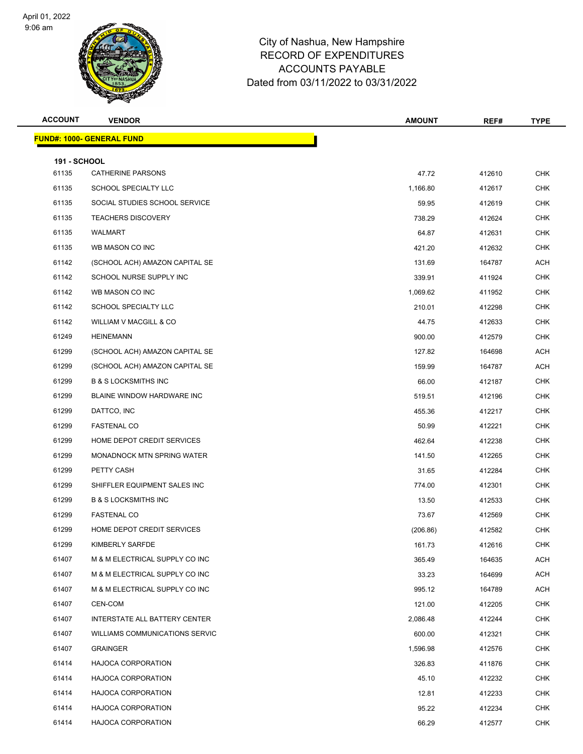City of Nashua, New Hampshire
RECORD OF EXPENDITURES
ACCOUNTS PAYABLE
Dated from 03/11/2022 to 03/31/2022

| ACCOUNT | VENDOR | AMOUNT | REF# | TYPE |
|---|---|---|---|---|
| **FUND#: 1000- GENERAL FUND** | | | | |
| **191 - SCHOOL** | | | | |
| 61135 | CATHERINE PARSONS | 47.72 | 412610 | CHK |
| 61135 | SCHOOL SPECIALTY LLC | 1,166.80 | 412617 | CHK |
| 61135 | SOCIAL STUDIES SCHOOL SERVICE | 59.95 | 412619 | CHK |
| 61135 | TEACHERS DISCOVERY | 738.29 | 412624 | CHK |
| 61135 | WALMART | 64.87 | 412631 | CHK |
| 61135 | WB MASON CO INC | 421.20 | 412632 | CHK |
| 61142 | (SCHOOL ACH) AMAZON CAPITAL SE | 131.69 | 164787 | ACH |
| 61142 | SCHOOL NURSE SUPPLY INC | 339.91 | 411924 | CHK |
| 61142 | WB MASON CO INC | 1,069.62 | 411952 | CHK |
| 61142 | SCHOOL SPECIALTY LLC | 210.01 | 412298 | CHK |
| 61142 | WILLIAM V MACGILL & CO | 44.75 | 412633 | CHK |
| 61249 | HEINEMANN | 900.00 | 412579 | CHK |
| 61299 | (SCHOOL ACH) AMAZON CAPITAL SE | 127.82 | 164698 | ACH |
| 61299 | (SCHOOL ACH) AMAZON CAPITAL SE | 159.99 | 164787 | ACH |
| 61299 | B & S LOCKSMITHS INC | 66.00 | 412187 | CHK |
| 61299 | BLAINE WINDOW HARDWARE INC | 519.51 | 412196 | CHK |
| 61299 | DATTCO, INC | 455.36 | 412217 | CHK |
| 61299 | FASTENAL CO | 50.99 | 412221 | CHK |
| 61299 | HOME DEPOT CREDIT SERVICES | 462.64 | 412238 | CHK |
| 61299 | MONADNOCK MTN SPRING WATER | 141.50 | 412265 | CHK |
| 61299 | PETTY CASH | 31.65 | 412284 | CHK |
| 61299 | SHIFFLER EQUIPMENT SALES INC | 774.00 | 412301 | CHK |
| 61299 | B & S LOCKSMITHS INC | 13.50 | 412533 | CHK |
| 61299 | FASTENAL CO | 73.67 | 412569 | CHK |
| 61299 | HOME DEPOT CREDIT SERVICES | (206.86) | 412582 | CHK |
| 61299 | KIMBERLY SARFDE | 161.73 | 412616 | CHK |
| 61407 | M & M ELECTRICAL SUPPLY CO INC | 365.49 | 164635 | ACH |
| 61407 | M & M ELECTRICAL SUPPLY CO INC | 33.23 | 164699 | ACH |
| 61407 | M & M ELECTRICAL SUPPLY CO INC | 995.12 | 164789 | ACH |
| 61407 | CEN-COM | 121.00 | 412205 | CHK |
| 61407 | INTERSTATE ALL BATTERY CENTER | 2,086.48 | 412244 | CHK |
| 61407 | WILLIAMS COMMUNICATIONS SERVIC | 600.00 | 412321 | CHK |
| 61407 | GRAINGER | 1,596.98 | 412576 | CHK |
| 61414 | HAJOCA CORPORATION | 326.83 | 411876 | CHK |
| 61414 | HAJOCA CORPORATION | 45.10 | 412232 | CHK |
| 61414 | HAJOCA CORPORATION | 12.81 | 412233 | CHK |
| 61414 | HAJOCA CORPORATION | 95.22 | 412234 | CHK |
| 61414 | HAJOCA CORPORATION | 66.29 | 412577 | CHK |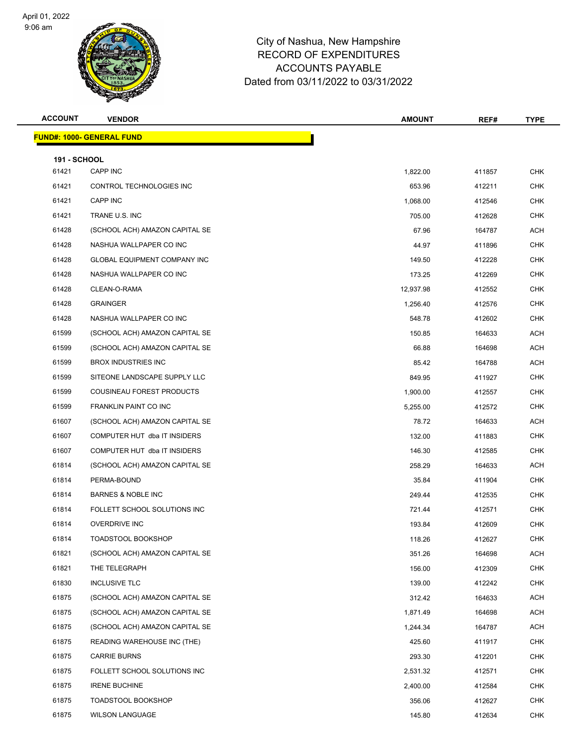April 01, 2022
9:06 am

# City of Nashua, New Hampshire
## RECORD OF EXPENDITURES
## ACCOUNTS PAYABLE
## Dated from 03/11/2022 to 03/31/2022

| ACCOUNT | VENDOR | AMOUNT | REF# | TYPE |
|---|---|---|---|---|
| **FUND#: 1000- GENERAL FUND** | | | | |
| **191 - SCHOOL** | | | | |
| 61421 | CAPP INC | 1,822.00 | 411857 | CHK |
| 61421 | CONTROL TECHNOLOGIES INC | 653.96 | 412211 | CHK |
| 61421 | CAPP INC | 1,068.00 | 412546 | CHK |
| 61421 | TRANE U.S. INC | 705.00 | 412628 | CHK |
| 61428 | (SCHOOL ACH) AMAZON CAPITAL SE | 67.96 | 164787 | ACH |
| 61428 | NASHUA WALLPAPER CO INC | 44.97 | 411896 | CHK |
| 61428 | GLOBAL EQUIPMENT COMPANY INC | 149.50 | 412228 | CHK |
| 61428 | NASHUA WALLPAPER CO INC | 173.25 | 412269 | CHK |
| 61428 | CLEAN-O-RAMA | 12,937.98 | 412552 | CHK |
| 61428 | GRAINGER | 1,256.40 | 412576 | CHK |
| 61428 | NASHUA WALLPAPER CO INC | 548.78 | 412602 | CHK |
| 61599 | (SCHOOL ACH) AMAZON CAPITAL SE | 150.85 | 164633 | ACH |
| 61599 | (SCHOOL ACH) AMAZON CAPITAL SE | 66.88 | 164698 | ACH |
| 61599 | BROX INDUSTRIES INC | 85.42 | 164788 | ACH |
| 61599 | SITEONE LANDSCAPE SUPPLY LLC | 849.95 | 411927 | CHK |
| 61599 | COUSINEAU FOREST PRODUCTS | 1,900.00 | 412557 | CHK |
| 61599 | FRANKLIN PAINT CO INC | 5,255.00 | 412572 | CHK |
| 61607 | (SCHOOL ACH) AMAZON CAPITAL SE | 78.72 | 164633 | ACH |
| 61607 | COMPUTER HUT dba IT INSIDERS | 132.00 | 411883 | CHK |
| 61607 | COMPUTER HUT dba IT INSIDERS | 146.30 | 412585 | CHK |
| 61814 | (SCHOOL ACH) AMAZON CAPITAL SE | 258.29 | 164633 | ACH |
| 61814 | PERMA-BOUND | 35.84 | 411904 | CHK |
| 61814 | BARNES & NOBLE INC | 249.44 | 412535 | CHK |
| 61814 | FOLLETT SCHOOL SOLUTIONS INC | 721.44 | 412571 | CHK |
| 61814 | OVERDRIVE INC | 193.84 | 412609 | CHK |
| 61814 | TOADSTOOL BOOKSHOP | 118.26 | 412627 | CHK |
| 61821 | (SCHOOL ACH) AMAZON CAPITAL SE | 351.26 | 164698 | ACH |
| 61821 | THE TELEGRAPH | 156.00 | 412309 | CHK |
| 61830 | INCLUSIVE TLC | 139.00 | 412242 | CHK |
| 61875 | (SCHOOL ACH) AMAZON CAPITAL SE | 312.42 | 164633 | ACH |
| 61875 | (SCHOOL ACH) AMAZON CAPITAL SE | 1,871.49 | 164698 | ACH |
| 61875 | (SCHOOL ACH) AMAZON CAPITAL SE | 1,244.34 | 164787 | ACH |
| 61875 | READING WAREHOUSE INC (THE) | 425.60 | 411917 | CHK |
| 61875 | CARRIE BURNS | 293.30 | 412201 | CHK |
| 61875 | FOLLETT SCHOOL SOLUTIONS INC | 2,531.32 | 412571 | CHK |
| 61875 | IRENE BUCHINE | 2,400.00 | 412584 | CHK |
| 61875 | TOADSTOOL BOOKSHOP | 356.06 | 412627 | CHK |
| 61875 | WILSON LANGUAGE | 145.80 | 412634 | CHK |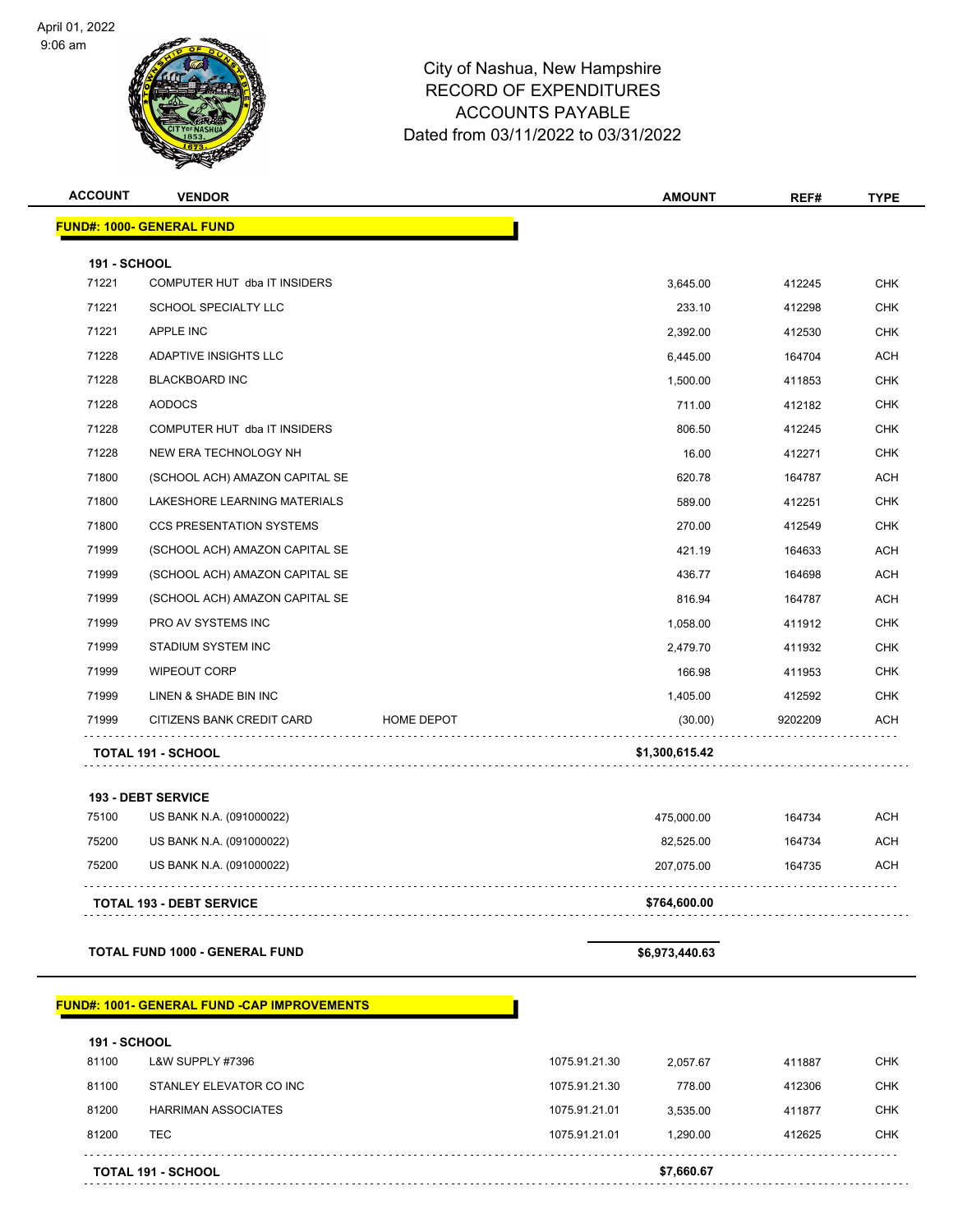April 01, 2022
9:06 am

# City of Nashua, New Hampshire
## RECORD OF EXPENDITURES
## ACCOUNTS PAYABLE
## Dated from 03/11/2022 to 03/31/2022

| ACCOUNT | VENDOR | | AMOUNT | REF# | TYPE |
|---|---|---|---|---|---|
| **FUND#: 1000- GENERAL FUND** | | | | | |
| **191 - SCHOOL** | | | | | |
| 71221 | COMPUTER HUT dba IT INSIDERS | | 3,645.00 | 412245 | CHK |
| 71221 | SCHOOL SPECIALTY LLC | | 233.10 | 412298 | CHK |
| 71221 | APPLE INC | | 2,392.00 | 412530 | CHK |
| 71228 | ADAPTIVE INSIGHTS LLC | | 6,445.00 | 164704 | ACH |
| 71228 | BLACKBOARD INC | | 1,500.00 | 411853 | CHK |
| 71228 | AODOCS | | 711.00 | 412182 | CHK |
| 71228 | COMPUTER HUT dba IT INSIDERS | | 806.50 | 412245 | CHK |
| 71228 | NEW ERA TECHNOLOGY NH | | 16.00 | 412271 | CHK |
| 71800 | (SCHOOL ACH) AMAZON CAPITAL SE | | 620.78 | 164787 | ACH |
| 71800 | LAKESHORE LEARNING MATERIALS | | 589.00 | 412251 | CHK |
| 71800 | CCS PRESENTATION SYSTEMS | | 270.00 | 412549 | CHK |
| 71999 | (SCHOOL ACH) AMAZON CAPITAL SE | | 421.19 | 164633 | ACH |
| 71999 | (SCHOOL ACH) AMAZON CAPITAL SE | | 436.77 | 164698 | ACH |
| 71999 | (SCHOOL ACH) AMAZON CAPITAL SE | | 816.94 | 164787 | ACH |
| 71999 | PRO AV SYSTEMS INC | | 1,058.00 | 411912 | CHK |
| 71999 | STADIUM SYSTEM INC | | 2,479.70 | 411932 | CHK |
| 71999 | WIPEOUT CORP | | 166.98 | 411953 | CHK |
| 71999 | LINEN & SHADE BIN INC | | 1,405.00 | 412592 | CHK |
| 71999 | CITIZENS BANK CREDIT CARD | HOME DEPOT | (30.00) | 9202209 | ACH |
| **TOTAL 191 - SCHOOL** | | | **$1,300,615.42** | | |
| **193 - DEBT SERVICE** | | | | | |
| 75100 | US BANK N.A. (091000022) | | 475,000.00 | 164734 | ACH |
| 75200 | US BANK N.A. (091000022) | | 82,525.00 | 164734 | ACH |
| 75200 | US BANK N.A. (091000022) | | 207,075.00 | 164735 | ACH |
| **TOTAL 193 - DEBT SERVICE** | | | **$764,600.00** | | |
| **TOTAL FUND 1000 - GENERAL FUND** | | | **$6,973,440.63** | | |
| **FUND#: 1001- GENERAL FUND -CAP IMPROVEMENTS** | | | | | |
| **191 - SCHOOL** | | | | | |
| 81100 | L&W SUPPLY #7396 | 1075.91.21.30 | 2,057.67 | 411887 | CHK |
| 81100 | STANLEY ELEVATOR CO INC | 1075.91.21.30 | 778.00 | 412306 | CHK |
| 81200 | HARRIMAN ASSOCIATES | 1075.91.21.01 | 3,535.00 | 411877 | CHK |
| 81200 | TEC | 1075.91.21.01 | 1,290.00 | 412625 | CHK |
| **TOTAL 191 - SCHOOL** | | | **$7,660.67** | | |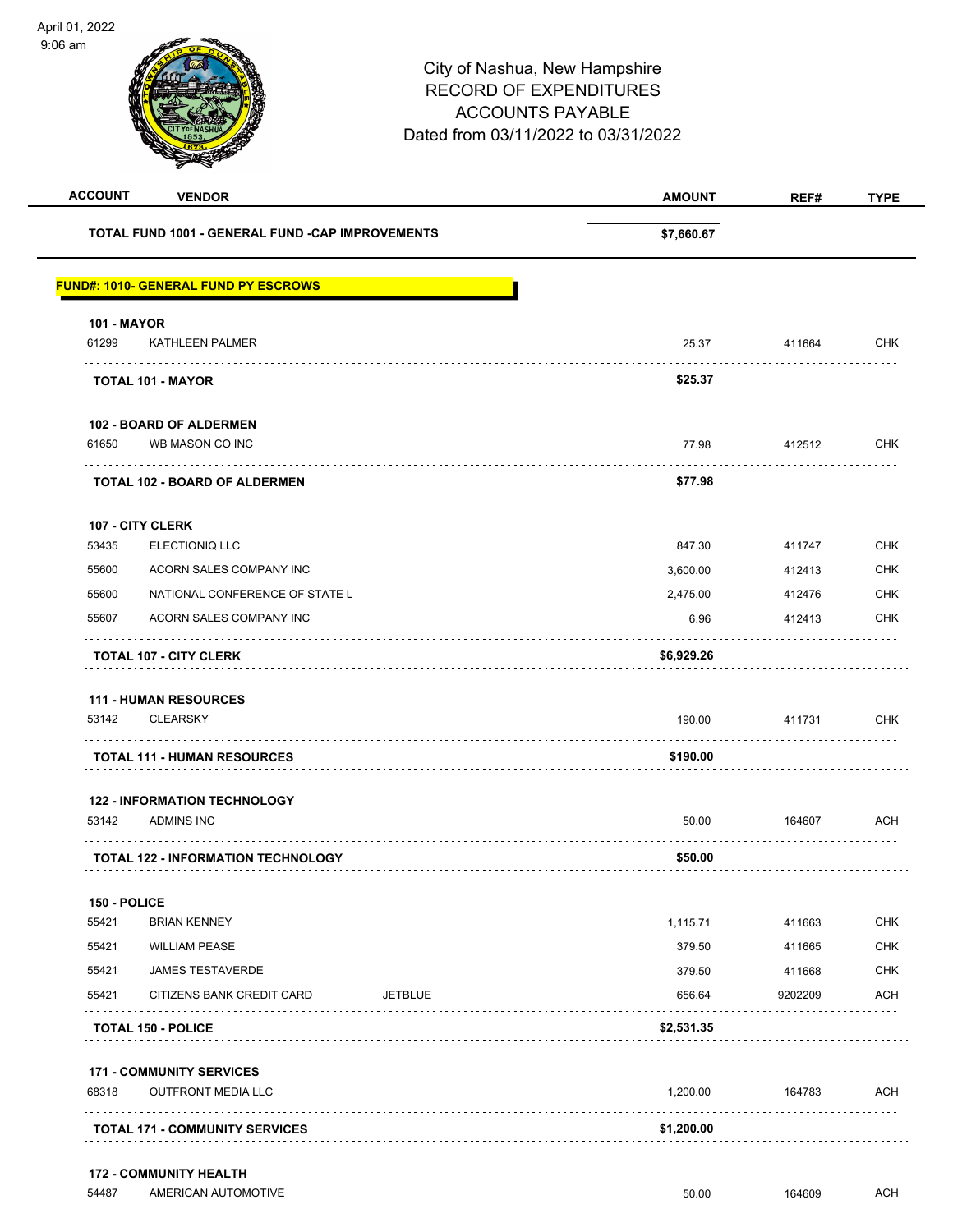# City of Nashua, New Hampshire
## RECORD OF EXPENDITURES
## ACCOUNTS PAYABLE
## Dated from 03/11/2022 to 03/31/2022

| ACCOUNT | VENDOR | | AMOUNT | REF# | TYPE |
|---|---|---|---|---|---|
| | **TOTAL FUND 1001 - GENERAL FUND -CAP IMPROVEMENTS** | | **$7,660.67** | | |

**FUND#: 1010- GENERAL FUND PY ESCROWS**

| ACCOUNT | VENDOR | | AMOUNT | REF# | TYPE |
|---|---|---|---|---|---|
| **101 - MAYOR** | | | | | |
| 61299 | KATHLEEN PALMER | | 25.37 | 411664 | CHK |
| | **TOTAL 101 - MAYOR** | | **$25.37** | | |
| **102 - BOARD OF ALDERMEN** | | | | | |
| 61650 | WB MASON CO INC | | 77.98 | 412512 | CHK |
| | **TOTAL 102 - BOARD OF ALDERMEN** | | **$77.98** | | |
| **107 - CITY CLERK** | | | | | |
| 53435 | ELECTIONIQ LLC | | 847.30 | 411747 | CHK |
| 55600 | ACORN SALES COMPANY INC | | 3,600.00 | 412413 | CHK |
| 55600 | NATIONAL CONFERENCE OF STATE L | | 2,475.00 | 412476 | CHK |
| 55607 | ACORN SALES COMPANY INC | | 6.96 | 412413 | CHK |
| | **TOTAL 107 - CITY CLERK** | | **$6,929.26** | | |
| **111 - HUMAN RESOURCES** | | | | | |
| 53142 | CLEARSKY | | 190.00 | 411731 | CHK |
| | **TOTAL 111 - HUMAN RESOURCES** | | **$190.00** | | |
| **122 - INFORMATION TECHNOLOGY** | | | | | |
| 53142 | ADMINS INC | | 50.00 | 164607 | ACH |
| | **TOTAL 122 - INFORMATION TECHNOLOGY** | | **$50.00** | | |
| **150 - POLICE** | | | | | |
| 55421 | BRIAN KENNEY | | 1,115.71 | 411663 | CHK |
| 55421 | WILLIAM PEASE | | 379.50 | 411665 | CHK |
| 55421 | JAMES TESTAVERDE | | 379.50 | 411668 | CHK |
| 55421 | CITIZENS BANK CREDIT CARD | JETBLUE | 656.64 | 9202209 | ACH |
| | **TOTAL 150 - POLICE** | | **$2,531.35** | | |
| **171 - COMMUNITY SERVICES** | | | | | |
| 68318 | OUTFRONT MEDIA LLC | | 1,200.00 | 164783 | ACH |
| | **TOTAL 171 - COMMUNITY SERVICES** | | **$1,200.00** | | |
| **172 - COMMUNITY HEALTH** | | | | | |
| 54487 | AMERICAN AUTOMOTIVE | | 50.00 | 164609 | ACH |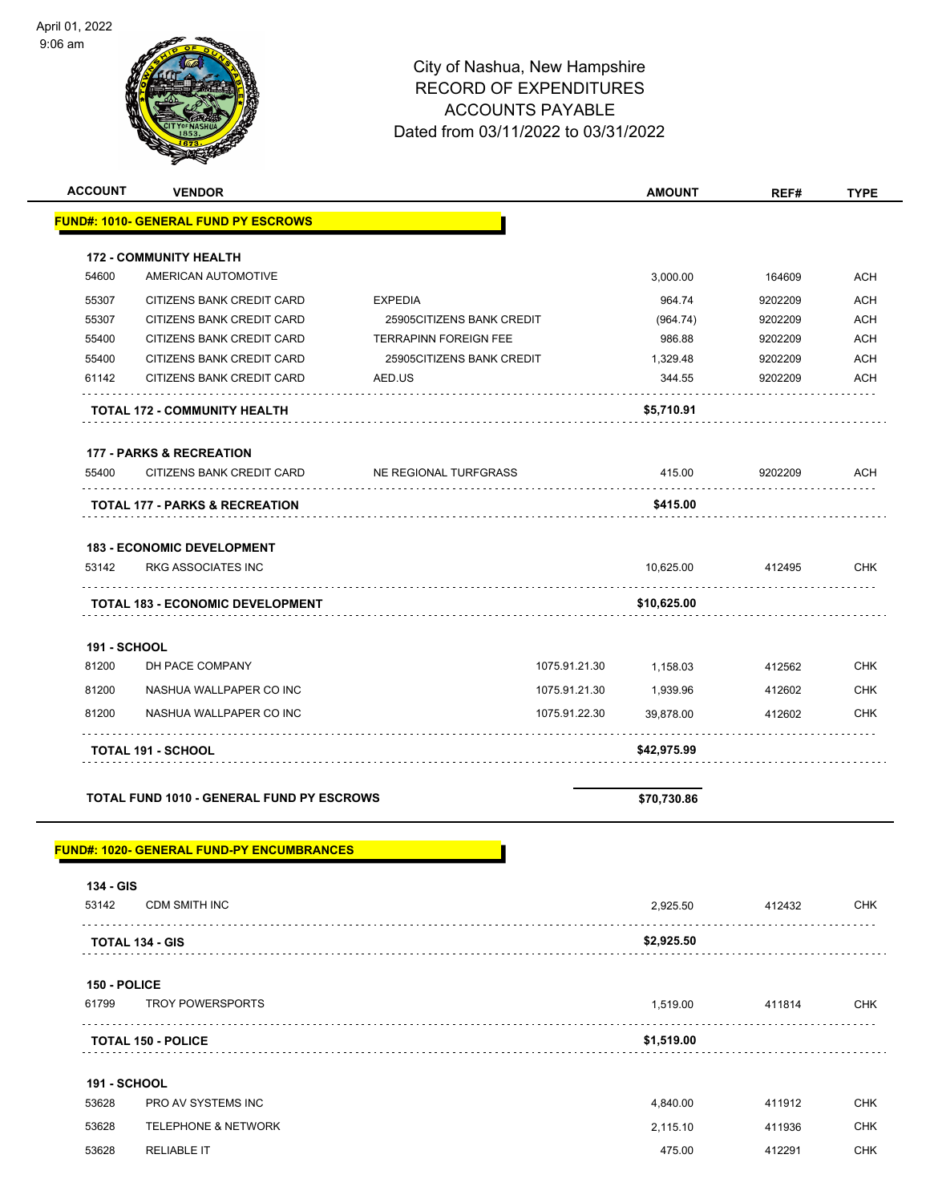April 01, 2022
9:06 am

# City of Nashua, New Hampshire
## RECORD OF EXPENDITURES
## ACCOUNTS PAYABLE
## Dated from 03/11/2022 to 03/31/2022

| ACCOUNT | VENDOR | | | AMOUNT | REF# | TYPE |
|---|---|---|---|---|---|---|
| **FUND#: 1010- GENERAL FUND PY ESCROWS** | | | | | | |
| **172 - COMMUNITY HEALTH** | | | | | | |
| 54600 | AMERICAN AUTOMOTIVE | | | 3,000.00 | 164609 | ACH |
| 55307 | CITIZENS BANK CREDIT CARD | EXPEDIA | | 964.74 | 9202209 | ACH |
| 55307 | CITIZENS BANK CREDIT CARD | 25905CITIZENS BANK CREDIT | | (964.74) | 9202209 | ACH |
| 55400 | CITIZENS BANK CREDIT CARD | TERRAPINN FOREIGN FEE | | 986.88 | 9202209 | ACH |
| 55400 | CITIZENS BANK CREDIT CARD | 25905CITIZENS BANK CREDIT | | 1,329.48 | 9202209 | ACH |
| 61142 | CITIZENS BANK CREDIT CARD | AED.US | | 344.55 | 9202209 | ACH |
| **TOTAL 172 - COMMUNITY HEALTH** | | | | **$5,710.91** | | |
| **177 - PARKS & RECREATION** | | | | | | |
| 55400 | CITIZENS BANK CREDIT CARD | NE REGIONAL TURFGRASS | | 415.00 | 9202209 | ACH |
| **TOTAL 177 - PARKS & RECREATION** | | | | **$415.00** | | |
| **183 - ECONOMIC DEVELOPMENT** | | | | | | |
| 53142 | RKG ASSOCIATES INC | | | 10,625.00 | 412495 | CHK |
| **TOTAL 183 - ECONOMIC DEVELOPMENT** | | | | **$10,625.00** | | |
| **191 - SCHOOL** | | | | | | |
| 81200 | DH PACE COMPANY | | 1075.91.21.30 | 1,158.03 | 412562 | CHK |
| 81200 | NASHUA WALLPAPER CO INC | | 1075.91.21.30 | 1,939.96 | 412602 | CHK |
| 81200 | NASHUA WALLPAPER CO INC | | 1075.91.22.30 | 39,878.00 | 412602 | CHK |
| **TOTAL 191 - SCHOOL** | | | | **$42,975.99** | | |
| **TOTAL FUND 1010 - GENERAL FUND PY ESCROWS** | | | | **$70,730.86** | | |
| **FUND#: 1020- GENERAL FUND-PY ENCUMBRANCES** | | | | | | |
| **134 - GIS** | | | | | | |
| 53142 | CDM SMITH INC | | | 2,925.50 | 412432 | CHK |
| **TOTAL 134 - GIS** | | | | **$2,925.50** | | |
| **150 - POLICE** | | | | | | |
| 61799 | TROY POWERSPORTS | | | 1,519.00 | 411814 | CHK |
| **TOTAL 150 - POLICE** | | | | **$1,519.00** | | |
| **191 - SCHOOL** | | | | | | |
| 53628 | PRO AV SYSTEMS INC | | | 4,840.00 | 411912 | CHK |
| 53628 | TELEPHONE & NETWORK | | | 2,115.10 | 411936 | CHK |
| 53628 | RELIABLE IT | | | 475.00 | 412291 | CHK |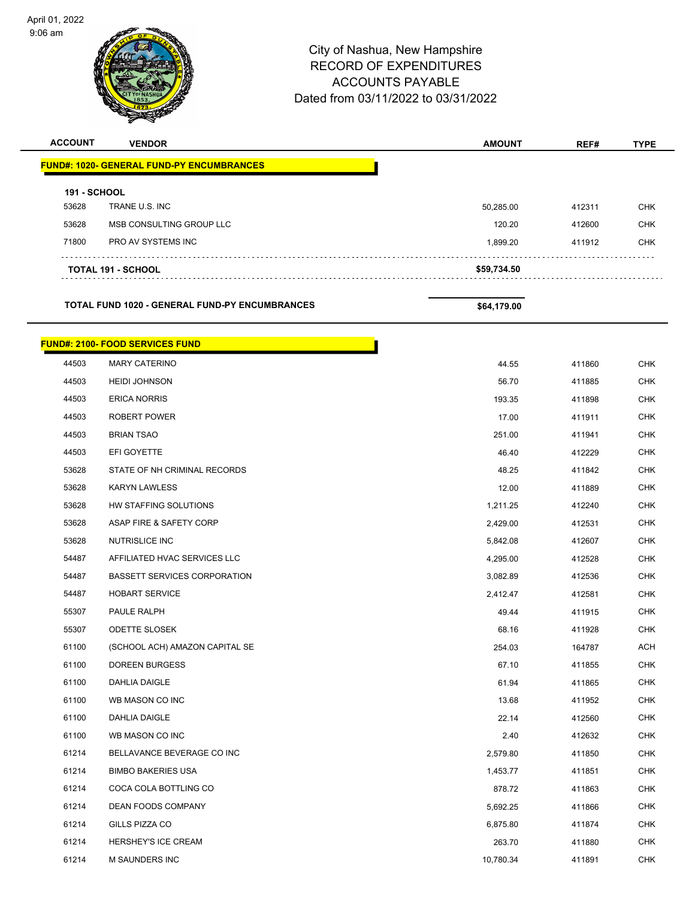City of Nashua, New Hampshire
RECORD OF EXPENDITURES
ACCOUNTS PAYABLE
Dated from 03/11/2022 to 03/31/2022

| ACCOUNT | VENDOR | AMOUNT | REF# | TYPE |
|---|---|---|---|---|
| **FUND#: 1020- GENERAL FUND-PY ENCUMBRANCES** | | | | |
| **191 - SCHOOL** | | | | |
| 53628 | TRANE U.S. INC | 50,285.00 | 412311 | CHK |
| 53628 | MSB CONSULTING GROUP LLC | 120.20 | 412600 | CHK |
| 71800 | PRO AV SYSTEMS INC | 1,899.20 | 411912 | CHK |
| **TOTAL 191 - SCHOOL** | | **$59,734.50** | | |
| **TOTAL FUND 1020 - GENERAL FUND-PY ENCUMBRANCES** | | **$64,179.00** | | |
| **FUND#: 2100- FOOD SERVICES FUND** | | | | |
| 44503 | MARY CATERINO | 44.55 | 411860 | CHK |
| 44503 | HEIDI JOHNSON | 56.70 | 411885 | CHK |
| 44503 | ERICA NORRIS | 193.35 | 411898 | CHK |
| 44503 | ROBERT POWER | 17.00 | 411911 | CHK |
| 44503 | BRIAN TSAO | 251.00 | 411941 | CHK |
| 44503 | EFI GOYETTE | 46.40 | 412229 | CHK |
| 53628 | STATE OF NH CRIMINAL RECORDS | 48.25 | 411842 | CHK |
| 53628 | KARYN LAWLESS | 12.00 | 411889 | CHK |
| 53628 | HW STAFFING SOLUTIONS | 1,211.25 | 412240 | CHK |
| 53628 | ASAP FIRE & SAFETY CORP | 2,429.00 | 412531 | CHK |
| 53628 | NUTRISLICE INC | 5,842.08 | 412607 | CHK |
| 54487 | AFFILIATED HVAC SERVICES LLC | 4,295.00 | 412528 | CHK |
| 54487 | BASSETT SERVICES CORPORATION | 3,082.89 | 412536 | CHK |
| 54487 | HOBART SERVICE | 2,412.47 | 412581 | CHK |
| 55307 | PAULE RALPH | 49.44 | 411915 | CHK |
| 55307 | ODETTE SLOSEK | 68.16 | 411928 | CHK |
| 61100 | (SCHOOL ACH) AMAZON CAPITAL SE | 254.03 | 164787 | ACH |
| 61100 | DOREEN BURGESS | 67.10 | 411855 | CHK |
| 61100 | DAHLIA DAIGLE | 61.94 | 411865 | CHK |
| 61100 | WB MASON CO INC | 13.68 | 411952 | CHK |
| 61100 | DAHLIA DAIGLE | 22.14 | 412560 | CHK |
| 61100 | WB MASON CO INC | 2.40 | 412632 | CHK |
| 61214 | BELLAVANCE BEVERAGE CO INC | 2,579.80 | 411850 | CHK |
| 61214 | BIMBO BAKERIES USA | 1,453.77 | 411851 | CHK |
| 61214 | COCA COLA BOTTLING CO | 878.72 | 411863 | CHK |
| 61214 | DEAN FOODS COMPANY | 5,692.25 | 411866 | CHK |
| 61214 | GILLS PIZZA CO | 6,875.80 | 411874 | CHK |
| 61214 | HERSHEY'S ICE CREAM | 263.70 | 411880 | CHK |
| 61214 | M SAUNDERS INC | 10,780.34 | 411891 | CHK |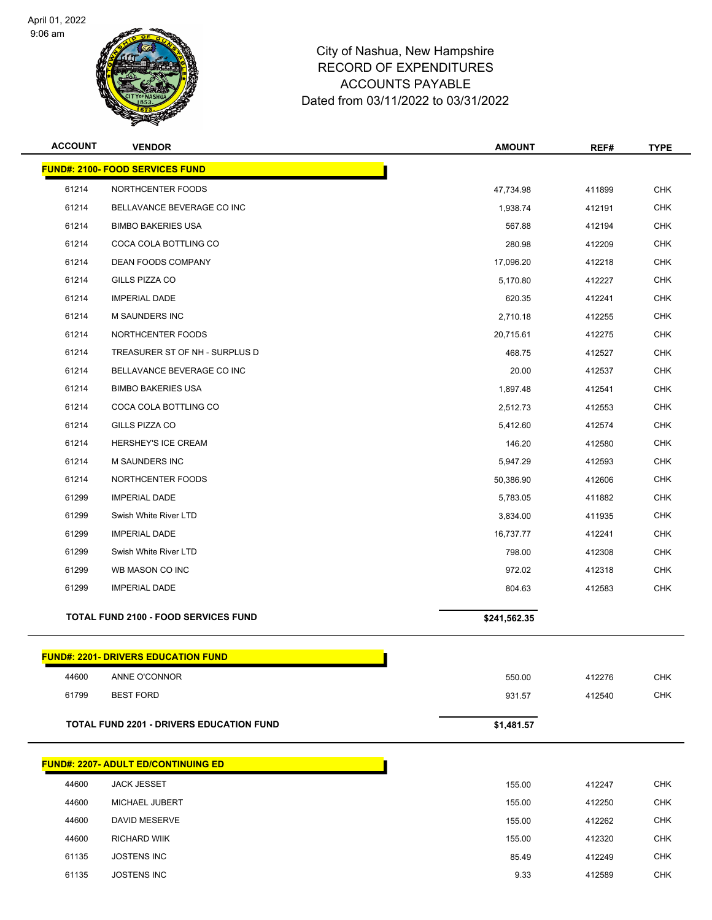City of Nashua, New Hampshire
RECORD OF EXPENDITURES
ACCOUNTS PAYABLE
Dated from 03/11/2022 to 03/31/2022

| ACCOUNT | VENDOR | AMOUNT | REF# | TYPE |
|---|---|---|---|---|
| **FUND#: 2100- FOOD SERVICES FUND** | | | | |
| 61214 | NORTHCENTER FOODS | 47,734.98 | 411899 | CHK |
| 61214 | BELLAVANCE BEVERAGE CO INC | 1,938.74 | 412191 | CHK |
| 61214 | BIMBO BAKERIES USA | 567.88 | 412194 | CHK |
| 61214 | COCA COLA BOTTLING CO | 280.98 | 412209 | CHK |
| 61214 | DEAN FOODS COMPANY | 17,096.20 | 412218 | CHK |
| 61214 | GILLS PIZZA CO | 5,170.80 | 412227 | CHK |
| 61214 | IMPERIAL DADE | 620.35 | 412241 | CHK |
| 61214 | M SAUNDERS INC | 2,710.18 | 412255 | CHK |
| 61214 | NORTHCENTER FOODS | 20,715.61 | 412275 | CHK |
| 61214 | TREASURER ST OF NH - SURPLUS D | 468.75 | 412527 | CHK |
| 61214 | BELLAVANCE BEVERAGE CO INC | 20.00 | 412537 | CHK |
| 61214 | BIMBO BAKERIES USA | 1,897.48 | 412541 | CHK |
| 61214 | COCA COLA BOTTLING CO | 2,512.73 | 412553 | CHK |
| 61214 | GILLS PIZZA CO | 5,412.60 | 412574 | CHK |
| 61214 | HERSHEY'S ICE CREAM | 146.20 | 412580 | CHK |
| 61214 | M SAUNDERS INC | 5,947.29 | 412593 | CHK |
| 61214 | NORTHCENTER FOODS | 50,386.90 | 412606 | CHK |
| 61299 | IMPERIAL DADE | 5,783.05 | 411882 | CHK |
| 61299 | Swish White River LTD | 3,834.00 | 411935 | CHK |
| 61299 | IMPERIAL DADE | 16,737.77 | 412241 | CHK |
| 61299 | Swish White River LTD | 798.00 | 412308 | CHK |
| 61299 | WB MASON CO INC | 972.02 | 412318 | CHK |
| 61299 | IMPERIAL DADE | 804.63 | 412583 | CHK |
| **TOTAL FUND 2100 - FOOD SERVICES FUND** | | **$241,562.35** | | |
| **FUND#: 2201- DRIVERS EDUCATION FUND** | | | | |
| 44600 | ANNE O'CONNOR | 550.00 | 412276 | CHK |
| 61799 | BEST FORD | 931.57 | 412540 | CHK |
| **TOTAL FUND 2201 - DRIVERS EDUCATION FUND** | | **$1,481.57** | | |
| **FUND#: 2207- ADULT ED/CONTINUING ED** | | | | |
| 44600 | JACK JESSET | 155.00 | 412247 | CHK |
| 44600 | MICHAEL JUBERT | 155.00 | 412250 | CHK |
| 44600 | DAVID MESERVE | 155.00 | 412262 | CHK |
| 44600 | RICHARD WIIK | 155.00 | 412320 | CHK |
| 61135 | JOSTENS INC | 85.49 | 412249 | CHK |
| 61135 | JOSTENS INC | 9.33 | 412589 | CHK |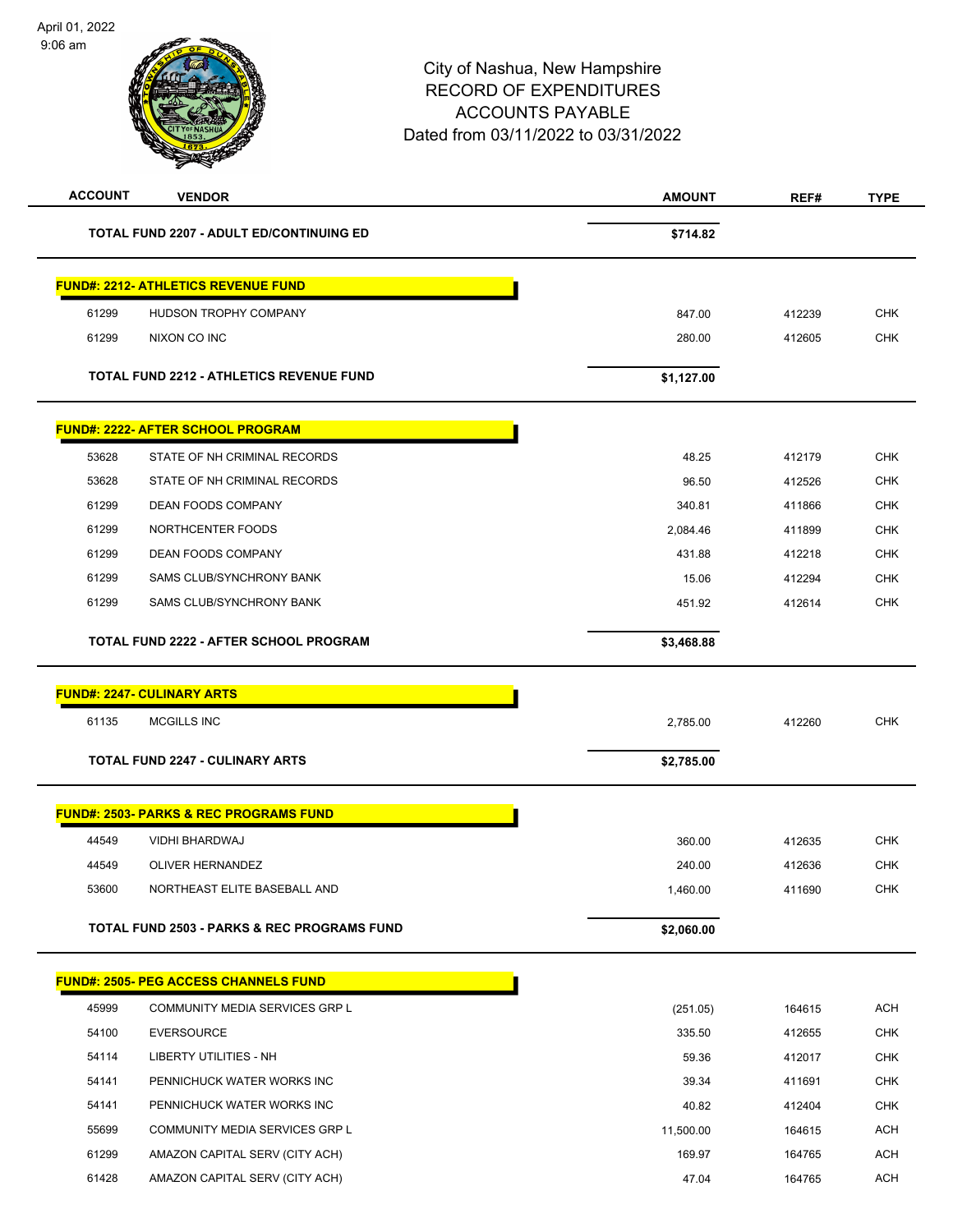City of Nashua, New Hampshire
RECORD OF EXPENDITURES
ACCOUNTS PAYABLE
Dated from 03/11/2022 to 03/31/2022

| ACCOUNT | VENDOR | AMOUNT | REF# | TYPE |
|---|---|---|---|---|
| | **TOTAL FUND 2207 - ADULT ED/CONTINUING ED** | **$714.82** | | |
| | **FUND#: 2212- ATHLETICS REVENUE FUND** | | | |
| 61299 | HUDSON TROPHY COMPANY | 847.00 | 412239 | CHK |
| 61299 | NIXON CO INC | 280.00 | 412605 | CHK |
| | **TOTAL FUND 2212 - ATHLETICS REVENUE FUND** | **$1,127.00** | | |
| | **FUND#: 2222- AFTER SCHOOL PROGRAM** | | | |
| 53628 | STATE OF NH CRIMINAL RECORDS | 48.25 | 412179 | CHK |
| 53628 | STATE OF NH CRIMINAL RECORDS | 96.50 | 412526 | CHK |
| 61299 | DEAN FOODS COMPANY | 340.81 | 411866 | CHK |
| 61299 | NORTHCENTER FOODS | 2,084.46 | 411899 | CHK |
| 61299 | DEAN FOODS COMPANY | 431.88 | 412218 | CHK |
| 61299 | SAMS CLUB/SYNCHRONY BANK | 15.06 | 412294 | CHK |
| 61299 | SAMS CLUB/SYNCHRONY BANK | 451.92 | 412614 | CHK |
| | **TOTAL FUND 2222 - AFTER SCHOOL PROGRAM** | **$3,468.88** | | |
| | **FUND#: 2247- CULINARY ARTS** | | | |
| 61135 | MCGILLS INC | 2,785.00 | 412260 | CHK |
| | **TOTAL FUND 2247 - CULINARY ARTS** | **$2,785.00** | | |
| | **FUND#: 2503- PARKS & REC PROGRAMS FUND** | | | |
| 44549 | VIDHI BHARDWAJ | 360.00 | 412635 | CHK |
| 44549 | OLIVER HERNANDEZ | 240.00 | 412636 | CHK |
| 53600 | NORTHEAST ELITE BASEBALL AND | 1,460.00 | 411690 | CHK |
| | **TOTAL FUND 2503 - PARKS & REC PROGRAMS FUND** | **$2,060.00** | | |
| | **FUND#: 2505- PEG ACCESS CHANNELS FUND** | | | |
| 45999 | COMMUNITY MEDIA SERVICES GRP L | (251.05) | 164615 | ACH |
| 54100 | EVERSOURCE | 335.50 | 412655 | CHK |
| 54114 | LIBERTY UTILITIES - NH | 59.36 | 412017 | CHK |
| 54141 | PENNICHUCK WATER WORKS INC | 39.34 | 411691 | CHK |
| 54141 | PENNICHUCK WATER WORKS INC | 40.82 | 412404 | CHK |
| 55699 | COMMUNITY MEDIA SERVICES GRP L | 11,500.00 | 164615 | ACH |
| 61299 | AMAZON CAPITAL SERV (CITY ACH) | 169.97 | 164765 | ACH |
| 61428 | AMAZON CAPITAL SERV (CITY ACH) | 47.04 | 164765 | ACH |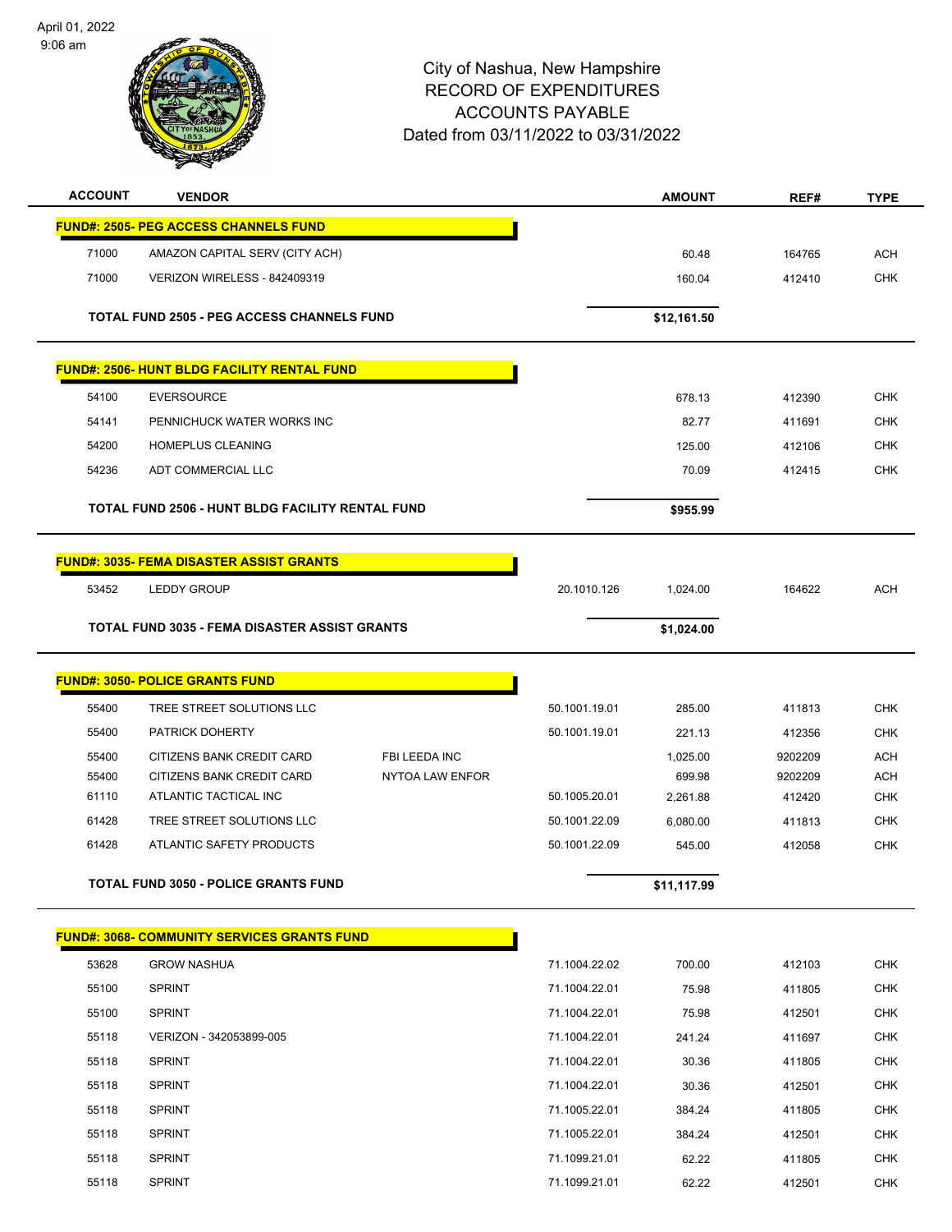City of Nashua, New Hampshire
RECORD OF EXPENDITURES
ACCOUNTS PAYABLE
Dated from 03/11/2022 to 03/31/2022

| ACCOUNT | VENDOR | | | AMOUNT | REF# | TYPE |
|---|---|---|---|---|---|---|
| **FUND#: 2505- PEG ACCESS CHANNELS FUND** | | | | | | |
| 71000 | AMAZON CAPITAL SERV (CITY ACH) | | | 60.48 | 164765 | ACH |
| 71000 | VERIZON WIRELESS - 842409319 | | | 160.04 | 412410 | CHK |
| | **TOTAL FUND 2505 - PEG ACCESS CHANNELS FUND** | | | **$12,161.50** | | |
| **FUND#: 2506- HUNT BLDG FACILITY RENTAL FUND** | | | | | | |
| 54100 | EVERSOURCE | | | 678.13 | 412390 | CHK |
| 54141 | PENNICHUCK WATER WORKS INC | | | 82.77 | 411691 | CHK |
| 54200 | HOMEPLUS CLEANING | | | 125.00 | 412106 | CHK |
| 54236 | ADT COMMERCIAL LLC | | | 70.09 | 412415 | CHK |
| | **TOTAL FUND 2506 - HUNT BLDG FACILITY RENTAL FUND** | | | **$955.99** | | |
| **FUND#: 3035- FEMA DISASTER ASSIST GRANTS** | | | | | | |
| 53452 | LEDDY GROUP | | 20.1010.126 | 1,024.00 | 164622 | ACH |
| | **TOTAL FUND 3035 - FEMA DISASTER ASSIST GRANTS** | | | **$1,024.00** | | |
| **FUND#: 3050- POLICE GRANTS FUND** | | | | | | |
| 55400 | TREE STREET SOLUTIONS LLC | | 50.1001.19.01 | 285.00 | 411813 | CHK |
| 55400 | PATRICK DOHERTY | | 50.1001.19.01 | 221.13 | 412356 | CHK |
| 55400 | CITIZENS BANK CREDIT CARD | FBI LEEDA INC | | 1,025.00 | 9202209 | ACH |
| 55400 | CITIZENS BANK CREDIT CARD | NYTOA LAW ENFOR | | 699.98 | 9202209 | ACH |
| 61110 | ATLANTIC TACTICAL INC | | 50.1005.20.01 | 2,261.88 | 412420 | CHK |
| 61428 | TREE STREET SOLUTIONS LLC | | 50.1001.22.09 | 6,080.00 | 411813 | CHK |
| 61428 | ATLANTIC SAFETY PRODUCTS | | 50.1001.22.09 | 545.00 | 412058 | CHK |
| | **TOTAL FUND 3050 - POLICE GRANTS FUND** | | | **$11,117.99** | | |
| **FUND#: 3068- COMMUNITY SERVICES GRANTS FUND** | | | | | | |
| 53628 | GROW NASHUA | | 71.1004.22.02 | 700.00 | 412103 | CHK |
| 55100 | SPRINT | | 71.1004.22.01 | 75.98 | 411805 | CHK |
| 55100 | SPRINT | | 71.1004.22.01 | 75.98 | 412501 | CHK |
| 55118 | VERIZON - 342053899-005 | | 71.1004.22.01 | 241.24 | 411697 | CHK |
| 55118 | SPRINT | | 71.1004.22.01 | 30.36 | 411805 | CHK |
| 55118 | SPRINT | | 71.1004.22.01 | 30.36 | 412501 | CHK |
| 55118 | SPRINT | | 71.1005.22.01 | 384.24 | 411805 | CHK |
| 55118 | SPRINT | | 71.1005.22.01 | 384.24 | 412501 | CHK |
| 55118 | SPRINT | | 71.1099.21.01 | 62.22 | 411805 | CHK |
| 55118 | SPRINT | | 71.1099.21.01 | 62.22 | 412501 | CHK |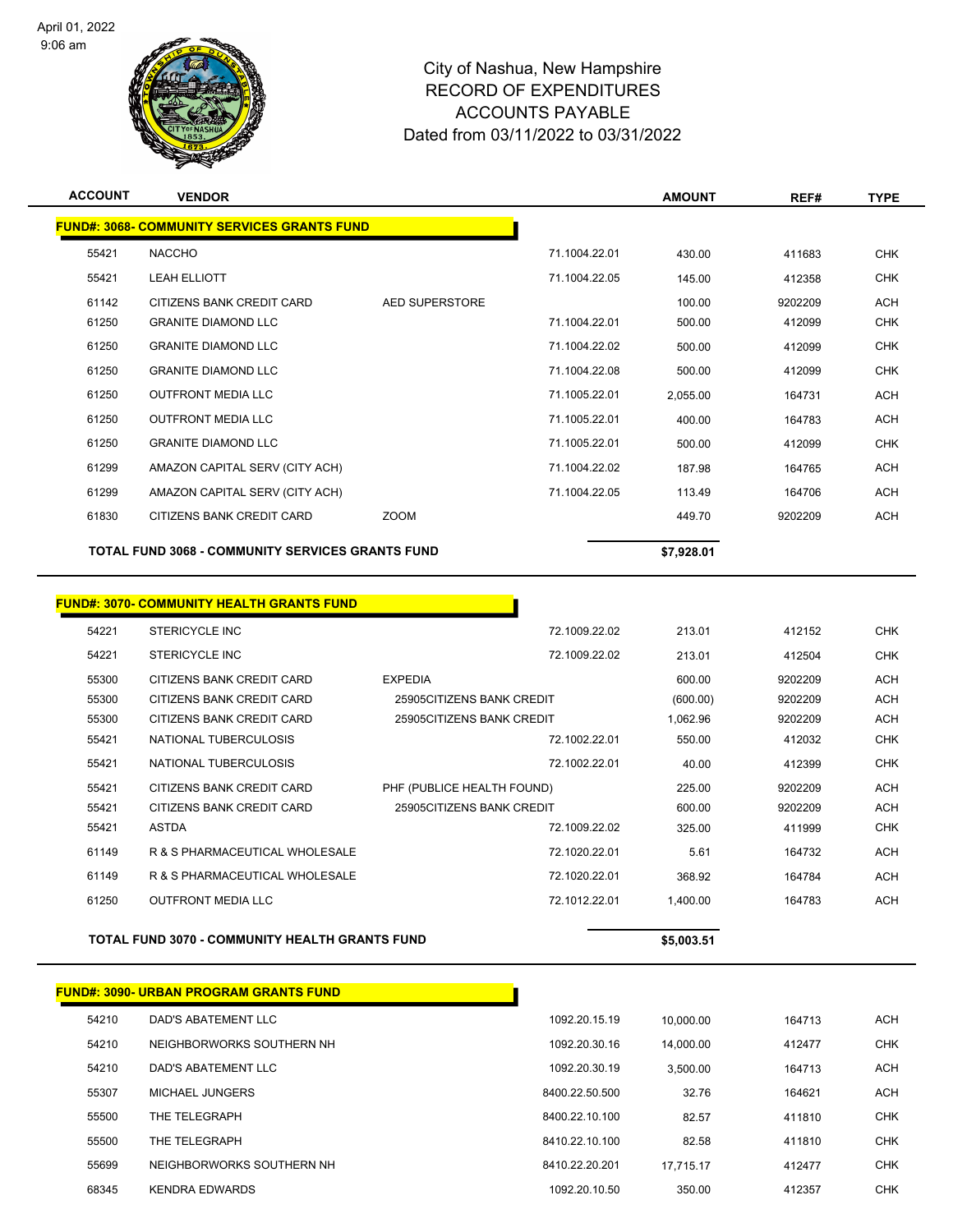April 01, 2022
9:06 am

# City of Nashua, New Hampshire
## RECORD OF EXPENDITURES
## ACCOUNTS PAYABLE
## Dated from 03/11/2022 to 03/31/2022

| ACCOUNT | VENDOR | | | AMOUNT | REF# | TYPE |
|---|---|---|---|---|---|---|
| **FUND#: 3068- COMMUNITY SERVICES GRANTS FUND** | | | | | | |
| 55421 | NACCHO | | 71.1004.22.01 | 430.00 | 411683 | CHK |
| 55421 | LEAH ELLIOTT | | 71.1004.22.05 | 145.00 | 412358 | CHK |
| 61142 | CITIZENS BANK CREDIT CARD | AED SUPERSTORE | | 100.00 | 9202209 | ACH |
| 61250 | GRANITE DIAMOND LLC | | 71.1004.22.01 | 500.00 | 412099 | CHK |
| 61250 | GRANITE DIAMOND LLC | | 71.1004.22.02 | 500.00 | 412099 | CHK |
| 61250 | GRANITE DIAMOND LLC | | 71.1004.22.08 | 500.00 | 412099 | CHK |
| 61250 | OUTFRONT MEDIA LLC | | 71.1005.22.01 | 2,055.00 | 164731 | ACH |
| 61250 | OUTFRONT MEDIA LLC | | 71.1005.22.01 | 400.00 | 164783 | ACH |
| 61250 | GRANITE DIAMOND LLC | | 71.1005.22.01 | 500.00 | 412099 | CHK |
| 61299 | AMAZON CAPITAL SERV (CITY ACH) | | 71.1004.22.02 | 187.98 | 164765 | ACH |
| 61299 | AMAZON CAPITAL SERV (CITY ACH) | | 71.1004.22.05 | 113.49 | 164706 | ACH |
| 61830 | CITIZENS BANK CREDIT CARD | ZOOM | | 449.70 | 9202209 | ACH |
| **TOTAL FUND 3068 - COMMUNITY SERVICES GRANTS FUND** | | | | **$7,928.01** | | |
| **FUND#: 3070- COMMUNITY HEALTH GRANTS FUND** | | | | | | |
| 54221 | STERICYCLE INC | | 72.1009.22.02 | 213.01 | 412152 | CHK |
| 54221 | STERICYCLE INC | | 72.1009.22.02 | 213.01 | 412504 | CHK |
| 55300 | CITIZENS BANK CREDIT CARD | EXPEDIA | | 600.00 | 9202209 | ACH |
| 55300 | CITIZENS BANK CREDIT CARD | 25905CITIZENS BANK CREDIT | | (600.00) | 9202209 | ACH |
| 55300 | CITIZENS BANK CREDIT CARD | 25905CITIZENS BANK CREDIT | | 1,062.96 | 9202209 | ACH |
| 55421 | NATIONAL TUBERCULOSIS | | 72.1002.22.01 | 550.00 | 412032 | CHK |
| 55421 | NATIONAL TUBERCULOSIS | | 72.1002.22.01 | 40.00 | 412399 | CHK |
| 55421 | CITIZENS BANK CREDIT CARD | PHF (PUBLICE HEALTH FOUND) | | 225.00 | 9202209 | ACH |
| 55421 | CITIZENS BANK CREDIT CARD | 25905CITIZENS BANK CREDIT | | 600.00 | 9202209 | ACH |
| 55421 | ASTDA | | 72.1009.22.02 | 325.00 | 411999 | CHK |
| 61149 | R & S PHARMACEUTICAL WHOLESALE | | 72.1020.22.01 | 5.61 | 164732 | ACH |
| 61149 | R & S PHARMACEUTICAL WHOLESALE | | 72.1020.22.01 | 368.92 | 164784 | ACH |
| 61250 | OUTFRONT MEDIA LLC | | 72.1012.22.01 | 1,400.00 | 164783 | ACH |
| **TOTAL FUND 3070 - COMMUNITY HEALTH GRANTS FUND** | | | | **$5,003.51** | | |
| **FUND#: 3090- URBAN PROGRAM GRANTS FUND** | | | | | | |
| 54210 | DAD'S ABATEMENT LLC | | 1092.20.15.19 | 10,000.00 | 164713 | ACH |
| 54210 | NEIGHBORWORKS SOUTHERN NH | | 1092.20.30.16 | 14,000.00 | 412477 | CHK |
| 54210 | DAD'S ABATEMENT LLC | | 1092.20.30.19 | 3,500.00 | 164713 | ACH |
| 55307 | MICHAEL JUNGERS | | 8400.22.50.500 | 32.76 | 164621 | ACH |
| 55500 | THE TELEGRAPH | | 8400.22.10.100 | 82.57 | 411810 | CHK |
| 55500 | THE TELEGRAPH | | 8410.22.10.100 | 82.58 | 411810 | CHK |
| 55699 | NEIGHBORWORKS SOUTHERN NH | | 8410.22.20.201 | 17,715.17 | 412477 | CHK |
| 68345 | KENDRA EDWARDS | | 1092.20.10.50 | 350.00 | 412357 | CHK |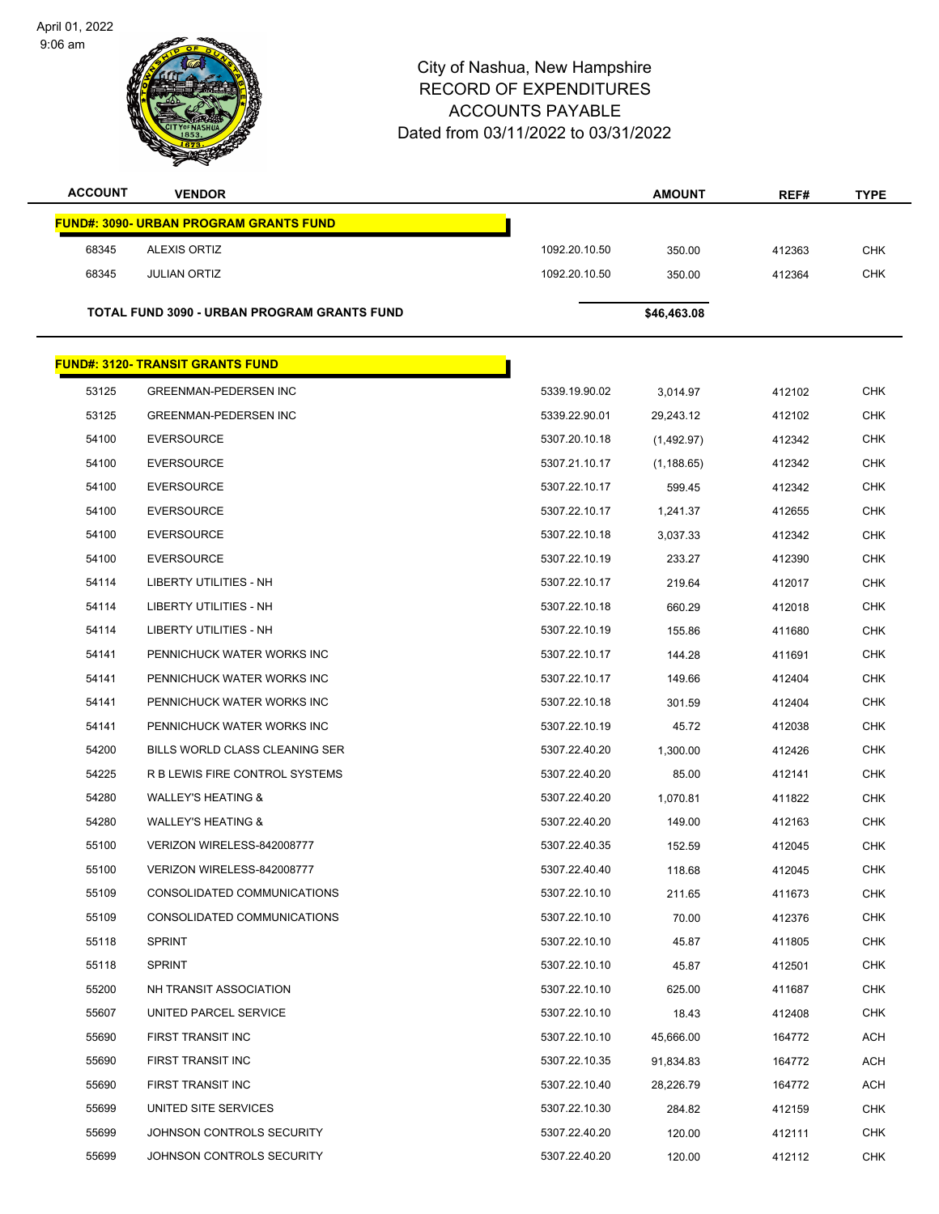City of Nashua, New Hampshire
RECORD OF EXPENDITURES
ACCOUNTS PAYABLE
Dated from 03/11/2022 to 03/31/2022

| ACCOUNT | VENDOR | | AMOUNT | REF# | TYPE |
|---|---|---|---|---|---|
| **FUND#: 3090- URBAN PROGRAM GRANTS FUND** | | | | | |
| 68345 | ALEXIS ORTIZ | 1092.20.10.50 | 350.00 | 412363 | CHK |
| 68345 | JULIAN ORTIZ | 1092.20.10.50 | 350.00 | 412364 | CHK |
| **TOTAL FUND 3090 - URBAN PROGRAM GRANTS FUND** | | | **$46,463.08** | | |
| **FUND#: 3120- TRANSIT GRANTS FUND** | | | | | |
| 53125 | GREENMAN-PEDERSEN INC | 5339.19.90.02 | 3,014.97 | 412102 | CHK |
| 53125 | GREENMAN-PEDERSEN INC | 5339.22.90.01 | 29,243.12 | 412102 | CHK |
| 54100 | EVERSOURCE | 5307.20.10.18 | (1,492.97) | 412342 | CHK |
| 54100 | EVERSOURCE | 5307.21.10.17 | (1,188.65) | 412342 | CHK |
| 54100 | EVERSOURCE | 5307.22.10.17 | 599.45 | 412342 | CHK |
| 54100 | EVERSOURCE | 5307.22.10.17 | 1,241.37 | 412655 | CHK |
| 54100 | EVERSOURCE | 5307.22.10.18 | 3,037.33 | 412342 | CHK |
| 54100 | EVERSOURCE | 5307.22.10.19 | 233.27 | 412390 | CHK |
| 54114 | LIBERTY UTILITIES - NH | 5307.22.10.17 | 219.64 | 412017 | CHK |
| 54114 | LIBERTY UTILITIES - NH | 5307.22.10.18 | 660.29 | 412018 | CHK |
| 54114 | LIBERTY UTILITIES - NH | 5307.22.10.19 | 155.86 | 411680 | CHK |
| 54141 | PENNICHUCK WATER WORKS INC | 5307.22.10.17 | 144.28 | 411691 | CHK |
| 54141 | PENNICHUCK WATER WORKS INC | 5307.22.10.17 | 149.66 | 412404 | CHK |
| 54141 | PENNICHUCK WATER WORKS INC | 5307.22.10.18 | 301.59 | 412404 | CHK |
| 54141 | PENNICHUCK WATER WORKS INC | 5307.22.10.19 | 45.72 | 412038 | CHK |
| 54200 | BILLS WORLD CLASS CLEANING SER | 5307.22.40.20 | 1,300.00 | 412426 | CHK |
| 54225 | R B LEWIS FIRE CONTROL SYSTEMS | 5307.22.40.20 | 85.00 | 412141 | CHK |
| 54280 | WALLEY'S HEATING & | 5307.22.40.20 | 1,070.81 | 411822 | CHK |
| 54280 | WALLEY'S HEATING & | 5307.22.40.20 | 149.00 | 412163 | CHK |
| 55100 | VERIZON WIRELESS-842008777 | 5307.22.40.35 | 152.59 | 412045 | CHK |
| 55100 | VERIZON WIRELESS-842008777 | 5307.22.40.40 | 118.68 | 412045 | CHK |
| 55109 | CONSOLIDATED COMMUNICATIONS | 5307.22.10.10 | 211.65 | 411673 | CHK |
| 55109 | CONSOLIDATED COMMUNICATIONS | 5307.22.10.10 | 70.00 | 412376 | CHK |
| 55118 | SPRINT | 5307.22.10.10 | 45.87 | 411805 | CHK |
| 55118 | SPRINT | 5307.22.10.10 | 45.87 | 412501 | CHK |
| 55200 | NH TRANSIT ASSOCIATION | 5307.22.10.10 | 625.00 | 411687 | CHK |
| 55607 | UNITED PARCEL SERVICE | 5307.22.10.10 | 18.43 | 412408 | CHK |
| 55690 | FIRST TRANSIT INC | 5307.22.10.10 | 45,666.00 | 164772 | ACH |
| 55690 | FIRST TRANSIT INC | 5307.22.10.35 | 91,834.83 | 164772 | ACH |
| 55690 | FIRST TRANSIT INC | 5307.22.10.40 | 28,226.79 | 164772 | ACH |
| 55699 | UNITED SITE SERVICES | 5307.22.10.30 | 284.82 | 412159 | CHK |
| 55699 | JOHNSON CONTROLS SECURITY | 5307.22.40.20 | 120.00 | 412111 | CHK |
| 55699 | JOHNSON CONTROLS SECURITY | 5307.22.40.20 | 120.00 | 412112 | CHK |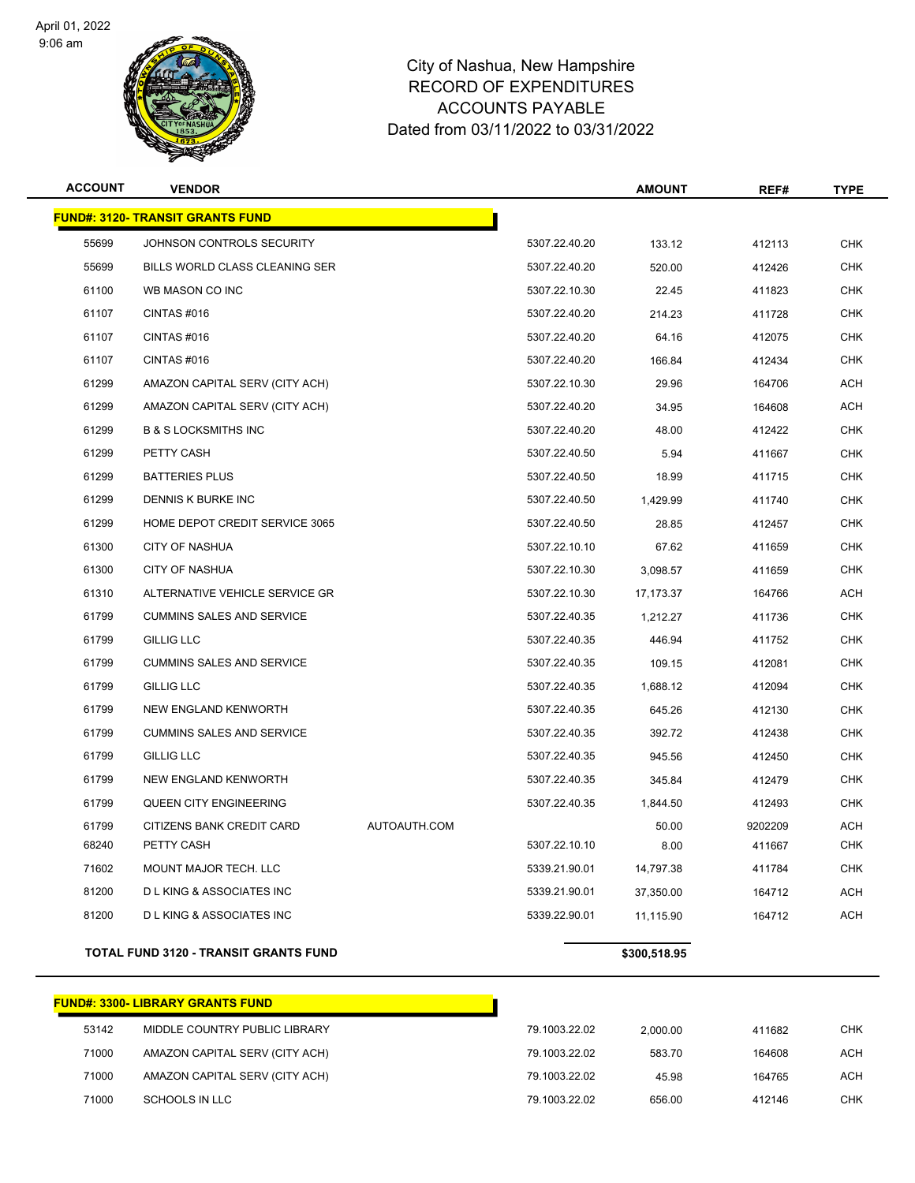City of Nashua, New Hampshire
RECORD OF EXPENDITURES
ACCOUNTS PAYABLE
Dated from 03/11/2022 to 03/31/2022

| ACCOUNT | VENDOR | | | AMOUNT | REF# | TYPE |
|---|---|---|---|---|---|---|
| **FUND#: 3120- TRANSIT GRANTS FUND** | | | | | | |
| 55699 | JOHNSON CONTROLS SECURITY | | 5307.22.40.20 | 133.12 | 412113 | CHK |
| 55699 | BILLS WORLD CLASS CLEANING SER | | 5307.22.40.20 | 520.00 | 412426 | CHK |
| 61100 | WB MASON CO INC | | 5307.22.10.30 | 22.45 | 411823 | CHK |
| 61107 | CINTAS #016 | | 5307.22.40.20 | 214.23 | 411728 | CHK |
| 61107 | CINTAS #016 | | 5307.22.40.20 | 64.16 | 412075 | CHK |
| 61107 | CINTAS #016 | | 5307.22.40.20 | 166.84 | 412434 | CHK |
| 61299 | AMAZON CAPITAL SERV (CITY ACH) | | 5307.22.10.30 | 29.96 | 164706 | ACH |
| 61299 | AMAZON CAPITAL SERV (CITY ACH) | | 5307.22.40.20 | 34.95 | 164608 | ACH |
| 61299 | B & S LOCKSMITHS INC | | 5307.22.40.20 | 48.00 | 412422 | CHK |
| 61299 | PETTY CASH | | 5307.22.40.50 | 5.94 | 411667 | CHK |
| 61299 | BATTERIES PLUS | | 5307.22.40.50 | 18.99 | 411715 | CHK |
| 61299 | DENNIS K BURKE INC | | 5307.22.40.50 | 1,429.99 | 411740 | CHK |
| 61299 | HOME DEPOT CREDIT SERVICE 3065 | | 5307.22.40.50 | 28.85 | 412457 | CHK |
| 61300 | CITY OF NASHUA | | 5307.22.10.10 | 67.62 | 411659 | CHK |
| 61300 | CITY OF NASHUA | | 5307.22.10.30 | 3,098.57 | 411659 | CHK |
| 61310 | ALTERNATIVE VEHICLE SERVICE GR | | 5307.22.10.30 | 17,173.37 | 164766 | ACH |
| 61799 | CUMMINS SALES AND SERVICE | | 5307.22.40.35 | 1,212.27 | 411736 | CHK |
| 61799 | GILLIG LLC | | 5307.22.40.35 | 446.94 | 411752 | CHK |
| 61799 | CUMMINS SALES AND SERVICE | | 5307.22.40.35 | 109.15 | 412081 | CHK |
| 61799 | GILLIG LLC | | 5307.22.40.35 | 1,688.12 | 412094 | CHK |
| 61799 | NEW ENGLAND KENWORTH | | 5307.22.40.35 | 645.26 | 412130 | CHK |
| 61799 | CUMMINS SALES AND SERVICE | | 5307.22.40.35 | 392.72 | 412438 | CHK |
| 61799 | GILLIG LLC | | 5307.22.40.35 | 945.56 | 412450 | CHK |
| 61799 | NEW ENGLAND KENWORTH | | 5307.22.40.35 | 345.84 | 412479 | CHK |
| 61799 | QUEEN CITY ENGINEERING | | 5307.22.40.35 | 1,844.50 | 412493 | CHK |
| 61799 | CITIZENS BANK CREDIT CARD | AUTOAUTH.COM | | 50.00 | 9202209 | ACH |
| 68240 | PETTY CASH | | 5307.22.10.10 | 8.00 | 411667 | CHK |
| 71602 | MOUNT MAJOR TECH. LLC | | 5339.21.90.01 | 14,797.38 | 411784 | CHK |
| 81200 | D L KING & ASSOCIATES INC | | 5339.21.90.01 | 37,350.00 | 164712 | ACH |
| 81200 | D L KING & ASSOCIATES INC | | 5339.22.90.01 | 11,115.90 | 164712 | ACH |
| **TOTAL FUND 3120 - TRANSIT GRANTS FUND** | | | | **$300,518.95** | | |
| **FUND#: 3300- LIBRARY GRANTS FUND** | | | | | | |
| 53142 | MIDDLE COUNTRY PUBLIC LIBRARY | | 79.1003.22.02 | 2,000.00 | 411682 | CHK |
| 71000 | AMAZON CAPITAL SERV (CITY ACH) | | 79.1003.22.02 | 583.70 | 164608 | ACH |
| 71000 | AMAZON CAPITAL SERV (CITY ACH) | | 79.1003.22.02 | 45.98 | 164765 | ACH |
| 71000 | SCHOOLS IN LLC | | 79.1003.22.02 | 656.00 | 412146 | CHK |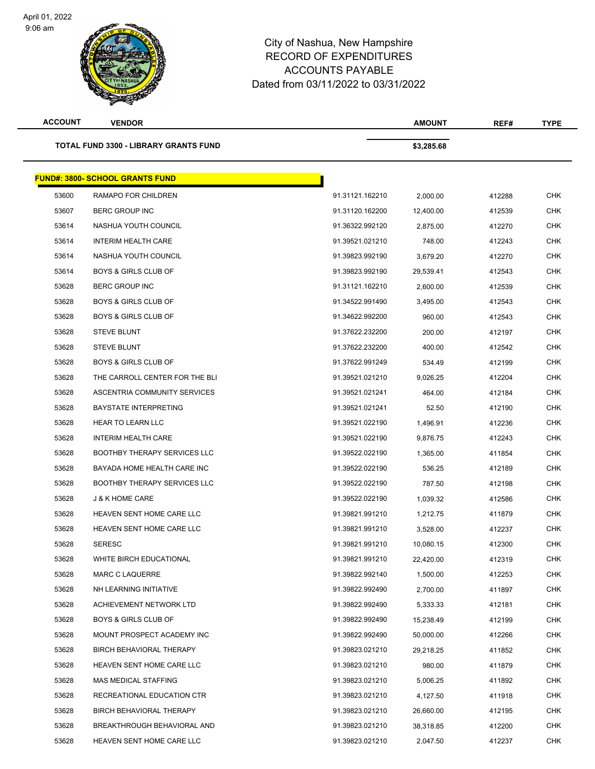City of Nashua, New Hampshire
RECORD OF EXPENDITURES
ACCOUNTS PAYABLE
Dated from 03/11/2022 to 03/31/2022

| ACCOUNT | VENDOR | | AMOUNT | REF# | TYPE |
|---|---|---|---|---|---|
| **TOTAL FUND 3300 - LIBRARY GRANTS FUND** | | | **$3,285.68** | | |

**FUND#: 3800- SCHOOL GRANTS FUND**

| ACCOUNT | VENDOR | | AMOUNT | REF# | TYPE |
|---|---|---|---|---|---|
| 53600 | RAMAPO FOR CHILDREN | 91.31121.162210 | 2,000.00 | 412288 | CHK |
| 53607 | BERC GROUP INC | 91.31120.162200 | 12,400.00 | 412539 | CHK |
| 53614 | NASHUA YOUTH COUNCIL | 91.36322.992120 | 2,875.00 | 412270 | CHK |
| 53614 | INTERIM HEALTH CARE | 91.39521.021210 | 748.00 | 412243 | CHK |
| 53614 | NASHUA YOUTH COUNCIL | 91.39823.992190 | 3,679.20 | 412270 | CHK |
| 53614 | BOYS & GIRLS CLUB OF | 91.39823.992190 | 29,539.41 | 412543 | CHK |
| 53628 | BERC GROUP INC | 91.31121.162210 | 2,600.00 | 412539 | CHK |
| 53628 | BOYS & GIRLS CLUB OF | 91.34522.991490 | 3,495.00 | 412543 | CHK |
| 53628 | BOYS & GIRLS CLUB OF | 91.34622.992200 | 960.00 | 412543 | CHK |
| 53628 | STEVE BLUNT | 91.37622.232200 | 200.00 | 412197 | CHK |
| 53628 | STEVE BLUNT | 91.37622.232200 | 400.00 | 412542 | CHK |
| 53628 | BOYS & GIRLS CLUB OF | 91.37622.991249 | 534.49 | 412199 | CHK |
| 53628 | THE CARROLL CENTER FOR THE BLI | 91.39521.021210 | 9,026.25 | 412204 | CHK |
| 53628 | ASCENTRIA COMMUNITY SERVICES | 91.39521.021241 | 464.00 | 412184 | CHK |
| 53628 | BAYSTATE INTERPRETING | 91.39521.021241 | 52.50 | 412190 | CHK |
| 53628 | HEAR TO LEARN LLC | 91.39521.022190 | 1,496.91 | 412236 | CHK |
| 53628 | INTERIM HEALTH CARE | 91.39521.022190 | 9,876.75 | 412243 | CHK |
| 53628 | BOOTHBY THERAPY SERVICES LLC | 91.39522.022190 | 1,365.00 | 411854 | CHK |
| 53628 | BAYADA HOME HEALTH CARE INC | 91.39522.022190 | 536.25 | 412189 | CHK |
| 53628 | BOOTHBY THERAPY SERVICES LLC | 91.39522.022190 | 787.50 | 412198 | CHK |
| 53628 | J & K HOME CARE | 91.39522.022190 | 1,039.32 | 412586 | CHK |
| 53628 | HEAVEN SENT HOME CARE LLC | 91.39821.991210 | 1,212.75 | 411879 | CHK |
| 53628 | HEAVEN SENT HOME CARE LLC | 91.39821.991210 | 3,528.00 | 412237 | CHK |
| 53628 | SERESC | 91.39821.991210 | 10,080.15 | 412300 | CHK |
| 53628 | WHITE BIRCH EDUCATIONAL | 91.39821.991210 | 22,420.00 | 412319 | CHK |
| 53628 | MARC C LAQUERRE | 91.39822.992140 | 1,500.00 | 412253 | CHK |
| 53628 | NH LEARNING INITIATIVE | 91.39822.992490 | 2,700.00 | 411897 | CHK |
| 53628 | ACHIEVEMENT NETWORK LTD | 91.39822.992490 | 5,333.33 | 412181 | CHK |
| 53628 | BOYS & GIRLS CLUB OF | 91.39822.992490 | 15,238.49 | 412199 | CHK |
| 53628 | MOUNT PROSPECT ACADEMY INC | 91.39822.992490 | 50,000.00 | 412266 | CHK |
| 53628 | BIRCH BEHAVIORAL THERAPY | 91.39823.021210 | 29,218.25 | 411852 | CHK |
| 53628 | HEAVEN SENT HOME CARE LLC | 91.39823.021210 | 980.00 | 411879 | CHK |
| 53628 | MAS MEDICAL STAFFING | 91.39823.021210 | 5,006.25 | 411892 | CHK |
| 53628 | RECREATIONAL EDUCATION CTR | 91.39823.021210 | 4,127.50 | 411918 | CHK |
| 53628 | BIRCH BEHAVIORAL THERAPY | 91.39823.021210 | 26,660.00 | 412195 | CHK |
| 53628 | BREAKTHROUGH BEHAVIORAL AND | 91.39823.021210 | 38,318.85 | 412200 | CHK |
| 53628 | HEAVEN SENT HOME CARE LLC | 91.39823.021210 | 2,047.50 | 412237 | CHK |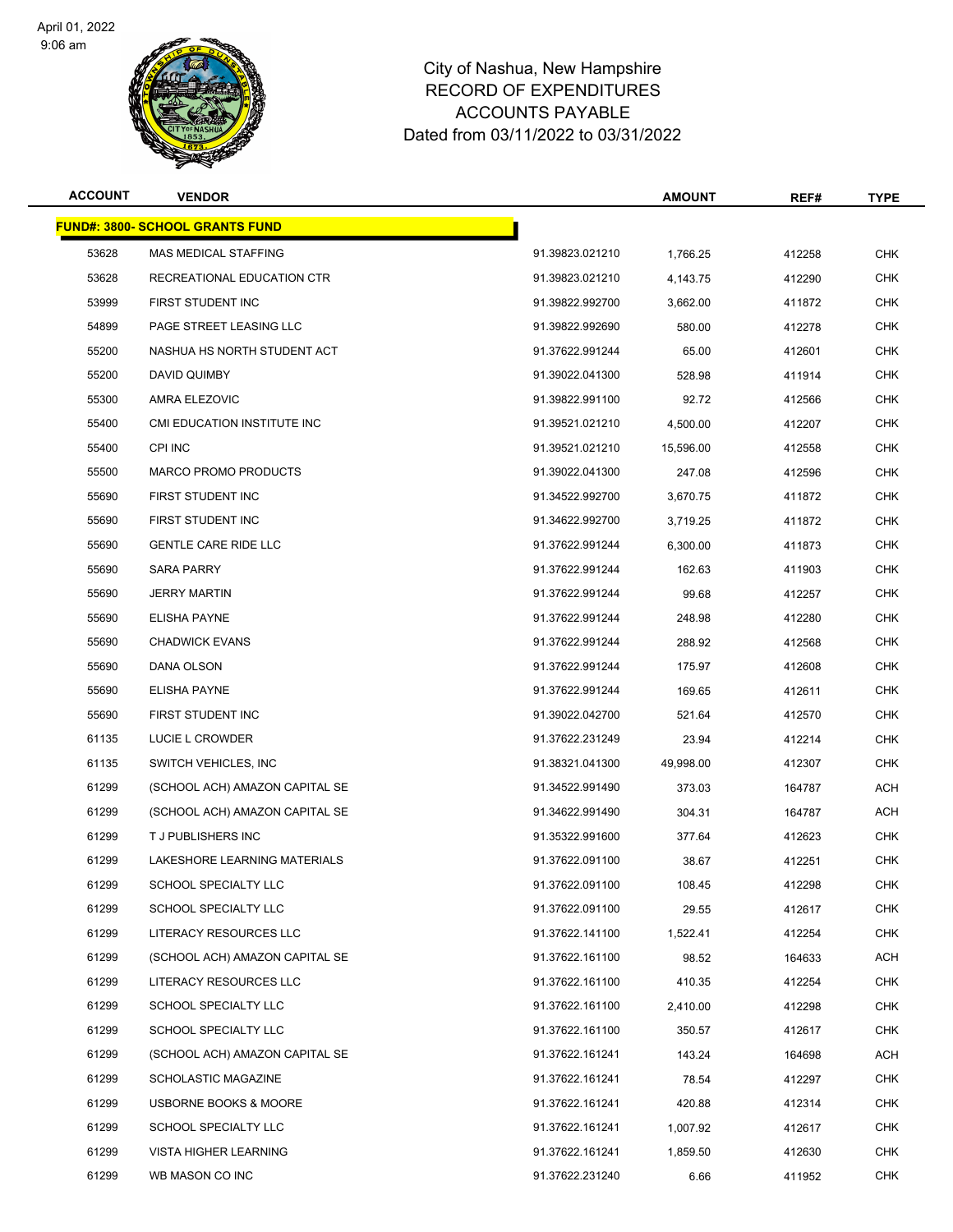City of Nashua, New Hampshire
RECORD OF EXPENDITURES
ACCOUNTS PAYABLE
Dated from 03/11/2022 to 03/31/2022

| ACCOUNT | VENDOR | | AMOUNT | REF# | TYPE |
|---|---|---|---|---|---|
| **FUND#: 3800- SCHOOL GRANTS FUND** | | | | | |
| 53628 | MAS MEDICAL STAFFING | 91.39823.021210 | 1,766.25 | 412258 | CHK |
| 53628 | RECREATIONAL EDUCATION CTR | 91.39823.021210 | 4,143.75 | 412290 | CHK |
| 53999 | FIRST STUDENT INC | 91.39822.992700 | 3,662.00 | 411872 | CHK |
| 54899 | PAGE STREET LEASING LLC | 91.39822.992690 | 580.00 | 412278 | CHK |
| 55200 | NASHUA HS NORTH STUDENT ACT | 91.37622.991244 | 65.00 | 412601 | CHK |
| 55200 | DAVID QUIMBY | 91.39022.041300 | 528.98 | 411914 | CHK |
| 55300 | AMRA ELEZOVIC | 91.39822.991100 | 92.72 | 412566 | CHK |
| 55400 | CMI EDUCATION INSTITUTE INC | 91.39521.021210 | 4,500.00 | 412207 | CHK |
| 55400 | CPI INC | 91.39521.021210 | 15,596.00 | 412558 | CHK |
| 55500 | MARCO PROMO PRODUCTS | 91.39022.041300 | 247.08 | 412596 | CHK |
| 55690 | FIRST STUDENT INC | 91.34522.992700 | 3,670.75 | 411872 | CHK |
| 55690 | FIRST STUDENT INC | 91.34622.992700 | 3,719.25 | 411872 | CHK |
| 55690 | GENTLE CARE RIDE LLC | 91.37622.991244 | 6,300.00 | 411873 | CHK |
| 55690 | SARA PARRY | 91.37622.991244 | 162.63 | 411903 | CHK |
| 55690 | JERRY MARTIN | 91.37622.991244 | 99.68 | 412257 | CHK |
| 55690 | ELISHA PAYNE | 91.37622.991244 | 248.98 | 412280 | CHK |
| 55690 | CHADWICK EVANS | 91.37622.991244 | 288.92 | 412568 | CHK |
| 55690 | DANA OLSON | 91.37622.991244 | 175.97 | 412608 | CHK |
| 55690 | ELISHA PAYNE | 91.37622.991244 | 169.65 | 412611 | CHK |
| 55690 | FIRST STUDENT INC | 91.39022.042700 | 521.64 | 412570 | CHK |
| 61135 | LUCIE L CROWDER | 91.37622.231249 | 23.94 | 412214 | CHK |
| 61135 | SWITCH VEHICLES, INC | 91.38321.041300 | 49,998.00 | 412307 | CHK |
| 61299 | (SCHOOL ACH) AMAZON CAPITAL SE | 91.34522.991490 | 373.03 | 164787 | ACH |
| 61299 | (SCHOOL ACH) AMAZON CAPITAL SE | 91.34622.991490 | 304.31 | 164787 | ACH |
| 61299 | T J PUBLISHERS INC | 91.35322.991600 | 377.64 | 412623 | CHK |
| 61299 | LAKESHORE LEARNING MATERIALS | 91.37622.091100 | 38.67 | 412251 | CHK |
| 61299 | SCHOOL SPECIALTY LLC | 91.37622.091100 | 108.45 | 412298 | CHK |
| 61299 | SCHOOL SPECIALTY LLC | 91.37622.091100 | 29.55 | 412617 | CHK |
| 61299 | LITERACY RESOURCES LLC | 91.37622.141100 | 1,522.41 | 412254 | CHK |
| 61299 | (SCHOOL ACH) AMAZON CAPITAL SE | 91.37622.161100 | 98.52 | 164633 | ACH |
| 61299 | LITERACY RESOURCES LLC | 91.37622.161100 | 410.35 | 412254 | CHK |
| 61299 | SCHOOL SPECIALTY LLC | 91.37622.161100 | 2,410.00 | 412298 | CHK |
| 61299 | SCHOOL SPECIALTY LLC | 91.37622.161100 | 350.57 | 412617 | CHK |
| 61299 | (SCHOOL ACH) AMAZON CAPITAL SE | 91.37622.161241 | 143.24 | 164698 | ACH |
| 61299 | SCHOLASTIC MAGAZINE | 91.37622.161241 | 78.54 | 412297 | CHK |
| 61299 | USBORNE BOOKS & MOORE | 91.37622.161241 | 420.88 | 412314 | CHK |
| 61299 | SCHOOL SPECIALTY LLC | 91.37622.161241 | 1,007.92 | 412617 | CHK |
| 61299 | VISTA HIGHER LEARNING | 91.37622.161241 | 1,859.50 | 412630 | CHK |
| 61299 | WB MASON CO INC | 91.37622.231240 | 6.66 | 411952 | CHK |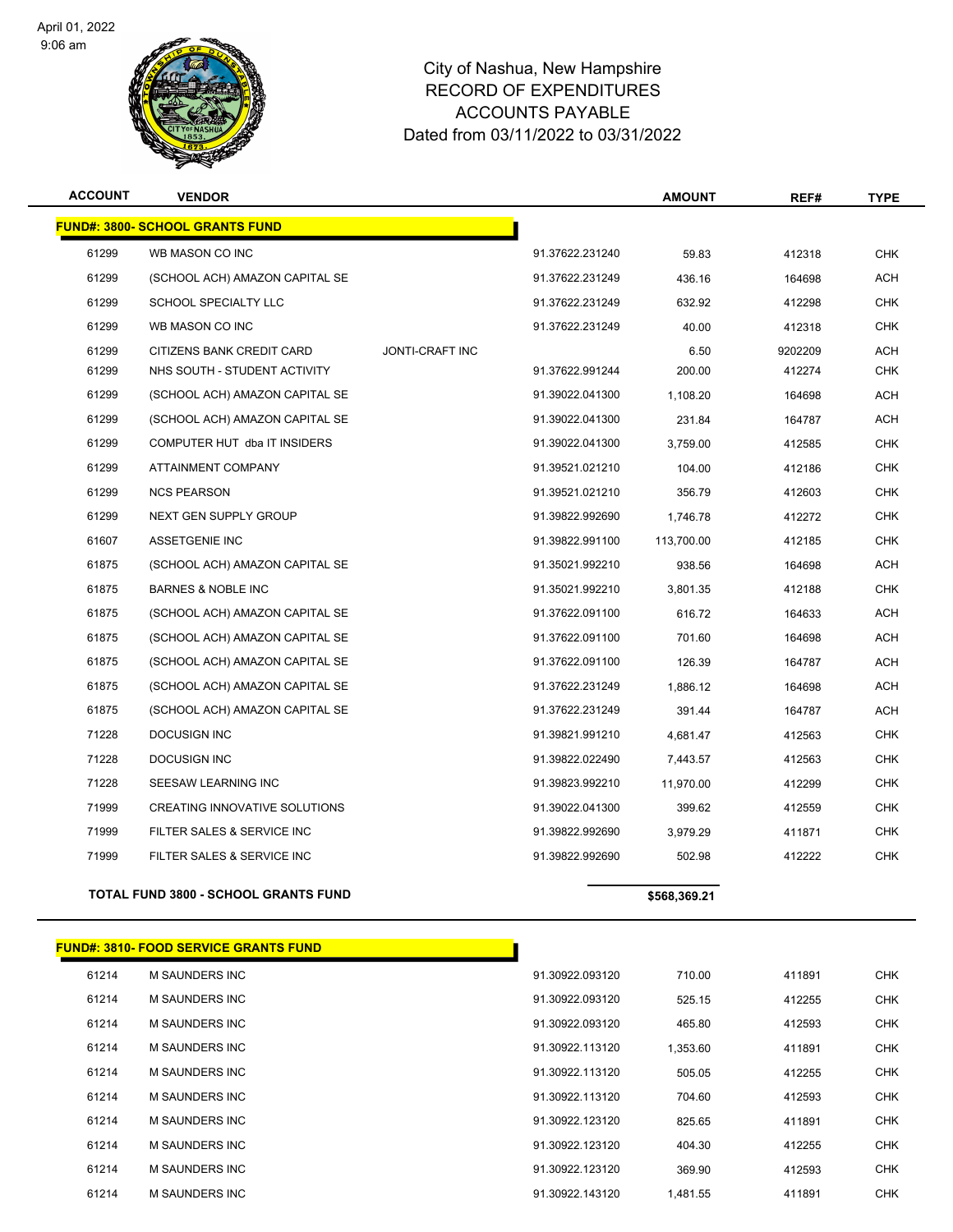April 01, 2022
9:06 am

# City of Nashua, New Hampshire
## RECORD OF EXPENDITURES
## ACCOUNTS PAYABLE
## Dated from 03/11/2022 to 03/31/2022

| ACCOUNT | VENDOR | | | AMOUNT | REF# | TYPE |
|---|---|---|---|---|---|---|
| **FUND#: 3800- SCHOOL GRANTS FUND** | | | | | | |
| 61299 | WB MASON CO INC | | 91.37622.231240 | 59.83 | 412318 | CHK |
| 61299 | (SCHOOL ACH) AMAZON CAPITAL SE | | 91.37622.231249 | 436.16 | 164698 | ACH |
| 61299 | SCHOOL SPECIALTY LLC | | 91.37622.231249 | 632.92 | 412298 | CHK |
| 61299 | WB MASON CO INC | | 91.37622.231249 | 40.00 | 412318 | CHK |
| 61299 | CITIZENS BANK CREDIT CARD | JONTI-CRAFT INC | | 6.50 | 9202209 | ACH |
| 61299 | NHS SOUTH - STUDENT ACTIVITY | | 91.37622.991244 | 200.00 | 412274 | CHK |
| 61299 | (SCHOOL ACH) AMAZON CAPITAL SE | | 91.39022.041300 | 1,108.20 | 164698 | ACH |
| 61299 | (SCHOOL ACH) AMAZON CAPITAL SE | | 91.39022.041300 | 231.84 | 164787 | ACH |
| 61299 | COMPUTER HUT dba IT INSIDERS | | 91.39022.041300 | 3,759.00 | 412585 | CHK |
| 61299 | ATTAINMENT COMPANY | | 91.39521.021210 | 104.00 | 412186 | CHK |
| 61299 | NCS PEARSON | | 91.39521.021210 | 356.79 | 412603 | CHK |
| 61299 | NEXT GEN SUPPLY GROUP | | 91.39822.992690 | 1,746.78 | 412272 | CHK |
| 61607 | ASSETGENIE INC | | 91.39822.991100 | 113,700.00 | 412185 | CHK |
| 61875 | (SCHOOL ACH) AMAZON CAPITAL SE | | 91.35021.992210 | 938.56 | 164698 | ACH |
| 61875 | BARNES & NOBLE INC | | 91.35021.992210 | 3,801.35 | 412188 | CHK |
| 61875 | (SCHOOL ACH) AMAZON CAPITAL SE | | 91.37622.091100 | 616.72 | 164633 | ACH |
| 61875 | (SCHOOL ACH) AMAZON CAPITAL SE | | 91.37622.091100 | 701.60 | 164698 | ACH |
| 61875 | (SCHOOL ACH) AMAZON CAPITAL SE | | 91.37622.091100 | 126.39 | 164787 | ACH |
| 61875 | (SCHOOL ACH) AMAZON CAPITAL SE | | 91.37622.231249 | 1,886.12 | 164698 | ACH |
| 61875 | (SCHOOL ACH) AMAZON CAPITAL SE | | 91.37622.231249 | 391.44 | 164787 | ACH |
| 71228 | DOCUSIGN INC | | 91.39821.991210 | 4,681.47 | 412563 | CHK |
| 71228 | DOCUSIGN INC | | 91.39822.022490 | 7,443.57 | 412563 | CHK |
| 71228 | SEESAW LEARNING INC | | 91.39823.992210 | 11,970.00 | 412299 | CHK |
| 71999 | CREATING INNOVATIVE SOLUTIONS | | 91.39022.041300 | 399.62 | 412559 | CHK |
| 71999 | FILTER SALES & SERVICE INC | | 91.39822.992690 | 3,979.29 | 411871 | CHK |
| 71999 | FILTER SALES & SERVICE INC | | 91.39822.992690 | 502.98 | 412222 | CHK |
| **TOTAL FUND 3800 - SCHOOL GRANTS FUND** | | | | **$568,369.21** | | |

| ACCOUNT | VENDOR | | | AMOUNT | REF# | TYPE |
|---|---|---|---|---|---|---|
| **FUND#: 3810- FOOD SERVICE GRANTS FUND** | | | | | | |
| 61214 | M SAUNDERS INC | | 91.30922.093120 | 710.00 | 411891 | CHK |
| 61214 | M SAUNDERS INC | | 91.30922.093120 | 525.15 | 412255 | CHK |
| 61214 | M SAUNDERS INC | | 91.30922.093120 | 465.80 | 412593 | CHK |
| 61214 | M SAUNDERS INC | | 91.30922.113120 | 1,353.60 | 411891 | CHK |
| 61214 | M SAUNDERS INC | | 91.30922.113120 | 505.05 | 412255 | CHK |
| 61214 | M SAUNDERS INC | | 91.30922.113120 | 704.60 | 412593 | CHK |
| 61214 | M SAUNDERS INC | | 91.30922.123120 | 825.65 | 411891 | CHK |
| 61214 | M SAUNDERS INC | | 91.30922.123120 | 404.30 | 412255 | CHK |
| 61214 | M SAUNDERS INC | | 91.30922.123120 | 369.90 | 412593 | CHK |
| 61214 | M SAUNDERS INC | | 91.30922.143120 | 1,481.55 | 411891 | CHK |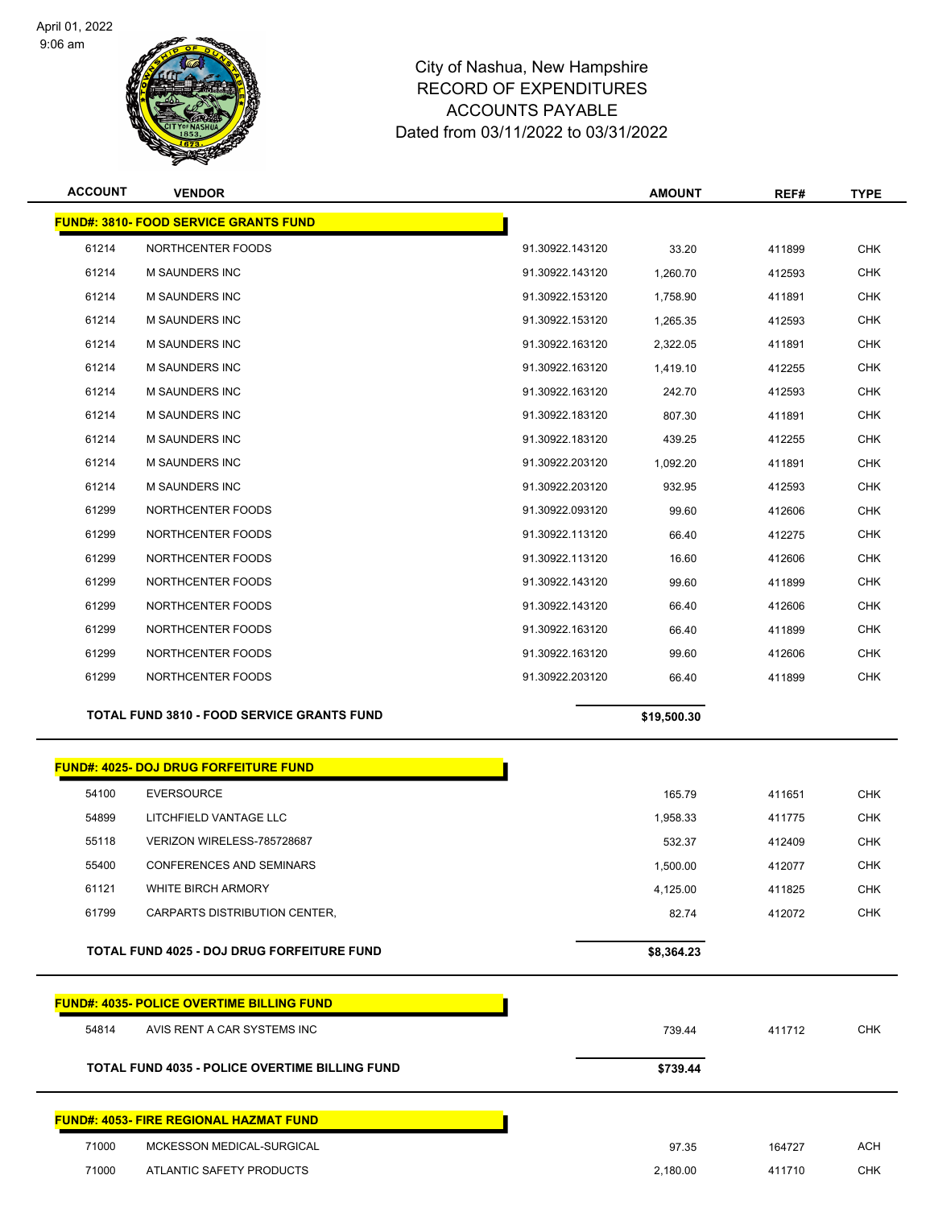City of Nashua, New Hampshire
RECORD OF EXPENDITURES
ACCOUNTS PAYABLE
Dated from 03/11/2022 to 03/31/2022

| ACCOUNT | VENDOR | | AMOUNT | REF# | TYPE |
|---|---|---|---|---|---|
| **FUND#: 3810- FOOD SERVICE GRANTS FUND** | | | | | |
| 61214 | NORTHCENTER FOODS | 91.30922.143120 | 33.20 | 411899 | CHK |
| 61214 | M SAUNDERS INC | 91.30922.143120 | 1,260.70 | 412593 | CHK |
| 61214 | M SAUNDERS INC | 91.30922.153120 | 1,758.90 | 411891 | CHK |
| 61214 | M SAUNDERS INC | 91.30922.153120 | 1,265.35 | 412593 | CHK |
| 61214 | M SAUNDERS INC | 91.30922.163120 | 2,322.05 | 411891 | CHK |
| 61214 | M SAUNDERS INC | 91.30922.163120 | 1,419.10 | 412255 | CHK |
| 61214 | M SAUNDERS INC | 91.30922.163120 | 242.70 | 412593 | CHK |
| 61214 | M SAUNDERS INC | 91.30922.183120 | 807.30 | 411891 | CHK |
| 61214 | M SAUNDERS INC | 91.30922.183120 | 439.25 | 412255 | CHK |
| 61214 | M SAUNDERS INC | 91.30922.203120 | 1,092.20 | 411891 | CHK |
| 61214 | M SAUNDERS INC | 91.30922.203120 | 932.95 | 412593 | CHK |
| 61299 | NORTHCENTER FOODS | 91.30922.093120 | 99.60 | 412606 | CHK |
| 61299 | NORTHCENTER FOODS | 91.30922.113120 | 66.40 | 412275 | CHK |
| 61299 | NORTHCENTER FOODS | 91.30922.113120 | 16.60 | 412606 | CHK |
| 61299 | NORTHCENTER FOODS | 91.30922.143120 | 99.60 | 411899 | CHK |
| 61299 | NORTHCENTER FOODS | 91.30922.143120 | 66.40 | 412606 | CHK |
| 61299 | NORTHCENTER FOODS | 91.30922.163120 | 66.40 | 411899 | CHK |
| 61299 | NORTHCENTER FOODS | 91.30922.163120 | 99.60 | 412606 | CHK |
| 61299 | NORTHCENTER FOODS | 91.30922.203120 | 66.40 | 411899 | CHK |
| **TOTAL FUND 3810 - FOOD SERVICE GRANTS FUND** | | | **$19,500.30** | | |
| **FUND#: 4025- DOJ DRUG FORFEITURE FUND** | | | | | |
| 54100 | EVERSOURCE | | 165.79 | 411651 | CHK |
| 54899 | LITCHFIELD VANTAGE LLC | | 1,958.33 | 411775 | CHK |
| 55118 | VERIZON WIRELESS-785728687 | | 532.37 | 412409 | CHK |
| 55400 | CONFERENCES AND SEMINARS | | 1,500.00 | 412077 | CHK |
| 61121 | WHITE BIRCH ARMORY | | 4,125.00 | 411825 | CHK |
| 61799 | CARPARTS DISTRIBUTION CENTER, | | 82.74 | 412072 | CHK |
| **TOTAL FUND 4025 - DOJ DRUG FORFEITURE FUND** | | | **$8,364.23** | | |
| **FUND#: 4035- POLICE OVERTIME BILLING FUND** | | | | | |
| 54814 | AVIS RENT A CAR SYSTEMS INC | | 739.44 | 411712 | CHK |
| **TOTAL FUND 4035 - POLICE OVERTIME BILLING FUND** | | | **$739.44** | | |
| **FUND#: 4053- FIRE REGIONAL HAZMAT FUND** | | | | | |
| 71000 | MCKESSON MEDICAL-SURGICAL | | 97.35 | 164727 | ACH |
| 71000 | ATLANTIC SAFETY PRODUCTS | | 2,180.00 | 411710 | CHK |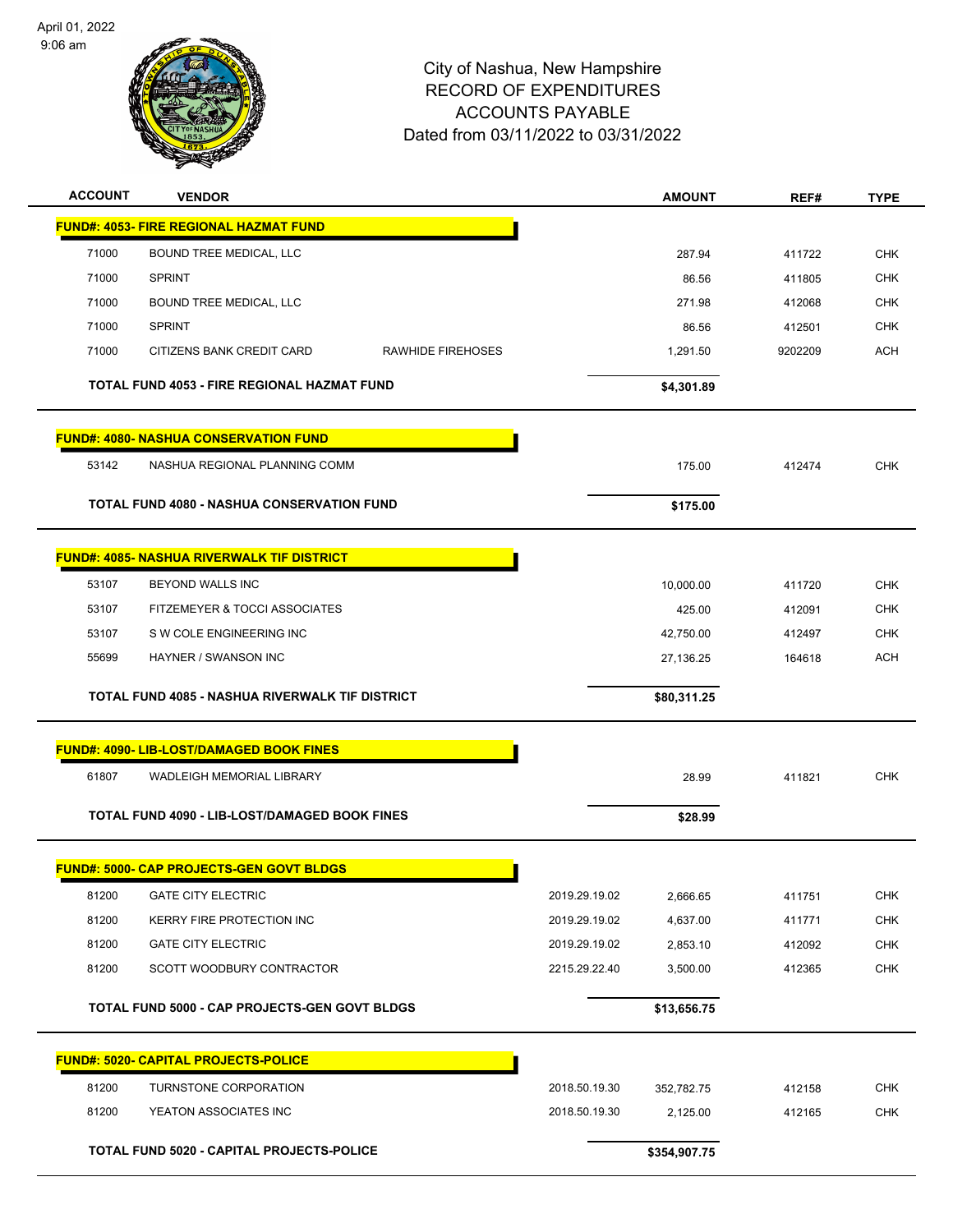April 01, 2022
9:06 am

# City of Nashua, New Hampshire
## RECORD OF EXPENDITURES
## ACCOUNTS PAYABLE
## Dated from 03/11/2022 to 03/31/2022

| ACCOUNT | VENDOR | | | AMOUNT | REF# | TYPE |
|---|---|---|---|---|---|---|
| **FUND#: 4053- FIRE REGIONAL HAZMAT FUND** | | | | | | |
| 71000 | BOUND TREE MEDICAL, LLC | | | 287.94 | 411722 | CHK |
| 71000 | SPRINT | | | 86.56 | 411805 | CHK |
| 71000 | BOUND TREE MEDICAL, LLC | | | 271.98 | 412068 | CHK |
| 71000 | SPRINT | | | 86.56 | 412501 | CHK |
| 71000 | CITIZENS BANK CREDIT CARD | RAWHIDE FIREHOSES | | 1,291.50 | 9202209 | ACH |
| **TOTAL FUND 4053 - FIRE REGIONAL HAZMAT FUND** | | | | **$4,301.89** | | |
| **FUND#: 4080- NASHUA CONSERVATION FUND** | | | | | | |
| 53142 | NASHUA REGIONAL PLANNING COMM | | | 175.00 | 412474 | CHK |
| **TOTAL FUND 4080 - NASHUA CONSERVATION FUND** | | | | **$175.00** | | |
| **FUND#: 4085- NASHUA RIVERWALK TIF DISTRICT** | | | | | | |
| 53107 | BEYOND WALLS INC | | | 10,000.00 | 411720 | CHK |
| 53107 | FITZEMEYER & TOCCI ASSOCIATES | | | 425.00 | 412091 | CHK |
| 53107 | S W COLE ENGINEERING INC | | | 42,750.00 | 412497 | CHK |
| 55699 | HAYNER / SWANSON INC | | | 27,136.25 | 164618 | ACH |
| **TOTAL FUND 4085 - NASHUA RIVERWALK TIF DISTRICT** | | | | **$80,311.25** | | |
| **FUND#: 4090- LIB-LOST/DAMAGED BOOK FINES** | | | | | | |
| 61807 | WADLEIGH MEMORIAL LIBRARY | | | 28.99 | 411821 | CHK |
| **TOTAL FUND 4090 - LIB-LOST/DAMAGED BOOK FINES** | | | | **$28.99** | | |
| **FUND#: 5000- CAP PROJECTS-GEN GOVT BLDGS** | | | | | | |
| 81200 | GATE CITY ELECTRIC | | 2019.29.19.02 | 2,666.65 | 411751 | CHK |
| 81200 | KERRY FIRE PROTECTION INC | | 2019.29.19.02 | 4,637.00 | 411771 | CHK |
| 81200 | GATE CITY ELECTRIC | | 2019.29.19.02 | 2,853.10 | 412092 | CHK |
| 81200 | SCOTT WOODBURY CONTRACTOR | | 2215.29.22.40 | 3,500.00 | 412365 | CHK |
| **TOTAL FUND 5000 - CAP PROJECTS-GEN GOVT BLDGS** | | | | **$13,656.75** | | |
| **FUND#: 5020- CAPITAL PROJECTS-POLICE** | | | | | | |
| 81200 | TURNSTONE CORPORATION | | 2018.50.19.30 | 352,782.75 | 412158 | CHK |
| 81200 | YEATON ASSOCIATES INC | | 2018.50.19.30 | 2,125.00 | 412165 | CHK |
| **TOTAL FUND 5020 - CAPITAL PROJECTS-POLICE** | | | | **$354,907.75** | | |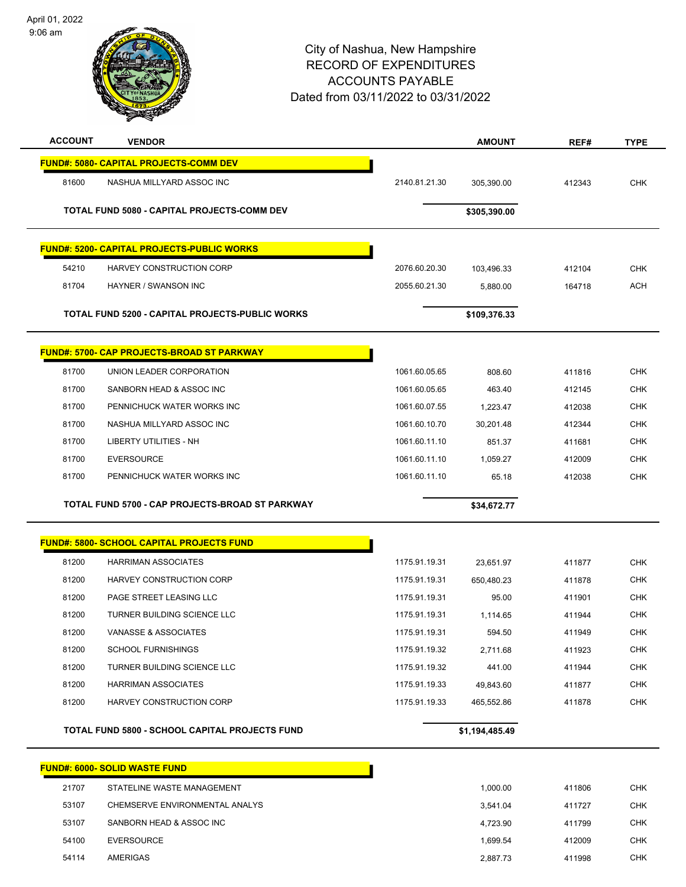City of Nashua, New Hampshire
RECORD OF EXPENDITURES
ACCOUNTS PAYABLE
Dated from 03/11/2022 to 03/31/2022

April 01, 2022
9:06 am

| ACCOUNT | VENDOR | | AMOUNT | REF# | TYPE |
|---|---|---|---|---|---|
| **FUND#: 5080- CAPITAL PROJECTS-COMM DEV** | | | | | |
| 81600 | NASHUA MILLYARD ASSOC INC | 2140.81.21.30 | 305,390.00 | 412343 | CHK |
| **TOTAL FUND 5080 - CAPITAL PROJECTS-COMM DEV** | | | **$305,390.00** | | |
| **FUND#: 5200- CAPITAL PROJECTS-PUBLIC WORKS** | | | | | |
| 54210 | HARVEY CONSTRUCTION CORP | 2076.60.20.30 | 103,496.33 | 412104 | CHK |
| 81704 | HAYNER / SWANSON INC | 2055.60.21.30 | 5,880.00 | 164718 | ACH |
| **TOTAL FUND 5200 - CAPITAL PROJECTS-PUBLIC WORKS** | | | **$109,376.33** | | |
| **FUND#: 5700- CAP PROJECTS-BROAD ST PARKWAY** | | | | | |
| 81700 | UNION LEADER CORPORATION | 1061.60.05.65 | 808.60 | 411816 | CHK |
| 81700 | SANBORN HEAD & ASSOC INC | 1061.60.05.65 | 463.40 | 412145 | CHK |
| 81700 | PENNICHUCK WATER WORKS INC | 1061.60.07.55 | 1,223.47 | 412038 | CHK |
| 81700 | NASHUA MILLYARD ASSOC INC | 1061.60.10.70 | 30,201.48 | 412344 | CHK |
| 81700 | LIBERTY UTILITIES - NH | 1061.60.11.10 | 851.37 | 411681 | CHK |
| 81700 | EVERSOURCE | 1061.60.11.10 | 1,059.27 | 412009 | CHK |
| 81700 | PENNICHUCK WATER WORKS INC | 1061.60.11.10 | 65.18 | 412038 | CHK |
| **TOTAL FUND 5700 - CAP PROJECTS-BROAD ST PARKWAY** | | | **$34,672.77** | | |
| **FUND#: 5800- SCHOOL CAPITAL PROJECTS FUND** | | | | | |
| 81200 | HARRIMAN ASSOCIATES | 1175.91.19.31 | 23,651.97 | 411877 | CHK |
| 81200 | HARVEY CONSTRUCTION CORP | 1175.91.19.31 | 650,480.23 | 411878 | CHK |
| 81200 | PAGE STREET LEASING LLC | 1175.91.19.31 | 95.00 | 411901 | CHK |
| 81200 | TURNER BUILDING SCIENCE LLC | 1175.91.19.31 | 1,114.65 | 411944 | CHK |
| 81200 | VANASSE & ASSOCIATES | 1175.91.19.31 | 594.50 | 411949 | CHK |
| 81200 | SCHOOL FURNISHINGS | 1175.91.19.32 | 2,711.68 | 411923 | CHK |
| 81200 | TURNER BUILDING SCIENCE LLC | 1175.91.19.32 | 441.00 | 411944 | CHK |
| 81200 | HARRIMAN ASSOCIATES | 1175.91.19.33 | 49,843.60 | 411877 | CHK |
| 81200 | HARVEY CONSTRUCTION CORP | 1175.91.19.33 | 465,552.86 | 411878 | CHK |
| **TOTAL FUND 5800 - SCHOOL CAPITAL PROJECTS FUND** | | | **$1,194,485.49** | | |
| **FUND#: 6000- SOLID WASTE FUND** | | | | | |
| 21707 | STATELINE WASTE MANAGEMENT | | 1,000.00 | 411806 | CHK |
| 53107 | CHEMSERVE ENVIRONMENTAL ANALYS | | 3,541.04 | 411727 | CHK |
| 53107 | SANBORN HEAD & ASSOC INC | | 4,723.90 | 411799 | CHK |
| 54100 | EVERSOURCE | | 1,699.54 | 412009 | CHK |
| 54114 | AMERIGAS | | 2,887.73 | 411998 | CHK |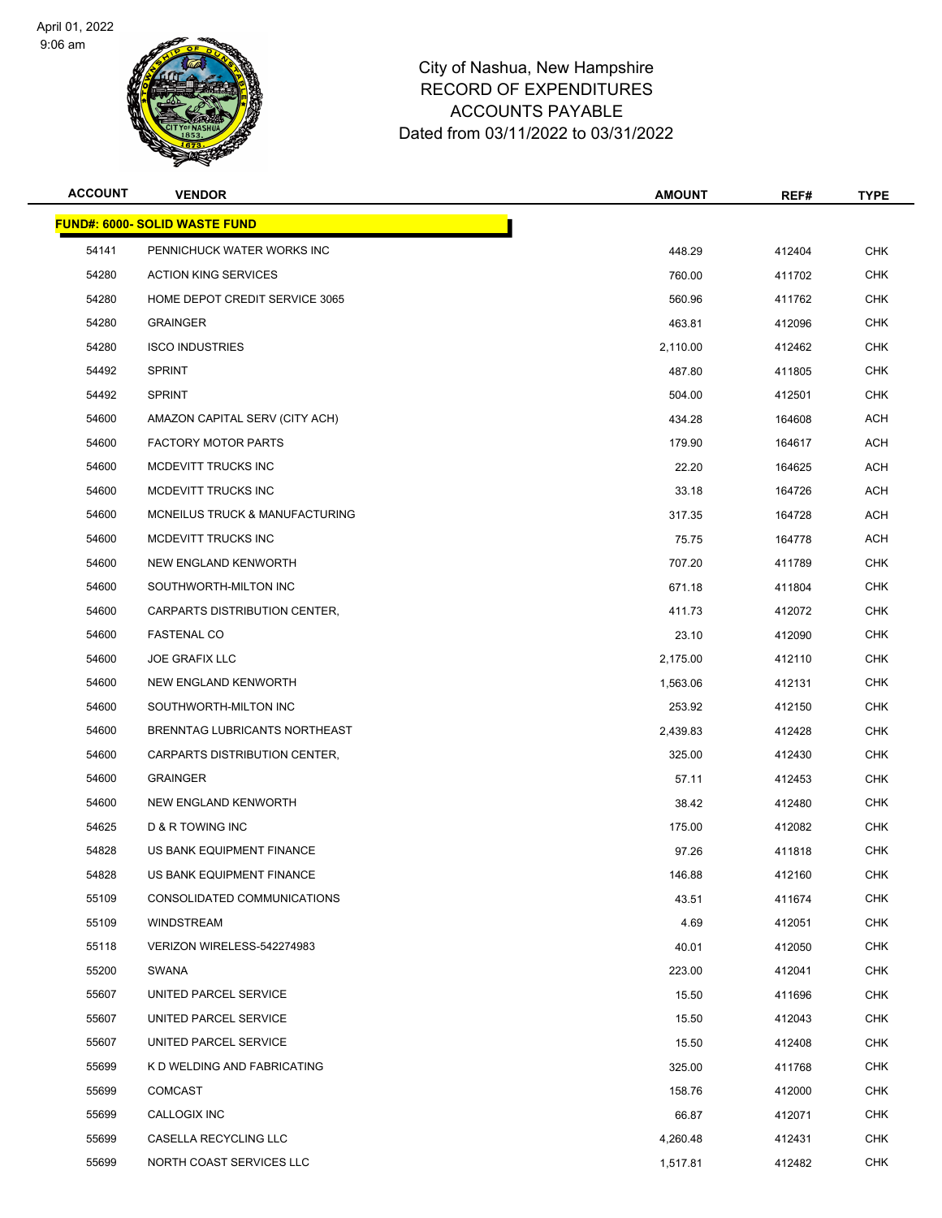City of Nashua, New Hampshire
RECORD OF EXPENDITURES
ACCOUNTS PAYABLE
Dated from 03/11/2022 to 03/31/2022

| ACCOUNT | VENDOR | AMOUNT | REF# | TYPE |
|---|---|---|---|---|
| **FUND#: 6000- SOLID WASTE FUND** | | | | |
| 54141 | PENNICHUCK WATER WORKS INC | 448.29 | 412404 | CHK |
| 54280 | ACTION KING SERVICES | 760.00 | 411702 | CHK |
| 54280 | HOME DEPOT CREDIT SERVICE 3065 | 560.96 | 411762 | CHK |
| 54280 | GRAINGER | 463.81 | 412096 | CHK |
| 54280 | ISCO INDUSTRIES | 2,110.00 | 412462 | CHK |
| 54492 | SPRINT | 487.80 | 411805 | CHK |
| 54492 | SPRINT | 504.00 | 412501 | CHK |
| 54600 | AMAZON CAPITAL SERV (CITY ACH) | 434.28 | 164608 | ACH |
| 54600 | FACTORY MOTOR PARTS | 179.90 | 164617 | ACH |
| 54600 | MCDEVITT TRUCKS INC | 22.20 | 164625 | ACH |
| 54600 | MCDEVITT TRUCKS INC | 33.18 | 164726 | ACH |
| 54600 | MCNEILUS TRUCK & MANUFACTURING | 317.35 | 164728 | ACH |
| 54600 | MCDEVITT TRUCKS INC | 75.75 | 164778 | ACH |
| 54600 | NEW ENGLAND KENWORTH | 707.20 | 411789 | CHK |
| 54600 | SOUTHWORTH-MILTON INC | 671.18 | 411804 | CHK |
| 54600 | CARPARTS DISTRIBUTION CENTER, | 411.73 | 412072 | CHK |
| 54600 | FASTENAL CO | 23.10 | 412090 | CHK |
| 54600 | JOE GRAFIX LLC | 2,175.00 | 412110 | CHK |
| 54600 | NEW ENGLAND KENWORTH | 1,563.06 | 412131 | CHK |
| 54600 | SOUTHWORTH-MILTON INC | 253.92 | 412150 | CHK |
| 54600 | BRENNTAG LUBRICANTS NORTHEAST | 2,439.83 | 412428 | CHK |
| 54600 | CARPARTS DISTRIBUTION CENTER, | 325.00 | 412430 | CHK |
| 54600 | GRAINGER | 57.11 | 412453 | CHK |
| 54600 | NEW ENGLAND KENWORTH | 38.42 | 412480 | CHK |
| 54625 | D & R TOWING INC | 175.00 | 412082 | CHK |
| 54828 | US BANK EQUIPMENT FINANCE | 97.26 | 411818 | CHK |
| 54828 | US BANK EQUIPMENT FINANCE | 146.88 | 412160 | CHK |
| 55109 | CONSOLIDATED COMMUNICATIONS | 43.51 | 411674 | CHK |
| 55109 | WINDSTREAM | 4.69 | 412051 | CHK |
| 55118 | VERIZON WIRELESS-542274983 | 40.01 | 412050 | CHK |
| 55200 | SWANA | 223.00 | 412041 | CHK |
| 55607 | UNITED PARCEL SERVICE | 15.50 | 411696 | CHK |
| 55607 | UNITED PARCEL SERVICE | 15.50 | 412043 | CHK |
| 55607 | UNITED PARCEL SERVICE | 15.50 | 412408 | CHK |
| 55699 | K D WELDING AND FABRICATING | 325.00 | 411768 | CHK |
| 55699 | COMCAST | 158.76 | 412000 | CHK |
| 55699 | CALLOGIX INC | 66.87 | 412071 | CHK |
| 55699 | CASELLA RECYCLING LLC | 4,260.48 | 412431 | CHK |
| 55699 | NORTH COAST SERVICES LLC | 1,517.81 | 412482 | CHK |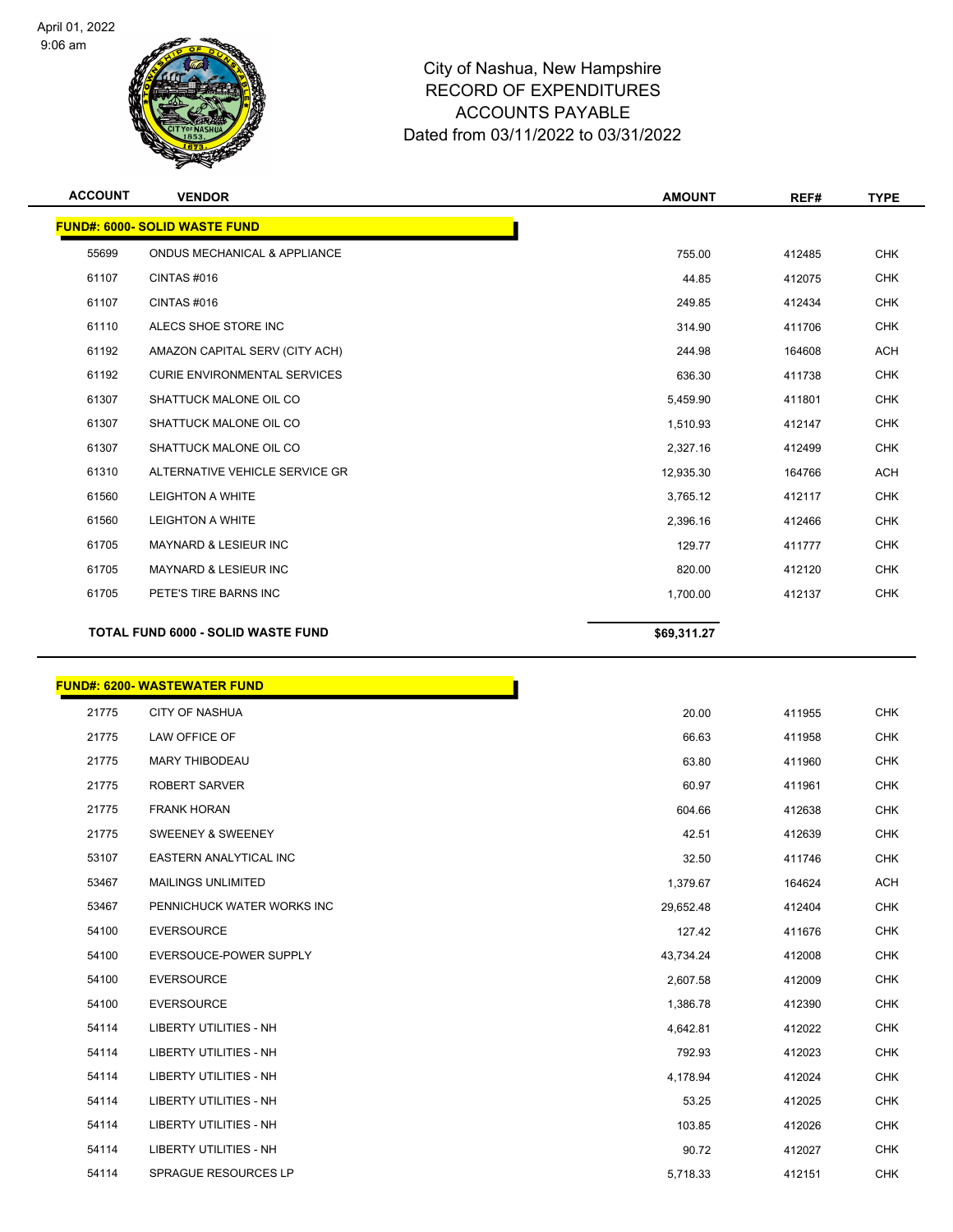April 01, 2022
9:06 am

# City of Nashua, New Hampshire
## RECORD OF EXPENDITURES
## ACCOUNTS PAYABLE
## Dated from 03/11/2022 to 03/31/2022

| ACCOUNT | VENDOR | AMOUNT | REF# | TYPE |
|---|---|---|---|---|
| **FUND#: 6000- SOLID WASTE FUND** | | | | |
| 55699 | ONDUS MECHANICAL & APPLIANCE | 755.00 | 412485 | CHK |
| 61107 | CINTAS #016 | 44.85 | 412075 | CHK |
| 61107 | CINTAS #016 | 249.85 | 412434 | CHK |
| 61110 | ALECS SHOE STORE INC | 314.90 | 411706 | CHK |
| 61192 | AMAZON CAPITAL SERV (CITY ACH) | 244.98 | 164608 | ACH |
| 61192 | CURIE ENVIRONMENTAL SERVICES | 636.30 | 411738 | CHK |
| 61307 | SHATTUCK MALONE OIL CO | 5,459.90 | 411801 | CHK |
| 61307 | SHATTUCK MALONE OIL CO | 1,510.93 | 412147 | CHK |
| 61307 | SHATTUCK MALONE OIL CO | 2,327.16 | 412499 | CHK |
| 61310 | ALTERNATIVE VEHICLE SERVICE GR | 12,935.30 | 164766 | ACH |
| 61560 | LEIGHTON A WHITE | 3,765.12 | 412117 | CHK |
| 61560 | LEIGHTON A WHITE | 2,396.16 | 412466 | CHK |
| 61705 | MAYNARD & LESIEUR INC | 129.77 | 411777 | CHK |
| 61705 | MAYNARD & LESIEUR INC | 820.00 | 412120 | CHK |
| 61705 | PETE'S TIRE BARNS INC | 1,700.00 | 412137 | CHK |
| **TOTAL FUND 6000 - SOLID WASTE FUND** | | **$69,311.27** | | |

| ACCOUNT | VENDOR | AMOUNT | REF# | TYPE |
|---|---|---|---|---|
| **FUND#: 6200- WASTEWATER FUND** | | | | |
| 21775 | CITY OF NASHUA | 20.00 | 411955 | CHK |
| 21775 | LAW OFFICE OF | 66.63 | 411958 | CHK |
| 21775 | MARY THIBODEAU | 63.80 | 411960 | CHK |
| 21775 | ROBERT SARVER | 60.97 | 411961 | CHK |
| 21775 | FRANK HORAN | 604.66 | 412638 | CHK |
| 21775 | SWEENEY & SWEENEY | 42.51 | 412639 | CHK |
| 53107 | EASTERN ANALYTICAL INC | 32.50 | 411746 | CHK |
| 53467 | MAILINGS UNLIMITED | 1,379.67 | 164624 | ACH |
| 53467 | PENNICHUCK WATER WORKS INC | 29,652.48 | 412404 | CHK |
| 54100 | EVERSOURCE | 127.42 | 411676 | CHK |
| 54100 | EVERSOUCE-POWER SUPPLY | 43,734.24 | 412008 | CHK |
| 54100 | EVERSOURCE | 2,607.58 | 412009 | CHK |
| 54100 | EVERSOURCE | 1,386.78 | 412390 | CHK |
| 54114 | LIBERTY UTILITIES - NH | 4,642.81 | 412022 | CHK |
| 54114 | LIBERTY UTILITIES - NH | 792.93 | 412023 | CHK |
| 54114 | LIBERTY UTILITIES - NH | 4,178.94 | 412024 | CHK |
| 54114 | LIBERTY UTILITIES - NH | 53.25 | 412025 | CHK |
| 54114 | LIBERTY UTILITIES - NH | 103.85 | 412026 | CHK |
| 54114 | LIBERTY UTILITIES - NH | 90.72 | 412027 | CHK |
| 54114 | SPRAGUE RESOURCES LP | 5,718.33 | 412151 | CHK |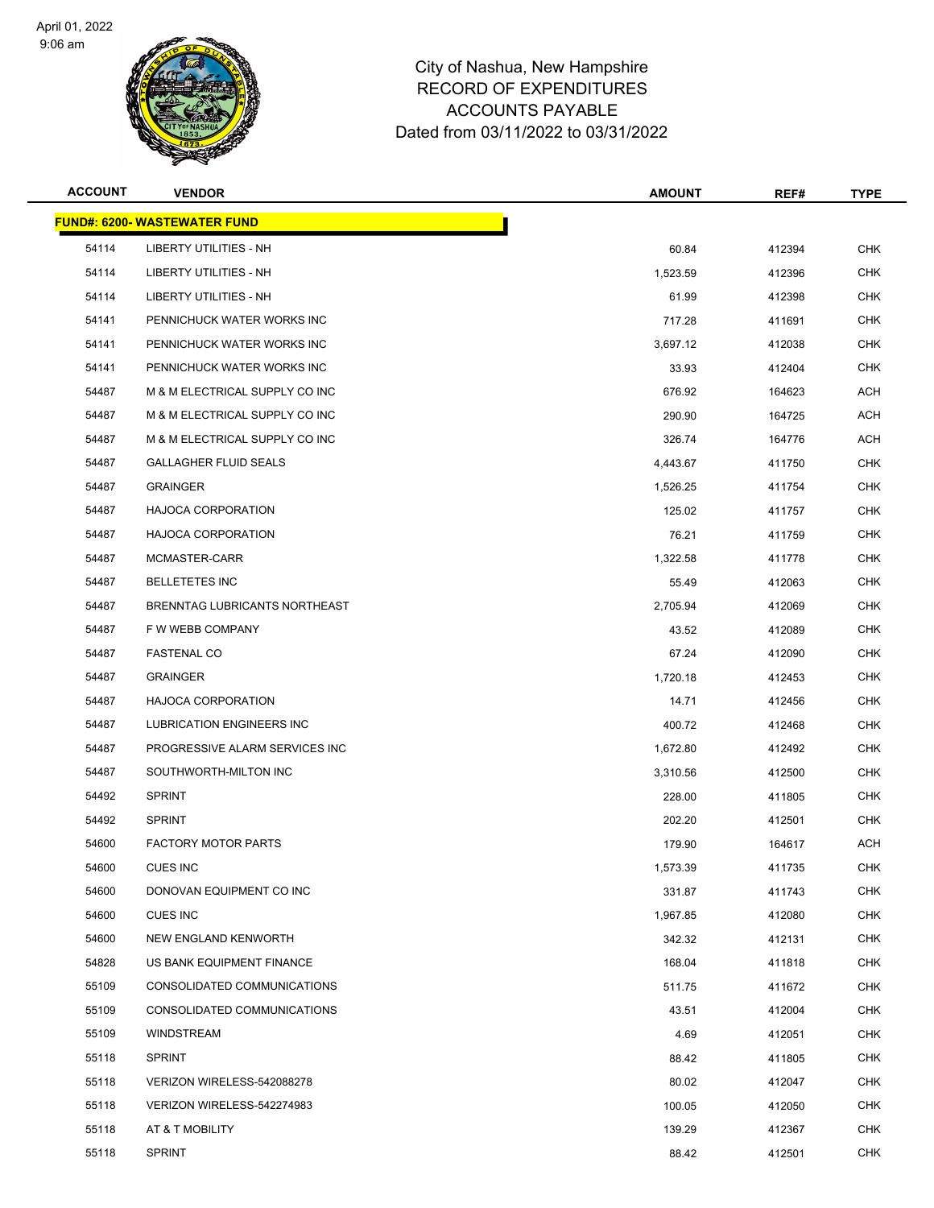City of Nashua, New Hampshire
RECORD OF EXPENDITURES
ACCOUNTS PAYABLE
Dated from 03/11/2022 to 03/31/2022

| ACCOUNT | VENDOR | AMOUNT | REF# | TYPE |
|---|---|---|---|---|
| **FUND#: 6200- WASTEWATER FUND** | | | | |
| 54114 | LIBERTY UTILITIES - NH | 60.84 | 412394 | CHK |
| 54114 | LIBERTY UTILITIES - NH | 1,523.59 | 412396 | CHK |
| 54114 | LIBERTY UTILITIES - NH | 61.99 | 412398 | CHK |
| 54141 | PENNICHUCK WATER WORKS INC | 717.28 | 411691 | CHK |
| 54141 | PENNICHUCK WATER WORKS INC | 3,697.12 | 412038 | CHK |
| 54141 | PENNICHUCK WATER WORKS INC | 33.93 | 412404 | CHK |
| 54487 | M & M ELECTRICAL SUPPLY CO INC | 676.92 | 164623 | ACH |
| 54487 | M & M ELECTRICAL SUPPLY CO INC | 290.90 | 164725 | ACH |
| 54487 | M & M ELECTRICAL SUPPLY CO INC | 326.74 | 164776 | ACH |
| 54487 | GALLAGHER FLUID SEALS | 4,443.67 | 411750 | CHK |
| 54487 | GRAINGER | 1,526.25 | 411754 | CHK |
| 54487 | HAJOCA CORPORATION | 125.02 | 411757 | CHK |
| 54487 | HAJOCA CORPORATION | 76.21 | 411759 | CHK |
| 54487 | MCMASTER-CARR | 1,322.58 | 411778 | CHK |
| 54487 | BELLETETES INC | 55.49 | 412063 | CHK |
| 54487 | BRENNTAG LUBRICANTS NORTHEAST | 2,705.94 | 412069 | CHK |
| 54487 | F W WEBB COMPANY | 43.52 | 412089 | CHK |
| 54487 | FASTENAL CO | 67.24 | 412090 | CHK |
| 54487 | GRAINGER | 1,720.18 | 412453 | CHK |
| 54487 | HAJOCA CORPORATION | 14.71 | 412456 | CHK |
| 54487 | LUBRICATION ENGINEERS INC | 400.72 | 412468 | CHK |
| 54487 | PROGRESSIVE ALARM SERVICES INC | 1,672.80 | 412492 | CHK |
| 54487 | SOUTHWORTH-MILTON INC | 3,310.56 | 412500 | CHK |
| 54492 | SPRINT | 228.00 | 411805 | CHK |
| 54492 | SPRINT | 202.20 | 412501 | CHK |
| 54600 | FACTORY MOTOR PARTS | 179.90 | 164617 | ACH |
| 54600 | CUES INC | 1,573.39 | 411735 | CHK |
| 54600 | DONOVAN EQUIPMENT CO INC | 331.87 | 411743 | CHK |
| 54600 | CUES INC | 1,967.85 | 412080 | CHK |
| 54600 | NEW ENGLAND KENWORTH | 342.32 | 412131 | CHK |
| 54828 | US BANK EQUIPMENT FINANCE | 168.04 | 411818 | CHK |
| 55109 | CONSOLIDATED COMMUNICATIONS | 511.75 | 411672 | CHK |
| 55109 | CONSOLIDATED COMMUNICATIONS | 43.51 | 412004 | CHK |
| 55109 | WINDSTREAM | 4.69 | 412051 | CHK |
| 55118 | SPRINT | 88.42 | 411805 | CHK |
| 55118 | VERIZON WIRELESS-542088278 | 80.02 | 412047 | CHK |
| 55118 | VERIZON WIRELESS-542274983 | 100.05 | 412050 | CHK |
| 55118 | AT & T MOBILITY | 139.29 | 412367 | CHK |
| 55118 | SPRINT | 88.42 | 412501 | CHK |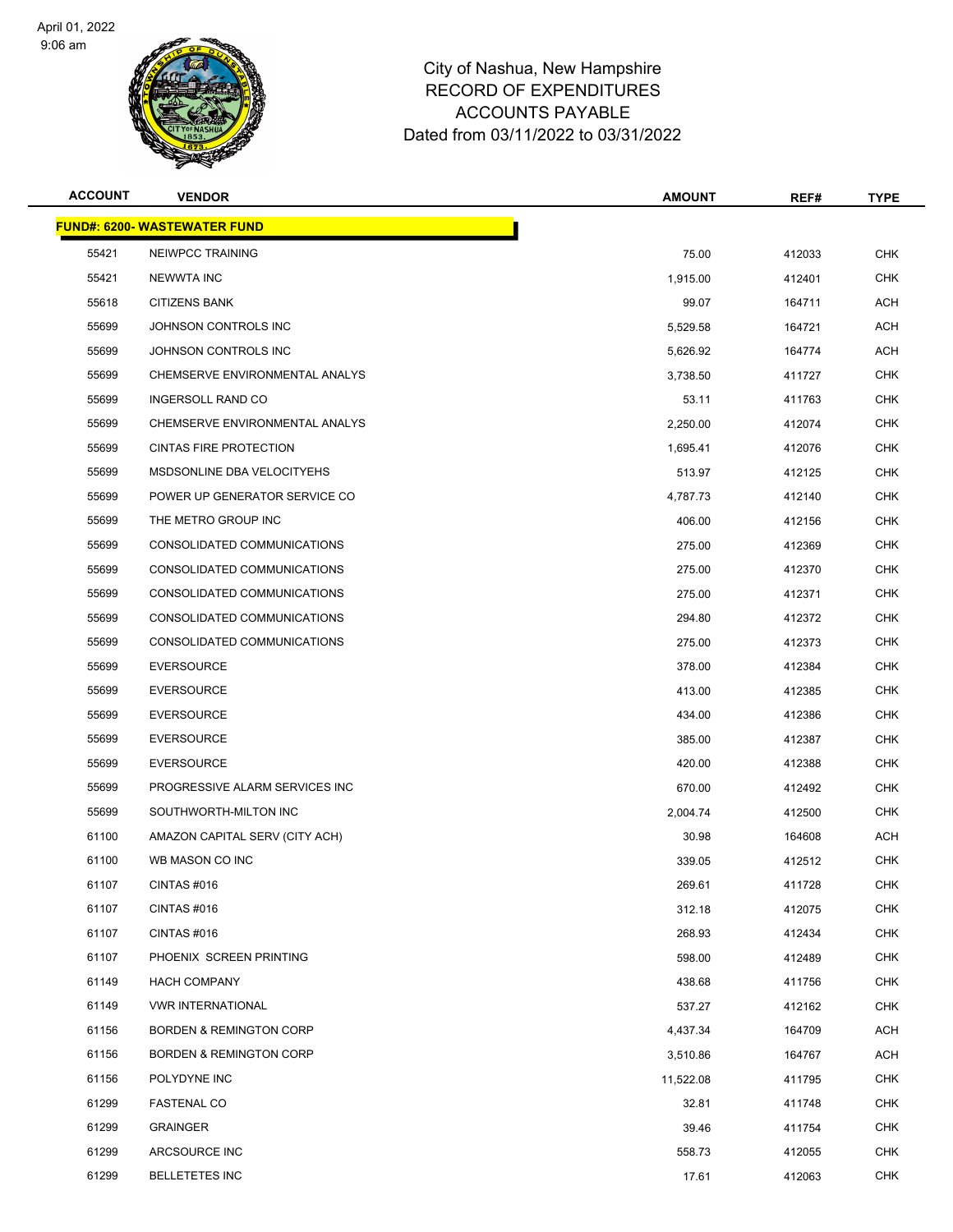April 01, 2022
9:06 am

# City of Nashua, New Hampshire
## RECORD OF EXPENDITURES
## ACCOUNTS PAYABLE
## Dated from 03/11/2022 to 03/31/2022

| ACCOUNT | VENDOR | AMOUNT | REF# | TYPE |
|---|---|---|---|---|
| **FUND#: 6200- WASTEWATER FUND** | | | | |
| 55421 | NEIWPCC TRAINING | 75.00 | 412033 | CHK |
| 55421 | NEWWTA INC | 1,915.00 | 412401 | CHK |
| 55618 | CITIZENS BANK | 99.07 | 164711 | ACH |
| 55699 | JOHNSON CONTROLS INC | 5,529.58 | 164721 | ACH |
| 55699 | JOHNSON CONTROLS INC | 5,626.92 | 164774 | ACH |
| 55699 | CHEMSERVE ENVIRONMENTAL ANALYS | 3,738.50 | 411727 | CHK |
| 55699 | INGERSOLL RAND CO | 53.11 | 411763 | CHK |
| 55699 | CHEMSERVE ENVIRONMENTAL ANALYS | 2,250.00 | 412074 | CHK |
| 55699 | CINTAS FIRE PROTECTION | 1,695.41 | 412076 | CHK |
| 55699 | MSDSONLINE DBA VELOCITYEHS | 513.97 | 412125 | CHK |
| 55699 | POWER UP GENERATOR SERVICE CO | 4,787.73 | 412140 | CHK |
| 55699 | THE METRO GROUP INC | 406.00 | 412156 | CHK |
| 55699 | CONSOLIDATED COMMUNICATIONS | 275.00 | 412369 | CHK |
| 55699 | CONSOLIDATED COMMUNICATIONS | 275.00 | 412370 | CHK |
| 55699 | CONSOLIDATED COMMUNICATIONS | 275.00 | 412371 | CHK |
| 55699 | CONSOLIDATED COMMUNICATIONS | 294.80 | 412372 | CHK |
| 55699 | CONSOLIDATED COMMUNICATIONS | 275.00 | 412373 | CHK |
| 55699 | EVERSOURCE | 378.00 | 412384 | CHK |
| 55699 | EVERSOURCE | 413.00 | 412385 | CHK |
| 55699 | EVERSOURCE | 434.00 | 412386 | CHK |
| 55699 | EVERSOURCE | 385.00 | 412387 | CHK |
| 55699 | EVERSOURCE | 420.00 | 412388 | CHK |
| 55699 | PROGRESSIVE ALARM SERVICES INC | 670.00 | 412492 | CHK |
| 55699 | SOUTHWORTH-MILTON INC | 2,004.74 | 412500 | CHK |
| 61100 | AMAZON CAPITAL SERV (CITY ACH) | 30.98 | 164608 | ACH |
| 61100 | WB MASON CO INC | 339.05 | 412512 | CHK |
| 61107 | CINTAS #016 | 269.61 | 411728 | CHK |
| 61107 | CINTAS #016 | 312.18 | 412075 | CHK |
| 61107 | CINTAS #016 | 268.93 | 412434 | CHK |
| 61107 | PHOENIX SCREEN PRINTING | 598.00 | 412489 | CHK |
| 61149 | HACH COMPANY | 438.68 | 411756 | CHK |
| 61149 | VWR INTERNATIONAL | 537.27 | 412162 | CHK |
| 61156 | BORDEN & REMINGTON CORP | 4,437.34 | 164709 | ACH |
| 61156 | BORDEN & REMINGTON CORP | 3,510.86 | 164767 | ACH |
| 61156 | POLYDYNE INC | 11,522.08 | 411795 | CHK |
| 61299 | FASTENAL CO | 32.81 | 411748 | CHK |
| 61299 | GRAINGER | 39.46 | 411754 | CHK |
| 61299 | ARCSOURCE INC | 558.73 | 412055 | CHK |
| 61299 | BELLETETES INC | 17.61 | 412063 | CHK |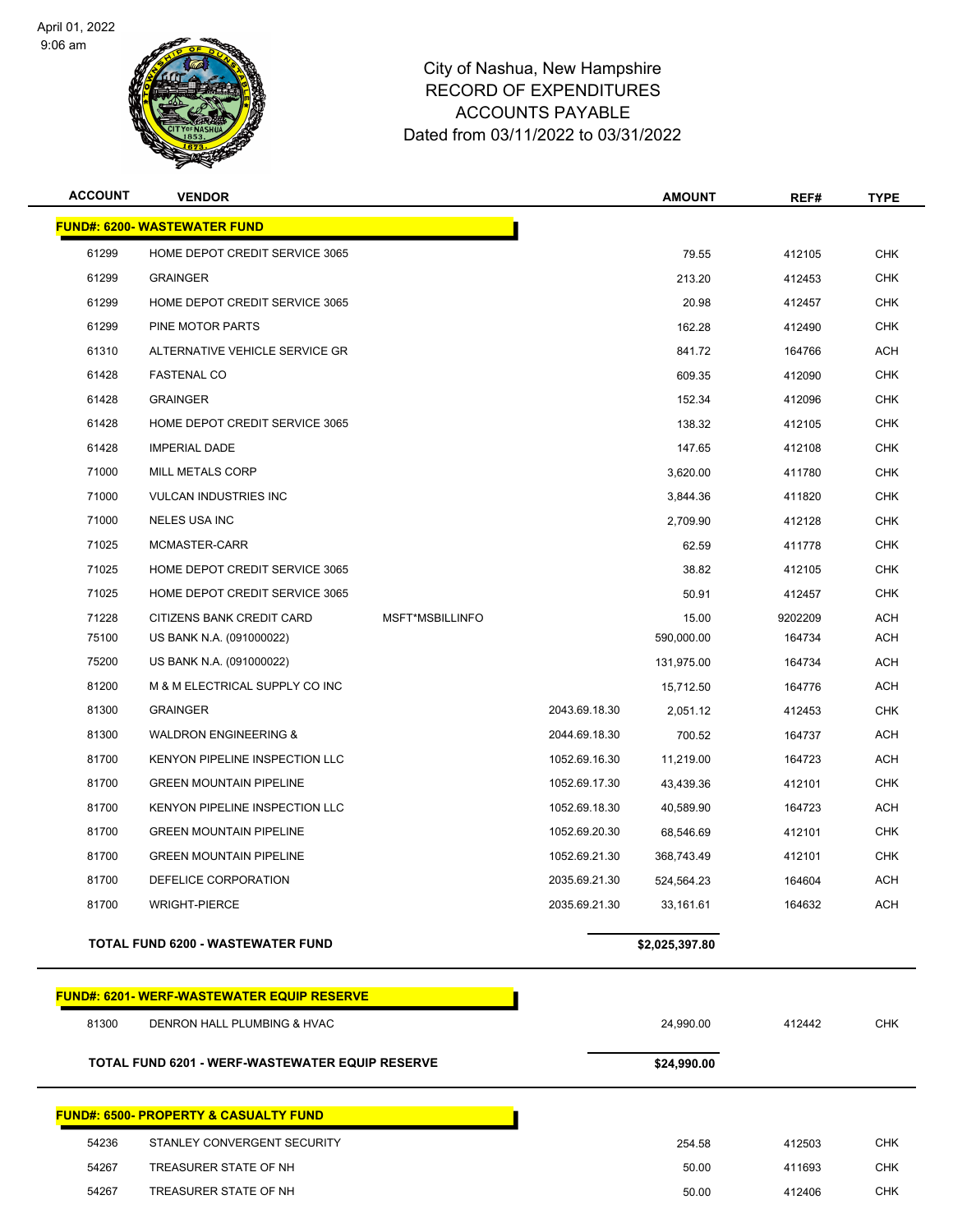City of Nashua, New Hampshire
RECORD OF EXPENDITURES
ACCOUNTS PAYABLE
Dated from 03/11/2022 to 03/31/2022

| ACCOUNT | VENDOR | | | AMOUNT | REF# | TYPE |
|---|---|---|---|---|---|---|
| **FUND#: 6200- WASTEWATER FUND** | | | | | | |
| 61299 | HOME DEPOT CREDIT SERVICE 3065 | | | 79.55 | 412105 | CHK |
| 61299 | GRAINGER | | | 213.20 | 412453 | CHK |
| 61299 | HOME DEPOT CREDIT SERVICE 3065 | | | 20.98 | 412457 | CHK |
| 61299 | PINE MOTOR PARTS | | | 162.28 | 412490 | CHK |
| 61310 | ALTERNATIVE VEHICLE SERVICE GR | | | 841.72 | 164766 | ACH |
| 61428 | FASTENAL CO | | | 609.35 | 412090 | CHK |
| 61428 | GRAINGER | | | 152.34 | 412096 | CHK |
| 61428 | HOME DEPOT CREDIT SERVICE 3065 | | | 138.32 | 412105 | CHK |
| 61428 | IMPERIAL DADE | | | 147.65 | 412108 | CHK |
| 71000 | MILL METALS CORP | | | 3,620.00 | 411780 | CHK |
| 71000 | VULCAN INDUSTRIES INC | | | 3,844.36 | 411820 | CHK |
| 71000 | NELES USA INC | | | 2,709.90 | 412128 | CHK |
| 71025 | MCMASTER-CARR | | | 62.59 | 411778 | CHK |
| 71025 | HOME DEPOT CREDIT SERVICE 3065 | | | 38.82 | 412105 | CHK |
| 71025 | HOME DEPOT CREDIT SERVICE 3065 | | | 50.91 | 412457 | CHK |
| 71228 | CITIZENS BANK CREDIT CARD | MSFT*MSBILLINFO | | 15.00 | 9202209 | ACH |
| 75100 | US BANK N.A. (091000022) | | | 590,000.00 | 164734 | ACH |
| 75200 | US BANK N.A. (091000022) | | | 131,975.00 | 164734 | ACH |
| 81200 | M & M ELECTRICAL SUPPLY CO INC | | | 15,712.50 | 164776 | ACH |
| 81300 | GRAINGER | | 2043.69.18.30 | 2,051.12 | 412453 | CHK |
| 81300 | WALDRON ENGINEERING & | | 2044.69.18.30 | 700.52 | 164737 | ACH |
| 81700 | KENYON PIPELINE INSPECTION LLC | | 1052.69.16.30 | 11,219.00 | 164723 | ACH |
| 81700 | GREEN MOUNTAIN PIPELINE | | 1052.69.17.30 | 43,439.36 | 412101 | CHK |
| 81700 | KENYON PIPELINE INSPECTION LLC | | 1052.69.18.30 | 40,589.90 | 164723 | ACH |
| 81700 | GREEN MOUNTAIN PIPELINE | | 1052.69.20.30 | 68,546.69 | 412101 | CHK |
| 81700 | GREEN MOUNTAIN PIPELINE | | 1052.69.21.30 | 368,743.49 | 412101 | CHK |
| 81700 | DEFELICE CORPORATION | | 2035.69.21.30 | 524,564.23 | 164604 | ACH |
| 81700 | WRIGHT-PIERCE | | 2035.69.21.30 | 33,161.61 | 164632 | ACH |
| **TOTAL FUND 6200 - WASTEWATER FUND** | | | | **$2,025,397.80** | | |
| **FUND#: 6201- WERF-WASTEWATER EQUIP RESERVE** | | | | | | |
| 81300 | DENRON HALL PLUMBING & HVAC | | | 24,990.00 | 412442 | CHK |
| **TOTAL FUND 6201 - WERF-WASTEWATER EQUIP RESERVE** | | | | **$24,990.00** | | |
| **FUND#: 6500- PROPERTY & CASUALTY FUND** | | | | | | |
| 54236 | STANLEY CONVERGENT SECURITY | | | 254.58 | 412503 | CHK |
| 54267 | TREASURER STATE OF NH | | | 50.00 | 411693 | CHK |
| 54267 | TREASURER STATE OF NH | | | 50.00 | 412406 | CHK |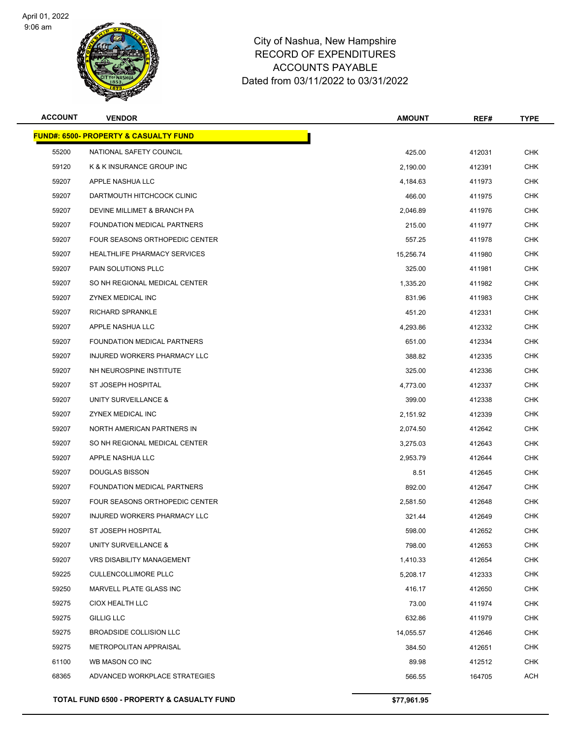City of Nashua, New Hampshire
RECORD OF EXPENDITURES
ACCOUNTS PAYABLE
Dated from 03/11/2022 to 03/31/2022

| ACCOUNT | VENDOR | AMOUNT | REF# | TYPE |
|---|---|---|---|---|
| **FUND#: 6500- PROPERTY & CASUALTY FUND** | | | | |
| 55200 | NATIONAL SAFETY COUNCIL | 425.00 | 412031 | CHK |
| 59120 | K & K INSURANCE GROUP INC | 2,190.00 | 412391 | CHK |
| 59207 | APPLE NASHUA LLC | 4,184.63 | 411973 | CHK |
| 59207 | DARTMOUTH HITCHCOCK CLINIC | 466.00 | 411975 | CHK |
| 59207 | DEVINE MILLIMET & BRANCH PA | 2,046.89 | 411976 | CHK |
| 59207 | FOUNDATION MEDICAL PARTNERS | 215.00 | 411977 | CHK |
| 59207 | FOUR SEASONS ORTHOPEDIC CENTER | 557.25 | 411978 | CHK |
| 59207 | HEALTHLIFE PHARMACY SERVICES | 15,256.74 | 411980 | CHK |
| 59207 | PAIN SOLUTIONS PLLC | 325.00 | 411981 | CHK |
| 59207 | SO NH REGIONAL MEDICAL CENTER | 1,335.20 | 411982 | CHK |
| 59207 | ZYNEX MEDICAL INC | 831.96 | 411983 | CHK |
| 59207 | RICHARD SPRANKLE | 451.20 | 412331 | CHK |
| 59207 | APPLE NASHUA LLC | 4,293.86 | 412332 | CHK |
| 59207 | FOUNDATION MEDICAL PARTNERS | 651.00 | 412334 | CHK |
| 59207 | INJURED WORKERS PHARMACY LLC | 388.82 | 412335 | CHK |
| 59207 | NH NEUROSPINE INSTITUTE | 325.00 | 412336 | CHK |
| 59207 | ST JOSEPH HOSPITAL | 4,773.00 | 412337 | CHK |
| 59207 | UNITY SURVEILLANCE & | 399.00 | 412338 | CHK |
| 59207 | ZYNEX MEDICAL INC | 2,151.92 | 412339 | CHK |
| 59207 | NORTH AMERICAN PARTNERS IN | 2,074.50 | 412642 | CHK |
| 59207 | SO NH REGIONAL MEDICAL CENTER | 3,275.03 | 412643 | CHK |
| 59207 | APPLE NASHUA LLC | 2,953.79 | 412644 | CHK |
| 59207 | DOUGLAS BISSON | 8.51 | 412645 | CHK |
| 59207 | FOUNDATION MEDICAL PARTNERS | 892.00 | 412647 | CHK |
| 59207 | FOUR SEASONS ORTHOPEDIC CENTER | 2,581.50 | 412648 | CHK |
| 59207 | INJURED WORKERS PHARMACY LLC | 321.44 | 412649 | CHK |
| 59207 | ST JOSEPH HOSPITAL | 598.00 | 412652 | CHK |
| 59207 | UNITY SURVEILLANCE & | 798.00 | 412653 | CHK |
| 59207 | VRS DISABILITY MANAGEMENT | 1,410.33 | 412654 | CHK |
| 59225 | CULLENCOLLIMORE PLLC | 5,208.17 | 412333 | CHK |
| 59250 | MARVELL PLATE GLASS INC | 416.17 | 412650 | CHK |
| 59275 | CIOX HEALTH LLC | 73.00 | 411974 | CHK |
| 59275 | GILLIG LLC | 632.86 | 411979 | CHK |
| 59275 | BROADSIDE COLLISION LLC | 14,055.57 | 412646 | CHK |
| 59275 | METROPOLITAN APPRAISAL | 384.50 | 412651 | CHK |
| 61100 | WB MASON CO INC | 89.98 | 412512 | CHK |
| 68365 | ADVANCED WORKPLACE STRATEGIES | 566.55 | 164705 | ACH |
| **TOTAL FUND 6500 - PROPERTY & CASUALTY FUND** | | **$77,961.95** | | |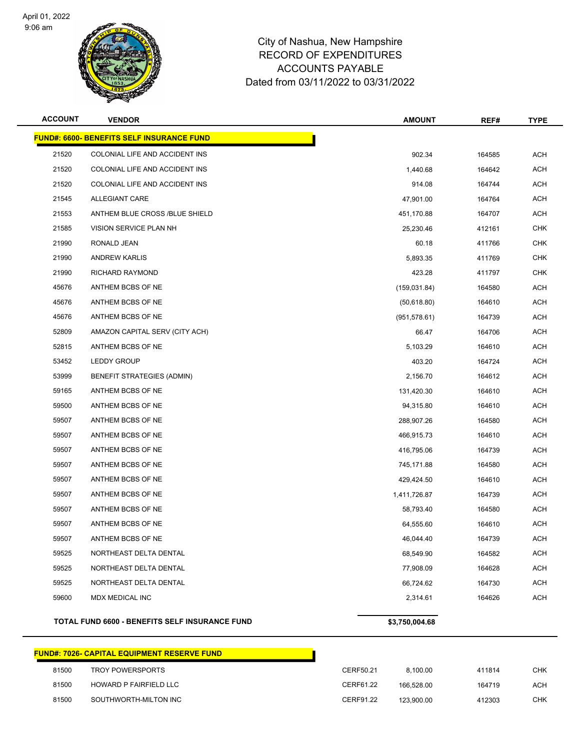City of Nashua, New Hampshire
RECORD OF EXPENDITURES
ACCOUNTS PAYABLE
Dated from 03/11/2022 to 03/31/2022

**FUND#: 6600- BENEFITS SELF INSURANCE FUND**

| ACCOUNT | VENDOR | | AMOUNT | REF# | TYPE |
|---|---|---|---|---|---|
| 21520 | COLONIAL LIFE AND ACCIDENT INS | | 902.34 | 164585 | ACH |
| 21520 | COLONIAL LIFE AND ACCIDENT INS | | 1,440.68 | 164642 | ACH |
| 21520 | COLONIAL LIFE AND ACCIDENT INS | | 914.08 | 164744 | ACH |
| 21545 | ALLEGIANT CARE | | 47,901.00 | 164764 | ACH |
| 21553 | ANTHEM BLUE CROSS /BLUE SHIELD | | 451,170.88 | 164707 | ACH |
| 21585 | VISION SERVICE PLAN NH | | 25,230.46 | 412161 | CHK |
| 21990 | RONALD JEAN | | 60.18 | 411766 | CHK |
| 21990 | ANDREW KARLIS | | 5,893.35 | 411769 | CHK |
| 21990 | RICHARD RAYMOND | | 423.28 | 411797 | CHK |
| 45676 | ANTHEM BCBS OF NE | | (159,031.84) | 164580 | ACH |
| 45676 | ANTHEM BCBS OF NE | | (50,618.80) | 164610 | ACH |
| 45676 | ANTHEM BCBS OF NE | | (951,578.61) | 164739 | ACH |
| 52809 | AMAZON CAPITAL SERV (CITY ACH) | | 66.47 | 164706 | ACH |
| 52815 | ANTHEM BCBS OF NE | | 5,103.29 | 164610 | ACH |
| 53452 | LEDDY GROUP | | 403.20 | 164724 | ACH |
| 53999 | BENEFIT STRATEGIES (ADMIN) | | 2,156.70 | 164612 | ACH |
| 59165 | ANTHEM BCBS OF NE | | 131,420.30 | 164610 | ACH |
| 59500 | ANTHEM BCBS OF NE | | 94,315.80 | 164610 | ACH |
| 59507 | ANTHEM BCBS OF NE | | 288,907.26 | 164580 | ACH |
| 59507 | ANTHEM BCBS OF NE | | 466,915.73 | 164610 | ACH |
| 59507 | ANTHEM BCBS OF NE | | 416,795.06 | 164739 | ACH |
| 59507 | ANTHEM BCBS OF NE | | 745,171.88 | 164580 | ACH |
| 59507 | ANTHEM BCBS OF NE | | 429,424.50 | 164610 | ACH |
| 59507 | ANTHEM BCBS OF NE | | 1,411,726.87 | 164739 | ACH |
| 59507 | ANTHEM BCBS OF NE | | 58,793.40 | 164580 | ACH |
| 59507 | ANTHEM BCBS OF NE | | 64,555.60 | 164610 | ACH |
| 59507 | ANTHEM BCBS OF NE | | 46,044.40 | 164739 | ACH |
| 59525 | NORTHEAST DELTA DENTAL | | 68,549.90 | 164582 | ACH |
| 59525 | NORTHEAST DELTA DENTAL | | 77,908.09 | 164628 | ACH |
| 59525 | NORTHEAST DELTA DENTAL | | 66,724.62 | 164730 | ACH |
| 59600 | MDX MEDICAL INC | | 2,314.61 | 164626 | ACH |
| | **TOTAL FUND 6600 - BENEFITS SELF INSURANCE FUND** | | **$3,750,004.68** | | |

**FUND#: 7026- CAPITAL EQUIPMENT RESERVE FUND**

| ACCOUNT | VENDOR | | AMOUNT | REF# | TYPE |
|---|---|---|---|---|---|
| 81500 | TROY POWERSPORTS | CERF50.21 | 8,100.00 | 411814 | CHK |
| 81500 | HOWARD P FAIRFIELD LLC | CERF61.22 | 166,528.00 | 164719 | ACH |
| 81500 | SOUTHWORTH-MILTON INC | CERF91.22 | 123,900.00 | 412303 | CHK |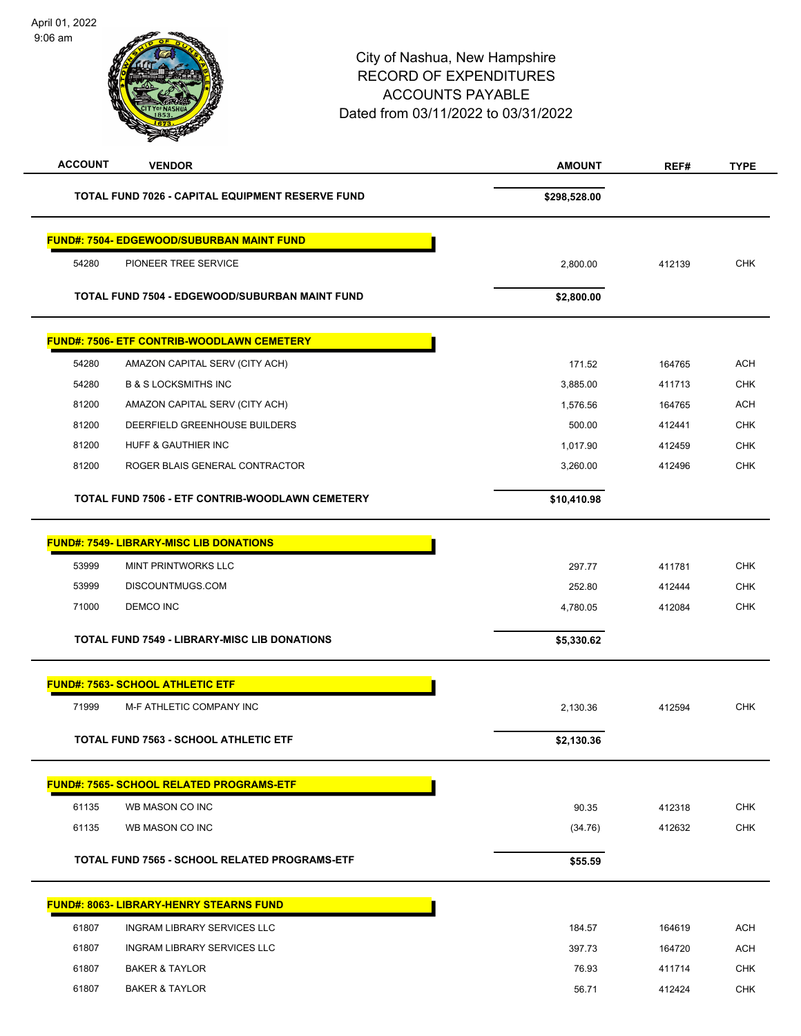City of Nashua, New Hampshire
RECORD OF EXPENDITURES
ACCOUNTS PAYABLE
Dated from 03/11/2022 to 03/31/2022

| ACCOUNT | VENDOR | AMOUNT | REF# | TYPE |
|---|---|---|---|---|
| | **TOTAL FUND 7026 - CAPITAL EQUIPMENT RESERVE FUND** | **$298,528.00** | | |
| | **FUND#: 7504- EDGEWOOD/SUBURBAN MAINT FUND** | | | |
| 54280 | PIONEER TREE SERVICE | 2,800.00 | 412139 | CHK |
| | **TOTAL FUND 7504 - EDGEWOOD/SUBURBAN MAINT FUND** | **$2,800.00** | | |
| | **FUND#: 7506- ETF CONTRIB-WOODLAWN CEMETERY** | | | |
| 54280 | AMAZON CAPITAL SERV (CITY ACH) | 171.52 | 164765 | ACH |
| 54280 | B & S LOCKSMITHS INC | 3,885.00 | 411713 | CHK |
| 81200 | AMAZON CAPITAL SERV (CITY ACH) | 1,576.56 | 164765 | ACH |
| 81200 | DEERFIELD GREENHOUSE BUILDERS | 500.00 | 412441 | CHK |
| 81200 | HUFF & GAUTHIER INC | 1,017.90 | 412459 | CHK |
| 81200 | ROGER BLAIS GENERAL CONTRACTOR | 3,260.00 | 412496 | CHK |
| | **TOTAL FUND 7506 - ETF CONTRIB-WOODLAWN CEMETERY** | **$10,410.98** | | |
| | **FUND#: 7549- LIBRARY-MISC LIB DONATIONS** | | | |
| 53999 | MINT PRINTWORKS LLC | 297.77 | 411781 | CHK |
| 53999 | DISCOUNTMUGS.COM | 252.80 | 412444 | CHK |
| 71000 | DEMCO INC | 4,780.05 | 412084 | CHK |
| | **TOTAL FUND 7549 - LIBRARY-MISC LIB DONATIONS** | **$5,330.62** | | |
| | **FUND#: 7563- SCHOOL ATHLETIC ETF** | | | |
| 71999 | M-F ATHLETIC COMPANY INC | 2,130.36 | 412594 | CHK |
| | **TOTAL FUND 7563 - SCHOOL ATHLETIC ETF** | **$2,130.36** | | |
| | **FUND#: 7565- SCHOOL RELATED PROGRAMS-ETF** | | | |
| 61135 | WB MASON CO INC | 90.35 | 412318 | CHK |
| 61135 | WB MASON CO INC | (34.76) | 412632 | CHK |
| | **TOTAL FUND 7565 - SCHOOL RELATED PROGRAMS-ETF** | **$55.59** | | |
| | **FUND#: 8063- LIBRARY-HENRY STEARNS FUND** | | | |
| 61807 | INGRAM LIBRARY SERVICES LLC | 184.57 | 164619 | ACH |
| 61807 | INGRAM LIBRARY SERVICES LLC | 397.73 | 164720 | ACH |
| 61807 | BAKER & TAYLOR | 76.93 | 411714 | CHK |
| 61807 | BAKER & TAYLOR | 56.71 | 412424 | CHK |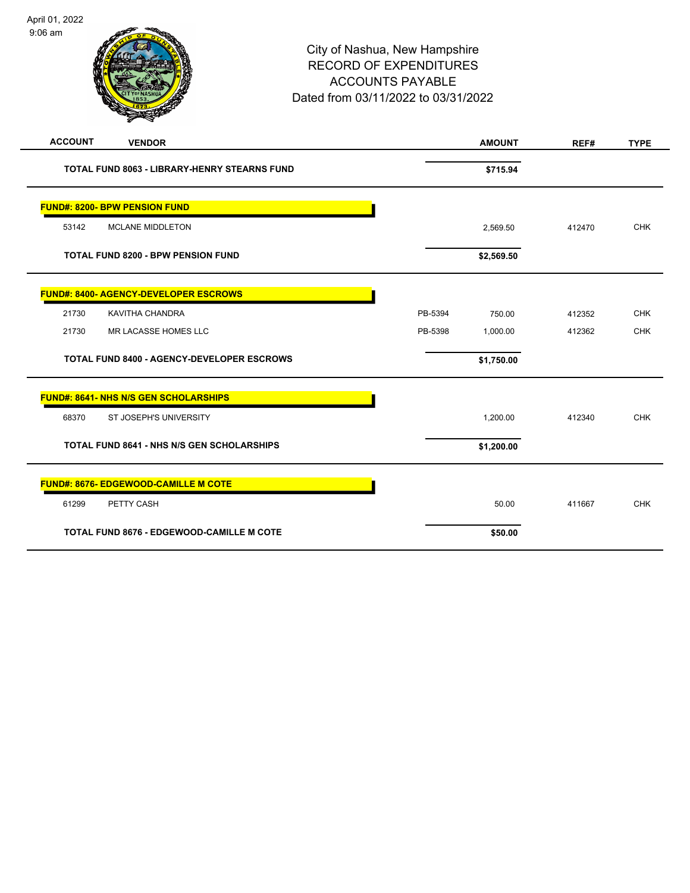City of Nashua, New Hampshire
RECORD OF EXPENDITURES
ACCOUNTS PAYABLE
Dated from 03/11/2022 to 03/31/2022

| ACCOUNT | VENDOR | | AMOUNT | REF# | TYPE |
|---|---|---|---|---|---|
| | **TOTAL FUND 8063 - LIBRARY-HENRY STEARNS FUND** | | **$715.94** | | |
| **FUND#: 8200- BPW PENSION FUND** | | | | | |
| 53142 | MCLANE MIDDLETON | | 2,569.50 | 412470 | CHK |
| | **TOTAL FUND 8200 - BPW PENSION FUND** | | **$2,569.50** | | |
| **FUND#: 8400- AGENCY-DEVELOPER ESCROWS** | | | | | |
| 21730 | KAVITHA CHANDRA | PB-5394 | 750.00 | 412352 | CHK |
| 21730 | MR LACASSE HOMES LLC | PB-5398 | 1,000.00 | 412362 | CHK |
| | **TOTAL FUND 8400 - AGENCY-DEVELOPER ESCROWS** | | **$1,750.00** | | |
| **FUND#: 8641- NHS N/S GEN SCHOLARSHIPS** | | | | | |
| 68370 | ST JOSEPH'S UNIVERSITY | | 1,200.00 | 412340 | CHK |
| | **TOTAL FUND 8641 - NHS N/S GEN SCHOLARSHIPS** | | **$1,200.00** | | |
| **FUND#: 8676- EDGEWOOD-CAMILLE M COTE** | | | | | |
| 61299 | PETTY CASH | | 50.00 | 411667 | CHK |
| | **TOTAL FUND 8676 - EDGEWOOD-CAMILLE M COTE** | | **$50.00** | | |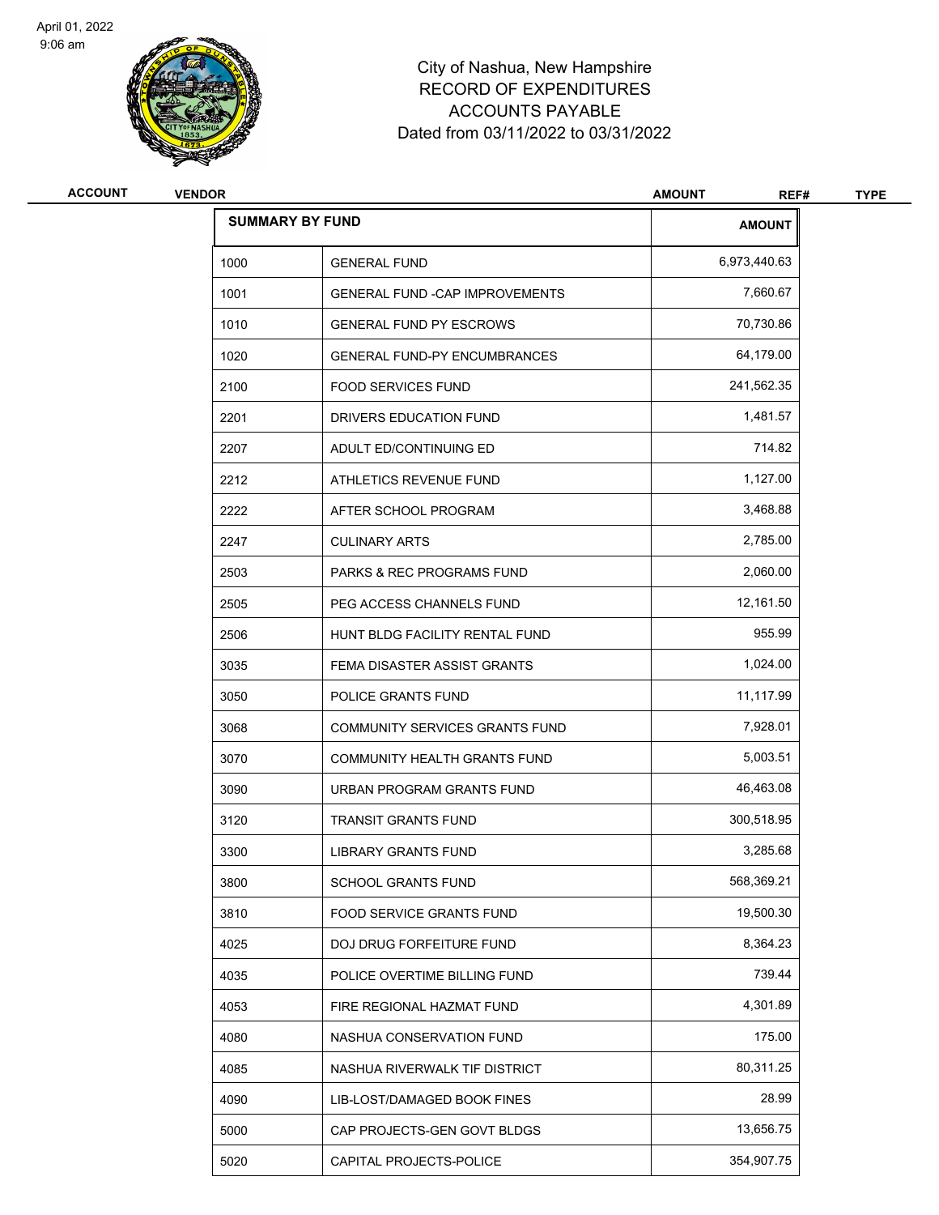April 01, 2022
9:06 am

City of Nashua, New Hampshire
RECORD OF EXPENDITURES
ACCOUNTS PAYABLE
Dated from 03/11/2022 to 03/31/2022

| ACCOUNT | VENDOR | AMOUNT | REF# | TYPE |
|---|---|---|---|---|

**SUMMARY BY FUND**

| | | AMOUNT |
|---|---|---|
| 1000 | GENERAL FUND | 6,973,440.63 |
| 1001 | GENERAL FUND -CAP IMPROVEMENTS | 7,660.67 |
| 1010 | GENERAL FUND PY ESCROWS | 70,730.86 |
| 1020 | GENERAL FUND-PY ENCUMBRANCES | 64,179.00 |
| 2100 | FOOD SERVICES FUND | 241,562.35 |
| 2201 | DRIVERS EDUCATION FUND | 1,481.57 |
| 2207 | ADULT ED/CONTINUING ED | 714.82 |
| 2212 | ATHLETICS REVENUE FUND | 1,127.00 |
| 2222 | AFTER SCHOOL PROGRAM | 3,468.88 |
| 2247 | CULINARY ARTS | 2,785.00 |
| 2503 | PARKS & REC PROGRAMS FUND | 2,060.00 |
| 2505 | PEG ACCESS CHANNELS FUND | 12,161.50 |
| 2506 | HUNT BLDG FACILITY RENTAL FUND | 955.99 |
| 3035 | FEMA DISASTER ASSIST GRANTS | 1,024.00 |
| 3050 | POLICE GRANTS FUND | 11,117.99 |
| 3068 | COMMUNITY SERVICES GRANTS FUND | 7,928.01 |
| 3070 | COMMUNITY HEALTH GRANTS FUND | 5,003.51 |
| 3090 | URBAN PROGRAM GRANTS FUND | 46,463.08 |
| 3120 | TRANSIT GRANTS FUND | 300,518.95 |
| 3300 | LIBRARY GRANTS FUND | 3,285.68 |
| 3800 | SCHOOL GRANTS FUND | 568,369.21 |
| 3810 | FOOD SERVICE GRANTS FUND | 19,500.30 |
| 4025 | DOJ DRUG FORFEITURE FUND | 8,364.23 |
| 4035 | POLICE OVERTIME BILLING FUND | 739.44 |
| 4053 | FIRE REGIONAL HAZMAT FUND | 4,301.89 |
| 4080 | NASHUA CONSERVATION FUND | 175.00 |
| 4085 | NASHUA RIVERWALK TIF DISTRICT | 80,311.25 |
| 4090 | LIB-LOST/DAMAGED BOOK FINES | 28.99 |
| 5000 | CAP PROJECTS-GEN GOVT BLDGS | 13,656.75 |
| 5020 | CAPITAL PROJECTS-POLICE | 354,907.75 |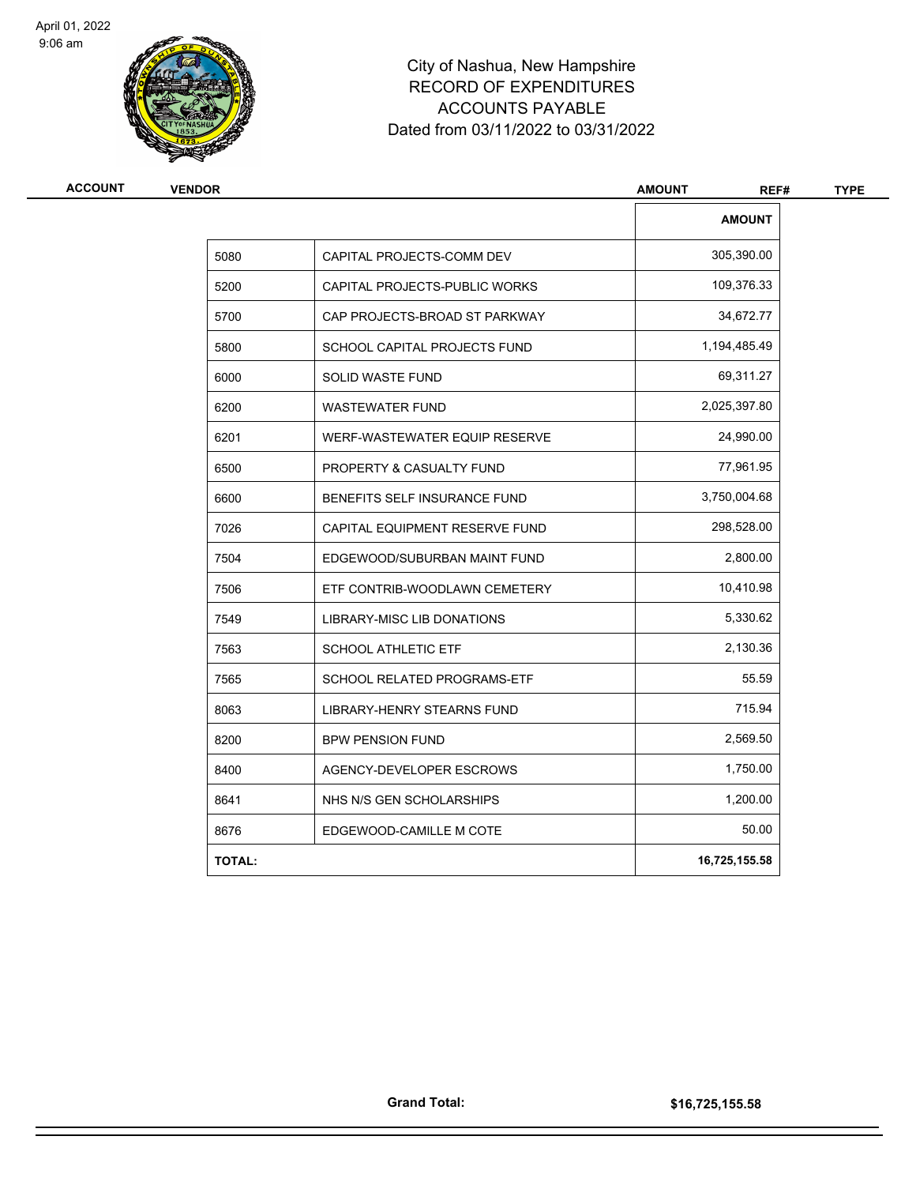April 01, 2022
9:06 am

City of Nashua, New Hampshire
RECORD OF EXPENDITURES
ACCOUNTS PAYABLE
Dated from 03/11/2022 to 03/31/2022

| ACCOUNT | VENDOR | AMOUNT | REF# | TYPE |
|---|---|---|---|---|

| | | AMOUNT |
|---|---|---|
| 5080 | CAPITAL PROJECTS-COMM DEV | 305,390.00 |
| 5200 | CAPITAL PROJECTS-PUBLIC WORKS | 109,376.33 |
| 5700 | CAP PROJECTS-BROAD ST PARKWAY | 34,672.77 |
| 5800 | SCHOOL CAPITAL PROJECTS FUND | 1,194,485.49 |
| 6000 | SOLID WASTE FUND | 69,311.27 |
| 6200 | WASTEWATER FUND | 2,025,397.80 |
| 6201 | WERF-WASTEWATER EQUIP RESERVE | 24,990.00 |
| 6500 | PROPERTY & CASUALTY FUND | 77,961.95 |
| 6600 | BENEFITS SELF INSURANCE FUND | 3,750,004.68 |
| 7026 | CAPITAL EQUIPMENT RESERVE FUND | 298,528.00 |
| 7504 | EDGEWOOD/SUBURBAN MAINT FUND | 2,800.00 |
| 7506 | ETF CONTRIB-WOODLAWN CEMETERY | 10,410.98 |
| 7549 | LIBRARY-MISC LIB DONATIONS | 5,330.62 |
| 7563 | SCHOOL ATHLETIC ETF | 2,130.36 |
| 7565 | SCHOOL RELATED PROGRAMS-ETF | 55.59 |
| 8063 | LIBRARY-HENRY STEARNS FUND | 715.94 |
| 8200 | BPW PENSION FUND | 2,569.50 |
| 8400 | AGENCY-DEVELOPER ESCROWS | 1,750.00 |
| 8641 | NHS N/S GEN SCHOLARSHIPS | 1,200.00 |
| 8676 | EDGEWOOD-CAMILLE M COTE | 50.00 |
| **TOTAL:** | | **16,725,155.58** |

**Grand Total:** **$16,725,155.58**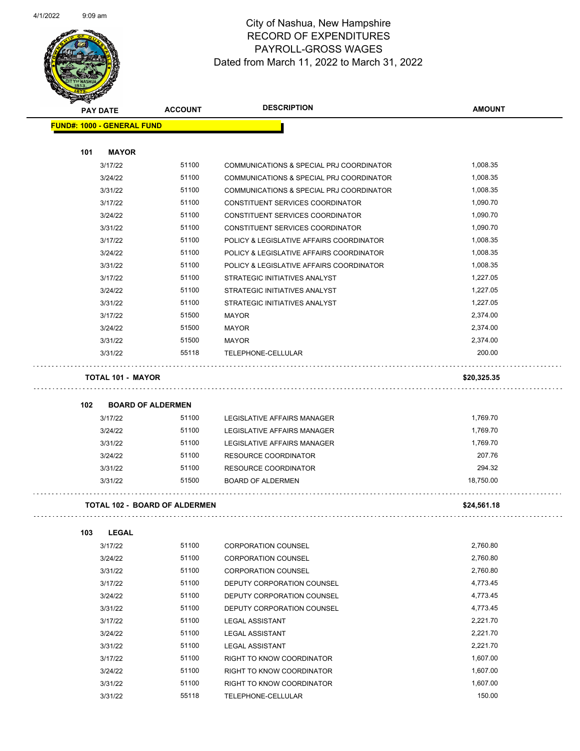# City of Nashua, New Hampshire
## RECORD OF EXPENDITURES
## PAYROLL-GROSS WAGES
### Dated from March 11, 2022 to March 31, 2022

| PAY DATE | ACCOUNT | DESCRIPTION | AMOUNT |
|---|---|---|---|
| **FUND#: 1000 - GENERAL FUND** | | | |
| **101 MAYOR** | | | |
| 3/17/22 | 51100 | COMMUNICATIONS & SPECIAL PRJ COORDINATOR | 1,008.35 |
| 3/24/22 | 51100 | COMMUNICATIONS & SPECIAL PRJ COORDINATOR | 1,008.35 |
| 3/31/22 | 51100 | COMMUNICATIONS & SPECIAL PRJ COORDINATOR | 1,008.35 |
| 3/17/22 | 51100 | CONSTITUENT SERVICES COORDINATOR | 1,090.70 |
| 3/24/22 | 51100 | CONSTITUENT SERVICES COORDINATOR | 1,090.70 |
| 3/31/22 | 51100 | CONSTITUENT SERVICES COORDINATOR | 1,090.70 |
| 3/17/22 | 51100 | POLICY & LEGISLATIVE AFFAIRS COORDINATOR | 1,008.35 |
| 3/24/22 | 51100 | POLICY & LEGISLATIVE AFFAIRS COORDINATOR | 1,008.35 |
| 3/31/22 | 51100 | POLICY & LEGISLATIVE AFFAIRS COORDINATOR | 1,008.35 |
| 3/17/22 | 51100 | STRATEGIC INITIATIVES ANALYST | 1,227.05 |
| 3/24/22 | 51100 | STRATEGIC INITIATIVES ANALYST | 1,227.05 |
| 3/31/22 | 51100 | STRATEGIC INITIATIVES ANALYST | 1,227.05 |
| 3/17/22 | 51500 | MAYOR | 2,374.00 |
| 3/24/22 | 51500 | MAYOR | 2,374.00 |
| 3/31/22 | 51500 | MAYOR | 2,374.00 |
| 3/31/22 | 55118 | TELEPHONE-CELLULAR | 200.00 |
| **TOTAL 101 - MAYOR** | | | **$20,325.35** |
| **102 BOARD OF ALDERMEN** | | | |
| 3/17/22 | 51100 | LEGISLATIVE AFFAIRS MANAGER | 1,769.70 |
| 3/24/22 | 51100 | LEGISLATIVE AFFAIRS MANAGER | 1,769.70 |
| 3/31/22 | 51100 | LEGISLATIVE AFFAIRS MANAGER | 1,769.70 |
| 3/24/22 | 51100 | RESOURCE COORDINATOR | 207.76 |
| 3/31/22 | 51100 | RESOURCE COORDINATOR | 294.32 |
| 3/31/22 | 51500 | BOARD OF ALDERMEN | 18,750.00 |
| **TOTAL 102 - BOARD OF ALDERMEN** | | | **$24,561.18** |
| **103 LEGAL** | | | |
| 3/17/22 | 51100 | CORPORATION COUNSEL | 2,760.80 |
| 3/24/22 | 51100 | CORPORATION COUNSEL | 2,760.80 |
| 3/31/22 | 51100 | CORPORATION COUNSEL | 2,760.80 |
| 3/17/22 | 51100 | DEPUTY CORPORATION COUNSEL | 4,773.45 |
| 3/24/22 | 51100 | DEPUTY CORPORATION COUNSEL | 4,773.45 |
| 3/31/22 | 51100 | DEPUTY CORPORATION COUNSEL | 4,773.45 |
| 3/17/22 | 51100 | LEGAL ASSISTANT | 2,221.70 |
| 3/24/22 | 51100 | LEGAL ASSISTANT | 2,221.70 |
| 3/31/22 | 51100 | LEGAL ASSISTANT | 2,221.70 |
| 3/17/22 | 51100 | RIGHT TO KNOW COORDINATOR | 1,607.00 |
| 3/24/22 | 51100 | RIGHT TO KNOW COORDINATOR | 1,607.00 |
| 3/31/22 | 51100 | RIGHT TO KNOW COORDINATOR | 1,607.00 |
| 3/31/22 | 55118 | TELEPHONE-CELLULAR | 150.00 |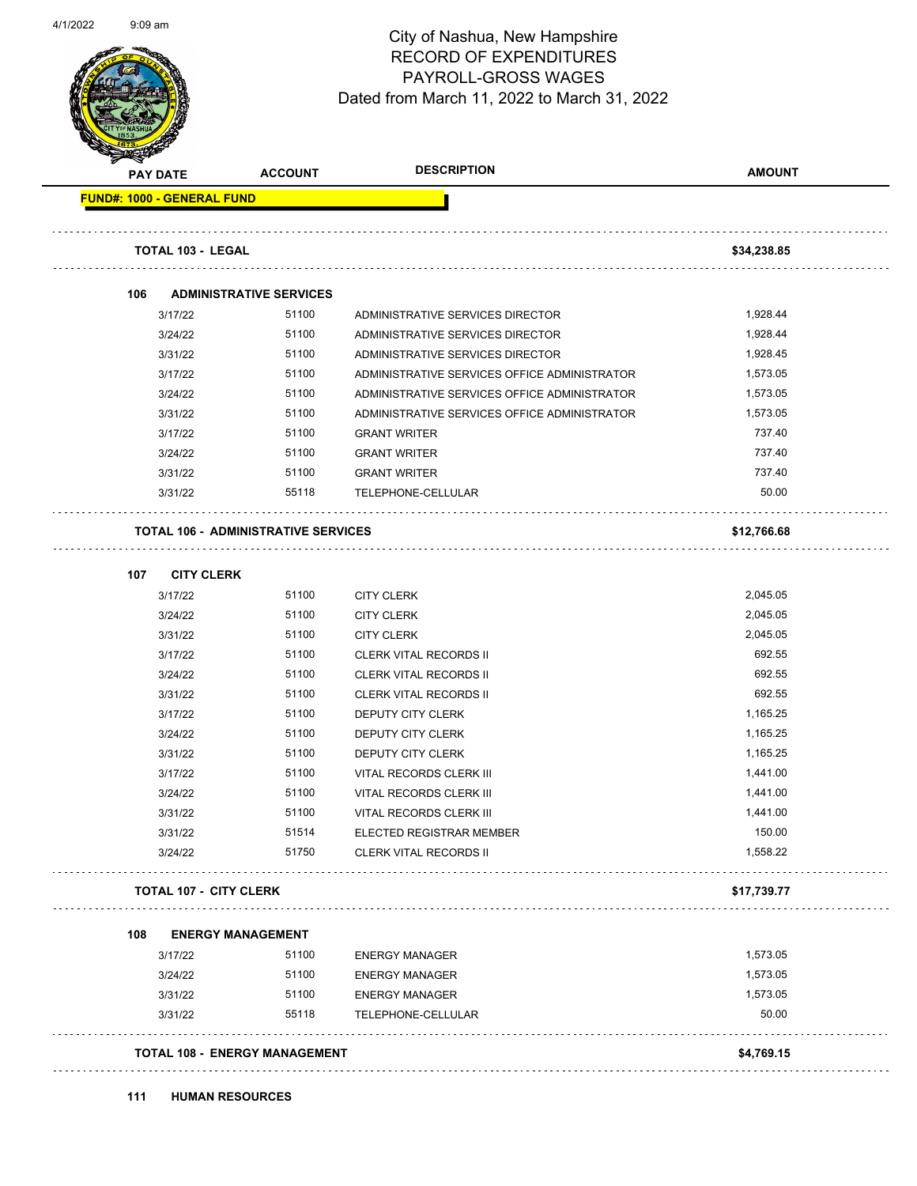City of Nashua, New Hampshire
RECORD OF EXPENDITURES
PAYROLL-GROSS WAGES
Dated from March 11, 2022 to March 31, 2022

| PAY DATE | ACCOUNT | DESCRIPTION | AMOUNT |
|---|---|---|---|
| **FUND#: 1000 - GENERAL FUND** | | | |
| **TOTAL 103 - LEGAL** | | | **$34,238.85** |
| **106 ADMINISTRATIVE SERVICES** | | | |
| 3/17/22 | 51100 | ADMINISTRATIVE SERVICES DIRECTOR | 1,928.44 |
| 3/24/22 | 51100 | ADMINISTRATIVE SERVICES DIRECTOR | 1,928.44 |
| 3/31/22 | 51100 | ADMINISTRATIVE SERVICES DIRECTOR | 1,928.45 |
| 3/17/22 | 51100 | ADMINISTRATIVE SERVICES OFFICE ADMINISTRATOR | 1,573.05 |
| 3/24/22 | 51100 | ADMINISTRATIVE SERVICES OFFICE ADMINISTRATOR | 1,573.05 |
| 3/31/22 | 51100 | ADMINISTRATIVE SERVICES OFFICE ADMINISTRATOR | 1,573.05 |
| 3/17/22 | 51100 | GRANT WRITER | 737.40 |
| 3/24/22 | 51100 | GRANT WRITER | 737.40 |
| 3/31/22 | 51100 | GRANT WRITER | 737.40 |
| 3/31/22 | 55118 | TELEPHONE-CELLULAR | 50.00 |
| **TOTAL 106 - ADMINISTRATIVE SERVICES** | | | **$12,766.68** |
| **107 CITY CLERK** | | | |
| 3/17/22 | 51100 | CITY CLERK | 2,045.05 |
| 3/24/22 | 51100 | CITY CLERK | 2,045.05 |
| 3/31/22 | 51100 | CITY CLERK | 2,045.05 |
| 3/17/22 | 51100 | CLERK VITAL RECORDS II | 692.55 |
| 3/24/22 | 51100 | CLERK VITAL RECORDS II | 692.55 |
| 3/31/22 | 51100 | CLERK VITAL RECORDS II | 692.55 |
| 3/17/22 | 51100 | DEPUTY CITY CLERK | 1,165.25 |
| 3/24/22 | 51100 | DEPUTY CITY CLERK | 1,165.25 |
| 3/31/22 | 51100 | DEPUTY CITY CLERK | 1,165.25 |
| 3/17/22 | 51100 | VITAL RECORDS CLERK III | 1,441.00 |
| 3/24/22 | 51100 | VITAL RECORDS CLERK III | 1,441.00 |
| 3/31/22 | 51100 | VITAL RECORDS CLERK III | 1,441.00 |
| 3/31/22 | 51514 | ELECTED REGISTRAR MEMBER | 150.00 |
| 3/24/22 | 51750 | CLERK VITAL RECORDS II | 1,558.22 |
| **TOTAL 107 - CITY CLERK** | | | **$17,739.77** |
| **108 ENERGY MANAGEMENT** | | | |
| 3/17/22 | 51100 | ENERGY MANAGER | 1,573.05 |
| 3/24/22 | 51100 | ENERGY MANAGER | 1,573.05 |
| 3/31/22 | 51100 | ENERGY MANAGER | 1,573.05 |
| 3/31/22 | 55118 | TELEPHONE-CELLULAR | 50.00 |
| **TOTAL 108 - ENERGY MANAGEMENT** | | | **$4,769.15** |
| **111 HUMAN RESOURCES** | | | |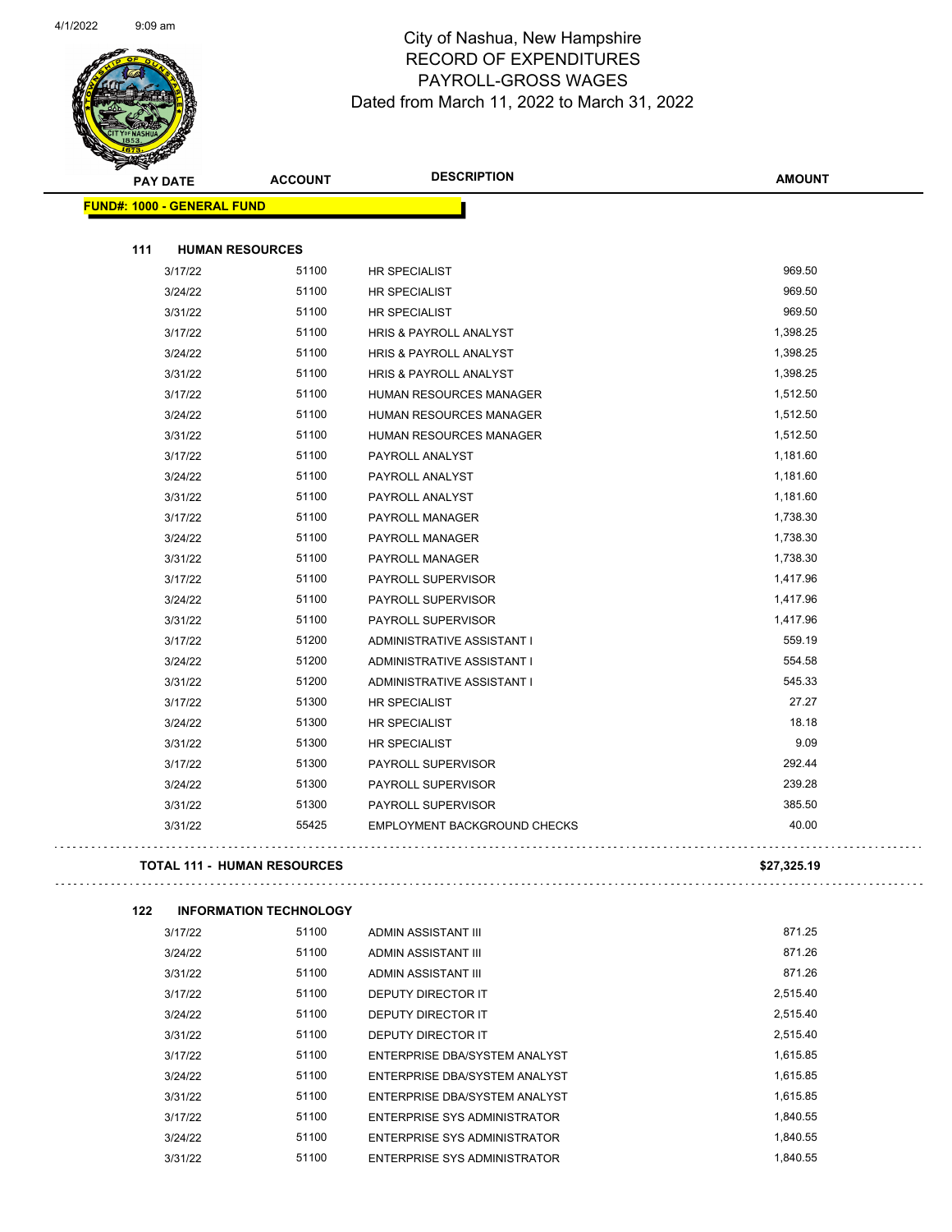# City of Nashua, New Hampshire
## RECORD OF EXPENDITURES
## PAYROLL-GROSS WAGES
## Dated from March 11, 2022 to March 31, 2022

| PAY DATE | ACCOUNT | DESCRIPTION | AMOUNT |
|---|---|---|---|
| **FUND#: 1000 - GENERAL FUND** | | | |
| **111 HUMAN RESOURCES** | | | |
| 3/17/22 | 51100 | HR SPECIALIST | 969.50 |
| 3/24/22 | 51100 | HR SPECIALIST | 969.50 |
| 3/31/22 | 51100 | HR SPECIALIST | 969.50 |
| 3/17/22 | 51100 | HRIS & PAYROLL ANALYST | 1,398.25 |
| 3/24/22 | 51100 | HRIS & PAYROLL ANALYST | 1,398.25 |
| 3/31/22 | 51100 | HRIS & PAYROLL ANALYST | 1,398.25 |
| 3/17/22 | 51100 | HUMAN RESOURCES MANAGER | 1,512.50 |
| 3/24/22 | 51100 | HUMAN RESOURCES MANAGER | 1,512.50 |
| 3/31/22 | 51100 | HUMAN RESOURCES MANAGER | 1,512.50 |
| 3/17/22 | 51100 | PAYROLL ANALYST | 1,181.60 |
| 3/24/22 | 51100 | PAYROLL ANALYST | 1,181.60 |
| 3/31/22 | 51100 | PAYROLL ANALYST | 1,181.60 |
| 3/17/22 | 51100 | PAYROLL MANAGER | 1,738.30 |
| 3/24/22 | 51100 | PAYROLL MANAGER | 1,738.30 |
| 3/31/22 | 51100 | PAYROLL MANAGER | 1,738.30 |
| 3/17/22 | 51100 | PAYROLL SUPERVISOR | 1,417.96 |
| 3/24/22 | 51100 | PAYROLL SUPERVISOR | 1,417.96 |
| 3/31/22 | 51100 | PAYROLL SUPERVISOR | 1,417.96 |
| 3/17/22 | 51200 | ADMINISTRATIVE ASSISTANT I | 559.19 |
| 3/24/22 | 51200 | ADMINISTRATIVE ASSISTANT I | 554.58 |
| 3/31/22 | 51200 | ADMINISTRATIVE ASSISTANT I | 545.33 |
| 3/17/22 | 51300 | HR SPECIALIST | 27.27 |
| 3/24/22 | 51300 | HR SPECIALIST | 18.18 |
| 3/31/22 | 51300 | HR SPECIALIST | 9.09 |
| 3/17/22 | 51300 | PAYROLL SUPERVISOR | 292.44 |
| 3/24/22 | 51300 | PAYROLL SUPERVISOR | 239.28 |
| 3/31/22 | 51300 | PAYROLL SUPERVISOR | 385.50 |
| 3/31/22 | 55425 | EMPLOYMENT BACKGROUND CHECKS | 40.00 |
| **TOTAL 111 - HUMAN RESOURCES** | | | **$27,325.19** |
| **122 INFORMATION TECHNOLOGY** | | | |
| 3/17/22 | 51100 | ADMIN ASSISTANT III | 871.25 |
| 3/24/22 | 51100 | ADMIN ASSISTANT III | 871.26 |
| 3/31/22 | 51100 | ADMIN ASSISTANT III | 871.26 |
| 3/17/22 | 51100 | DEPUTY DIRECTOR IT | 2,515.40 |
| 3/24/22 | 51100 | DEPUTY DIRECTOR IT | 2,515.40 |
| 3/31/22 | 51100 | DEPUTY DIRECTOR IT | 2,515.40 |
| 3/17/22 | 51100 | ENTERPRISE DBA/SYSTEM ANALYST | 1,615.85 |
| 3/24/22 | 51100 | ENTERPRISE DBA/SYSTEM ANALYST | 1,615.85 |
| 3/31/22 | 51100 | ENTERPRISE DBA/SYSTEM ANALYST | 1,615.85 |
| 3/17/22 | 51100 | ENTERPRISE SYS ADMINISTRATOR | 1,840.55 |
| 3/24/22 | 51100 | ENTERPRISE SYS ADMINISTRATOR | 1,840.55 |
| 3/31/22 | 51100 | ENTERPRISE SYS ADMINISTRATOR | 1,840.55 |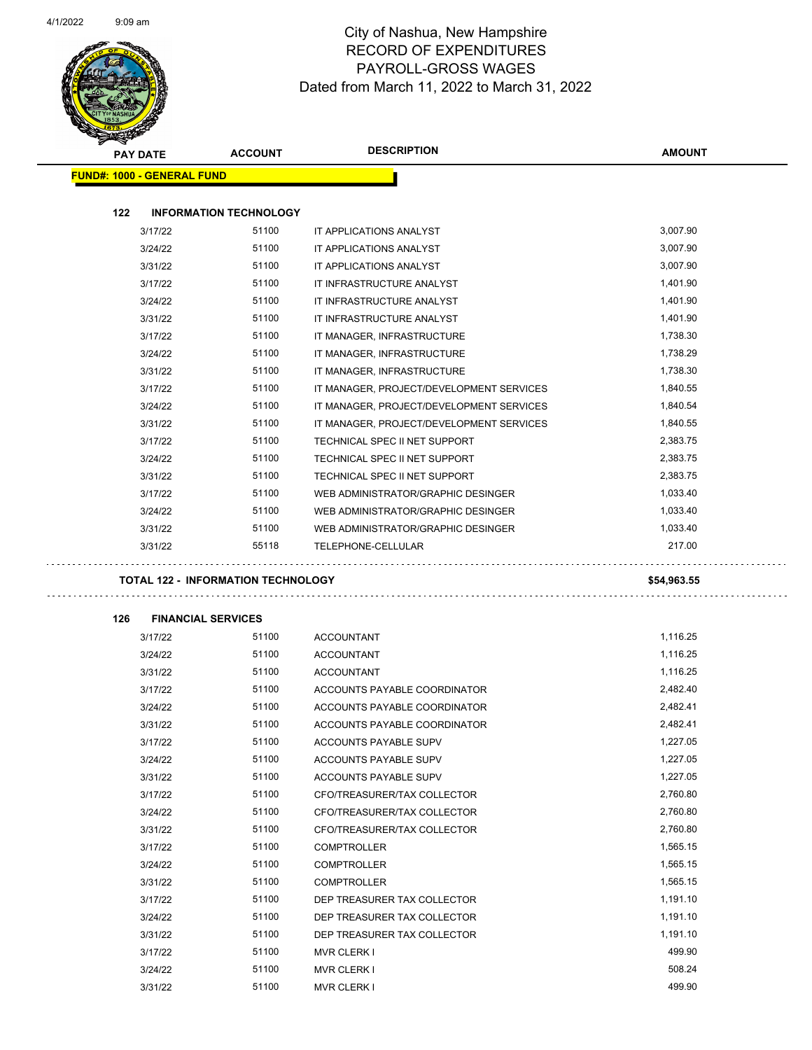# City of Nashua, New Hampshire
## RECORD OF EXPENDITURES
## PAYROLL-GROSS WAGES
## Dated from March 11, 2022 to March 31, 2022

**FUND#: 1000 - GENERAL FUND**

### 122 INFORMATION TECHNOLOGY

| PAY DATE | ACCOUNT | DESCRIPTION | AMOUNT |
|---|---|---|---|
| 3/17/22 | 51100 | IT APPLICATIONS ANALYST | 3,007.90 |
| 3/24/22 | 51100 | IT APPLICATIONS ANALYST | 3,007.90 |
| 3/31/22 | 51100 | IT APPLICATIONS ANALYST | 3,007.90 |
| 3/17/22 | 51100 | IT INFRASTRUCTURE ANALYST | 1,401.90 |
| 3/24/22 | 51100 | IT INFRASTRUCTURE ANALYST | 1,401.90 |
| 3/31/22 | 51100 | IT INFRASTRUCTURE ANALYST | 1,401.90 |
| 3/17/22 | 51100 | IT MANAGER, INFRASTRUCTURE | 1,738.30 |
| 3/24/22 | 51100 | IT MANAGER, INFRASTRUCTURE | 1,738.29 |
| 3/31/22 | 51100 | IT MANAGER, INFRASTRUCTURE | 1,738.30 |
| 3/17/22 | 51100 | IT MANAGER, PROJECT/DEVELOPMENT SERVICES | 1,840.55 |
| 3/24/22 | 51100 | IT MANAGER, PROJECT/DEVELOPMENT SERVICES | 1,840.54 |
| 3/31/22 | 51100 | IT MANAGER, PROJECT/DEVELOPMENT SERVICES | 1,840.55 |
| 3/17/22 | 51100 | TECHNICAL SPEC II NET SUPPORT | 2,383.75 |
| 3/24/22 | 51100 | TECHNICAL SPEC II NET SUPPORT | 2,383.75 |
| 3/31/22 | 51100 | TECHNICAL SPEC II NET SUPPORT | 2,383.75 |
| 3/17/22 | 51100 | WEB ADMINISTRATOR/GRAPHIC DESINGER | 1,033.40 |
| 3/24/22 | 51100 | WEB ADMINISTRATOR/GRAPHIC DESINGER | 1,033.40 |
| 3/31/22 | 51100 | WEB ADMINISTRATOR/GRAPHIC DESINGER | 1,033.40 |
| 3/31/22 | 55118 | TELEPHONE-CELLULAR | 217.00 |

**TOTAL 122 - INFORMATION TECHNOLOGY** **$54,963.55**

### 126 FINANCIAL SERVICES

| PAY DATE | ACCOUNT | DESCRIPTION | AMOUNT |
|---|---|---|---|
| 3/17/22 | 51100 | ACCOUNTANT | 1,116.25 |
| 3/24/22 | 51100 | ACCOUNTANT | 1,116.25 |
| 3/31/22 | 51100 | ACCOUNTANT | 1,116.25 |
| 3/17/22 | 51100 | ACCOUNTS PAYABLE COORDINATOR | 2,482.40 |
| 3/24/22 | 51100 | ACCOUNTS PAYABLE COORDINATOR | 2,482.41 |
| 3/31/22 | 51100 | ACCOUNTS PAYABLE COORDINATOR | 2,482.41 |
| 3/17/22 | 51100 | ACCOUNTS PAYABLE SUPV | 1,227.05 |
| 3/24/22 | 51100 | ACCOUNTS PAYABLE SUPV | 1,227.05 |
| 3/31/22 | 51100 | ACCOUNTS PAYABLE SUPV | 1,227.05 |
| 3/17/22 | 51100 | CFO/TREASURER/TAX COLLECTOR | 2,760.80 |
| 3/24/22 | 51100 | CFO/TREASURER/TAX COLLECTOR | 2,760.80 |
| 3/31/22 | 51100 | CFO/TREASURER/TAX COLLECTOR | 2,760.80 |
| 3/17/22 | 51100 | COMPTROLLER | 1,565.15 |
| 3/24/22 | 51100 | COMPTROLLER | 1,565.15 |
| 3/31/22 | 51100 | COMPTROLLER | 1,565.15 |
| 3/17/22 | 51100 | DEP TREASURER TAX COLLECTOR | 1,191.10 |
| 3/24/22 | 51100 | DEP TREASURER TAX COLLECTOR | 1,191.10 |
| 3/31/22 | 51100 | DEP TREASURER TAX COLLECTOR | 1,191.10 |
| 3/17/22 | 51100 | MVR CLERK I | 499.90 |
| 3/24/22 | 51100 | MVR CLERK I | 508.24 |
| 3/31/22 | 51100 | MVR CLERK I | 499.90 |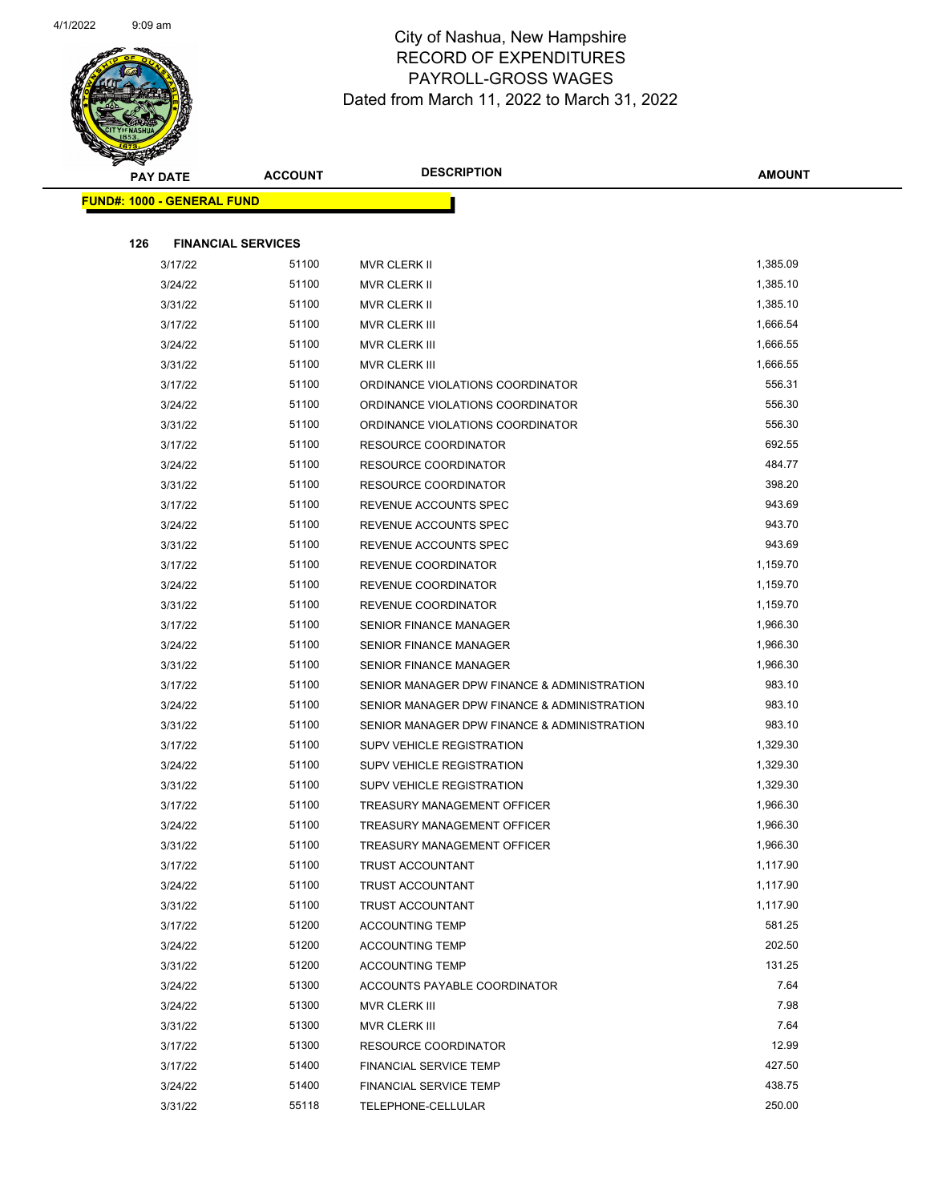# City of Nashua, New Hampshire
## RECORD OF EXPENDITURES
## PAYROLL-GROSS WAGES
## Dated from March 11, 2022 to March 31, 2022

**FUND#: 1000 - GENERAL FUND**

**126 FINANCIAL SERVICES**

| PAY DATE | ACCOUNT | DESCRIPTION | AMOUNT |
|---|---|---|---|
| 3/17/22 | 51100 | MVR CLERK II | 1,385.09 |
| 3/24/22 | 51100 | MVR CLERK II | 1,385.10 |
| 3/31/22 | 51100 | MVR CLERK II | 1,385.10 |
| 3/17/22 | 51100 | MVR CLERK III | 1,666.54 |
| 3/24/22 | 51100 | MVR CLERK III | 1,666.55 |
| 3/31/22 | 51100 | MVR CLERK III | 1,666.55 |
| 3/17/22 | 51100 | ORDINANCE VIOLATIONS COORDINATOR | 556.31 |
| 3/24/22 | 51100 | ORDINANCE VIOLATIONS COORDINATOR | 556.30 |
| 3/31/22 | 51100 | ORDINANCE VIOLATIONS COORDINATOR | 556.30 |
| 3/17/22 | 51100 | RESOURCE COORDINATOR | 692.55 |
| 3/24/22 | 51100 | RESOURCE COORDINATOR | 484.77 |
| 3/31/22 | 51100 | RESOURCE COORDINATOR | 398.20 |
| 3/17/22 | 51100 | REVENUE ACCOUNTS SPEC | 943.69 |
| 3/24/22 | 51100 | REVENUE ACCOUNTS SPEC | 943.70 |
| 3/31/22 | 51100 | REVENUE ACCOUNTS SPEC | 943.69 |
| 3/17/22 | 51100 | REVENUE COORDINATOR | 1,159.70 |
| 3/24/22 | 51100 | REVENUE COORDINATOR | 1,159.70 |
| 3/31/22 | 51100 | REVENUE COORDINATOR | 1,159.70 |
| 3/17/22 | 51100 | SENIOR FINANCE MANAGER | 1,966.30 |
| 3/24/22 | 51100 | SENIOR FINANCE MANAGER | 1,966.30 |
| 3/31/22 | 51100 | SENIOR FINANCE MANAGER | 1,966.30 |
| 3/17/22 | 51100 | SENIOR MANAGER DPW FINANCE & ADMINISTRATION | 983.10 |
| 3/24/22 | 51100 | SENIOR MANAGER DPW FINANCE & ADMINISTRATION | 983.10 |
| 3/31/22 | 51100 | SENIOR MANAGER DPW FINANCE & ADMINISTRATION | 983.10 |
| 3/17/22 | 51100 | SUPV VEHICLE REGISTRATION | 1,329.30 |
| 3/24/22 | 51100 | SUPV VEHICLE REGISTRATION | 1,329.30 |
| 3/31/22 | 51100 | SUPV VEHICLE REGISTRATION | 1,329.30 |
| 3/17/22 | 51100 | TREASURY MANAGEMENT OFFICER | 1,966.30 |
| 3/24/22 | 51100 | TREASURY MANAGEMENT OFFICER | 1,966.30 |
| 3/31/22 | 51100 | TREASURY MANAGEMENT OFFICER | 1,966.30 |
| 3/17/22 | 51100 | TRUST ACCOUNTANT | 1,117.90 |
| 3/24/22 | 51100 | TRUST ACCOUNTANT | 1,117.90 |
| 3/31/22 | 51100 | TRUST ACCOUNTANT | 1,117.90 |
| 3/17/22 | 51200 | ACCOUNTING TEMP | 581.25 |
| 3/24/22 | 51200 | ACCOUNTING TEMP | 202.50 |
| 3/31/22 | 51200 | ACCOUNTING TEMP | 131.25 |
| 3/24/22 | 51300 | ACCOUNTS PAYABLE COORDINATOR | 7.64 |
| 3/24/22 | 51300 | MVR CLERK III | 7.98 |
| 3/31/22 | 51300 | MVR CLERK III | 7.64 |
| 3/17/22 | 51300 | RESOURCE COORDINATOR | 12.99 |
| 3/17/22 | 51400 | FINANCIAL SERVICE TEMP | 427.50 |
| 3/24/22 | 51400 | FINANCIAL SERVICE TEMP | 438.75 |
| 3/31/22 | 55118 | TELEPHONE-CELLULAR | 250.00 |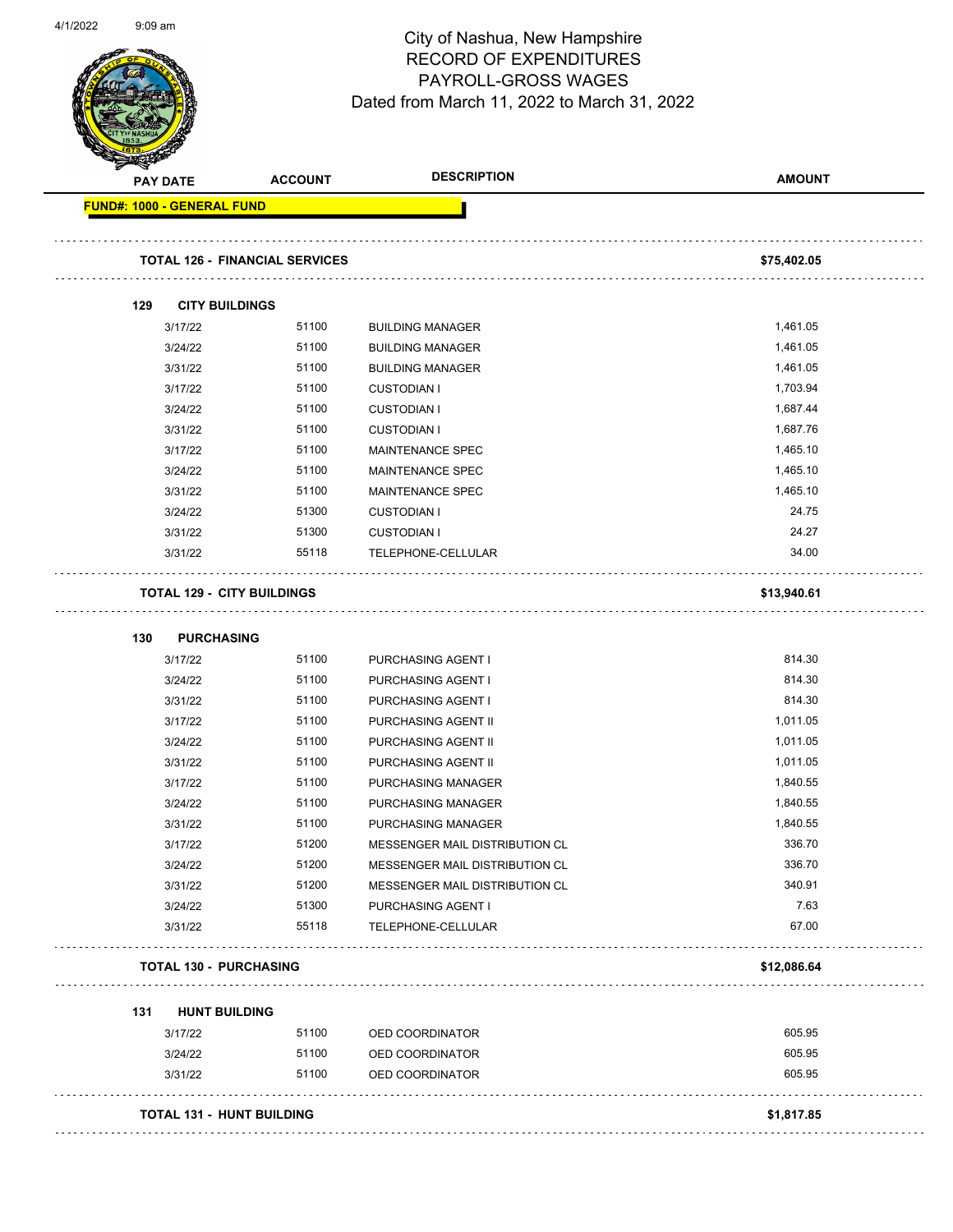# City of Nashua, New Hampshire
## RECORD OF EXPENDITURES
## PAYROLL-GROSS WAGES
### Dated from March 11, 2022 to March 31, 2022

| PAY DATE | ACCOUNT | DESCRIPTION | AMOUNT |
|---|---|---|---|
| **FUND#: 1000 - GENERAL FUND** | | | |
| **TOTAL 126 - FINANCIAL SERVICES** | | | **$75,402.05** |
| **129 CITY BUILDINGS** | | | |
| 3/17/22 | 51100 | BUILDING MANAGER | 1,461.05 |
| 3/24/22 | 51100 | BUILDING MANAGER | 1,461.05 |
| 3/31/22 | 51100 | BUILDING MANAGER | 1,461.05 |
| 3/17/22 | 51100 | CUSTODIAN I | 1,703.94 |
| 3/24/22 | 51100 | CUSTODIAN I | 1,687.44 |
| 3/31/22 | 51100 | CUSTODIAN I | 1,687.76 |
| 3/17/22 | 51100 | MAINTENANCE SPEC | 1,465.10 |
| 3/24/22 | 51100 | MAINTENANCE SPEC | 1,465.10 |
| 3/31/22 | 51100 | MAINTENANCE SPEC | 1,465.10 |
| 3/24/22 | 51300 | CUSTODIAN I | 24.75 |
| 3/31/22 | 51300 | CUSTODIAN I | 24.27 |
| 3/31/22 | 55118 | TELEPHONE-CELLULAR | 34.00 |
| **TOTAL 129 - CITY BUILDINGS** | | | **$13,940.61** |
| **130 PURCHASING** | | | |
| 3/17/22 | 51100 | PURCHASING AGENT I | 814.30 |
| 3/24/22 | 51100 | PURCHASING AGENT I | 814.30 |
| 3/31/22 | 51100 | PURCHASING AGENT I | 814.30 |
| 3/17/22 | 51100 | PURCHASING AGENT II | 1,011.05 |
| 3/24/22 | 51100 | PURCHASING AGENT II | 1,011.05 |
| 3/31/22 | 51100 | PURCHASING AGENT II | 1,011.05 |
| 3/17/22 | 51100 | PURCHASING MANAGER | 1,840.55 |
| 3/24/22 | 51100 | PURCHASING MANAGER | 1,840.55 |
| 3/31/22 | 51100 | PURCHASING MANAGER | 1,840.55 |
| 3/17/22 | 51200 | MESSENGER MAIL DISTRIBUTION CL | 336.70 |
| 3/24/22 | 51200 | MESSENGER MAIL DISTRIBUTION CL | 336.70 |
| 3/31/22 | 51200 | MESSENGER MAIL DISTRIBUTION CL | 340.91 |
| 3/24/22 | 51300 | PURCHASING AGENT I | 7.63 |
| 3/31/22 | 55118 | TELEPHONE-CELLULAR | 67.00 |
| **TOTAL 130 - PURCHASING** | | | **$12,086.64** |
| **131 HUNT BUILDING** | | | |
| 3/17/22 | 51100 | OED COORDINATOR | 605.95 |
| 3/24/22 | 51100 | OED COORDINATOR | 605.95 |
| 3/31/22 | 51100 | OED COORDINATOR | 605.95 |
| **TOTAL 131 - HUNT BUILDING** | | | **$1,817.85** |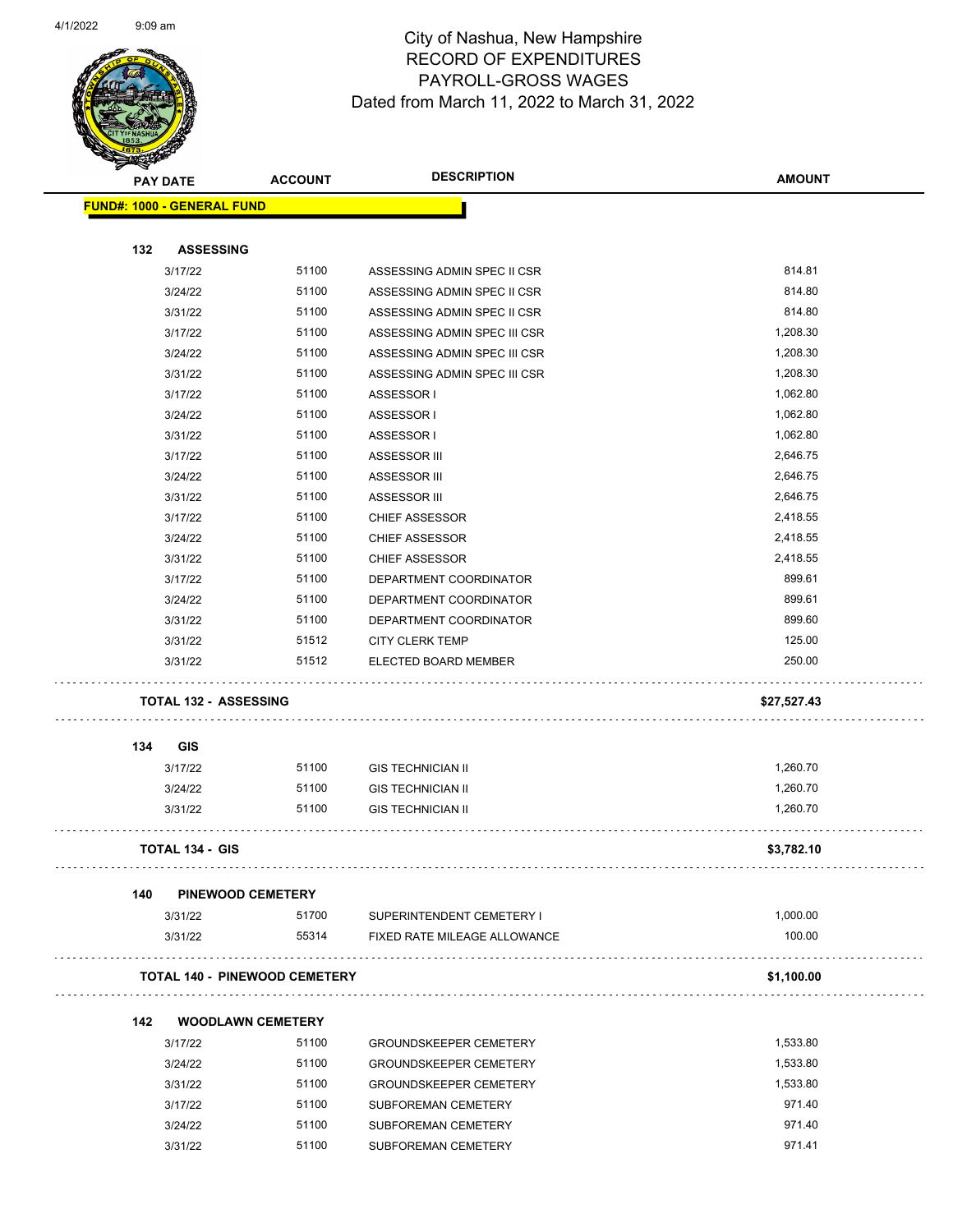# City of Nashua, New Hampshire
## RECORD OF EXPENDITURES
## PAYROLL-GROSS WAGES
### Dated from March 11, 2022 to March 31, 2022

| PAY DATE | ACCOUNT | DESCRIPTION | AMOUNT |
|---|---|---|---|
| **FUND#: 1000 - GENERAL FUND** | | | |
| **132 ASSESSING** | | | |
| 3/17/22 | 51100 | ASSESSING ADMIN SPEC II CSR | 814.81 |
| 3/24/22 | 51100 | ASSESSING ADMIN SPEC II CSR | 814.80 |
| 3/31/22 | 51100 | ASSESSING ADMIN SPEC II CSR | 814.80 |
| 3/17/22 | 51100 | ASSESSING ADMIN SPEC III CSR | 1,208.30 |
| 3/24/22 | 51100 | ASSESSING ADMIN SPEC III CSR | 1,208.30 |
| 3/31/22 | 51100 | ASSESSING ADMIN SPEC III CSR | 1,208.30 |
| 3/17/22 | 51100 | ASSESSOR I | 1,062.80 |
| 3/24/22 | 51100 | ASSESSOR I | 1,062.80 |
| 3/31/22 | 51100 | ASSESSOR I | 1,062.80 |
| 3/17/22 | 51100 | ASSESSOR III | 2,646.75 |
| 3/24/22 | 51100 | ASSESSOR III | 2,646.75 |
| 3/31/22 | 51100 | ASSESSOR III | 2,646.75 |
| 3/17/22 | 51100 | CHIEF ASSESSOR | 2,418.55 |
| 3/24/22 | 51100 | CHIEF ASSESSOR | 2,418.55 |
| 3/31/22 | 51100 | CHIEF ASSESSOR | 2,418.55 |
| 3/17/22 | 51100 | DEPARTMENT COORDINATOR | 899.61 |
| 3/24/22 | 51100 | DEPARTMENT COORDINATOR | 899.61 |
| 3/31/22 | 51100 | DEPARTMENT COORDINATOR | 899.60 |
| 3/31/22 | 51512 | CITY CLERK TEMP | 125.00 |
| 3/31/22 | 51512 | ELECTED BOARD MEMBER | 250.00 |
| **TOTAL 132 - ASSESSING** | | | **$27,527.43** |
| **134 GIS** | | | |
| 3/17/22 | 51100 | GIS TECHNICIAN II | 1,260.70 |
| 3/24/22 | 51100 | GIS TECHNICIAN II | 1,260.70 |
| 3/31/22 | 51100 | GIS TECHNICIAN II | 1,260.70 |
| **TOTAL 134 - GIS** | | | **$3,782.10** |
| **140 PINEWOOD CEMETERY** | | | |
| 3/31/22 | 51700 | SUPERINTENDENT CEMETERY I | 1,000.00 |
| 3/31/22 | 55314 | FIXED RATE MILEAGE ALLOWANCE | 100.00 |
| **TOTAL 140 - PINEWOOD CEMETERY** | | | **$1,100.00** |
| **142 WOODLAWN CEMETERY** | | | |
| 3/17/22 | 51100 | GROUNDSKEEPER CEMETERY | 1,533.80 |
| 3/24/22 | 51100 | GROUNDSKEEPER CEMETERY | 1,533.80 |
| 3/31/22 | 51100 | GROUNDSKEEPER CEMETERY | 1,533.80 |
| 3/17/22 | 51100 | SUBFOREMAN CEMETERY | 971.40 |
| 3/24/22 | 51100 | SUBFOREMAN CEMETERY | 971.40 |
| 3/31/22 | 51100 | SUBFOREMAN CEMETERY | 971.41 |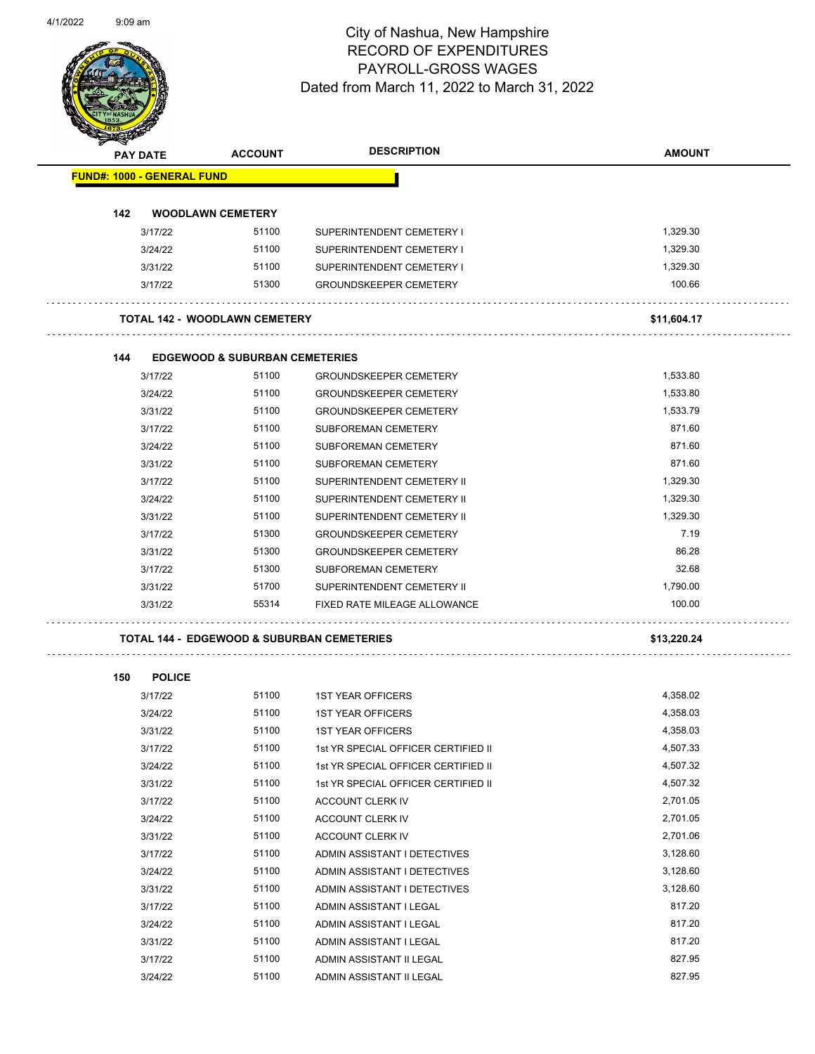City of Nashua, New Hampshire
RECORD OF EXPENDITURES
PAYROLL-GROSS WAGES
Dated from March 11, 2022 to March 31, 2022

| PAY DATE | ACCOUNT | DESCRIPTION | AMOUNT |
|---|---|---|---|
| **FUND#: 1000 - GENERAL FUND** | | | |
| **142 WOODLAWN CEMETERY** | | | |
| 3/17/22 | 51100 | SUPERINTENDENT CEMETERY I | 1,329.30 |
| 3/24/22 | 51100 | SUPERINTENDENT CEMETERY I | 1,329.30 |
| 3/31/22 | 51100 | SUPERINTENDENT CEMETERY I | 1,329.30 |
| 3/17/22 | 51300 | GROUNDSKEEPER CEMETERY | 100.66 |
| **TOTAL 142 - WOODLAWN CEMETERY** | | | **$11,604.17** |
| **144 EDGEWOOD & SUBURBAN CEMETERIES** | | | |
| 3/17/22 | 51100 | GROUNDSKEEPER CEMETERY | 1,533.80 |
| 3/24/22 | 51100 | GROUNDSKEEPER CEMETERY | 1,533.80 |
| 3/31/22 | 51100 | GROUNDSKEEPER CEMETERY | 1,533.79 |
| 3/17/22 | 51100 | SUBFOREMAN CEMETERY | 871.60 |
| 3/24/22 | 51100 | SUBFOREMAN CEMETERY | 871.60 |
| 3/31/22 | 51100 | SUBFOREMAN CEMETERY | 871.60 |
| 3/17/22 | 51100 | SUPERINTENDENT CEMETERY II | 1,329.30 |
| 3/24/22 | 51100 | SUPERINTENDENT CEMETERY II | 1,329.30 |
| 3/31/22 | 51100 | SUPERINTENDENT CEMETERY II | 1,329.30 |
| 3/17/22 | 51300 | GROUNDSKEEPER CEMETERY | 7.19 |
| 3/31/22 | 51300 | GROUNDSKEEPER CEMETERY | 86.28 |
| 3/17/22 | 51300 | SUBFOREMAN CEMETERY | 32.68 |
| 3/31/22 | 51700 | SUPERINTENDENT CEMETERY II | 1,790.00 |
| 3/31/22 | 55314 | FIXED RATE MILEAGE ALLOWANCE | 100.00 |
| **TOTAL 144 - EDGEWOOD & SUBURBAN CEMETERIES** | | | **$13,220.24** |
| **150 POLICE** | | | |
| 3/17/22 | 51100 | 1ST YEAR OFFICERS | 4,358.02 |
| 3/24/22 | 51100 | 1ST YEAR OFFICERS | 4,358.03 |
| 3/31/22 | 51100 | 1ST YEAR OFFICERS | 4,358.03 |
| 3/17/22 | 51100 | 1st YR SPECIAL OFFICER CERTIFIED II | 4,507.33 |
| 3/24/22 | 51100 | 1st YR SPECIAL OFFICER CERTIFIED II | 4,507.32 |
| 3/31/22 | 51100 | 1st YR SPECIAL OFFICER CERTIFIED II | 4,507.32 |
| 3/17/22 | 51100 | ACCOUNT CLERK IV | 2,701.05 |
| 3/24/22 | 51100 | ACCOUNT CLERK IV | 2,701.05 |
| 3/31/22 | 51100 | ACCOUNT CLERK IV | 2,701.06 |
| 3/17/22 | 51100 | ADMIN ASSISTANT I DETECTIVES | 3,128.60 |
| 3/24/22 | 51100 | ADMIN ASSISTANT I DETECTIVES | 3,128.60 |
| 3/31/22 | 51100 | ADMIN ASSISTANT I DETECTIVES | 3,128.60 |
| 3/17/22 | 51100 | ADMIN ASSISTANT I LEGAL | 817.20 |
| 3/24/22 | 51100 | ADMIN ASSISTANT I LEGAL | 817.20 |
| 3/31/22 | 51100 | ADMIN ASSISTANT I LEGAL | 817.20 |
| 3/17/22 | 51100 | ADMIN ASSISTANT II LEGAL | 827.95 |
| 3/24/22 | 51100 | ADMIN ASSISTANT II LEGAL | 827.95 |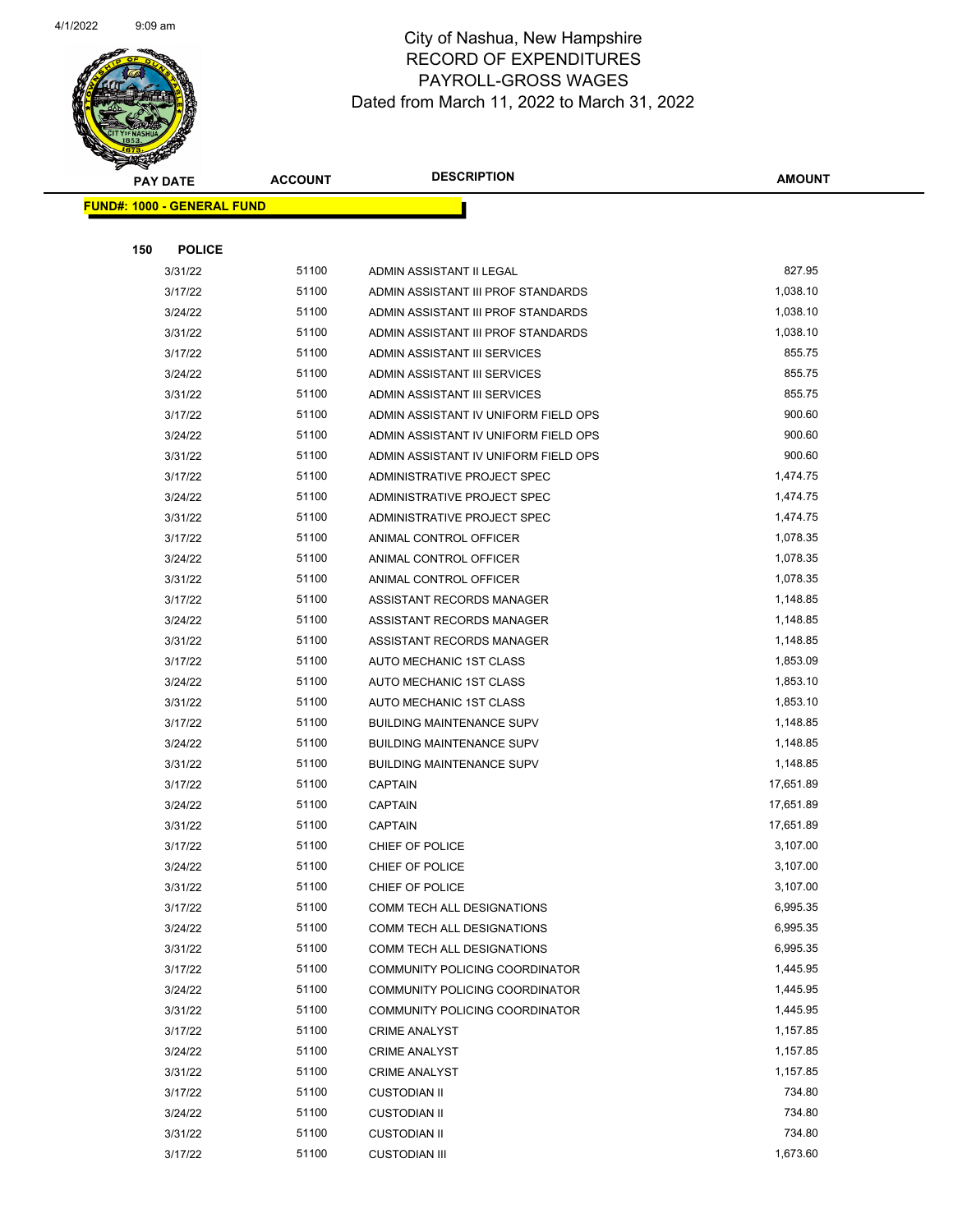# City of Nashua, New Hampshire
## RECORD OF EXPENDITURES
## PAYROLL-GROSS WAGES
## Dated from March 11, 2022 to March 31, 2022

| PAY DATE | ACCOUNT | DESCRIPTION | AMOUNT |
|---|---|---|---|

**FUND#: 1000 - GENERAL FUND**

**150 POLICE**

| PAY DATE | ACCOUNT | DESCRIPTION | AMOUNT |
|---|---|---|---|
| 3/31/22 | 51100 | ADMIN ASSISTANT II LEGAL | 827.95 |
| 3/17/22 | 51100 | ADMIN ASSISTANT III PROF STANDARDS | 1,038.10 |
| 3/24/22 | 51100 | ADMIN ASSISTANT III PROF STANDARDS | 1,038.10 |
| 3/31/22 | 51100 | ADMIN ASSISTANT III PROF STANDARDS | 1,038.10 |
| 3/17/22 | 51100 | ADMIN ASSISTANT III SERVICES | 855.75 |
| 3/24/22 | 51100 | ADMIN ASSISTANT III SERVICES | 855.75 |
| 3/31/22 | 51100 | ADMIN ASSISTANT III SERVICES | 855.75 |
| 3/17/22 | 51100 | ADMIN ASSISTANT IV UNIFORM FIELD OPS | 900.60 |
| 3/24/22 | 51100 | ADMIN ASSISTANT IV UNIFORM FIELD OPS | 900.60 |
| 3/31/22 | 51100 | ADMIN ASSISTANT IV UNIFORM FIELD OPS | 900.60 |
| 3/17/22 | 51100 | ADMINISTRATIVE PROJECT SPEC | 1,474.75 |
| 3/24/22 | 51100 | ADMINISTRATIVE PROJECT SPEC | 1,474.75 |
| 3/31/22 | 51100 | ADMINISTRATIVE PROJECT SPEC | 1,474.75 |
| 3/17/22 | 51100 | ANIMAL CONTROL OFFICER | 1,078.35 |
| 3/24/22 | 51100 | ANIMAL CONTROL OFFICER | 1,078.35 |
| 3/31/22 | 51100 | ANIMAL CONTROL OFFICER | 1,078.35 |
| 3/17/22 | 51100 | ASSISTANT RECORDS MANAGER | 1,148.85 |
| 3/24/22 | 51100 | ASSISTANT RECORDS MANAGER | 1,148.85 |
| 3/31/22 | 51100 | ASSISTANT RECORDS MANAGER | 1,148.85 |
| 3/17/22 | 51100 | AUTO MECHANIC 1ST CLASS | 1,853.09 |
| 3/24/22 | 51100 | AUTO MECHANIC 1ST CLASS | 1,853.10 |
| 3/31/22 | 51100 | AUTO MECHANIC 1ST CLASS | 1,853.10 |
| 3/17/22 | 51100 | BUILDING MAINTENANCE SUPV | 1,148.85 |
| 3/24/22 | 51100 | BUILDING MAINTENANCE SUPV | 1,148.85 |
| 3/31/22 | 51100 | BUILDING MAINTENANCE SUPV | 1,148.85 |
| 3/17/22 | 51100 | CAPTAIN | 17,651.89 |
| 3/24/22 | 51100 | CAPTAIN | 17,651.89 |
| 3/31/22 | 51100 | CAPTAIN | 17,651.89 |
| 3/17/22 | 51100 | CHIEF OF POLICE | 3,107.00 |
| 3/24/22 | 51100 | CHIEF OF POLICE | 3,107.00 |
| 3/31/22 | 51100 | CHIEF OF POLICE | 3,107.00 |
| 3/17/22 | 51100 | COMM TECH ALL DESIGNATIONS | 6,995.35 |
| 3/24/22 | 51100 | COMM TECH ALL DESIGNATIONS | 6,995.35 |
| 3/31/22 | 51100 | COMM TECH ALL DESIGNATIONS | 6,995.35 |
| 3/17/22 | 51100 | COMMUNITY POLICING COORDINATOR | 1,445.95 |
| 3/24/22 | 51100 | COMMUNITY POLICING COORDINATOR | 1,445.95 |
| 3/31/22 | 51100 | COMMUNITY POLICING COORDINATOR | 1,445.95 |
| 3/17/22 | 51100 | CRIME ANALYST | 1,157.85 |
| 3/24/22 | 51100 | CRIME ANALYST | 1,157.85 |
| 3/31/22 | 51100 | CRIME ANALYST | 1,157.85 |
| 3/17/22 | 51100 | CUSTODIAN II | 734.80 |
| 3/24/22 | 51100 | CUSTODIAN II | 734.80 |
| 3/31/22 | 51100 | CUSTODIAN II | 734.80 |
| 3/17/22 | 51100 | CUSTODIAN III | 1,673.60 |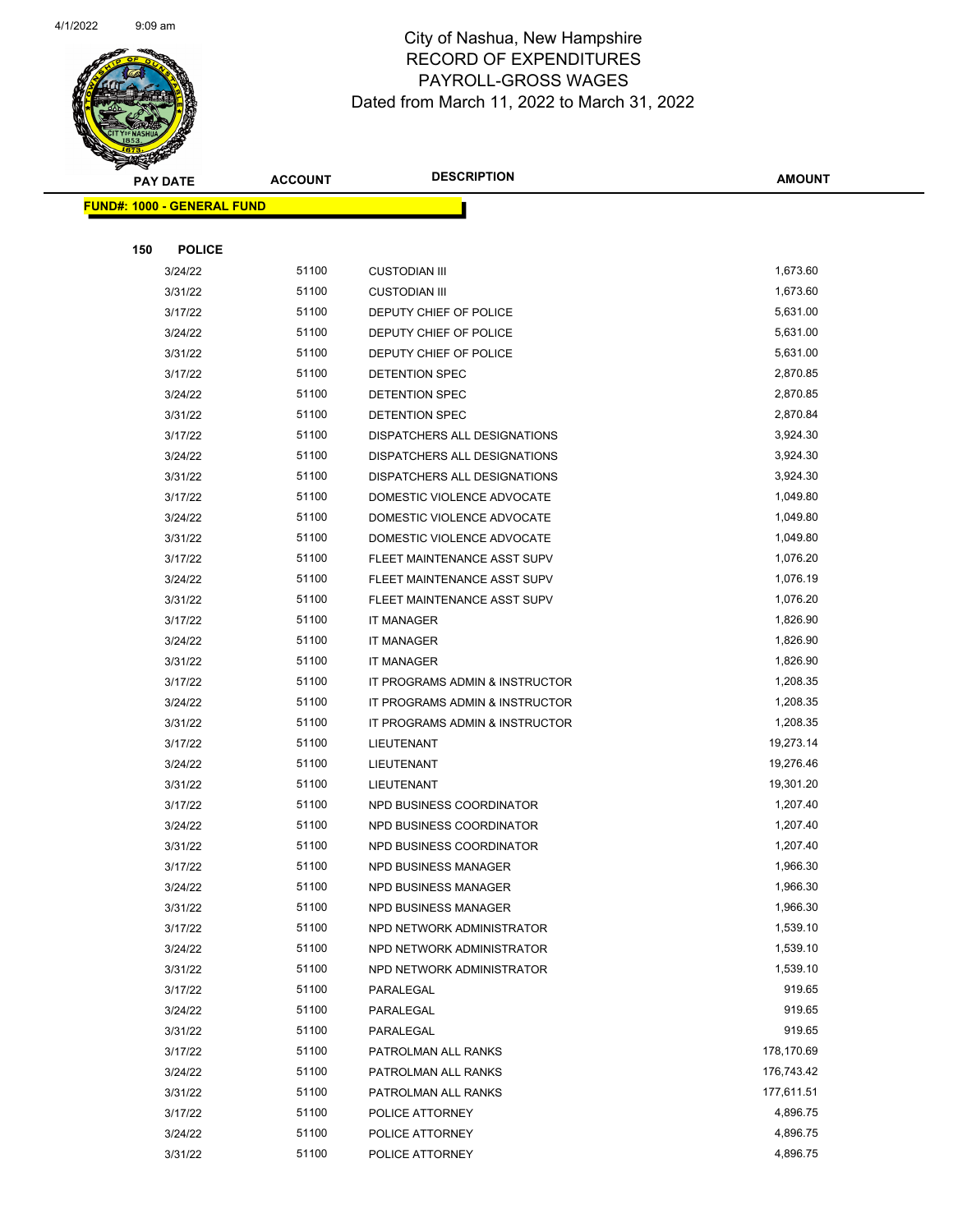City of Nashua, New Hampshire
RECORD OF EXPENDITURES
PAYROLL-GROSS WAGES
Dated from March 11, 2022 to March 31, 2022

| PAY DATE | ACCOUNT | DESCRIPTION | AMOUNT |
|---|---|---|---|
| **FUND#: 1000 - GENERAL FUND** | | | |
| **150 POLICE** | | | |
| 3/24/22 | 51100 | CUSTODIAN III | 1,673.60 |
| 3/31/22 | 51100 | CUSTODIAN III | 1,673.60 |
| 3/17/22 | 51100 | DEPUTY CHIEF OF POLICE | 5,631.00 |
| 3/24/22 | 51100 | DEPUTY CHIEF OF POLICE | 5,631.00 |
| 3/31/22 | 51100 | DEPUTY CHIEF OF POLICE | 5,631.00 |
| 3/17/22 | 51100 | DETENTION SPEC | 2,870.85 |
| 3/24/22 | 51100 | DETENTION SPEC | 2,870.85 |
| 3/31/22 | 51100 | DETENTION SPEC | 2,870.84 |
| 3/17/22 | 51100 | DISPATCHERS ALL DESIGNATIONS | 3,924.30 |
| 3/24/22 | 51100 | DISPATCHERS ALL DESIGNATIONS | 3,924.30 |
| 3/31/22 | 51100 | DISPATCHERS ALL DESIGNATIONS | 3,924.30 |
| 3/17/22 | 51100 | DOMESTIC VIOLENCE ADVOCATE | 1,049.80 |
| 3/24/22 | 51100 | DOMESTIC VIOLENCE ADVOCATE | 1,049.80 |
| 3/31/22 | 51100 | DOMESTIC VIOLENCE ADVOCATE | 1,049.80 |
| 3/17/22 | 51100 | FLEET MAINTENANCE ASST SUPV | 1,076.20 |
| 3/24/22 | 51100 | FLEET MAINTENANCE ASST SUPV | 1,076.19 |
| 3/31/22 | 51100 | FLEET MAINTENANCE ASST SUPV | 1,076.20 |
| 3/17/22 | 51100 | IT MANAGER | 1,826.90 |
| 3/24/22 | 51100 | IT MANAGER | 1,826.90 |
| 3/31/22 | 51100 | IT MANAGER | 1,826.90 |
| 3/17/22 | 51100 | IT PROGRAMS ADMIN & INSTRUCTOR | 1,208.35 |
| 3/24/22 | 51100 | IT PROGRAMS ADMIN & INSTRUCTOR | 1,208.35 |
| 3/31/22 | 51100 | IT PROGRAMS ADMIN & INSTRUCTOR | 1,208.35 |
| 3/17/22 | 51100 | LIEUTENANT | 19,273.14 |
| 3/24/22 | 51100 | LIEUTENANT | 19,276.46 |
| 3/31/22 | 51100 | LIEUTENANT | 19,301.20 |
| 3/17/22 | 51100 | NPD BUSINESS COORDINATOR | 1,207.40 |
| 3/24/22 | 51100 | NPD BUSINESS COORDINATOR | 1,207.40 |
| 3/31/22 | 51100 | NPD BUSINESS COORDINATOR | 1,207.40 |
| 3/17/22 | 51100 | NPD BUSINESS MANAGER | 1,966.30 |
| 3/24/22 | 51100 | NPD BUSINESS MANAGER | 1,966.30 |
| 3/31/22 | 51100 | NPD BUSINESS MANAGER | 1,966.30 |
| 3/17/22 | 51100 | NPD NETWORK ADMINISTRATOR | 1,539.10 |
| 3/24/22 | 51100 | NPD NETWORK ADMINISTRATOR | 1,539.10 |
| 3/31/22 | 51100 | NPD NETWORK ADMINISTRATOR | 1,539.10 |
| 3/17/22 | 51100 | PARALEGAL | 919.65 |
| 3/24/22 | 51100 | PARALEGAL | 919.65 |
| 3/31/22 | 51100 | PARALEGAL | 919.65 |
| 3/17/22 | 51100 | PATROLMAN ALL RANKS | 178,170.69 |
| 3/24/22 | 51100 | PATROLMAN ALL RANKS | 176,743.42 |
| 3/31/22 | 51100 | PATROLMAN ALL RANKS | 177,611.51 |
| 3/17/22 | 51100 | POLICE ATTORNEY | 4,896.75 |
| 3/24/22 | 51100 | POLICE ATTORNEY | 4,896.75 |
| 3/31/22 | 51100 | POLICE ATTORNEY | 4,896.75 |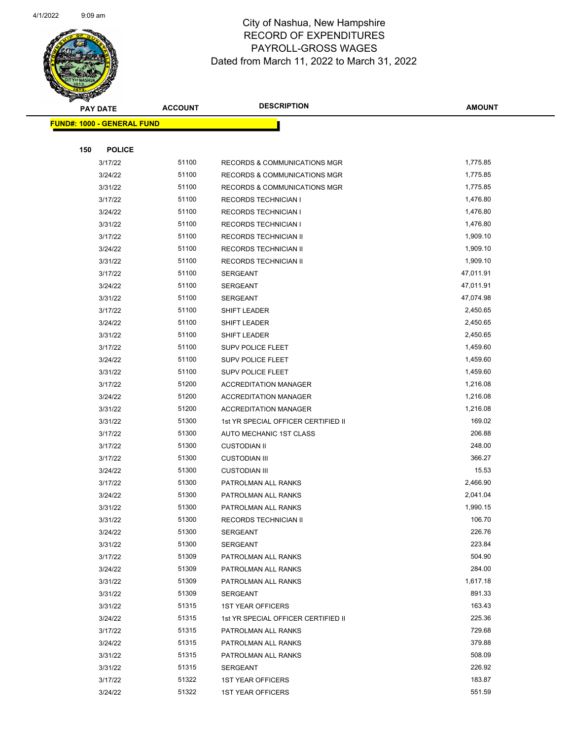City of Nashua, New Hampshire
RECORD OF EXPENDITURES
PAYROLL-GROSS WAGES
Dated from March 11, 2022 to March 31, 2022

| PAY DATE | ACCOUNT | DESCRIPTION | AMOUNT |
|---|---|---|---|
| **FUND#: 1000 - GENERAL FUND** | | | |
| **150 POLICE** | | | |
| 3/17/22 | 51100 | RECORDS & COMMUNICATIONS MGR | 1,775.85 |
| 3/24/22 | 51100 | RECORDS & COMMUNICATIONS MGR | 1,775.85 |
| 3/31/22 | 51100 | RECORDS & COMMUNICATIONS MGR | 1,775.85 |
| 3/17/22 | 51100 | RECORDS TECHNICIAN I | 1,476.80 |
| 3/24/22 | 51100 | RECORDS TECHNICIAN I | 1,476.80 |
| 3/31/22 | 51100 | RECORDS TECHNICIAN I | 1,476.80 |
| 3/17/22 | 51100 | RECORDS TECHNICIAN II | 1,909.10 |
| 3/24/22 | 51100 | RECORDS TECHNICIAN II | 1,909.10 |
| 3/31/22 | 51100 | RECORDS TECHNICIAN II | 1,909.10 |
| 3/17/22 | 51100 | SERGEANT | 47,011.91 |
| 3/24/22 | 51100 | SERGEANT | 47,011.91 |
| 3/31/22 | 51100 | SERGEANT | 47,074.98 |
| 3/17/22 | 51100 | SHIFT LEADER | 2,450.65 |
| 3/24/22 | 51100 | SHIFT LEADER | 2,450.65 |
| 3/31/22 | 51100 | SHIFT LEADER | 2,450.65 |
| 3/17/22 | 51100 | SUPV POLICE FLEET | 1,459.60 |
| 3/24/22 | 51100 | SUPV POLICE FLEET | 1,459.60 |
| 3/31/22 | 51100 | SUPV POLICE FLEET | 1,459.60 |
| 3/17/22 | 51200 | ACCREDITATION MANAGER | 1,216.08 |
| 3/24/22 | 51200 | ACCREDITATION MANAGER | 1,216.08 |
| 3/31/22 | 51200 | ACCREDITATION MANAGER | 1,216.08 |
| 3/31/22 | 51300 | 1st YR SPECIAL OFFICER CERTIFIED II | 169.02 |
| 3/17/22 | 51300 | AUTO MECHANIC 1ST CLASS | 206.88 |
| 3/17/22 | 51300 | CUSTODIAN II | 248.00 |
| 3/17/22 | 51300 | CUSTODIAN III | 366.27 |
| 3/24/22 | 51300 | CUSTODIAN III | 15.53 |
| 3/17/22 | 51300 | PATROLMAN ALL RANKS | 2,466.90 |
| 3/24/22 | 51300 | PATROLMAN ALL RANKS | 2,041.04 |
| 3/31/22 | 51300 | PATROLMAN ALL RANKS | 1,990.15 |
| 3/31/22 | 51300 | RECORDS TECHNICIAN II | 106.70 |
| 3/24/22 | 51300 | SERGEANT | 226.76 |
| 3/31/22 | 51300 | SERGEANT | 223.84 |
| 3/17/22 | 51309 | PATROLMAN ALL RANKS | 504.90 |
| 3/24/22 | 51309 | PATROLMAN ALL RANKS | 284.00 |
| 3/31/22 | 51309 | PATROLMAN ALL RANKS | 1,617.18 |
| 3/31/22 | 51309 | SERGEANT | 891.33 |
| 3/31/22 | 51315 | 1ST YEAR OFFICERS | 163.43 |
| 3/24/22 | 51315 | 1st YR SPECIAL OFFICER CERTIFIED II | 225.36 |
| 3/17/22 | 51315 | PATROLMAN ALL RANKS | 729.68 |
| 3/24/22 | 51315 | PATROLMAN ALL RANKS | 379.88 |
| 3/31/22 | 51315 | PATROLMAN ALL RANKS | 508.09 |
| 3/31/22 | 51315 | SERGEANT | 226.92 |
| 3/17/22 | 51322 | 1ST YEAR OFFICERS | 183.87 |
| 3/24/22 | 51322 | 1ST YEAR OFFICERS | 551.59 |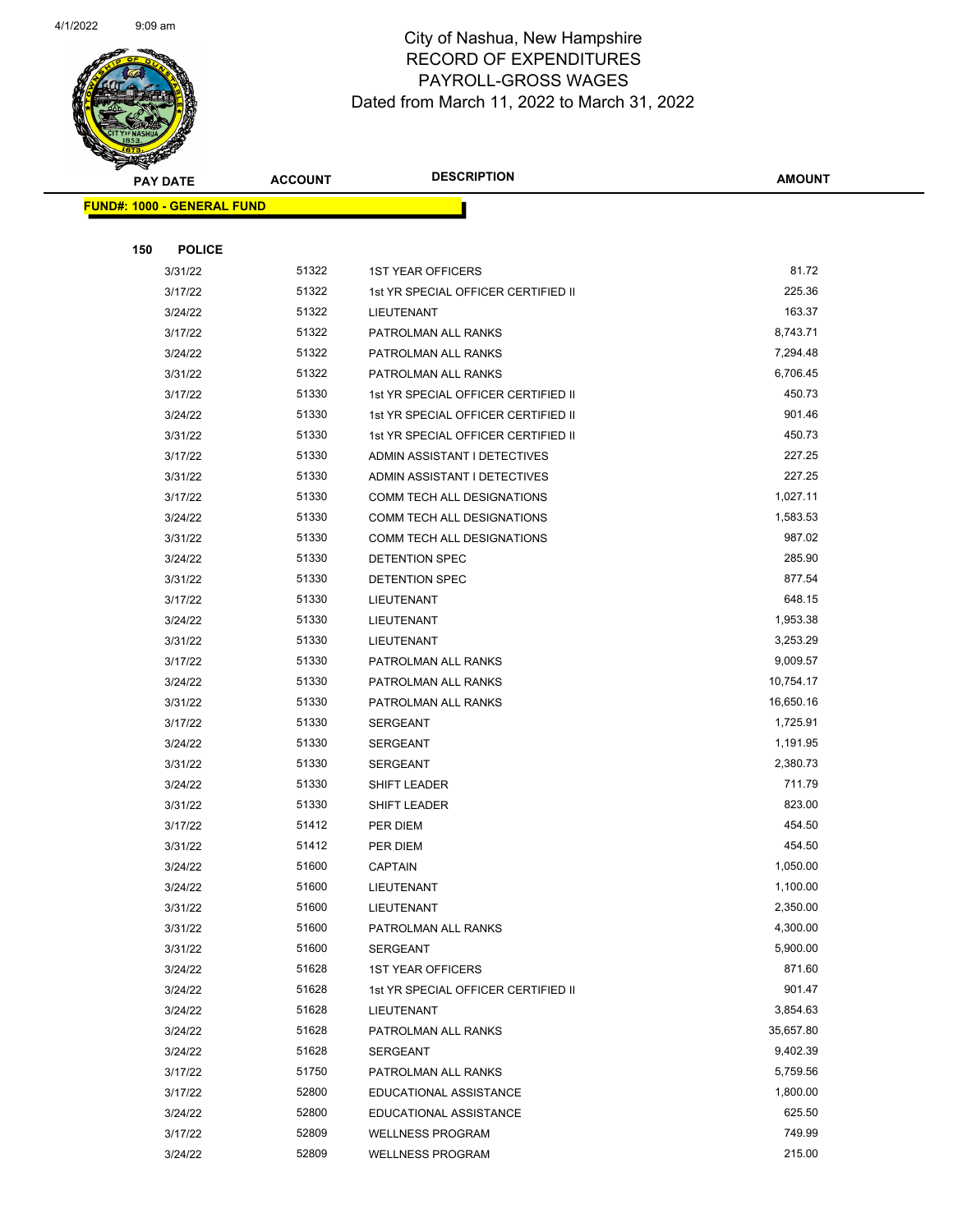# City of Nashua, New Hampshire
## RECORD OF EXPENDITURES
## PAYROLL-GROSS WAGES
### Dated from March 11, 2022 to March 31, 2022

**FUND#: 1000 - GENERAL FUND**

**150 POLICE**

| PAY DATE | ACCOUNT | DESCRIPTION | AMOUNT |
|---|---|---|---|
| 3/31/22 | 51322 | 1ST YEAR OFFICERS | 81.72 |
| 3/17/22 | 51322 | 1st YR SPECIAL OFFICER CERTIFIED II | 225.36 |
| 3/24/22 | 51322 | LIEUTENANT | 163.37 |
| 3/17/22 | 51322 | PATROLMAN ALL RANKS | 8,743.71 |
| 3/24/22 | 51322 | PATROLMAN ALL RANKS | 7,294.48 |
| 3/31/22 | 51322 | PATROLMAN ALL RANKS | 6,706.45 |
| 3/17/22 | 51330 | 1st YR SPECIAL OFFICER CERTIFIED II | 450.73 |
| 3/24/22 | 51330 | 1st YR SPECIAL OFFICER CERTIFIED II | 901.46 |
| 3/31/22 | 51330 | 1st YR SPECIAL OFFICER CERTIFIED II | 450.73 |
| 3/17/22 | 51330 | ADMIN ASSISTANT I DETECTIVES | 227.25 |
| 3/31/22 | 51330 | ADMIN ASSISTANT I DETECTIVES | 227.25 |
| 3/17/22 | 51330 | COMM TECH ALL DESIGNATIONS | 1,027.11 |
| 3/24/22 | 51330 | COMM TECH ALL DESIGNATIONS | 1,583.53 |
| 3/31/22 | 51330 | COMM TECH ALL DESIGNATIONS | 987.02 |
| 3/24/22 | 51330 | DETENTION SPEC | 285.90 |
| 3/31/22 | 51330 | DETENTION SPEC | 877.54 |
| 3/17/22 | 51330 | LIEUTENANT | 648.15 |
| 3/24/22 | 51330 | LIEUTENANT | 1,953.38 |
| 3/31/22 | 51330 | LIEUTENANT | 3,253.29 |
| 3/17/22 | 51330 | PATROLMAN ALL RANKS | 9,009.57 |
| 3/24/22 | 51330 | PATROLMAN ALL RANKS | 10,754.17 |
| 3/31/22 | 51330 | PATROLMAN ALL RANKS | 16,650.16 |
| 3/17/22 | 51330 | SERGEANT | 1,725.91 |
| 3/24/22 | 51330 | SERGEANT | 1,191.95 |
| 3/31/22 | 51330 | SERGEANT | 2,380.73 |
| 3/24/22 | 51330 | SHIFT LEADER | 711.79 |
| 3/31/22 | 51330 | SHIFT LEADER | 823.00 |
| 3/17/22 | 51412 | PER DIEM | 454.50 |
| 3/31/22 | 51412 | PER DIEM | 454.50 |
| 3/24/22 | 51600 | CAPTAIN | 1,050.00 |
| 3/24/22 | 51600 | LIEUTENANT | 1,100.00 |
| 3/31/22 | 51600 | LIEUTENANT | 2,350.00 |
| 3/31/22 | 51600 | PATROLMAN ALL RANKS | 4,300.00 |
| 3/31/22 | 51600 | SERGEANT | 5,900.00 |
| 3/24/22 | 51628 | 1ST YEAR OFFICERS | 871.60 |
| 3/24/22 | 51628 | 1st YR SPECIAL OFFICER CERTIFIED II | 901.47 |
| 3/24/22 | 51628 | LIEUTENANT | 3,854.63 |
| 3/24/22 | 51628 | PATROLMAN ALL RANKS | 35,657.80 |
| 3/24/22 | 51628 | SERGEANT | 9,402.39 |
| 3/17/22 | 51750 | PATROLMAN ALL RANKS | 5,759.56 |
| 3/17/22 | 52800 | EDUCATIONAL ASSISTANCE | 1,800.00 |
| 3/24/22 | 52800 | EDUCATIONAL ASSISTANCE | 625.50 |
| 3/17/22 | 52809 | WELLNESS PROGRAM | 749.99 |
| 3/24/22 | 52809 | WELLNESS PROGRAM | 215.00 |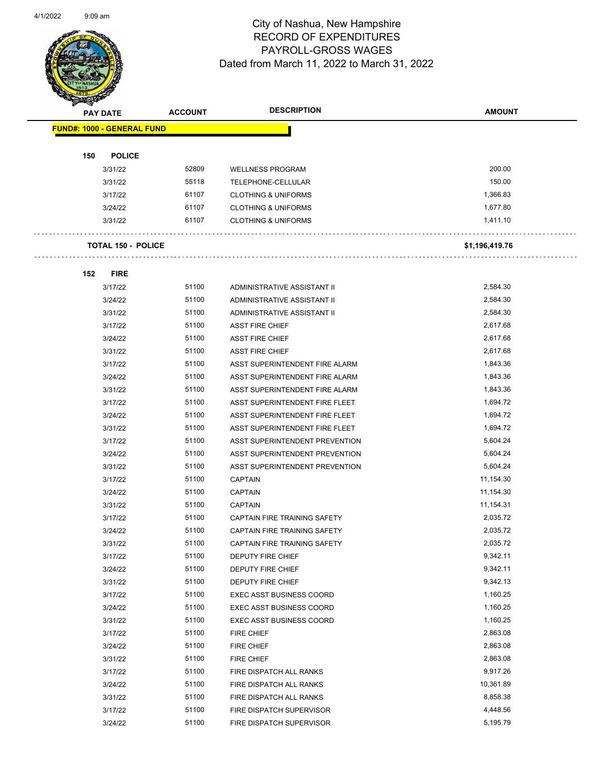City of Nashua, New Hampshire
RECORD OF EXPENDITURES
PAYROLL-GROSS WAGES
Dated from March 11, 2022 to March 31, 2022

| PAY DATE | ACCOUNT | DESCRIPTION | AMOUNT |
|---|---|---|---|
| **FUND#: 1000 - GENERAL FUND** | | | |
| **150 POLICE** | | | |
| 3/31/22 | 52809 | WELLNESS PROGRAM | 200.00 |
| 3/31/22 | 55118 | TELEPHONE-CELLULAR | 150.00 |
| 3/17/22 | 61107 | CLOTHING & UNIFORMS | 1,366.83 |
| 3/24/22 | 61107 | CLOTHING & UNIFORMS | 1,677.80 |
| 3/31/22 | 61107 | CLOTHING & UNIFORMS | 1,411.10 |
| **TOTAL 150 - POLICE** | | | **$1,196,419.76** |
| **152 FIRE** | | | |
| 3/17/22 | 51100 | ADMINISTRATIVE ASSISTANT II | 2,584.30 |
| 3/24/22 | 51100 | ADMINISTRATIVE ASSISTANT II | 2,584.30 |
| 3/31/22 | 51100 | ADMINISTRATIVE ASSISTANT II | 2,584.30 |
| 3/17/22 | 51100 | ASST FIRE CHIEF | 2,617.68 |
| 3/24/22 | 51100 | ASST FIRE CHIEF | 2,617.68 |
| 3/31/22 | 51100 | ASST FIRE CHIEF | 2,617.68 |
| 3/17/22 | 51100 | ASST SUPERINTENDENT FIRE ALARM | 1,843.36 |
| 3/24/22 | 51100 | ASST SUPERINTENDENT FIRE ALARM | 1,843.36 |
| 3/31/22 | 51100 | ASST SUPERINTENDENT FIRE ALARM | 1,843.36 |
| 3/17/22 | 51100 | ASST SUPERINTENDENT FIRE FLEET | 1,694.72 |
| 3/24/22 | 51100 | ASST SUPERINTENDENT FIRE FLEET | 1,694.72 |
| 3/31/22 | 51100 | ASST SUPERINTENDENT FIRE FLEET | 1,694.72 |
| 3/17/22 | 51100 | ASST SUPERINTENDENT PREVENTION | 5,604.24 |
| 3/24/22 | 51100 | ASST SUPERINTENDENT PREVENTION | 5,604.24 |
| 3/31/22 | 51100 | ASST SUPERINTENDENT PREVENTION | 5,604.24 |
| 3/17/22 | 51100 | CAPTAIN | 11,154.30 |
| 3/24/22 | 51100 | CAPTAIN | 11,154.30 |
| 3/31/22 | 51100 | CAPTAIN | 11,154.31 |
| 3/17/22 | 51100 | CAPTAIN FIRE TRAINING SAFETY | 2,035.72 |
| 3/24/22 | 51100 | CAPTAIN FIRE TRAINING SAFETY | 2,035.72 |
| 3/31/22 | 51100 | CAPTAIN FIRE TRAINING SAFETY | 2,035.72 |
| 3/17/22 | 51100 | DEPUTY FIRE CHIEF | 9,342.11 |
| 3/24/22 | 51100 | DEPUTY FIRE CHIEF | 9,342.11 |
| 3/31/22 | 51100 | DEPUTY FIRE CHIEF | 9,342.13 |
| 3/17/22 | 51100 | EXEC ASST BUSINESS COORD | 1,160.25 |
| 3/24/22 | 51100 | EXEC ASST BUSINESS COORD | 1,160.25 |
| 3/31/22 | 51100 | EXEC ASST BUSINESS COORD | 1,160.25 |
| 3/17/22 | 51100 | FIRE CHIEF | 2,863.08 |
| 3/24/22 | 51100 | FIRE CHIEF | 2,863.08 |
| 3/31/22 | 51100 | FIRE CHIEF | 2,863.08 |
| 3/17/22 | 51100 | FIRE DISPATCH ALL RANKS | 9,917.26 |
| 3/24/22 | 51100 | FIRE DISPATCH ALL RANKS | 10,361.89 |
| 3/31/22 | 51100 | FIRE DISPATCH ALL RANKS | 8,858.38 |
| 3/17/22 | 51100 | FIRE DISPATCH SUPERVISOR | 4,448.56 |
| 3/24/22 | 51100 | FIRE DISPATCH SUPERVISOR | 5,195.79 |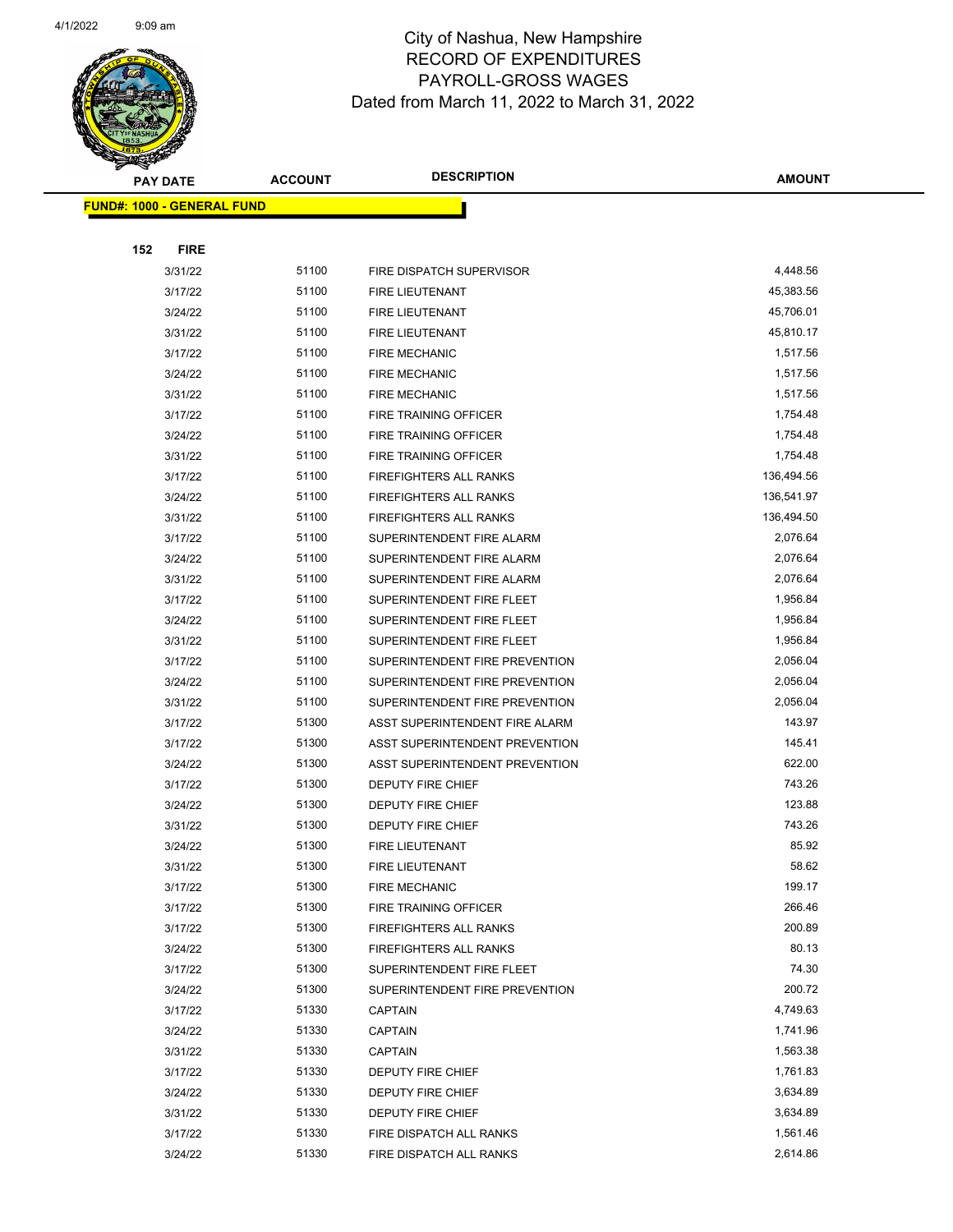# City of Nashua, New Hampshire
## RECORD OF EXPENDITURES
## PAYROLL-GROSS WAGES
### Dated from March 11, 2022 to March 31, 2022

| PAY DATE | ACCOUNT | DESCRIPTION | AMOUNT |
|---|---|---|---|
| **FUND#: 1000 - GENERAL FUND** | | | |
| **152 FIRE** | | | |
| 3/31/22 | 51100 | FIRE DISPATCH SUPERVISOR | 4,448.56 |
| 3/17/22 | 51100 | FIRE LIEUTENANT | 45,383.56 |
| 3/24/22 | 51100 | FIRE LIEUTENANT | 45,706.01 |
| 3/31/22 | 51100 | FIRE LIEUTENANT | 45,810.17 |
| 3/17/22 | 51100 | FIRE MECHANIC | 1,517.56 |
| 3/24/22 | 51100 | FIRE MECHANIC | 1,517.56 |
| 3/31/22 | 51100 | FIRE MECHANIC | 1,517.56 |
| 3/17/22 | 51100 | FIRE TRAINING OFFICER | 1,754.48 |
| 3/24/22 | 51100 | FIRE TRAINING OFFICER | 1,754.48 |
| 3/31/22 | 51100 | FIRE TRAINING OFFICER | 1,754.48 |
| 3/17/22 | 51100 | FIREFIGHTERS ALL RANKS | 136,494.56 |
| 3/24/22 | 51100 | FIREFIGHTERS ALL RANKS | 136,541.97 |
| 3/31/22 | 51100 | FIREFIGHTERS ALL RANKS | 136,494.50 |
| 3/17/22 | 51100 | SUPERINTENDENT FIRE ALARM | 2,076.64 |
| 3/24/22 | 51100 | SUPERINTENDENT FIRE ALARM | 2,076.64 |
| 3/31/22 | 51100 | SUPERINTENDENT FIRE ALARM | 2,076.64 |
| 3/17/22 | 51100 | SUPERINTENDENT FIRE FLEET | 1,956.84 |
| 3/24/22 | 51100 | SUPERINTENDENT FIRE FLEET | 1,956.84 |
| 3/31/22 | 51100 | SUPERINTENDENT FIRE FLEET | 1,956.84 |
| 3/17/22 | 51100 | SUPERINTENDENT FIRE PREVENTION | 2,056.04 |
| 3/24/22 | 51100 | SUPERINTENDENT FIRE PREVENTION | 2,056.04 |
| 3/31/22 | 51100 | SUPERINTENDENT FIRE PREVENTION | 2,056.04 |
| 3/17/22 | 51300 | ASST SUPERINTENDENT FIRE ALARM | 143.97 |
| 3/17/22 | 51300 | ASST SUPERINTENDENT PREVENTION | 145.41 |
| 3/24/22 | 51300 | ASST SUPERINTENDENT PREVENTION | 622.00 |
| 3/17/22 | 51300 | DEPUTY FIRE CHIEF | 743.26 |
| 3/24/22 | 51300 | DEPUTY FIRE CHIEF | 123.88 |
| 3/31/22 | 51300 | DEPUTY FIRE CHIEF | 743.26 |
| 3/24/22 | 51300 | FIRE LIEUTENANT | 85.92 |
| 3/31/22 | 51300 | FIRE LIEUTENANT | 58.62 |
| 3/17/22 | 51300 | FIRE MECHANIC | 199.17 |
| 3/17/22 | 51300 | FIRE TRAINING OFFICER | 266.46 |
| 3/17/22 | 51300 | FIREFIGHTERS ALL RANKS | 200.89 |
| 3/24/22 | 51300 | FIREFIGHTERS ALL RANKS | 80.13 |
| 3/17/22 | 51300 | SUPERINTENDENT FIRE FLEET | 74.30 |
| 3/24/22 | 51300 | SUPERINTENDENT FIRE PREVENTION | 200.72 |
| 3/17/22 | 51330 | CAPTAIN | 4,749.63 |
| 3/24/22 | 51330 | CAPTAIN | 1,741.96 |
| 3/31/22 | 51330 | CAPTAIN | 1,563.38 |
| 3/17/22 | 51330 | DEPUTY FIRE CHIEF | 1,761.83 |
| 3/24/22 | 51330 | DEPUTY FIRE CHIEF | 3,634.89 |
| 3/31/22 | 51330 | DEPUTY FIRE CHIEF | 3,634.89 |
| 3/17/22 | 51330 | FIRE DISPATCH ALL RANKS | 1,561.46 |
| 3/24/22 | 51330 | FIRE DISPATCH ALL RANKS | 2,614.86 |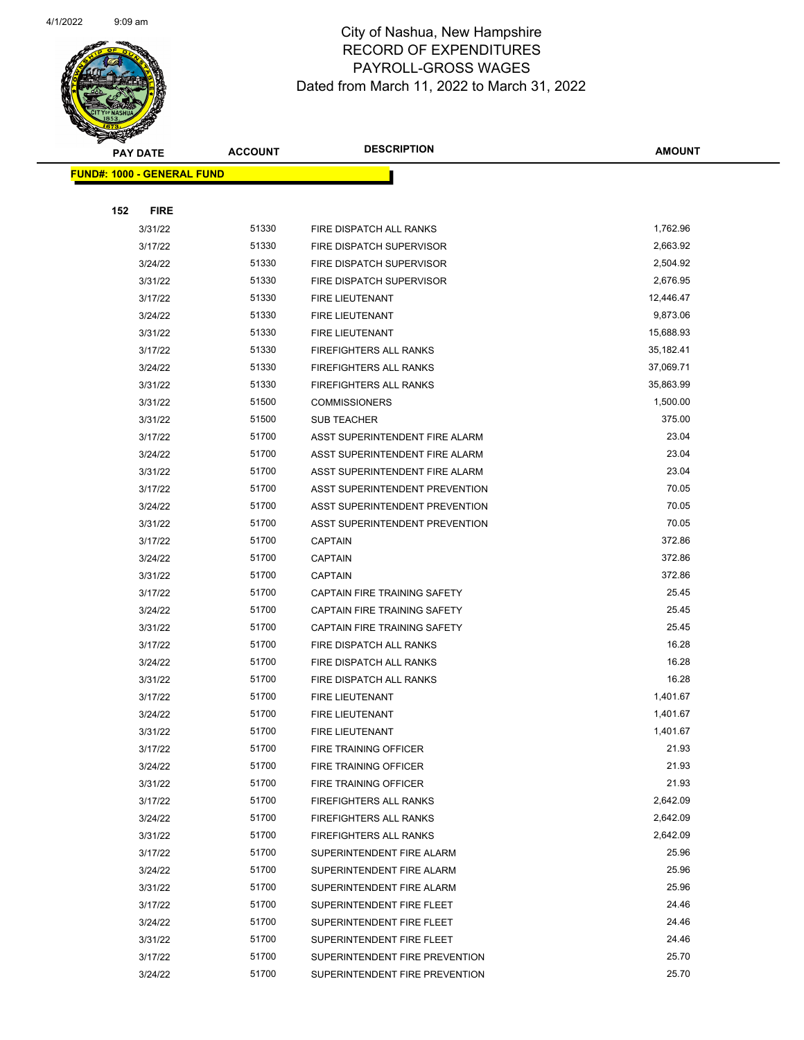City of Nashua, New Hampshire
RECORD OF EXPENDITURES
PAYROLL-GROSS WAGES
Dated from March 11, 2022 to March 31, 2022

| PAY DATE | ACCOUNT | DESCRIPTION | AMOUNT |
|---|---|---|---|
| **FUND#: 1000 - GENERAL FUND** | | | |
| **152 FIRE** | | | |
| 3/31/22 | 51330 | FIRE DISPATCH ALL RANKS | 1,762.96 |
| 3/17/22 | 51330 | FIRE DISPATCH SUPERVISOR | 2,663.92 |
| 3/24/22 | 51330 | FIRE DISPATCH SUPERVISOR | 2,504.92 |
| 3/31/22 | 51330 | FIRE DISPATCH SUPERVISOR | 2,676.95 |
| 3/17/22 | 51330 | FIRE LIEUTENANT | 12,446.47 |
| 3/24/22 | 51330 | FIRE LIEUTENANT | 9,873.06 |
| 3/31/22 | 51330 | FIRE LIEUTENANT | 15,688.93 |
| 3/17/22 | 51330 | FIREFIGHTERS ALL RANKS | 35,182.41 |
| 3/24/22 | 51330 | FIREFIGHTERS ALL RANKS | 37,069.71 |
| 3/31/22 | 51330 | FIREFIGHTERS ALL RANKS | 35,863.99 |
| 3/31/22 | 51500 | COMMISSIONERS | 1,500.00 |
| 3/31/22 | 51500 | SUB TEACHER | 375.00 |
| 3/17/22 | 51700 | ASST SUPERINTENDENT FIRE ALARM | 23.04 |
| 3/24/22 | 51700 | ASST SUPERINTENDENT FIRE ALARM | 23.04 |
| 3/31/22 | 51700 | ASST SUPERINTENDENT FIRE ALARM | 23.04 |
| 3/17/22 | 51700 | ASST SUPERINTENDENT PREVENTION | 70.05 |
| 3/24/22 | 51700 | ASST SUPERINTENDENT PREVENTION | 70.05 |
| 3/31/22 | 51700 | ASST SUPERINTENDENT PREVENTION | 70.05 |
| 3/17/22 | 51700 | CAPTAIN | 372.86 |
| 3/24/22 | 51700 | CAPTAIN | 372.86 |
| 3/31/22 | 51700 | CAPTAIN | 372.86 |
| 3/17/22 | 51700 | CAPTAIN FIRE TRAINING SAFETY | 25.45 |
| 3/24/22 | 51700 | CAPTAIN FIRE TRAINING SAFETY | 25.45 |
| 3/31/22 | 51700 | CAPTAIN FIRE TRAINING SAFETY | 25.45 |
| 3/17/22 | 51700 | FIRE DISPATCH ALL RANKS | 16.28 |
| 3/24/22 | 51700 | FIRE DISPATCH ALL RANKS | 16.28 |
| 3/31/22 | 51700 | FIRE DISPATCH ALL RANKS | 16.28 |
| 3/17/22 | 51700 | FIRE LIEUTENANT | 1,401.67 |
| 3/24/22 | 51700 | FIRE LIEUTENANT | 1,401.67 |
| 3/31/22 | 51700 | FIRE LIEUTENANT | 1,401.67 |
| 3/17/22 | 51700 | FIRE TRAINING OFFICER | 21.93 |
| 3/24/22 | 51700 | FIRE TRAINING OFFICER | 21.93 |
| 3/31/22 | 51700 | FIRE TRAINING OFFICER | 21.93 |
| 3/17/22 | 51700 | FIREFIGHTERS ALL RANKS | 2,642.09 |
| 3/24/22 | 51700 | FIREFIGHTERS ALL RANKS | 2,642.09 |
| 3/31/22 | 51700 | FIREFIGHTERS ALL RANKS | 2,642.09 |
| 3/17/22 | 51700 | SUPERINTENDENT FIRE ALARM | 25.96 |
| 3/24/22 | 51700 | SUPERINTENDENT FIRE ALARM | 25.96 |
| 3/31/22 | 51700 | SUPERINTENDENT FIRE ALARM | 25.96 |
| 3/17/22 | 51700 | SUPERINTENDENT FIRE FLEET | 24.46 |
| 3/24/22 | 51700 | SUPERINTENDENT FIRE FLEET | 24.46 |
| 3/31/22 | 51700 | SUPERINTENDENT FIRE FLEET | 24.46 |
| 3/17/22 | 51700 | SUPERINTENDENT FIRE PREVENTION | 25.70 |
| 3/24/22 | 51700 | SUPERINTENDENT FIRE PREVENTION | 25.70 |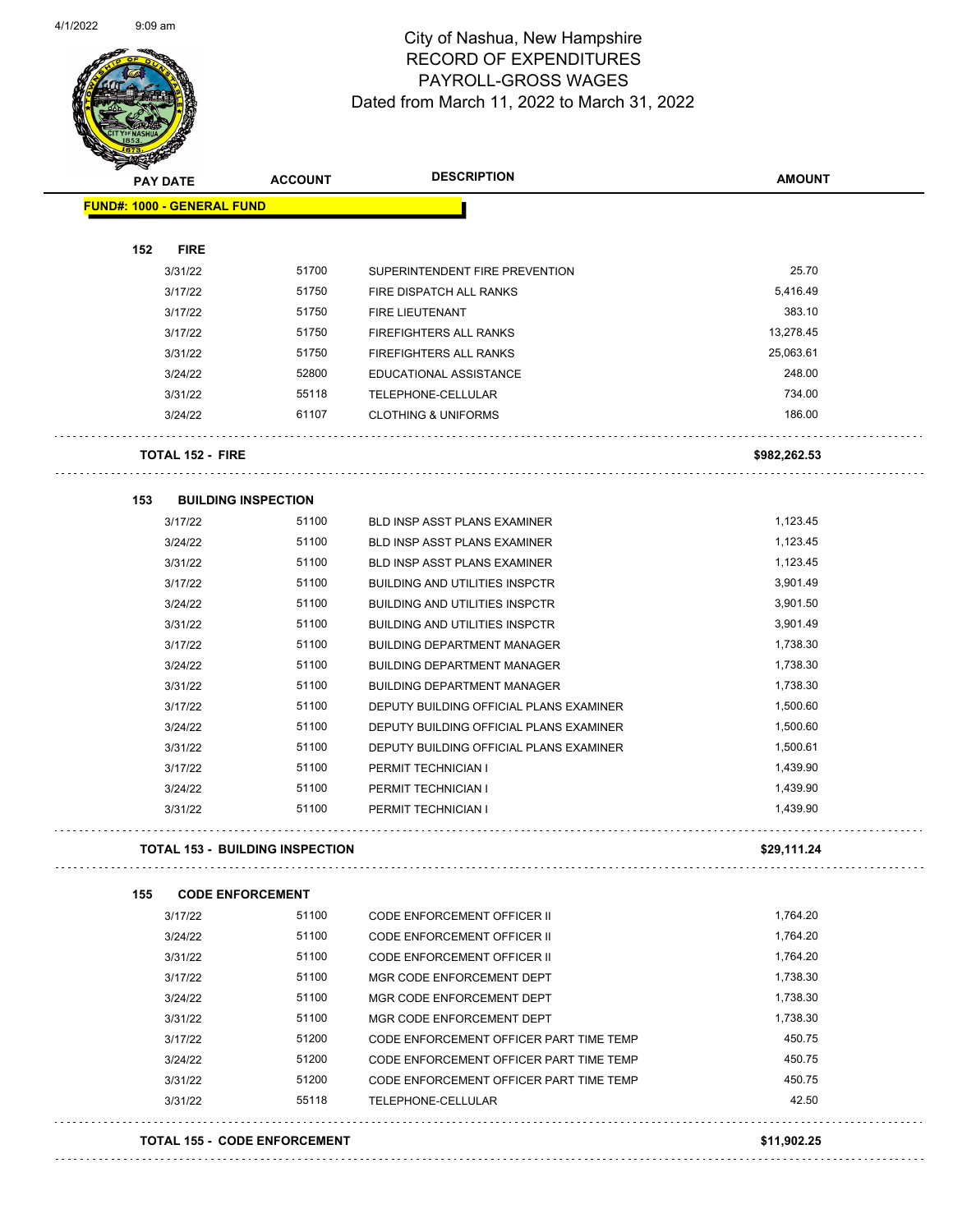# City of Nashua, New Hampshire
## RECORD OF EXPENDITURES
## PAYROLL-GROSS WAGES
### Dated from March 11, 2022 to March 31, 2022

| PAY DATE | ACCOUNT | DESCRIPTION | AMOUNT |
|---|---|---|---|
| **FUND#: 1000 - GENERAL FUND** | | | |
| **152 FIRE** | | | |
| 3/31/22 | 51700 | SUPERINTENDENT FIRE PREVENTION | 25.70 |
| 3/17/22 | 51750 | FIRE DISPATCH ALL RANKS | 5,416.49 |
| 3/17/22 | 51750 | FIRE LIEUTENANT | 383.10 |
| 3/17/22 | 51750 | FIREFIGHTERS ALL RANKS | 13,278.45 |
| 3/31/22 | 51750 | FIREFIGHTERS ALL RANKS | 25,063.61 |
| 3/24/22 | 52800 | EDUCATIONAL ASSISTANCE | 248.00 |
| 3/31/22 | 55118 | TELEPHONE-CELLULAR | 734.00 |
| 3/24/22 | 61107 | CLOTHING & UNIFORMS | 186.00 |
| **TOTAL 152 - FIRE** | | | **$982,262.53** |
| **153 BUILDING INSPECTION** | | | |
| 3/17/22 | 51100 | BLD INSP ASST PLANS EXAMINER | 1,123.45 |
| 3/24/22 | 51100 | BLD INSP ASST PLANS EXAMINER | 1,123.45 |
| 3/31/22 | 51100 | BLD INSP ASST PLANS EXAMINER | 1,123.45 |
| 3/17/22 | 51100 | BUILDING AND UTILITIES INSPCTR | 3,901.49 |
| 3/24/22 | 51100 | BUILDING AND UTILITIES INSPCTR | 3,901.50 |
| 3/31/22 | 51100 | BUILDING AND UTILITIES INSPCTR | 3,901.49 |
| 3/17/22 | 51100 | BUILDING DEPARTMENT MANAGER | 1,738.30 |
| 3/24/22 | 51100 | BUILDING DEPARTMENT MANAGER | 1,738.30 |
| 3/31/22 | 51100 | BUILDING DEPARTMENT MANAGER | 1,738.30 |
| 3/17/22 | 51100 | DEPUTY BUILDING OFFICIAL PLANS EXAMINER | 1,500.60 |
| 3/24/22 | 51100 | DEPUTY BUILDING OFFICIAL PLANS EXAMINER | 1,500.60 |
| 3/31/22 | 51100 | DEPUTY BUILDING OFFICIAL PLANS EXAMINER | 1,500.61 |
| 3/17/22 | 51100 | PERMIT TECHNICIAN I | 1,439.90 |
| 3/24/22 | 51100 | PERMIT TECHNICIAN I | 1,439.90 |
| 3/31/22 | 51100 | PERMIT TECHNICIAN I | 1,439.90 |
| **TOTAL 153 - BUILDING INSPECTION** | | | **$29,111.24** |
| **155 CODE ENFORCEMENT** | | | |
| 3/17/22 | 51100 | CODE ENFORCEMENT OFFICER II | 1,764.20 |
| 3/24/22 | 51100 | CODE ENFORCEMENT OFFICER II | 1,764.20 |
| 3/31/22 | 51100 | CODE ENFORCEMENT OFFICER II | 1,764.20 |
| 3/17/22 | 51100 | MGR CODE ENFORCEMENT DEPT | 1,738.30 |
| 3/24/22 | 51100 | MGR CODE ENFORCEMENT DEPT | 1,738.30 |
| 3/31/22 | 51100 | MGR CODE ENFORCEMENT DEPT | 1,738.30 |
| 3/17/22 | 51200 | CODE ENFORCEMENT OFFICER PART TIME TEMP | 450.75 |
| 3/24/22 | 51200 | CODE ENFORCEMENT OFFICER PART TIME TEMP | 450.75 |
| 3/31/22 | 51200 | CODE ENFORCEMENT OFFICER PART TIME TEMP | 450.75 |
| 3/31/22 | 55118 | TELEPHONE-CELLULAR | 42.50 |
| **TOTAL 155 - CODE ENFORCEMENT** | | | **$11,902.25** |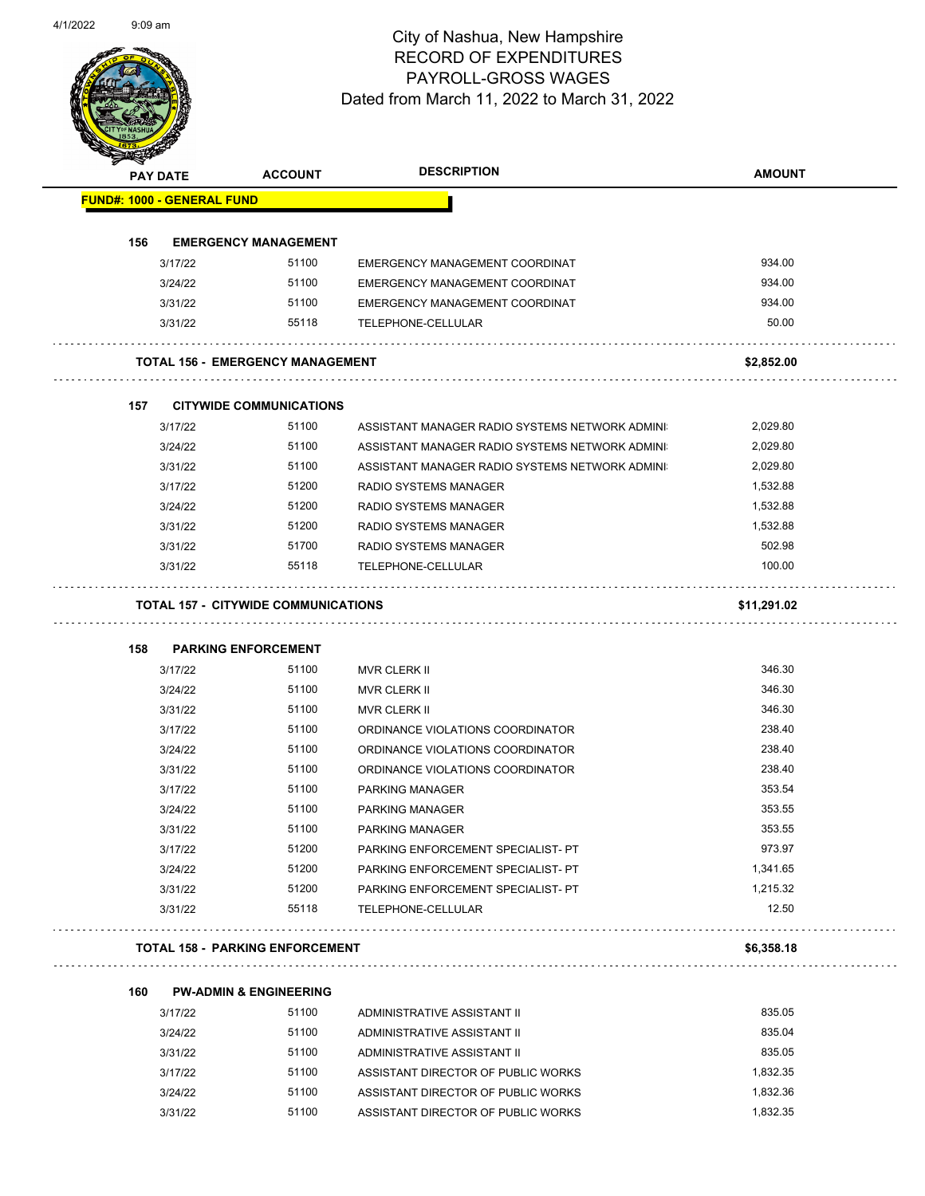# City of Nashua, New Hampshire
## RECORD OF EXPENDITURES
## PAYROLL-GROSS WAGES
## Dated from March 11, 2022 to March 31, 2022

| PAY DATE | ACCOUNT | DESCRIPTION | AMOUNT |
|---|---|---|---|
| **FUND#: 1000 - GENERAL FUND** | | | |
| **156 EMERGENCY MANAGEMENT** | | | |
| 3/17/22 | 51100 | EMERGENCY MANAGEMENT COORDINAT | 934.00 |
| 3/24/22 | 51100 | EMERGENCY MANAGEMENT COORDINAT | 934.00 |
| 3/31/22 | 51100 | EMERGENCY MANAGEMENT COORDINAT | 934.00 |
| 3/31/22 | 55118 | TELEPHONE-CELLULAR | 50.00 |
| **TOTAL 156 - EMERGENCY MANAGEMENT** | | | **$2,852.00** |
| **157 CITYWIDE COMMUNICATIONS** | | | |
| 3/17/22 | 51100 | ASSISTANT MANAGER RADIO SYSTEMS NETWORK ADMINI | 2,029.80 |
| 3/24/22 | 51100 | ASSISTANT MANAGER RADIO SYSTEMS NETWORK ADMINI | 2,029.80 |
| 3/31/22 | 51100 | ASSISTANT MANAGER RADIO SYSTEMS NETWORK ADMINI | 2,029.80 |
| 3/17/22 | 51200 | RADIO SYSTEMS MANAGER | 1,532.88 |
| 3/24/22 | 51200 | RADIO SYSTEMS MANAGER | 1,532.88 |
| 3/31/22 | 51200 | RADIO SYSTEMS MANAGER | 1,532.88 |
| 3/31/22 | 51700 | RADIO SYSTEMS MANAGER | 502.98 |
| 3/31/22 | 55118 | TELEPHONE-CELLULAR | 100.00 |
| **TOTAL 157 - CITYWIDE COMMUNICATIONS** | | | **$11,291.02** |
| **158 PARKING ENFORCEMENT** | | | |
| 3/17/22 | 51100 | MVR CLERK II | 346.30 |
| 3/24/22 | 51100 | MVR CLERK II | 346.30 |
| 3/31/22 | 51100 | MVR CLERK II | 346.30 |
| 3/17/22 | 51100 | ORDINANCE VIOLATIONS COORDINATOR | 238.40 |
| 3/24/22 | 51100 | ORDINANCE VIOLATIONS COORDINATOR | 238.40 |
| 3/31/22 | 51100 | ORDINANCE VIOLATIONS COORDINATOR | 238.40 |
| 3/17/22 | 51100 | PARKING MANAGER | 353.54 |
| 3/24/22 | 51100 | PARKING MANAGER | 353.55 |
| 3/31/22 | 51100 | PARKING MANAGER | 353.55 |
| 3/17/22 | 51200 | PARKING ENFORCEMENT SPECIALIST- PT | 973.97 |
| 3/24/22 | 51200 | PARKING ENFORCEMENT SPECIALIST- PT | 1,341.65 |
| 3/31/22 | 51200 | PARKING ENFORCEMENT SPECIALIST- PT | 1,215.32 |
| 3/31/22 | 55118 | TELEPHONE-CELLULAR | 12.50 |
| **TOTAL 158 - PARKING ENFORCEMENT** | | | **$6,358.18** |
| **160 PW-ADMIN & ENGINEERING** | | | |
| 3/17/22 | 51100 | ADMINISTRATIVE ASSISTANT II | 835.05 |
| 3/24/22 | 51100 | ADMINISTRATIVE ASSISTANT II | 835.04 |
| 3/31/22 | 51100 | ADMINISTRATIVE ASSISTANT II | 835.05 |
| 3/17/22 | 51100 | ASSISTANT DIRECTOR OF PUBLIC WORKS | 1,832.35 |
| 3/24/22 | 51100 | ASSISTANT DIRECTOR OF PUBLIC WORKS | 1,832.36 |
| 3/31/22 | 51100 | ASSISTANT DIRECTOR OF PUBLIC WORKS | 1,832.35 |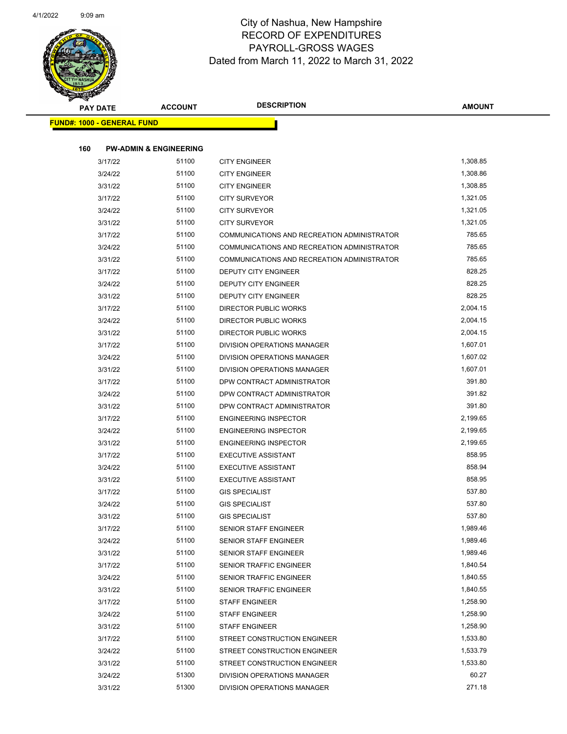# City of Nashua, New Hampshire
## RECORD OF EXPENDITURES
## PAYROLL-GROSS WAGES
### Dated from March 11, 2022 to March 31, 2022

**FUND#: 1000 - GENERAL FUND**

**160 PW-ADMIN & ENGINEERING**

| PAY DATE | ACCOUNT | DESCRIPTION | AMOUNT |
|---|---|---|---|
| 3/17/22 | 51100 | CITY ENGINEER | 1,308.85 |
| 3/24/22 | 51100 | CITY ENGINEER | 1,308.86 |
| 3/31/22 | 51100 | CITY ENGINEER | 1,308.85 |
| 3/17/22 | 51100 | CITY SURVEYOR | 1,321.05 |
| 3/24/22 | 51100 | CITY SURVEYOR | 1,321.05 |
| 3/31/22 | 51100 | CITY SURVEYOR | 1,321.05 |
| 3/17/22 | 51100 | COMMUNICATIONS AND RECREATION ADMINISTRATOR | 785.65 |
| 3/24/22 | 51100 | COMMUNICATIONS AND RECREATION ADMINISTRATOR | 785.65 |
| 3/31/22 | 51100 | COMMUNICATIONS AND RECREATION ADMINISTRATOR | 785.65 |
| 3/17/22 | 51100 | DEPUTY CITY ENGINEER | 828.25 |
| 3/24/22 | 51100 | DEPUTY CITY ENGINEER | 828.25 |
| 3/31/22 | 51100 | DEPUTY CITY ENGINEER | 828.25 |
| 3/17/22 | 51100 | DIRECTOR PUBLIC WORKS | 2,004.15 |
| 3/24/22 | 51100 | DIRECTOR PUBLIC WORKS | 2,004.15 |
| 3/31/22 | 51100 | DIRECTOR PUBLIC WORKS | 2,004.15 |
| 3/17/22 | 51100 | DIVISION OPERATIONS MANAGER | 1,607.01 |
| 3/24/22 | 51100 | DIVISION OPERATIONS MANAGER | 1,607.02 |
| 3/31/22 | 51100 | DIVISION OPERATIONS MANAGER | 1,607.01 |
| 3/17/22 | 51100 | DPW CONTRACT ADMINISTRATOR | 391.80 |
| 3/24/22 | 51100 | DPW CONTRACT ADMINISTRATOR | 391.82 |
| 3/31/22 | 51100 | DPW CONTRACT ADMINISTRATOR | 391.80 |
| 3/17/22 | 51100 | ENGINEERING INSPECTOR | 2,199.65 |
| 3/24/22 | 51100 | ENGINEERING INSPECTOR | 2,199.65 |
| 3/31/22 | 51100 | ENGINEERING INSPECTOR | 2,199.65 |
| 3/17/22 | 51100 | EXECUTIVE ASSISTANT | 858.95 |
| 3/24/22 | 51100 | EXECUTIVE ASSISTANT | 858.94 |
| 3/31/22 | 51100 | EXECUTIVE ASSISTANT | 858.95 |
| 3/17/22 | 51100 | GIS SPECIALIST | 537.80 |
| 3/24/22 | 51100 | GIS SPECIALIST | 537.80 |
| 3/31/22 | 51100 | GIS SPECIALIST | 537.80 |
| 3/17/22 | 51100 | SENIOR STAFF ENGINEER | 1,989.46 |
| 3/24/22 | 51100 | SENIOR STAFF ENGINEER | 1,989.46 |
| 3/31/22 | 51100 | SENIOR STAFF ENGINEER | 1,989.46 |
| 3/17/22 | 51100 | SENIOR TRAFFIC ENGINEER | 1,840.54 |
| 3/24/22 | 51100 | SENIOR TRAFFIC ENGINEER | 1,840.55 |
| 3/31/22 | 51100 | SENIOR TRAFFIC ENGINEER | 1,840.55 |
| 3/17/22 | 51100 | STAFF ENGINEER | 1,258.90 |
| 3/24/22 | 51100 | STAFF ENGINEER | 1,258.90 |
| 3/31/22 | 51100 | STAFF ENGINEER | 1,258.90 |
| 3/17/22 | 51100 | STREET CONSTRUCTION ENGINEER | 1,533.80 |
| 3/24/22 | 51100 | STREET CONSTRUCTION ENGINEER | 1,533.79 |
| 3/31/22 | 51100 | STREET CONSTRUCTION ENGINEER | 1,533.80 |
| 3/24/22 | 51300 | DIVISION OPERATIONS MANAGER | 60.27 |
| 3/31/22 | 51300 | DIVISION OPERATIONS MANAGER | 271.18 |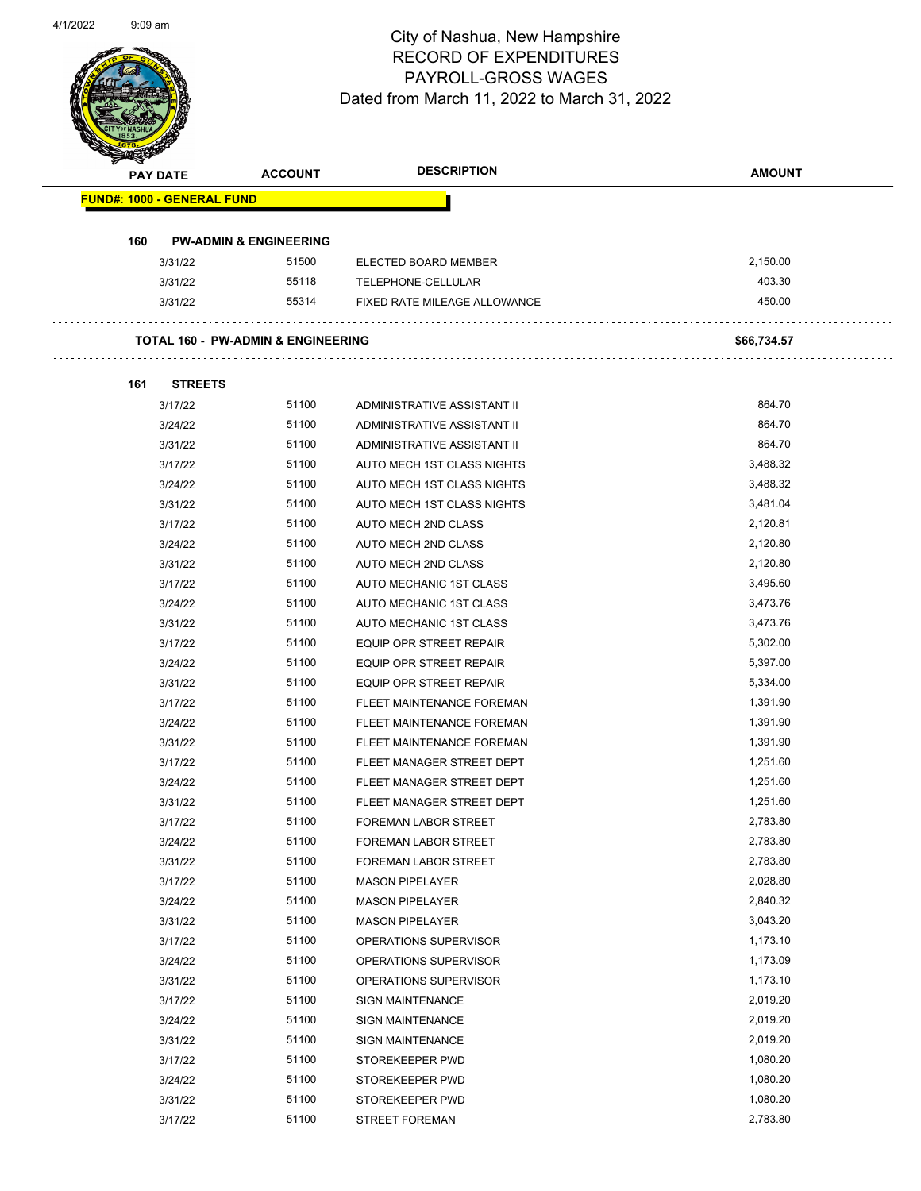City of Nashua, New Hampshire
RECORD OF EXPENDITURES
PAYROLL-GROSS WAGES
Dated from March 11, 2022 to March 31, 2022

| PAY DATE | ACCOUNT | DESCRIPTION | AMOUNT |
|---|---|---|---|
| **FUND#: 1000 - GENERAL FUND** | | | |
| **160 PW-ADMIN & ENGINEERING** | | | |
| 3/31/22 | 51500 | ELECTED BOARD MEMBER | 2,150.00 |
| 3/31/22 | 55118 | TELEPHONE-CELLULAR | 403.30 |
| 3/31/22 | 55314 | FIXED RATE MILEAGE ALLOWANCE | 450.00 |
| **TOTAL 160 - PW-ADMIN & ENGINEERING** | | | **$66,734.57** |
| **161 STREETS** | | | |
| 3/17/22 | 51100 | ADMINISTRATIVE ASSISTANT II | 864.70 |
| 3/24/22 | 51100 | ADMINISTRATIVE ASSISTANT II | 864.70 |
| 3/31/22 | 51100 | ADMINISTRATIVE ASSISTANT II | 864.70 |
| 3/17/22 | 51100 | AUTO MECH 1ST CLASS NIGHTS | 3,488.32 |
| 3/24/22 | 51100 | AUTO MECH 1ST CLASS NIGHTS | 3,488.32 |
| 3/31/22 | 51100 | AUTO MECH 1ST CLASS NIGHTS | 3,481.04 |
| 3/17/22 | 51100 | AUTO MECH 2ND CLASS | 2,120.81 |
| 3/24/22 | 51100 | AUTO MECH 2ND CLASS | 2,120.80 |
| 3/31/22 | 51100 | AUTO MECH 2ND CLASS | 2,120.80 |
| 3/17/22 | 51100 | AUTO MECHANIC 1ST CLASS | 3,495.60 |
| 3/24/22 | 51100 | AUTO MECHANIC 1ST CLASS | 3,473.76 |
| 3/31/22 | 51100 | AUTO MECHANIC 1ST CLASS | 3,473.76 |
| 3/17/22 | 51100 | EQUIP OPR STREET REPAIR | 5,302.00 |
| 3/24/22 | 51100 | EQUIP OPR STREET REPAIR | 5,397.00 |
| 3/31/22 | 51100 | EQUIP OPR STREET REPAIR | 5,334.00 |
| 3/17/22 | 51100 | FLEET MAINTENANCE FOREMAN | 1,391.90 |
| 3/24/22 | 51100 | FLEET MAINTENANCE FOREMAN | 1,391.90 |
| 3/31/22 | 51100 | FLEET MAINTENANCE FOREMAN | 1,391.90 |
| 3/17/22 | 51100 | FLEET MANAGER STREET DEPT | 1,251.60 |
| 3/24/22 | 51100 | FLEET MANAGER STREET DEPT | 1,251.60 |
| 3/31/22 | 51100 | FLEET MANAGER STREET DEPT | 1,251.60 |
| 3/17/22 | 51100 | FOREMAN LABOR STREET | 2,783.80 |
| 3/24/22 | 51100 | FOREMAN LABOR STREET | 2,783.80 |
| 3/31/22 | 51100 | FOREMAN LABOR STREET | 2,783.80 |
| 3/17/22 | 51100 | MASON PIPELAYER | 2,028.80 |
| 3/24/22 | 51100 | MASON PIPELAYER | 2,840.32 |
| 3/31/22 | 51100 | MASON PIPELAYER | 3,043.20 |
| 3/17/22 | 51100 | OPERATIONS SUPERVISOR | 1,173.10 |
| 3/24/22 | 51100 | OPERATIONS SUPERVISOR | 1,173.09 |
| 3/31/22 | 51100 | OPERATIONS SUPERVISOR | 1,173.10 |
| 3/17/22 | 51100 | SIGN MAINTENANCE | 2,019.20 |
| 3/24/22 | 51100 | SIGN MAINTENANCE | 2,019.20 |
| 3/31/22 | 51100 | SIGN MAINTENANCE | 2,019.20 |
| 3/17/22 | 51100 | STOREKEEPER PWD | 1,080.20 |
| 3/24/22 | 51100 | STOREKEEPER PWD | 1,080.20 |
| 3/31/22 | 51100 | STOREKEEPER PWD | 1,080.20 |
| 3/17/22 | 51100 | STREET FOREMAN | 2,783.80 |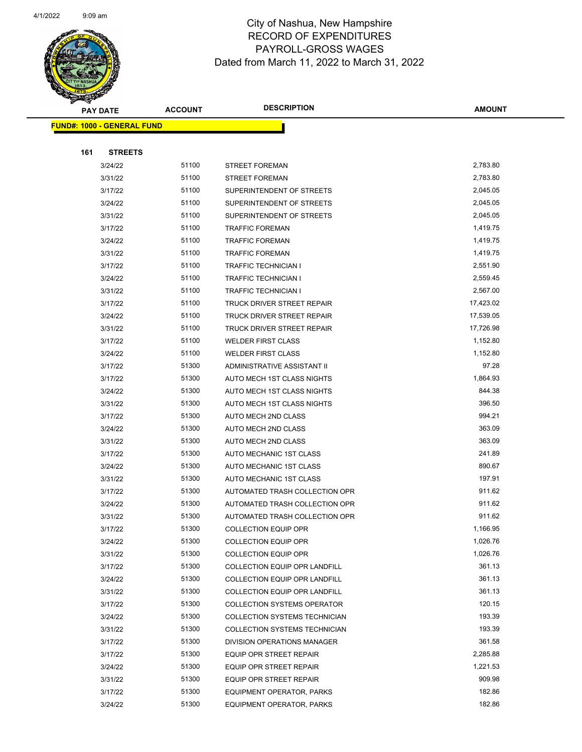City of Nashua, New Hampshire
RECORD OF EXPENDITURES
PAYROLL-GROSS WAGES
Dated from March 11, 2022 to March 31, 2022

**FUND#: 1000 - GENERAL FUND**

**161 STREETS**

| PAY DATE | ACCOUNT | DESCRIPTION | AMOUNT |
|---|---|---|---|
| 3/24/22 | 51100 | STREET FOREMAN | 2,783.80 |
| 3/31/22 | 51100 | STREET FOREMAN | 2,783.80 |
| 3/17/22 | 51100 | SUPERINTENDENT OF STREETS | 2,045.05 |
| 3/24/22 | 51100 | SUPERINTENDENT OF STREETS | 2,045.05 |
| 3/31/22 | 51100 | SUPERINTENDENT OF STREETS | 2,045.05 |
| 3/17/22 | 51100 | TRAFFIC FOREMAN | 1,419.75 |
| 3/24/22 | 51100 | TRAFFIC FOREMAN | 1,419.75 |
| 3/31/22 | 51100 | TRAFFIC FOREMAN | 1,419.75 |
| 3/17/22 | 51100 | TRAFFIC TECHNICIAN I | 2,551.90 |
| 3/24/22 | 51100 | TRAFFIC TECHNICIAN I | 2,559.45 |
| 3/31/22 | 51100 | TRAFFIC TECHNICIAN I | 2,567.00 |
| 3/17/22 | 51100 | TRUCK DRIVER STREET REPAIR | 17,423.02 |
| 3/24/22 | 51100 | TRUCK DRIVER STREET REPAIR | 17,539.05 |
| 3/31/22 | 51100 | TRUCK DRIVER STREET REPAIR | 17,726.98 |
| 3/17/22 | 51100 | WELDER FIRST CLASS | 1,152.80 |
| 3/24/22 | 51100 | WELDER FIRST CLASS | 1,152.80 |
| 3/17/22 | 51300 | ADMINISTRATIVE ASSISTANT II | 97.28 |
| 3/17/22 | 51300 | AUTO MECH 1ST CLASS NIGHTS | 1,864.93 |
| 3/24/22 | 51300 | AUTO MECH 1ST CLASS NIGHTS | 844.38 |
| 3/31/22 | 51300 | AUTO MECH 1ST CLASS NIGHTS | 396.50 |
| 3/17/22 | 51300 | AUTO MECH 2ND CLASS | 994.21 |
| 3/24/22 | 51300 | AUTO MECH 2ND CLASS | 363.09 |
| 3/31/22 | 51300 | AUTO MECH 2ND CLASS | 363.09 |
| 3/17/22 | 51300 | AUTO MECHANIC 1ST CLASS | 241.89 |
| 3/24/22 | 51300 | AUTO MECHANIC 1ST CLASS | 890.67 |
| 3/31/22 | 51300 | AUTO MECHANIC 1ST CLASS | 197.91 |
| 3/17/22 | 51300 | AUTOMATED TRASH COLLECTION OPR | 911.62 |
| 3/24/22 | 51300 | AUTOMATED TRASH COLLECTION OPR | 911.62 |
| 3/31/22 | 51300 | AUTOMATED TRASH COLLECTION OPR | 911.62 |
| 3/17/22 | 51300 | COLLECTION EQUIP OPR | 1,166.95 |
| 3/24/22 | 51300 | COLLECTION EQUIP OPR | 1,026.76 |
| 3/31/22 | 51300 | COLLECTION EQUIP OPR | 1,026.76 |
| 3/17/22 | 51300 | COLLECTION EQUIP OPR LANDFILL | 361.13 |
| 3/24/22 | 51300 | COLLECTION EQUIP OPR LANDFILL | 361.13 |
| 3/31/22 | 51300 | COLLECTION EQUIP OPR LANDFILL | 361.13 |
| 3/17/22 | 51300 | COLLECTION SYSTEMS OPERATOR | 120.15 |
| 3/24/22 | 51300 | COLLECTION SYSTEMS TECHNICIAN | 193.39 |
| 3/31/22 | 51300 | COLLECTION SYSTEMS TECHNICIAN | 193.39 |
| 3/17/22 | 51300 | DIVISION OPERATIONS MANAGER | 361.58 |
| 3/17/22 | 51300 | EQUIP OPR STREET REPAIR | 2,285.88 |
| 3/24/22 | 51300 | EQUIP OPR STREET REPAIR | 1,221.53 |
| 3/31/22 | 51300 | EQUIP OPR STREET REPAIR | 909.98 |
| 3/17/22 | 51300 | EQUIPMENT OPERATOR, PARKS | 182.86 |
| 3/24/22 | 51300 | EQUIPMENT OPERATOR, PARKS | 182.86 |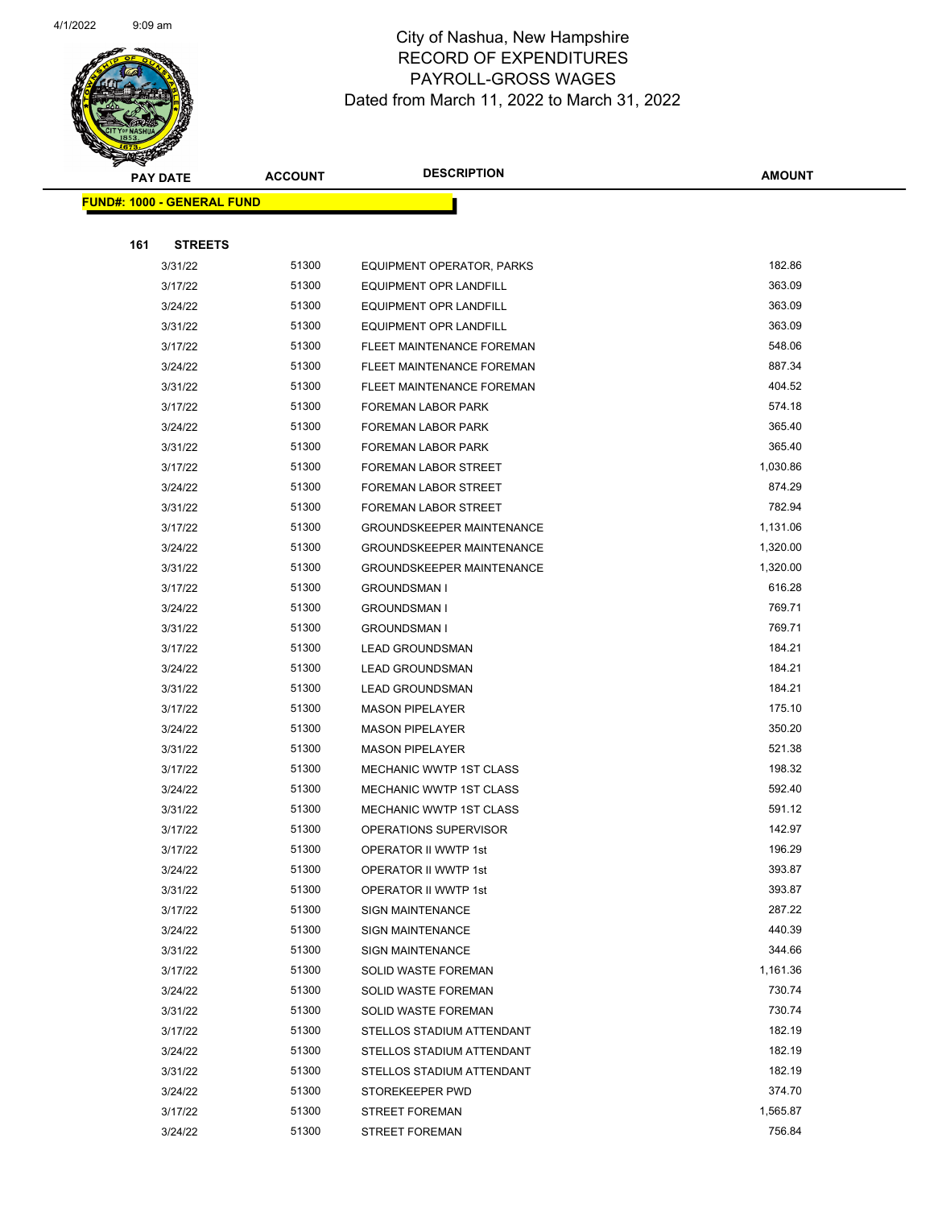City of Nashua, New Hampshire
RECORD OF EXPENDITURES
PAYROLL-GROSS WAGES
Dated from March 11, 2022 to March 31, 2022

| PAY DATE | ACCOUNT | DESCRIPTION | AMOUNT |
|---|---|---|---|
| **FUND#: 1000 - GENERAL FUND** | | | |
| **161 STREETS** | | | |
| 3/31/22 | 51300 | EQUIPMENT OPERATOR, PARKS | 182.86 |
| 3/17/22 | 51300 | EQUIPMENT OPR LANDFILL | 363.09 |
| 3/24/22 | 51300 | EQUIPMENT OPR LANDFILL | 363.09 |
| 3/31/22 | 51300 | EQUIPMENT OPR LANDFILL | 363.09 |
| 3/17/22 | 51300 | FLEET MAINTENANCE FOREMAN | 548.06 |
| 3/24/22 | 51300 | FLEET MAINTENANCE FOREMAN | 887.34 |
| 3/31/22 | 51300 | FLEET MAINTENANCE FOREMAN | 404.52 |
| 3/17/22 | 51300 | FOREMAN LABOR PARK | 574.18 |
| 3/24/22 | 51300 | FOREMAN LABOR PARK | 365.40 |
| 3/31/22 | 51300 | FOREMAN LABOR PARK | 365.40 |
| 3/17/22 | 51300 | FOREMAN LABOR STREET | 1,030.86 |
| 3/24/22 | 51300 | FOREMAN LABOR STREET | 874.29 |
| 3/31/22 | 51300 | FOREMAN LABOR STREET | 782.94 |
| 3/17/22 | 51300 | GROUNDSKEEPER MAINTENANCE | 1,131.06 |
| 3/24/22 | 51300 | GROUNDSKEEPER MAINTENANCE | 1,320.00 |
| 3/31/22 | 51300 | GROUNDSKEEPER MAINTENANCE | 1,320.00 |
| 3/17/22 | 51300 | GROUNDSMAN I | 616.28 |
| 3/24/22 | 51300 | GROUNDSMAN I | 769.71 |
| 3/31/22 | 51300 | GROUNDSMAN I | 769.71 |
| 3/17/22 | 51300 | LEAD GROUNDSMAN | 184.21 |
| 3/24/22 | 51300 | LEAD GROUNDSMAN | 184.21 |
| 3/31/22 | 51300 | LEAD GROUNDSMAN | 184.21 |
| 3/17/22 | 51300 | MASON PIPELAYER | 175.10 |
| 3/24/22 | 51300 | MASON PIPELAYER | 350.20 |
| 3/31/22 | 51300 | MASON PIPELAYER | 521.38 |
| 3/17/22 | 51300 | MECHANIC WWTP 1ST CLASS | 198.32 |
| 3/24/22 | 51300 | MECHANIC WWTP 1ST CLASS | 592.40 |
| 3/31/22 | 51300 | MECHANIC WWTP 1ST CLASS | 591.12 |
| 3/17/22 | 51300 | OPERATIONS SUPERVISOR | 142.97 |
| 3/17/22 | 51300 | OPERATOR II WWTP 1st | 196.29 |
| 3/24/22 | 51300 | OPERATOR II WWTP 1st | 393.87 |
| 3/31/22 | 51300 | OPERATOR II WWTP 1st | 393.87 |
| 3/17/22 | 51300 | SIGN MAINTENANCE | 287.22 |
| 3/24/22 | 51300 | SIGN MAINTENANCE | 440.39 |
| 3/31/22 | 51300 | SIGN MAINTENANCE | 344.66 |
| 3/17/22 | 51300 | SOLID WASTE FOREMAN | 1,161.36 |
| 3/24/22 | 51300 | SOLID WASTE FOREMAN | 730.74 |
| 3/31/22 | 51300 | SOLID WASTE FOREMAN | 730.74 |
| 3/17/22 | 51300 | STELLOS STADIUM ATTENDANT | 182.19 |
| 3/24/22 | 51300 | STELLOS STADIUM ATTENDANT | 182.19 |
| 3/31/22 | 51300 | STELLOS STADIUM ATTENDANT | 182.19 |
| 3/24/22 | 51300 | STOREKEEPER PWD | 374.70 |
| 3/17/22 | 51300 | STREET FOREMAN | 1,565.87 |
| 3/24/22 | 51300 | STREET FOREMAN | 756.84 |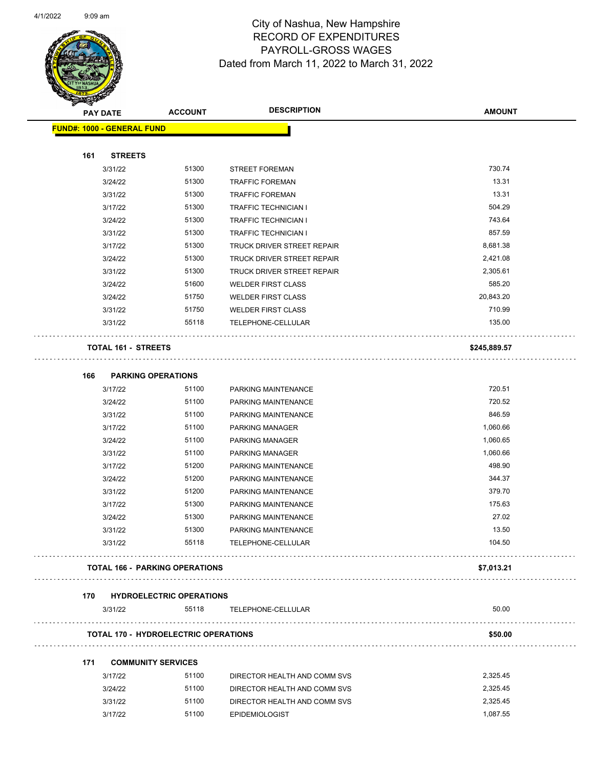# City of Nashua, New Hampshire
## RECORD OF EXPENDITURES
## PAYROLL-GROSS WAGES
### Dated from March 11, 2022 to March 31, 2022

| PAY DATE | ACCOUNT | DESCRIPTION | AMOUNT |
|---|---|---|---|
| **FUND#: 1000 - GENERAL FUND** | | | |
| **161 STREETS** | | | |
| 3/31/22 | 51300 | STREET FOREMAN | 730.74 |
| 3/24/22 | 51300 | TRAFFIC FOREMAN | 13.31 |
| 3/31/22 | 51300 | TRAFFIC FOREMAN | 13.31 |
| 3/17/22 | 51300 | TRAFFIC TECHNICIAN I | 504.29 |
| 3/24/22 | 51300 | TRAFFIC TECHNICIAN I | 743.64 |
| 3/31/22 | 51300 | TRAFFIC TECHNICIAN I | 857.59 |
| 3/17/22 | 51300 | TRUCK DRIVER STREET REPAIR | 8,681.38 |
| 3/24/22 | 51300 | TRUCK DRIVER STREET REPAIR | 2,421.08 |
| 3/31/22 | 51300 | TRUCK DRIVER STREET REPAIR | 2,305.61 |
| 3/24/22 | 51600 | WELDER FIRST CLASS | 585.20 |
| 3/24/22 | 51750 | WELDER FIRST CLASS | 20,843.20 |
| 3/31/22 | 51750 | WELDER FIRST CLASS | 710.99 |
| 3/31/22 | 55118 | TELEPHONE-CELLULAR | 135.00 |
| **TOTAL 161 - STREETS** | | | **$245,889.57** |
| **166 PARKING OPERATIONS** | | | |
| 3/17/22 | 51100 | PARKING MAINTENANCE | 720.51 |
| 3/24/22 | 51100 | PARKING MAINTENANCE | 720.52 |
| 3/31/22 | 51100 | PARKING MAINTENANCE | 846.59 |
| 3/17/22 | 51100 | PARKING MANAGER | 1,060.66 |
| 3/24/22 | 51100 | PARKING MANAGER | 1,060.65 |
| 3/31/22 | 51100 | PARKING MANAGER | 1,060.66 |
| 3/17/22 | 51200 | PARKING MAINTENANCE | 498.90 |
| 3/24/22 | 51200 | PARKING MAINTENANCE | 344.37 |
| 3/31/22 | 51200 | PARKING MAINTENANCE | 379.70 |
| 3/17/22 | 51300 | PARKING MAINTENANCE | 175.63 |
| 3/24/22 | 51300 | PARKING MAINTENANCE | 27.02 |
| 3/31/22 | 51300 | PARKING MAINTENANCE | 13.50 |
| 3/31/22 | 55118 | TELEPHONE-CELLULAR | 104.50 |
| **TOTAL 166 - PARKING OPERATIONS** | | | **$7,013.21** |
| **170 HYDROELECTRIC OPERATIONS** | | | |
| 3/31/22 | 55118 | TELEPHONE-CELLULAR | 50.00 |
| **TOTAL 170 - HYDROELECTRIC OPERATIONS** | | | **$50.00** |
| **171 COMMUNITY SERVICES** | | | |
| 3/17/22 | 51100 | DIRECTOR HEALTH AND COMM SVS | 2,325.45 |
| 3/24/22 | 51100 | DIRECTOR HEALTH AND COMM SVS | 2,325.45 |
| 3/31/22 | 51100 | DIRECTOR HEALTH AND COMM SVS | 2,325.45 |
| 3/17/22 | 51100 | EPIDEMIOLOGIST | 1,087.55 |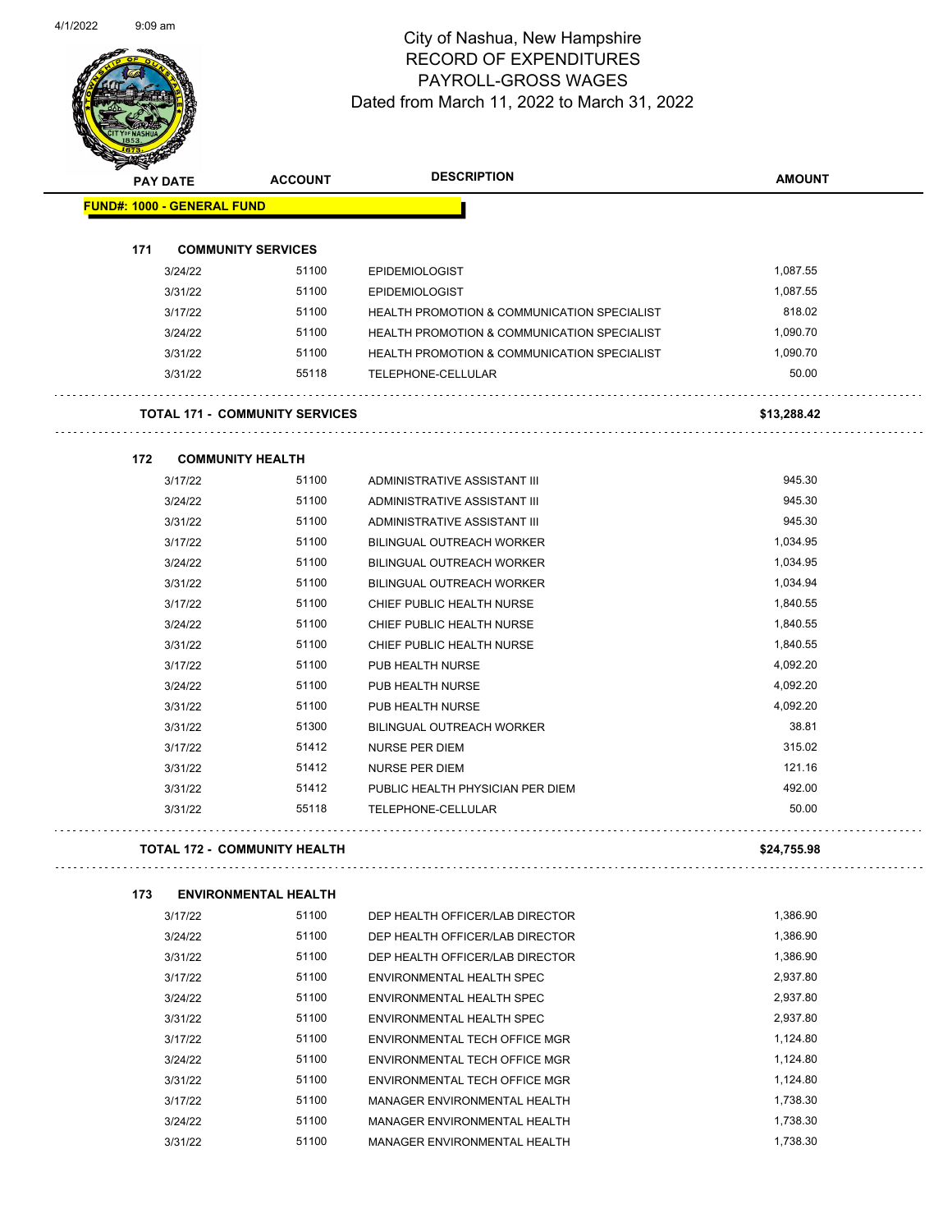City of Nashua, New Hampshire
RECORD OF EXPENDITURES
PAYROLL-GROSS WAGES
Dated from March 11, 2022 to March 31, 2022

| PAY DATE | ACCOUNT | DESCRIPTION | AMOUNT |
|---|---|---|---|
| **FUND#: 1000 - GENERAL FUND** | | | |
| **171 COMMUNITY SERVICES** | | | |
| 3/24/22 | 51100 | EPIDEMIOLOGIST | 1,087.55 |
| 3/31/22 | 51100 | EPIDEMIOLOGIST | 1,087.55 |
| 3/17/22 | 51100 | HEALTH PROMOTION & COMMUNICATION SPECIALIST | 818.02 |
| 3/24/22 | 51100 | HEALTH PROMOTION & COMMUNICATION SPECIALIST | 1,090.70 |
| 3/31/22 | 51100 | HEALTH PROMOTION & COMMUNICATION SPECIALIST | 1,090.70 |
| 3/31/22 | 55118 | TELEPHONE-CELLULAR | 50.00 |
| **TOTAL 171 - COMMUNITY SERVICES** | | | **$13,288.42** |
| **172 COMMUNITY HEALTH** | | | |
| 3/17/22 | 51100 | ADMINISTRATIVE ASSISTANT III | 945.30 |
| 3/24/22 | 51100 | ADMINISTRATIVE ASSISTANT III | 945.30 |
| 3/31/22 | 51100 | ADMINISTRATIVE ASSISTANT III | 945.30 |
| 3/17/22 | 51100 | BILINGUAL OUTREACH WORKER | 1,034.95 |
| 3/24/22 | 51100 | BILINGUAL OUTREACH WORKER | 1,034.95 |
| 3/31/22 | 51100 | BILINGUAL OUTREACH WORKER | 1,034.94 |
| 3/17/22 | 51100 | CHIEF PUBLIC HEALTH NURSE | 1,840.55 |
| 3/24/22 | 51100 | CHIEF PUBLIC HEALTH NURSE | 1,840.55 |
| 3/31/22 | 51100 | CHIEF PUBLIC HEALTH NURSE | 1,840.55 |
| 3/17/22 | 51100 | PUB HEALTH NURSE | 4,092.20 |
| 3/24/22 | 51100 | PUB HEALTH NURSE | 4,092.20 |
| 3/31/22 | 51100 | PUB HEALTH NURSE | 4,092.20 |
| 3/31/22 | 51300 | BILINGUAL OUTREACH WORKER | 38.81 |
| 3/17/22 | 51412 | NURSE PER DIEM | 315.02 |
| 3/31/22 | 51412 | NURSE PER DIEM | 121.16 |
| 3/31/22 | 51412 | PUBLIC HEALTH PHYSICIAN PER DIEM | 492.00 |
| 3/31/22 | 55118 | TELEPHONE-CELLULAR | 50.00 |
| **TOTAL 172 - COMMUNITY HEALTH** | | | **$24,755.98** |
| **173 ENVIRONMENTAL HEALTH** | | | |
| 3/17/22 | 51100 | DEP HEALTH OFFICER/LAB DIRECTOR | 1,386.90 |
| 3/24/22 | 51100 | DEP HEALTH OFFICER/LAB DIRECTOR | 1,386.90 |
| 3/31/22 | 51100 | DEP HEALTH OFFICER/LAB DIRECTOR | 1,386.90 |
| 3/17/22 | 51100 | ENVIRONMENTAL HEALTH SPEC | 2,937.80 |
| 3/24/22 | 51100 | ENVIRONMENTAL HEALTH SPEC | 2,937.80 |
| 3/31/22 | 51100 | ENVIRONMENTAL HEALTH SPEC | 2,937.80 |
| 3/17/22 | 51100 | ENVIRONMENTAL TECH OFFICE MGR | 1,124.80 |
| 3/24/22 | 51100 | ENVIRONMENTAL TECH OFFICE MGR | 1,124.80 |
| 3/31/22 | 51100 | ENVIRONMENTAL TECH OFFICE MGR | 1,124.80 |
| 3/17/22 | 51100 | MANAGER ENVIRONMENTAL HEALTH | 1,738.30 |
| 3/24/22 | 51100 | MANAGER ENVIRONMENTAL HEALTH | 1,738.30 |
| 3/31/22 | 51100 | MANAGER ENVIRONMENTAL HEALTH | 1,738.30 |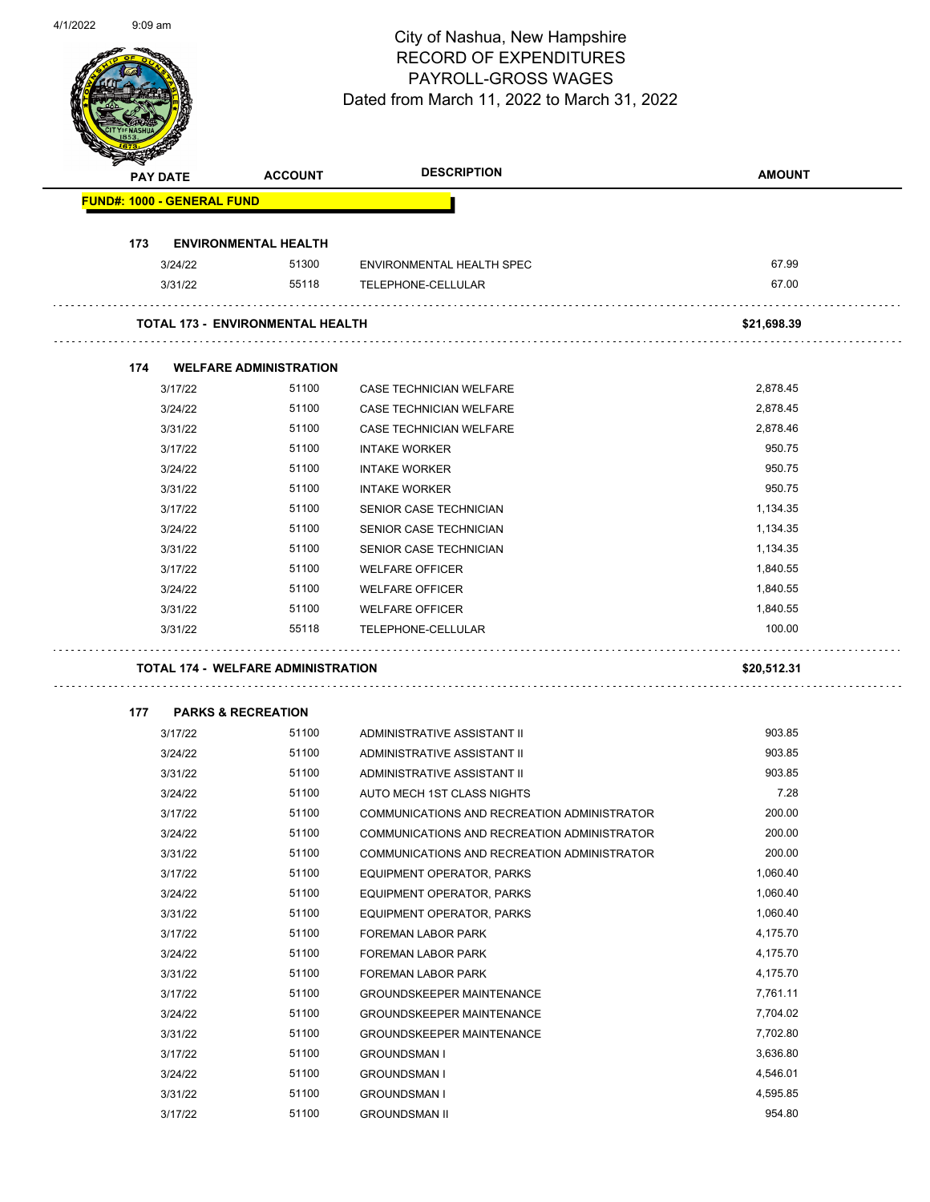# City of Nashua, New Hampshire
## RECORD OF EXPENDITURES
## PAYROLL-GROSS WAGES
### Dated from March 11, 2022 to March 31, 2022

| PAY DATE | ACCOUNT | DESCRIPTION | AMOUNT |
|---|---|---|---|
| **FUND#: 1000 - GENERAL FUND** | | | |
| **173 ENVIRONMENTAL HEALTH** | | | |
| 3/24/22 | 51300 | ENVIRONMENTAL HEALTH SPEC | 67.99 |
| 3/31/22 | 55118 | TELEPHONE-CELLULAR | 67.00 |
| **TOTAL 173 - ENVIRONMENTAL HEALTH** | | | **$21,698.39** |
| **174 WELFARE ADMINISTRATION** | | | |
| 3/17/22 | 51100 | CASE TECHNICIAN WELFARE | 2,878.45 |
| 3/24/22 | 51100 | CASE TECHNICIAN WELFARE | 2,878.45 |
| 3/31/22 | 51100 | CASE TECHNICIAN WELFARE | 2,878.46 |
| 3/17/22 | 51100 | INTAKE WORKER | 950.75 |
| 3/24/22 | 51100 | INTAKE WORKER | 950.75 |
| 3/31/22 | 51100 | INTAKE WORKER | 950.75 |
| 3/17/22 | 51100 | SENIOR CASE TECHNICIAN | 1,134.35 |
| 3/24/22 | 51100 | SENIOR CASE TECHNICIAN | 1,134.35 |
| 3/31/22 | 51100 | SENIOR CASE TECHNICIAN | 1,134.35 |
| 3/17/22 | 51100 | WELFARE OFFICER | 1,840.55 |
| 3/24/22 | 51100 | WELFARE OFFICER | 1,840.55 |
| 3/31/22 | 51100 | WELFARE OFFICER | 1,840.55 |
| 3/31/22 | 55118 | TELEPHONE-CELLULAR | 100.00 |
| **TOTAL 174 - WELFARE ADMINISTRATION** | | | **$20,512.31** |
| **177 PARKS & RECREATION** | | | |
| 3/17/22 | 51100 | ADMINISTRATIVE ASSISTANT II | 903.85 |
| 3/24/22 | 51100 | ADMINISTRATIVE ASSISTANT II | 903.85 |
| 3/31/22 | 51100 | ADMINISTRATIVE ASSISTANT II | 903.85 |
| 3/24/22 | 51100 | AUTO MECH 1ST CLASS NIGHTS | 7.28 |
| 3/17/22 | 51100 | COMMUNICATIONS AND RECREATION ADMINISTRATOR | 200.00 |
| 3/24/22 | 51100 | COMMUNICATIONS AND RECREATION ADMINISTRATOR | 200.00 |
| 3/31/22 | 51100 | COMMUNICATIONS AND RECREATION ADMINISTRATOR | 200.00 |
| 3/17/22 | 51100 | EQUIPMENT OPERATOR, PARKS | 1,060.40 |
| 3/24/22 | 51100 | EQUIPMENT OPERATOR, PARKS | 1,060.40 |
| 3/31/22 | 51100 | EQUIPMENT OPERATOR, PARKS | 1,060.40 |
| 3/17/22 | 51100 | FOREMAN LABOR PARK | 4,175.70 |
| 3/24/22 | 51100 | FOREMAN LABOR PARK | 4,175.70 |
| 3/31/22 | 51100 | FOREMAN LABOR PARK | 4,175.70 |
| 3/17/22 | 51100 | GROUNDSKEEPER MAINTENANCE | 7,761.11 |
| 3/24/22 | 51100 | GROUNDSKEEPER MAINTENANCE | 7,704.02 |
| 3/31/22 | 51100 | GROUNDSKEEPER MAINTENANCE | 7,702.80 |
| 3/17/22 | 51100 | GROUNDSMAN I | 3,636.80 |
| 3/24/22 | 51100 | GROUNDSMAN I | 4,546.01 |
| 3/31/22 | 51100 | GROUNDSMAN I | 4,595.85 |
| 3/17/22 | 51100 | GROUNDSMAN II | 954.80 |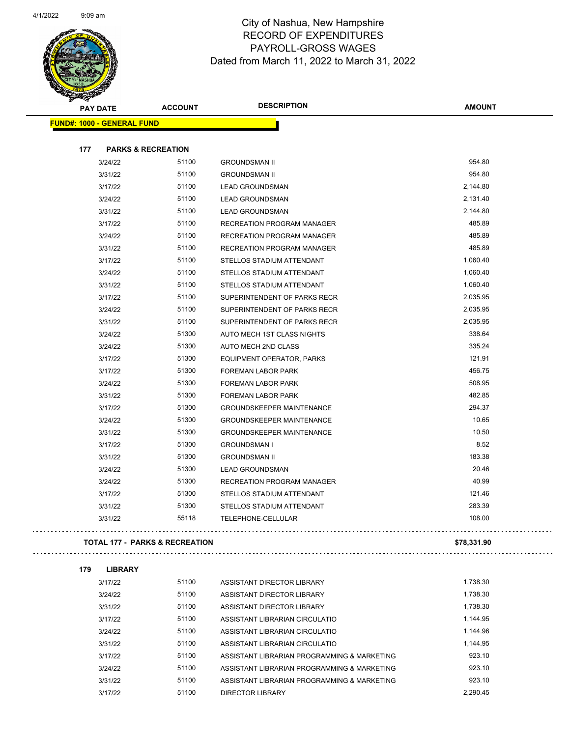City of Nashua, New Hampshire
RECORD OF EXPENDITURES
PAYROLL-GROSS WAGES
Dated from March 11, 2022 to March 31, 2022

| PAY DATE | ACCOUNT | DESCRIPTION | AMOUNT |
|---|---|---|---|
| **FUND#: 1000 - GENERAL FUND** | | | |
| **177 PARKS & RECREATION** | | | |
| 3/24/22 | 51100 | GROUNDSMAN II | 954.80 |
| 3/31/22 | 51100 | GROUNDSMAN II | 954.80 |
| 3/17/22 | 51100 | LEAD GROUNDSMAN | 2,144.80 |
| 3/24/22 | 51100 | LEAD GROUNDSMAN | 2,131.40 |
| 3/31/22 | 51100 | LEAD GROUNDSMAN | 2,144.80 |
| 3/17/22 | 51100 | RECREATION PROGRAM MANAGER | 485.89 |
| 3/24/22 | 51100 | RECREATION PROGRAM MANAGER | 485.89 |
| 3/31/22 | 51100 | RECREATION PROGRAM MANAGER | 485.89 |
| 3/17/22 | 51100 | STELLOS STADIUM ATTENDANT | 1,060.40 |
| 3/24/22 | 51100 | STELLOS STADIUM ATTENDANT | 1,060.40 |
| 3/31/22 | 51100 | STELLOS STADIUM ATTENDANT | 1,060.40 |
| 3/17/22 | 51100 | SUPERINTENDENT OF PARKS RECR | 2,035.95 |
| 3/24/22 | 51100 | SUPERINTENDENT OF PARKS RECR | 2,035.95 |
| 3/31/22 | 51100 | SUPERINTENDENT OF PARKS RECR | 2,035.95 |
| 3/24/22 | 51300 | AUTO MECH 1ST CLASS NIGHTS | 338.64 |
| 3/24/22 | 51300 | AUTO MECH 2ND CLASS | 335.24 |
| 3/17/22 | 51300 | EQUIPMENT OPERATOR, PARKS | 121.91 |
| 3/17/22 | 51300 | FOREMAN LABOR PARK | 456.75 |
| 3/24/22 | 51300 | FOREMAN LABOR PARK | 508.95 |
| 3/31/22 | 51300 | FOREMAN LABOR PARK | 482.85 |
| 3/17/22 | 51300 | GROUNDSKEEPER MAINTENANCE | 294.37 |
| 3/24/22 | 51300 | GROUNDSKEEPER MAINTENANCE | 10.65 |
| 3/31/22 | 51300 | GROUNDSKEEPER MAINTENANCE | 10.50 |
| 3/17/22 | 51300 | GROUNDSMAN I | 8.52 |
| 3/31/22 | 51300 | GROUNDSMAN II | 183.38 |
| 3/24/22 | 51300 | LEAD GROUNDSMAN | 20.46 |
| 3/24/22 | 51300 | RECREATION PROGRAM MANAGER | 40.99 |
| 3/17/22 | 51300 | STELLOS STADIUM ATTENDANT | 121.46 |
| 3/31/22 | 51300 | STELLOS STADIUM ATTENDANT | 283.39 |
| 3/31/22 | 55118 | TELEPHONE-CELLULAR | 108.00 |
| **TOTAL 177 - PARKS & RECREATION** | | | **$78,331.90** |
| **179 LIBRARY** | | | |
| 3/17/22 | 51100 | ASSISTANT DIRECTOR LIBRARY | 1,738.30 |
| 3/24/22 | 51100 | ASSISTANT DIRECTOR LIBRARY | 1,738.30 |
| 3/31/22 | 51100 | ASSISTANT DIRECTOR LIBRARY | 1,738.30 |
| 3/17/22 | 51100 | ASSISTANT LIBRARIAN CIRCULATIO | 1,144.95 |
| 3/24/22 | 51100 | ASSISTANT LIBRARIAN CIRCULATIO | 1,144.96 |
| 3/31/22 | 51100 | ASSISTANT LIBRARIAN CIRCULATIO | 1,144.95 |
| 3/17/22 | 51100 | ASSISTANT LIBRARIAN PROGRAMMING & MARKETING | 923.10 |
| 3/24/22 | 51100 | ASSISTANT LIBRARIAN PROGRAMMING & MARKETING | 923.10 |
| 3/31/22 | 51100 | ASSISTANT LIBRARIAN PROGRAMMING & MARKETING | 923.10 |
| 3/17/22 | 51100 | DIRECTOR LIBRARY | 2,290.45 |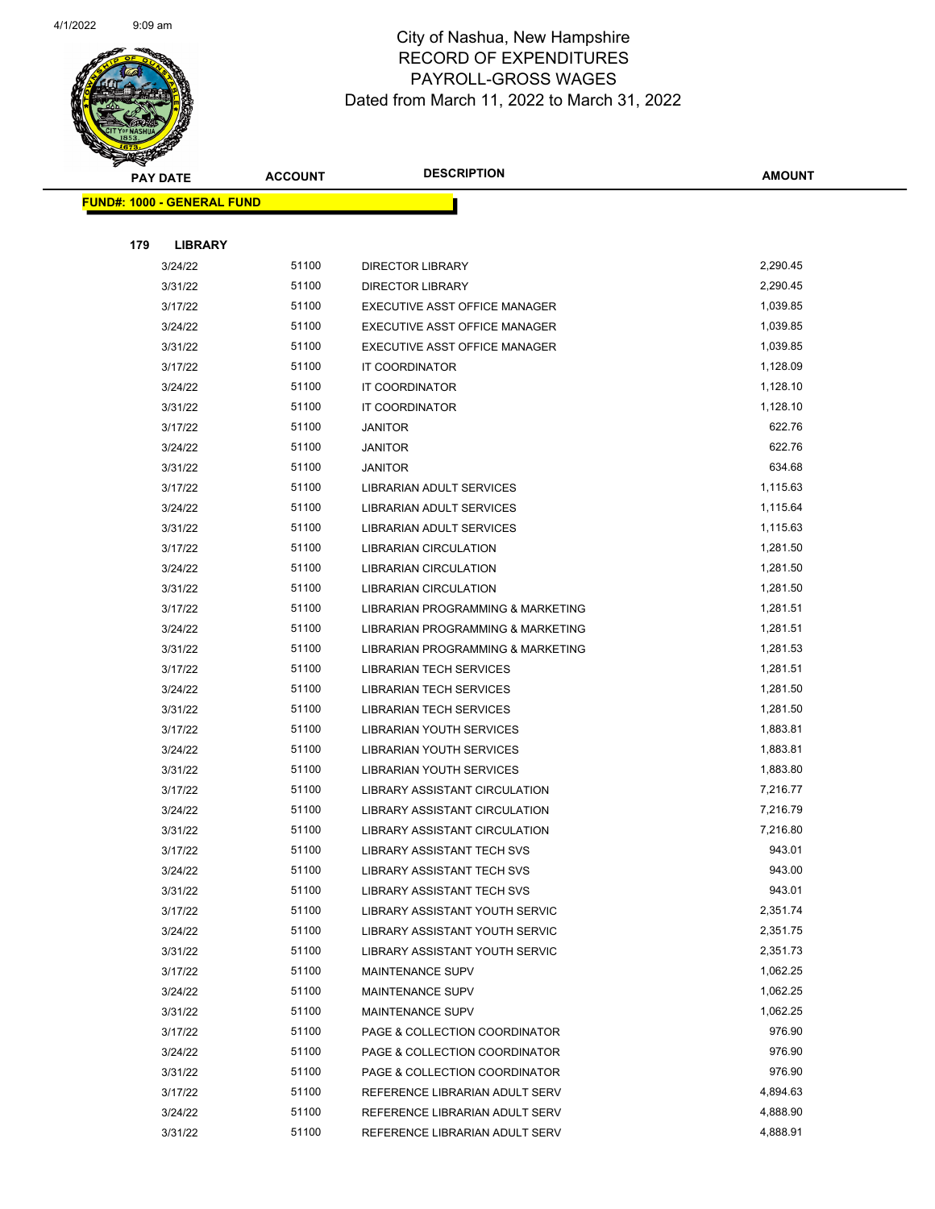# City of Nashua, New Hampshire
## RECORD OF EXPENDITURES
## PAYROLL-GROSS WAGES
### Dated from March 11, 2022 to March 31, 2022

| PAY DATE | ACCOUNT | DESCRIPTION | AMOUNT |
|---|---|---|---|
| **FUND#: 1000 - GENERAL FUND** | | | |
| **179 LIBRARY** | | | |
| 3/24/22 | 51100 | DIRECTOR LIBRARY | 2,290.45 |
| 3/31/22 | 51100 | DIRECTOR LIBRARY | 2,290.45 |
| 3/17/22 | 51100 | EXECUTIVE ASST OFFICE MANAGER | 1,039.85 |
| 3/24/22 | 51100 | EXECUTIVE ASST OFFICE MANAGER | 1,039.85 |
| 3/31/22 | 51100 | EXECUTIVE ASST OFFICE MANAGER | 1,039.85 |
| 3/17/22 | 51100 | IT COORDINATOR | 1,128.09 |
| 3/24/22 | 51100 | IT COORDINATOR | 1,128.10 |
| 3/31/22 | 51100 | IT COORDINATOR | 1,128.10 |
| 3/17/22 | 51100 | JANITOR | 622.76 |
| 3/24/22 | 51100 | JANITOR | 622.76 |
| 3/31/22 | 51100 | JANITOR | 634.68 |
| 3/17/22 | 51100 | LIBRARIAN ADULT SERVICES | 1,115.63 |
| 3/24/22 | 51100 | LIBRARIAN ADULT SERVICES | 1,115.64 |
| 3/31/22 | 51100 | LIBRARIAN ADULT SERVICES | 1,115.63 |
| 3/17/22 | 51100 | LIBRARIAN CIRCULATION | 1,281.50 |
| 3/24/22 | 51100 | LIBRARIAN CIRCULATION | 1,281.50 |
| 3/31/22 | 51100 | LIBRARIAN CIRCULATION | 1,281.50 |
| 3/17/22 | 51100 | LIBRARIAN PROGRAMMING & MARKETING | 1,281.51 |
| 3/24/22 | 51100 | LIBRARIAN PROGRAMMING & MARKETING | 1,281.51 |
| 3/31/22 | 51100 | LIBRARIAN PROGRAMMING & MARKETING | 1,281.53 |
| 3/17/22 | 51100 | LIBRARIAN TECH SERVICES | 1,281.51 |
| 3/24/22 | 51100 | LIBRARIAN TECH SERVICES | 1,281.50 |
| 3/31/22 | 51100 | LIBRARIAN TECH SERVICES | 1,281.50 |
| 3/17/22 | 51100 | LIBRARIAN YOUTH SERVICES | 1,883.81 |
| 3/24/22 | 51100 | LIBRARIAN YOUTH SERVICES | 1,883.81 |
| 3/31/22 | 51100 | LIBRARIAN YOUTH SERVICES | 1,883.80 |
| 3/17/22 | 51100 | LIBRARY ASSISTANT CIRCULATION | 7,216.77 |
| 3/24/22 | 51100 | LIBRARY ASSISTANT CIRCULATION | 7,216.79 |
| 3/31/22 | 51100 | LIBRARY ASSISTANT CIRCULATION | 7,216.80 |
| 3/17/22 | 51100 | LIBRARY ASSISTANT TECH SVS | 943.01 |
| 3/24/22 | 51100 | LIBRARY ASSISTANT TECH SVS | 943.00 |
| 3/31/22 | 51100 | LIBRARY ASSISTANT TECH SVS | 943.01 |
| 3/17/22 | 51100 | LIBRARY ASSISTANT YOUTH SERVIC | 2,351.74 |
| 3/24/22 | 51100 | LIBRARY ASSISTANT YOUTH SERVIC | 2,351.75 |
| 3/31/22 | 51100 | LIBRARY ASSISTANT YOUTH SERVIC | 2,351.73 |
| 3/17/22 | 51100 | MAINTENANCE SUPV | 1,062.25 |
| 3/24/22 | 51100 | MAINTENANCE SUPV | 1,062.25 |
| 3/31/22 | 51100 | MAINTENANCE SUPV | 1,062.25 |
| 3/17/22 | 51100 | PAGE & COLLECTION COORDINATOR | 976.90 |
| 3/24/22 | 51100 | PAGE & COLLECTION COORDINATOR | 976.90 |
| 3/31/22 | 51100 | PAGE & COLLECTION COORDINATOR | 976.90 |
| 3/17/22 | 51100 | REFERENCE LIBRARIAN ADULT SERV | 4,894.63 |
| 3/24/22 | 51100 | REFERENCE LIBRARIAN ADULT SERV | 4,888.90 |
| 3/31/22 | 51100 | REFERENCE LIBRARIAN ADULT SERV | 4,888.91 |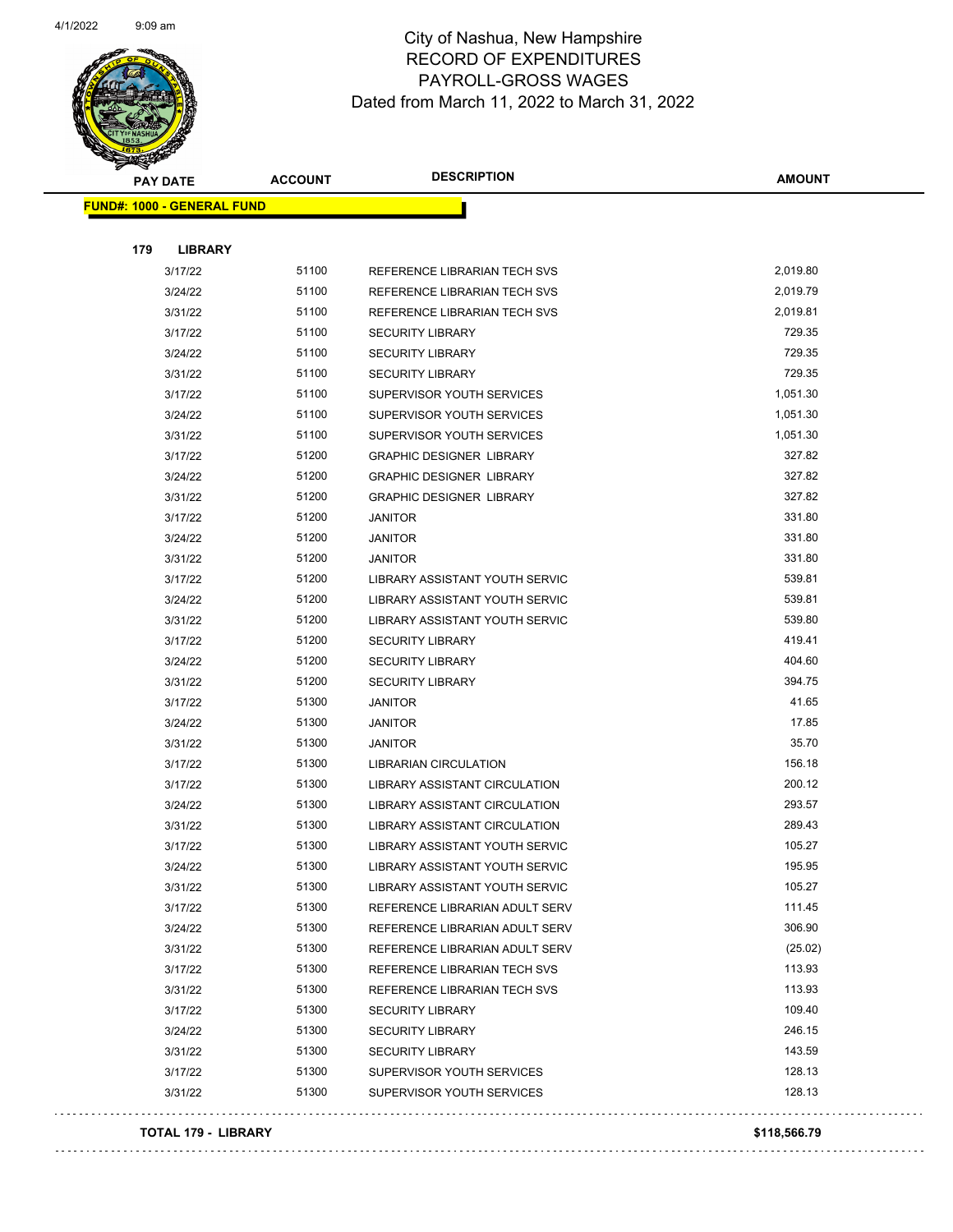# City of Nashua, New Hampshire
## RECORD OF EXPENDITURES
## PAYROLL-GROSS WAGES
### Dated from March 11, 2022 to March 31, 2022

**FUND#: 1000 - GENERAL FUND**

**179 LIBRARY**

| PAY DATE | ACCOUNT | DESCRIPTION | AMOUNT |
|---|---|---|---|
| 3/17/22 | 51100 | REFERENCE LIBRARIAN TECH SVS | 2,019.80 |
| 3/24/22 | 51100 | REFERENCE LIBRARIAN TECH SVS | 2,019.79 |
| 3/31/22 | 51100 | REFERENCE LIBRARIAN TECH SVS | 2,019.81 |
| 3/17/22 | 51100 | SECURITY LIBRARY | 729.35 |
| 3/24/22 | 51100 | SECURITY LIBRARY | 729.35 |
| 3/31/22 | 51100 | SECURITY LIBRARY | 729.35 |
| 3/17/22 | 51100 | SUPERVISOR YOUTH SERVICES | 1,051.30 |
| 3/24/22 | 51100 | SUPERVISOR YOUTH SERVICES | 1,051.30 |
| 3/31/22 | 51100 | SUPERVISOR YOUTH SERVICES | 1,051.30 |
| 3/17/22 | 51200 | GRAPHIC DESIGNER LIBRARY | 327.82 |
| 3/24/22 | 51200 | GRAPHIC DESIGNER LIBRARY | 327.82 |
| 3/31/22 | 51200 | GRAPHIC DESIGNER LIBRARY | 327.82 |
| 3/17/22 | 51200 | JANITOR | 331.80 |
| 3/24/22 | 51200 | JANITOR | 331.80 |
| 3/31/22 | 51200 | JANITOR | 331.80 |
| 3/17/22 | 51200 | LIBRARY ASSISTANT YOUTH SERVIC | 539.81 |
| 3/24/22 | 51200 | LIBRARY ASSISTANT YOUTH SERVIC | 539.81 |
| 3/31/22 | 51200 | LIBRARY ASSISTANT YOUTH SERVIC | 539.80 |
| 3/17/22 | 51200 | SECURITY LIBRARY | 419.41 |
| 3/24/22 | 51200 | SECURITY LIBRARY | 404.60 |
| 3/31/22 | 51200 | SECURITY LIBRARY | 394.75 |
| 3/17/22 | 51300 | JANITOR | 41.65 |
| 3/24/22 | 51300 | JANITOR | 17.85 |
| 3/31/22 | 51300 | JANITOR | 35.70 |
| 3/17/22 | 51300 | LIBRARIAN CIRCULATION | 156.18 |
| 3/17/22 | 51300 | LIBRARY ASSISTANT CIRCULATION | 200.12 |
| 3/24/22 | 51300 | LIBRARY ASSISTANT CIRCULATION | 293.57 |
| 3/31/22 | 51300 | LIBRARY ASSISTANT CIRCULATION | 289.43 |
| 3/17/22 | 51300 | LIBRARY ASSISTANT YOUTH SERVIC | 105.27 |
| 3/24/22 | 51300 | LIBRARY ASSISTANT YOUTH SERVIC | 195.95 |
| 3/31/22 | 51300 | LIBRARY ASSISTANT YOUTH SERVIC | 105.27 |
| 3/17/22 | 51300 | REFERENCE LIBRARIAN ADULT SERV | 111.45 |
| 3/24/22 | 51300 | REFERENCE LIBRARIAN ADULT SERV | 306.90 |
| 3/31/22 | 51300 | REFERENCE LIBRARIAN ADULT SERV | (25.02) |
| 3/17/22 | 51300 | REFERENCE LIBRARIAN TECH SVS | 113.93 |
| 3/31/22 | 51300 | REFERENCE LIBRARIAN TECH SVS | 113.93 |
| 3/17/22 | 51300 | SECURITY LIBRARY | 109.40 |
| 3/24/22 | 51300 | SECURITY LIBRARY | 246.15 |
| 3/31/22 | 51300 | SECURITY LIBRARY | 143.59 |
| 3/17/22 | 51300 | SUPERVISOR YOUTH SERVICES | 128.13 |
| 3/31/22 | 51300 | SUPERVISOR YOUTH SERVICES | 128.13 |

**TOTAL 179 - LIBRARY** **$118,566.79**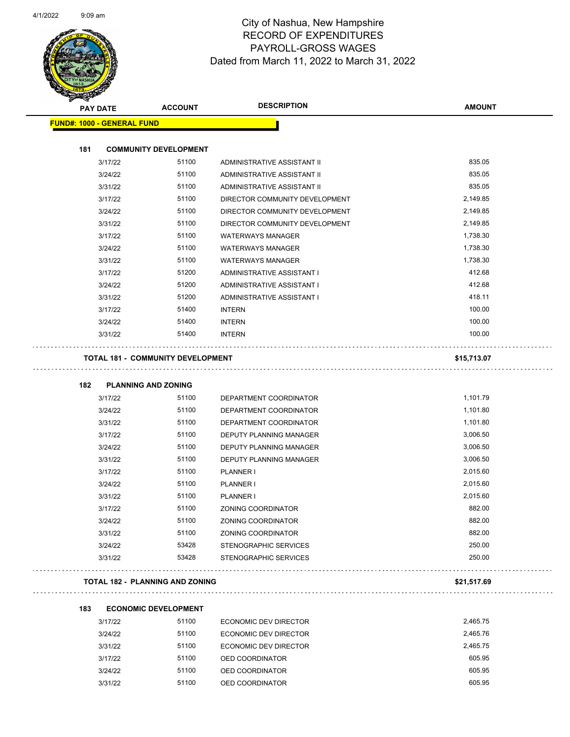# City of Nashua, New Hampshire
## RECORD OF EXPENDITURES
## PAYROLL-GROSS WAGES
### Dated from March 11, 2022 to March 31, 2022

| PAY DATE | ACCOUNT | DESCRIPTION | AMOUNT |
|---|---|---|---|
| **FUND#: 1000 - GENERAL FUND** | | | |
| **181 COMMUNITY DEVELOPMENT** | | | |
| 3/17/22 | 51100 | ADMINISTRATIVE ASSISTANT II | 835.05 |
| 3/24/22 | 51100 | ADMINISTRATIVE ASSISTANT II | 835.05 |
| 3/31/22 | 51100 | ADMINISTRATIVE ASSISTANT II | 835.05 |
| 3/17/22 | 51100 | DIRECTOR COMMUNITY DEVELOPMENT | 2,149.85 |
| 3/24/22 | 51100 | DIRECTOR COMMUNITY DEVELOPMENT | 2,149.85 |
| 3/31/22 | 51100 | DIRECTOR COMMUNITY DEVELOPMENT | 2,149.85 |
| 3/17/22 | 51100 | WATERWAYS MANAGER | 1,738.30 |
| 3/24/22 | 51100 | WATERWAYS MANAGER | 1,738.30 |
| 3/31/22 | 51100 | WATERWAYS MANAGER | 1,738.30 |
| 3/17/22 | 51200 | ADMINISTRATIVE ASSISTANT I | 412.68 |
| 3/24/22 | 51200 | ADMINISTRATIVE ASSISTANT I | 412.68 |
| 3/31/22 | 51200 | ADMINISTRATIVE ASSISTANT I | 418.11 |
| 3/17/22 | 51400 | INTERN | 100.00 |
| 3/24/22 | 51400 | INTERN | 100.00 |
| 3/31/22 | 51400 | INTERN | 100.00 |
| **TOTAL 181 - COMMUNITY DEVELOPMENT** | | | **$15,713.07** |
| **182 PLANNING AND ZONING** | | | |
| 3/17/22 | 51100 | DEPARTMENT COORDINATOR | 1,101.79 |
| 3/24/22 | 51100 | DEPARTMENT COORDINATOR | 1,101.80 |
| 3/31/22 | 51100 | DEPARTMENT COORDINATOR | 1,101.80 |
| 3/17/22 | 51100 | DEPUTY PLANNING MANAGER | 3,006.50 |
| 3/24/22 | 51100 | DEPUTY PLANNING MANAGER | 3,006.50 |
| 3/31/22 | 51100 | DEPUTY PLANNING MANAGER | 3,006.50 |
| 3/17/22 | 51100 | PLANNER I | 2,015.60 |
| 3/24/22 | 51100 | PLANNER I | 2,015.60 |
| 3/31/22 | 51100 | PLANNER I | 2,015.60 |
| 3/17/22 | 51100 | ZONING COORDINATOR | 882.00 |
| 3/24/22 | 51100 | ZONING COORDINATOR | 882.00 |
| 3/31/22 | 51100 | ZONING COORDINATOR | 882.00 |
| 3/24/22 | 53428 | STENOGRAPHIC SERVICES | 250.00 |
| 3/31/22 | 53428 | STENOGRAPHIC SERVICES | 250.00 |
| **TOTAL 182 - PLANNING AND ZONING** | | | **$21,517.69** |
| **183 ECONOMIC DEVELOPMENT** | | | |
| 3/17/22 | 51100 | ECONOMIC DEV DIRECTOR | 2,465.75 |
| 3/24/22 | 51100 | ECONOMIC DEV DIRECTOR | 2,465.76 |
| 3/31/22 | 51100 | ECONOMIC DEV DIRECTOR | 2,465.75 |
| 3/17/22 | 51100 | OED COORDINATOR | 605.95 |
| 3/24/22 | 51100 | OED COORDINATOR | 605.95 |
| 3/31/22 | 51100 | OED COORDINATOR | 605.95 |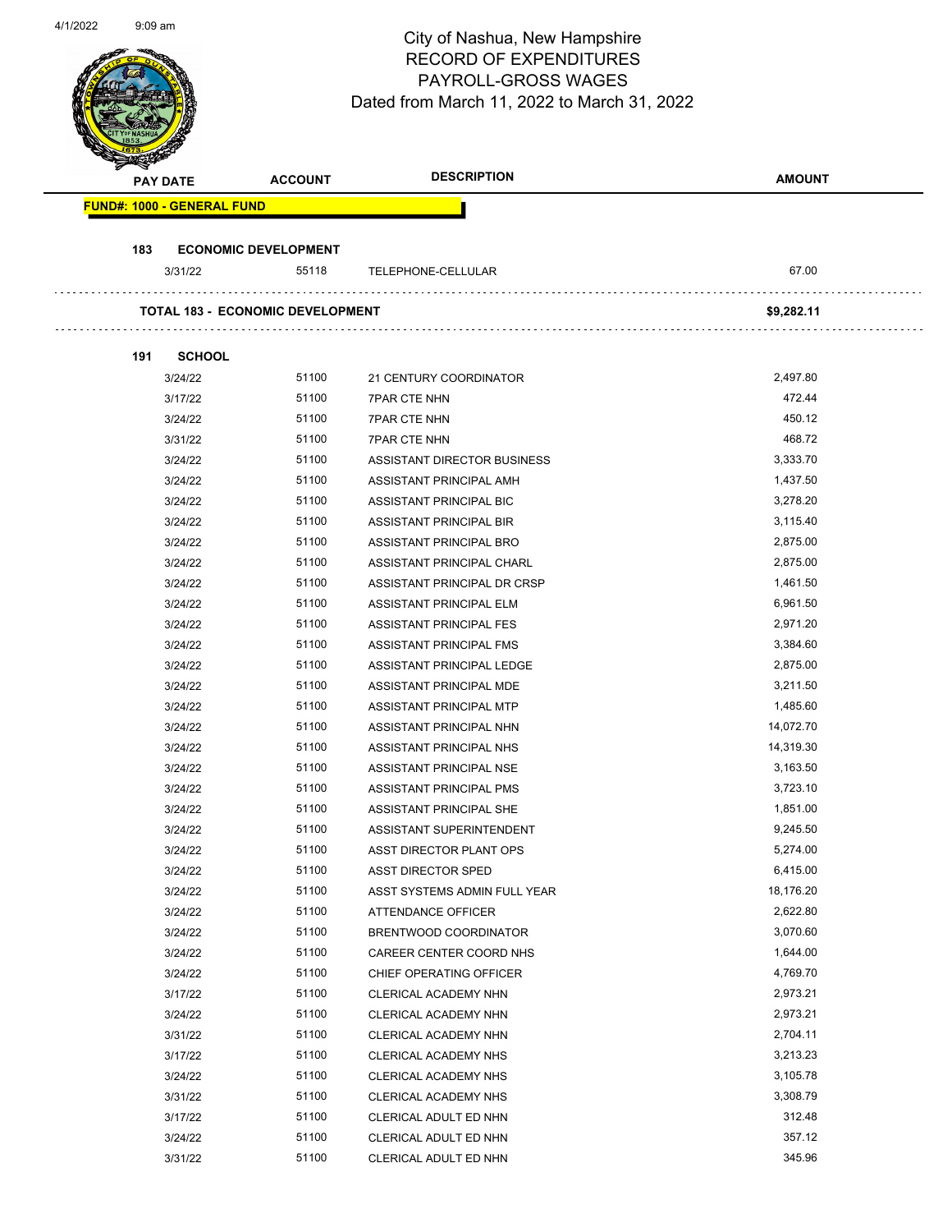City of Nashua, New Hampshire
RECORD OF EXPENDITURES
PAYROLL-GROSS WAGES
Dated from March 11, 2022 to March 31, 2022

| PAY DATE | ACCOUNT | DESCRIPTION | AMOUNT |
|---|---|---|---|
| **FUND#: 1000 - GENERAL FUND** | | | |
| **183 ECONOMIC DEVELOPMENT** | | | |
| 3/31/22 | 55118 | TELEPHONE-CELLULAR | 67.00 |
| **TOTAL 183 - ECONOMIC DEVELOPMENT** | | | **$9,282.11** |
| **191 SCHOOL** | | | |
| 3/24/22 | 51100 | 21 CENTURY COORDINATOR | 2,497.80 |
| 3/17/22 | 51100 | 7PAR CTE NHN | 472.44 |
| 3/24/22 | 51100 | 7PAR CTE NHN | 450.12 |
| 3/31/22 | 51100 | 7PAR CTE NHN | 468.72 |
| 3/24/22 | 51100 | ASSISTANT DIRECTOR BUSINESS | 3,333.70 |
| 3/24/22 | 51100 | ASSISTANT PRINCIPAL AMH | 1,437.50 |
| 3/24/22 | 51100 | ASSISTANT PRINCIPAL BIC | 3,278.20 |
| 3/24/22 | 51100 | ASSISTANT PRINCIPAL BIR | 3,115.40 |
| 3/24/22 | 51100 | ASSISTANT PRINCIPAL BRO | 2,875.00 |
| 3/24/22 | 51100 | ASSISTANT PRINCIPAL CHARL | 2,875.00 |
| 3/24/22 | 51100 | ASSISTANT PRINCIPAL DR CRSP | 1,461.50 |
| 3/24/22 | 51100 | ASSISTANT PRINCIPAL ELM | 6,961.50 |
| 3/24/22 | 51100 | ASSISTANT PRINCIPAL FES | 2,971.20 |
| 3/24/22 | 51100 | ASSISTANT PRINCIPAL FMS | 3,384.60 |
| 3/24/22 | 51100 | ASSISTANT PRINCIPAL LEDGE | 2,875.00 |
| 3/24/22 | 51100 | ASSISTANT PRINCIPAL MDE | 3,211.50 |
| 3/24/22 | 51100 | ASSISTANT PRINCIPAL MTP | 1,485.60 |
| 3/24/22 | 51100 | ASSISTANT PRINCIPAL NHN | 14,072.70 |
| 3/24/22 | 51100 | ASSISTANT PRINCIPAL NHS | 14,319.30 |
| 3/24/22 | 51100 | ASSISTANT PRINCIPAL NSE | 3,163.50 |
| 3/24/22 | 51100 | ASSISTANT PRINCIPAL PMS | 3,723.10 |
| 3/24/22 | 51100 | ASSISTANT PRINCIPAL SHE | 1,851.00 |
| 3/24/22 | 51100 | ASSISTANT SUPERINTENDENT | 9,245.50 |
| 3/24/22 | 51100 | ASST DIRECTOR PLANT OPS | 5,274.00 |
| 3/24/22 | 51100 | ASST DIRECTOR SPED | 6,415.00 |
| 3/24/22 | 51100 | ASST SYSTEMS ADMIN FULL YEAR | 18,176.20 |
| 3/24/22 | 51100 | ATTENDANCE OFFICER | 2,622.80 |
| 3/24/22 | 51100 | BRENTWOOD COORDINATOR | 3,070.60 |
| 3/24/22 | 51100 | CAREER CENTER COORD NHS | 1,644.00 |
| 3/24/22 | 51100 | CHIEF OPERATING OFFICER | 4,769.70 |
| 3/17/22 | 51100 | CLERICAL ACADEMY NHN | 2,973.21 |
| 3/24/22 | 51100 | CLERICAL ACADEMY NHN | 2,973.21 |
| 3/31/22 | 51100 | CLERICAL ACADEMY NHN | 2,704.11 |
| 3/17/22 | 51100 | CLERICAL ACADEMY NHS | 3,213.23 |
| 3/24/22 | 51100 | CLERICAL ACADEMY NHS | 3,105.78 |
| 3/31/22 | 51100 | CLERICAL ACADEMY NHS | 3,308.79 |
| 3/17/22 | 51100 | CLERICAL ADULT ED NHN | 312.48 |
| 3/24/22 | 51100 | CLERICAL ADULT ED NHN | 357.12 |
| 3/31/22 | 51100 | CLERICAL ADULT ED NHN | 345.96 |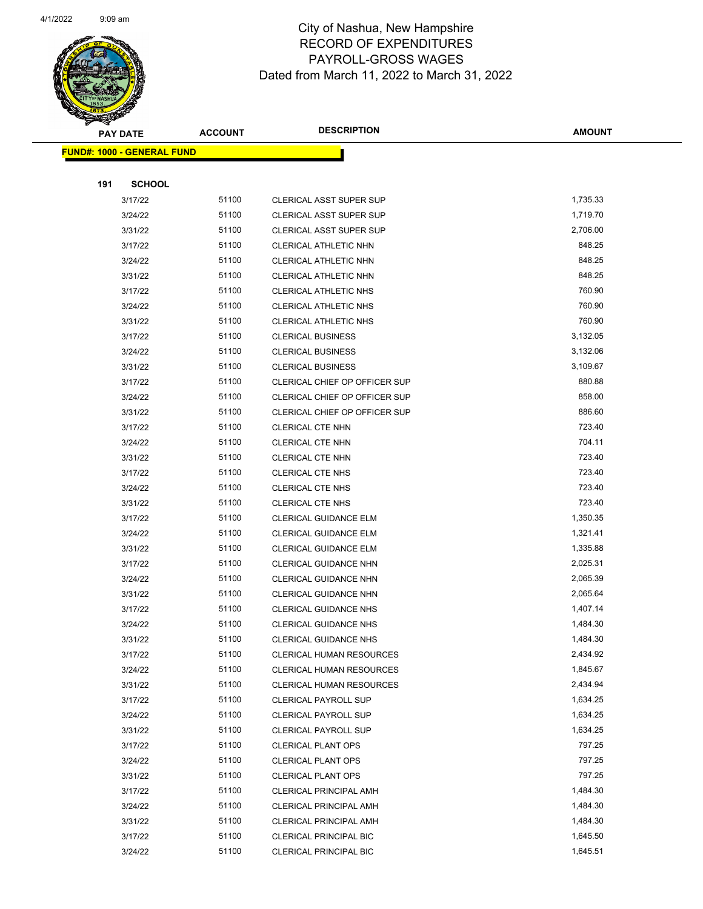City of Nashua, New Hampshire
RECORD OF EXPENDITURES
PAYROLL-GROSS WAGES
Dated from March 11, 2022 to March 31, 2022

| PAY DATE | ACCOUNT | DESCRIPTION | AMOUNT |
|---|---|---|---|
| **FUND#: 1000 - GENERAL FUND** | | | |
| **191 SCHOOL** | | | |
| 3/17/22 | 51100 | CLERICAL ASST SUPER SUP | 1,735.33 |
| 3/24/22 | 51100 | CLERICAL ASST SUPER SUP | 1,719.70 |
| 3/31/22 | 51100 | CLERICAL ASST SUPER SUP | 2,706.00 |
| 3/17/22 | 51100 | CLERICAL ATHLETIC NHN | 848.25 |
| 3/24/22 | 51100 | CLERICAL ATHLETIC NHN | 848.25 |
| 3/31/22 | 51100 | CLERICAL ATHLETIC NHN | 848.25 |
| 3/17/22 | 51100 | CLERICAL ATHLETIC NHS | 760.90 |
| 3/24/22 | 51100 | CLERICAL ATHLETIC NHS | 760.90 |
| 3/31/22 | 51100 | CLERICAL ATHLETIC NHS | 760.90 |
| 3/17/22 | 51100 | CLERICAL BUSINESS | 3,132.05 |
| 3/24/22 | 51100 | CLERICAL BUSINESS | 3,132.06 |
| 3/31/22 | 51100 | CLERICAL BUSINESS | 3,109.67 |
| 3/17/22 | 51100 | CLERICAL CHIEF OP OFFICER SUP | 880.88 |
| 3/24/22 | 51100 | CLERICAL CHIEF OP OFFICER SUP | 858.00 |
| 3/31/22 | 51100 | CLERICAL CHIEF OP OFFICER SUP | 886.60 |
| 3/17/22 | 51100 | CLERICAL CTE NHN | 723.40 |
| 3/24/22 | 51100 | CLERICAL CTE NHN | 704.11 |
| 3/31/22 | 51100 | CLERICAL CTE NHN | 723.40 |
| 3/17/22 | 51100 | CLERICAL CTE NHS | 723.40 |
| 3/24/22 | 51100 | CLERICAL CTE NHS | 723.40 |
| 3/31/22 | 51100 | CLERICAL CTE NHS | 723.40 |
| 3/17/22 | 51100 | CLERICAL GUIDANCE ELM | 1,350.35 |
| 3/24/22 | 51100 | CLERICAL GUIDANCE ELM | 1,321.41 |
| 3/31/22 | 51100 | CLERICAL GUIDANCE ELM | 1,335.88 |
| 3/17/22 | 51100 | CLERICAL GUIDANCE NHN | 2,025.31 |
| 3/24/22 | 51100 | CLERICAL GUIDANCE NHN | 2,065.39 |
| 3/31/22 | 51100 | CLERICAL GUIDANCE NHN | 2,065.64 |
| 3/17/22 | 51100 | CLERICAL GUIDANCE NHS | 1,407.14 |
| 3/24/22 | 51100 | CLERICAL GUIDANCE NHS | 1,484.30 |
| 3/31/22 | 51100 | CLERICAL GUIDANCE NHS | 1,484.30 |
| 3/17/22 | 51100 | CLERICAL HUMAN RESOURCES | 2,434.92 |
| 3/24/22 | 51100 | CLERICAL HUMAN RESOURCES | 1,845.67 |
| 3/31/22 | 51100 | CLERICAL HUMAN RESOURCES | 2,434.94 |
| 3/17/22 | 51100 | CLERICAL PAYROLL SUP | 1,634.25 |
| 3/24/22 | 51100 | CLERICAL PAYROLL SUP | 1,634.25 |
| 3/31/22 | 51100 | CLERICAL PAYROLL SUP | 1,634.25 |
| 3/17/22 | 51100 | CLERICAL PLANT OPS | 797.25 |
| 3/24/22 | 51100 | CLERICAL PLANT OPS | 797.25 |
| 3/31/22 | 51100 | CLERICAL PLANT OPS | 797.25 |
| 3/17/22 | 51100 | CLERICAL PRINCIPAL AMH | 1,484.30 |
| 3/24/22 | 51100 | CLERICAL PRINCIPAL AMH | 1,484.30 |
| 3/31/22 | 51100 | CLERICAL PRINCIPAL AMH | 1,484.30 |
| 3/17/22 | 51100 | CLERICAL PRINCIPAL BIC | 1,645.50 |
| 3/24/22 | 51100 | CLERICAL PRINCIPAL BIC | 1,645.51 |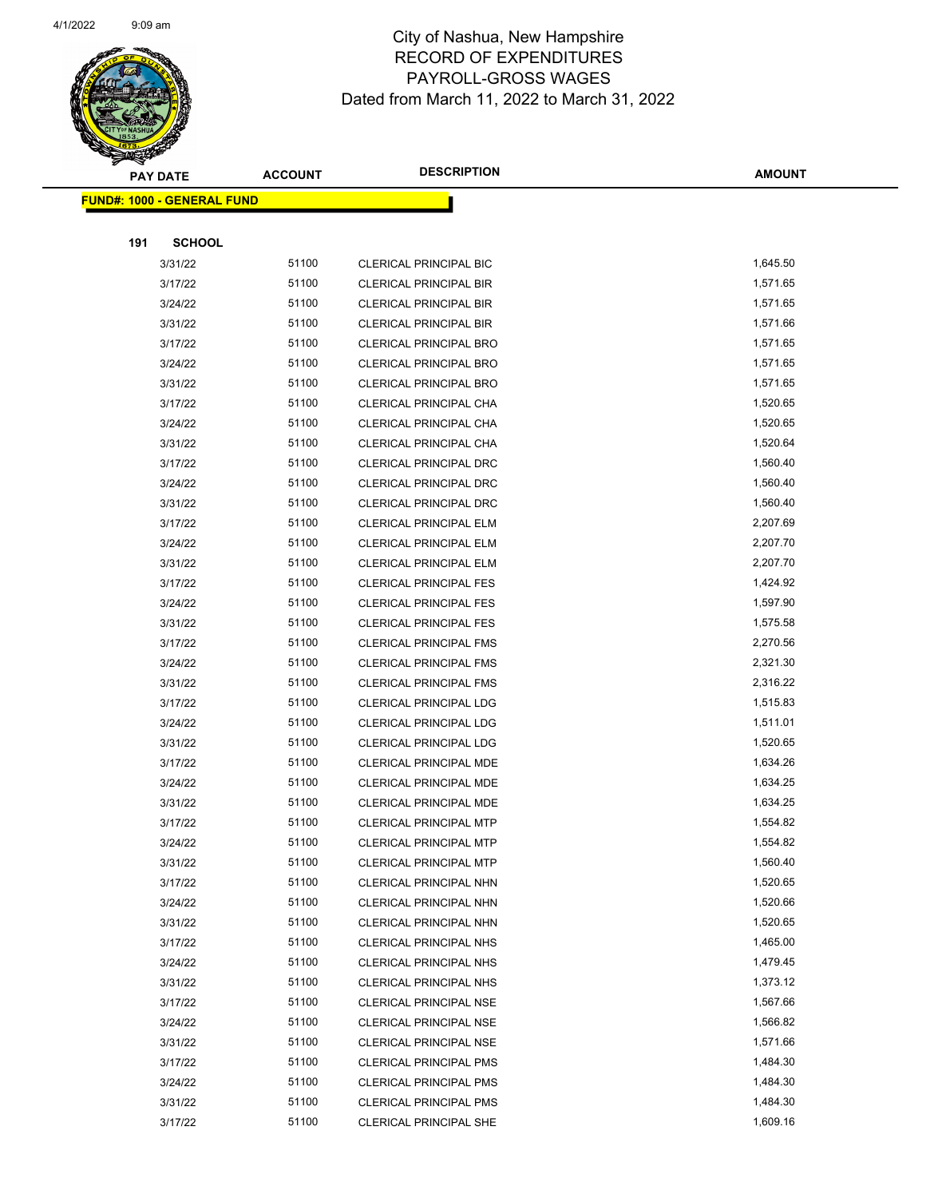# City of Nashua, New Hampshire
## RECORD OF EXPENDITURES
## PAYROLL-GROSS WAGES
### Dated from March 11, 2022 to March 31, 2022

| PAY DATE | ACCOUNT | DESCRIPTION | AMOUNT |
|---|---|---|---|
| **FUND#: 1000 - GENERAL FUND** | | | |
| **191 SCHOOL** | | | |
| 3/31/22 | 51100 | CLERICAL PRINCIPAL BIC | 1,645.50 |
| 3/17/22 | 51100 | CLERICAL PRINCIPAL BIR | 1,571.65 |
| 3/24/22 | 51100 | CLERICAL PRINCIPAL BIR | 1,571.65 |
| 3/31/22 | 51100 | CLERICAL PRINCIPAL BIR | 1,571.66 |
| 3/17/22 | 51100 | CLERICAL PRINCIPAL BRO | 1,571.65 |
| 3/24/22 | 51100 | CLERICAL PRINCIPAL BRO | 1,571.65 |
| 3/31/22 | 51100 | CLERICAL PRINCIPAL BRO | 1,571.65 |
| 3/17/22 | 51100 | CLERICAL PRINCIPAL CHA | 1,520.65 |
| 3/24/22 | 51100 | CLERICAL PRINCIPAL CHA | 1,520.65 |
| 3/31/22 | 51100 | CLERICAL PRINCIPAL CHA | 1,520.64 |
| 3/17/22 | 51100 | CLERICAL PRINCIPAL DRC | 1,560.40 |
| 3/24/22 | 51100 | CLERICAL PRINCIPAL DRC | 1,560.40 |
| 3/31/22 | 51100 | CLERICAL PRINCIPAL DRC | 1,560.40 |
| 3/17/22 | 51100 | CLERICAL PRINCIPAL ELM | 2,207.69 |
| 3/24/22 | 51100 | CLERICAL PRINCIPAL ELM | 2,207.70 |
| 3/31/22 | 51100 | CLERICAL PRINCIPAL ELM | 2,207.70 |
| 3/17/22 | 51100 | CLERICAL PRINCIPAL FES | 1,424.92 |
| 3/24/22 | 51100 | CLERICAL PRINCIPAL FES | 1,597.90 |
| 3/31/22 | 51100 | CLERICAL PRINCIPAL FES | 1,575.58 |
| 3/17/22 | 51100 | CLERICAL PRINCIPAL FMS | 2,270.56 |
| 3/24/22 | 51100 | CLERICAL PRINCIPAL FMS | 2,321.30 |
| 3/31/22 | 51100 | CLERICAL PRINCIPAL FMS | 2,316.22 |
| 3/17/22 | 51100 | CLERICAL PRINCIPAL LDG | 1,515.83 |
| 3/24/22 | 51100 | CLERICAL PRINCIPAL LDG | 1,511.01 |
| 3/31/22 | 51100 | CLERICAL PRINCIPAL LDG | 1,520.65 |
| 3/17/22 | 51100 | CLERICAL PRINCIPAL MDE | 1,634.26 |
| 3/24/22 | 51100 | CLERICAL PRINCIPAL MDE | 1,634.25 |
| 3/31/22 | 51100 | CLERICAL PRINCIPAL MDE | 1,634.25 |
| 3/17/22 | 51100 | CLERICAL PRINCIPAL MTP | 1,554.82 |
| 3/24/22 | 51100 | CLERICAL PRINCIPAL MTP | 1,554.82 |
| 3/31/22 | 51100 | CLERICAL PRINCIPAL MTP | 1,560.40 |
| 3/17/22 | 51100 | CLERICAL PRINCIPAL NHN | 1,520.65 |
| 3/24/22 | 51100 | CLERICAL PRINCIPAL NHN | 1,520.66 |
| 3/31/22 | 51100 | CLERICAL PRINCIPAL NHN | 1,520.65 |
| 3/17/22 | 51100 | CLERICAL PRINCIPAL NHS | 1,465.00 |
| 3/24/22 | 51100 | CLERICAL PRINCIPAL NHS | 1,479.45 |
| 3/31/22 | 51100 | CLERICAL PRINCIPAL NHS | 1,373.12 |
| 3/17/22 | 51100 | CLERICAL PRINCIPAL NSE | 1,567.66 |
| 3/24/22 | 51100 | CLERICAL PRINCIPAL NSE | 1,566.82 |
| 3/31/22 | 51100 | CLERICAL PRINCIPAL NSE | 1,571.66 |
| 3/17/22 | 51100 | CLERICAL PRINCIPAL PMS | 1,484.30 |
| 3/24/22 | 51100 | CLERICAL PRINCIPAL PMS | 1,484.30 |
| 3/31/22 | 51100 | CLERICAL PRINCIPAL PMS | 1,484.30 |
| 3/17/22 | 51100 | CLERICAL PRINCIPAL SHE | 1,609.16 |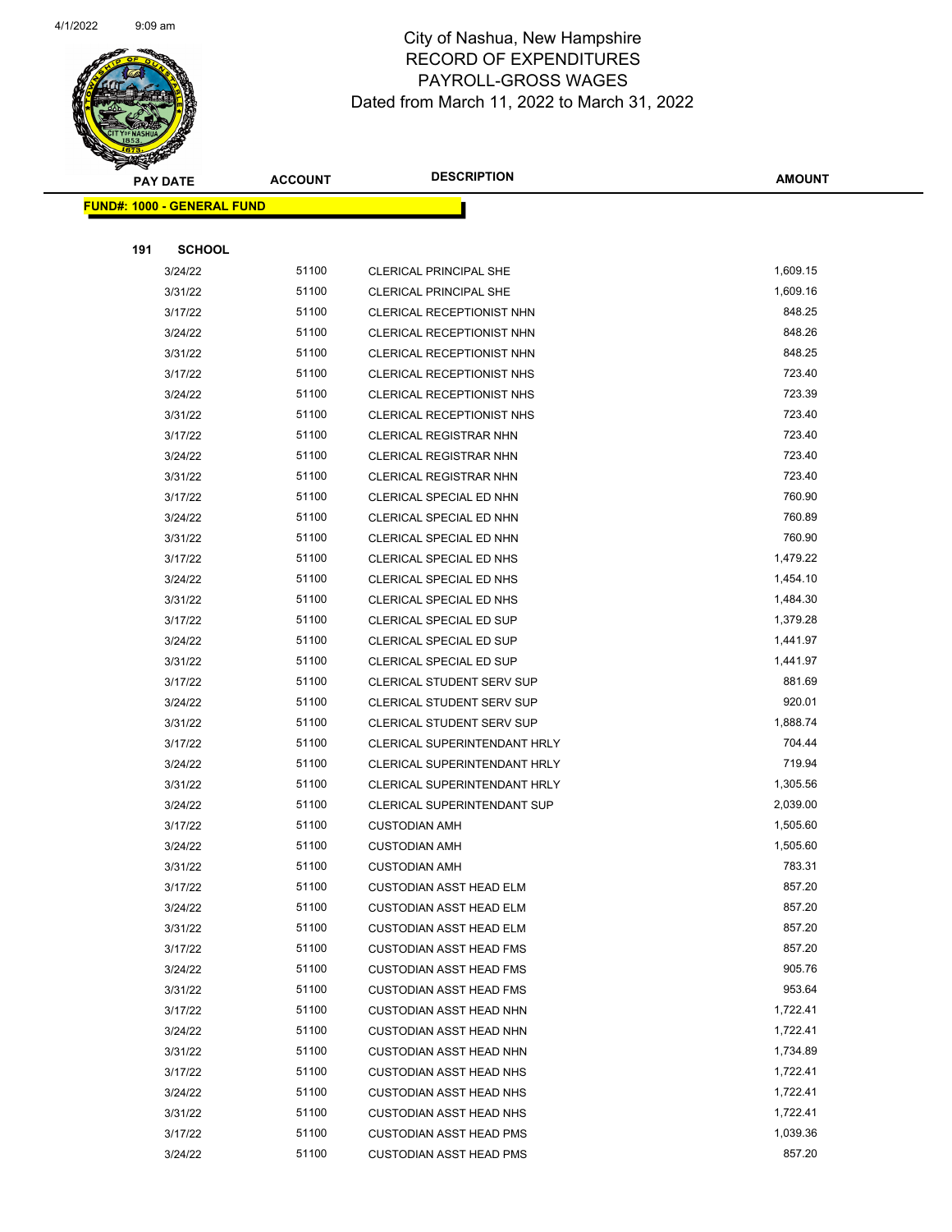City of Nashua, New Hampshire
RECORD OF EXPENDITURES
PAYROLL-GROSS WAGES
Dated from March 11, 2022 to March 31, 2022

**FUND#: 1000 - GENERAL FUND**

**191 SCHOOL**

| PAY DATE | ACCOUNT | DESCRIPTION | AMOUNT |
|---|---|---|---|
| 3/24/22 | 51100 | CLERICAL PRINCIPAL SHE | 1,609.15 |
| 3/31/22 | 51100 | CLERICAL PRINCIPAL SHE | 1,609.16 |
| 3/17/22 | 51100 | CLERICAL RECEPTIONIST NHN | 848.25 |
| 3/24/22 | 51100 | CLERICAL RECEPTIONIST NHN | 848.26 |
| 3/31/22 | 51100 | CLERICAL RECEPTIONIST NHN | 848.25 |
| 3/17/22 | 51100 | CLERICAL RECEPTIONIST NHS | 723.40 |
| 3/24/22 | 51100 | CLERICAL RECEPTIONIST NHS | 723.39 |
| 3/31/22 | 51100 | CLERICAL RECEPTIONIST NHS | 723.40 |
| 3/17/22 | 51100 | CLERICAL REGISTRAR NHN | 723.40 |
| 3/24/22 | 51100 | CLERICAL REGISTRAR NHN | 723.40 |
| 3/31/22 | 51100 | CLERICAL REGISTRAR NHN | 723.40 |
| 3/17/22 | 51100 | CLERICAL SPECIAL ED NHN | 760.90 |
| 3/24/22 | 51100 | CLERICAL SPECIAL ED NHN | 760.89 |
| 3/31/22 | 51100 | CLERICAL SPECIAL ED NHN | 760.90 |
| 3/17/22 | 51100 | CLERICAL SPECIAL ED NHS | 1,479.22 |
| 3/24/22 | 51100 | CLERICAL SPECIAL ED NHS | 1,454.10 |
| 3/31/22 | 51100 | CLERICAL SPECIAL ED NHS | 1,484.30 |
| 3/17/22 | 51100 | CLERICAL SPECIAL ED SUP | 1,379.28 |
| 3/24/22 | 51100 | CLERICAL SPECIAL ED SUP | 1,441.97 |
| 3/31/22 | 51100 | CLERICAL SPECIAL ED SUP | 1,441.97 |
| 3/17/22 | 51100 | CLERICAL STUDENT SERV SUP | 881.69 |
| 3/24/22 | 51100 | CLERICAL STUDENT SERV SUP | 920.01 |
| 3/31/22 | 51100 | CLERICAL STUDENT SERV SUP | 1,888.74 |
| 3/17/22 | 51100 | CLERICAL SUPERINTENDANT HRLY | 704.44 |
| 3/24/22 | 51100 | CLERICAL SUPERINTENDANT HRLY | 719.94 |
| 3/31/22 | 51100 | CLERICAL SUPERINTENDANT HRLY | 1,305.56 |
| 3/24/22 | 51100 | CLERICAL SUPERINTENDANT SUP | 2,039.00 |
| 3/17/22 | 51100 | CUSTODIAN AMH | 1,505.60 |
| 3/24/22 | 51100 | CUSTODIAN AMH | 1,505.60 |
| 3/31/22 | 51100 | CUSTODIAN AMH | 783.31 |
| 3/17/22 | 51100 | CUSTODIAN ASST HEAD ELM | 857.20 |
| 3/24/22 | 51100 | CUSTODIAN ASST HEAD ELM | 857.20 |
| 3/31/22 | 51100 | CUSTODIAN ASST HEAD ELM | 857.20 |
| 3/17/22 | 51100 | CUSTODIAN ASST HEAD FMS | 857.20 |
| 3/24/22 | 51100 | CUSTODIAN ASST HEAD FMS | 905.76 |
| 3/31/22 | 51100 | CUSTODIAN ASST HEAD FMS | 953.64 |
| 3/17/22 | 51100 | CUSTODIAN ASST HEAD NHN | 1,722.41 |
| 3/24/22 | 51100 | CUSTODIAN ASST HEAD NHN | 1,722.41 |
| 3/31/22 | 51100 | CUSTODIAN ASST HEAD NHN | 1,734.89 |
| 3/17/22 | 51100 | CUSTODIAN ASST HEAD NHS | 1,722.41 |
| 3/24/22 | 51100 | CUSTODIAN ASST HEAD NHS | 1,722.41 |
| 3/31/22 | 51100 | CUSTODIAN ASST HEAD NHS | 1,722.41 |
| 3/17/22 | 51100 | CUSTODIAN ASST HEAD PMS | 1,039.36 |
| 3/24/22 | 51100 | CUSTODIAN ASST HEAD PMS | 857.20 |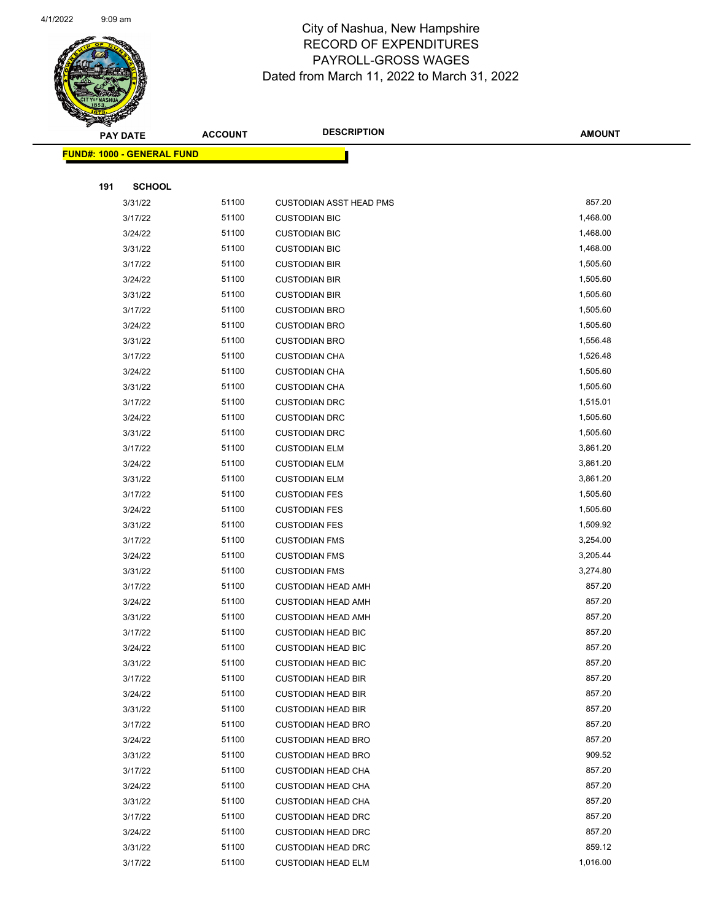City of Nashua, New Hampshire
RECORD OF EXPENDITURES
PAYROLL-GROSS WAGES
Dated from March 11, 2022 to March 31, 2022

| PAY DATE | ACCOUNT | DESCRIPTION | AMOUNT |
|---|---|---|---|
| **FUND#: 1000 - GENERAL FUND** | | | |
| **191 SCHOOL** | | | |
| 3/31/22 | 51100 | CUSTODIAN ASST HEAD PMS | 857.20 |
| 3/17/22 | 51100 | CUSTODIAN BIC | 1,468.00 |
| 3/24/22 | 51100 | CUSTODIAN BIC | 1,468.00 |
| 3/31/22 | 51100 | CUSTODIAN BIC | 1,468.00 |
| 3/17/22 | 51100 | CUSTODIAN BIR | 1,505.60 |
| 3/24/22 | 51100 | CUSTODIAN BIR | 1,505.60 |
| 3/31/22 | 51100 | CUSTODIAN BIR | 1,505.60 |
| 3/17/22 | 51100 | CUSTODIAN BRO | 1,505.60 |
| 3/24/22 | 51100 | CUSTODIAN BRO | 1,505.60 |
| 3/31/22 | 51100 | CUSTODIAN BRO | 1,556.48 |
| 3/17/22 | 51100 | CUSTODIAN CHA | 1,526.48 |
| 3/24/22 | 51100 | CUSTODIAN CHA | 1,505.60 |
| 3/31/22 | 51100 | CUSTODIAN CHA | 1,505.60 |
| 3/17/22 | 51100 | CUSTODIAN DRC | 1,515.01 |
| 3/24/22 | 51100 | CUSTODIAN DRC | 1,505.60 |
| 3/31/22 | 51100 | CUSTODIAN DRC | 1,505.60 |
| 3/17/22 | 51100 | CUSTODIAN ELM | 3,861.20 |
| 3/24/22 | 51100 | CUSTODIAN ELM | 3,861.20 |
| 3/31/22 | 51100 | CUSTODIAN ELM | 3,861.20 |
| 3/17/22 | 51100 | CUSTODIAN FES | 1,505.60 |
| 3/24/22 | 51100 | CUSTODIAN FES | 1,505.60 |
| 3/31/22 | 51100 | CUSTODIAN FES | 1,509.92 |
| 3/17/22 | 51100 | CUSTODIAN FMS | 3,254.00 |
| 3/24/22 | 51100 | CUSTODIAN FMS | 3,205.44 |
| 3/31/22 | 51100 | CUSTODIAN FMS | 3,274.80 |
| 3/17/22 | 51100 | CUSTODIAN HEAD AMH | 857.20 |
| 3/24/22 | 51100 | CUSTODIAN HEAD AMH | 857.20 |
| 3/31/22 | 51100 | CUSTODIAN HEAD AMH | 857.20 |
| 3/17/22 | 51100 | CUSTODIAN HEAD BIC | 857.20 |
| 3/24/22 | 51100 | CUSTODIAN HEAD BIC | 857.20 |
| 3/31/22 | 51100 | CUSTODIAN HEAD BIC | 857.20 |
| 3/17/22 | 51100 | CUSTODIAN HEAD BIR | 857.20 |
| 3/24/22 | 51100 | CUSTODIAN HEAD BIR | 857.20 |
| 3/31/22 | 51100 | CUSTODIAN HEAD BIR | 857.20 |
| 3/17/22 | 51100 | CUSTODIAN HEAD BRO | 857.20 |
| 3/24/22 | 51100 | CUSTODIAN HEAD BRO | 857.20 |
| 3/31/22 | 51100 | CUSTODIAN HEAD BRO | 909.52 |
| 3/17/22 | 51100 | CUSTODIAN HEAD CHA | 857.20 |
| 3/24/22 | 51100 | CUSTODIAN HEAD CHA | 857.20 |
| 3/31/22 | 51100 | CUSTODIAN HEAD CHA | 857.20 |
| 3/17/22 | 51100 | CUSTODIAN HEAD DRC | 857.20 |
| 3/24/22 | 51100 | CUSTODIAN HEAD DRC | 857.20 |
| 3/31/22 | 51100 | CUSTODIAN HEAD DRC | 859.12 |
| 3/17/22 | 51100 | CUSTODIAN HEAD ELM | 1,016.00 |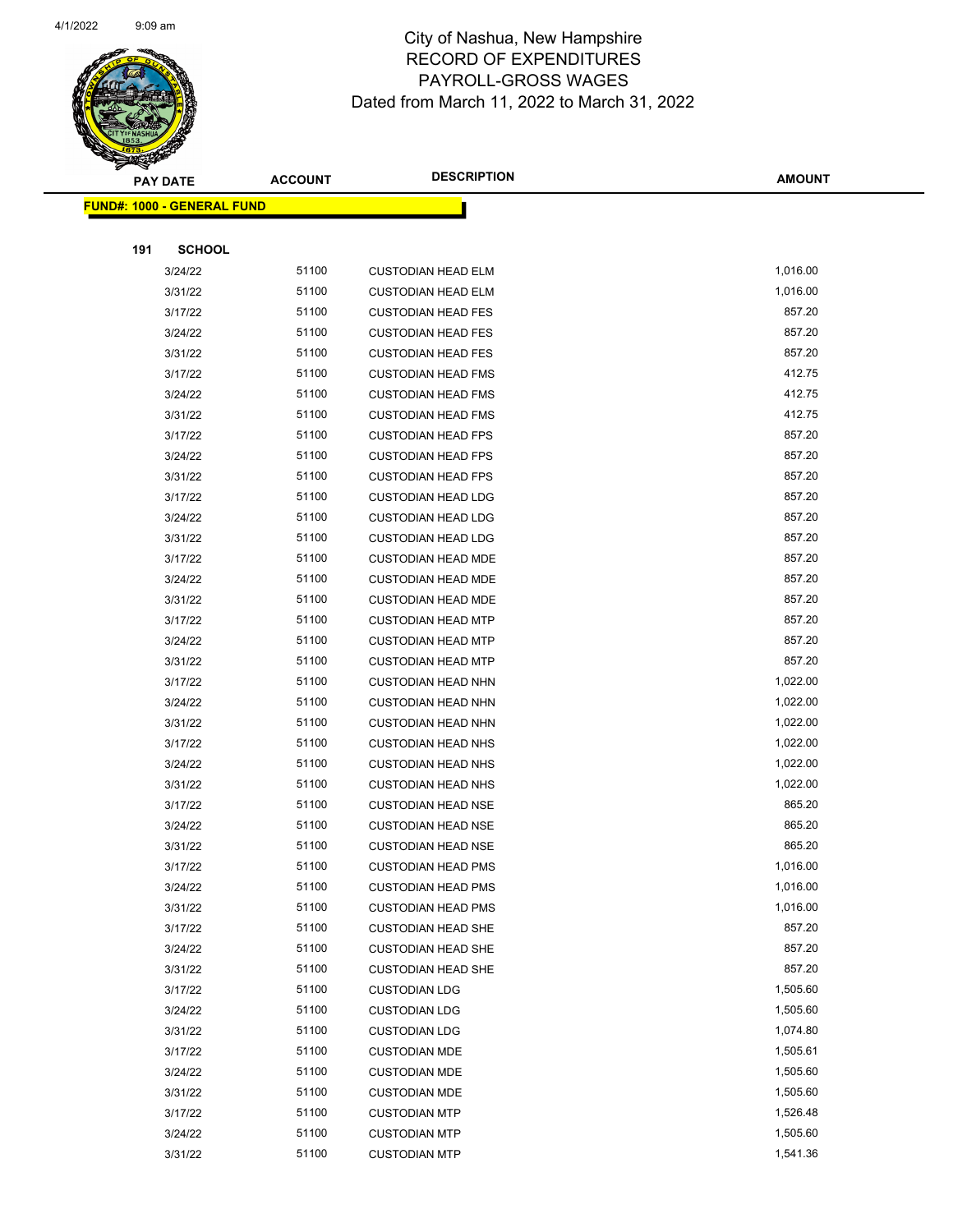City of Nashua, New Hampshire
RECORD OF EXPENDITURES
PAYROLL-GROSS WAGES
Dated from March 11, 2022 to March 31, 2022

| PAY DATE | ACCOUNT | DESCRIPTION | AMOUNT |
|---|---|---|---|
| **FUND#: 1000 - GENERAL FUND** | | | |
| **191 SCHOOL** | | | |
| 3/24/22 | 51100 | CUSTODIAN HEAD ELM | 1,016.00 |
| 3/31/22 | 51100 | CUSTODIAN HEAD ELM | 1,016.00 |
| 3/17/22 | 51100 | CUSTODIAN HEAD FES | 857.20 |
| 3/24/22 | 51100 | CUSTODIAN HEAD FES | 857.20 |
| 3/31/22 | 51100 | CUSTODIAN HEAD FES | 857.20 |
| 3/17/22 | 51100 | CUSTODIAN HEAD FMS | 412.75 |
| 3/24/22 | 51100 | CUSTODIAN HEAD FMS | 412.75 |
| 3/31/22 | 51100 | CUSTODIAN HEAD FMS | 412.75 |
| 3/17/22 | 51100 | CUSTODIAN HEAD FPS | 857.20 |
| 3/24/22 | 51100 | CUSTODIAN HEAD FPS | 857.20 |
| 3/31/22 | 51100 | CUSTODIAN HEAD FPS | 857.20 |
| 3/17/22 | 51100 | CUSTODIAN HEAD LDG | 857.20 |
| 3/24/22 | 51100 | CUSTODIAN HEAD LDG | 857.20 |
| 3/31/22 | 51100 | CUSTODIAN HEAD LDG | 857.20 |
| 3/17/22 | 51100 | CUSTODIAN HEAD MDE | 857.20 |
| 3/24/22 | 51100 | CUSTODIAN HEAD MDE | 857.20 |
| 3/31/22 | 51100 | CUSTODIAN HEAD MDE | 857.20 |
| 3/17/22 | 51100 | CUSTODIAN HEAD MTP | 857.20 |
| 3/24/22 | 51100 | CUSTODIAN HEAD MTP | 857.20 |
| 3/31/22 | 51100 | CUSTODIAN HEAD MTP | 857.20 |
| 3/17/22 | 51100 | CUSTODIAN HEAD NHN | 1,022.00 |
| 3/24/22 | 51100 | CUSTODIAN HEAD NHN | 1,022.00 |
| 3/31/22 | 51100 | CUSTODIAN HEAD NHN | 1,022.00 |
| 3/17/22 | 51100 | CUSTODIAN HEAD NHS | 1,022.00 |
| 3/24/22 | 51100 | CUSTODIAN HEAD NHS | 1,022.00 |
| 3/31/22 | 51100 | CUSTODIAN HEAD NHS | 1,022.00 |
| 3/17/22 | 51100 | CUSTODIAN HEAD NSE | 865.20 |
| 3/24/22 | 51100 | CUSTODIAN HEAD NSE | 865.20 |
| 3/31/22 | 51100 | CUSTODIAN HEAD NSE | 865.20 |
| 3/17/22 | 51100 | CUSTODIAN HEAD PMS | 1,016.00 |
| 3/24/22 | 51100 | CUSTODIAN HEAD PMS | 1,016.00 |
| 3/31/22 | 51100 | CUSTODIAN HEAD PMS | 1,016.00 |
| 3/17/22 | 51100 | CUSTODIAN HEAD SHE | 857.20 |
| 3/24/22 | 51100 | CUSTODIAN HEAD SHE | 857.20 |
| 3/31/22 | 51100 | CUSTODIAN HEAD SHE | 857.20 |
| 3/17/22 | 51100 | CUSTODIAN LDG | 1,505.60 |
| 3/24/22 | 51100 | CUSTODIAN LDG | 1,505.60 |
| 3/31/22 | 51100 | CUSTODIAN LDG | 1,074.80 |
| 3/17/22 | 51100 | CUSTODIAN MDE | 1,505.61 |
| 3/24/22 | 51100 | CUSTODIAN MDE | 1,505.60 |
| 3/31/22 | 51100 | CUSTODIAN MDE | 1,505.60 |
| 3/17/22 | 51100 | CUSTODIAN MTP | 1,526.48 |
| 3/24/22 | 51100 | CUSTODIAN MTP | 1,505.60 |
| 3/31/22 | 51100 | CUSTODIAN MTP | 1,541.36 |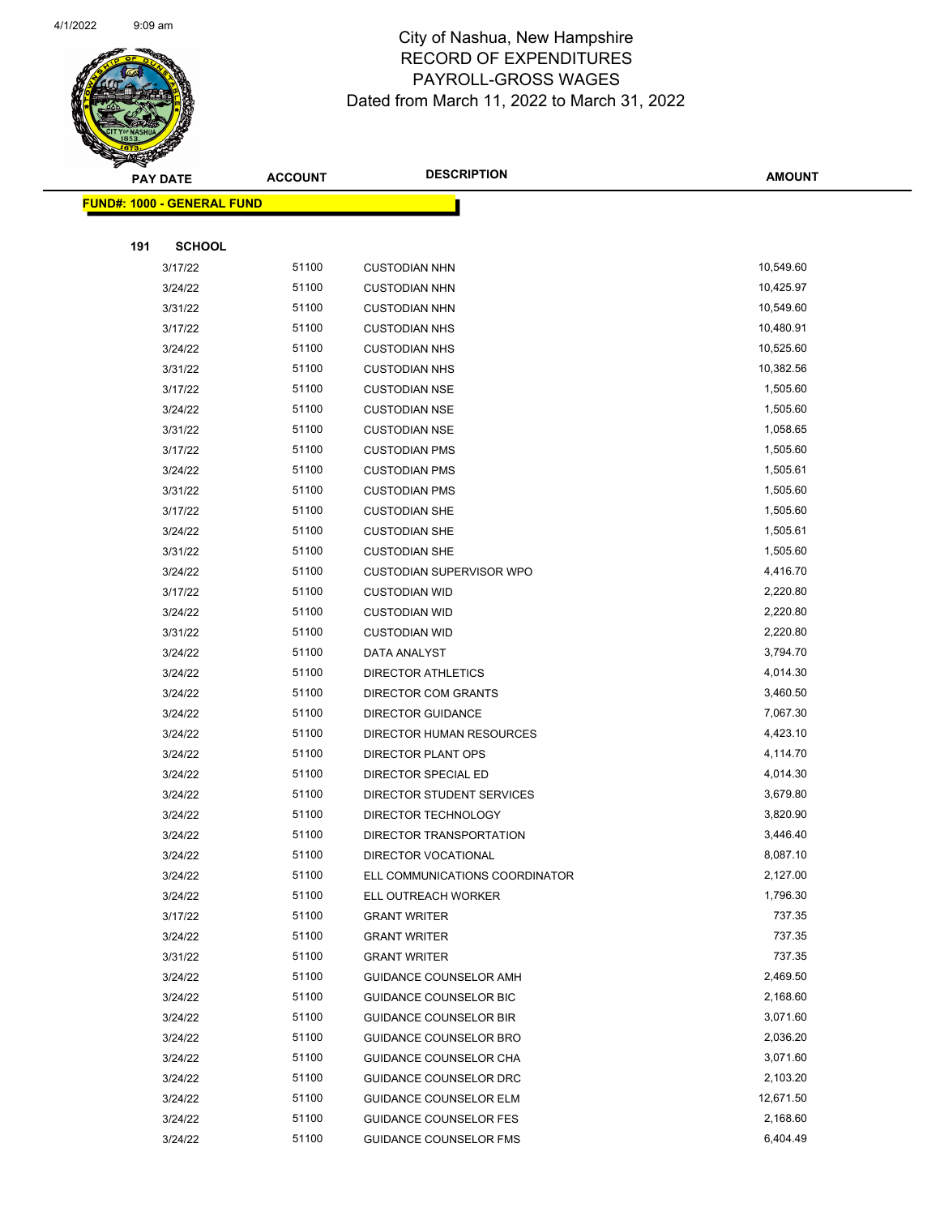# City of Nashua, New Hampshire
## RECORD OF EXPENDITURES
## PAYROLL-GROSS WAGES
## Dated from March 11, 2022 to March 31, 2022

**FUND#: 1000 - GENERAL FUND**

**191 SCHOOL**

| PAY DATE | ACCOUNT | DESCRIPTION | AMOUNT |
|---|---|---|---|
| 3/17/22 | 51100 | CUSTODIAN NHN | 10,549.60 |
| 3/24/22 | 51100 | CUSTODIAN NHN | 10,425.97 |
| 3/31/22 | 51100 | CUSTODIAN NHN | 10,549.60 |
| 3/17/22 | 51100 | CUSTODIAN NHS | 10,480.91 |
| 3/24/22 | 51100 | CUSTODIAN NHS | 10,525.60 |
| 3/31/22 | 51100 | CUSTODIAN NHS | 10,382.56 |
| 3/17/22 | 51100 | CUSTODIAN NSE | 1,505.60 |
| 3/24/22 | 51100 | CUSTODIAN NSE | 1,505.60 |
| 3/31/22 | 51100 | CUSTODIAN NSE | 1,058.65 |
| 3/17/22 | 51100 | CUSTODIAN PMS | 1,505.60 |
| 3/24/22 | 51100 | CUSTODIAN PMS | 1,505.61 |
| 3/31/22 | 51100 | CUSTODIAN PMS | 1,505.60 |
| 3/17/22 | 51100 | CUSTODIAN SHE | 1,505.60 |
| 3/24/22 | 51100 | CUSTODIAN SHE | 1,505.61 |
| 3/31/22 | 51100 | CUSTODIAN SHE | 1,505.60 |
| 3/24/22 | 51100 | CUSTODIAN SUPERVISOR WPO | 4,416.70 |
| 3/17/22 | 51100 | CUSTODIAN WID | 2,220.80 |
| 3/24/22 | 51100 | CUSTODIAN WID | 2,220.80 |
| 3/31/22 | 51100 | CUSTODIAN WID | 2,220.80 |
| 3/24/22 | 51100 | DATA ANALYST | 3,794.70 |
| 3/24/22 | 51100 | DIRECTOR ATHLETICS | 4,014.30 |
| 3/24/22 | 51100 | DIRECTOR COM GRANTS | 3,460.50 |
| 3/24/22 | 51100 | DIRECTOR GUIDANCE | 7,067.30 |
| 3/24/22 | 51100 | DIRECTOR HUMAN RESOURCES | 4,423.10 |
| 3/24/22 | 51100 | DIRECTOR PLANT OPS | 4,114.70 |
| 3/24/22 | 51100 | DIRECTOR SPECIAL ED | 4,014.30 |
| 3/24/22 | 51100 | DIRECTOR STUDENT SERVICES | 3,679.80 |
| 3/24/22 | 51100 | DIRECTOR TECHNOLOGY | 3,820.90 |
| 3/24/22 | 51100 | DIRECTOR TRANSPORTATION | 3,446.40 |
| 3/24/22 | 51100 | DIRECTOR VOCATIONAL | 8,087.10 |
| 3/24/22 | 51100 | ELL COMMUNICATIONS COORDINATOR | 2,127.00 |
| 3/24/22 | 51100 | ELL OUTREACH WORKER | 1,796.30 |
| 3/17/22 | 51100 | GRANT WRITER | 737.35 |
| 3/24/22 | 51100 | GRANT WRITER | 737.35 |
| 3/31/22 | 51100 | GRANT WRITER | 737.35 |
| 3/24/22 | 51100 | GUIDANCE COUNSELOR AMH | 2,469.50 |
| 3/24/22 | 51100 | GUIDANCE COUNSELOR BIC | 2,168.60 |
| 3/24/22 | 51100 | GUIDANCE COUNSELOR BIR | 3,071.60 |
| 3/24/22 | 51100 | GUIDANCE COUNSELOR BRO | 2,036.20 |
| 3/24/22 | 51100 | GUIDANCE COUNSELOR CHA | 3,071.60 |
| 3/24/22 | 51100 | GUIDANCE COUNSELOR DRC | 2,103.20 |
| 3/24/22 | 51100 | GUIDANCE COUNSELOR ELM | 12,671.50 |
| 3/24/22 | 51100 | GUIDANCE COUNSELOR FES | 2,168.60 |
| 3/24/22 | 51100 | GUIDANCE COUNSELOR FMS | 6,404.49 |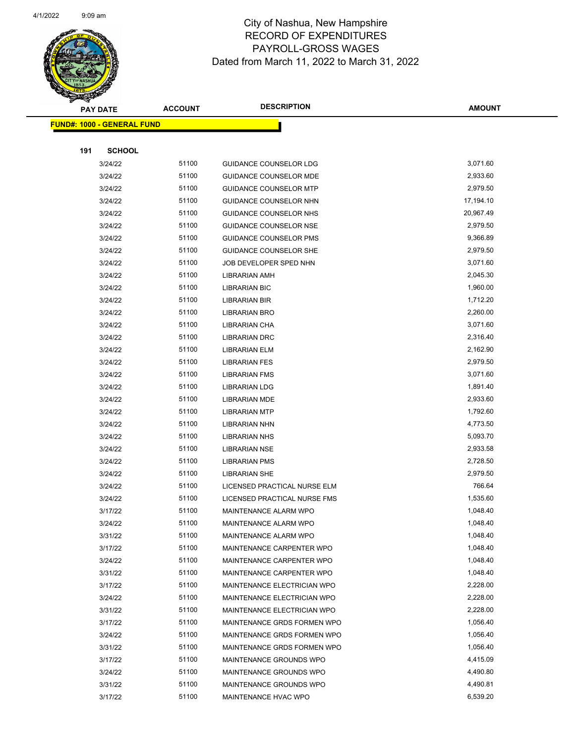# City of Nashua, New Hampshire
## RECORD OF EXPENDITURES
## PAYROLL-GROSS WAGES
### Dated from March 11, 2022 to March 31, 2022

| PAY DATE | ACCOUNT | DESCRIPTION | AMOUNT |
|---|---|---|---|
| **FUND#: 1000 - GENERAL FUND** | | | |
| **191 SCHOOL** | | | |
| 3/24/22 | 51100 | GUIDANCE COUNSELOR LDG | 3,071.60 |
| 3/24/22 | 51100 | GUIDANCE COUNSELOR MDE | 2,933.60 |
| 3/24/22 | 51100 | GUIDANCE COUNSELOR MTP | 2,979.50 |
| 3/24/22 | 51100 | GUIDANCE COUNSELOR NHN | 17,194.10 |
| 3/24/22 | 51100 | GUIDANCE COUNSELOR NHS | 20,967.49 |
| 3/24/22 | 51100 | GUIDANCE COUNSELOR NSE | 2,979.50 |
| 3/24/22 | 51100 | GUIDANCE COUNSELOR PMS | 9,366.89 |
| 3/24/22 | 51100 | GUIDANCE COUNSELOR SHE | 2,979.50 |
| 3/24/22 | 51100 | JOB DEVELOPER SPED NHN | 3,071.60 |
| 3/24/22 | 51100 | LIBRARIAN AMH | 2,045.30 |
| 3/24/22 | 51100 | LIBRARIAN BIC | 1,960.00 |
| 3/24/22 | 51100 | LIBRARIAN BIR | 1,712.20 |
| 3/24/22 | 51100 | LIBRARIAN BRO | 2,260.00 |
| 3/24/22 | 51100 | LIBRARIAN CHA | 3,071.60 |
| 3/24/22 | 51100 | LIBRARIAN DRC | 2,316.40 |
| 3/24/22 | 51100 | LIBRARIAN ELM | 2,162.90 |
| 3/24/22 | 51100 | LIBRARIAN FES | 2,979.50 |
| 3/24/22 | 51100 | LIBRARIAN FMS | 3,071.60 |
| 3/24/22 | 51100 | LIBRARIAN LDG | 1,891.40 |
| 3/24/22 | 51100 | LIBRARIAN MDE | 2,933.60 |
| 3/24/22 | 51100 | LIBRARIAN MTP | 1,792.60 |
| 3/24/22 | 51100 | LIBRARIAN NHN | 4,773.50 |
| 3/24/22 | 51100 | LIBRARIAN NHS | 5,093.70 |
| 3/24/22 | 51100 | LIBRARIAN NSE | 2,933.58 |
| 3/24/22 | 51100 | LIBRARIAN PMS | 2,728.50 |
| 3/24/22 | 51100 | LIBRARIAN SHE | 2,979.50 |
| 3/24/22 | 51100 | LICENSED PRACTICAL NURSE ELM | 766.64 |
| 3/24/22 | 51100 | LICENSED PRACTICAL NURSE FMS | 1,535.60 |
| 3/17/22 | 51100 | MAINTENANCE ALARM WPO | 1,048.40 |
| 3/24/22 | 51100 | MAINTENANCE ALARM WPO | 1,048.40 |
| 3/31/22 | 51100 | MAINTENANCE ALARM WPO | 1,048.40 |
| 3/17/22 | 51100 | MAINTENANCE CARPENTER WPO | 1,048.40 |
| 3/24/22 | 51100 | MAINTENANCE CARPENTER WPO | 1,048.40 |
| 3/31/22 | 51100 | MAINTENANCE CARPENTER WPO | 1,048.40 |
| 3/17/22 | 51100 | MAINTENANCE ELECTRICIAN WPO | 2,228.00 |
| 3/24/22 | 51100 | MAINTENANCE ELECTRICIAN WPO | 2,228.00 |
| 3/31/22 | 51100 | MAINTENANCE ELECTRICIAN WPO | 2,228.00 |
| 3/17/22 | 51100 | MAINTENANCE GRDS FORMEN WPO | 1,056.40 |
| 3/24/22 | 51100 | MAINTENANCE GRDS FORMEN WPO | 1,056.40 |
| 3/31/22 | 51100 | MAINTENANCE GRDS FORMEN WPO | 1,056.40 |
| 3/17/22 | 51100 | MAINTENANCE GROUNDS WPO | 4,415.09 |
| 3/24/22 | 51100 | MAINTENANCE GROUNDS WPO | 4,490.80 |
| 3/31/22 | 51100 | MAINTENANCE GROUNDS WPO | 4,490.81 |
| 3/17/22 | 51100 | MAINTENANCE HVAC WPO | 6,539.20 |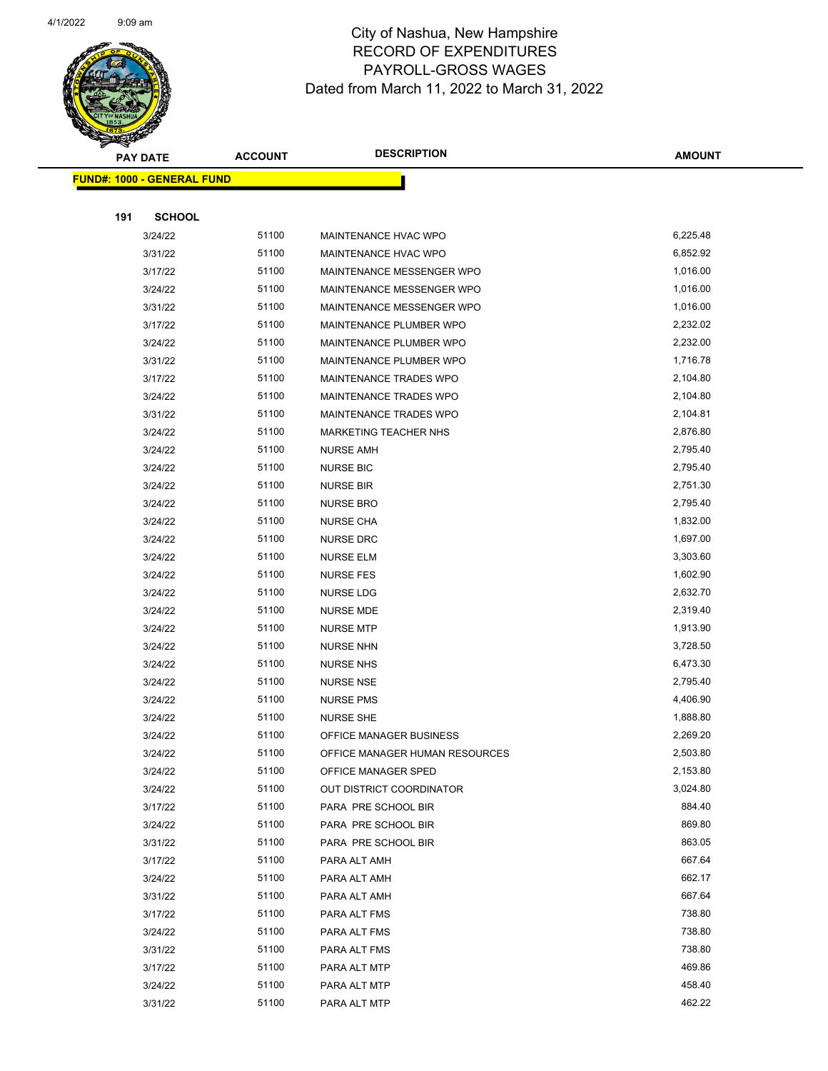City of Nashua, New Hampshire
RECORD OF EXPENDITURES
PAYROLL-GROSS WAGES
Dated from March 11, 2022 to March 31, 2022

| PAY DATE | ACCOUNT | DESCRIPTION | AMOUNT |
|---|---|---|---|
| **FUND#: 1000 - GENERAL FUND** | | | |
| **191 SCHOOL** | | | |
| 3/24/22 | 51100 | MAINTENANCE HVAC WPO | 6,225.48 |
| 3/31/22 | 51100 | MAINTENANCE HVAC WPO | 6,852.92 |
| 3/17/22 | 51100 | MAINTENANCE MESSENGER WPO | 1,016.00 |
| 3/24/22 | 51100 | MAINTENANCE MESSENGER WPO | 1,016.00 |
| 3/31/22 | 51100 | MAINTENANCE MESSENGER WPO | 1,016.00 |
| 3/17/22 | 51100 | MAINTENANCE PLUMBER WPO | 2,232.02 |
| 3/24/22 | 51100 | MAINTENANCE PLUMBER WPO | 2,232.00 |
| 3/31/22 | 51100 | MAINTENANCE PLUMBER WPO | 1,716.78 |
| 3/17/22 | 51100 | MAINTENANCE TRADES WPO | 2,104.80 |
| 3/24/22 | 51100 | MAINTENANCE TRADES WPO | 2,104.80 |
| 3/31/22 | 51100 | MAINTENANCE TRADES WPO | 2,104.81 |
| 3/24/22 | 51100 | MARKETING TEACHER NHS | 2,876.80 |
| 3/24/22 | 51100 | NURSE AMH | 2,795.40 |
| 3/24/22 | 51100 | NURSE BIC | 2,795.40 |
| 3/24/22 | 51100 | NURSE BIR | 2,751.30 |
| 3/24/22 | 51100 | NURSE BRO | 2,795.40 |
| 3/24/22 | 51100 | NURSE CHA | 1,832.00 |
| 3/24/22 | 51100 | NURSE DRC | 1,697.00 |
| 3/24/22 | 51100 | NURSE ELM | 3,303.60 |
| 3/24/22 | 51100 | NURSE FES | 1,602.90 |
| 3/24/22 | 51100 | NURSE LDG | 2,632.70 |
| 3/24/22 | 51100 | NURSE MDE | 2,319.40 |
| 3/24/22 | 51100 | NURSE MTP | 1,913.90 |
| 3/24/22 | 51100 | NURSE NHN | 3,728.50 |
| 3/24/22 | 51100 | NURSE NHS | 6,473.30 |
| 3/24/22 | 51100 | NURSE NSE | 2,795.40 |
| 3/24/22 | 51100 | NURSE PMS | 4,406.90 |
| 3/24/22 | 51100 | NURSE SHE | 1,888.80 |
| 3/24/22 | 51100 | OFFICE MANAGER BUSINESS | 2,269.20 |
| 3/24/22 | 51100 | OFFICE MANAGER HUMAN RESOURCES | 2,503.80 |
| 3/24/22 | 51100 | OFFICE MANAGER SPED | 2,153.80 |
| 3/24/22 | 51100 | OUT DISTRICT COORDINATOR | 3,024.80 |
| 3/17/22 | 51100 | PARA PRE SCHOOL BIR | 884.40 |
| 3/24/22 | 51100 | PARA PRE SCHOOL BIR | 869.80 |
| 3/31/22 | 51100 | PARA PRE SCHOOL BIR | 863.05 |
| 3/17/22 | 51100 | PARA ALT AMH | 667.64 |
| 3/24/22 | 51100 | PARA ALT AMH | 662.17 |
| 3/31/22 | 51100 | PARA ALT AMH | 667.64 |
| 3/17/22 | 51100 | PARA ALT FMS | 738.80 |
| 3/24/22 | 51100 | PARA ALT FMS | 738.80 |
| 3/31/22 | 51100 | PARA ALT FMS | 738.80 |
| 3/17/22 | 51100 | PARA ALT MTP | 469.86 |
| 3/24/22 | 51100 | PARA ALT MTP | 458.40 |
| 3/31/22 | 51100 | PARA ALT MTP | 462.22 |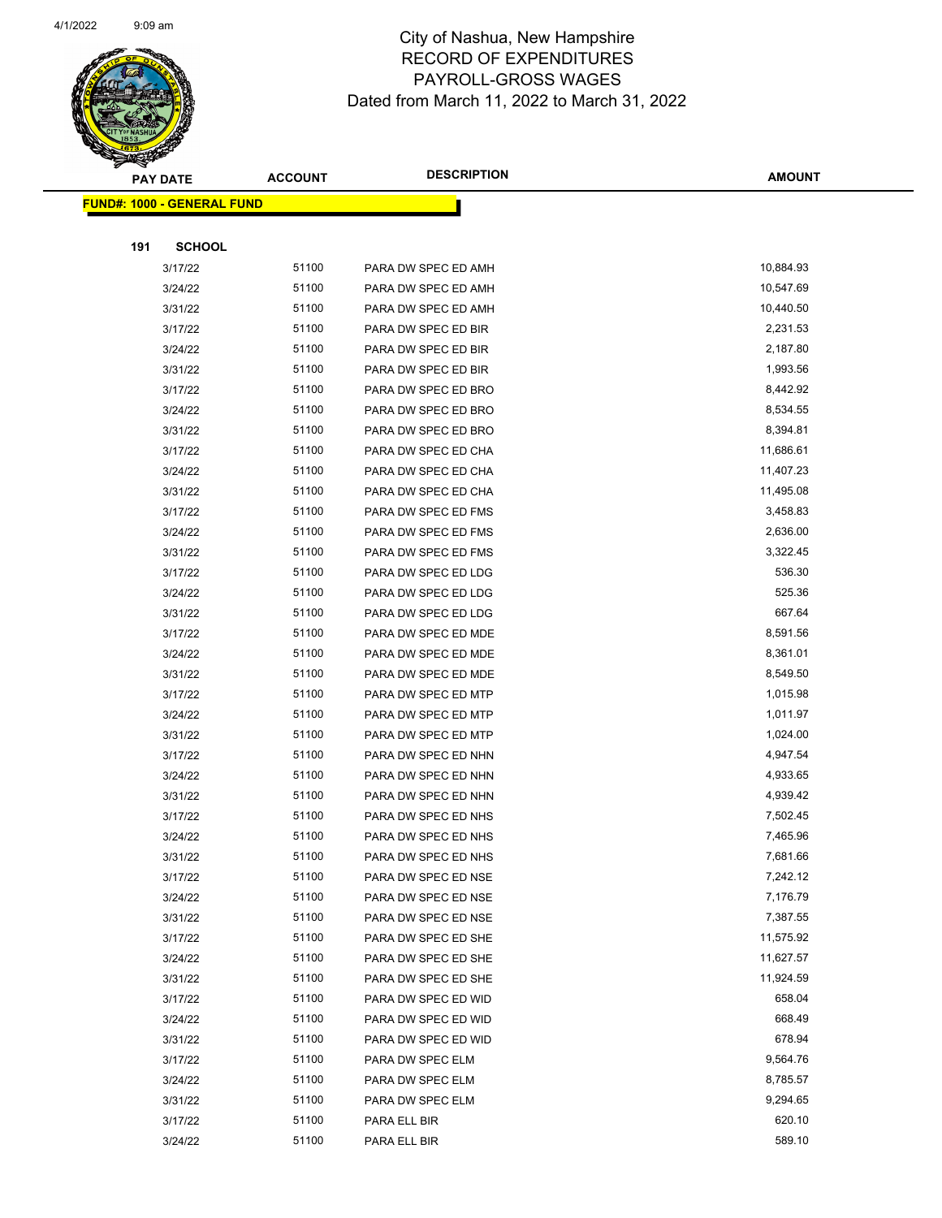# City of Nashua, New Hampshire
# RECORD OF EXPENDITURES
# PAYROLL-GROSS WAGES
# Dated from March 11, 2022 to March 31, 2022

| PAY DATE | ACCOUNT | DESCRIPTION | AMOUNT |
|---|---|---|---|

**FUND#: 1000 - GENERAL FUND**

**191 SCHOOL**

| PAY DATE | ACCOUNT | DESCRIPTION | AMOUNT |
|---|---|---|---|
| 3/17/22 | 51100 | PARA DW SPEC ED AMH | 10,884.93 |
| 3/24/22 | 51100 | PARA DW SPEC ED AMH | 10,547.69 |
| 3/31/22 | 51100 | PARA DW SPEC ED AMH | 10,440.50 |
| 3/17/22 | 51100 | PARA DW SPEC ED BIR | 2,231.53 |
| 3/24/22 | 51100 | PARA DW SPEC ED BIR | 2,187.80 |
| 3/31/22 | 51100 | PARA DW SPEC ED BIR | 1,993.56 |
| 3/17/22 | 51100 | PARA DW SPEC ED BRO | 8,442.92 |
| 3/24/22 | 51100 | PARA DW SPEC ED BRO | 8,534.55 |
| 3/31/22 | 51100 | PARA DW SPEC ED BRO | 8,394.81 |
| 3/17/22 | 51100 | PARA DW SPEC ED CHA | 11,686.61 |
| 3/24/22 | 51100 | PARA DW SPEC ED CHA | 11,407.23 |
| 3/31/22 | 51100 | PARA DW SPEC ED CHA | 11,495.08 |
| 3/17/22 | 51100 | PARA DW SPEC ED FMS | 3,458.83 |
| 3/24/22 | 51100 | PARA DW SPEC ED FMS | 2,636.00 |
| 3/31/22 | 51100 | PARA DW SPEC ED FMS | 3,322.45 |
| 3/17/22 | 51100 | PARA DW SPEC ED LDG | 536.30 |
| 3/24/22 | 51100 | PARA DW SPEC ED LDG | 525.36 |
| 3/31/22 | 51100 | PARA DW SPEC ED LDG | 667.64 |
| 3/17/22 | 51100 | PARA DW SPEC ED MDE | 8,591.56 |
| 3/24/22 | 51100 | PARA DW SPEC ED MDE | 8,361.01 |
| 3/31/22 | 51100 | PARA DW SPEC ED MDE | 8,549.50 |
| 3/17/22 | 51100 | PARA DW SPEC ED MTP | 1,015.98 |
| 3/24/22 | 51100 | PARA DW SPEC ED MTP | 1,011.97 |
| 3/31/22 | 51100 | PARA DW SPEC ED MTP | 1,024.00 |
| 3/17/22 | 51100 | PARA DW SPEC ED NHN | 4,947.54 |
| 3/24/22 | 51100 | PARA DW SPEC ED NHN | 4,933.65 |
| 3/31/22 | 51100 | PARA DW SPEC ED NHN | 4,939.42 |
| 3/17/22 | 51100 | PARA DW SPEC ED NHS | 7,502.45 |
| 3/24/22 | 51100 | PARA DW SPEC ED NHS | 7,465.96 |
| 3/31/22 | 51100 | PARA DW SPEC ED NHS | 7,681.66 |
| 3/17/22 | 51100 | PARA DW SPEC ED NSE | 7,242.12 |
| 3/24/22 | 51100 | PARA DW SPEC ED NSE | 7,176.79 |
| 3/31/22 | 51100 | PARA DW SPEC ED NSE | 7,387.55 |
| 3/17/22 | 51100 | PARA DW SPEC ED SHE | 11,575.92 |
| 3/24/22 | 51100 | PARA DW SPEC ED SHE | 11,627.57 |
| 3/31/22 | 51100 | PARA DW SPEC ED SHE | 11,924.59 |
| 3/17/22 | 51100 | PARA DW SPEC ED WID | 658.04 |
| 3/24/22 | 51100 | PARA DW SPEC ED WID | 668.49 |
| 3/31/22 | 51100 | PARA DW SPEC ED WID | 678.94 |
| 3/17/22 | 51100 | PARA DW SPEC ELM | 9,564.76 |
| 3/24/22 | 51100 | PARA DW SPEC ELM | 8,785.57 |
| 3/31/22 | 51100 | PARA DW SPEC ELM | 9,294.65 |
| 3/17/22 | 51100 | PARA ELL BIR | 620.10 |
| 3/24/22 | 51100 | PARA ELL BIR | 589.10 |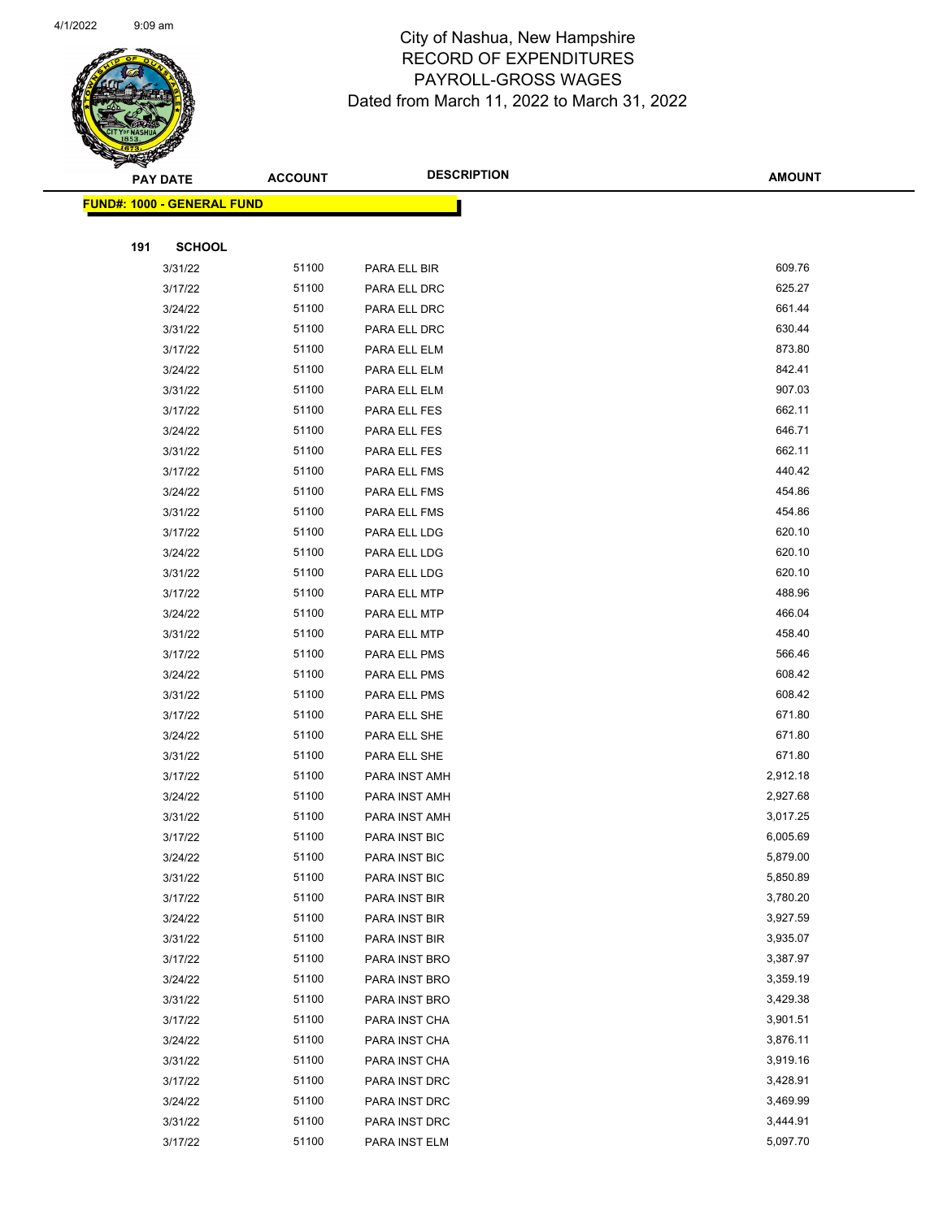City of Nashua, New Hampshire
RECORD OF EXPENDITURES
PAYROLL-GROSS WAGES
Dated from March 11, 2022 to March 31, 2022

| PAY DATE | ACCOUNT | DESCRIPTION | AMOUNT |
|---|---|---|---|
| **FUND#: 1000 - GENERAL FUND** | | | |
| **191 SCHOOL** | | | |
| 3/31/22 | 51100 | PARA ELL BIR | 609.76 |
| 3/17/22 | 51100 | PARA ELL DRC | 625.27 |
| 3/24/22 | 51100 | PARA ELL DRC | 661.44 |
| 3/31/22 | 51100 | PARA ELL DRC | 630.44 |
| 3/17/22 | 51100 | PARA ELL ELM | 873.80 |
| 3/24/22 | 51100 | PARA ELL ELM | 842.41 |
| 3/31/22 | 51100 | PARA ELL ELM | 907.03 |
| 3/17/22 | 51100 | PARA ELL FES | 662.11 |
| 3/24/22 | 51100 | PARA ELL FES | 646.71 |
| 3/31/22 | 51100 | PARA ELL FES | 662.11 |
| 3/17/22 | 51100 | PARA ELL FMS | 440.42 |
| 3/24/22 | 51100 | PARA ELL FMS | 454.86 |
| 3/31/22 | 51100 | PARA ELL FMS | 454.86 |
| 3/17/22 | 51100 | PARA ELL LDG | 620.10 |
| 3/24/22 | 51100 | PARA ELL LDG | 620.10 |
| 3/31/22 | 51100 | PARA ELL LDG | 620.10 |
| 3/17/22 | 51100 | PARA ELL MTP | 488.96 |
| 3/24/22 | 51100 | PARA ELL MTP | 466.04 |
| 3/31/22 | 51100 | PARA ELL MTP | 458.40 |
| 3/17/22 | 51100 | PARA ELL PMS | 566.46 |
| 3/24/22 | 51100 | PARA ELL PMS | 608.42 |
| 3/31/22 | 51100 | PARA ELL PMS | 608.42 |
| 3/17/22 | 51100 | PARA ELL SHE | 671.80 |
| 3/24/22 | 51100 | PARA ELL SHE | 671.80 |
| 3/31/22 | 51100 | PARA ELL SHE | 671.80 |
| 3/17/22 | 51100 | PARA INST AMH | 2,912.18 |
| 3/24/22 | 51100 | PARA INST AMH | 2,927.68 |
| 3/31/22 | 51100 | PARA INST AMH | 3,017.25 |
| 3/17/22 | 51100 | PARA INST BIC | 6,005.69 |
| 3/24/22 | 51100 | PARA INST BIC | 5,879.00 |
| 3/31/22 | 51100 | PARA INST BIC | 5,850.89 |
| 3/17/22 | 51100 | PARA INST BIR | 3,780.20 |
| 3/24/22 | 51100 | PARA INST BIR | 3,927.59 |
| 3/31/22 | 51100 | PARA INST BIR | 3,935.07 |
| 3/17/22 | 51100 | PARA INST BRO | 3,387.97 |
| 3/24/22 | 51100 | PARA INST BRO | 3,359.19 |
| 3/31/22 | 51100 | PARA INST BRO | 3,429.38 |
| 3/17/22 | 51100 | PARA INST CHA | 3,901.51 |
| 3/24/22 | 51100 | PARA INST CHA | 3,876.11 |
| 3/31/22 | 51100 | PARA INST CHA | 3,919.16 |
| 3/17/22 | 51100 | PARA INST DRC | 3,428.91 |
| 3/24/22 | 51100 | PARA INST DRC | 3,469.99 |
| 3/31/22 | 51100 | PARA INST DRC | 3,444.91 |
| 3/17/22 | 51100 | PARA INST ELM | 5,097.70 |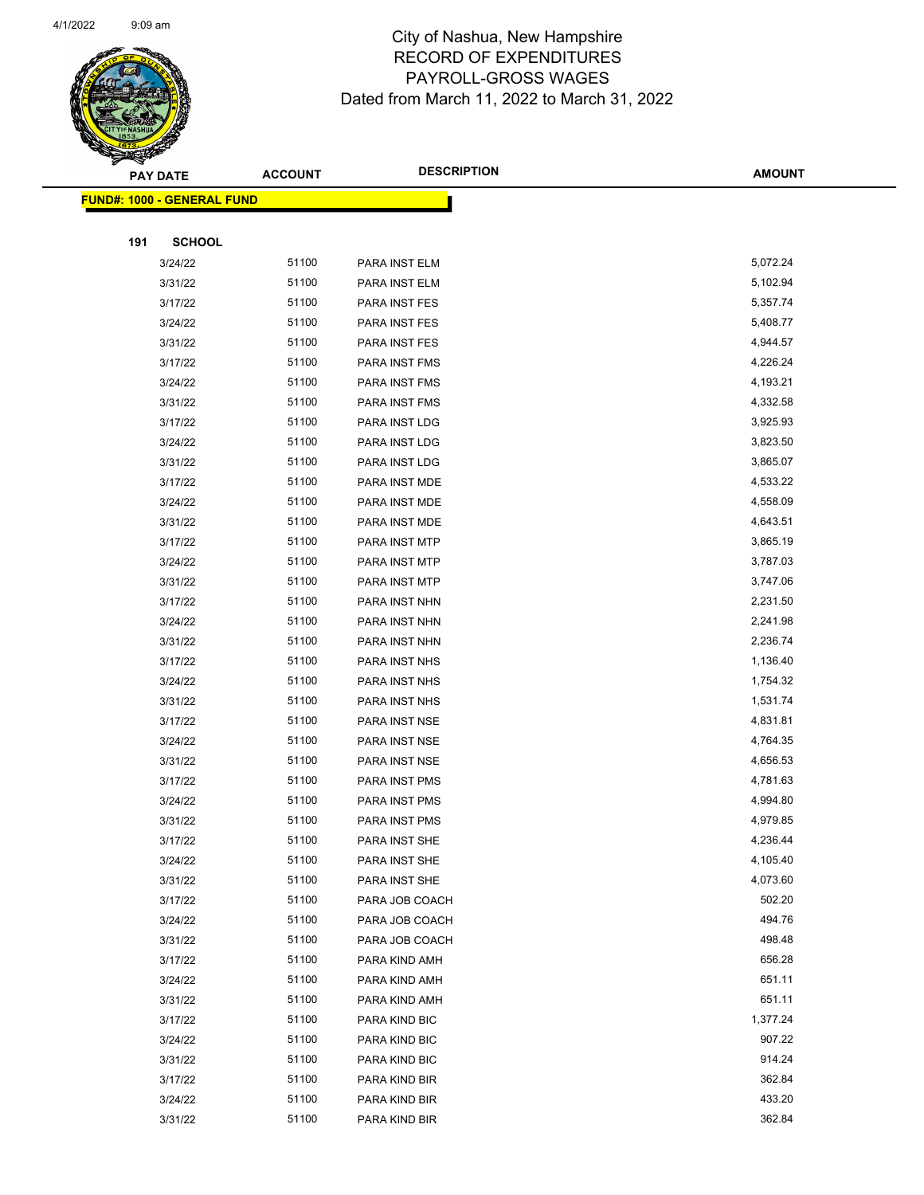# City of Nashua, New Hampshire
## RECORD OF EXPENDITURES
## PAYROLL-GROSS WAGES
### Dated from March 11, 2022 to March 31, 2022

| PAY DATE | ACCOUNT | DESCRIPTION | AMOUNT |
|---|---|---|---|
| **FUND#: 1000 - GENERAL FUND** | | | |
| **191 SCHOOL** | | | |
| 3/24/22 | 51100 | PARA INST ELM | 5,072.24 |
| 3/31/22 | 51100 | PARA INST ELM | 5,102.94 |
| 3/17/22 | 51100 | PARA INST FES | 5,357.74 |
| 3/24/22 | 51100 | PARA INST FES | 5,408.77 |
| 3/31/22 | 51100 | PARA INST FES | 4,944.57 |
| 3/17/22 | 51100 | PARA INST FMS | 4,226.24 |
| 3/24/22 | 51100 | PARA INST FMS | 4,193.21 |
| 3/31/22 | 51100 | PARA INST FMS | 4,332.58 |
| 3/17/22 | 51100 | PARA INST LDG | 3,925.93 |
| 3/24/22 | 51100 | PARA INST LDG | 3,823.50 |
| 3/31/22 | 51100 | PARA INST LDG | 3,865.07 |
| 3/17/22 | 51100 | PARA INST MDE | 4,533.22 |
| 3/24/22 | 51100 | PARA INST MDE | 4,558.09 |
| 3/31/22 | 51100 | PARA INST MDE | 4,643.51 |
| 3/17/22 | 51100 | PARA INST MTP | 3,865.19 |
| 3/24/22 | 51100 | PARA INST MTP | 3,787.03 |
| 3/31/22 | 51100 | PARA INST MTP | 3,747.06 |
| 3/17/22 | 51100 | PARA INST NHN | 2,231.50 |
| 3/24/22 | 51100 | PARA INST NHN | 2,241.98 |
| 3/31/22 | 51100 | PARA INST NHN | 2,236.74 |
| 3/17/22 | 51100 | PARA INST NHS | 1,136.40 |
| 3/24/22 | 51100 | PARA INST NHS | 1,754.32 |
| 3/31/22 | 51100 | PARA INST NHS | 1,531.74 |
| 3/17/22 | 51100 | PARA INST NSE | 4,831.81 |
| 3/24/22 | 51100 | PARA INST NSE | 4,764.35 |
| 3/31/22 | 51100 | PARA INST NSE | 4,656.53 |
| 3/17/22 | 51100 | PARA INST PMS | 4,781.63 |
| 3/24/22 | 51100 | PARA INST PMS | 4,994.80 |
| 3/31/22 | 51100 | PARA INST PMS | 4,979.85 |
| 3/17/22 | 51100 | PARA INST SHE | 4,236.44 |
| 3/24/22 | 51100 | PARA INST SHE | 4,105.40 |
| 3/31/22 | 51100 | PARA INST SHE | 4,073.60 |
| 3/17/22 | 51100 | PARA JOB COACH | 502.20 |
| 3/24/22 | 51100 | PARA JOB COACH | 494.76 |
| 3/31/22 | 51100 | PARA JOB COACH | 498.48 |
| 3/17/22 | 51100 | PARA KIND AMH | 656.28 |
| 3/24/22 | 51100 | PARA KIND AMH | 651.11 |
| 3/31/22 | 51100 | PARA KIND AMH | 651.11 |
| 3/17/22 | 51100 | PARA KIND BIC | 1,377.24 |
| 3/24/22 | 51100 | PARA KIND BIC | 907.22 |
| 3/31/22 | 51100 | PARA KIND BIC | 914.24 |
| 3/17/22 | 51100 | PARA KIND BIR | 362.84 |
| 3/24/22 | 51100 | PARA KIND BIR | 433.20 |
| 3/31/22 | 51100 | PARA KIND BIR | 362.84 |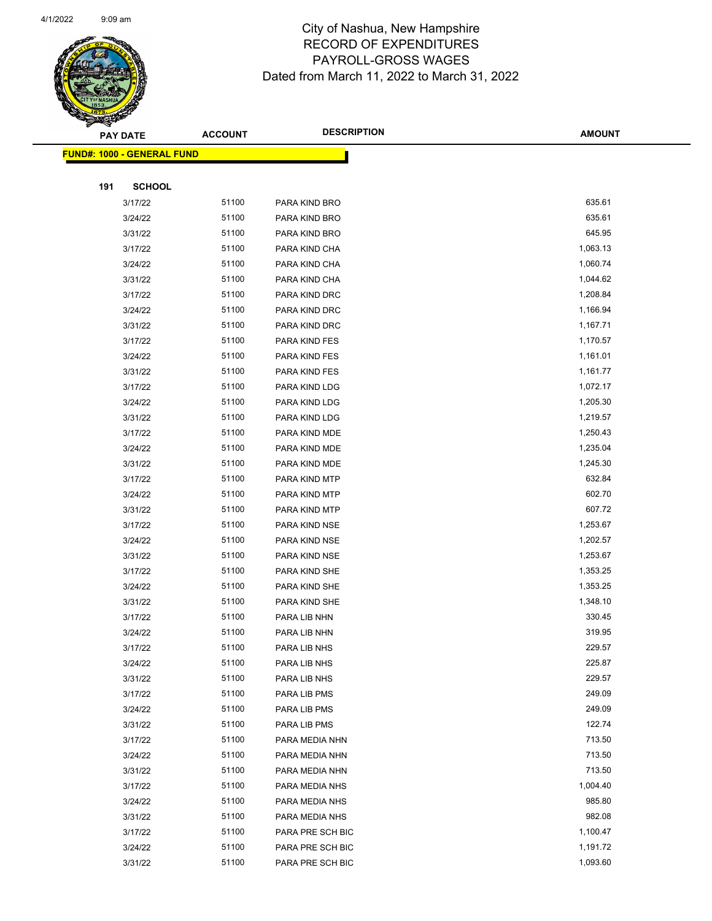# City of Nashua, New Hampshire
## RECORD OF EXPENDITURES
## PAYROLL-GROSS WAGES
## Dated from March 11, 2022 to March 31, 2022

| PAY DATE | ACCOUNT | DESCRIPTION | AMOUNT |
|---|---|---|---|

**FUND#: 1000 - GENERAL FUND**

**191 SCHOOL**

| PAY DATE | ACCOUNT | DESCRIPTION | AMOUNT |
|---|---|---|---|
| 3/17/22 | 51100 | PARA KIND BRO | 635.61 |
| 3/24/22 | 51100 | PARA KIND BRO | 635.61 |
| 3/31/22 | 51100 | PARA KIND BRO | 645.95 |
| 3/17/22 | 51100 | PARA KIND CHA | 1,063.13 |
| 3/24/22 | 51100 | PARA KIND CHA | 1,060.74 |
| 3/31/22 | 51100 | PARA KIND CHA | 1,044.62 |
| 3/17/22 | 51100 | PARA KIND DRC | 1,208.84 |
| 3/24/22 | 51100 | PARA KIND DRC | 1,166.94 |
| 3/31/22 | 51100 | PARA KIND DRC | 1,167.71 |
| 3/17/22 | 51100 | PARA KIND FES | 1,170.57 |
| 3/24/22 | 51100 | PARA KIND FES | 1,161.01 |
| 3/31/22 | 51100 | PARA KIND FES | 1,161.77 |
| 3/17/22 | 51100 | PARA KIND LDG | 1,072.17 |
| 3/24/22 | 51100 | PARA KIND LDG | 1,205.30 |
| 3/31/22 | 51100 | PARA KIND LDG | 1,219.57 |
| 3/17/22 | 51100 | PARA KIND MDE | 1,250.43 |
| 3/24/22 | 51100 | PARA KIND MDE | 1,235.04 |
| 3/31/22 | 51100 | PARA KIND MDE | 1,245.30 |
| 3/17/22 | 51100 | PARA KIND MTP | 632.84 |
| 3/24/22 | 51100 | PARA KIND MTP | 602.70 |
| 3/31/22 | 51100 | PARA KIND MTP | 607.72 |
| 3/17/22 | 51100 | PARA KIND NSE | 1,253.67 |
| 3/24/22 | 51100 | PARA KIND NSE | 1,202.57 |
| 3/31/22 | 51100 | PARA KIND NSE | 1,253.67 |
| 3/17/22 | 51100 | PARA KIND SHE | 1,353.25 |
| 3/24/22 | 51100 | PARA KIND SHE | 1,353.25 |
| 3/31/22 | 51100 | PARA KIND SHE | 1,348.10 |
| 3/17/22 | 51100 | PARA LIB NHN | 330.45 |
| 3/24/22 | 51100 | PARA LIB NHN | 319.95 |
| 3/17/22 | 51100 | PARA LIB NHS | 229.57 |
| 3/24/22 | 51100 | PARA LIB NHS | 225.87 |
| 3/31/22 | 51100 | PARA LIB NHS | 229.57 |
| 3/17/22 | 51100 | PARA LIB PMS | 249.09 |
| 3/24/22 | 51100 | PARA LIB PMS | 249.09 |
| 3/31/22 | 51100 | PARA LIB PMS | 122.74 |
| 3/17/22 | 51100 | PARA MEDIA NHN | 713.50 |
| 3/24/22 | 51100 | PARA MEDIA NHN | 713.50 |
| 3/31/22 | 51100 | PARA MEDIA NHN | 713.50 |
| 3/17/22 | 51100 | PARA MEDIA NHS | 1,004.40 |
| 3/24/22 | 51100 | PARA MEDIA NHS | 985.80 |
| 3/31/22 | 51100 | PARA MEDIA NHS | 982.08 |
| 3/17/22 | 51100 | PARA PRE SCH BIC | 1,100.47 |
| 3/24/22 | 51100 | PARA PRE SCH BIC | 1,191.72 |
| 3/31/22 | 51100 | PARA PRE SCH BIC | 1,093.60 |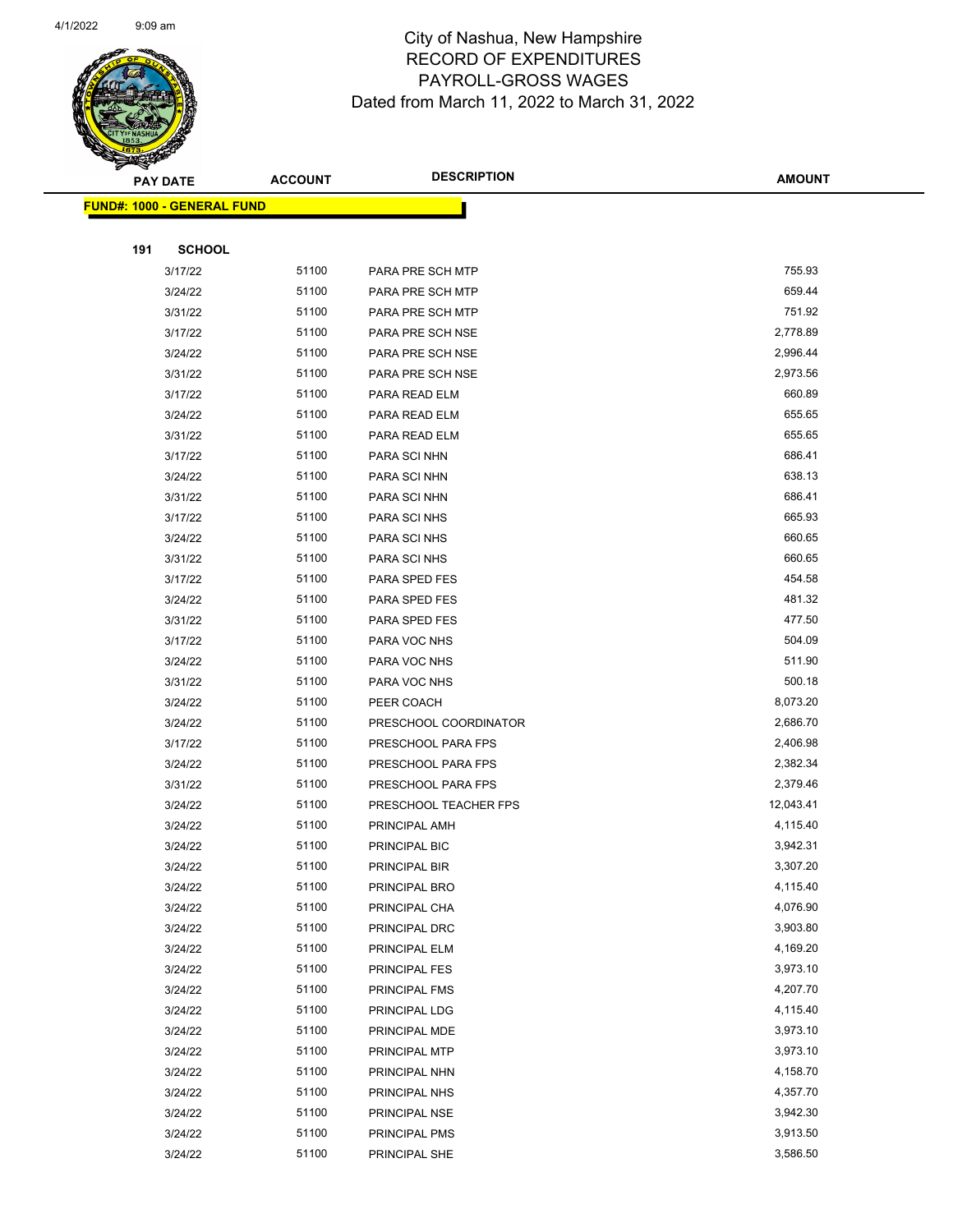# City of Nashua, New Hampshire
## RECORD OF EXPENDITURES
## PAYROLL-GROSS WAGES
### Dated from March 11, 2022 to March 31, 2022

| PAY DATE | ACCOUNT | DESCRIPTION | AMOUNT |
|---|---|---|---|
| **FUND#: 1000 - GENERAL FUND** | | | |
| **191 SCHOOL** | | | |
| 3/17/22 | 51100 | PARA PRE SCH MTP | 755.93 |
| 3/24/22 | 51100 | PARA PRE SCH MTP | 659.44 |
| 3/31/22 | 51100 | PARA PRE SCH MTP | 751.92 |
| 3/17/22 | 51100 | PARA PRE SCH NSE | 2,778.89 |
| 3/24/22 | 51100 | PARA PRE SCH NSE | 2,996.44 |
| 3/31/22 | 51100 | PARA PRE SCH NSE | 2,973.56 |
| 3/17/22 | 51100 | PARA READ ELM | 660.89 |
| 3/24/22 | 51100 | PARA READ ELM | 655.65 |
| 3/31/22 | 51100 | PARA READ ELM | 655.65 |
| 3/17/22 | 51100 | PARA SCI NHN | 686.41 |
| 3/24/22 | 51100 | PARA SCI NHN | 638.13 |
| 3/31/22 | 51100 | PARA SCI NHN | 686.41 |
| 3/17/22 | 51100 | PARA SCI NHS | 665.93 |
| 3/24/22 | 51100 | PARA SCI NHS | 660.65 |
| 3/31/22 | 51100 | PARA SCI NHS | 660.65 |
| 3/17/22 | 51100 | PARA SPED FES | 454.58 |
| 3/24/22 | 51100 | PARA SPED FES | 481.32 |
| 3/31/22 | 51100 | PARA SPED FES | 477.50 |
| 3/17/22 | 51100 | PARA VOC NHS | 504.09 |
| 3/24/22 | 51100 | PARA VOC NHS | 511.90 |
| 3/31/22 | 51100 | PARA VOC NHS | 500.18 |
| 3/24/22 | 51100 | PEER COACH | 8,073.20 |
| 3/24/22 | 51100 | PRESCHOOL COORDINATOR | 2,686.70 |
| 3/17/22 | 51100 | PRESCHOOL PARA FPS | 2,406.98 |
| 3/24/22 | 51100 | PRESCHOOL PARA FPS | 2,382.34 |
| 3/31/22 | 51100 | PRESCHOOL PARA FPS | 2,379.46 |
| 3/24/22 | 51100 | PRESCHOOL TEACHER FPS | 12,043.41 |
| 3/24/22 | 51100 | PRINCIPAL AMH | 4,115.40 |
| 3/24/22 | 51100 | PRINCIPAL BIC | 3,942.31 |
| 3/24/22 | 51100 | PRINCIPAL BIR | 3,307.20 |
| 3/24/22 | 51100 | PRINCIPAL BRO | 4,115.40 |
| 3/24/22 | 51100 | PRINCIPAL CHA | 4,076.90 |
| 3/24/22 | 51100 | PRINCIPAL DRC | 3,903.80 |
| 3/24/22 | 51100 | PRINCIPAL ELM | 4,169.20 |
| 3/24/22 | 51100 | PRINCIPAL FES | 3,973.10 |
| 3/24/22 | 51100 | PRINCIPAL FMS | 4,207.70 |
| 3/24/22 | 51100 | PRINCIPAL LDG | 4,115.40 |
| 3/24/22 | 51100 | PRINCIPAL MDE | 3,973.10 |
| 3/24/22 | 51100 | PRINCIPAL MTP | 3,973.10 |
| 3/24/22 | 51100 | PRINCIPAL NHN | 4,158.70 |
| 3/24/22 | 51100 | PRINCIPAL NHS | 4,357.70 |
| 3/24/22 | 51100 | PRINCIPAL NSE | 3,942.30 |
| 3/24/22 | 51100 | PRINCIPAL PMS | 3,913.50 |
| 3/24/22 | 51100 | PRINCIPAL SHE | 3,586.50 |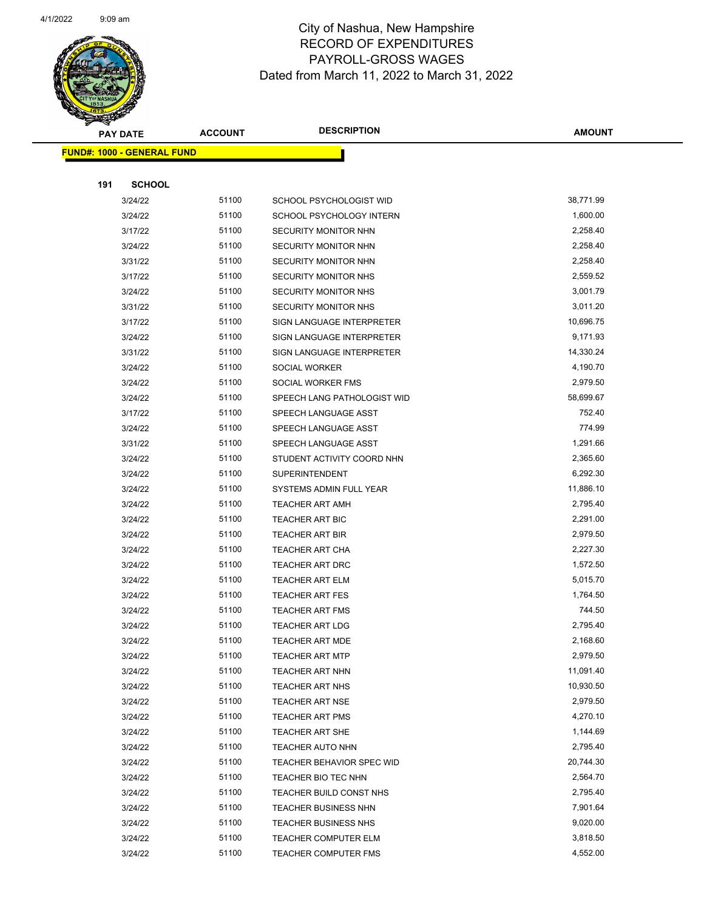City of Nashua, New Hampshire
RECORD OF EXPENDITURES
PAYROLL-GROSS WAGES
Dated from March 11, 2022 to March 31, 2022

**FUND#: 1000 - GENERAL FUND**

**191 SCHOOL**

| PAY DATE | ACCOUNT | DESCRIPTION | AMOUNT |
|---|---|---|---|
| 3/24/22 | 51100 | SCHOOL PSYCHOLOGIST WID | 38,771.99 |
| 3/24/22 | 51100 | SCHOOL PSYCHOLOGY INTERN | 1,600.00 |
| 3/17/22 | 51100 | SECURITY MONITOR NHN | 2,258.40 |
| 3/24/22 | 51100 | SECURITY MONITOR NHN | 2,258.40 |
| 3/31/22 | 51100 | SECURITY MONITOR NHN | 2,258.40 |
| 3/17/22 | 51100 | SECURITY MONITOR NHS | 2,559.52 |
| 3/24/22 | 51100 | SECURITY MONITOR NHS | 3,001.79 |
| 3/31/22 | 51100 | SECURITY MONITOR NHS | 3,011.20 |
| 3/17/22 | 51100 | SIGN LANGUAGE INTERPRETER | 10,696.75 |
| 3/24/22 | 51100 | SIGN LANGUAGE INTERPRETER | 9,171.93 |
| 3/31/22 | 51100 | SIGN LANGUAGE INTERPRETER | 14,330.24 |
| 3/24/22 | 51100 | SOCIAL WORKER | 4,190.70 |
| 3/24/22 | 51100 | SOCIAL WORKER FMS | 2,979.50 |
| 3/24/22 | 51100 | SPEECH LANG PATHOLOGIST WID | 58,699.67 |
| 3/17/22 | 51100 | SPEECH LANGUAGE ASST | 752.40 |
| 3/24/22 | 51100 | SPEECH LANGUAGE ASST | 774.99 |
| 3/31/22 | 51100 | SPEECH LANGUAGE ASST | 1,291.66 |
| 3/24/22 | 51100 | STUDENT ACTIVITY COORD NHN | 2,365.60 |
| 3/24/22 | 51100 | SUPERINTENDENT | 6,292.30 |
| 3/24/22 | 51100 | SYSTEMS ADMIN FULL YEAR | 11,886.10 |
| 3/24/22 | 51100 | TEACHER ART AMH | 2,795.40 |
| 3/24/22 | 51100 | TEACHER ART BIC | 2,291.00 |
| 3/24/22 | 51100 | TEACHER ART BIR | 2,979.50 |
| 3/24/22 | 51100 | TEACHER ART CHA | 2,227.30 |
| 3/24/22 | 51100 | TEACHER ART DRC | 1,572.50 |
| 3/24/22 | 51100 | TEACHER ART ELM | 5,015.70 |
| 3/24/22 | 51100 | TEACHER ART FES | 1,764.50 |
| 3/24/22 | 51100 | TEACHER ART FMS | 744.50 |
| 3/24/22 | 51100 | TEACHER ART LDG | 2,795.40 |
| 3/24/22 | 51100 | TEACHER ART MDE | 2,168.60 |
| 3/24/22 | 51100 | TEACHER ART MTP | 2,979.50 |
| 3/24/22 | 51100 | TEACHER ART NHN | 11,091.40 |
| 3/24/22 | 51100 | TEACHER ART NHS | 10,930.50 |
| 3/24/22 | 51100 | TEACHER ART NSE | 2,979.50 |
| 3/24/22 | 51100 | TEACHER ART PMS | 4,270.10 |
| 3/24/22 | 51100 | TEACHER ART SHE | 1,144.69 |
| 3/24/22 | 51100 | TEACHER AUTO NHN | 2,795.40 |
| 3/24/22 | 51100 | TEACHER BEHAVIOR SPEC WID | 20,744.30 |
| 3/24/22 | 51100 | TEACHER BIO TEC NHN | 2,564.70 |
| 3/24/22 | 51100 | TEACHER BUILD CONST NHS | 2,795.40 |
| 3/24/22 | 51100 | TEACHER BUSINESS NHN | 7,901.64 |
| 3/24/22 | 51100 | TEACHER BUSINESS NHS | 9,020.00 |
| 3/24/22 | 51100 | TEACHER COMPUTER ELM | 3,818.50 |
| 3/24/22 | 51100 | TEACHER COMPUTER FMS | 4,552.00 |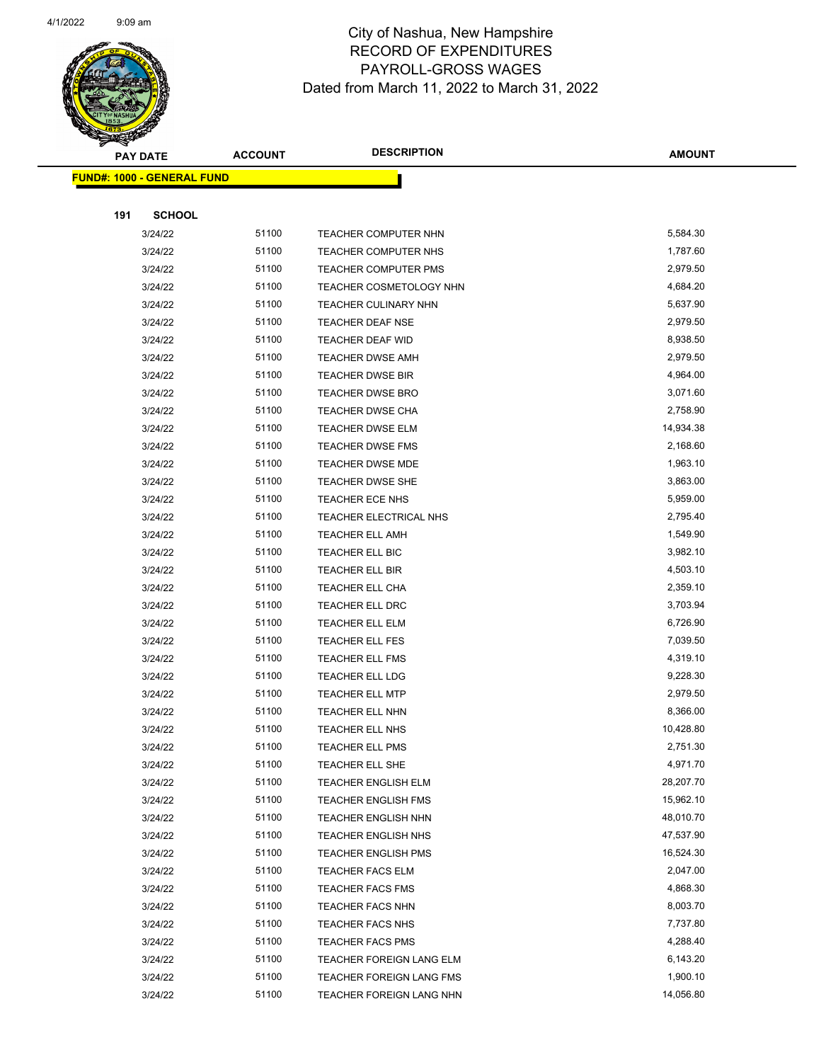# City of Nashua, New Hampshire
## RECORD OF EXPENDITURES
## PAYROLL-GROSS WAGES
### Dated from March 11, 2022 to March 31, 2022

| PAY DATE | ACCOUNT | DESCRIPTION | AMOUNT |
|---|---|---|---|
| **FUND#: 1000 - GENERAL FUND** | | | |
| **191 SCHOOL** | | | |
| 3/24/22 | 51100 | TEACHER COMPUTER NHN | 5,584.30 |
| 3/24/22 | 51100 | TEACHER COMPUTER NHS | 1,787.60 |
| 3/24/22 | 51100 | TEACHER COMPUTER PMS | 2,979.50 |
| 3/24/22 | 51100 | TEACHER COSMETOLOGY NHN | 4,684.20 |
| 3/24/22 | 51100 | TEACHER CULINARY NHN | 5,637.90 |
| 3/24/22 | 51100 | TEACHER DEAF NSE | 2,979.50 |
| 3/24/22 | 51100 | TEACHER DEAF WID | 8,938.50 |
| 3/24/22 | 51100 | TEACHER DWSE AMH | 2,979.50 |
| 3/24/22 | 51100 | TEACHER DWSE BIR | 4,964.00 |
| 3/24/22 | 51100 | TEACHER DWSE BRO | 3,071.60 |
| 3/24/22 | 51100 | TEACHER DWSE CHA | 2,758.90 |
| 3/24/22 | 51100 | TEACHER DWSE ELM | 14,934.38 |
| 3/24/22 | 51100 | TEACHER DWSE FMS | 2,168.60 |
| 3/24/22 | 51100 | TEACHER DWSE MDE | 1,963.10 |
| 3/24/22 | 51100 | TEACHER DWSE SHE | 3,863.00 |
| 3/24/22 | 51100 | TEACHER ECE NHS | 5,959.00 |
| 3/24/22 | 51100 | TEACHER ELECTRICAL NHS | 2,795.40 |
| 3/24/22 | 51100 | TEACHER ELL AMH | 1,549.90 |
| 3/24/22 | 51100 | TEACHER ELL BIC | 3,982.10 |
| 3/24/22 | 51100 | TEACHER ELL BIR | 4,503.10 |
| 3/24/22 | 51100 | TEACHER ELL CHA | 2,359.10 |
| 3/24/22 | 51100 | TEACHER ELL DRC | 3,703.94 |
| 3/24/22 | 51100 | TEACHER ELL ELM | 6,726.90 |
| 3/24/22 | 51100 | TEACHER ELL FES | 7,039.50 |
| 3/24/22 | 51100 | TEACHER ELL FMS | 4,319.10 |
| 3/24/22 | 51100 | TEACHER ELL LDG | 9,228.30 |
| 3/24/22 | 51100 | TEACHER ELL MTP | 2,979.50 |
| 3/24/22 | 51100 | TEACHER ELL NHN | 8,366.00 |
| 3/24/22 | 51100 | TEACHER ELL NHS | 10,428.80 |
| 3/24/22 | 51100 | TEACHER ELL PMS | 2,751.30 |
| 3/24/22 | 51100 | TEACHER ELL SHE | 4,971.70 |
| 3/24/22 | 51100 | TEACHER ENGLISH ELM | 28,207.70 |
| 3/24/22 | 51100 | TEACHER ENGLISH FMS | 15,962.10 |
| 3/24/22 | 51100 | TEACHER ENGLISH NHN | 48,010.70 |
| 3/24/22 | 51100 | TEACHER ENGLISH NHS | 47,537.90 |
| 3/24/22 | 51100 | TEACHER ENGLISH PMS | 16,524.30 |
| 3/24/22 | 51100 | TEACHER FACS ELM | 2,047.00 |
| 3/24/22 | 51100 | TEACHER FACS FMS | 4,868.30 |
| 3/24/22 | 51100 | TEACHER FACS NHN | 8,003.70 |
| 3/24/22 | 51100 | TEACHER FACS NHS | 7,737.80 |
| 3/24/22 | 51100 | TEACHER FACS PMS | 4,288.40 |
| 3/24/22 | 51100 | TEACHER FOREIGN LANG ELM | 6,143.20 |
| 3/24/22 | 51100 | TEACHER FOREIGN LANG FMS | 1,900.10 |
| 3/24/22 | 51100 | TEACHER FOREIGN LANG NHN | 14,056.80 |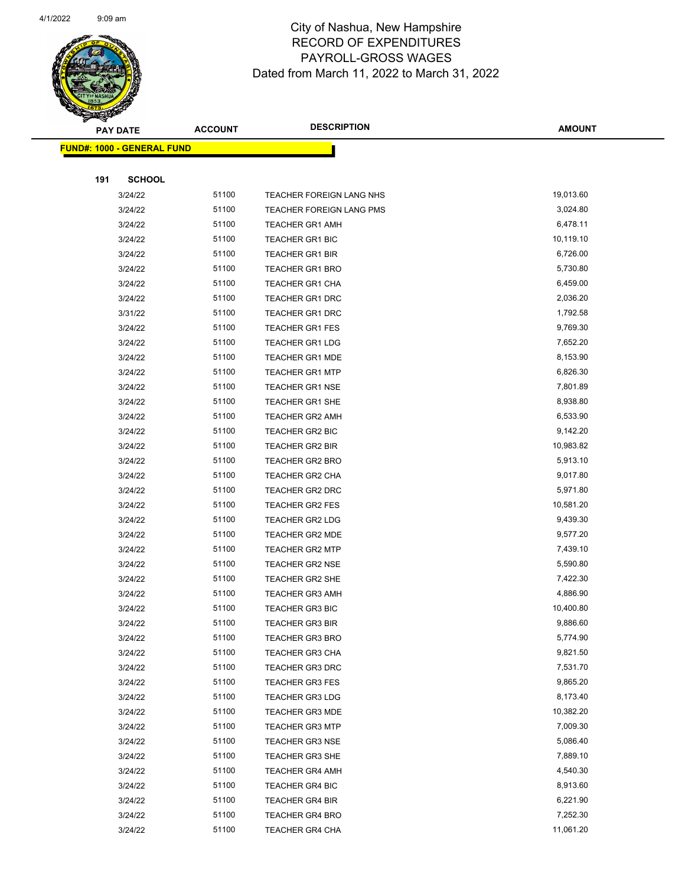# City of Nashua, New Hampshire
## RECORD OF EXPENDITURES
## PAYROLL-GROSS WAGES
### Dated from March 11, 2022 to March 31, 2022

**FUND#: 1000 - GENERAL FUND**

**191 SCHOOL**

| PAY DATE | ACCOUNT | DESCRIPTION | AMOUNT |
|---|---|---|---|
| 3/24/22 | 51100 | TEACHER FOREIGN LANG NHS | 19,013.60 |
| 3/24/22 | 51100 | TEACHER FOREIGN LANG PMS | 3,024.80 |
| 3/24/22 | 51100 | TEACHER GR1 AMH | 6,478.11 |
| 3/24/22 | 51100 | TEACHER GR1 BIC | 10,119.10 |
| 3/24/22 | 51100 | TEACHER GR1 BIR | 6,726.00 |
| 3/24/22 | 51100 | TEACHER GR1 BRO | 5,730.80 |
| 3/24/22 | 51100 | TEACHER GR1 CHA | 6,459.00 |
| 3/24/22 | 51100 | TEACHER GR1 DRC | 2,036.20 |
| 3/31/22 | 51100 | TEACHER GR1 DRC | 1,792.58 |
| 3/24/22 | 51100 | TEACHER GR1 FES | 9,769.30 |
| 3/24/22 | 51100 | TEACHER GR1 LDG | 7,652.20 |
| 3/24/22 | 51100 | TEACHER GR1 MDE | 8,153.90 |
| 3/24/22 | 51100 | TEACHER GR1 MTP | 6,826.30 |
| 3/24/22 | 51100 | TEACHER GR1 NSE | 7,801.89 |
| 3/24/22 | 51100 | TEACHER GR1 SHE | 8,938.80 |
| 3/24/22 | 51100 | TEACHER GR2 AMH | 6,533.90 |
| 3/24/22 | 51100 | TEACHER GR2 BIC | 9,142.20 |
| 3/24/22 | 51100 | TEACHER GR2 BIR | 10,983.82 |
| 3/24/22 | 51100 | TEACHER GR2 BRO | 5,913.10 |
| 3/24/22 | 51100 | TEACHER GR2 CHA | 9,017.80 |
| 3/24/22 | 51100 | TEACHER GR2 DRC | 5,971.80 |
| 3/24/22 | 51100 | TEACHER GR2 FES | 10,581.20 |
| 3/24/22 | 51100 | TEACHER GR2 LDG | 9,439.30 |
| 3/24/22 | 51100 | TEACHER GR2 MDE | 9,577.20 |
| 3/24/22 | 51100 | TEACHER GR2 MTP | 7,439.10 |
| 3/24/22 | 51100 | TEACHER GR2 NSE | 5,590.80 |
| 3/24/22 | 51100 | TEACHER GR2 SHE | 7,422.30 |
| 3/24/22 | 51100 | TEACHER GR3 AMH | 4,886.90 |
| 3/24/22 | 51100 | TEACHER GR3 BIC | 10,400.80 |
| 3/24/22 | 51100 | TEACHER GR3 BIR | 9,886.60 |
| 3/24/22 | 51100 | TEACHER GR3 BRO | 5,774.90 |
| 3/24/22 | 51100 | TEACHER GR3 CHA | 9,821.50 |
| 3/24/22 | 51100 | TEACHER GR3 DRC | 7,531.70 |
| 3/24/22 | 51100 | TEACHER GR3 FES | 9,865.20 |
| 3/24/22 | 51100 | TEACHER GR3 LDG | 8,173.40 |
| 3/24/22 | 51100 | TEACHER GR3 MDE | 10,382.20 |
| 3/24/22 | 51100 | TEACHER GR3 MTP | 7,009.30 |
| 3/24/22 | 51100 | TEACHER GR3 NSE | 5,086.40 |
| 3/24/22 | 51100 | TEACHER GR3 SHE | 7,889.10 |
| 3/24/22 | 51100 | TEACHER GR4 AMH | 4,540.30 |
| 3/24/22 | 51100 | TEACHER GR4 BIC | 8,913.60 |
| 3/24/22 | 51100 | TEACHER GR4 BIR | 6,221.90 |
| 3/24/22 | 51100 | TEACHER GR4 BRO | 7,252.30 |
| 3/24/22 | 51100 | TEACHER GR4 CHA | 11,061.20 |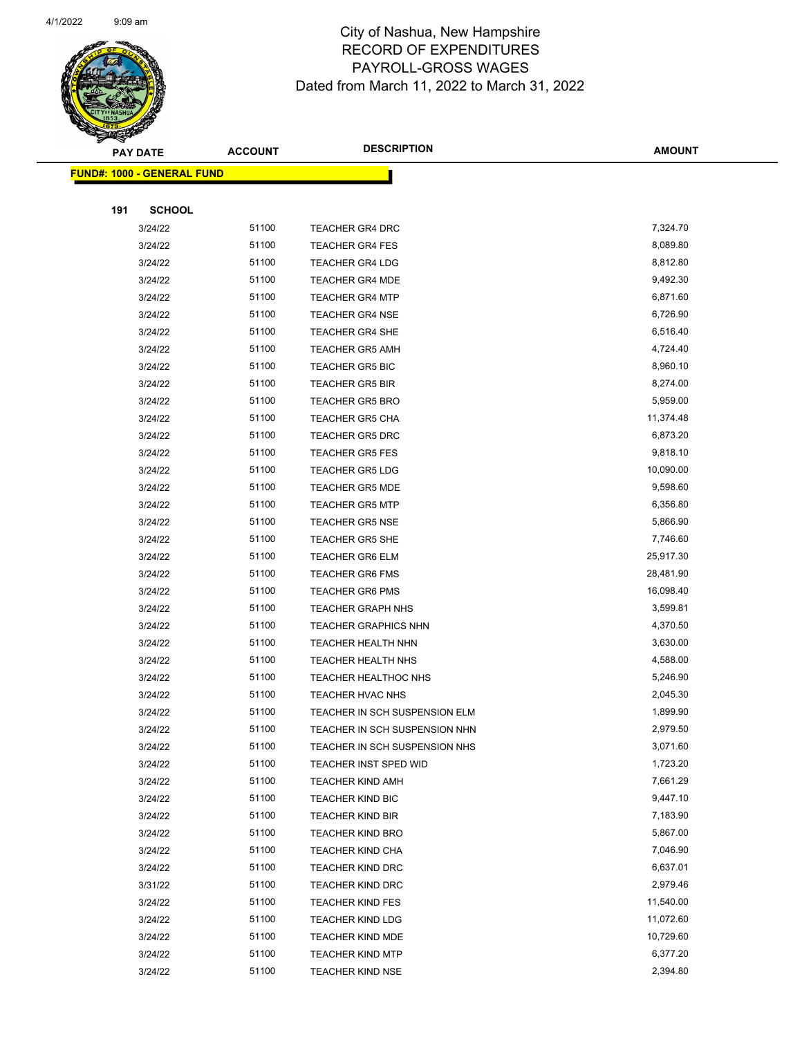City of Nashua, New Hampshire
RECORD OF EXPENDITURES
PAYROLL-GROSS WAGES
Dated from March 11, 2022 to March 31, 2022

**FUND#: 1000 - GENERAL FUND**

**191 SCHOOL**

| PAY DATE | ACCOUNT | DESCRIPTION | AMOUNT |
|---|---|---|---|
| 3/24/22 | 51100 | TEACHER GR4 DRC | 7,324.70 |
| 3/24/22 | 51100 | TEACHER GR4 FES | 8,089.80 |
| 3/24/22 | 51100 | TEACHER GR4 LDG | 8,812.80 |
| 3/24/22 | 51100 | TEACHER GR4 MDE | 9,492.30 |
| 3/24/22 | 51100 | TEACHER GR4 MTP | 6,871.60 |
| 3/24/22 | 51100 | TEACHER GR4 NSE | 6,726.90 |
| 3/24/22 | 51100 | TEACHER GR4 SHE | 6,516.40 |
| 3/24/22 | 51100 | TEACHER GR5 AMH | 4,724.40 |
| 3/24/22 | 51100 | TEACHER GR5 BIC | 8,960.10 |
| 3/24/22 | 51100 | TEACHER GR5 BIR | 8,274.00 |
| 3/24/22 | 51100 | TEACHER GR5 BRO | 5,959.00 |
| 3/24/22 | 51100 | TEACHER GR5 CHA | 11,374.48 |
| 3/24/22 | 51100 | TEACHER GR5 DRC | 6,873.20 |
| 3/24/22 | 51100 | TEACHER GR5 FES | 9,818.10 |
| 3/24/22 | 51100 | TEACHER GR5 LDG | 10,090.00 |
| 3/24/22 | 51100 | TEACHER GR5 MDE | 9,598.60 |
| 3/24/22 | 51100 | TEACHER GR5 MTP | 6,356.80 |
| 3/24/22 | 51100 | TEACHER GR5 NSE | 5,866.90 |
| 3/24/22 | 51100 | TEACHER GR5 SHE | 7,746.60 |
| 3/24/22 | 51100 | TEACHER GR6 ELM | 25,917.30 |
| 3/24/22 | 51100 | TEACHER GR6 FMS | 28,481.90 |
| 3/24/22 | 51100 | TEACHER GR6 PMS | 16,098.40 |
| 3/24/22 | 51100 | TEACHER GRAPH NHS | 3,599.81 |
| 3/24/22 | 51100 | TEACHER GRAPHICS NHN | 4,370.50 |
| 3/24/22 | 51100 | TEACHER HEALTH NHN | 3,630.00 |
| 3/24/22 | 51100 | TEACHER HEALTH NHS | 4,588.00 |
| 3/24/22 | 51100 | TEACHER HEALTHOC NHS | 5,246.90 |
| 3/24/22 | 51100 | TEACHER HVAC NHS | 2,045.30 |
| 3/24/22 | 51100 | TEACHER IN SCH SUSPENSION ELM | 1,899.90 |
| 3/24/22 | 51100 | TEACHER IN SCH SUSPENSION NHN | 2,979.50 |
| 3/24/22 | 51100 | TEACHER IN SCH SUSPENSION NHS | 3,071.60 |
| 3/24/22 | 51100 | TEACHER INST SPED WID | 1,723.20 |
| 3/24/22 | 51100 | TEACHER KIND AMH | 7,661.29 |
| 3/24/22 | 51100 | TEACHER KIND BIC | 9,447.10 |
| 3/24/22 | 51100 | TEACHER KIND BIR | 7,183.90 |
| 3/24/22 | 51100 | TEACHER KIND BRO | 5,867.00 |
| 3/24/22 | 51100 | TEACHER KIND CHA | 7,046.90 |
| 3/24/22 | 51100 | TEACHER KIND DRC | 6,637.01 |
| 3/31/22 | 51100 | TEACHER KIND DRC | 2,979.46 |
| 3/24/22 | 51100 | TEACHER KIND FES | 11,540.00 |
| 3/24/22 | 51100 | TEACHER KIND LDG | 11,072.60 |
| 3/24/22 | 51100 | TEACHER KIND MDE | 10,729.60 |
| 3/24/22 | 51100 | TEACHER KIND MTP | 6,377.20 |
| 3/24/22 | 51100 | TEACHER KIND NSE | 2,394.80 |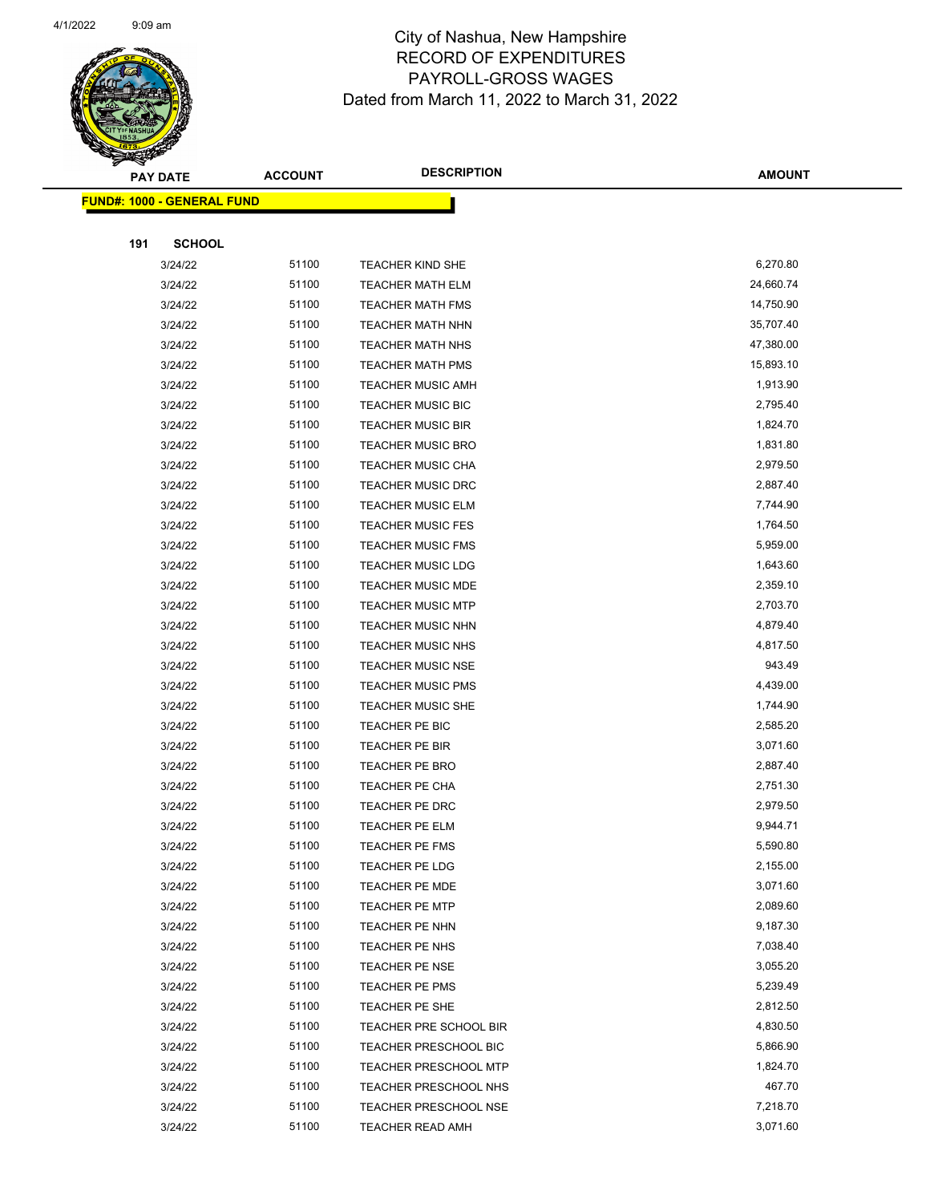# City of Nashua, New Hampshire
## RECORD OF EXPENDITURES
## PAYROLL-GROSS WAGES
## Dated from March 11, 2022 to March 31, 2022

| PAY DATE | ACCOUNT | DESCRIPTION | AMOUNT |
|---|---|---|---|
| **FUND#: 1000 - GENERAL FUND** | | | |
| **191 SCHOOL** | | | |
| 3/24/22 | 51100 | TEACHER KIND SHE | 6,270.80 |
| 3/24/22 | 51100 | TEACHER MATH ELM | 24,660.74 |
| 3/24/22 | 51100 | TEACHER MATH FMS | 14,750.90 |
| 3/24/22 | 51100 | TEACHER MATH NHN | 35,707.40 |
| 3/24/22 | 51100 | TEACHER MATH NHS | 47,380.00 |
| 3/24/22 | 51100 | TEACHER MATH PMS | 15,893.10 |
| 3/24/22 | 51100 | TEACHER MUSIC AMH | 1,913.90 |
| 3/24/22 | 51100 | TEACHER MUSIC BIC | 2,795.40 |
| 3/24/22 | 51100 | TEACHER MUSIC BIR | 1,824.70 |
| 3/24/22 | 51100 | TEACHER MUSIC BRO | 1,831.80 |
| 3/24/22 | 51100 | TEACHER MUSIC CHA | 2,979.50 |
| 3/24/22 | 51100 | TEACHER MUSIC DRC | 2,887.40 |
| 3/24/22 | 51100 | TEACHER MUSIC ELM | 7,744.90 |
| 3/24/22 | 51100 | TEACHER MUSIC FES | 1,764.50 |
| 3/24/22 | 51100 | TEACHER MUSIC FMS | 5,959.00 |
| 3/24/22 | 51100 | TEACHER MUSIC LDG | 1,643.60 |
| 3/24/22 | 51100 | TEACHER MUSIC MDE | 2,359.10 |
| 3/24/22 | 51100 | TEACHER MUSIC MTP | 2,703.70 |
| 3/24/22 | 51100 | TEACHER MUSIC NHN | 4,879.40 |
| 3/24/22 | 51100 | TEACHER MUSIC NHS | 4,817.50 |
| 3/24/22 | 51100 | TEACHER MUSIC NSE | 943.49 |
| 3/24/22 | 51100 | TEACHER MUSIC PMS | 4,439.00 |
| 3/24/22 | 51100 | TEACHER MUSIC SHE | 1,744.90 |
| 3/24/22 | 51100 | TEACHER PE BIC | 2,585.20 |
| 3/24/22 | 51100 | TEACHER PE BIR | 3,071.60 |
| 3/24/22 | 51100 | TEACHER PE BRO | 2,887.40 |
| 3/24/22 | 51100 | TEACHER PE CHA | 2,751.30 |
| 3/24/22 | 51100 | TEACHER PE DRC | 2,979.50 |
| 3/24/22 | 51100 | TEACHER PE ELM | 9,944.71 |
| 3/24/22 | 51100 | TEACHER PE FMS | 5,590.80 |
| 3/24/22 | 51100 | TEACHER PE LDG | 2,155.00 |
| 3/24/22 | 51100 | TEACHER PE MDE | 3,071.60 |
| 3/24/22 | 51100 | TEACHER PE MTP | 2,089.60 |
| 3/24/22 | 51100 | TEACHER PE NHN | 9,187.30 |
| 3/24/22 | 51100 | TEACHER PE NHS | 7,038.40 |
| 3/24/22 | 51100 | TEACHER PE NSE | 3,055.20 |
| 3/24/22 | 51100 | TEACHER PE PMS | 5,239.49 |
| 3/24/22 | 51100 | TEACHER PE SHE | 2,812.50 |
| 3/24/22 | 51100 | TEACHER PRE SCHOOL BIR | 4,830.50 |
| 3/24/22 | 51100 | TEACHER PRESCHOOL BIC | 5,866.90 |
| 3/24/22 | 51100 | TEACHER PRESCHOOL MTP | 1,824.70 |
| 3/24/22 | 51100 | TEACHER PRESCHOOL NHS | 467.70 |
| 3/24/22 | 51100 | TEACHER PRESCHOOL NSE | 7,218.70 |
| 3/24/22 | 51100 | TEACHER READ AMH | 3,071.60 |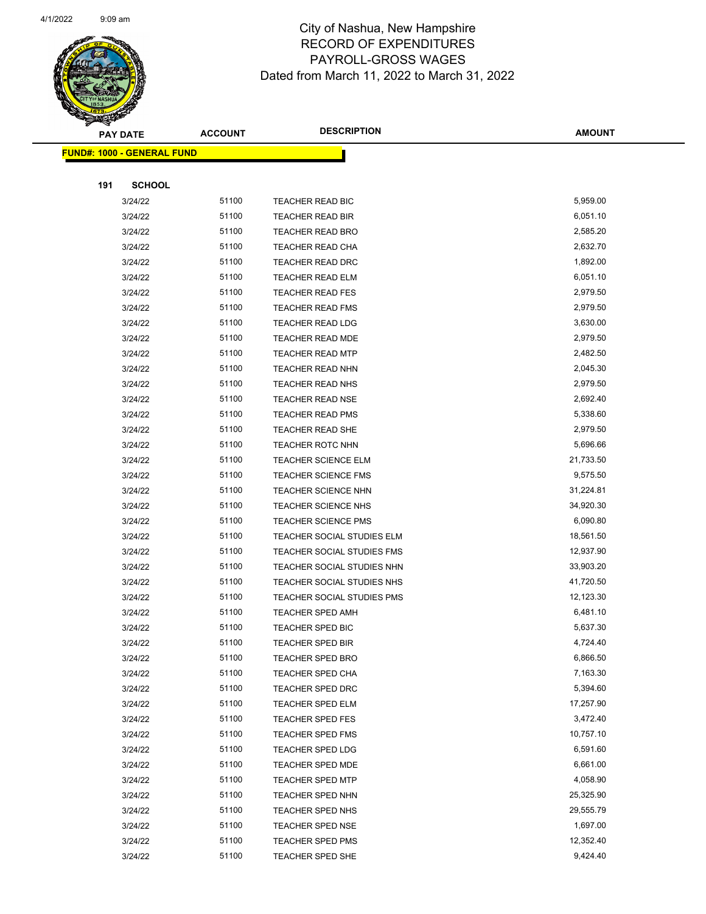City of Nashua, New Hampshire
RECORD OF EXPENDITURES
PAYROLL-GROSS WAGES
Dated from March 11, 2022 to March 31, 2022

| PAY DATE | ACCOUNT | DESCRIPTION | AMOUNT |
|---|---|---|---|
| **FUND#: 1000 - GENERAL FUND** | | | |
| **191 SCHOOL** | | | |
| 3/24/22 | 51100 | TEACHER READ BIC | 5,959.00 |
| 3/24/22 | 51100 | TEACHER READ BIR | 6,051.10 |
| 3/24/22 | 51100 | TEACHER READ BRO | 2,585.20 |
| 3/24/22 | 51100 | TEACHER READ CHA | 2,632.70 |
| 3/24/22 | 51100 | TEACHER READ DRC | 1,892.00 |
| 3/24/22 | 51100 | TEACHER READ ELM | 6,051.10 |
| 3/24/22 | 51100 | TEACHER READ FES | 2,979.50 |
| 3/24/22 | 51100 | TEACHER READ FMS | 2,979.50 |
| 3/24/22 | 51100 | TEACHER READ LDG | 3,630.00 |
| 3/24/22 | 51100 | TEACHER READ MDE | 2,979.50 |
| 3/24/22 | 51100 | TEACHER READ MTP | 2,482.50 |
| 3/24/22 | 51100 | TEACHER READ NHN | 2,045.30 |
| 3/24/22 | 51100 | TEACHER READ NHS | 2,979.50 |
| 3/24/22 | 51100 | TEACHER READ NSE | 2,692.40 |
| 3/24/22 | 51100 | TEACHER READ PMS | 5,338.60 |
| 3/24/22 | 51100 | TEACHER READ SHE | 2,979.50 |
| 3/24/22 | 51100 | TEACHER ROTC NHN | 5,696.66 |
| 3/24/22 | 51100 | TEACHER SCIENCE ELM | 21,733.50 |
| 3/24/22 | 51100 | TEACHER SCIENCE FMS | 9,575.50 |
| 3/24/22 | 51100 | TEACHER SCIENCE NHN | 31,224.81 |
| 3/24/22 | 51100 | TEACHER SCIENCE NHS | 34,920.30 |
| 3/24/22 | 51100 | TEACHER SCIENCE PMS | 6,090.80 |
| 3/24/22 | 51100 | TEACHER SOCIAL STUDIES ELM | 18,561.50 |
| 3/24/22 | 51100 | TEACHER SOCIAL STUDIES FMS | 12,937.90 |
| 3/24/22 | 51100 | TEACHER SOCIAL STUDIES NHN | 33,903.20 |
| 3/24/22 | 51100 | TEACHER SOCIAL STUDIES NHS | 41,720.50 |
| 3/24/22 | 51100 | TEACHER SOCIAL STUDIES PMS | 12,123.30 |
| 3/24/22 | 51100 | TEACHER SPED AMH | 6,481.10 |
| 3/24/22 | 51100 | TEACHER SPED BIC | 5,637.30 |
| 3/24/22 | 51100 | TEACHER SPED BIR | 4,724.40 |
| 3/24/22 | 51100 | TEACHER SPED BRO | 6,866.50 |
| 3/24/22 | 51100 | TEACHER SPED CHA | 7,163.30 |
| 3/24/22 | 51100 | TEACHER SPED DRC | 5,394.60 |
| 3/24/22 | 51100 | TEACHER SPED ELM | 17,257.90 |
| 3/24/22 | 51100 | TEACHER SPED FES | 3,472.40 |
| 3/24/22 | 51100 | TEACHER SPED FMS | 10,757.10 |
| 3/24/22 | 51100 | TEACHER SPED LDG | 6,591.60 |
| 3/24/22 | 51100 | TEACHER SPED MDE | 6,661.00 |
| 3/24/22 | 51100 | TEACHER SPED MTP | 4,058.90 |
| 3/24/22 | 51100 | TEACHER SPED NHN | 25,325.90 |
| 3/24/22 | 51100 | TEACHER SPED NHS | 29,555.79 |
| 3/24/22 | 51100 | TEACHER SPED NSE | 1,697.00 |
| 3/24/22 | 51100 | TEACHER SPED PMS | 12,352.40 |
| 3/24/22 | 51100 | TEACHER SPED SHE | 9,424.40 |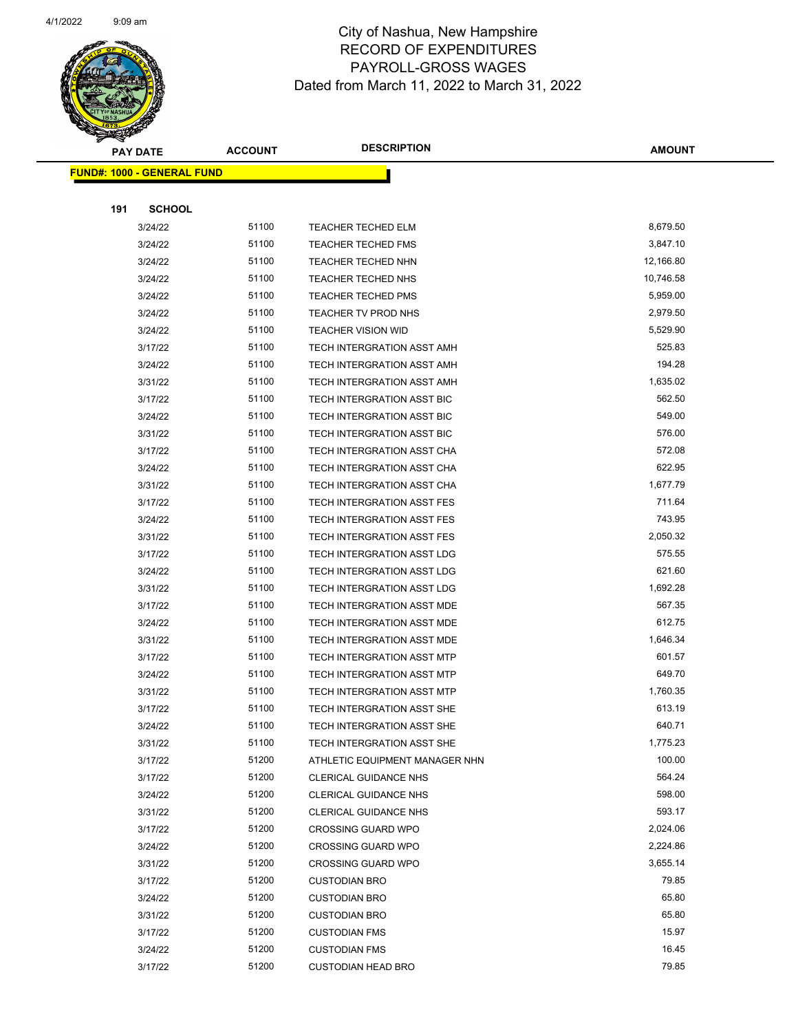City of Nashua, New Hampshire
RECORD OF EXPENDITURES
PAYROLL-GROSS WAGES
Dated from March 11, 2022 to March 31, 2022

| PAY DATE | ACCOUNT | DESCRIPTION | AMOUNT |
|---|---|---|---|

**FUND#: 1000 - GENERAL FUND**

**191 SCHOOL**

| PAY DATE | ACCOUNT | DESCRIPTION | AMOUNT |
|---|---|---|---|
| 3/24/22 | 51100 | TEACHER TECHED ELM | 8,679.50 |
| 3/24/22 | 51100 | TEACHER TECHED FMS | 3,847.10 |
| 3/24/22 | 51100 | TEACHER TECHED NHN | 12,166.80 |
| 3/24/22 | 51100 | TEACHER TECHED NHS | 10,746.58 |
| 3/24/22 | 51100 | TEACHER TECHED PMS | 5,959.00 |
| 3/24/22 | 51100 | TEACHER TV PROD NHS | 2,979.50 |
| 3/24/22 | 51100 | TEACHER VISION WID | 5,529.90 |
| 3/17/22 | 51100 | TECH INTERGRATION ASST AMH | 525.83 |
| 3/24/22 | 51100 | TECH INTERGRATION ASST AMH | 194.28 |
| 3/31/22 | 51100 | TECH INTERGRATION ASST AMH | 1,635.02 |
| 3/17/22 | 51100 | TECH INTERGRATION ASST BIC | 562.50 |
| 3/24/22 | 51100 | TECH INTERGRATION ASST BIC | 549.00 |
| 3/31/22 | 51100 | TECH INTERGRATION ASST BIC | 576.00 |
| 3/17/22 | 51100 | TECH INTERGRATION ASST CHA | 572.08 |
| 3/24/22 | 51100 | TECH INTERGRATION ASST CHA | 622.95 |
| 3/31/22 | 51100 | TECH INTERGRATION ASST CHA | 1,677.79 |
| 3/17/22 | 51100 | TECH INTERGRATION ASST FES | 711.64 |
| 3/24/22 | 51100 | TECH INTERGRATION ASST FES | 743.95 |
| 3/31/22 | 51100 | TECH INTERGRATION ASST FES | 2,050.32 |
| 3/17/22 | 51100 | TECH INTERGRATION ASST LDG | 575.55 |
| 3/24/22 | 51100 | TECH INTERGRATION ASST LDG | 621.60 |
| 3/31/22 | 51100 | TECH INTERGRATION ASST LDG | 1,692.28 |
| 3/17/22 | 51100 | TECH INTERGRATION ASST MDE | 567.35 |
| 3/24/22 | 51100 | TECH INTERGRATION ASST MDE | 612.75 |
| 3/31/22 | 51100 | TECH INTERGRATION ASST MDE | 1,646.34 |
| 3/17/22 | 51100 | TECH INTERGRATION ASST MTP | 601.57 |
| 3/24/22 | 51100 | TECH INTERGRATION ASST MTP | 649.70 |
| 3/31/22 | 51100 | TECH INTERGRATION ASST MTP | 1,760.35 |
| 3/17/22 | 51100 | TECH INTERGRATION ASST SHE | 613.19 |
| 3/24/22 | 51100 | TECH INTERGRATION ASST SHE | 640.71 |
| 3/31/22 | 51100 | TECH INTERGRATION ASST SHE | 1,775.23 |
| 3/17/22 | 51200 | ATHLETIC EQUIPMENT MANAGER NHN | 100.00 |
| 3/17/22 | 51200 | CLERICAL GUIDANCE NHS | 564.24 |
| 3/24/22 | 51200 | CLERICAL GUIDANCE NHS | 598.00 |
| 3/31/22 | 51200 | CLERICAL GUIDANCE NHS | 593.17 |
| 3/17/22 | 51200 | CROSSING GUARD WPO | 2,024.06 |
| 3/24/22 | 51200 | CROSSING GUARD WPO | 2,224.86 |
| 3/31/22 | 51200 | CROSSING GUARD WPO | 3,655.14 |
| 3/17/22 | 51200 | CUSTODIAN BRO | 79.85 |
| 3/24/22 | 51200 | CUSTODIAN BRO | 65.80 |
| 3/31/22 | 51200 | CUSTODIAN BRO | 65.80 |
| 3/17/22 | 51200 | CUSTODIAN FMS | 15.97 |
| 3/24/22 | 51200 | CUSTODIAN FMS | 16.45 |
| 3/17/22 | 51200 | CUSTODIAN HEAD BRO | 79.85 |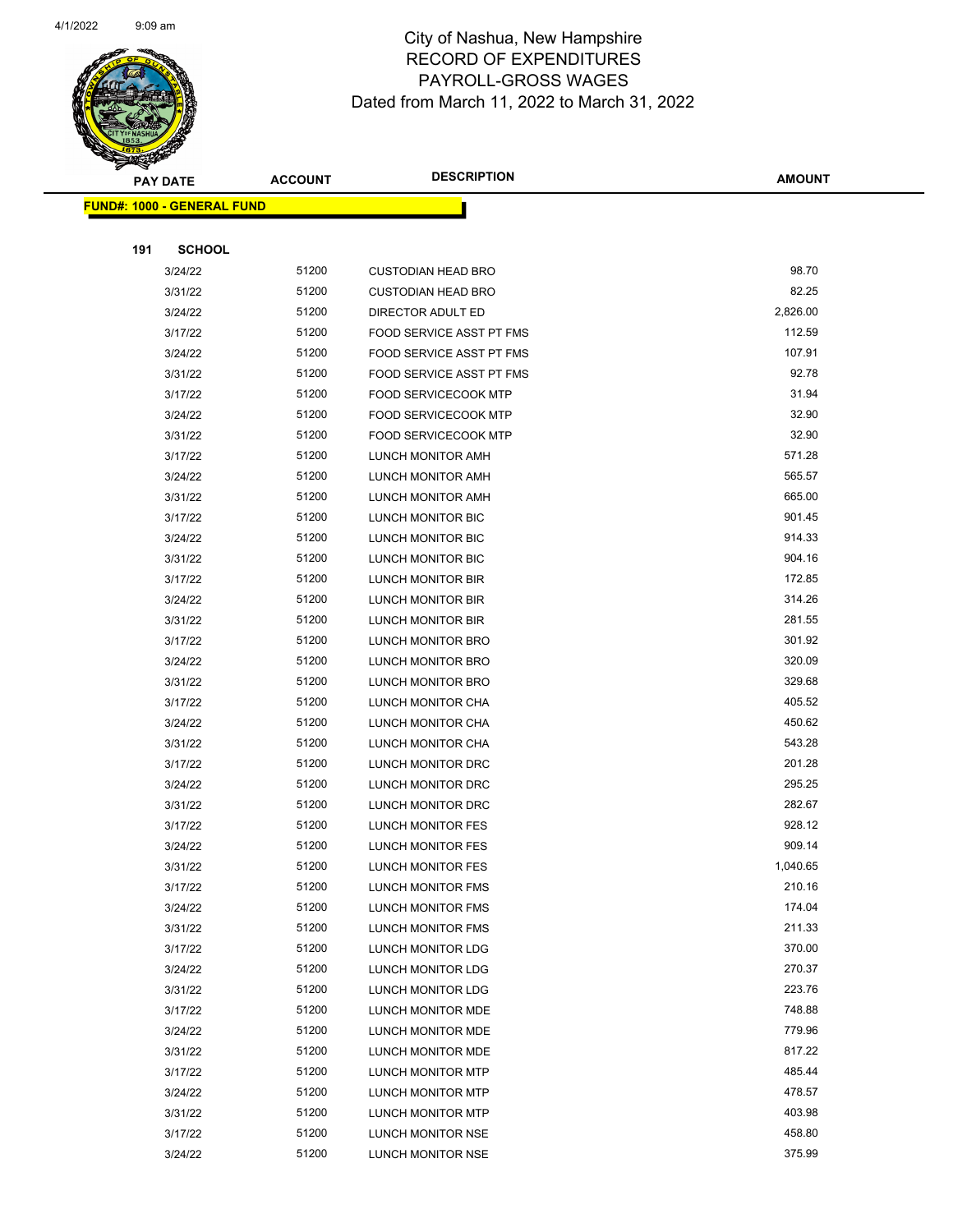# City of Nashua, New Hampshire
## RECORD OF EXPENDITURES
## PAYROLL-GROSS WAGES
## Dated from March 11, 2022 to March 31, 2022

| PAY DATE | ACCOUNT | DESCRIPTION | AMOUNT |
|---|---|---|---|

**FUND#: 1000 - GENERAL FUND**

**191 SCHOOL**

| PAY DATE | ACCOUNT | DESCRIPTION | AMOUNT |
|---|---|---|---|
| 3/24/22 | 51200 | CUSTODIAN HEAD BRO | 98.70 |
| 3/31/22 | 51200 | CUSTODIAN HEAD BRO | 82.25 |
| 3/24/22 | 51200 | DIRECTOR ADULT ED | 2,826.00 |
| 3/17/22 | 51200 | FOOD SERVICE ASST PT FMS | 112.59 |
| 3/24/22 | 51200 | FOOD SERVICE ASST PT FMS | 107.91 |
| 3/31/22 | 51200 | FOOD SERVICE ASST PT FMS | 92.78 |
| 3/17/22 | 51200 | FOOD SERVICECOOK MTP | 31.94 |
| 3/24/22 | 51200 | FOOD SERVICECOOK MTP | 32.90 |
| 3/31/22 | 51200 | FOOD SERVICECOOK MTP | 32.90 |
| 3/17/22 | 51200 | LUNCH MONITOR AMH | 571.28 |
| 3/24/22 | 51200 | LUNCH MONITOR AMH | 565.57 |
| 3/31/22 | 51200 | LUNCH MONITOR AMH | 665.00 |
| 3/17/22 | 51200 | LUNCH MONITOR BIC | 901.45 |
| 3/24/22 | 51200 | LUNCH MONITOR BIC | 914.33 |
| 3/31/22 | 51200 | LUNCH MONITOR BIC | 904.16 |
| 3/17/22 | 51200 | LUNCH MONITOR BIR | 172.85 |
| 3/24/22 | 51200 | LUNCH MONITOR BIR | 314.26 |
| 3/31/22 | 51200 | LUNCH MONITOR BIR | 281.55 |
| 3/17/22 | 51200 | LUNCH MONITOR BRO | 301.92 |
| 3/24/22 | 51200 | LUNCH MONITOR BRO | 320.09 |
| 3/31/22 | 51200 | LUNCH MONITOR BRO | 329.68 |
| 3/17/22 | 51200 | LUNCH MONITOR CHA | 405.52 |
| 3/24/22 | 51200 | LUNCH MONITOR CHA | 450.62 |
| 3/31/22 | 51200 | LUNCH MONITOR CHA | 543.28 |
| 3/17/22 | 51200 | LUNCH MONITOR DRC | 201.28 |
| 3/24/22 | 51200 | LUNCH MONITOR DRC | 295.25 |
| 3/31/22 | 51200 | LUNCH MONITOR DRC | 282.67 |
| 3/17/22 | 51200 | LUNCH MONITOR FES | 928.12 |
| 3/24/22 | 51200 | LUNCH MONITOR FES | 909.14 |
| 3/31/22 | 51200 | LUNCH MONITOR FES | 1,040.65 |
| 3/17/22 | 51200 | LUNCH MONITOR FMS | 210.16 |
| 3/24/22 | 51200 | LUNCH MONITOR FMS | 174.04 |
| 3/31/22 | 51200 | LUNCH MONITOR FMS | 211.33 |
| 3/17/22 | 51200 | LUNCH MONITOR LDG | 370.00 |
| 3/24/22 | 51200 | LUNCH MONITOR LDG | 270.37 |
| 3/31/22 | 51200 | LUNCH MONITOR LDG | 223.76 |
| 3/17/22 | 51200 | LUNCH MONITOR MDE | 748.88 |
| 3/24/22 | 51200 | LUNCH MONITOR MDE | 779.96 |
| 3/31/22 | 51200 | LUNCH MONITOR MDE | 817.22 |
| 3/17/22 | 51200 | LUNCH MONITOR MTP | 485.44 |
| 3/24/22 | 51200 | LUNCH MONITOR MTP | 478.57 |
| 3/31/22 | 51200 | LUNCH MONITOR MTP | 403.98 |
| 3/17/22 | 51200 | LUNCH MONITOR NSE | 458.80 |
| 3/24/22 | 51200 | LUNCH MONITOR NSE | 375.99 |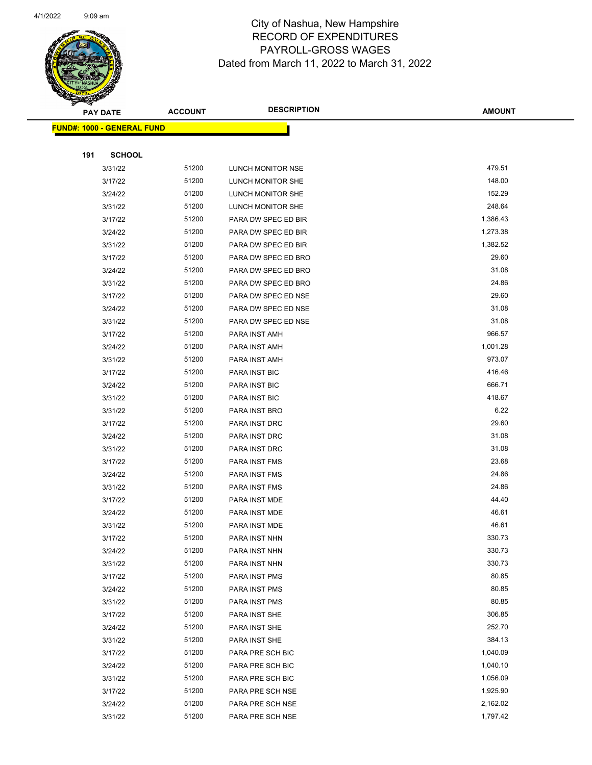City of Nashua, New Hampshire
RECORD OF EXPENDITURES
PAYROLL-GROSS WAGES
Dated from March 11, 2022 to March 31, 2022

| PAY DATE | ACCOUNT | DESCRIPTION | AMOUNT |
|---|---|---|---|
| **FUND#: 1000 - GENERAL FUND** | | | |
| **191 SCHOOL** | | | |
| 3/31/22 | 51200 | LUNCH MONITOR NSE | 479.51 |
| 3/17/22 | 51200 | LUNCH MONITOR SHE | 148.00 |
| 3/24/22 | 51200 | LUNCH MONITOR SHE | 152.29 |
| 3/31/22 | 51200 | LUNCH MONITOR SHE | 248.64 |
| 3/17/22 | 51200 | PARA DW SPEC ED BIR | 1,386.43 |
| 3/24/22 | 51200 | PARA DW SPEC ED BIR | 1,273.38 |
| 3/31/22 | 51200 | PARA DW SPEC ED BIR | 1,382.52 |
| 3/17/22 | 51200 | PARA DW SPEC ED BRO | 29.60 |
| 3/24/22 | 51200 | PARA DW SPEC ED BRO | 31.08 |
| 3/31/22 | 51200 | PARA DW SPEC ED BRO | 24.86 |
| 3/17/22 | 51200 | PARA DW SPEC ED NSE | 29.60 |
| 3/24/22 | 51200 | PARA DW SPEC ED NSE | 31.08 |
| 3/31/22 | 51200 | PARA DW SPEC ED NSE | 31.08 |
| 3/17/22 | 51200 | PARA INST AMH | 966.57 |
| 3/24/22 | 51200 | PARA INST AMH | 1,001.28 |
| 3/31/22 | 51200 | PARA INST AMH | 973.07 |
| 3/17/22 | 51200 | PARA INST BIC | 416.46 |
| 3/24/22 | 51200 | PARA INST BIC | 666.71 |
| 3/31/22 | 51200 | PARA INST BIC | 418.67 |
| 3/31/22 | 51200 | PARA INST BRO | 6.22 |
| 3/17/22 | 51200 | PARA INST DRC | 29.60 |
| 3/24/22 | 51200 | PARA INST DRC | 31.08 |
| 3/31/22 | 51200 | PARA INST DRC | 31.08 |
| 3/17/22 | 51200 | PARA INST FMS | 23.68 |
| 3/24/22 | 51200 | PARA INST FMS | 24.86 |
| 3/31/22 | 51200 | PARA INST FMS | 24.86 |
| 3/17/22 | 51200 | PARA INST MDE | 44.40 |
| 3/24/22 | 51200 | PARA INST MDE | 46.61 |
| 3/31/22 | 51200 | PARA INST MDE | 46.61 |
| 3/17/22 | 51200 | PARA INST NHN | 330.73 |
| 3/24/22 | 51200 | PARA INST NHN | 330.73 |
| 3/31/22 | 51200 | PARA INST NHN | 330.73 |
| 3/17/22 | 51200 | PARA INST PMS | 80.85 |
| 3/24/22 | 51200 | PARA INST PMS | 80.85 |
| 3/31/22 | 51200 | PARA INST PMS | 80.85 |
| 3/17/22 | 51200 | PARA INST SHE | 306.85 |
| 3/24/22 | 51200 | PARA INST SHE | 252.70 |
| 3/31/22 | 51200 | PARA INST SHE | 384.13 |
| 3/17/22 | 51200 | PARA PRE SCH BIC | 1,040.09 |
| 3/24/22 | 51200 | PARA PRE SCH BIC | 1,040.10 |
| 3/31/22 | 51200 | PARA PRE SCH BIC | 1,056.09 |
| 3/17/22 | 51200 | PARA PRE SCH NSE | 1,925.90 |
| 3/24/22 | 51200 | PARA PRE SCH NSE | 2,162.02 |
| 3/31/22 | 51200 | PARA PRE SCH NSE | 1,797.42 |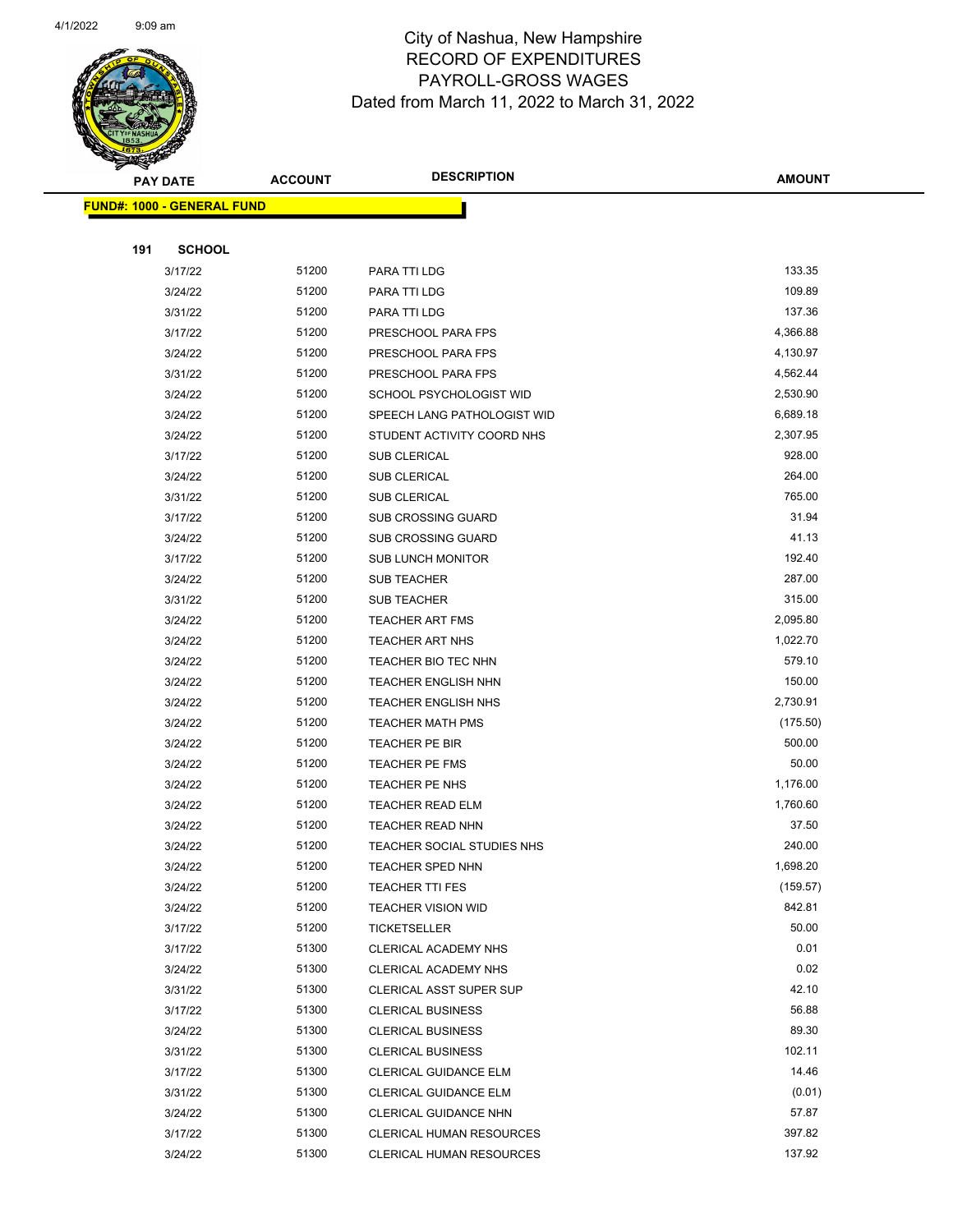# City of Nashua, New Hampshire
## RECORD OF EXPENDITURES
## PAYROLL-GROSS WAGES
## Dated from March 11, 2022 to March 31, 2022

| PAY DATE | ACCOUNT | DESCRIPTION | AMOUNT |
|---|---|---|---|
| **FUND#: 1000 - GENERAL FUND** | | | |
| **191 SCHOOL** | | | |
| 3/17/22 | 51200 | PARA TTI LDG | 133.35 |
| 3/24/22 | 51200 | PARA TTI LDG | 109.89 |
| 3/31/22 | 51200 | PARA TTI LDG | 137.36 |
| 3/17/22 | 51200 | PRESCHOOL PARA FPS | 4,366.88 |
| 3/24/22 | 51200 | PRESCHOOL PARA FPS | 4,130.97 |
| 3/31/22 | 51200 | PRESCHOOL PARA FPS | 4,562.44 |
| 3/24/22 | 51200 | SCHOOL PSYCHOLOGIST WID | 2,530.90 |
| 3/24/22 | 51200 | SPEECH LANG PATHOLOGIST WID | 6,689.18 |
| 3/24/22 | 51200 | STUDENT ACTIVITY COORD NHS | 2,307.95 |
| 3/17/22 | 51200 | SUB CLERICAL | 928.00 |
| 3/24/22 | 51200 | SUB CLERICAL | 264.00 |
| 3/31/22 | 51200 | SUB CLERICAL | 765.00 |
| 3/17/22 | 51200 | SUB CROSSING GUARD | 31.94 |
| 3/24/22 | 51200 | SUB CROSSING GUARD | 41.13 |
| 3/17/22 | 51200 | SUB LUNCH MONITOR | 192.40 |
| 3/24/22 | 51200 | SUB TEACHER | 287.00 |
| 3/31/22 | 51200 | SUB TEACHER | 315.00 |
| 3/24/22 | 51200 | TEACHER ART FMS | 2,095.80 |
| 3/24/22 | 51200 | TEACHER ART NHS | 1,022.70 |
| 3/24/22 | 51200 | TEACHER BIO TEC NHN | 579.10 |
| 3/24/22 | 51200 | TEACHER ENGLISH NHN | 150.00 |
| 3/24/22 | 51200 | TEACHER ENGLISH NHS | 2,730.91 |
| 3/24/22 | 51200 | TEACHER MATH PMS | (175.50) |
| 3/24/22 | 51200 | TEACHER PE BIR | 500.00 |
| 3/24/22 | 51200 | TEACHER PE FMS | 50.00 |
| 3/24/22 | 51200 | TEACHER PE NHS | 1,176.00 |
| 3/24/22 | 51200 | TEACHER READ ELM | 1,760.60 |
| 3/24/22 | 51200 | TEACHER READ NHN | 37.50 |
| 3/24/22 | 51200 | TEACHER SOCIAL STUDIES NHS | 240.00 |
| 3/24/22 | 51200 | TEACHER SPED NHN | 1,698.20 |
| 3/24/22 | 51200 | TEACHER TTI FES | (159.57) |
| 3/24/22 | 51200 | TEACHER VISION WID | 842.81 |
| 3/17/22 | 51200 | TICKETSELLER | 50.00 |
| 3/17/22 | 51300 | CLERICAL ACADEMY NHS | 0.01 |
| 3/24/22 | 51300 | CLERICAL ACADEMY NHS | 0.02 |
| 3/31/22 | 51300 | CLERICAL ASST SUPER SUP | 42.10 |
| 3/17/22 | 51300 | CLERICAL BUSINESS | 56.88 |
| 3/24/22 | 51300 | CLERICAL BUSINESS | 89.30 |
| 3/31/22 | 51300 | CLERICAL BUSINESS | 102.11 |
| 3/17/22 | 51300 | CLERICAL GUIDANCE ELM | 14.46 |
| 3/31/22 | 51300 | CLERICAL GUIDANCE ELM | (0.01) |
| 3/24/22 | 51300 | CLERICAL GUIDANCE NHN | 57.87 |
| 3/17/22 | 51300 | CLERICAL HUMAN RESOURCES | 397.82 |
| 3/24/22 | 51300 | CLERICAL HUMAN RESOURCES | 137.92 |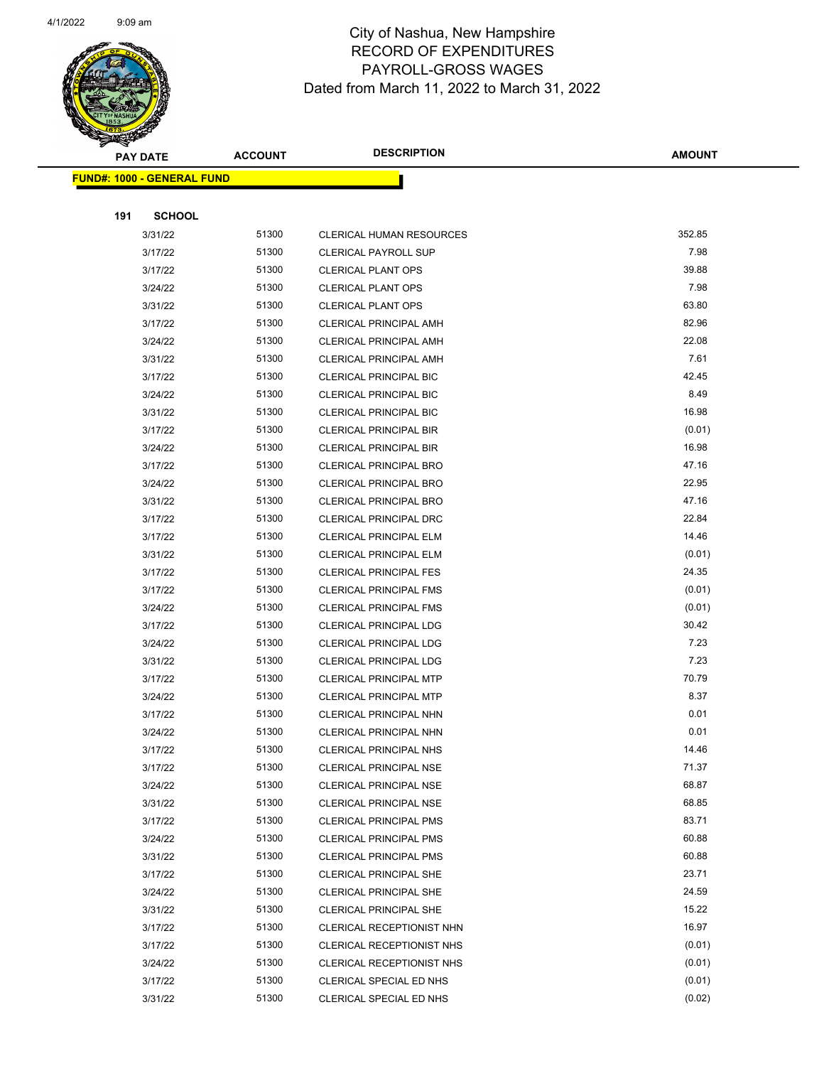# City of Nashua, New Hampshire
## RECORD OF EXPENDITURES
## PAYROLL-GROSS WAGES
### Dated from March 11, 2022 to March 31, 2022

**FUND#: 1000 - GENERAL FUND**

**191 SCHOOL**

| PAY DATE | ACCOUNT | DESCRIPTION | AMOUNT |
|---|---|---|---|
| 3/31/22 | 51300 | CLERICAL HUMAN RESOURCES | 352.85 |
| 3/17/22 | 51300 | CLERICAL PAYROLL SUP | 7.98 |
| 3/17/22 | 51300 | CLERICAL PLANT OPS | 39.88 |
| 3/24/22 | 51300 | CLERICAL PLANT OPS | 7.98 |
| 3/31/22 | 51300 | CLERICAL PLANT OPS | 63.80 |
| 3/17/22 | 51300 | CLERICAL PRINCIPAL AMH | 82.96 |
| 3/24/22 | 51300 | CLERICAL PRINCIPAL AMH | 22.08 |
| 3/31/22 | 51300 | CLERICAL PRINCIPAL AMH | 7.61 |
| 3/17/22 | 51300 | CLERICAL PRINCIPAL BIC | 42.45 |
| 3/24/22 | 51300 | CLERICAL PRINCIPAL BIC | 8.49 |
| 3/31/22 | 51300 | CLERICAL PRINCIPAL BIC | 16.98 |
| 3/17/22 | 51300 | CLERICAL PRINCIPAL BIR | (0.01) |
| 3/24/22 | 51300 | CLERICAL PRINCIPAL BIR | 16.98 |
| 3/17/22 | 51300 | CLERICAL PRINCIPAL BRO | 47.16 |
| 3/24/22 | 51300 | CLERICAL PRINCIPAL BRO | 22.95 |
| 3/31/22 | 51300 | CLERICAL PRINCIPAL BRO | 47.16 |
| 3/17/22 | 51300 | CLERICAL PRINCIPAL DRC | 22.84 |
| 3/17/22 | 51300 | CLERICAL PRINCIPAL ELM | 14.46 |
| 3/31/22 | 51300 | CLERICAL PRINCIPAL ELM | (0.01) |
| 3/17/22 | 51300 | CLERICAL PRINCIPAL FES | 24.35 |
| 3/17/22 | 51300 | CLERICAL PRINCIPAL FMS | (0.01) |
| 3/24/22 | 51300 | CLERICAL PRINCIPAL FMS | (0.01) |
| 3/17/22 | 51300 | CLERICAL PRINCIPAL LDG | 30.42 |
| 3/24/22 | 51300 | CLERICAL PRINCIPAL LDG | 7.23 |
| 3/31/22 | 51300 | CLERICAL PRINCIPAL LDG | 7.23 |
| 3/17/22 | 51300 | CLERICAL PRINCIPAL MTP | 70.79 |
| 3/24/22 | 51300 | CLERICAL PRINCIPAL MTP | 8.37 |
| 3/17/22 | 51300 | CLERICAL PRINCIPAL NHN | 0.01 |
| 3/24/22 | 51300 | CLERICAL PRINCIPAL NHN | 0.01 |
| 3/17/22 | 51300 | CLERICAL PRINCIPAL NHS | 14.46 |
| 3/17/22 | 51300 | CLERICAL PRINCIPAL NSE | 71.37 |
| 3/24/22 | 51300 | CLERICAL PRINCIPAL NSE | 68.87 |
| 3/31/22 | 51300 | CLERICAL PRINCIPAL NSE | 68.85 |
| 3/17/22 | 51300 | CLERICAL PRINCIPAL PMS | 83.71 |
| 3/24/22 | 51300 | CLERICAL PRINCIPAL PMS | 60.88 |
| 3/31/22 | 51300 | CLERICAL PRINCIPAL PMS | 60.88 |
| 3/17/22 | 51300 | CLERICAL PRINCIPAL SHE | 23.71 |
| 3/24/22 | 51300 | CLERICAL PRINCIPAL SHE | 24.59 |
| 3/31/22 | 51300 | CLERICAL PRINCIPAL SHE | 15.22 |
| 3/17/22 | 51300 | CLERICAL RECEPTIONIST NHN | 16.97 |
| 3/17/22 | 51300 | CLERICAL RECEPTIONIST NHS | (0.01) |
| 3/24/22 | 51300 | CLERICAL RECEPTIONIST NHS | (0.01) |
| 3/17/22 | 51300 | CLERICAL SPECIAL ED NHS | (0.01) |
| 3/31/22 | 51300 | CLERICAL SPECIAL ED NHS | (0.02) |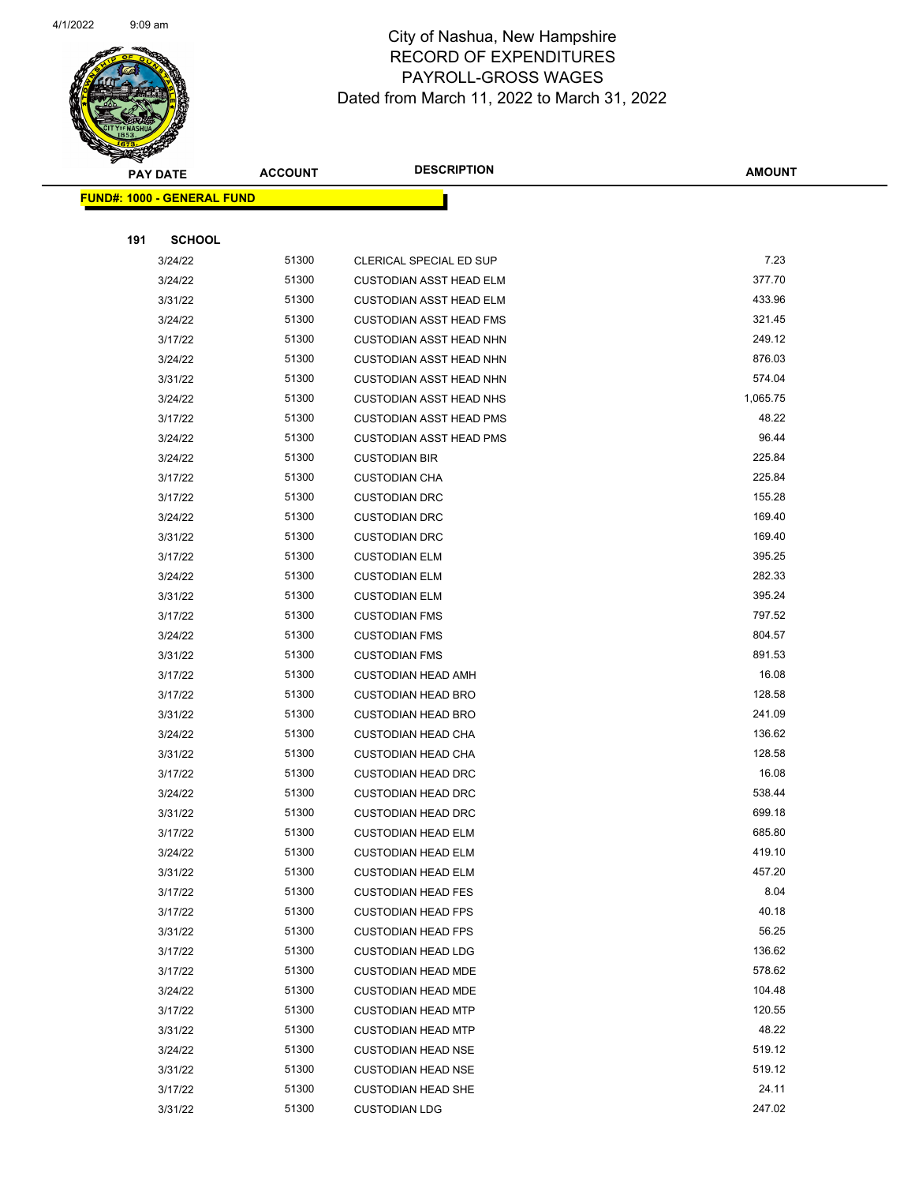# City of Nashua, New Hampshire
## RECORD OF EXPENDITURES
## PAYROLL-GROSS WAGES
## Dated from March 11, 2022 to March 31, 2022

**FUND#: 1000 - GENERAL FUND**

**191 SCHOOL**

| PAY DATE | ACCOUNT | DESCRIPTION | AMOUNT |
|---|---|---|---|
| 3/24/22 | 51300 | CLERICAL SPECIAL ED SUP | 7.23 |
| 3/24/22 | 51300 | CUSTODIAN ASST HEAD ELM | 377.70 |
| 3/31/22 | 51300 | CUSTODIAN ASST HEAD ELM | 433.96 |
| 3/24/22 | 51300 | CUSTODIAN ASST HEAD FMS | 321.45 |
| 3/17/22 | 51300 | CUSTODIAN ASST HEAD NHN | 249.12 |
| 3/24/22 | 51300 | CUSTODIAN ASST HEAD NHN | 876.03 |
| 3/31/22 | 51300 | CUSTODIAN ASST HEAD NHN | 574.04 |
| 3/24/22 | 51300 | CUSTODIAN ASST HEAD NHS | 1,065.75 |
| 3/17/22 | 51300 | CUSTODIAN ASST HEAD PMS | 48.22 |
| 3/24/22 | 51300 | CUSTODIAN ASST HEAD PMS | 96.44 |
| 3/24/22 | 51300 | CUSTODIAN BIR | 225.84 |
| 3/17/22 | 51300 | CUSTODIAN CHA | 225.84 |
| 3/17/22 | 51300 | CUSTODIAN DRC | 155.28 |
| 3/24/22 | 51300 | CUSTODIAN DRC | 169.40 |
| 3/31/22 | 51300 | CUSTODIAN DRC | 169.40 |
| 3/17/22 | 51300 | CUSTODIAN ELM | 395.25 |
| 3/24/22 | 51300 | CUSTODIAN ELM | 282.33 |
| 3/31/22 | 51300 | CUSTODIAN ELM | 395.24 |
| 3/17/22 | 51300 | CUSTODIAN FMS | 797.52 |
| 3/24/22 | 51300 | CUSTODIAN FMS | 804.57 |
| 3/31/22 | 51300 | CUSTODIAN FMS | 891.53 |
| 3/17/22 | 51300 | CUSTODIAN HEAD AMH | 16.08 |
| 3/17/22 | 51300 | CUSTODIAN HEAD BRO | 128.58 |
| 3/31/22 | 51300 | CUSTODIAN HEAD BRO | 241.09 |
| 3/24/22 | 51300 | CUSTODIAN HEAD CHA | 136.62 |
| 3/31/22 | 51300 | CUSTODIAN HEAD CHA | 128.58 |
| 3/17/22 | 51300 | CUSTODIAN HEAD DRC | 16.08 |
| 3/24/22 | 51300 | CUSTODIAN HEAD DRC | 538.44 |
| 3/31/22 | 51300 | CUSTODIAN HEAD DRC | 699.18 |
| 3/17/22 | 51300 | CUSTODIAN HEAD ELM | 685.80 |
| 3/24/22 | 51300 | CUSTODIAN HEAD ELM | 419.10 |
| 3/31/22 | 51300 | CUSTODIAN HEAD ELM | 457.20 |
| 3/17/22 | 51300 | CUSTODIAN HEAD FES | 8.04 |
| 3/17/22 | 51300 | CUSTODIAN HEAD FPS | 40.18 |
| 3/31/22 | 51300 | CUSTODIAN HEAD FPS | 56.25 |
| 3/17/22 | 51300 | CUSTODIAN HEAD LDG | 136.62 |
| 3/17/22 | 51300 | CUSTODIAN HEAD MDE | 578.62 |
| 3/24/22 | 51300 | CUSTODIAN HEAD MDE | 104.48 |
| 3/17/22 | 51300 | CUSTODIAN HEAD MTP | 120.55 |
| 3/31/22 | 51300 | CUSTODIAN HEAD MTP | 48.22 |
| 3/24/22 | 51300 | CUSTODIAN HEAD NSE | 519.12 |
| 3/31/22 | 51300 | CUSTODIAN HEAD NSE | 519.12 |
| 3/17/22 | 51300 | CUSTODIAN HEAD SHE | 24.11 |
| 3/31/22 | 51300 | CUSTODIAN LDG | 247.02 |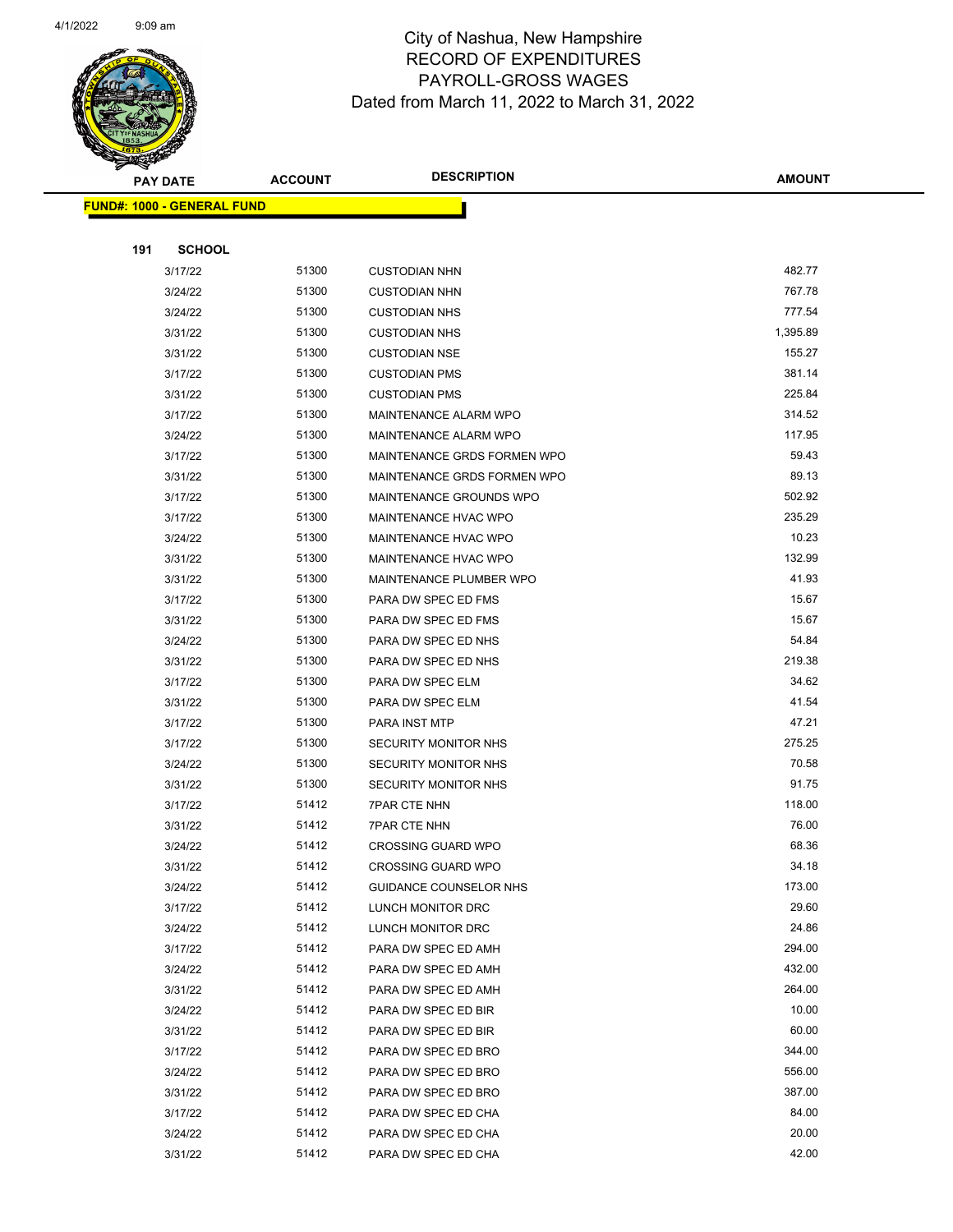# City of Nashua, New Hampshire
## RECORD OF EXPENDITURES
## PAYROLL-GROSS WAGES
### Dated from March 11, 2022 to March 31, 2022

| PAY DATE | ACCOUNT | DESCRIPTION | AMOUNT |
|---|---|---|---|

**FUND#: 1000 - GENERAL FUND**

**191 SCHOOL**

| PAY DATE | ACCOUNT | DESCRIPTION | AMOUNT |
|---|---|---|---|
| 3/17/22 | 51300 | CUSTODIAN NHN | 482.77 |
| 3/24/22 | 51300 | CUSTODIAN NHN | 767.78 |
| 3/24/22 | 51300 | CUSTODIAN NHS | 777.54 |
| 3/31/22 | 51300 | CUSTODIAN NHS | 1,395.89 |
| 3/31/22 | 51300 | CUSTODIAN NSE | 155.27 |
| 3/17/22 | 51300 | CUSTODIAN PMS | 381.14 |
| 3/31/22 | 51300 | CUSTODIAN PMS | 225.84 |
| 3/17/22 | 51300 | MAINTENANCE ALARM WPO | 314.52 |
| 3/24/22 | 51300 | MAINTENANCE ALARM WPO | 117.95 |
| 3/17/22 | 51300 | MAINTENANCE GRDS FORMEN WPO | 59.43 |
| 3/31/22 | 51300 | MAINTENANCE GRDS FORMEN WPO | 89.13 |
| 3/17/22 | 51300 | MAINTENANCE GROUNDS WPO | 502.92 |
| 3/17/22 | 51300 | MAINTENANCE HVAC WPO | 235.29 |
| 3/24/22 | 51300 | MAINTENANCE HVAC WPO | 10.23 |
| 3/31/22 | 51300 | MAINTENANCE HVAC WPO | 132.99 |
| 3/31/22 | 51300 | MAINTENANCE PLUMBER WPO | 41.93 |
| 3/17/22 | 51300 | PARA DW SPEC ED FMS | 15.67 |
| 3/31/22 | 51300 | PARA DW SPEC ED FMS | 15.67 |
| 3/24/22 | 51300 | PARA DW SPEC ED NHS | 54.84 |
| 3/31/22 | 51300 | PARA DW SPEC ED NHS | 219.38 |
| 3/17/22 | 51300 | PARA DW SPEC ELM | 34.62 |
| 3/31/22 | 51300 | PARA DW SPEC ELM | 41.54 |
| 3/17/22 | 51300 | PARA INST MTP | 47.21 |
| 3/17/22 | 51300 | SECURITY MONITOR NHS | 275.25 |
| 3/24/22 | 51300 | SECURITY MONITOR NHS | 70.58 |
| 3/31/22 | 51300 | SECURITY MONITOR NHS | 91.75 |
| 3/17/22 | 51412 | 7PAR CTE NHN | 118.00 |
| 3/31/22 | 51412 | 7PAR CTE NHN | 76.00 |
| 3/24/22 | 51412 | CROSSING GUARD WPO | 68.36 |
| 3/31/22 | 51412 | CROSSING GUARD WPO | 34.18 |
| 3/24/22 | 51412 | GUIDANCE COUNSELOR NHS | 173.00 |
| 3/17/22 | 51412 | LUNCH MONITOR DRC | 29.60 |
| 3/24/22 | 51412 | LUNCH MONITOR DRC | 24.86 |
| 3/17/22 | 51412 | PARA DW SPEC ED AMH | 294.00 |
| 3/24/22 | 51412 | PARA DW SPEC ED AMH | 432.00 |
| 3/31/22 | 51412 | PARA DW SPEC ED AMH | 264.00 |
| 3/24/22 | 51412 | PARA DW SPEC ED BIR | 10.00 |
| 3/31/22 | 51412 | PARA DW SPEC ED BIR | 60.00 |
| 3/17/22 | 51412 | PARA DW SPEC ED BRO | 344.00 |
| 3/24/22 | 51412 | PARA DW SPEC ED BRO | 556.00 |
| 3/31/22 | 51412 | PARA DW SPEC ED BRO | 387.00 |
| 3/17/22 | 51412 | PARA DW SPEC ED CHA | 84.00 |
| 3/24/22 | 51412 | PARA DW SPEC ED CHA | 20.00 |
| 3/31/22 | 51412 | PARA DW SPEC ED CHA | 42.00 |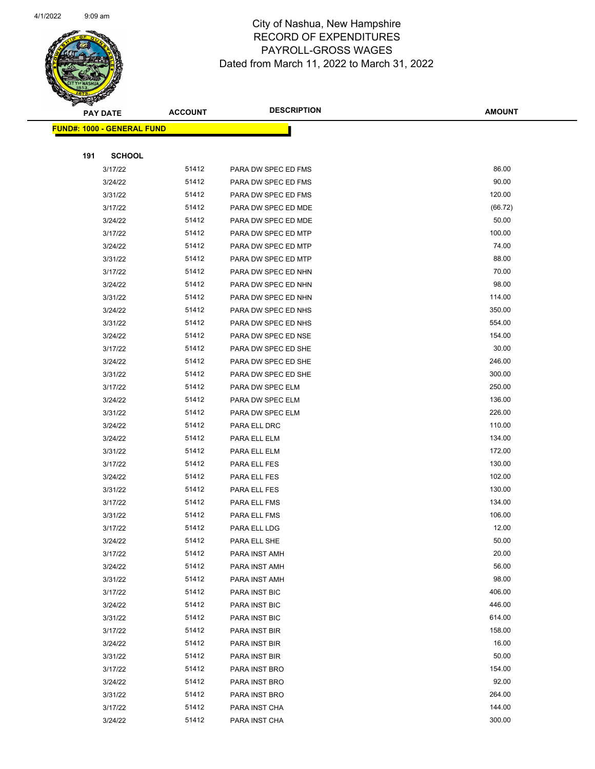City of Nashua, New Hampshire
RECORD OF EXPENDITURES
PAYROLL-GROSS WAGES
Dated from March 11, 2022 to March 31, 2022

| PAY DATE | ACCOUNT | DESCRIPTION | AMOUNT |
|---|---|---|---|
| **FUND#: 1000 - GENERAL FUND** | | | |
| **191 SCHOOL** | | | |
| 3/17/22 | 51412 | PARA DW SPEC ED FMS | 86.00 |
| 3/24/22 | 51412 | PARA DW SPEC ED FMS | 90.00 |
| 3/31/22 | 51412 | PARA DW SPEC ED FMS | 120.00 |
| 3/17/22 | 51412 | PARA DW SPEC ED MDE | (66.72) |
| 3/24/22 | 51412 | PARA DW SPEC ED MDE | 50.00 |
| 3/17/22 | 51412 | PARA DW SPEC ED MTP | 100.00 |
| 3/24/22 | 51412 | PARA DW SPEC ED MTP | 74.00 |
| 3/31/22 | 51412 | PARA DW SPEC ED MTP | 88.00 |
| 3/17/22 | 51412 | PARA DW SPEC ED NHN | 70.00 |
| 3/24/22 | 51412 | PARA DW SPEC ED NHN | 98.00 |
| 3/31/22 | 51412 | PARA DW SPEC ED NHN | 114.00 |
| 3/24/22 | 51412 | PARA DW SPEC ED NHS | 350.00 |
| 3/31/22 | 51412 | PARA DW SPEC ED NHS | 554.00 |
| 3/24/22 | 51412 | PARA DW SPEC ED NSE | 154.00 |
| 3/17/22 | 51412 | PARA DW SPEC ED SHE | 30.00 |
| 3/24/22 | 51412 | PARA DW SPEC ED SHE | 246.00 |
| 3/31/22 | 51412 | PARA DW SPEC ED SHE | 300.00 |
| 3/17/22 | 51412 | PARA DW SPEC ELM | 250.00 |
| 3/24/22 | 51412 | PARA DW SPEC ELM | 136.00 |
| 3/31/22 | 51412 | PARA DW SPEC ELM | 226.00 |
| 3/24/22 | 51412 | PARA ELL DRC | 110.00 |
| 3/24/22 | 51412 | PARA ELL ELM | 134.00 |
| 3/31/22 | 51412 | PARA ELL ELM | 172.00 |
| 3/17/22 | 51412 | PARA ELL FES | 130.00 |
| 3/24/22 | 51412 | PARA ELL FES | 102.00 |
| 3/31/22 | 51412 | PARA ELL FES | 130.00 |
| 3/17/22 | 51412 | PARA ELL FMS | 134.00 |
| 3/31/22 | 51412 | PARA ELL FMS | 106.00 |
| 3/17/22 | 51412 | PARA ELL LDG | 12.00 |
| 3/24/22 | 51412 | PARA ELL SHE | 50.00 |
| 3/17/22 | 51412 | PARA INST AMH | 20.00 |
| 3/24/22 | 51412 | PARA INST AMH | 56.00 |
| 3/31/22 | 51412 | PARA INST AMH | 98.00 |
| 3/17/22 | 51412 | PARA INST BIC | 406.00 |
| 3/24/22 | 51412 | PARA INST BIC | 446.00 |
| 3/31/22 | 51412 | PARA INST BIC | 614.00 |
| 3/17/22 | 51412 | PARA INST BIR | 158.00 |
| 3/24/22 | 51412 | PARA INST BIR | 16.00 |
| 3/31/22 | 51412 | PARA INST BIR | 50.00 |
| 3/17/22 | 51412 | PARA INST BRO | 154.00 |
| 3/24/22 | 51412 | PARA INST BRO | 92.00 |
| 3/31/22 | 51412 | PARA INST BRO | 264.00 |
| 3/17/22 | 51412 | PARA INST CHA | 144.00 |
| 3/24/22 | 51412 | PARA INST CHA | 300.00 |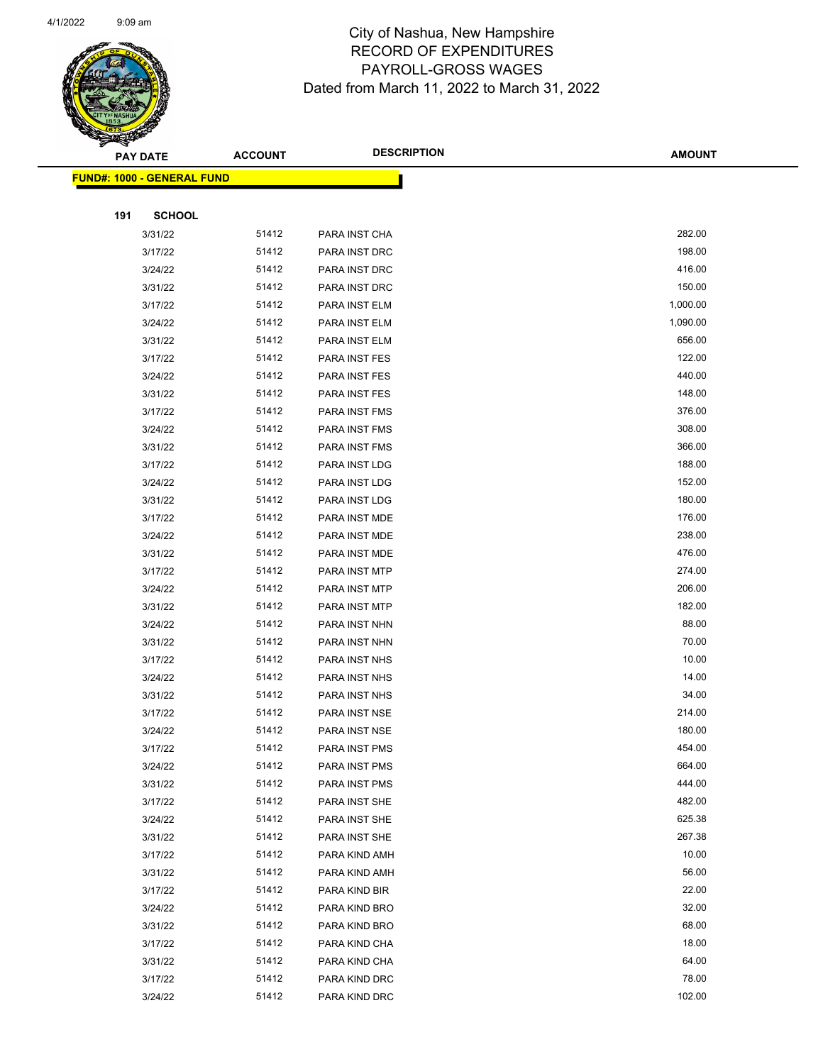# City of Nashua, New Hampshire
# RECORD OF EXPENDITURES
# PAYROLL-GROSS WAGES
# Dated from March 11, 2022 to March 31, 2022

| PAY DATE | ACCOUNT | DESCRIPTION | AMOUNT |
|---|---|---|---|
| **FUND#: 1000 - GENERAL FUND** | | | |
| **191 SCHOOL** | | | |
| 3/31/22 | 51412 | PARA INST CHA | 282.00 |
| 3/17/22 | 51412 | PARA INST DRC | 198.00 |
| 3/24/22 | 51412 | PARA INST DRC | 416.00 |
| 3/31/22 | 51412 | PARA INST DRC | 150.00 |
| 3/17/22 | 51412 | PARA INST ELM | 1,000.00 |
| 3/24/22 | 51412 | PARA INST ELM | 1,090.00 |
| 3/31/22 | 51412 | PARA INST ELM | 656.00 |
| 3/17/22 | 51412 | PARA INST FES | 122.00 |
| 3/24/22 | 51412 | PARA INST FES | 440.00 |
| 3/31/22 | 51412 | PARA INST FES | 148.00 |
| 3/17/22 | 51412 | PARA INST FMS | 376.00 |
| 3/24/22 | 51412 | PARA INST FMS | 308.00 |
| 3/31/22 | 51412 | PARA INST FMS | 366.00 |
| 3/17/22 | 51412 | PARA INST LDG | 188.00 |
| 3/24/22 | 51412 | PARA INST LDG | 152.00 |
| 3/31/22 | 51412 | PARA INST LDG | 180.00 |
| 3/17/22 | 51412 | PARA INST MDE | 176.00 |
| 3/24/22 | 51412 | PARA INST MDE | 238.00 |
| 3/31/22 | 51412 | PARA INST MDE | 476.00 |
| 3/17/22 | 51412 | PARA INST MTP | 274.00 |
| 3/24/22 | 51412 | PARA INST MTP | 206.00 |
| 3/31/22 | 51412 | PARA INST MTP | 182.00 |
| 3/24/22 | 51412 | PARA INST NHN | 88.00 |
| 3/31/22 | 51412 | PARA INST NHN | 70.00 |
| 3/17/22 | 51412 | PARA INST NHS | 10.00 |
| 3/24/22 | 51412 | PARA INST NHS | 14.00 |
| 3/31/22 | 51412 | PARA INST NHS | 34.00 |
| 3/17/22 | 51412 | PARA INST NSE | 214.00 |
| 3/24/22 | 51412 | PARA INST NSE | 180.00 |
| 3/17/22 | 51412 | PARA INST PMS | 454.00 |
| 3/24/22 | 51412 | PARA INST PMS | 664.00 |
| 3/31/22 | 51412 | PARA INST PMS | 444.00 |
| 3/17/22 | 51412 | PARA INST SHE | 482.00 |
| 3/24/22 | 51412 | PARA INST SHE | 625.38 |
| 3/31/22 | 51412 | PARA INST SHE | 267.38 |
| 3/17/22 | 51412 | PARA KIND AMH | 10.00 |
| 3/31/22 | 51412 | PARA KIND AMH | 56.00 |
| 3/17/22 | 51412 | PARA KIND BIR | 22.00 |
| 3/24/22 | 51412 | PARA KIND BRO | 32.00 |
| 3/31/22 | 51412 | PARA KIND BRO | 68.00 |
| 3/17/22 | 51412 | PARA KIND CHA | 18.00 |
| 3/31/22 | 51412 | PARA KIND CHA | 64.00 |
| 3/17/22 | 51412 | PARA KIND DRC | 78.00 |
| 3/24/22 | 51412 | PARA KIND DRC | 102.00 |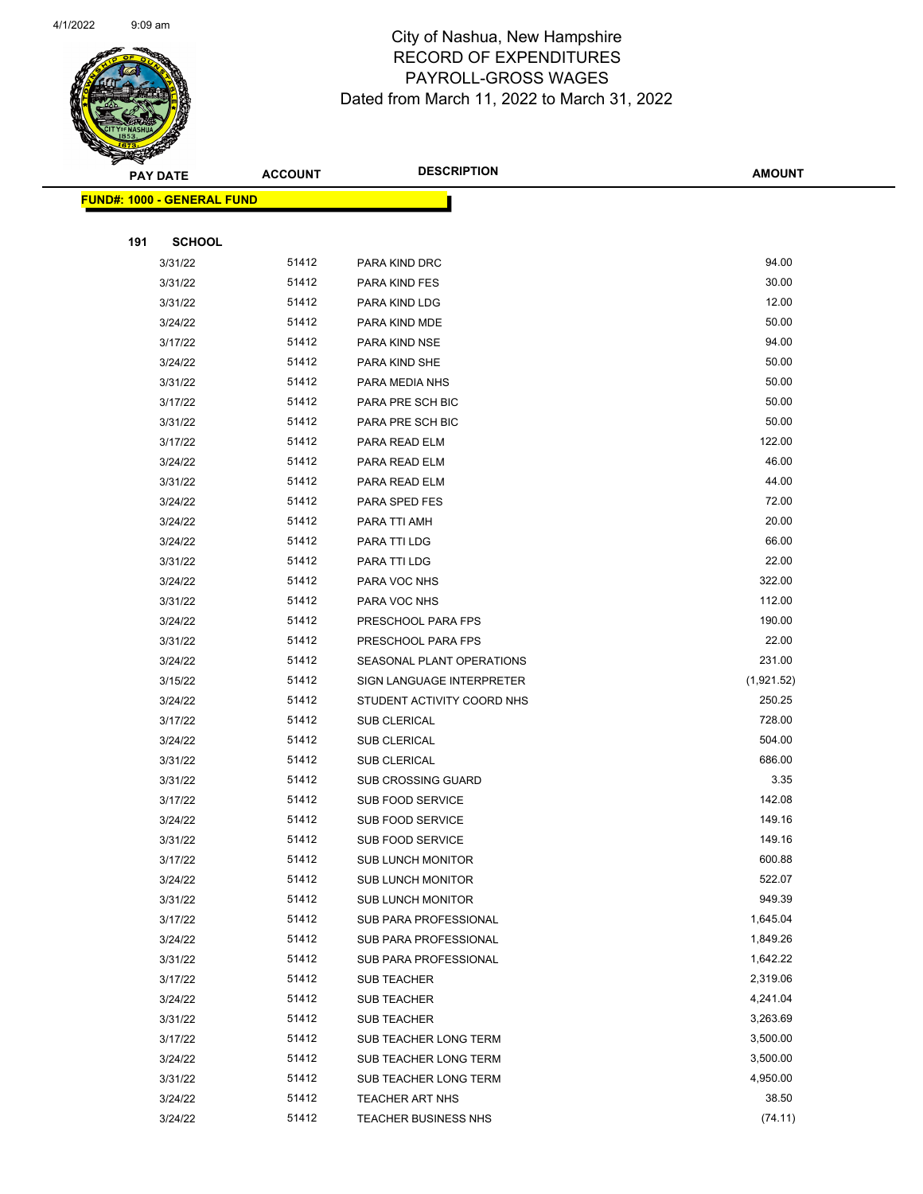City of Nashua, New Hampshire
RECORD OF EXPENDITURES
PAYROLL-GROSS WAGES
Dated from March 11, 2022 to March 31, 2022

| PAY DATE | ACCOUNT | DESCRIPTION | AMOUNT |
|---|---|---|---|
| **FUND#: 1000 - GENERAL FUND** | | | |
| **191 SCHOOL** | | | |
| 3/31/22 | 51412 | PARA KIND DRC | 94.00 |
| 3/31/22 | 51412 | PARA KIND FES | 30.00 |
| 3/31/22 | 51412 | PARA KIND LDG | 12.00 |
| 3/24/22 | 51412 | PARA KIND MDE | 50.00 |
| 3/17/22 | 51412 | PARA KIND NSE | 94.00 |
| 3/24/22 | 51412 | PARA KIND SHE | 50.00 |
| 3/31/22 | 51412 | PARA MEDIA NHS | 50.00 |
| 3/17/22 | 51412 | PARA PRE SCH BIC | 50.00 |
| 3/31/22 | 51412 | PARA PRE SCH BIC | 50.00 |
| 3/17/22 | 51412 | PARA READ ELM | 122.00 |
| 3/24/22 | 51412 | PARA READ ELM | 46.00 |
| 3/31/22 | 51412 | PARA READ ELM | 44.00 |
| 3/24/22 | 51412 | PARA SPED FES | 72.00 |
| 3/24/22 | 51412 | PARA TTI AMH | 20.00 |
| 3/24/22 | 51412 | PARA TTI LDG | 66.00 |
| 3/31/22 | 51412 | PARA TTI LDG | 22.00 |
| 3/24/22 | 51412 | PARA VOC NHS | 322.00 |
| 3/31/22 | 51412 | PARA VOC NHS | 112.00 |
| 3/24/22 | 51412 | PRESCHOOL PARA FPS | 190.00 |
| 3/31/22 | 51412 | PRESCHOOL PARA FPS | 22.00 |
| 3/24/22 | 51412 | SEASONAL PLANT OPERATIONS | 231.00 |
| 3/15/22 | 51412 | SIGN LANGUAGE INTERPRETER | (1,921.52) |
| 3/24/22 | 51412 | STUDENT ACTIVITY COORD NHS | 250.25 |
| 3/17/22 | 51412 | SUB CLERICAL | 728.00 |
| 3/24/22 | 51412 | SUB CLERICAL | 504.00 |
| 3/31/22 | 51412 | SUB CLERICAL | 686.00 |
| 3/31/22 | 51412 | SUB CROSSING GUARD | 3.35 |
| 3/17/22 | 51412 | SUB FOOD SERVICE | 142.08 |
| 3/24/22 | 51412 | SUB FOOD SERVICE | 149.16 |
| 3/31/22 | 51412 | SUB FOOD SERVICE | 149.16 |
| 3/17/22 | 51412 | SUB LUNCH MONITOR | 600.88 |
| 3/24/22 | 51412 | SUB LUNCH MONITOR | 522.07 |
| 3/31/22 | 51412 | SUB LUNCH MONITOR | 949.39 |
| 3/17/22 | 51412 | SUB PARA PROFESSIONAL | 1,645.04 |
| 3/24/22 | 51412 | SUB PARA PROFESSIONAL | 1,849.26 |
| 3/31/22 | 51412 | SUB PARA PROFESSIONAL | 1,642.22 |
| 3/17/22 | 51412 | SUB TEACHER | 2,319.06 |
| 3/24/22 | 51412 | SUB TEACHER | 4,241.04 |
| 3/31/22 | 51412 | SUB TEACHER | 3,263.69 |
| 3/17/22 | 51412 | SUB TEACHER LONG TERM | 3,500.00 |
| 3/24/22 | 51412 | SUB TEACHER LONG TERM | 3,500.00 |
| 3/31/22 | 51412 | SUB TEACHER LONG TERM | 4,950.00 |
| 3/24/22 | 51412 | TEACHER ART NHS | 38.50 |
| 3/24/22 | 51412 | TEACHER BUSINESS NHS | (74.11) |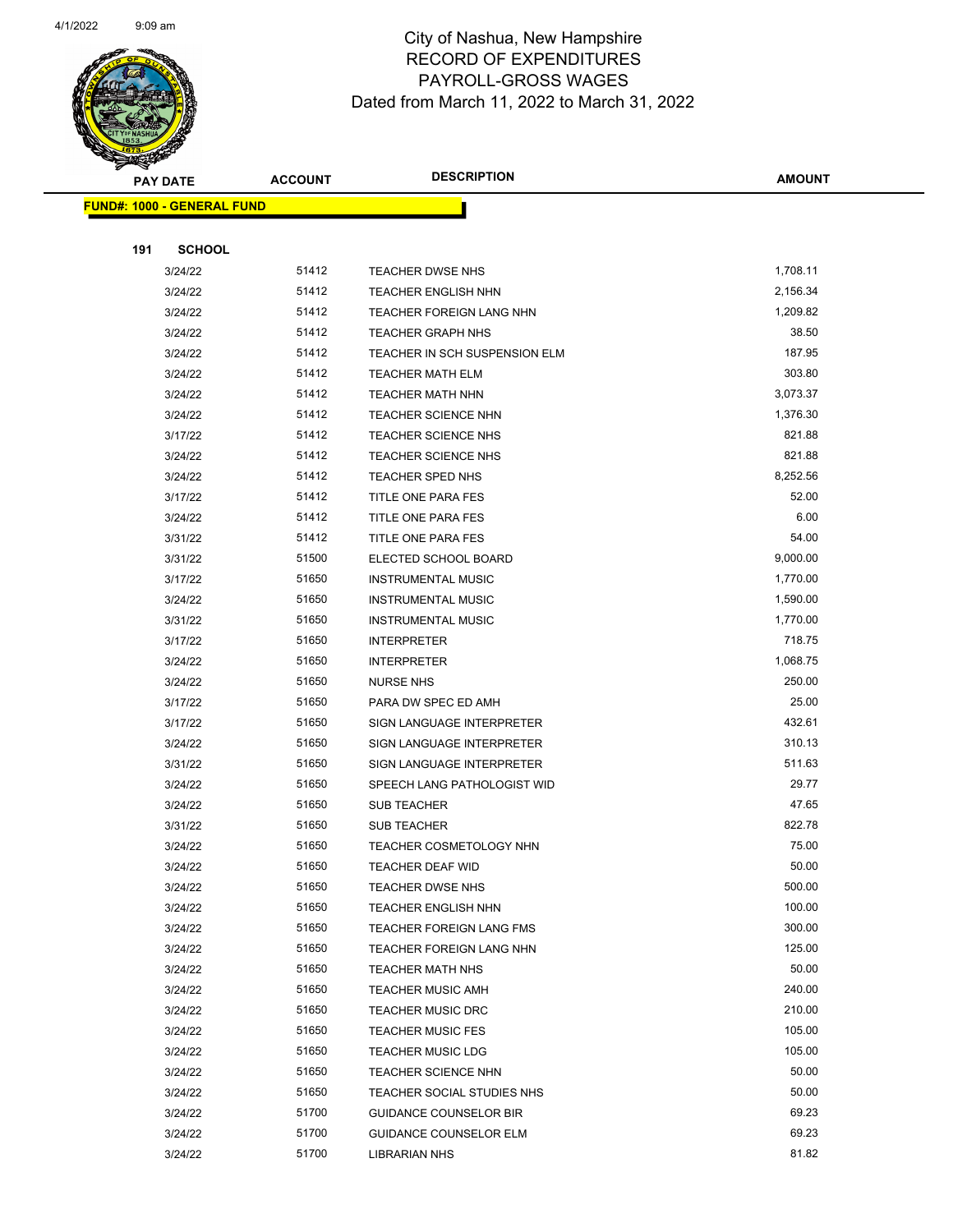# City of Nashua, New Hampshire
## RECORD OF EXPENDITURES
## PAYROLL-GROSS WAGES
## Dated from March 11, 2022 to March 31, 2022

**FUND#: 1000 - GENERAL FUND**

**191 SCHOOL**

| PAY DATE | ACCOUNT | DESCRIPTION | AMOUNT |
|---|---|---|---|
| 3/24/22 | 51412 | TEACHER DWSE NHS | 1,708.11 |
| 3/24/22 | 51412 | TEACHER ENGLISH NHN | 2,156.34 |
| 3/24/22 | 51412 | TEACHER FOREIGN LANG NHN | 1,209.82 |
| 3/24/22 | 51412 | TEACHER GRAPH NHS | 38.50 |
| 3/24/22 | 51412 | TEACHER IN SCH SUSPENSION ELM | 187.95 |
| 3/24/22 | 51412 | TEACHER MATH ELM | 303.80 |
| 3/24/22 | 51412 | TEACHER MATH NHN | 3,073.37 |
| 3/24/22 | 51412 | TEACHER SCIENCE NHN | 1,376.30 |
| 3/17/22 | 51412 | TEACHER SCIENCE NHS | 821.88 |
| 3/24/22 | 51412 | TEACHER SCIENCE NHS | 821.88 |
| 3/24/22 | 51412 | TEACHER SPED NHS | 8,252.56 |
| 3/17/22 | 51412 | TITLE ONE PARA FES | 52.00 |
| 3/24/22 | 51412 | TITLE ONE PARA FES | 6.00 |
| 3/31/22 | 51412 | TITLE ONE PARA FES | 54.00 |
| 3/31/22 | 51500 | ELECTED SCHOOL BOARD | 9,000.00 |
| 3/17/22 | 51650 | INSTRUMENTAL MUSIC | 1,770.00 |
| 3/24/22 | 51650 | INSTRUMENTAL MUSIC | 1,590.00 |
| 3/31/22 | 51650 | INSTRUMENTAL MUSIC | 1,770.00 |
| 3/17/22 | 51650 | INTERPRETER | 718.75 |
| 3/24/22 | 51650 | INTERPRETER | 1,068.75 |
| 3/24/22 | 51650 | NURSE NHS | 250.00 |
| 3/17/22 | 51650 | PARA DW SPEC ED AMH | 25.00 |
| 3/17/22 | 51650 | SIGN LANGUAGE INTERPRETER | 432.61 |
| 3/24/22 | 51650 | SIGN LANGUAGE INTERPRETER | 310.13 |
| 3/31/22 | 51650 | SIGN LANGUAGE INTERPRETER | 511.63 |
| 3/24/22 | 51650 | SPEECH LANG PATHOLOGIST WID | 29.77 |
| 3/24/22 | 51650 | SUB TEACHER | 47.65 |
| 3/31/22 | 51650 | SUB TEACHER | 822.78 |
| 3/24/22 | 51650 | TEACHER COSMETOLOGY NHN | 75.00 |
| 3/24/22 | 51650 | TEACHER DEAF WID | 50.00 |
| 3/24/22 | 51650 | TEACHER DWSE NHS | 500.00 |
| 3/24/22 | 51650 | TEACHER ENGLISH NHN | 100.00 |
| 3/24/22 | 51650 | TEACHER FOREIGN LANG FMS | 300.00 |
| 3/24/22 | 51650 | TEACHER FOREIGN LANG NHN | 125.00 |
| 3/24/22 | 51650 | TEACHER MATH NHS | 50.00 |
| 3/24/22 | 51650 | TEACHER MUSIC AMH | 240.00 |
| 3/24/22 | 51650 | TEACHER MUSIC DRC | 210.00 |
| 3/24/22 | 51650 | TEACHER MUSIC FES | 105.00 |
| 3/24/22 | 51650 | TEACHER MUSIC LDG | 105.00 |
| 3/24/22 | 51650 | TEACHER SCIENCE NHN | 50.00 |
| 3/24/22 | 51650 | TEACHER SOCIAL STUDIES NHS | 50.00 |
| 3/24/22 | 51700 | GUIDANCE COUNSELOR BIR | 69.23 |
| 3/24/22 | 51700 | GUIDANCE COUNSELOR ELM | 69.23 |
| 3/24/22 | 51700 | LIBRARIAN NHS | 81.82 |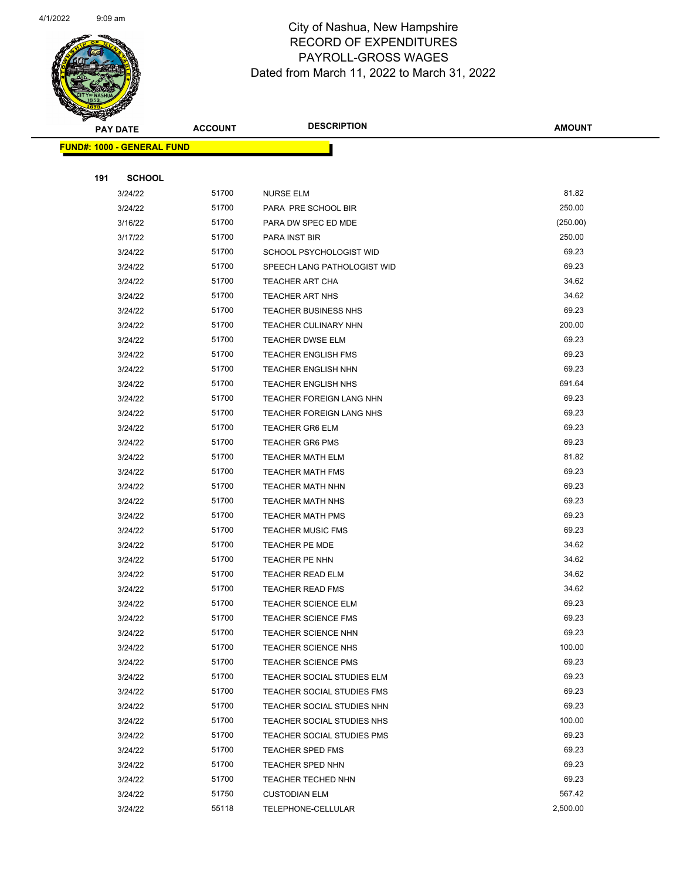City of Nashua, New Hampshire
RECORD OF EXPENDITURES
PAYROLL-GROSS WAGES
Dated from March 11, 2022 to March 31, 2022

| PAY DATE | ACCOUNT | DESCRIPTION | AMOUNT |
|---|---|---|---|
| **FUND#: 1000 - GENERAL FUND** | | | |
| **191 SCHOOL** | | | |
| 3/24/22 | 51700 | NURSE ELM | 81.82 |
| 3/24/22 | 51700 | PARA PRE SCHOOL BIR | 250.00 |
| 3/16/22 | 51700 | PARA DW SPEC ED MDE | (250.00) |
| 3/17/22 | 51700 | PARA INST BIR | 250.00 |
| 3/24/22 | 51700 | SCHOOL PSYCHOLOGIST WID | 69.23 |
| 3/24/22 | 51700 | SPEECH LANG PATHOLOGIST WID | 69.23 |
| 3/24/22 | 51700 | TEACHER ART CHA | 34.62 |
| 3/24/22 | 51700 | TEACHER ART NHS | 34.62 |
| 3/24/22 | 51700 | TEACHER BUSINESS NHS | 69.23 |
| 3/24/22 | 51700 | TEACHER CULINARY NHN | 200.00 |
| 3/24/22 | 51700 | TEACHER DWSE ELM | 69.23 |
| 3/24/22 | 51700 | TEACHER ENGLISH FMS | 69.23 |
| 3/24/22 | 51700 | TEACHER ENGLISH NHN | 69.23 |
| 3/24/22 | 51700 | TEACHER ENGLISH NHS | 691.64 |
| 3/24/22 | 51700 | TEACHER FOREIGN LANG NHN | 69.23 |
| 3/24/22 | 51700 | TEACHER FOREIGN LANG NHS | 69.23 |
| 3/24/22 | 51700 | TEACHER GR6 ELM | 69.23 |
| 3/24/22 | 51700 | TEACHER GR6 PMS | 69.23 |
| 3/24/22 | 51700 | TEACHER MATH ELM | 81.82 |
| 3/24/22 | 51700 | TEACHER MATH FMS | 69.23 |
| 3/24/22 | 51700 | TEACHER MATH NHN | 69.23 |
| 3/24/22 | 51700 | TEACHER MATH NHS | 69.23 |
| 3/24/22 | 51700 | TEACHER MATH PMS | 69.23 |
| 3/24/22 | 51700 | TEACHER MUSIC FMS | 69.23 |
| 3/24/22 | 51700 | TEACHER PE MDE | 34.62 |
| 3/24/22 | 51700 | TEACHER PE NHN | 34.62 |
| 3/24/22 | 51700 | TEACHER READ ELM | 34.62 |
| 3/24/22 | 51700 | TEACHER READ FMS | 34.62 |
| 3/24/22 | 51700 | TEACHER SCIENCE ELM | 69.23 |
| 3/24/22 | 51700 | TEACHER SCIENCE FMS | 69.23 |
| 3/24/22 | 51700 | TEACHER SCIENCE NHN | 69.23 |
| 3/24/22 | 51700 | TEACHER SCIENCE NHS | 100.00 |
| 3/24/22 | 51700 | TEACHER SCIENCE PMS | 69.23 |
| 3/24/22 | 51700 | TEACHER SOCIAL STUDIES ELM | 69.23 |
| 3/24/22 | 51700 | TEACHER SOCIAL STUDIES FMS | 69.23 |
| 3/24/22 | 51700 | TEACHER SOCIAL STUDIES NHN | 69.23 |
| 3/24/22 | 51700 | TEACHER SOCIAL STUDIES NHS | 100.00 |
| 3/24/22 | 51700 | TEACHER SOCIAL STUDIES PMS | 69.23 |
| 3/24/22 | 51700 | TEACHER SPED FMS | 69.23 |
| 3/24/22 | 51700 | TEACHER SPED NHN | 69.23 |
| 3/24/22 | 51700 | TEACHER TECHED NHN | 69.23 |
| 3/24/22 | 51750 | CUSTODIAN ELM | 567.42 |
| 3/24/22 | 55118 | TELEPHONE-CELLULAR | 2,500.00 |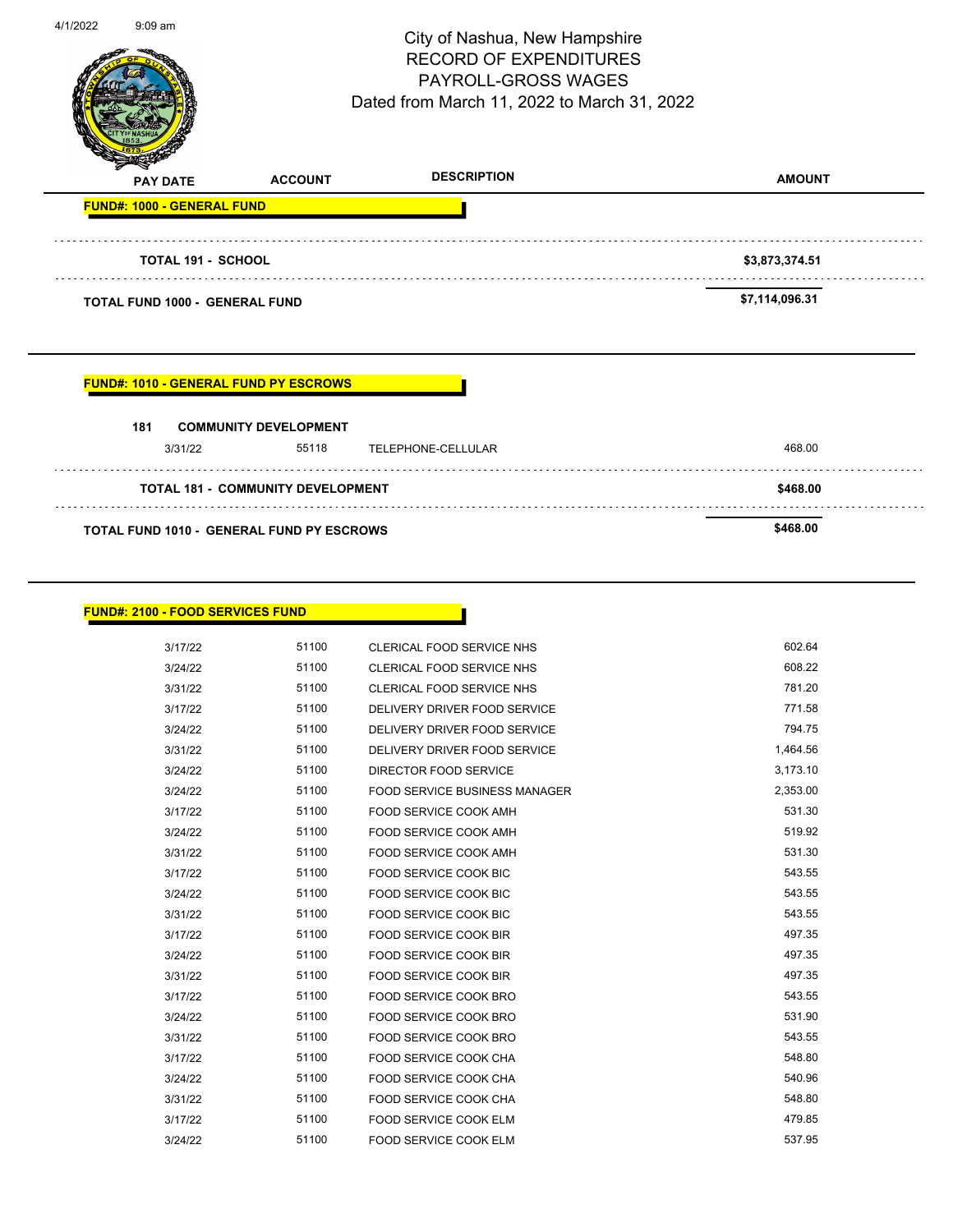City of Nashua, New Hampshire
RECORD OF EXPENDITURES
PAYROLL-GROSS WAGES
Dated from March 11, 2022 to March 31, 2022

| PAY DATE | ACCOUNT | DESCRIPTION | AMOUNT |
|---|---|---|---|
| **FUND#: 1000 - GENERAL FUND** | | | |
| **TOTAL 191 - SCHOOL** | | | **$3,873,374.51** |
| **TOTAL FUND 1000 - GENERAL FUND** | | | **$7,114,096.31** |

| PAY DATE | ACCOUNT | DESCRIPTION | AMOUNT |
|---|---|---|---|
| **FUND#: 1010 - GENERAL FUND PY ESCROWS** | | | |
| **181 COMMUNITY DEVELOPMENT** | | | |
| 3/31/22 | 55118 | TELEPHONE-CELLULAR | 468.00 |
| **TOTAL 181 - COMMUNITY DEVELOPMENT** | | | **$468.00** |
| **TOTAL FUND 1010 - GENERAL FUND PY ESCROWS** | | | **$468.00** |

| PAY DATE | ACCOUNT | DESCRIPTION | AMOUNT |
|---|---|---|---|
| **FUND#: 2100 - FOOD SERVICES FUND** | | | |
| 3/17/22 | 51100 | CLERICAL FOOD SERVICE NHS | 602.64 |
| 3/24/22 | 51100 | CLERICAL FOOD SERVICE NHS | 608.22 |
| 3/31/22 | 51100 | CLERICAL FOOD SERVICE NHS | 781.20 |
| 3/17/22 | 51100 | DELIVERY DRIVER FOOD SERVICE | 771.58 |
| 3/24/22 | 51100 | DELIVERY DRIVER FOOD SERVICE | 794.75 |
| 3/31/22 | 51100 | DELIVERY DRIVER FOOD SERVICE | 1,464.56 |
| 3/24/22 | 51100 | DIRECTOR FOOD SERVICE | 3,173.10 |
| 3/24/22 | 51100 | FOOD SERVICE BUSINESS MANAGER | 2,353.00 |
| 3/17/22 | 51100 | FOOD SERVICE COOK AMH | 531.30 |
| 3/24/22 | 51100 | FOOD SERVICE COOK AMH | 519.92 |
| 3/31/22 | 51100 | FOOD SERVICE COOK AMH | 531.30 |
| 3/17/22 | 51100 | FOOD SERVICE COOK BIC | 543.55 |
| 3/24/22 | 51100 | FOOD SERVICE COOK BIC | 543.55 |
| 3/31/22 | 51100 | FOOD SERVICE COOK BIC | 543.55 |
| 3/17/22 | 51100 | FOOD SERVICE COOK BIR | 497.35 |
| 3/24/22 | 51100 | FOOD SERVICE COOK BIR | 497.35 |
| 3/31/22 | 51100 | FOOD SERVICE COOK BIR | 497.35 |
| 3/17/22 | 51100 | FOOD SERVICE COOK BRO | 543.55 |
| 3/24/22 | 51100 | FOOD SERVICE COOK BRO | 531.90 |
| 3/31/22 | 51100 | FOOD SERVICE COOK BRO | 543.55 |
| 3/17/22 | 51100 | FOOD SERVICE COOK CHA | 548.80 |
| 3/24/22 | 51100 | FOOD SERVICE COOK CHA | 540.96 |
| 3/31/22 | 51100 | FOOD SERVICE COOK CHA | 548.80 |
| 3/17/22 | 51100 | FOOD SERVICE COOK ELM | 479.85 |
| 3/24/22 | 51100 | FOOD SERVICE COOK ELM | 537.95 |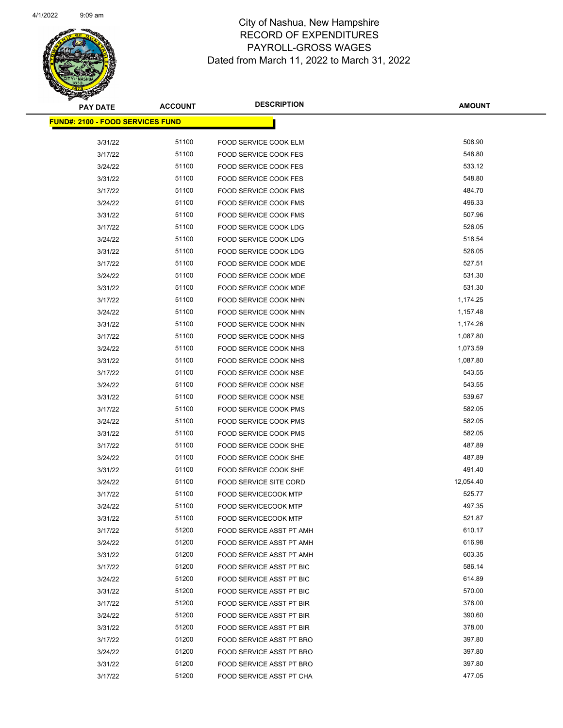# City of Nashua, New Hampshire
## RECORD OF EXPENDITURES
## PAYROLL-GROSS WAGES
### Dated from March 11, 2022 to March 31, 2022

| PAY DATE | ACCOUNT | DESCRIPTION | AMOUNT |
|---|---|---|---|
| **FUND#: 2100 - FOOD SERVICES FUND** | | | |
| 3/31/22 | 51100 | FOOD SERVICE COOK ELM | 508.90 |
| 3/17/22 | 51100 | FOOD SERVICE COOK FES | 548.80 |
| 3/24/22 | 51100 | FOOD SERVICE COOK FES | 533.12 |
| 3/31/22 | 51100 | FOOD SERVICE COOK FES | 548.80 |
| 3/17/22 | 51100 | FOOD SERVICE COOK FMS | 484.70 |
| 3/24/22 | 51100 | FOOD SERVICE COOK FMS | 496.33 |
| 3/31/22 | 51100 | FOOD SERVICE COOK FMS | 507.96 |
| 3/17/22 | 51100 | FOOD SERVICE COOK LDG | 526.05 |
| 3/24/22 | 51100 | FOOD SERVICE COOK LDG | 518.54 |
| 3/31/22 | 51100 | FOOD SERVICE COOK LDG | 526.05 |
| 3/17/22 | 51100 | FOOD SERVICE COOK MDE | 527.51 |
| 3/24/22 | 51100 | FOOD SERVICE COOK MDE | 531.30 |
| 3/31/22 | 51100 | FOOD SERVICE COOK MDE | 531.30 |
| 3/17/22 | 51100 | FOOD SERVICE COOK NHN | 1,174.25 |
| 3/24/22 | 51100 | FOOD SERVICE COOK NHN | 1,157.48 |
| 3/31/22 | 51100 | FOOD SERVICE COOK NHN | 1,174.26 |
| 3/17/22 | 51100 | FOOD SERVICE COOK NHS | 1,087.80 |
| 3/24/22 | 51100 | FOOD SERVICE COOK NHS | 1,073.59 |
| 3/31/22 | 51100 | FOOD SERVICE COOK NHS | 1,087.80 |
| 3/17/22 | 51100 | FOOD SERVICE COOK NSE | 543.55 |
| 3/24/22 | 51100 | FOOD SERVICE COOK NSE | 543.55 |
| 3/31/22 | 51100 | FOOD SERVICE COOK NSE | 539.67 |
| 3/17/22 | 51100 | FOOD SERVICE COOK PMS | 582.05 |
| 3/24/22 | 51100 | FOOD SERVICE COOK PMS | 582.05 |
| 3/31/22 | 51100 | FOOD SERVICE COOK PMS | 582.05 |
| 3/17/22 | 51100 | FOOD SERVICE COOK SHE | 487.89 |
| 3/24/22 | 51100 | FOOD SERVICE COOK SHE | 487.89 |
| 3/31/22 | 51100 | FOOD SERVICE COOK SHE | 491.40 |
| 3/24/22 | 51100 | FOOD SERVICE SITE CORD | 12,054.40 |
| 3/17/22 | 51100 | FOOD SERVICECOOK MTP | 525.77 |
| 3/24/22 | 51100 | FOOD SERVICECOOK MTP | 497.35 |
| 3/31/22 | 51100 | FOOD SERVICECOOK MTP | 521.87 |
| 3/17/22 | 51200 | FOOD SERVICE ASST PT AMH | 610.17 |
| 3/24/22 | 51200 | FOOD SERVICE ASST PT AMH | 616.98 |
| 3/31/22 | 51200 | FOOD SERVICE ASST PT AMH | 603.35 |
| 3/17/22 | 51200 | FOOD SERVICE ASST PT BIC | 586.14 |
| 3/24/22 | 51200 | FOOD SERVICE ASST PT BIC | 614.89 |
| 3/31/22 | 51200 | FOOD SERVICE ASST PT BIC | 570.00 |
| 3/17/22 | 51200 | FOOD SERVICE ASST PT BIR | 378.00 |
| 3/24/22 | 51200 | FOOD SERVICE ASST PT BIR | 390.60 |
| 3/31/22 | 51200 | FOOD SERVICE ASST PT BIR | 378.00 |
| 3/17/22 | 51200 | FOOD SERVICE ASST PT BRO | 397.80 |
| 3/24/22 | 51200 | FOOD SERVICE ASST PT BRO | 397.80 |
| 3/31/22 | 51200 | FOOD SERVICE ASST PT BRO | 397.80 |
| 3/17/22 | 51200 | FOOD SERVICE ASST PT CHA | 477.05 |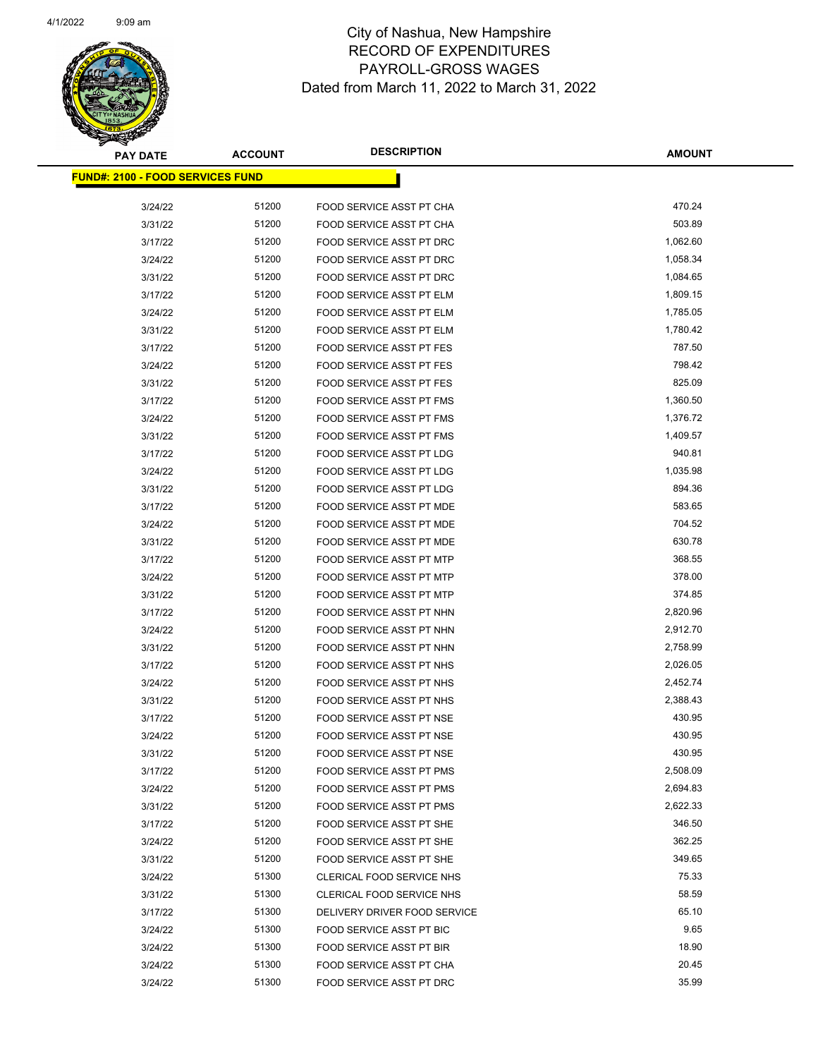# City of Nashua, New Hampshire
## RECORD OF EXPENDITURES
## PAYROLL-GROSS WAGES
### Dated from March 11, 2022 to March 31, 2022

| PAY DATE | ACCOUNT | DESCRIPTION | AMOUNT |
|---|---|---|---|
| **FUND#: 2100 - FOOD SERVICES FUND** | | | |
| 3/24/22 | 51200 | FOOD SERVICE ASST PT CHA | 470.24 |
| 3/31/22 | 51200 | FOOD SERVICE ASST PT CHA | 503.89 |
| 3/17/22 | 51200 | FOOD SERVICE ASST PT DRC | 1,062.60 |
| 3/24/22 | 51200 | FOOD SERVICE ASST PT DRC | 1,058.34 |
| 3/31/22 | 51200 | FOOD SERVICE ASST PT DRC | 1,084.65 |
| 3/17/22 | 51200 | FOOD SERVICE ASST PT ELM | 1,809.15 |
| 3/24/22 | 51200 | FOOD SERVICE ASST PT ELM | 1,785.05 |
| 3/31/22 | 51200 | FOOD SERVICE ASST PT ELM | 1,780.42 |
| 3/17/22 | 51200 | FOOD SERVICE ASST PT FES | 787.50 |
| 3/24/22 | 51200 | FOOD SERVICE ASST PT FES | 798.42 |
| 3/31/22 | 51200 | FOOD SERVICE ASST PT FES | 825.09 |
| 3/17/22 | 51200 | FOOD SERVICE ASST PT FMS | 1,360.50 |
| 3/24/22 | 51200 | FOOD SERVICE ASST PT FMS | 1,376.72 |
| 3/31/22 | 51200 | FOOD SERVICE ASST PT FMS | 1,409.57 |
| 3/17/22 | 51200 | FOOD SERVICE ASST PT LDG | 940.81 |
| 3/24/22 | 51200 | FOOD SERVICE ASST PT LDG | 1,035.98 |
| 3/31/22 | 51200 | FOOD SERVICE ASST PT LDG | 894.36 |
| 3/17/22 | 51200 | FOOD SERVICE ASST PT MDE | 583.65 |
| 3/24/22 | 51200 | FOOD SERVICE ASST PT MDE | 704.52 |
| 3/31/22 | 51200 | FOOD SERVICE ASST PT MDE | 630.78 |
| 3/17/22 | 51200 | FOOD SERVICE ASST PT MTP | 368.55 |
| 3/24/22 | 51200 | FOOD SERVICE ASST PT MTP | 378.00 |
| 3/31/22 | 51200 | FOOD SERVICE ASST PT MTP | 374.85 |
| 3/17/22 | 51200 | FOOD SERVICE ASST PT NHN | 2,820.96 |
| 3/24/22 | 51200 | FOOD SERVICE ASST PT NHN | 2,912.70 |
| 3/31/22 | 51200 | FOOD SERVICE ASST PT NHN | 2,758.99 |
| 3/17/22 | 51200 | FOOD SERVICE ASST PT NHS | 2,026.05 |
| 3/24/22 | 51200 | FOOD SERVICE ASST PT NHS | 2,452.74 |
| 3/31/22 | 51200 | FOOD SERVICE ASST PT NHS | 2,388.43 |
| 3/17/22 | 51200 | FOOD SERVICE ASST PT NSE | 430.95 |
| 3/24/22 | 51200 | FOOD SERVICE ASST PT NSE | 430.95 |
| 3/31/22 | 51200 | FOOD SERVICE ASST PT NSE | 430.95 |
| 3/17/22 | 51200 | FOOD SERVICE ASST PT PMS | 2,508.09 |
| 3/24/22 | 51200 | FOOD SERVICE ASST PT PMS | 2,694.83 |
| 3/31/22 | 51200 | FOOD SERVICE ASST PT PMS | 2,622.33 |
| 3/17/22 | 51200 | FOOD SERVICE ASST PT SHE | 346.50 |
| 3/24/22 | 51200 | FOOD SERVICE ASST PT SHE | 362.25 |
| 3/31/22 | 51200 | FOOD SERVICE ASST PT SHE | 349.65 |
| 3/24/22 | 51300 | CLERICAL FOOD SERVICE NHS | 75.33 |
| 3/31/22 | 51300 | CLERICAL FOOD SERVICE NHS | 58.59 |
| 3/17/22 | 51300 | DELIVERY DRIVER FOOD SERVICE | 65.10 |
| 3/24/22 | 51300 | FOOD SERVICE ASST PT BIC | 9.65 |
| 3/24/22 | 51300 | FOOD SERVICE ASST PT BIR | 18.90 |
| 3/24/22 | 51300 | FOOD SERVICE ASST PT CHA | 20.45 |
| 3/24/22 | 51300 | FOOD SERVICE ASST PT DRC | 35.99 |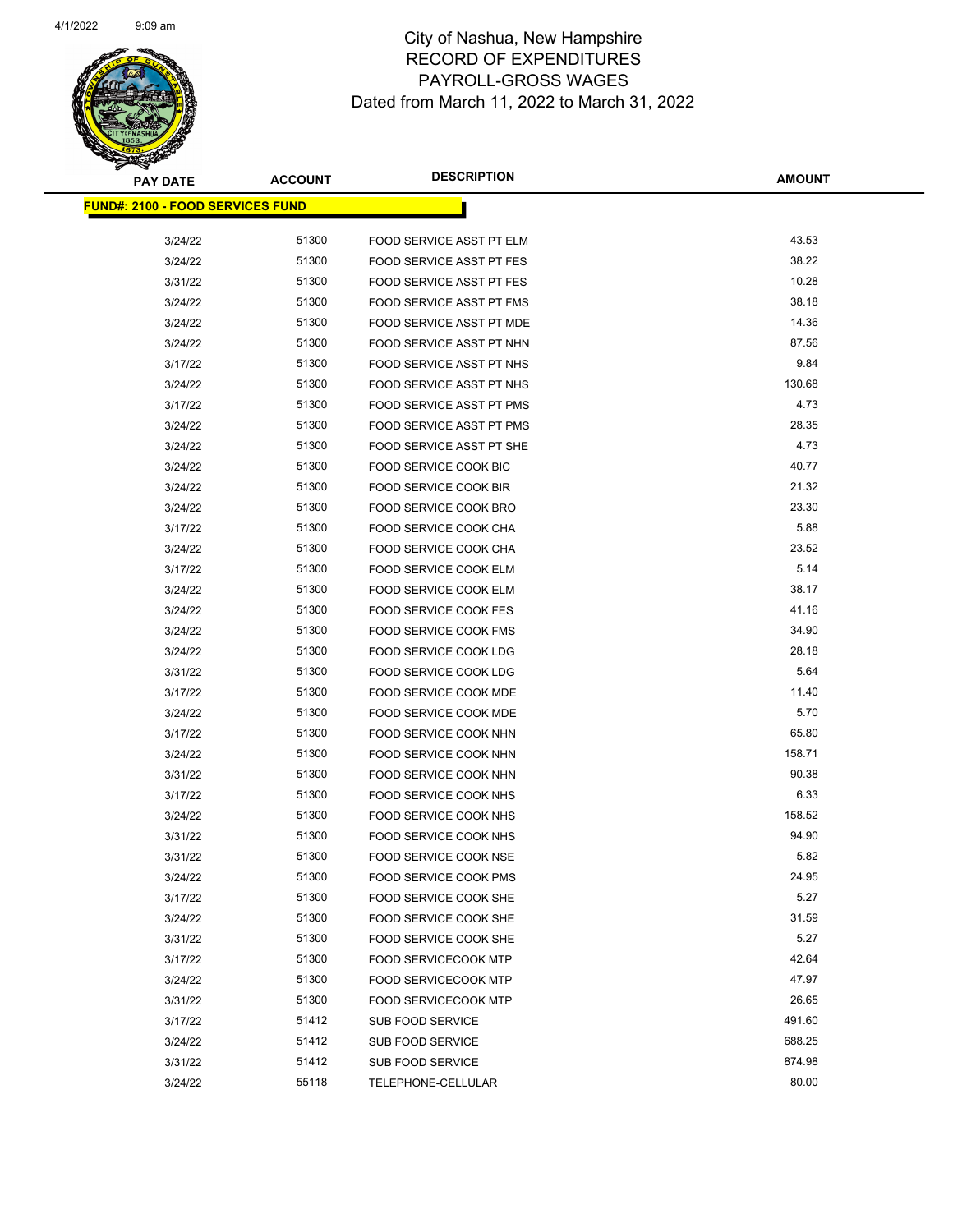# City of Nashua, New Hampshire
## RECORD OF EXPENDITURES
## PAYROLL-GROSS WAGES
### Dated from March 11, 2022 to March 31, 2022

| PAY DATE | ACCOUNT | DESCRIPTION | AMOUNT |
|---|---|---|---|
| **FUND#: 2100 - FOOD SERVICES FUND** | | | |
| 3/24/22 | 51300 | FOOD SERVICE ASST PT ELM | 43.53 |
| 3/24/22 | 51300 | FOOD SERVICE ASST PT FES | 38.22 |
| 3/31/22 | 51300 | FOOD SERVICE ASST PT FES | 10.28 |
| 3/24/22 | 51300 | FOOD SERVICE ASST PT FMS | 38.18 |
| 3/24/22 | 51300 | FOOD SERVICE ASST PT MDE | 14.36 |
| 3/24/22 | 51300 | FOOD SERVICE ASST PT NHN | 87.56 |
| 3/17/22 | 51300 | FOOD SERVICE ASST PT NHS | 9.84 |
| 3/24/22 | 51300 | FOOD SERVICE ASST PT NHS | 130.68 |
| 3/17/22 | 51300 | FOOD SERVICE ASST PT PMS | 4.73 |
| 3/24/22 | 51300 | FOOD SERVICE ASST PT PMS | 28.35 |
| 3/24/22 | 51300 | FOOD SERVICE ASST PT SHE | 4.73 |
| 3/24/22 | 51300 | FOOD SERVICE COOK BIC | 40.77 |
| 3/24/22 | 51300 | FOOD SERVICE COOK BIR | 21.32 |
| 3/24/22 | 51300 | FOOD SERVICE COOK BRO | 23.30 |
| 3/17/22 | 51300 | FOOD SERVICE COOK CHA | 5.88 |
| 3/24/22 | 51300 | FOOD SERVICE COOK CHA | 23.52 |
| 3/17/22 | 51300 | FOOD SERVICE COOK ELM | 5.14 |
| 3/24/22 | 51300 | FOOD SERVICE COOK ELM | 38.17 |
| 3/24/22 | 51300 | FOOD SERVICE COOK FES | 41.16 |
| 3/24/22 | 51300 | FOOD SERVICE COOK FMS | 34.90 |
| 3/24/22 | 51300 | FOOD SERVICE COOK LDG | 28.18 |
| 3/31/22 | 51300 | FOOD SERVICE COOK LDG | 5.64 |
| 3/17/22 | 51300 | FOOD SERVICE COOK MDE | 11.40 |
| 3/24/22 | 51300 | FOOD SERVICE COOK MDE | 5.70 |
| 3/17/22 | 51300 | FOOD SERVICE COOK NHN | 65.80 |
| 3/24/22 | 51300 | FOOD SERVICE COOK NHN | 158.71 |
| 3/31/22 | 51300 | FOOD SERVICE COOK NHN | 90.38 |
| 3/17/22 | 51300 | FOOD SERVICE COOK NHS | 6.33 |
| 3/24/22 | 51300 | FOOD SERVICE COOK NHS | 158.52 |
| 3/31/22 | 51300 | FOOD SERVICE COOK NHS | 94.90 |
| 3/31/22 | 51300 | FOOD SERVICE COOK NSE | 5.82 |
| 3/24/22 | 51300 | FOOD SERVICE COOK PMS | 24.95 |
| 3/17/22 | 51300 | FOOD SERVICE COOK SHE | 5.27 |
| 3/24/22 | 51300 | FOOD SERVICE COOK SHE | 31.59 |
| 3/31/22 | 51300 | FOOD SERVICE COOK SHE | 5.27 |
| 3/17/22 | 51300 | FOOD SERVICECOOK MTP | 42.64 |
| 3/24/22 | 51300 | FOOD SERVICECOOK MTP | 47.97 |
| 3/31/22 | 51300 | FOOD SERVICECOOK MTP | 26.65 |
| 3/17/22 | 51412 | SUB FOOD SERVICE | 491.60 |
| 3/24/22 | 51412 | SUB FOOD SERVICE | 688.25 |
| 3/31/22 | 51412 | SUB FOOD SERVICE | 874.98 |
| 3/24/22 | 55118 | TELEPHONE-CELLULAR | 80.00 |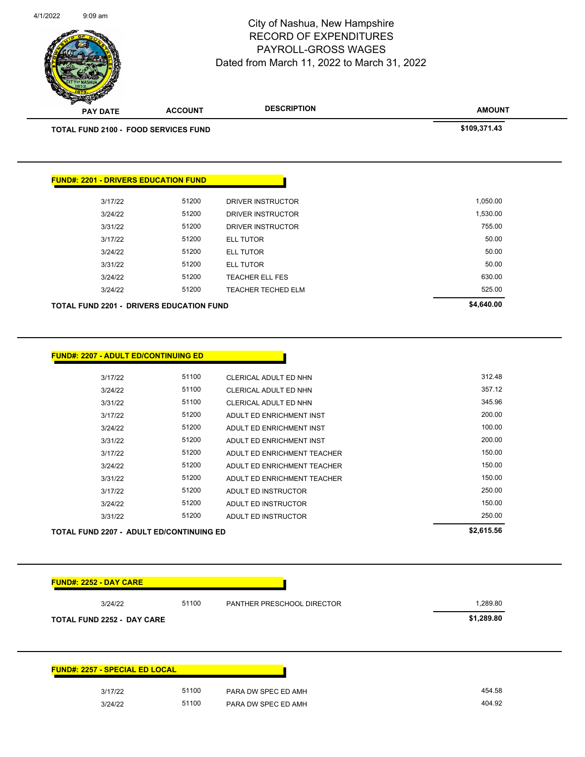City of Nashua, New Hampshire
RECORD OF EXPENDITURES
PAYROLL-GROSS WAGES
Dated from March 11, 2022 to March 31, 2022

| PAY DATE | ACCOUNT | DESCRIPTION | AMOUNT |
|---|---|---|---|
| **TOTAL FUND 2100 - FOOD SERVICES FUND** | | | **$109,371.43** |

**FUND#: 2201 - DRIVERS EDUCATION FUND**

| PAY DATE | ACCOUNT | DESCRIPTION | AMOUNT |
|---|---|---|---|
| 3/17/22 | 51200 | DRIVER INSTRUCTOR | 1,050.00 |
| 3/24/22 | 51200 | DRIVER INSTRUCTOR | 1,530.00 |
| 3/31/22 | 51200 | DRIVER INSTRUCTOR | 755.00 |
| 3/17/22 | 51200 | ELL TUTOR | 50.00 |
| 3/24/22 | 51200 | ELL TUTOR | 50.00 |
| 3/31/22 | 51200 | ELL TUTOR | 50.00 |
| 3/24/22 | 51200 | TEACHER ELL FES | 630.00 |
| 3/24/22 | 51200 | TEACHER TECHED ELM | 525.00 |
| **TOTAL FUND 2201 - DRIVERS EDUCATION FUND** | | | **$4,640.00** |

**FUND#: 2207 - ADULT ED/CONTINUING ED**

| PAY DATE | ACCOUNT | DESCRIPTION | AMOUNT |
|---|---|---|---|
| 3/17/22 | 51100 | CLERICAL ADULT ED NHN | 312.48 |
| 3/24/22 | 51100 | CLERICAL ADULT ED NHN | 357.12 |
| 3/31/22 | 51100 | CLERICAL ADULT ED NHN | 345.96 |
| 3/17/22 | 51200 | ADULT ED ENRICHMENT INST | 200.00 |
| 3/24/22 | 51200 | ADULT ED ENRICHMENT INST | 100.00 |
| 3/31/22 | 51200 | ADULT ED ENRICHMENT INST | 200.00 |
| 3/17/22 | 51200 | ADULT ED ENRICHMENT TEACHER | 150.00 |
| 3/24/22 | 51200 | ADULT ED ENRICHMENT TEACHER | 150.00 |
| 3/31/22 | 51200 | ADULT ED ENRICHMENT TEACHER | 150.00 |
| 3/17/22 | 51200 | ADULT ED INSTRUCTOR | 250.00 |
| 3/24/22 | 51200 | ADULT ED INSTRUCTOR | 150.00 |
| 3/31/22 | 51200 | ADULT ED INSTRUCTOR | 250.00 |
| **TOTAL FUND 2207 - ADULT ED/CONTINUING ED** | | | **$2,615.56** |

**FUND#: 2252 - DAY CARE**

| PAY DATE | ACCOUNT | DESCRIPTION | AMOUNT |
|---|---|---|---|
| 3/24/22 | 51100 | PANTHER PRESCHOOL DIRECTOR | 1,289.80 |
| **TOTAL FUND 2252 - DAY CARE** | | | **$1,289.80** |

**FUND#: 2257 - SPECIAL ED LOCAL**

| PAY DATE | ACCOUNT | DESCRIPTION | AMOUNT |
|---|---|---|---|
| 3/17/22 | 51100 | PARA DW SPEC ED AMH | 454.58 |
| 3/24/22 | 51100 | PARA DW SPEC ED AMH | 404.92 |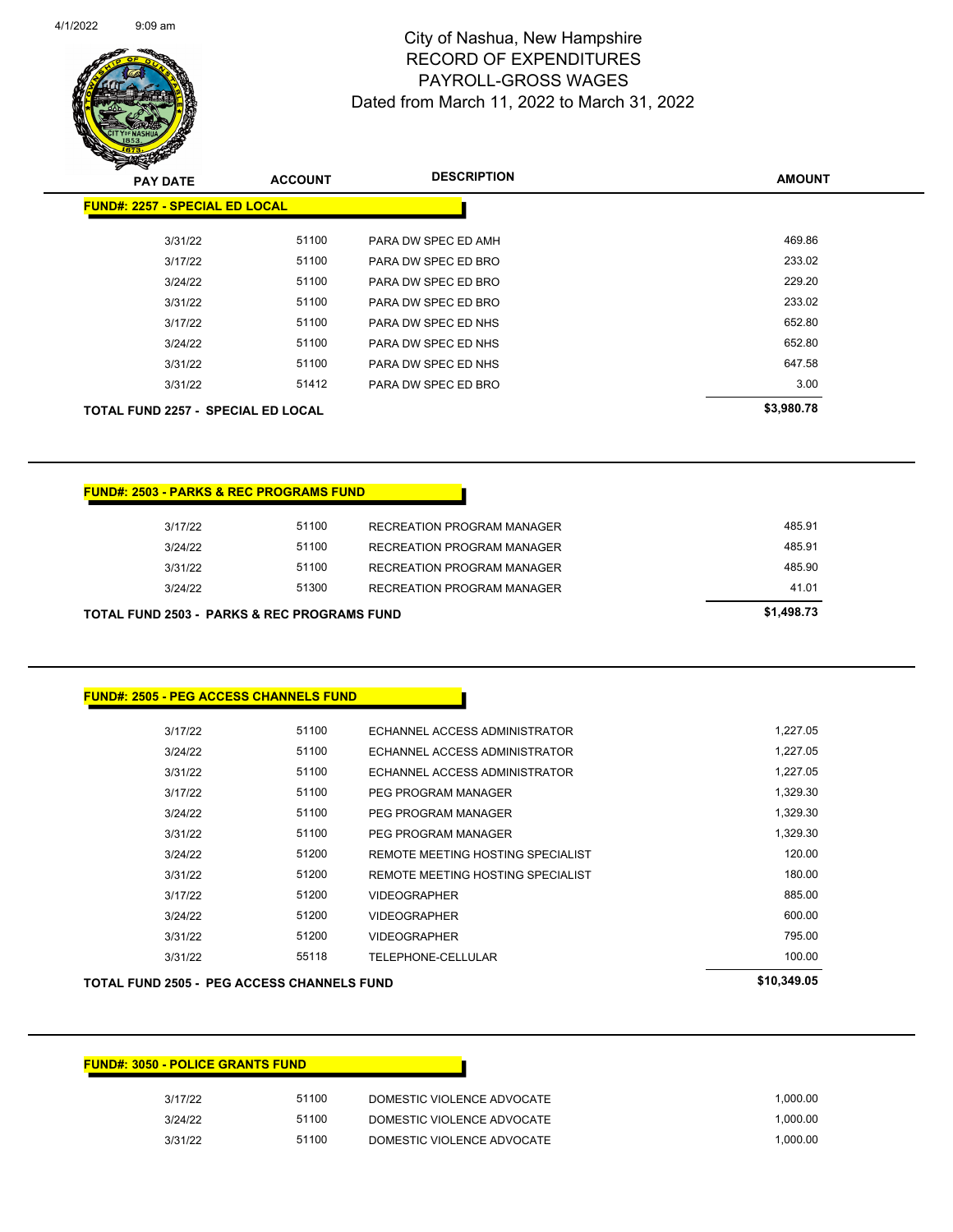# City of Nashua, New Hampshire
# RECORD OF EXPENDITURES
# PAYROLL-GROSS WAGES
## Dated from March 11, 2022 to March 31, 2022

| PAY DATE | ACCOUNT | DESCRIPTION | AMOUNT |
|---|---|---|---|
| **FUND#: 2257 - SPECIAL ED LOCAL** | | | |
| 3/31/22 | 51100 | PARA DW SPEC ED AMH | 469.86 |
| 3/17/22 | 51100 | PARA DW SPEC ED BRO | 233.02 |
| 3/24/22 | 51100 | PARA DW SPEC ED BRO | 229.20 |
| 3/31/22 | 51100 | PARA DW SPEC ED BRO | 233.02 |
| 3/17/22 | 51100 | PARA DW SPEC ED NHS | 652.80 |
| 3/24/22 | 51100 | PARA DW SPEC ED NHS | 652.80 |
| 3/31/22 | 51100 | PARA DW SPEC ED NHS | 647.58 |
| 3/31/22 | 51412 | PARA DW SPEC ED BRO | 3.00 |
| **TOTAL FUND 2257 - SPECIAL ED LOCAL** | | | **$3,980.78** |

| PAY DATE | ACCOUNT | DESCRIPTION | AMOUNT |
|---|---|---|---|
| **FUND#: 2503 - PARKS & REC PROGRAMS FUND** | | | |
| 3/17/22 | 51100 | RECREATION PROGRAM MANAGER | 485.91 |
| 3/24/22 | 51100 | RECREATION PROGRAM MANAGER | 485.91 |
| 3/31/22 | 51100 | RECREATION PROGRAM MANAGER | 485.90 |
| 3/24/22 | 51300 | RECREATION PROGRAM MANAGER | 41.01 |
| **TOTAL FUND 2503 - PARKS & REC PROGRAMS FUND** | | | **$1,498.73** |

| PAY DATE | ACCOUNT | DESCRIPTION | AMOUNT |
|---|---|---|---|
| **FUND#: 2505 - PEG ACCESS CHANNELS FUND** | | | |
| 3/17/22 | 51100 | ECHANNEL ACCESS ADMINISTRATOR | 1,227.05 |
| 3/24/22 | 51100 | ECHANNEL ACCESS ADMINISTRATOR | 1,227.05 |
| 3/31/22 | 51100 | ECHANNEL ACCESS ADMINISTRATOR | 1,227.05 |
| 3/17/22 | 51100 | PEG PROGRAM MANAGER | 1,329.30 |
| 3/24/22 | 51100 | PEG PROGRAM MANAGER | 1,329.30 |
| 3/31/22 | 51100 | PEG PROGRAM MANAGER | 1,329.30 |
| 3/24/22 | 51200 | REMOTE MEETING HOSTING SPECIALIST | 120.00 |
| 3/31/22 | 51200 | REMOTE MEETING HOSTING SPECIALIST | 180.00 |
| 3/17/22 | 51200 | VIDEOGRAPHER | 885.00 |
| 3/24/22 | 51200 | VIDEOGRAPHER | 600.00 |
| 3/31/22 | 51200 | VIDEOGRAPHER | 795.00 |
| 3/31/22 | 55118 | TELEPHONE-CELLULAR | 100.00 |
| **TOTAL FUND 2505 - PEG ACCESS CHANNELS FUND** | | | **$10,349.05** |

| PAY DATE | ACCOUNT | DESCRIPTION | AMOUNT |
|---|---|---|---|
| **FUND#: 3050 - POLICE GRANTS FUND** | | | |
| 3/17/22 | 51100 | DOMESTIC VIOLENCE ADVOCATE | 1,000.00 |
| 3/24/22 | 51100 | DOMESTIC VIOLENCE ADVOCATE | 1,000.00 |
| 3/31/22 | 51100 | DOMESTIC VIOLENCE ADVOCATE | 1,000.00 |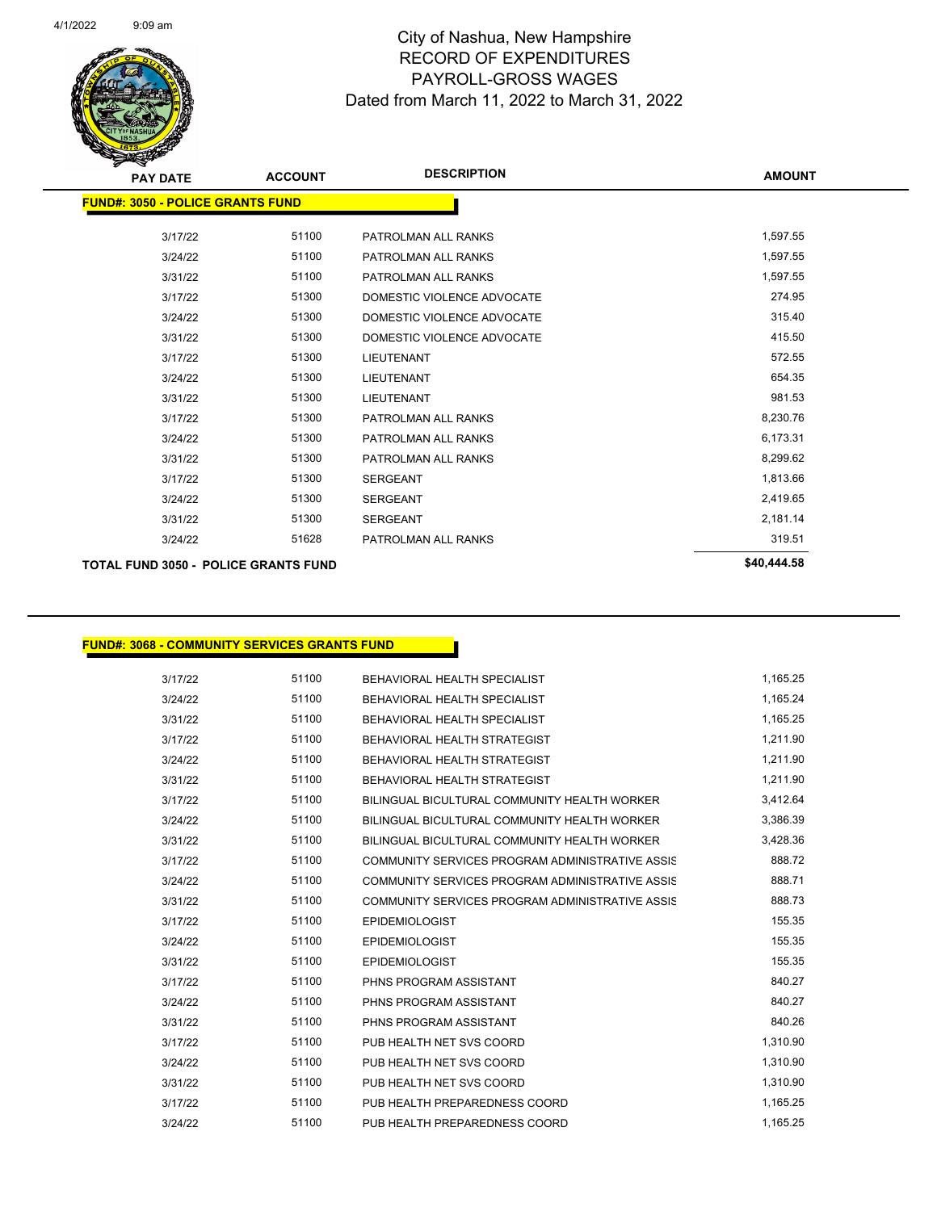# City of Nashua, New Hampshire
## RECORD OF EXPENDITURES
## PAYROLL-GROSS WAGES
### Dated from March 11, 2022 to March 31, 2022

| PAY DATE | ACCOUNT | DESCRIPTION | AMOUNT |
|---|---|---|---|
| **FUND#: 3050 - POLICE GRANTS FUND** | | | |
| 3/17/22 | 51100 | PATROLMAN ALL RANKS | 1,597.55 |
| 3/24/22 | 51100 | PATROLMAN ALL RANKS | 1,597.55 |
| 3/31/22 | 51100 | PATROLMAN ALL RANKS | 1,597.55 |
| 3/17/22 | 51300 | DOMESTIC VIOLENCE ADVOCATE | 274.95 |
| 3/24/22 | 51300 | DOMESTIC VIOLENCE ADVOCATE | 315.40 |
| 3/31/22 | 51300 | DOMESTIC VIOLENCE ADVOCATE | 415.50 |
| 3/17/22 | 51300 | LIEUTENANT | 572.55 |
| 3/24/22 | 51300 | LIEUTENANT | 654.35 |
| 3/31/22 | 51300 | LIEUTENANT | 981.53 |
| 3/17/22 | 51300 | PATROLMAN ALL RANKS | 8,230.76 |
| 3/24/22 | 51300 | PATROLMAN ALL RANKS | 6,173.31 |
| 3/31/22 | 51300 | PATROLMAN ALL RANKS | 8,299.62 |
| 3/17/22 | 51300 | SERGEANT | 1,813.66 |
| 3/24/22 | 51300 | SERGEANT | 2,419.65 |
| 3/31/22 | 51300 | SERGEANT | 2,181.14 |
| 3/24/22 | 51628 | PATROLMAN ALL RANKS | 319.51 |
| **TOTAL FUND 3050 - POLICE GRANTS FUND** | | | **$40,444.58** |

| PAY DATE | ACCOUNT | DESCRIPTION | AMOUNT |
|---|---|---|---|
| **FUND#: 3068 - COMMUNITY SERVICES GRANTS FUND** | | | |
| 3/17/22 | 51100 | BEHAVIORAL HEALTH SPECIALIST | 1,165.25 |
| 3/24/22 | 51100 | BEHAVIORAL HEALTH SPECIALIST | 1,165.24 |
| 3/31/22 | 51100 | BEHAVIORAL HEALTH SPECIALIST | 1,165.25 |
| 3/17/22 | 51100 | BEHAVIORAL HEALTH STRATEGIST | 1,211.90 |
| 3/24/22 | 51100 | BEHAVIORAL HEALTH STRATEGIST | 1,211.90 |
| 3/31/22 | 51100 | BEHAVIORAL HEALTH STRATEGIST | 1,211.90 |
| 3/17/22 | 51100 | BILINGUAL BICULTURAL COMMUNITY HEALTH WORKER | 3,412.64 |
| 3/24/22 | 51100 | BILINGUAL BICULTURAL COMMUNITY HEALTH WORKER | 3,386.39 |
| 3/31/22 | 51100 | BILINGUAL BICULTURAL COMMUNITY HEALTH WORKER | 3,428.36 |
| 3/17/22 | 51100 | COMMUNITY SERVICES PROGRAM ADMINISTRATIVE ASSIS | 888.72 |
| 3/24/22 | 51100 | COMMUNITY SERVICES PROGRAM ADMINISTRATIVE ASSIS | 888.71 |
| 3/31/22 | 51100 | COMMUNITY SERVICES PROGRAM ADMINISTRATIVE ASSIS | 888.73 |
| 3/17/22 | 51100 | EPIDEMIOLOGIST | 155.35 |
| 3/24/22 | 51100 | EPIDEMIOLOGIST | 155.35 |
| 3/31/22 | 51100 | EPIDEMIOLOGIST | 155.35 |
| 3/17/22 | 51100 | PHNS PROGRAM ASSISTANT | 840.27 |
| 3/24/22 | 51100 | PHNS PROGRAM ASSISTANT | 840.27 |
| 3/31/22 | 51100 | PHNS PROGRAM ASSISTANT | 840.26 |
| 3/17/22 | 51100 | PUB HEALTH NET SVS COORD | 1,310.90 |
| 3/24/22 | 51100 | PUB HEALTH NET SVS COORD | 1,310.90 |
| 3/31/22 | 51100 | PUB HEALTH NET SVS COORD | 1,310.90 |
| 3/17/22 | 51100 | PUB HEALTH PREPAREDNESS COORD | 1,165.25 |
| 3/24/22 | 51100 | PUB HEALTH PREPAREDNESS COORD | 1,165.25 |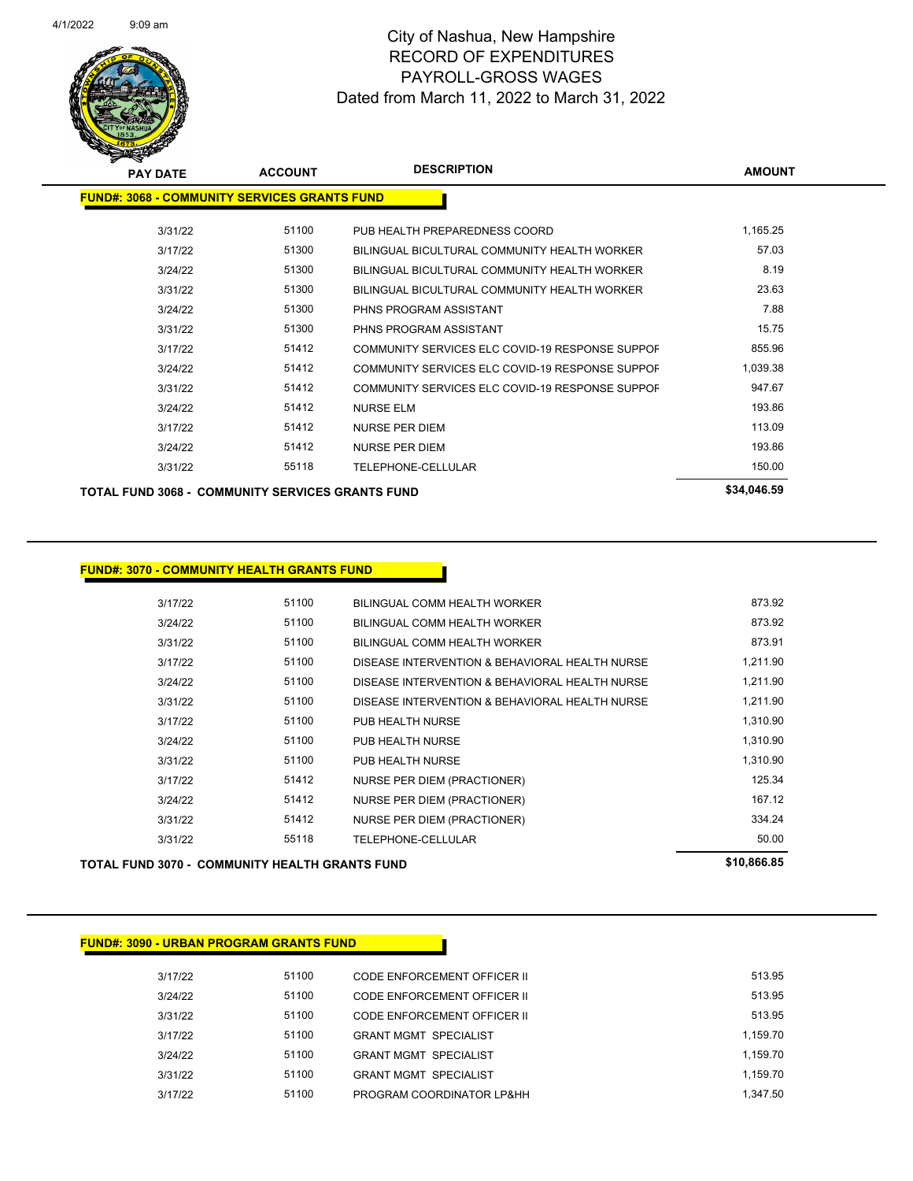# City of Nashua, New Hampshire
## RECORD OF EXPENDITURES
## PAYROLL-GROSS WAGES
### Dated from March 11, 2022 to March 31, 2022

| PAY DATE | ACCOUNT | DESCRIPTION | AMOUNT |
|---|---|---|---|
| **FUND#: 3068 - COMMUNITY SERVICES GRANTS FUND** | | | |
| 3/31/22 | 51100 | PUB HEALTH PREPAREDNESS COORD | 1,165.25 |
| 3/17/22 | 51300 | BILINGUAL BICULTURAL COMMUNITY HEALTH WORKER | 57.03 |
| 3/24/22 | 51300 | BILINGUAL BICULTURAL COMMUNITY HEALTH WORKER | 8.19 |
| 3/31/22 | 51300 | BILINGUAL BICULTURAL COMMUNITY HEALTH WORKER | 23.63 |
| 3/24/22 | 51300 | PHNS PROGRAM ASSISTANT | 7.88 |
| 3/31/22 | 51300 | PHNS PROGRAM ASSISTANT | 15.75 |
| 3/17/22 | 51412 | COMMUNITY SERVICES ELC COVID-19 RESPONSE SUPPOF | 855.96 |
| 3/24/22 | 51412 | COMMUNITY SERVICES ELC COVID-19 RESPONSE SUPPOF | 1,039.38 |
| 3/31/22 | 51412 | COMMUNITY SERVICES ELC COVID-19 RESPONSE SUPPOF | 947.67 |
| 3/24/22 | 51412 | NURSE ELM | 193.86 |
| 3/17/22 | 51412 | NURSE PER DIEM | 113.09 |
| 3/24/22 | 51412 | NURSE PER DIEM | 193.86 |
| 3/31/22 | 55118 | TELEPHONE-CELLULAR | 150.00 |
| **TOTAL FUND 3068 - COMMUNITY SERVICES GRANTS FUND** | | | **$34,046.59** |

| PAY DATE | ACCOUNT | DESCRIPTION | AMOUNT |
|---|---|---|---|
| **FUND#: 3070 - COMMUNITY HEALTH GRANTS FUND** | | | |
| 3/17/22 | 51100 | BILINGUAL COMM HEALTH WORKER | 873.92 |
| 3/24/22 | 51100 | BILINGUAL COMM HEALTH WORKER | 873.92 |
| 3/31/22 | 51100 | BILINGUAL COMM HEALTH WORKER | 873.91 |
| 3/17/22 | 51100 | DISEASE INTERVENTION & BEHAVIORAL HEALTH NURSE | 1,211.90 |
| 3/24/22 | 51100 | DISEASE INTERVENTION & BEHAVIORAL HEALTH NURSE | 1,211.90 |
| 3/31/22 | 51100 | DISEASE INTERVENTION & BEHAVIORAL HEALTH NURSE | 1,211.90 |
| 3/17/22 | 51100 | PUB HEALTH NURSE | 1,310.90 |
| 3/24/22 | 51100 | PUB HEALTH NURSE | 1,310.90 |
| 3/31/22 | 51100 | PUB HEALTH NURSE | 1,310.90 |
| 3/17/22 | 51412 | NURSE PER DIEM (PRACTIONER) | 125.34 |
| 3/24/22 | 51412 | NURSE PER DIEM (PRACTIONER) | 167.12 |
| 3/31/22 | 51412 | NURSE PER DIEM (PRACTIONER) | 334.24 |
| 3/31/22 | 55118 | TELEPHONE-CELLULAR | 50.00 |
| **TOTAL FUND 3070 - COMMUNITY HEALTH GRANTS FUND** | | | **$10,866.85** |

| PAY DATE | ACCOUNT | DESCRIPTION | AMOUNT |
|---|---|---|---|
| **FUND#: 3090 - URBAN PROGRAM GRANTS FUND** | | | |
| 3/17/22 | 51100 | CODE ENFORCEMENT OFFICER II | 513.95 |
| 3/24/22 | 51100 | CODE ENFORCEMENT OFFICER II | 513.95 |
| 3/31/22 | 51100 | CODE ENFORCEMENT OFFICER II | 513.95 |
| 3/17/22 | 51100 | GRANT MGMT SPECIALIST | 1,159.70 |
| 3/24/22 | 51100 | GRANT MGMT SPECIALIST | 1,159.70 |
| 3/31/22 | 51100 | GRANT MGMT SPECIALIST | 1,159.70 |
| 3/17/22 | 51100 | PROGRAM COORDINATOR LP&HH | 1,347.50 |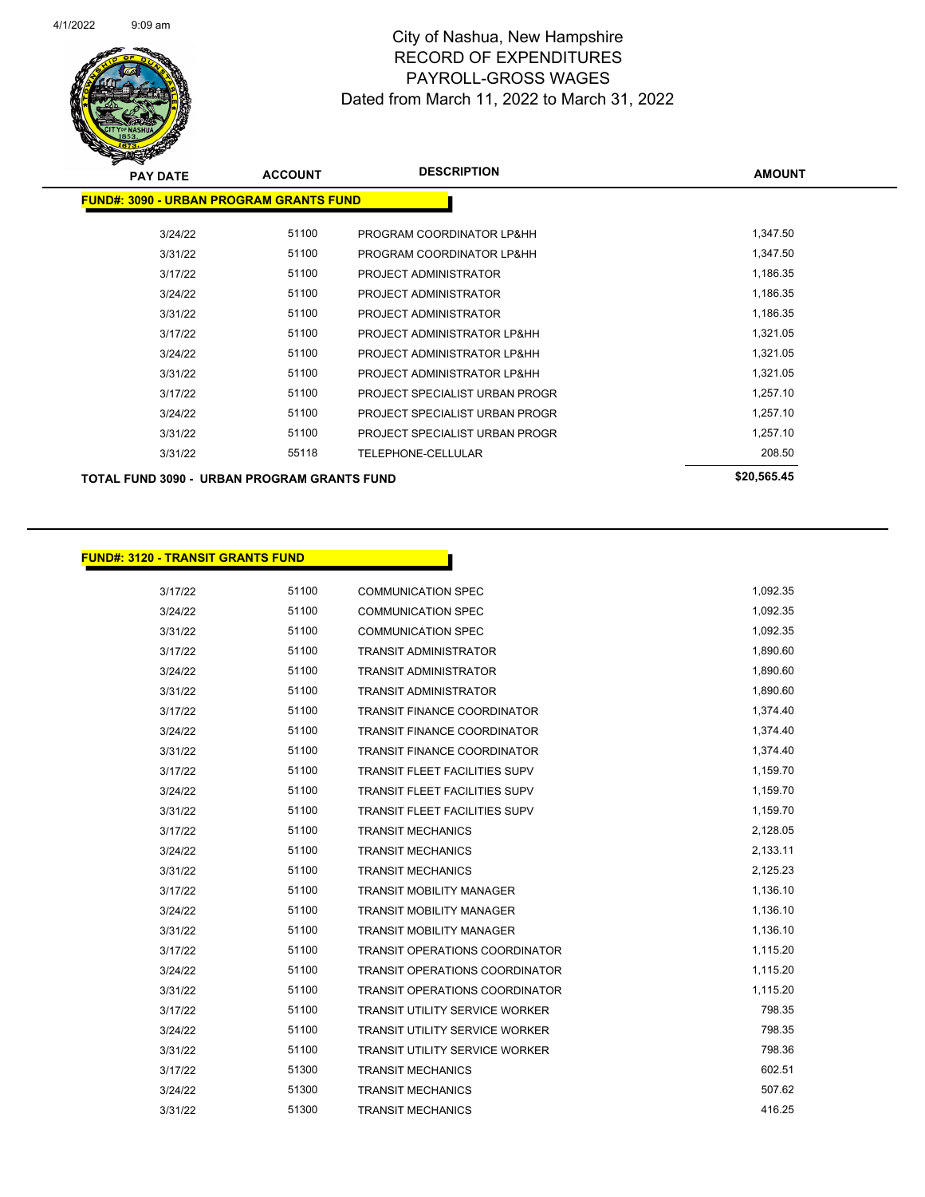# City of Nashua, New Hampshire
## RECORD OF EXPENDITURES
## PAYROLL-GROSS WAGES
## Dated from March 11, 2022 to March 31, 2022

| PAY DATE | ACCOUNT | DESCRIPTION | AMOUNT |
|---|---|---|---|
| **FUND#: 3090 - URBAN PROGRAM GRANTS FUND** | | | |
| 3/24/22 | 51100 | PROGRAM COORDINATOR LP&HH | 1,347.50 |
| 3/31/22 | 51100 | PROGRAM COORDINATOR LP&HH | 1,347.50 |
| 3/17/22 | 51100 | PROJECT ADMINISTRATOR | 1,186.35 |
| 3/24/22 | 51100 | PROJECT ADMINISTRATOR | 1,186.35 |
| 3/31/22 | 51100 | PROJECT ADMINISTRATOR | 1,186.35 |
| 3/17/22 | 51100 | PROJECT ADMINISTRATOR LP&HH | 1,321.05 |
| 3/24/22 | 51100 | PROJECT ADMINISTRATOR LP&HH | 1,321.05 |
| 3/31/22 | 51100 | PROJECT ADMINISTRATOR LP&HH | 1,321.05 |
| 3/17/22 | 51100 | PROJECT SPECIALIST URBAN PROGR | 1,257.10 |
| 3/24/22 | 51100 | PROJECT SPECIALIST URBAN PROGR | 1,257.10 |
| 3/31/22 | 51100 | PROJECT SPECIALIST URBAN PROGR | 1,257.10 |
| 3/31/22 | 55118 | TELEPHONE-CELLULAR | 208.50 |
| **TOTAL FUND 3090 - URBAN PROGRAM GRANTS FUND** | | | **$20,565.45** |

| PAY DATE | ACCOUNT | DESCRIPTION | AMOUNT |
|---|---|---|---|
| **FUND#: 3120 - TRANSIT GRANTS FUND** | | | |
| 3/17/22 | 51100 | COMMUNICATION SPEC | 1,092.35 |
| 3/24/22 | 51100 | COMMUNICATION SPEC | 1,092.35 |
| 3/31/22 | 51100 | COMMUNICATION SPEC | 1,092.35 |
| 3/17/22 | 51100 | TRANSIT ADMINISTRATOR | 1,890.60 |
| 3/24/22 | 51100 | TRANSIT ADMINISTRATOR | 1,890.60 |
| 3/31/22 | 51100 | TRANSIT ADMINISTRATOR | 1,890.60 |
| 3/17/22 | 51100 | TRANSIT FINANCE COORDINATOR | 1,374.40 |
| 3/24/22 | 51100 | TRANSIT FINANCE COORDINATOR | 1,374.40 |
| 3/31/22 | 51100 | TRANSIT FINANCE COORDINATOR | 1,374.40 |
| 3/17/22 | 51100 | TRANSIT FLEET FACILITIES SUPV | 1,159.70 |
| 3/24/22 | 51100 | TRANSIT FLEET FACILITIES SUPV | 1,159.70 |
| 3/31/22 | 51100 | TRANSIT FLEET FACILITIES SUPV | 1,159.70 |
| 3/17/22 | 51100 | TRANSIT MECHANICS | 2,128.05 |
| 3/24/22 | 51100 | TRANSIT MECHANICS | 2,133.11 |
| 3/31/22 | 51100 | TRANSIT MECHANICS | 2,125.23 |
| 3/17/22 | 51100 | TRANSIT MOBILITY MANAGER | 1,136.10 |
| 3/24/22 | 51100 | TRANSIT MOBILITY MANAGER | 1,136.10 |
| 3/31/22 | 51100 | TRANSIT MOBILITY MANAGER | 1,136.10 |
| 3/17/22 | 51100 | TRANSIT OPERATIONS COORDINATOR | 1,115.20 |
| 3/24/22 | 51100 | TRANSIT OPERATIONS COORDINATOR | 1,115.20 |
| 3/31/22 | 51100 | TRANSIT OPERATIONS COORDINATOR | 1,115.20 |
| 3/17/22 | 51100 | TRANSIT UTILITY SERVICE WORKER | 798.35 |
| 3/24/22 | 51100 | TRANSIT UTILITY SERVICE WORKER | 798.35 |
| 3/31/22 | 51100 | TRANSIT UTILITY SERVICE WORKER | 798.36 |
| 3/17/22 | 51300 | TRANSIT MECHANICS | 602.51 |
| 3/24/22 | 51300 | TRANSIT MECHANICS | 507.62 |
| 3/31/22 | 51300 | TRANSIT MECHANICS | 416.25 |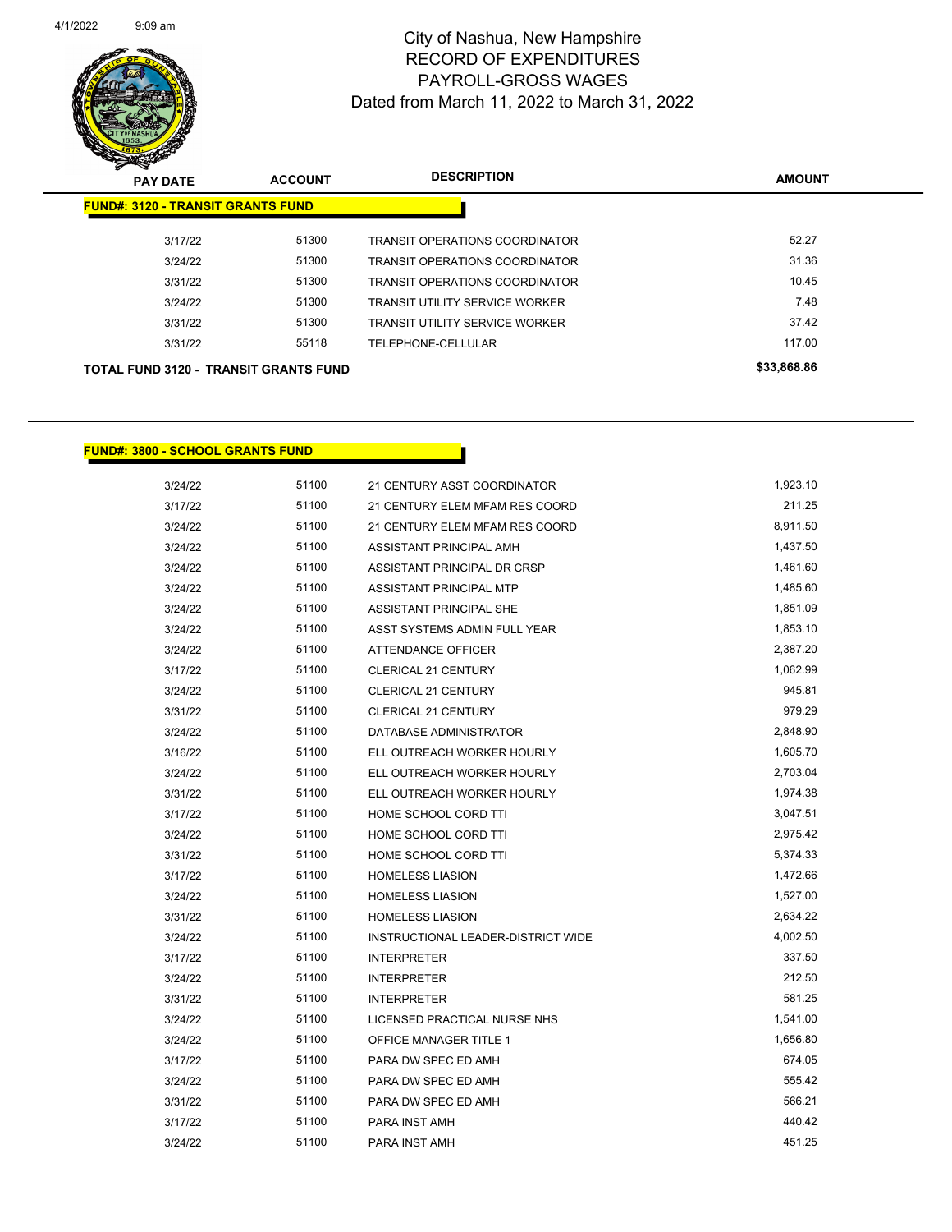City of Nashua, New Hampshire
RECORD OF EXPENDITURES
PAYROLL-GROSS WAGES
Dated from March 11, 2022 to March 31, 2022

| PAY DATE | ACCOUNT | DESCRIPTION | AMOUNT |
|---|---|---|---|
| **FUND#: 3120 - TRANSIT GRANTS FUND** | | | |
| 3/17/22 | 51300 | TRANSIT OPERATIONS COORDINATOR | 52.27 |
| 3/24/22 | 51300 | TRANSIT OPERATIONS COORDINATOR | 31.36 |
| 3/31/22 | 51300 | TRANSIT OPERATIONS COORDINATOR | 10.45 |
| 3/24/22 | 51300 | TRANSIT UTILITY SERVICE WORKER | 7.48 |
| 3/31/22 | 51300 | TRANSIT UTILITY SERVICE WORKER | 37.42 |
| 3/31/22 | 55118 | TELEPHONE-CELLULAR | 117.00 |
| **TOTAL FUND 3120 - TRANSIT GRANTS FUND** | | | **$33,868.86** |

| PAY DATE | ACCOUNT | DESCRIPTION | AMOUNT |
|---|---|---|---|
| **FUND#: 3800 - SCHOOL GRANTS FUND** | | | |
| 3/24/22 | 51100 | 21 CENTURY ASST COORDINATOR | 1,923.10 |
| 3/17/22 | 51100 | 21 CENTURY ELEM MFAM RES COORD | 211.25 |
| 3/24/22 | 51100 | 21 CENTURY ELEM MFAM RES COORD | 8,911.50 |
| 3/24/22 | 51100 | ASSISTANT PRINCIPAL AMH | 1,437.50 |
| 3/24/22 | 51100 | ASSISTANT PRINCIPAL DR CRSP | 1,461.60 |
| 3/24/22 | 51100 | ASSISTANT PRINCIPAL MTP | 1,485.60 |
| 3/24/22 | 51100 | ASSISTANT PRINCIPAL SHE | 1,851.09 |
| 3/24/22 | 51100 | ASST SYSTEMS ADMIN FULL YEAR | 1,853.10 |
| 3/24/22 | 51100 | ATTENDANCE OFFICER | 2,387.20 |
| 3/17/22 | 51100 | CLERICAL 21 CENTURY | 1,062.99 |
| 3/24/22 | 51100 | CLERICAL 21 CENTURY | 945.81 |
| 3/31/22 | 51100 | CLERICAL 21 CENTURY | 979.29 |
| 3/24/22 | 51100 | DATABASE ADMINISTRATOR | 2,848.90 |
| 3/16/22 | 51100 | ELL OUTREACH WORKER HOURLY | 1,605.70 |
| 3/24/22 | 51100 | ELL OUTREACH WORKER HOURLY | 2,703.04 |
| 3/31/22 | 51100 | ELL OUTREACH WORKER HOURLY | 1,974.38 |
| 3/17/22 | 51100 | HOME SCHOOL CORD TTI | 3,047.51 |
| 3/24/22 | 51100 | HOME SCHOOL CORD TTI | 2,975.42 |
| 3/31/22 | 51100 | HOME SCHOOL CORD TTI | 5,374.33 |
| 3/17/22 | 51100 | HOMELESS LIASION | 1,472.66 |
| 3/24/22 | 51100 | HOMELESS LIASION | 1,527.00 |
| 3/31/22 | 51100 | HOMELESS LIASION | 2,634.22 |
| 3/24/22 | 51100 | INSTRUCTIONAL LEADER-DISTRICT WIDE | 4,002.50 |
| 3/17/22 | 51100 | INTERPRETER | 337.50 |
| 3/24/22 | 51100 | INTERPRETER | 212.50 |
| 3/31/22 | 51100 | INTERPRETER | 581.25 |
| 3/24/22 | 51100 | LICENSED PRACTICAL NURSE NHS | 1,541.00 |
| 3/24/22 | 51100 | OFFICE MANAGER TITLE 1 | 1,656.80 |
| 3/17/22 | 51100 | PARA DW SPEC ED AMH | 674.05 |
| 3/24/22 | 51100 | PARA DW SPEC ED AMH | 555.42 |
| 3/31/22 | 51100 | PARA DW SPEC ED AMH | 566.21 |
| 3/17/22 | 51100 | PARA INST AMH | 440.42 |
| 3/24/22 | 51100 | PARA INST AMH | 451.25 |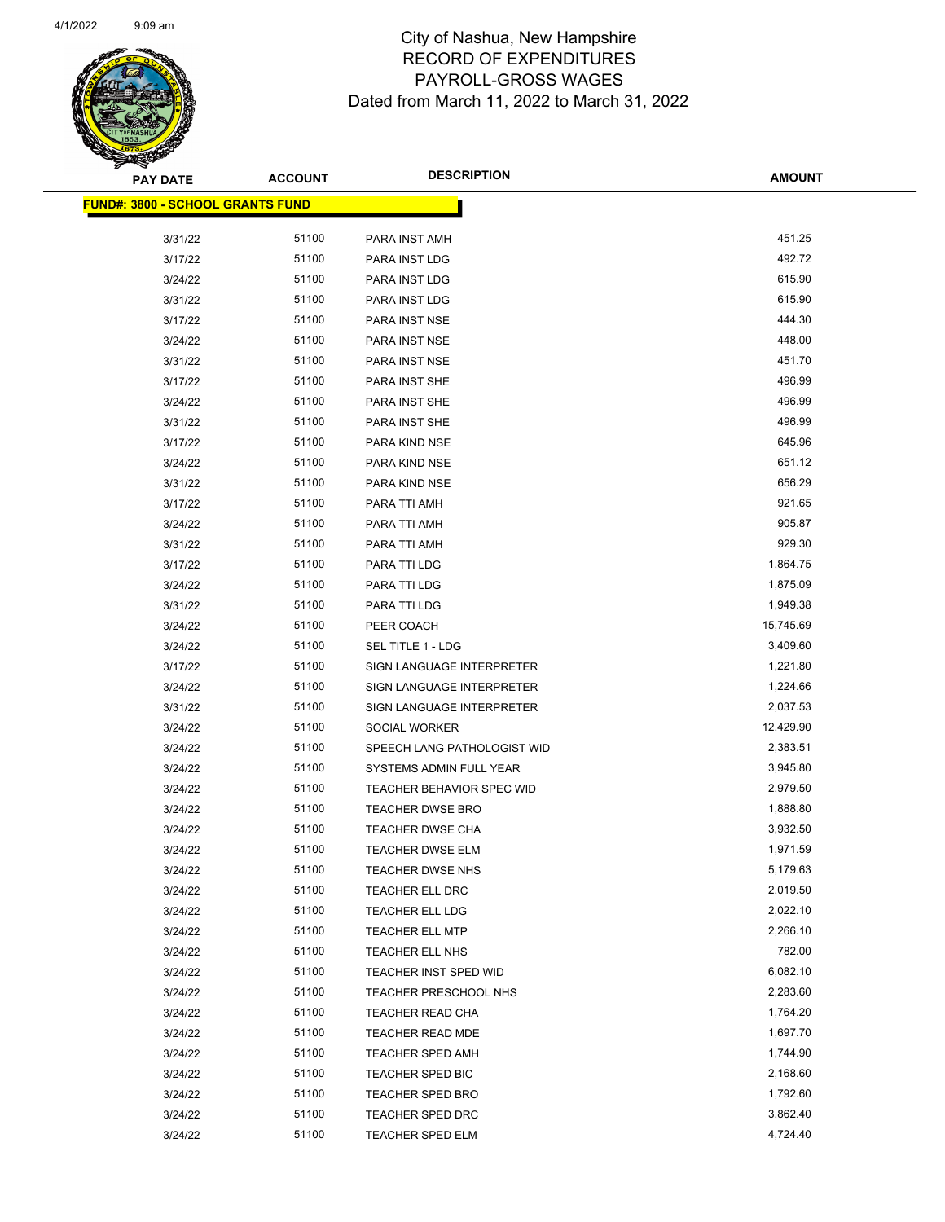# City of Nashua, New Hampshire
## RECORD OF EXPENDITURES
## PAYROLL-GROSS WAGES
## Dated from March 11, 2022 to March 31, 2022

**FUND#: 3800 - SCHOOL GRANTS FUND**

| PAY DATE | ACCOUNT | DESCRIPTION | AMOUNT |
|---|---|---|---|
| 3/31/22 | 51100 | PARA INST AMH | 451.25 |
| 3/17/22 | 51100 | PARA INST LDG | 492.72 |
| 3/24/22 | 51100 | PARA INST LDG | 615.90 |
| 3/31/22 | 51100 | PARA INST LDG | 615.90 |
| 3/17/22 | 51100 | PARA INST NSE | 444.30 |
| 3/24/22 | 51100 | PARA INST NSE | 448.00 |
| 3/31/22 | 51100 | PARA INST NSE | 451.70 |
| 3/17/22 | 51100 | PARA INST SHE | 496.99 |
| 3/24/22 | 51100 | PARA INST SHE | 496.99 |
| 3/31/22 | 51100 | PARA INST SHE | 496.99 |
| 3/17/22 | 51100 | PARA KIND NSE | 645.96 |
| 3/24/22 | 51100 | PARA KIND NSE | 651.12 |
| 3/31/22 | 51100 | PARA KIND NSE | 656.29 |
| 3/17/22 | 51100 | PARA TTI AMH | 921.65 |
| 3/24/22 | 51100 | PARA TTI AMH | 905.87 |
| 3/31/22 | 51100 | PARA TTI AMH | 929.30 |
| 3/17/22 | 51100 | PARA TTI LDG | 1,864.75 |
| 3/24/22 | 51100 | PARA TTI LDG | 1,875.09 |
| 3/31/22 | 51100 | PARA TTI LDG | 1,949.38 |
| 3/24/22 | 51100 | PEER COACH | 15,745.69 |
| 3/24/22 | 51100 | SEL TITLE 1 - LDG | 3,409.60 |
| 3/17/22 | 51100 | SIGN LANGUAGE INTERPRETER | 1,221.80 |
| 3/24/22 | 51100 | SIGN LANGUAGE INTERPRETER | 1,224.66 |
| 3/31/22 | 51100 | SIGN LANGUAGE INTERPRETER | 2,037.53 |
| 3/24/22 | 51100 | SOCIAL WORKER | 12,429.90 |
| 3/24/22 | 51100 | SPEECH LANG PATHOLOGIST WID | 2,383.51 |
| 3/24/22 | 51100 | SYSTEMS ADMIN FULL YEAR | 3,945.80 |
| 3/24/22 | 51100 | TEACHER BEHAVIOR SPEC WID | 2,979.50 |
| 3/24/22 | 51100 | TEACHER DWSE BRO | 1,888.80 |
| 3/24/22 | 51100 | TEACHER DWSE CHA | 3,932.50 |
| 3/24/22 | 51100 | TEACHER DWSE ELM | 1,971.59 |
| 3/24/22 | 51100 | TEACHER DWSE NHS | 5,179.63 |
| 3/24/22 | 51100 | TEACHER ELL DRC | 2,019.50 |
| 3/24/22 | 51100 | TEACHER ELL LDG | 2,022.10 |
| 3/24/22 | 51100 | TEACHER ELL MTP | 2,266.10 |
| 3/24/22 | 51100 | TEACHER ELL NHS | 782.00 |
| 3/24/22 | 51100 | TEACHER INST SPED WID | 6,082.10 |
| 3/24/22 | 51100 | TEACHER PRESCHOOL NHS | 2,283.60 |
| 3/24/22 | 51100 | TEACHER READ CHA | 1,764.20 |
| 3/24/22 | 51100 | TEACHER READ MDE | 1,697.70 |
| 3/24/22 | 51100 | TEACHER SPED AMH | 1,744.90 |
| 3/24/22 | 51100 | TEACHER SPED BIC | 2,168.60 |
| 3/24/22 | 51100 | TEACHER SPED BRO | 1,792.60 |
| 3/24/22 | 51100 | TEACHER SPED DRC | 3,862.40 |
| 3/24/22 | 51100 | TEACHER SPED ELM | 4,724.40 |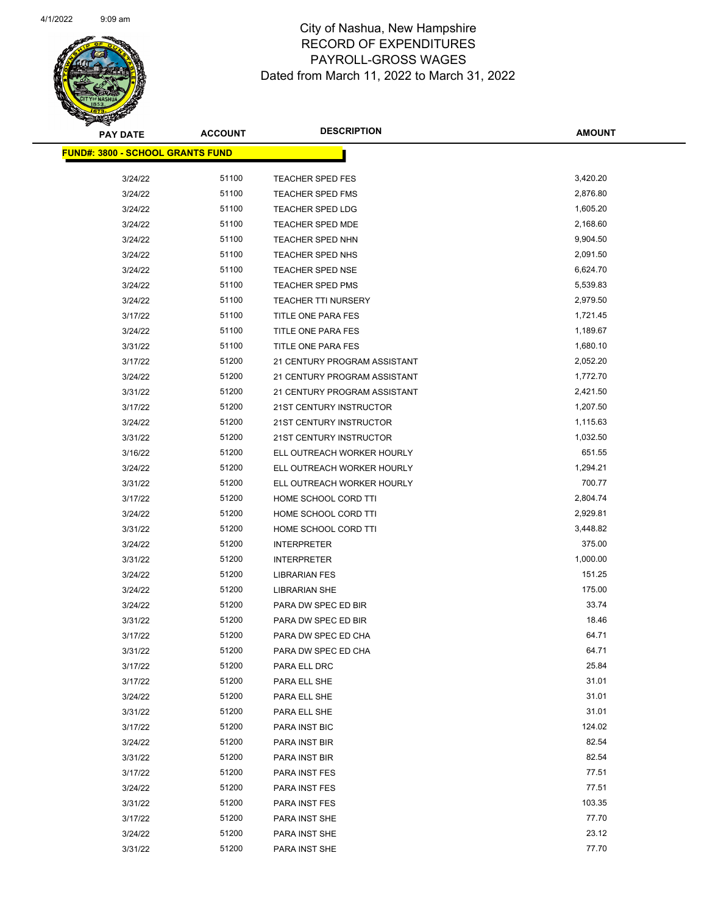# City of Nashua, New Hampshire
## RECORD OF EXPENDITURES
## PAYROLL-GROSS WAGES
## Dated from March 11, 2022 to March 31, 2022

| PAY DATE | ACCOUNT | DESCRIPTION | AMOUNT |
|---|---|---|---|
| **FUND#: 3800 - SCHOOL GRANTS FUND** | | | |
| 3/24/22 | 51100 | TEACHER SPED FES | 3,420.20 |
| 3/24/22 | 51100 | TEACHER SPED FMS | 2,876.80 |
| 3/24/22 | 51100 | TEACHER SPED LDG | 1,605.20 |
| 3/24/22 | 51100 | TEACHER SPED MDE | 2,168.60 |
| 3/24/22 | 51100 | TEACHER SPED NHN | 9,904.50 |
| 3/24/22 | 51100 | TEACHER SPED NHS | 2,091.50 |
| 3/24/22 | 51100 | TEACHER SPED NSE | 6,624.70 |
| 3/24/22 | 51100 | TEACHER SPED PMS | 5,539.83 |
| 3/24/22 | 51100 | TEACHER TTI NURSERY | 2,979.50 |
| 3/17/22 | 51100 | TITLE ONE PARA FES | 1,721.45 |
| 3/24/22 | 51100 | TITLE ONE PARA FES | 1,189.67 |
| 3/31/22 | 51100 | TITLE ONE PARA FES | 1,680.10 |
| 3/17/22 | 51200 | 21 CENTURY PROGRAM ASSISTANT | 2,052.20 |
| 3/24/22 | 51200 | 21 CENTURY PROGRAM ASSISTANT | 1,772.70 |
| 3/31/22 | 51200 | 21 CENTURY PROGRAM ASSISTANT | 2,421.50 |
| 3/17/22 | 51200 | 21ST CENTURY INSTRUCTOR | 1,207.50 |
| 3/24/22 | 51200 | 21ST CENTURY INSTRUCTOR | 1,115.63 |
| 3/31/22 | 51200 | 21ST CENTURY INSTRUCTOR | 1,032.50 |
| 3/16/22 | 51200 | ELL OUTREACH WORKER HOURLY | 651.55 |
| 3/24/22 | 51200 | ELL OUTREACH WORKER HOURLY | 1,294.21 |
| 3/31/22 | 51200 | ELL OUTREACH WORKER HOURLY | 700.77 |
| 3/17/22 | 51200 | HOME SCHOOL CORD TTI | 2,804.74 |
| 3/24/22 | 51200 | HOME SCHOOL CORD TTI | 2,929.81 |
| 3/31/22 | 51200 | HOME SCHOOL CORD TTI | 3,448.82 |
| 3/24/22 | 51200 | INTERPRETER | 375.00 |
| 3/31/22 | 51200 | INTERPRETER | 1,000.00 |
| 3/24/22 | 51200 | LIBRARIAN FES | 151.25 |
| 3/24/22 | 51200 | LIBRARIAN SHE | 175.00 |
| 3/24/22 | 51200 | PARA DW SPEC ED BIR | 33.74 |
| 3/31/22 | 51200 | PARA DW SPEC ED BIR | 18.46 |
| 3/17/22 | 51200 | PARA DW SPEC ED CHA | 64.71 |
| 3/31/22 | 51200 | PARA DW SPEC ED CHA | 64.71 |
| 3/17/22 | 51200 | PARA ELL DRC | 25.84 |
| 3/17/22 | 51200 | PARA ELL SHE | 31.01 |
| 3/24/22 | 51200 | PARA ELL SHE | 31.01 |
| 3/31/22 | 51200 | PARA ELL SHE | 31.01 |
| 3/17/22 | 51200 | PARA INST BIC | 124.02 |
| 3/24/22 | 51200 | PARA INST BIR | 82.54 |
| 3/31/22 | 51200 | PARA INST BIR | 82.54 |
| 3/17/22 | 51200 | PARA INST FES | 77.51 |
| 3/24/22 | 51200 | PARA INST FES | 77.51 |
| 3/31/22 | 51200 | PARA INST FES | 103.35 |
| 3/17/22 | 51200 | PARA INST SHE | 77.70 |
| 3/24/22 | 51200 | PARA INST SHE | 23.12 |
| 3/31/22 | 51200 | PARA INST SHE | 77.70 |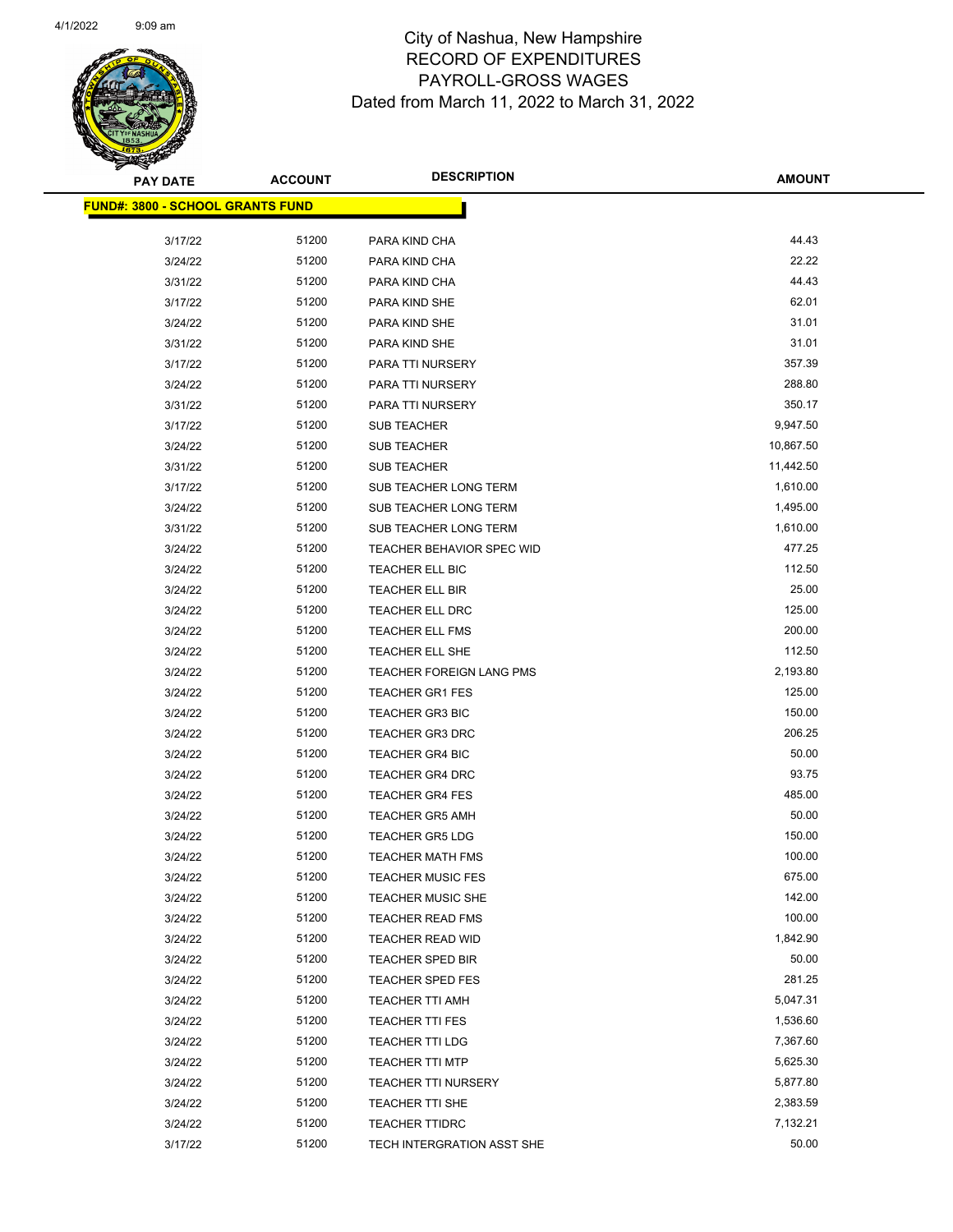# City of Nashua, New Hampshire
## RECORD OF EXPENDITURES
## PAYROLL-GROSS WAGES
## Dated from March 11, 2022 to March 31, 2022

| PAY DATE | ACCOUNT | DESCRIPTION | AMOUNT |
|---|---|---|---|
| **FUND#: 3800 - SCHOOL GRANTS FUND** | | | |
| 3/17/22 | 51200 | PARA KIND CHA | 44.43 |
| 3/24/22 | 51200 | PARA KIND CHA | 22.22 |
| 3/31/22 | 51200 | PARA KIND CHA | 44.43 |
| 3/17/22 | 51200 | PARA KIND SHE | 62.01 |
| 3/24/22 | 51200 | PARA KIND SHE | 31.01 |
| 3/31/22 | 51200 | PARA KIND SHE | 31.01 |
| 3/17/22 | 51200 | PARA TTI NURSERY | 357.39 |
| 3/24/22 | 51200 | PARA TTI NURSERY | 288.80 |
| 3/31/22 | 51200 | PARA TTI NURSERY | 350.17 |
| 3/17/22 | 51200 | SUB TEACHER | 9,947.50 |
| 3/24/22 | 51200 | SUB TEACHER | 10,867.50 |
| 3/31/22 | 51200 | SUB TEACHER | 11,442.50 |
| 3/17/22 | 51200 | SUB TEACHER LONG TERM | 1,610.00 |
| 3/24/22 | 51200 | SUB TEACHER LONG TERM | 1,495.00 |
| 3/31/22 | 51200 | SUB TEACHER LONG TERM | 1,610.00 |
| 3/24/22 | 51200 | TEACHER BEHAVIOR SPEC WID | 477.25 |
| 3/24/22 | 51200 | TEACHER ELL BIC | 112.50 |
| 3/24/22 | 51200 | TEACHER ELL BIR | 25.00 |
| 3/24/22 | 51200 | TEACHER ELL DRC | 125.00 |
| 3/24/22 | 51200 | TEACHER ELL FMS | 200.00 |
| 3/24/22 | 51200 | TEACHER ELL SHE | 112.50 |
| 3/24/22 | 51200 | TEACHER FOREIGN LANG PMS | 2,193.80 |
| 3/24/22 | 51200 | TEACHER GR1 FES | 125.00 |
| 3/24/22 | 51200 | TEACHER GR3 BIC | 150.00 |
| 3/24/22 | 51200 | TEACHER GR3 DRC | 206.25 |
| 3/24/22 | 51200 | TEACHER GR4 BIC | 50.00 |
| 3/24/22 | 51200 | TEACHER GR4 DRC | 93.75 |
| 3/24/22 | 51200 | TEACHER GR4 FES | 485.00 |
| 3/24/22 | 51200 | TEACHER GR5 AMH | 50.00 |
| 3/24/22 | 51200 | TEACHER GR5 LDG | 150.00 |
| 3/24/22 | 51200 | TEACHER MATH FMS | 100.00 |
| 3/24/22 | 51200 | TEACHER MUSIC FES | 675.00 |
| 3/24/22 | 51200 | TEACHER MUSIC SHE | 142.00 |
| 3/24/22 | 51200 | TEACHER READ FMS | 100.00 |
| 3/24/22 | 51200 | TEACHER READ WID | 1,842.90 |
| 3/24/22 | 51200 | TEACHER SPED BIR | 50.00 |
| 3/24/22 | 51200 | TEACHER SPED FES | 281.25 |
| 3/24/22 | 51200 | TEACHER TTI AMH | 5,047.31 |
| 3/24/22 | 51200 | TEACHER TTI FES | 1,536.60 |
| 3/24/22 | 51200 | TEACHER TTI LDG | 7,367.60 |
| 3/24/22 | 51200 | TEACHER TTI MTP | 5,625.30 |
| 3/24/22 | 51200 | TEACHER TTI NURSERY | 5,877.80 |
| 3/24/22 | 51200 | TEACHER TTI SHE | 2,383.59 |
| 3/24/22 | 51200 | TEACHER TTIDRC | 7,132.21 |
| 3/17/22 | 51200 | TECH INTERGRATION ASST SHE | 50.00 |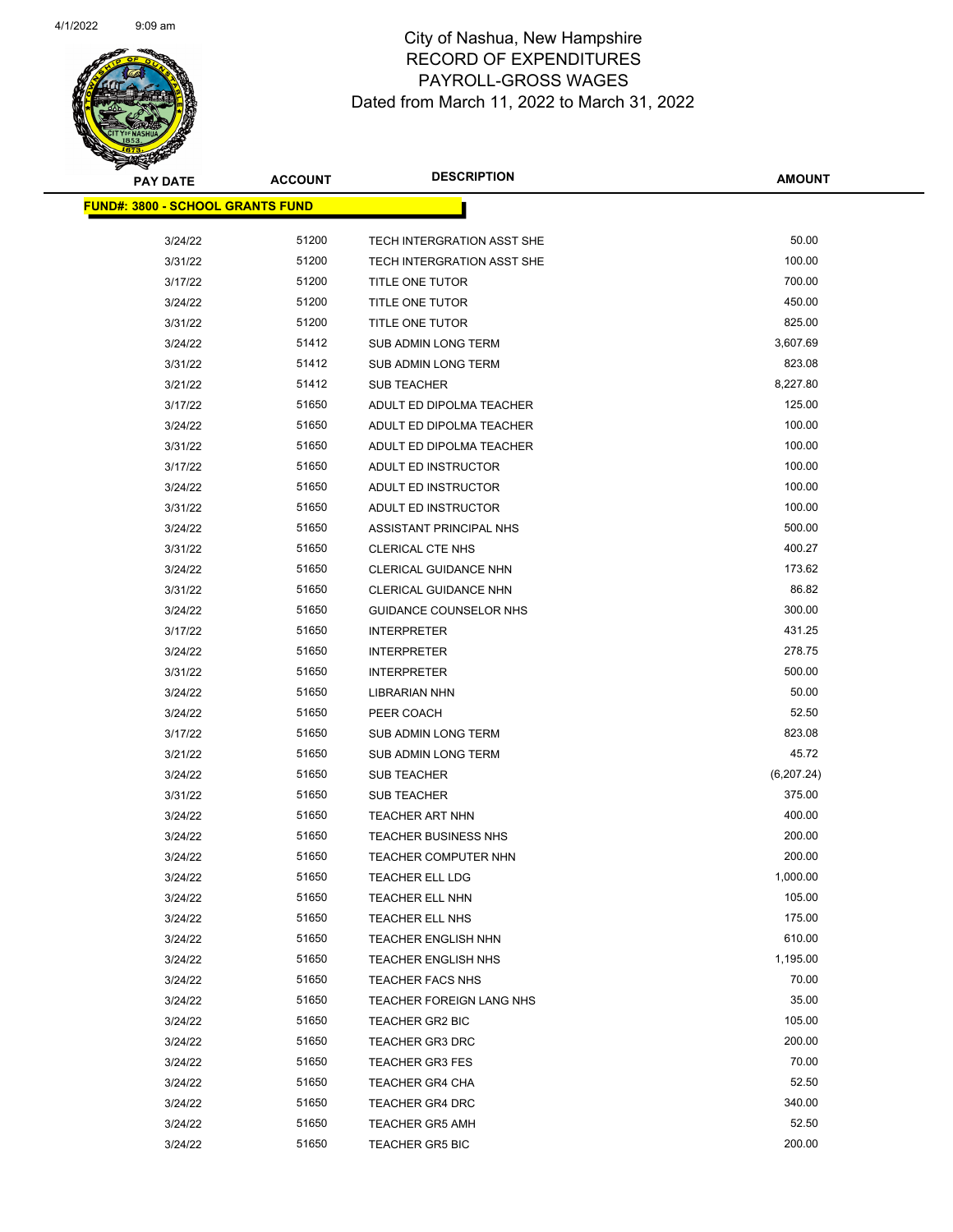City of Nashua, New Hampshire
RECORD OF EXPENDITURES
PAYROLL-GROSS WAGES
Dated from March 11, 2022 to March 31, 2022

| PAY DATE | ACCOUNT | DESCRIPTION | AMOUNT |
|---|---|---|---|
| **FUND#: 3800 - SCHOOL GRANTS FUND** | | | |
| 3/24/22 | 51200 | TECH INTERGRATION ASST SHE | 50.00 |
| 3/31/22 | 51200 | TECH INTERGRATION ASST SHE | 100.00 |
| 3/17/22 | 51200 | TITLE ONE TUTOR | 700.00 |
| 3/24/22 | 51200 | TITLE ONE TUTOR | 450.00 |
| 3/31/22 | 51200 | TITLE ONE TUTOR | 825.00 |
| 3/24/22 | 51412 | SUB ADMIN LONG TERM | 3,607.69 |
| 3/31/22 | 51412 | SUB ADMIN LONG TERM | 823.08 |
| 3/21/22 | 51412 | SUB TEACHER | 8,227.80 |
| 3/17/22 | 51650 | ADULT ED DIPOLMA TEACHER | 125.00 |
| 3/24/22 | 51650 | ADULT ED DIPOLMA TEACHER | 100.00 |
| 3/31/22 | 51650 | ADULT ED DIPOLMA TEACHER | 100.00 |
| 3/17/22 | 51650 | ADULT ED INSTRUCTOR | 100.00 |
| 3/24/22 | 51650 | ADULT ED INSTRUCTOR | 100.00 |
| 3/31/22 | 51650 | ADULT ED INSTRUCTOR | 100.00 |
| 3/24/22 | 51650 | ASSISTANT PRINCIPAL NHS | 500.00 |
| 3/31/22 | 51650 | CLERICAL CTE NHS | 400.27 |
| 3/24/22 | 51650 | CLERICAL GUIDANCE NHN | 173.62 |
| 3/31/22 | 51650 | CLERICAL GUIDANCE NHN | 86.82 |
| 3/24/22 | 51650 | GUIDANCE COUNSELOR NHS | 300.00 |
| 3/17/22 | 51650 | INTERPRETER | 431.25 |
| 3/24/22 | 51650 | INTERPRETER | 278.75 |
| 3/31/22 | 51650 | INTERPRETER | 500.00 |
| 3/24/22 | 51650 | LIBRARIAN NHN | 50.00 |
| 3/24/22 | 51650 | PEER COACH | 52.50 |
| 3/17/22 | 51650 | SUB ADMIN LONG TERM | 823.08 |
| 3/21/22 | 51650 | SUB ADMIN LONG TERM | 45.72 |
| 3/24/22 | 51650 | SUB TEACHER | (6,207.24) |
| 3/31/22 | 51650 | SUB TEACHER | 375.00 |
| 3/24/22 | 51650 | TEACHER ART NHN | 400.00 |
| 3/24/22 | 51650 | TEACHER BUSINESS NHS | 200.00 |
| 3/24/22 | 51650 | TEACHER COMPUTER NHN | 200.00 |
| 3/24/22 | 51650 | TEACHER ELL LDG | 1,000.00 |
| 3/24/22 | 51650 | TEACHER ELL NHN | 105.00 |
| 3/24/22 | 51650 | TEACHER ELL NHS | 175.00 |
| 3/24/22 | 51650 | TEACHER ENGLISH NHN | 610.00 |
| 3/24/22 | 51650 | TEACHER ENGLISH NHS | 1,195.00 |
| 3/24/22 | 51650 | TEACHER FACS NHS | 70.00 |
| 3/24/22 | 51650 | TEACHER FOREIGN LANG NHS | 35.00 |
| 3/24/22 | 51650 | TEACHER GR2 BIC | 105.00 |
| 3/24/22 | 51650 | TEACHER GR3 DRC | 200.00 |
| 3/24/22 | 51650 | TEACHER GR3 FES | 70.00 |
| 3/24/22 | 51650 | TEACHER GR4 CHA | 52.50 |
| 3/24/22 | 51650 | TEACHER GR4 DRC | 340.00 |
| 3/24/22 | 51650 | TEACHER GR5 AMH | 52.50 |
| 3/24/22 | 51650 | TEACHER GR5 BIC | 200.00 |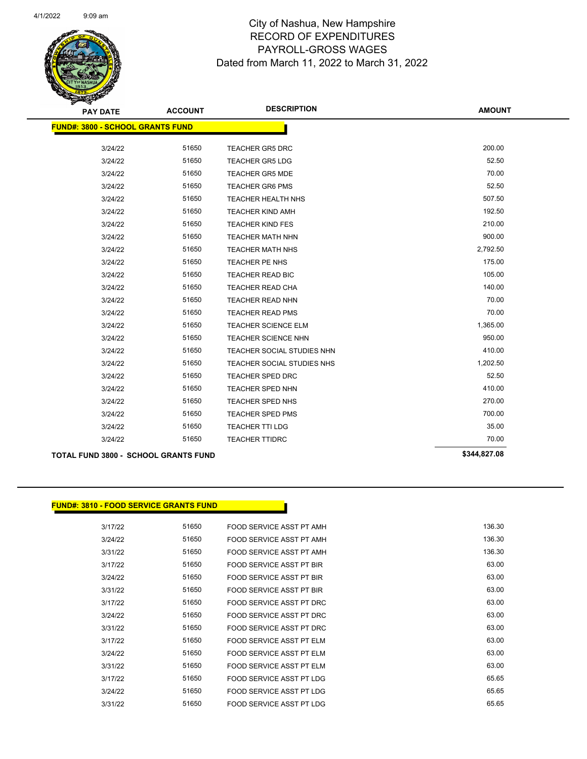City of Nashua, New Hampshire
RECORD OF EXPENDITURES
PAYROLL-GROSS WAGES
Dated from March 11, 2022 to March 31, 2022

| PAY DATE | ACCOUNT | DESCRIPTION | AMOUNT |
|---|---|---|---|
| **FUND#: 3800 - SCHOOL GRANTS FUND** | | | |
| 3/24/22 | 51650 | TEACHER GR5 DRC | 200.00 |
| 3/24/22 | 51650 | TEACHER GR5 LDG | 52.50 |
| 3/24/22 | 51650 | TEACHER GR5 MDE | 70.00 |
| 3/24/22 | 51650 | TEACHER GR6 PMS | 52.50 |
| 3/24/22 | 51650 | TEACHER HEALTH NHS | 507.50 |
| 3/24/22 | 51650 | TEACHER KIND AMH | 192.50 |
| 3/24/22 | 51650 | TEACHER KIND FES | 210.00 |
| 3/24/22 | 51650 | TEACHER MATH NHN | 900.00 |
| 3/24/22 | 51650 | TEACHER MATH NHS | 2,792.50 |
| 3/24/22 | 51650 | TEACHER PE NHS | 175.00 |
| 3/24/22 | 51650 | TEACHER READ BIC | 105.00 |
| 3/24/22 | 51650 | TEACHER READ CHA | 140.00 |
| 3/24/22 | 51650 | TEACHER READ NHN | 70.00 |
| 3/24/22 | 51650 | TEACHER READ PMS | 70.00 |
| 3/24/22 | 51650 | TEACHER SCIENCE ELM | 1,365.00 |
| 3/24/22 | 51650 | TEACHER SCIENCE NHN | 950.00 |
| 3/24/22 | 51650 | TEACHER SOCIAL STUDIES NHN | 410.00 |
| 3/24/22 | 51650 | TEACHER SOCIAL STUDIES NHS | 1,202.50 |
| 3/24/22 | 51650 | TEACHER SPED DRC | 52.50 |
| 3/24/22 | 51650 | TEACHER SPED NHN | 410.00 |
| 3/24/22 | 51650 | TEACHER SPED NHS | 270.00 |
| 3/24/22 | 51650 | TEACHER SPED PMS | 700.00 |
| 3/24/22 | 51650 | TEACHER TTI LDG | 35.00 |
| 3/24/22 | 51650 | TEACHER TTIDRC | 70.00 |
| **TOTAL FUND 3800 - SCHOOL GRANTS FUND** | | | **$344,827.08** |

| PAY DATE | ACCOUNT | DESCRIPTION | AMOUNT |
|---|---|---|---|
| **FUND#: 3810 - FOOD SERVICE GRANTS FUND** | | | |
| 3/17/22 | 51650 | FOOD SERVICE ASST PT AMH | 136.30 |
| 3/24/22 | 51650 | FOOD SERVICE ASST PT AMH | 136.30 |
| 3/31/22 | 51650 | FOOD SERVICE ASST PT AMH | 136.30 |
| 3/17/22 | 51650 | FOOD SERVICE ASST PT BIR | 63.00 |
| 3/24/22 | 51650 | FOOD SERVICE ASST PT BIR | 63.00 |
| 3/31/22 | 51650 | FOOD SERVICE ASST PT BIR | 63.00 |
| 3/17/22 | 51650 | FOOD SERVICE ASST PT DRC | 63.00 |
| 3/24/22 | 51650 | FOOD SERVICE ASST PT DRC | 63.00 |
| 3/31/22 | 51650 | FOOD SERVICE ASST PT DRC | 63.00 |
| 3/17/22 | 51650 | FOOD SERVICE ASST PT ELM | 63.00 |
| 3/24/22 | 51650 | FOOD SERVICE ASST PT ELM | 63.00 |
| 3/31/22 | 51650 | FOOD SERVICE ASST PT ELM | 63.00 |
| 3/17/22 | 51650 | FOOD SERVICE ASST PT LDG | 65.65 |
| 3/24/22 | 51650 | FOOD SERVICE ASST PT LDG | 65.65 |
| 3/31/22 | 51650 | FOOD SERVICE ASST PT LDG | 65.65 |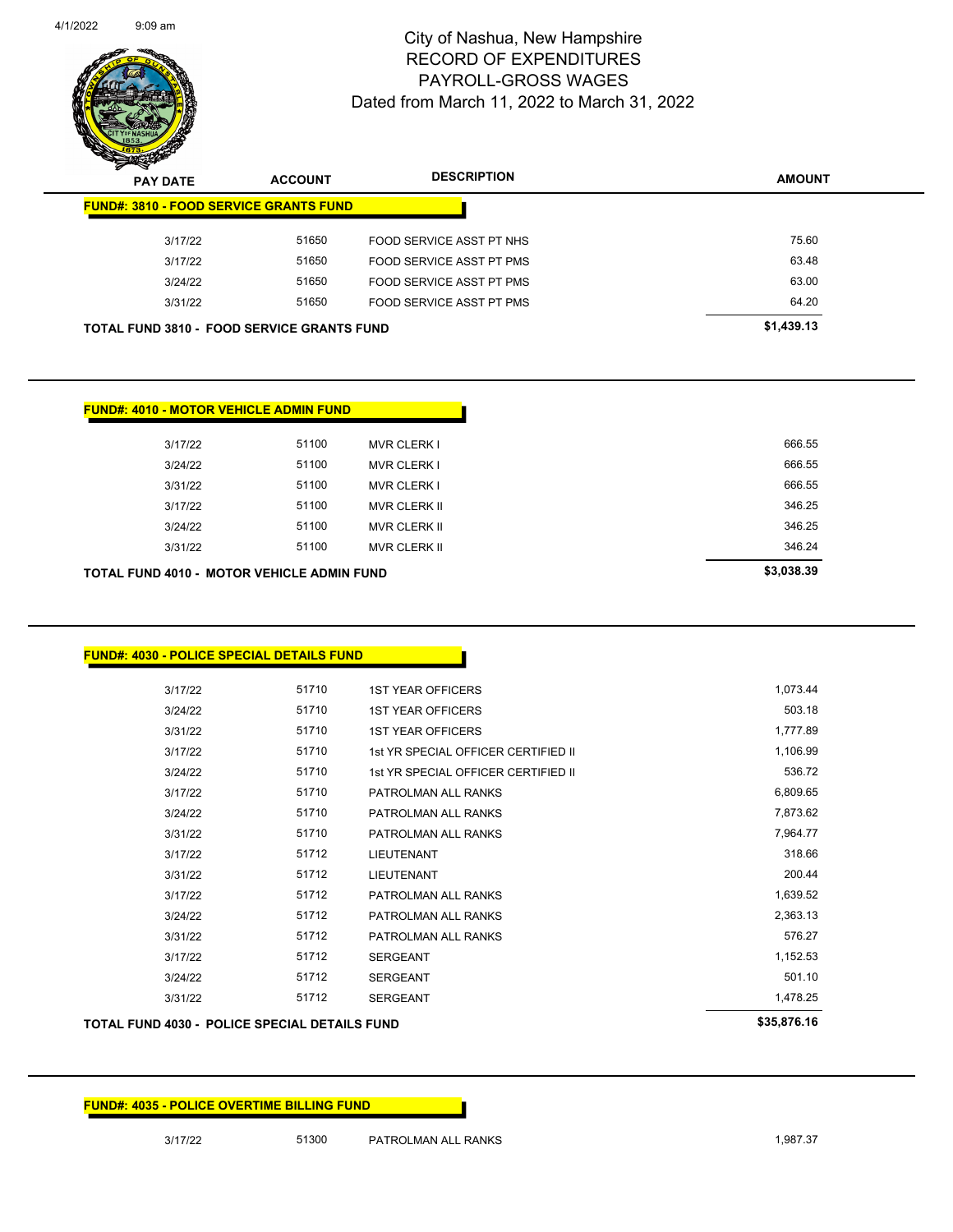# City of Nashua, New Hampshire
## RECORD OF EXPENDITURES
## PAYROLL-GROSS WAGES
### Dated from March 11, 2022 to March 31, 2022

| PAY DATE | ACCOUNT | DESCRIPTION | AMOUNT |
|---|---|---|---|
| **FUND#: 3810 - FOOD SERVICE GRANTS FUND** | | | |
| 3/17/22 | 51650 | FOOD SERVICE ASST PT NHS | 75.60 |
| 3/17/22 | 51650 | FOOD SERVICE ASST PT PMS | 63.48 |
| 3/24/22 | 51650 | FOOD SERVICE ASST PT PMS | 63.00 |
| 3/31/22 | 51650 | FOOD SERVICE ASST PT PMS | 64.20 |
| **TOTAL FUND 3810 - FOOD SERVICE GRANTS FUND** | | | **$1,439.13** |

| PAY DATE | ACCOUNT | DESCRIPTION | AMOUNT |
|---|---|---|---|
| **FUND#: 4010 - MOTOR VEHICLE ADMIN FUND** | | | |
| 3/17/22 | 51100 | MVR CLERK I | 666.55 |
| 3/24/22 | 51100 | MVR CLERK I | 666.55 |
| 3/31/22 | 51100 | MVR CLERK I | 666.55 |
| 3/17/22 | 51100 | MVR CLERK II | 346.25 |
| 3/24/22 | 51100 | MVR CLERK II | 346.25 |
| 3/31/22 | 51100 | MVR CLERK II | 346.24 |
| **TOTAL FUND 4010 - MOTOR VEHICLE ADMIN FUND** | | | **$3,038.39** |

| PAY DATE | ACCOUNT | DESCRIPTION | AMOUNT |
|---|---|---|---|
| **FUND#: 4030 - POLICE SPECIAL DETAILS FUND** | | | |
| 3/17/22 | 51710 | 1ST YEAR OFFICERS | 1,073.44 |
| 3/24/22 | 51710 | 1ST YEAR OFFICERS | 503.18 |
| 3/31/22 | 51710 | 1ST YEAR OFFICERS | 1,777.89 |
| 3/17/22 | 51710 | 1st YR SPECIAL OFFICER CERTIFIED II | 1,106.99 |
| 3/24/22 | 51710 | 1st YR SPECIAL OFFICER CERTIFIED II | 536.72 |
| 3/17/22 | 51710 | PATROLMAN ALL RANKS | 6,809.65 |
| 3/24/22 | 51710 | PATROLMAN ALL RANKS | 7,873.62 |
| 3/31/22 | 51710 | PATROLMAN ALL RANKS | 7,964.77 |
| 3/17/22 | 51712 | LIEUTENANT | 318.66 |
| 3/31/22 | 51712 | LIEUTENANT | 200.44 |
| 3/17/22 | 51712 | PATROLMAN ALL RANKS | 1,639.52 |
| 3/24/22 | 51712 | PATROLMAN ALL RANKS | 2,363.13 |
| 3/31/22 | 51712 | PATROLMAN ALL RANKS | 576.27 |
| 3/17/22 | 51712 | SERGEANT | 1,152.53 |
| 3/24/22 | 51712 | SERGEANT | 501.10 |
| 3/31/22 | 51712 | SERGEANT | 1,478.25 |
| **TOTAL FUND 4030 - POLICE SPECIAL DETAILS FUND** | | | **$35,876.16** |

| PAY DATE | ACCOUNT | DESCRIPTION | AMOUNT |
|---|---|---|---|
| **FUND#: 4035 - POLICE OVERTIME BILLING FUND** | | | |
| 3/17/22 | 51300 | PATROLMAN ALL RANKS | 1,987.37 |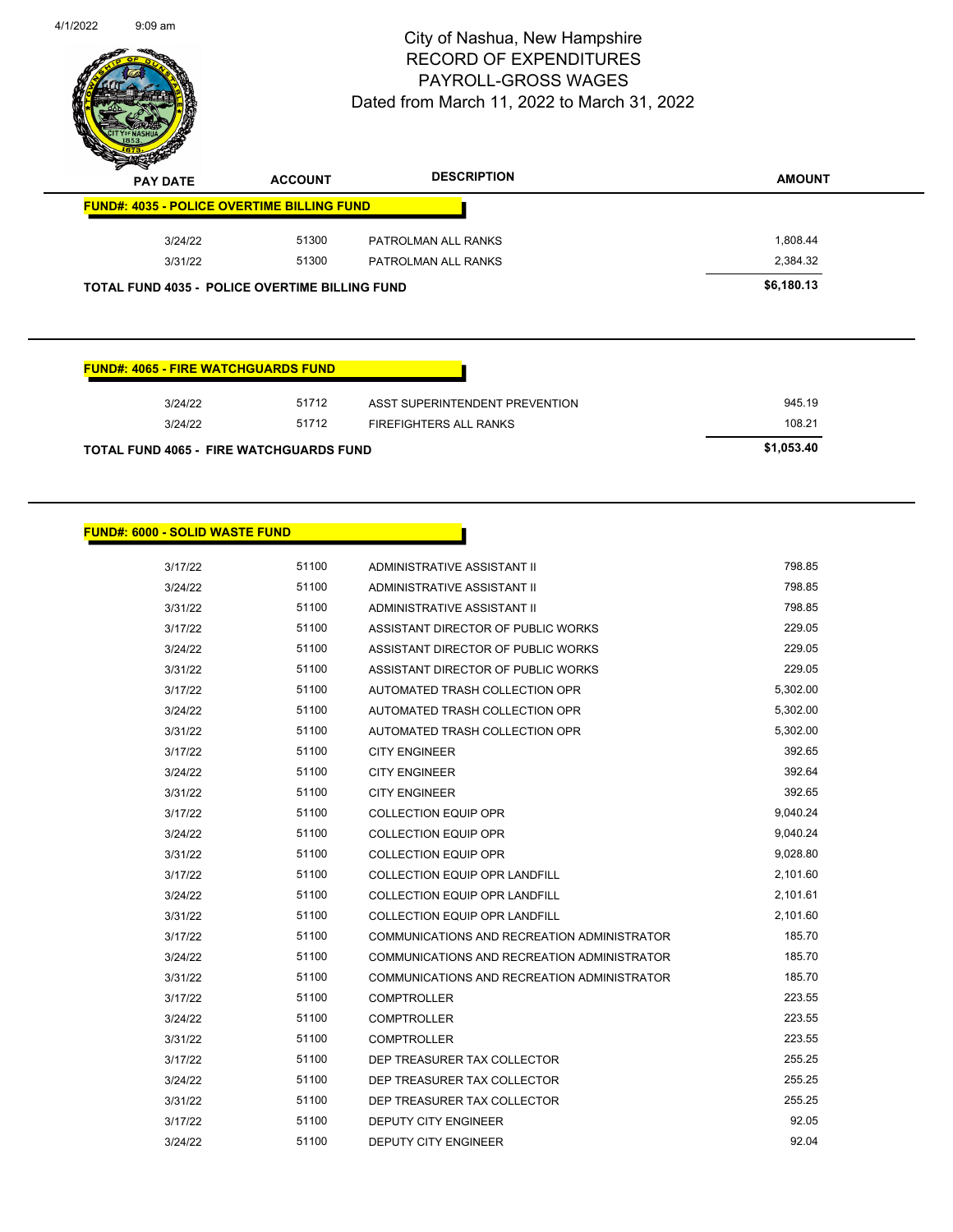# City of Nashua, New Hampshire
## RECORD OF EXPENDITURES
## PAYROLL-GROSS WAGES
## Dated from March 11, 2022 to March 31, 2022

| PAY DATE | ACCOUNT | DESCRIPTION | AMOUNT |
|---|---|---|---|
| **FUND#: 4035 - POLICE OVERTIME BILLING FUND** | | | |
| 3/24/22 | 51300 | PATROLMAN ALL RANKS | 1,808.44 |
| 3/31/22 | 51300 | PATROLMAN ALL RANKS | 2,384.32 |
| **TOTAL FUND 4035 - POLICE OVERTIME BILLING FUND** | | | **$6,180.13** |

| PAY DATE | ACCOUNT | DESCRIPTION | AMOUNT |
|---|---|---|---|
| **FUND#: 4065 - FIRE WATCHGUARDS FUND** | | | |
| 3/24/22 | 51712 | ASST SUPERINTENDENT PREVENTION | 945.19 |
| 3/24/22 | 51712 | FIREFIGHTERS ALL RANKS | 108.21 |
| **TOTAL FUND 4065 - FIRE WATCHGUARDS FUND** | | | **$1,053.40** |

| PAY DATE | ACCOUNT | DESCRIPTION | AMOUNT |
|---|---|---|---|
| **FUND#: 6000 - SOLID WASTE FUND** | | | |
| 3/17/22 | 51100 | ADMINISTRATIVE ASSISTANT II | 798.85 |
| 3/24/22 | 51100 | ADMINISTRATIVE ASSISTANT II | 798.85 |
| 3/31/22 | 51100 | ADMINISTRATIVE ASSISTANT II | 798.85 |
| 3/17/22 | 51100 | ASSISTANT DIRECTOR OF PUBLIC WORKS | 229.05 |
| 3/24/22 | 51100 | ASSISTANT DIRECTOR OF PUBLIC WORKS | 229.05 |
| 3/31/22 | 51100 | ASSISTANT DIRECTOR OF PUBLIC WORKS | 229.05 |
| 3/17/22 | 51100 | AUTOMATED TRASH COLLECTION OPR | 5,302.00 |
| 3/24/22 | 51100 | AUTOMATED TRASH COLLECTION OPR | 5,302.00 |
| 3/31/22 | 51100 | AUTOMATED TRASH COLLECTION OPR | 5,302.00 |
| 3/17/22 | 51100 | CITY ENGINEER | 392.65 |
| 3/24/22 | 51100 | CITY ENGINEER | 392.64 |
| 3/31/22 | 51100 | CITY ENGINEER | 392.65 |
| 3/17/22 | 51100 | COLLECTION EQUIP OPR | 9,040.24 |
| 3/24/22 | 51100 | COLLECTION EQUIP OPR | 9,040.24 |
| 3/31/22 | 51100 | COLLECTION EQUIP OPR | 9,028.80 |
| 3/17/22 | 51100 | COLLECTION EQUIP OPR LANDFILL | 2,101.60 |
| 3/24/22 | 51100 | COLLECTION EQUIP OPR LANDFILL | 2,101.61 |
| 3/31/22 | 51100 | COLLECTION EQUIP OPR LANDFILL | 2,101.60 |
| 3/17/22 | 51100 | COMMUNICATIONS AND RECREATION ADMINISTRATOR | 185.70 |
| 3/24/22 | 51100 | COMMUNICATIONS AND RECREATION ADMINISTRATOR | 185.70 |
| 3/31/22 | 51100 | COMMUNICATIONS AND RECREATION ADMINISTRATOR | 185.70 |
| 3/17/22 | 51100 | COMPTROLLER | 223.55 |
| 3/24/22 | 51100 | COMPTROLLER | 223.55 |
| 3/31/22 | 51100 | COMPTROLLER | 223.55 |
| 3/17/22 | 51100 | DEP TREASURER TAX COLLECTOR | 255.25 |
| 3/24/22 | 51100 | DEP TREASURER TAX COLLECTOR | 255.25 |
| 3/31/22 | 51100 | DEP TREASURER TAX COLLECTOR | 255.25 |
| 3/17/22 | 51100 | DEPUTY CITY ENGINEER | 92.05 |
| 3/24/22 | 51100 | DEPUTY CITY ENGINEER | 92.04 |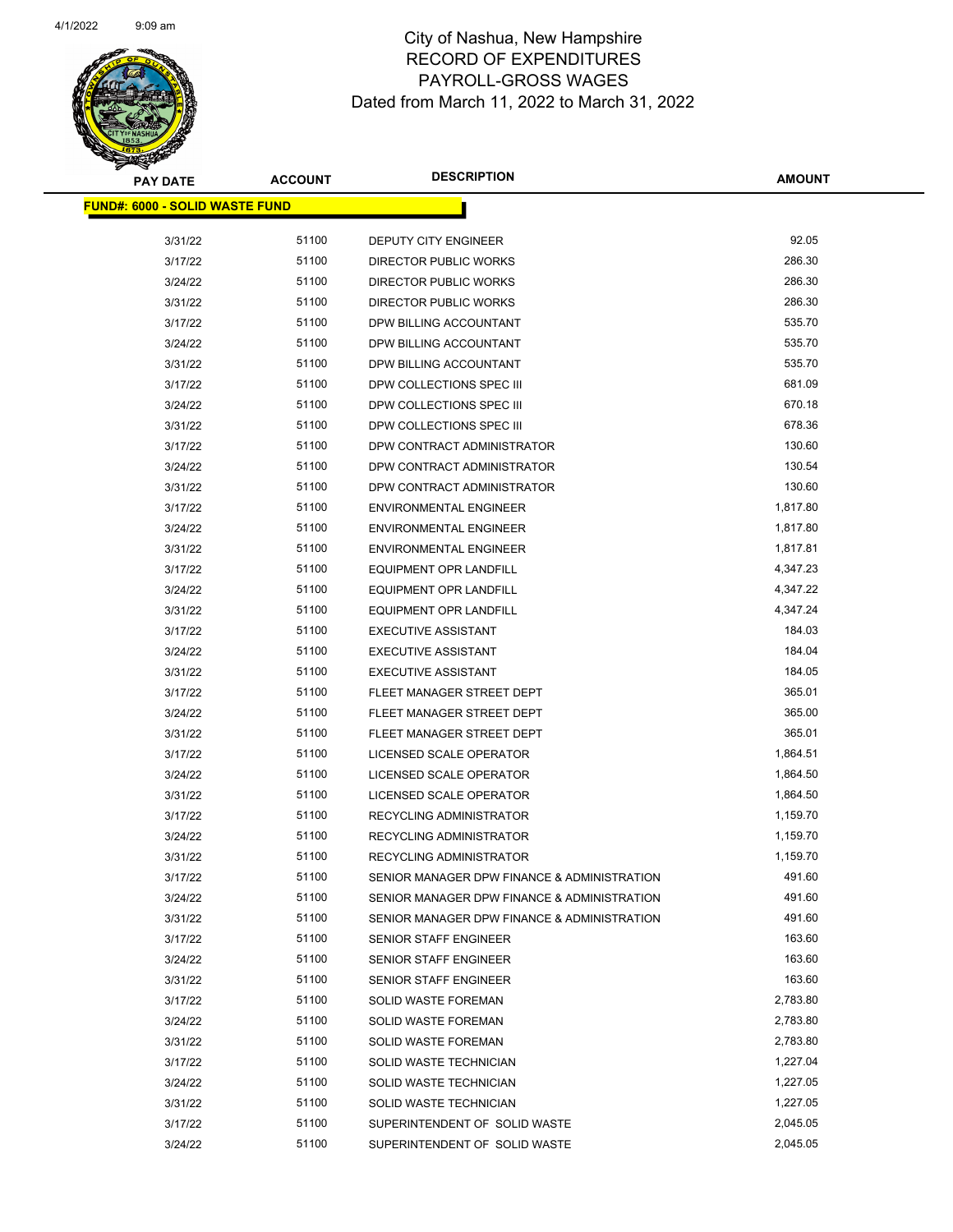# City of Nashua, New Hampshire
## RECORD OF EXPENDITURES
## PAYROLL-GROSS WAGES
### Dated from March 11, 2022 to March 31, 2022

| PAY DATE | ACCOUNT | DESCRIPTION | AMOUNT |
|---|---|---|---|
| **FUND#: 6000 - SOLID WASTE FUND** | | | |
| 3/31/22 | 51100 | DEPUTY CITY ENGINEER | 92.05 |
| 3/17/22 | 51100 | DIRECTOR PUBLIC WORKS | 286.30 |
| 3/24/22 | 51100 | DIRECTOR PUBLIC WORKS | 286.30 |
| 3/31/22 | 51100 | DIRECTOR PUBLIC WORKS | 286.30 |
| 3/17/22 | 51100 | DPW BILLING ACCOUNTANT | 535.70 |
| 3/24/22 | 51100 | DPW BILLING ACCOUNTANT | 535.70 |
| 3/31/22 | 51100 | DPW BILLING ACCOUNTANT | 535.70 |
| 3/17/22 | 51100 | DPW COLLECTIONS SPEC III | 681.09 |
| 3/24/22 | 51100 | DPW COLLECTIONS SPEC III | 670.18 |
| 3/31/22 | 51100 | DPW COLLECTIONS SPEC III | 678.36 |
| 3/17/22 | 51100 | DPW CONTRACT ADMINISTRATOR | 130.60 |
| 3/24/22 | 51100 | DPW CONTRACT ADMINISTRATOR | 130.54 |
| 3/31/22 | 51100 | DPW CONTRACT ADMINISTRATOR | 130.60 |
| 3/17/22 | 51100 | ENVIRONMENTAL ENGINEER | 1,817.80 |
| 3/24/22 | 51100 | ENVIRONMENTAL ENGINEER | 1,817.80 |
| 3/31/22 | 51100 | ENVIRONMENTAL ENGINEER | 1,817.81 |
| 3/17/22 | 51100 | EQUIPMENT OPR LANDFILL | 4,347.23 |
| 3/24/22 | 51100 | EQUIPMENT OPR LANDFILL | 4,347.22 |
| 3/31/22 | 51100 | EQUIPMENT OPR LANDFILL | 4,347.24 |
| 3/17/22 | 51100 | EXECUTIVE ASSISTANT | 184.03 |
| 3/24/22 | 51100 | EXECUTIVE ASSISTANT | 184.04 |
| 3/31/22 | 51100 | EXECUTIVE ASSISTANT | 184.05 |
| 3/17/22 | 51100 | FLEET MANAGER STREET DEPT | 365.01 |
| 3/24/22 | 51100 | FLEET MANAGER STREET DEPT | 365.00 |
| 3/31/22 | 51100 | FLEET MANAGER STREET DEPT | 365.01 |
| 3/17/22 | 51100 | LICENSED SCALE OPERATOR | 1,864.51 |
| 3/24/22 | 51100 | LICENSED SCALE OPERATOR | 1,864.50 |
| 3/31/22 | 51100 | LICENSED SCALE OPERATOR | 1,864.50 |
| 3/17/22 | 51100 | RECYCLING ADMINISTRATOR | 1,159.70 |
| 3/24/22 | 51100 | RECYCLING ADMINISTRATOR | 1,159.70 |
| 3/31/22 | 51100 | RECYCLING ADMINISTRATOR | 1,159.70 |
| 3/17/22 | 51100 | SENIOR MANAGER DPW FINANCE & ADMINISTRATION | 491.60 |
| 3/24/22 | 51100 | SENIOR MANAGER DPW FINANCE & ADMINISTRATION | 491.60 |
| 3/31/22 | 51100 | SENIOR MANAGER DPW FINANCE & ADMINISTRATION | 491.60 |
| 3/17/22 | 51100 | SENIOR STAFF ENGINEER | 163.60 |
| 3/24/22 | 51100 | SENIOR STAFF ENGINEER | 163.60 |
| 3/31/22 | 51100 | SENIOR STAFF ENGINEER | 163.60 |
| 3/17/22 | 51100 | SOLID WASTE FOREMAN | 2,783.80 |
| 3/24/22 | 51100 | SOLID WASTE FOREMAN | 2,783.80 |
| 3/31/22 | 51100 | SOLID WASTE FOREMAN | 2,783.80 |
| 3/17/22 | 51100 | SOLID WASTE TECHNICIAN | 1,227.04 |
| 3/24/22 | 51100 | SOLID WASTE TECHNICIAN | 1,227.05 |
| 3/31/22 | 51100 | SOLID WASTE TECHNICIAN | 1,227.05 |
| 3/17/22 | 51100 | SUPERINTENDENT OF SOLID WASTE | 2,045.05 |
| 3/24/22 | 51100 | SUPERINTENDENT OF SOLID WASTE | 2,045.05 |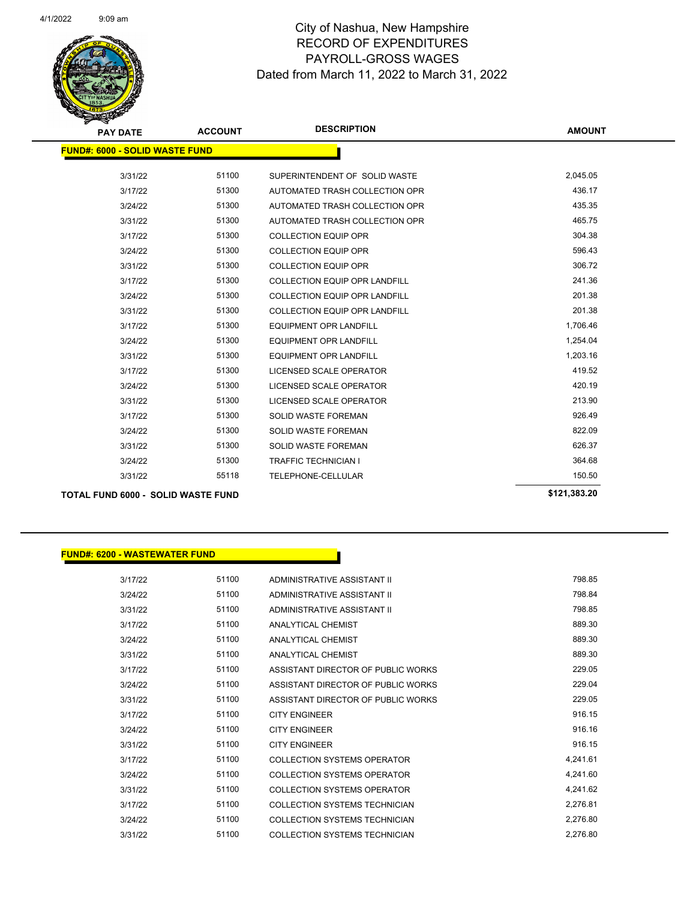# City of Nashua, New Hampshire
## RECORD OF EXPENDITURES
## PAYROLL-GROSS WAGES
### Dated from March 11, 2022 to March 31, 2022

**FUND#: 6000 - SOLID WASTE FUND**

| PAY DATE | ACCOUNT | DESCRIPTION | AMOUNT |
|---|---|---|---|
| 3/31/22 | 51100 | SUPERINTENDENT OF SOLID WASTE | 2,045.05 |
| 3/17/22 | 51300 | AUTOMATED TRASH COLLECTION OPR | 436.17 |
| 3/24/22 | 51300 | AUTOMATED TRASH COLLECTION OPR | 435.35 |
| 3/31/22 | 51300 | AUTOMATED TRASH COLLECTION OPR | 465.75 |
| 3/17/22 | 51300 | COLLECTION EQUIP OPR | 304.38 |
| 3/24/22 | 51300 | COLLECTION EQUIP OPR | 596.43 |
| 3/31/22 | 51300 | COLLECTION EQUIP OPR | 306.72 |
| 3/17/22 | 51300 | COLLECTION EQUIP OPR LANDFILL | 241.36 |
| 3/24/22 | 51300 | COLLECTION EQUIP OPR LANDFILL | 201.38 |
| 3/31/22 | 51300 | COLLECTION EQUIP OPR LANDFILL | 201.38 |
| 3/17/22 | 51300 | EQUIPMENT OPR LANDFILL | 1,706.46 |
| 3/24/22 | 51300 | EQUIPMENT OPR LANDFILL | 1,254.04 |
| 3/31/22 | 51300 | EQUIPMENT OPR LANDFILL | 1,203.16 |
| 3/17/22 | 51300 | LICENSED SCALE OPERATOR | 419.52 |
| 3/24/22 | 51300 | LICENSED SCALE OPERATOR | 420.19 |
| 3/31/22 | 51300 | LICENSED SCALE OPERATOR | 213.90 |
| 3/17/22 | 51300 | SOLID WASTE FOREMAN | 926.49 |
| 3/24/22 | 51300 | SOLID WASTE FOREMAN | 822.09 |
| 3/31/22 | 51300 | SOLID WASTE FOREMAN | 626.37 |
| 3/24/22 | 51300 | TRAFFIC TECHNICIAN I | 364.68 |
| 3/31/22 | 55118 | TELEPHONE-CELLULAR | 150.50 |
| **TOTAL FUND 6000 - SOLID WASTE FUND** | | | **$121,383.20** |

**FUND#: 6200 - WASTEWATER FUND**

| PAY DATE | ACCOUNT | DESCRIPTION | AMOUNT |
|---|---|---|---|
| 3/17/22 | 51100 | ADMINISTRATIVE ASSISTANT II | 798.85 |
| 3/24/22 | 51100 | ADMINISTRATIVE ASSISTANT II | 798.84 |
| 3/31/22 | 51100 | ADMINISTRATIVE ASSISTANT II | 798.85 |
| 3/17/22 | 51100 | ANALYTICAL CHEMIST | 889.30 |
| 3/24/22 | 51100 | ANALYTICAL CHEMIST | 889.30 |
| 3/31/22 | 51100 | ANALYTICAL CHEMIST | 889.30 |
| 3/17/22 | 51100 | ASSISTANT DIRECTOR OF PUBLIC WORKS | 229.05 |
| 3/24/22 | 51100 | ASSISTANT DIRECTOR OF PUBLIC WORKS | 229.04 |
| 3/31/22 | 51100 | ASSISTANT DIRECTOR OF PUBLIC WORKS | 229.05 |
| 3/17/22 | 51100 | CITY ENGINEER | 916.15 |
| 3/24/22 | 51100 | CITY ENGINEER | 916.16 |
| 3/31/22 | 51100 | CITY ENGINEER | 916.15 |
| 3/17/22 | 51100 | COLLECTION SYSTEMS OPERATOR | 4,241.61 |
| 3/24/22 | 51100 | COLLECTION SYSTEMS OPERATOR | 4,241.60 |
| 3/31/22 | 51100 | COLLECTION SYSTEMS OPERATOR | 4,241.62 |
| 3/17/22 | 51100 | COLLECTION SYSTEMS TECHNICIAN | 2,276.81 |
| 3/24/22 | 51100 | COLLECTION SYSTEMS TECHNICIAN | 2,276.80 |
| 3/31/22 | 51100 | COLLECTION SYSTEMS TECHNICIAN | 2,276.80 |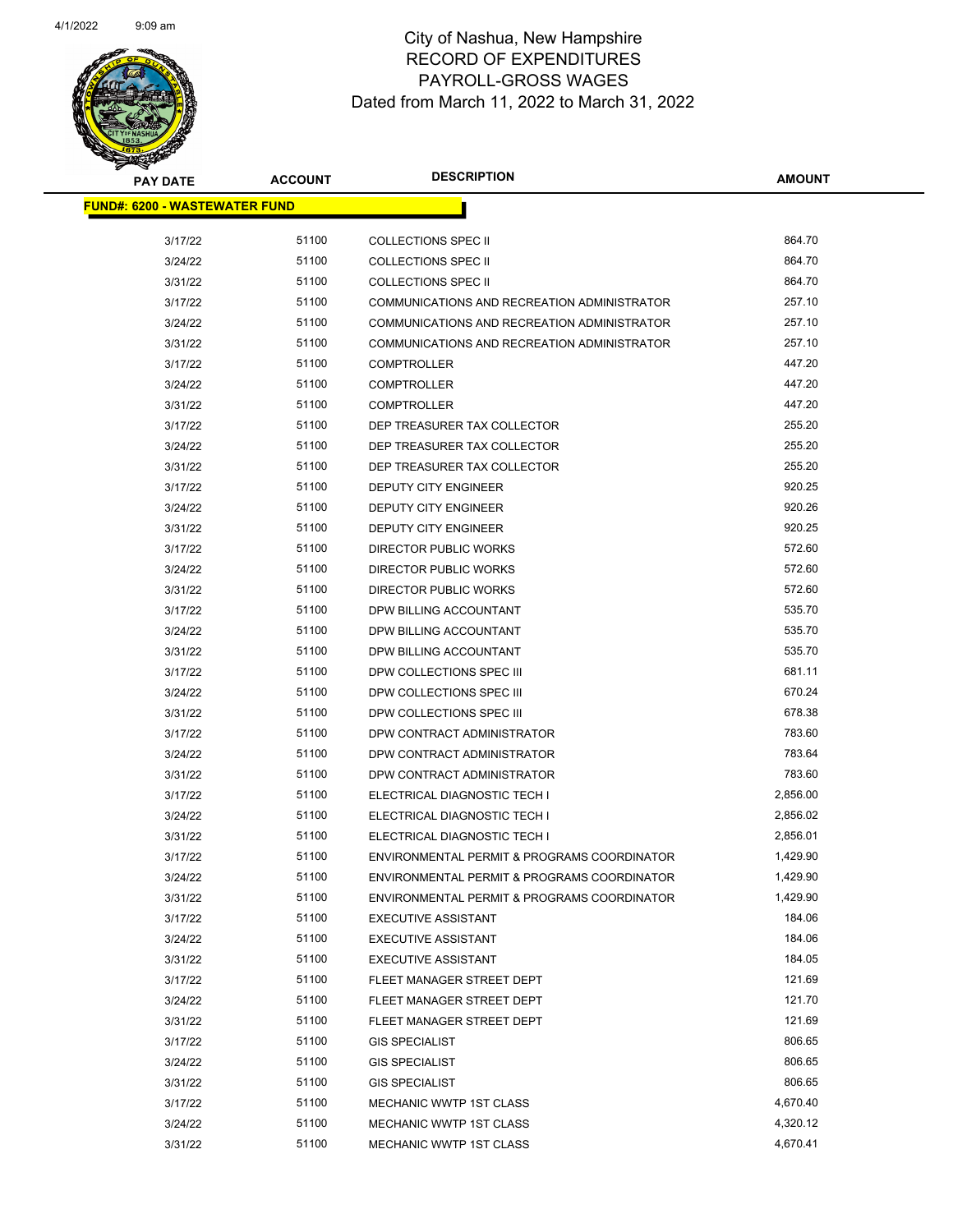City of Nashua, New Hampshire
RECORD OF EXPENDITURES
PAYROLL-GROSS WAGES
Dated from March 11, 2022 to March 31, 2022

| PAY DATE | ACCOUNT | DESCRIPTION | AMOUNT |
|---|---|---|---|
| **FUND#: 6200 - WASTEWATER FUND** | | | |
| 3/17/22 | 51100 | COLLECTIONS SPEC II | 864.70 |
| 3/24/22 | 51100 | COLLECTIONS SPEC II | 864.70 |
| 3/31/22 | 51100 | COLLECTIONS SPEC II | 864.70 |
| 3/17/22 | 51100 | COMMUNICATIONS AND RECREATION ADMINISTRATOR | 257.10 |
| 3/24/22 | 51100 | COMMUNICATIONS AND RECREATION ADMINISTRATOR | 257.10 |
| 3/31/22 | 51100 | COMMUNICATIONS AND RECREATION ADMINISTRATOR | 257.10 |
| 3/17/22 | 51100 | COMPTROLLER | 447.20 |
| 3/24/22 | 51100 | COMPTROLLER | 447.20 |
| 3/31/22 | 51100 | COMPTROLLER | 447.20 |
| 3/17/22 | 51100 | DEP TREASURER TAX COLLECTOR | 255.20 |
| 3/24/22 | 51100 | DEP TREASURER TAX COLLECTOR | 255.20 |
| 3/31/22 | 51100 | DEP TREASURER TAX COLLECTOR | 255.20 |
| 3/17/22 | 51100 | DEPUTY CITY ENGINEER | 920.25 |
| 3/24/22 | 51100 | DEPUTY CITY ENGINEER | 920.26 |
| 3/31/22 | 51100 | DEPUTY CITY ENGINEER | 920.25 |
| 3/17/22 | 51100 | DIRECTOR PUBLIC WORKS | 572.60 |
| 3/24/22 | 51100 | DIRECTOR PUBLIC WORKS | 572.60 |
| 3/31/22 | 51100 | DIRECTOR PUBLIC WORKS | 572.60 |
| 3/17/22 | 51100 | DPW BILLING ACCOUNTANT | 535.70 |
| 3/24/22 | 51100 | DPW BILLING ACCOUNTANT | 535.70 |
| 3/31/22 | 51100 | DPW BILLING ACCOUNTANT | 535.70 |
| 3/17/22 | 51100 | DPW COLLECTIONS SPEC III | 681.11 |
| 3/24/22 | 51100 | DPW COLLECTIONS SPEC III | 670.24 |
| 3/31/22 | 51100 | DPW COLLECTIONS SPEC III | 678.38 |
| 3/17/22 | 51100 | DPW CONTRACT ADMINISTRATOR | 783.60 |
| 3/24/22 | 51100 | DPW CONTRACT ADMINISTRATOR | 783.64 |
| 3/31/22 | 51100 | DPW CONTRACT ADMINISTRATOR | 783.60 |
| 3/17/22 | 51100 | ELECTRICAL DIAGNOSTIC TECH I | 2,856.00 |
| 3/24/22 | 51100 | ELECTRICAL DIAGNOSTIC TECH I | 2,856.02 |
| 3/31/22 | 51100 | ELECTRICAL DIAGNOSTIC TECH I | 2,856.01 |
| 3/17/22 | 51100 | ENVIRONMENTAL PERMIT & PROGRAMS COORDINATOR | 1,429.90 |
| 3/24/22 | 51100 | ENVIRONMENTAL PERMIT & PROGRAMS COORDINATOR | 1,429.90 |
| 3/31/22 | 51100 | ENVIRONMENTAL PERMIT & PROGRAMS COORDINATOR | 1,429.90 |
| 3/17/22 | 51100 | EXECUTIVE ASSISTANT | 184.06 |
| 3/24/22 | 51100 | EXECUTIVE ASSISTANT | 184.06 |
| 3/31/22 | 51100 | EXECUTIVE ASSISTANT | 184.05 |
| 3/17/22 | 51100 | FLEET MANAGER STREET DEPT | 121.69 |
| 3/24/22 | 51100 | FLEET MANAGER STREET DEPT | 121.70 |
| 3/31/22 | 51100 | FLEET MANAGER STREET DEPT | 121.69 |
| 3/17/22 | 51100 | GIS SPECIALIST | 806.65 |
| 3/24/22 | 51100 | GIS SPECIALIST | 806.65 |
| 3/31/22 | 51100 | GIS SPECIALIST | 806.65 |
| 3/17/22 | 51100 | MECHANIC WWTP 1ST CLASS | 4,670.40 |
| 3/24/22 | 51100 | MECHANIC WWTP 1ST CLASS | 4,320.12 |
| 3/31/22 | 51100 | MECHANIC WWTP 1ST CLASS | 4,670.41 |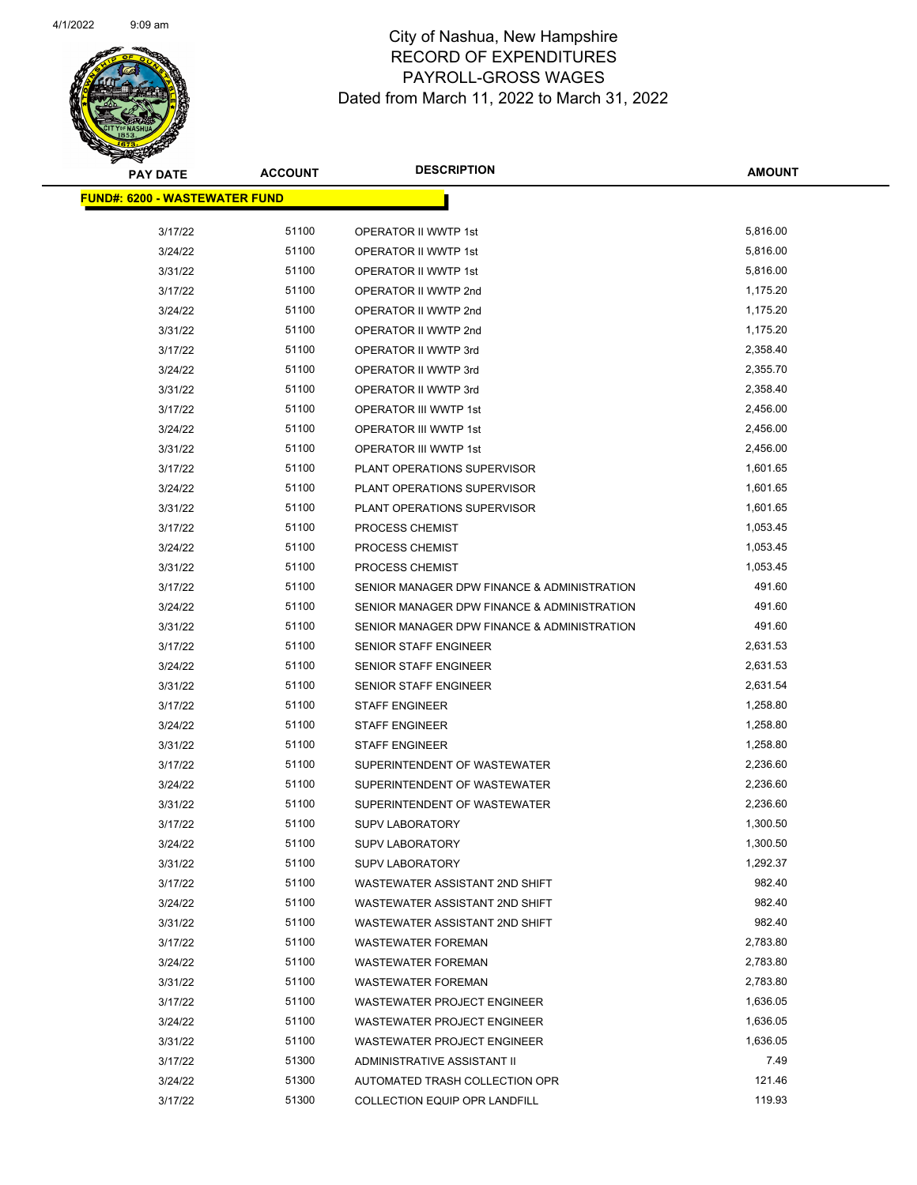City of Nashua, New Hampshire
RECORD OF EXPENDITURES
PAYROLL-GROSS WAGES
Dated from March 11, 2022 to March 31, 2022

| PAY DATE | ACCOUNT | DESCRIPTION | AMOUNT |
|---|---|---|---|
| **FUND#: 6200 - WASTEWATER FUND** | | | |
| 3/17/22 | 51100 | OPERATOR II WWTP 1st | 5,816.00 |
| 3/24/22 | 51100 | OPERATOR II WWTP 1st | 5,816.00 |
| 3/31/22 | 51100 | OPERATOR II WWTP 1st | 5,816.00 |
| 3/17/22 | 51100 | OPERATOR II WWTP 2nd | 1,175.20 |
| 3/24/22 | 51100 | OPERATOR II WWTP 2nd | 1,175.20 |
| 3/31/22 | 51100 | OPERATOR II WWTP 2nd | 1,175.20 |
| 3/17/22 | 51100 | OPERATOR II WWTP 3rd | 2,358.40 |
| 3/24/22 | 51100 | OPERATOR II WWTP 3rd | 2,355.70 |
| 3/31/22 | 51100 | OPERATOR II WWTP 3rd | 2,358.40 |
| 3/17/22 | 51100 | OPERATOR III WWTP 1st | 2,456.00 |
| 3/24/22 | 51100 | OPERATOR III WWTP 1st | 2,456.00 |
| 3/31/22 | 51100 | OPERATOR III WWTP 1st | 2,456.00 |
| 3/17/22 | 51100 | PLANT OPERATIONS SUPERVISOR | 1,601.65 |
| 3/24/22 | 51100 | PLANT OPERATIONS SUPERVISOR | 1,601.65 |
| 3/31/22 | 51100 | PLANT OPERATIONS SUPERVISOR | 1,601.65 |
| 3/17/22 | 51100 | PROCESS CHEMIST | 1,053.45 |
| 3/24/22 | 51100 | PROCESS CHEMIST | 1,053.45 |
| 3/31/22 | 51100 | PROCESS CHEMIST | 1,053.45 |
| 3/17/22 | 51100 | SENIOR MANAGER DPW FINANCE & ADMINISTRATION | 491.60 |
| 3/24/22 | 51100 | SENIOR MANAGER DPW FINANCE & ADMINISTRATION | 491.60 |
| 3/31/22 | 51100 | SENIOR MANAGER DPW FINANCE & ADMINISTRATION | 491.60 |
| 3/17/22 | 51100 | SENIOR STAFF ENGINEER | 2,631.53 |
| 3/24/22 | 51100 | SENIOR STAFF ENGINEER | 2,631.53 |
| 3/31/22 | 51100 | SENIOR STAFF ENGINEER | 2,631.54 |
| 3/17/22 | 51100 | STAFF ENGINEER | 1,258.80 |
| 3/24/22 | 51100 | STAFF ENGINEER | 1,258.80 |
| 3/31/22 | 51100 | STAFF ENGINEER | 1,258.80 |
| 3/17/22 | 51100 | SUPERINTENDENT OF WASTEWATER | 2,236.60 |
| 3/24/22 | 51100 | SUPERINTENDENT OF WASTEWATER | 2,236.60 |
| 3/31/22 | 51100 | SUPERINTENDENT OF WASTEWATER | 2,236.60 |
| 3/17/22 | 51100 | SUPV LABORATORY | 1,300.50 |
| 3/24/22 | 51100 | SUPV LABORATORY | 1,300.50 |
| 3/31/22 | 51100 | SUPV LABORATORY | 1,292.37 |
| 3/17/22 | 51100 | WASTEWATER ASSISTANT 2ND SHIFT | 982.40 |
| 3/24/22 | 51100 | WASTEWATER ASSISTANT 2ND SHIFT | 982.40 |
| 3/31/22 | 51100 | WASTEWATER ASSISTANT 2ND SHIFT | 982.40 |
| 3/17/22 | 51100 | WASTEWATER FOREMAN | 2,783.80 |
| 3/24/22 | 51100 | WASTEWATER FOREMAN | 2,783.80 |
| 3/31/22 | 51100 | WASTEWATER FOREMAN | 2,783.80 |
| 3/17/22 | 51100 | WASTEWATER PROJECT ENGINEER | 1,636.05 |
| 3/24/22 | 51100 | WASTEWATER PROJECT ENGINEER | 1,636.05 |
| 3/31/22 | 51100 | WASTEWATER PROJECT ENGINEER | 1,636.05 |
| 3/17/22 | 51300 | ADMINISTRATIVE ASSISTANT II | 7.49 |
| 3/24/22 | 51300 | AUTOMATED TRASH COLLECTION OPR | 121.46 |
| 3/17/22 | 51300 | COLLECTION EQUIP OPR LANDFILL | 119.93 |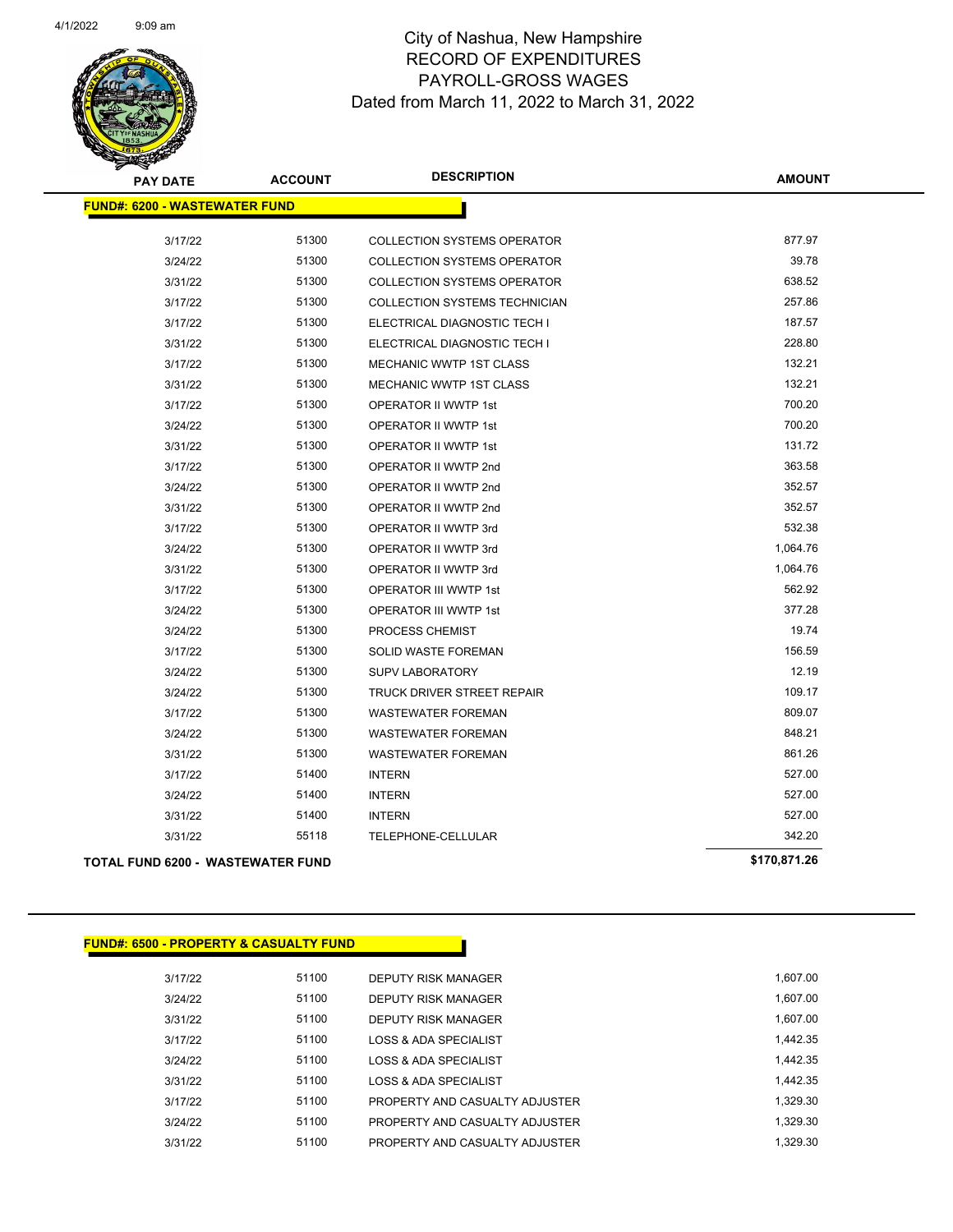# City of Nashua, New Hampshire
## RECORD OF EXPENDITURES
## PAYROLL-GROSS WAGES
### Dated from March 11, 2022 to March 31, 2022

| PAY DATE | ACCOUNT | DESCRIPTION | AMOUNT |
|---|---|---|---|
| **FUND#: 6200 - WASTEWATER FUND** | | | |
| 3/17/22 | 51300 | COLLECTION SYSTEMS OPERATOR | 877.97 |
| 3/24/22 | 51300 | COLLECTION SYSTEMS OPERATOR | 39.78 |
| 3/31/22 | 51300 | COLLECTION SYSTEMS OPERATOR | 638.52 |
| 3/17/22 | 51300 | COLLECTION SYSTEMS TECHNICIAN | 257.86 |
| 3/17/22 | 51300 | ELECTRICAL DIAGNOSTIC TECH I | 187.57 |
| 3/31/22 | 51300 | ELECTRICAL DIAGNOSTIC TECH I | 228.80 |
| 3/17/22 | 51300 | MECHANIC WWTP 1ST CLASS | 132.21 |
| 3/31/22 | 51300 | MECHANIC WWTP 1ST CLASS | 132.21 |
| 3/17/22 | 51300 | OPERATOR II WWTP 1st | 700.20 |
| 3/24/22 | 51300 | OPERATOR II WWTP 1st | 700.20 |
| 3/31/22 | 51300 | OPERATOR II WWTP 1st | 131.72 |
| 3/17/22 | 51300 | OPERATOR II WWTP 2nd | 363.58 |
| 3/24/22 | 51300 | OPERATOR II WWTP 2nd | 352.57 |
| 3/31/22 | 51300 | OPERATOR II WWTP 2nd | 352.57 |
| 3/17/22 | 51300 | OPERATOR II WWTP 3rd | 532.38 |
| 3/24/22 | 51300 | OPERATOR II WWTP 3rd | 1,064.76 |
| 3/31/22 | 51300 | OPERATOR II WWTP 3rd | 1,064.76 |
| 3/17/22 | 51300 | OPERATOR III WWTP 1st | 562.92 |
| 3/24/22 | 51300 | OPERATOR III WWTP 1st | 377.28 |
| 3/24/22 | 51300 | PROCESS CHEMIST | 19.74 |
| 3/17/22 | 51300 | SOLID WASTE FOREMAN | 156.59 |
| 3/24/22 | 51300 | SUPV LABORATORY | 12.19 |
| 3/24/22 | 51300 | TRUCK DRIVER STREET REPAIR | 109.17 |
| 3/17/22 | 51300 | WASTEWATER FOREMAN | 809.07 |
| 3/24/22 | 51300 | WASTEWATER FOREMAN | 848.21 |
| 3/31/22 | 51300 | WASTEWATER FOREMAN | 861.26 |
| 3/17/22 | 51400 | INTERN | 527.00 |
| 3/24/22 | 51400 | INTERN | 527.00 |
| 3/31/22 | 51400 | INTERN | 527.00 |
| 3/31/22 | 55118 | TELEPHONE-CELLULAR | 342.20 |
| **TOTAL FUND 6200 - WASTEWATER FUND** | | | **$170,871.26** |

| PAY DATE | ACCOUNT | DESCRIPTION | AMOUNT |
|---|---|---|---|
| **FUND#: 6500 - PROPERTY & CASUALTY FUND** | | | |
| 3/17/22 | 51100 | DEPUTY RISK MANAGER | 1,607.00 |
| 3/24/22 | 51100 | DEPUTY RISK MANAGER | 1,607.00 |
| 3/31/22 | 51100 | DEPUTY RISK MANAGER | 1,607.00 |
| 3/17/22 | 51100 | LOSS & ADA SPECIALIST | 1,442.35 |
| 3/24/22 | 51100 | LOSS & ADA SPECIALIST | 1,442.35 |
| 3/31/22 | 51100 | LOSS & ADA SPECIALIST | 1,442.35 |
| 3/17/22 | 51100 | PROPERTY AND CASUALTY ADJUSTER | 1,329.30 |
| 3/24/22 | 51100 | PROPERTY AND CASUALTY ADJUSTER | 1,329.30 |
| 3/31/22 | 51100 | PROPERTY AND CASUALTY ADJUSTER | 1,329.30 |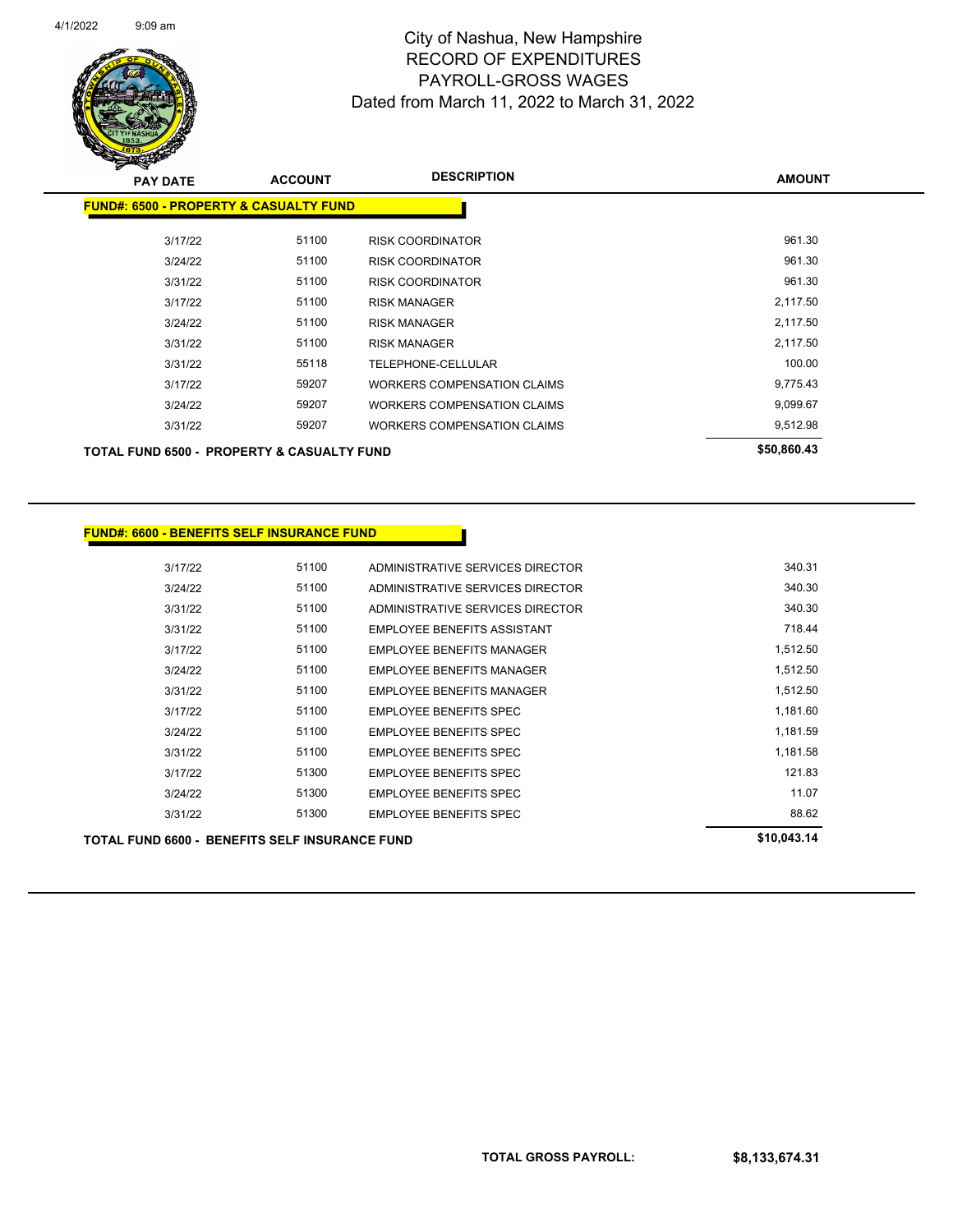# City of Nashua, New Hampshire
## RECORD OF EXPENDITURES
## PAYROLL-GROSS WAGES
### Dated from March 11, 2022 to March 31, 2022

| PAY DATE | ACCOUNT | DESCRIPTION | AMOUNT |
|---|---|---|---|
| **FUND#: 6500 - PROPERTY & CASUALTY FUND** | | | |
| 3/17/22 | 51100 | RISK COORDINATOR | 961.30 |
| 3/24/22 | 51100 | RISK COORDINATOR | 961.30 |
| 3/31/22 | 51100 | RISK COORDINATOR | 961.30 |
| 3/17/22 | 51100 | RISK MANAGER | 2,117.50 |
| 3/24/22 | 51100 | RISK MANAGER | 2,117.50 |
| 3/31/22 | 51100 | RISK MANAGER | 2,117.50 |
| 3/31/22 | 55118 | TELEPHONE-CELLULAR | 100.00 |
| 3/17/22 | 59207 | WORKERS COMPENSATION CLAIMS | 9,775.43 |
| 3/24/22 | 59207 | WORKERS COMPENSATION CLAIMS | 9,099.67 |
| 3/31/22 | 59207 | WORKERS COMPENSATION CLAIMS | 9,512.98 |
| **TOTAL FUND 6500 - PROPERTY & CASUALTY FUND** | | | **$50,860.43** |

| PAY DATE | ACCOUNT | DESCRIPTION | AMOUNT |
|---|---|---|---|
| **FUND#: 6600 - BENEFITS SELF INSURANCE FUND** | | | |
| 3/17/22 | 51100 | ADMINISTRATIVE SERVICES DIRECTOR | 340.31 |
| 3/24/22 | 51100 | ADMINISTRATIVE SERVICES DIRECTOR | 340.30 |
| 3/31/22 | 51100 | ADMINISTRATIVE SERVICES DIRECTOR | 340.30 |
| 3/31/22 | 51100 | EMPLOYEE BENEFITS ASSISTANT | 718.44 |
| 3/17/22 | 51100 | EMPLOYEE BENEFITS MANAGER | 1,512.50 |
| 3/24/22 | 51100 | EMPLOYEE BENEFITS MANAGER | 1,512.50 |
| 3/31/22 | 51100 | EMPLOYEE BENEFITS MANAGER | 1,512.50 |
| 3/17/22 | 51100 | EMPLOYEE BENEFITS SPEC | 1,181.60 |
| 3/24/22 | 51100 | EMPLOYEE BENEFITS SPEC | 1,181.59 |
| 3/31/22 | 51100 | EMPLOYEE BENEFITS SPEC | 1,181.58 |
| 3/17/22 | 51300 | EMPLOYEE BENEFITS SPEC | 121.83 |
| 3/24/22 | 51300 | EMPLOYEE BENEFITS SPEC | 11.07 |
| 3/31/22 | 51300 | EMPLOYEE BENEFITS SPEC | 88.62 |
| **TOTAL FUND 6600 - BENEFITS SELF INSURANCE FUND** | | | **$10,043.14** |

**TOTAL GROSS PAYROLL: $8,133,674.31**